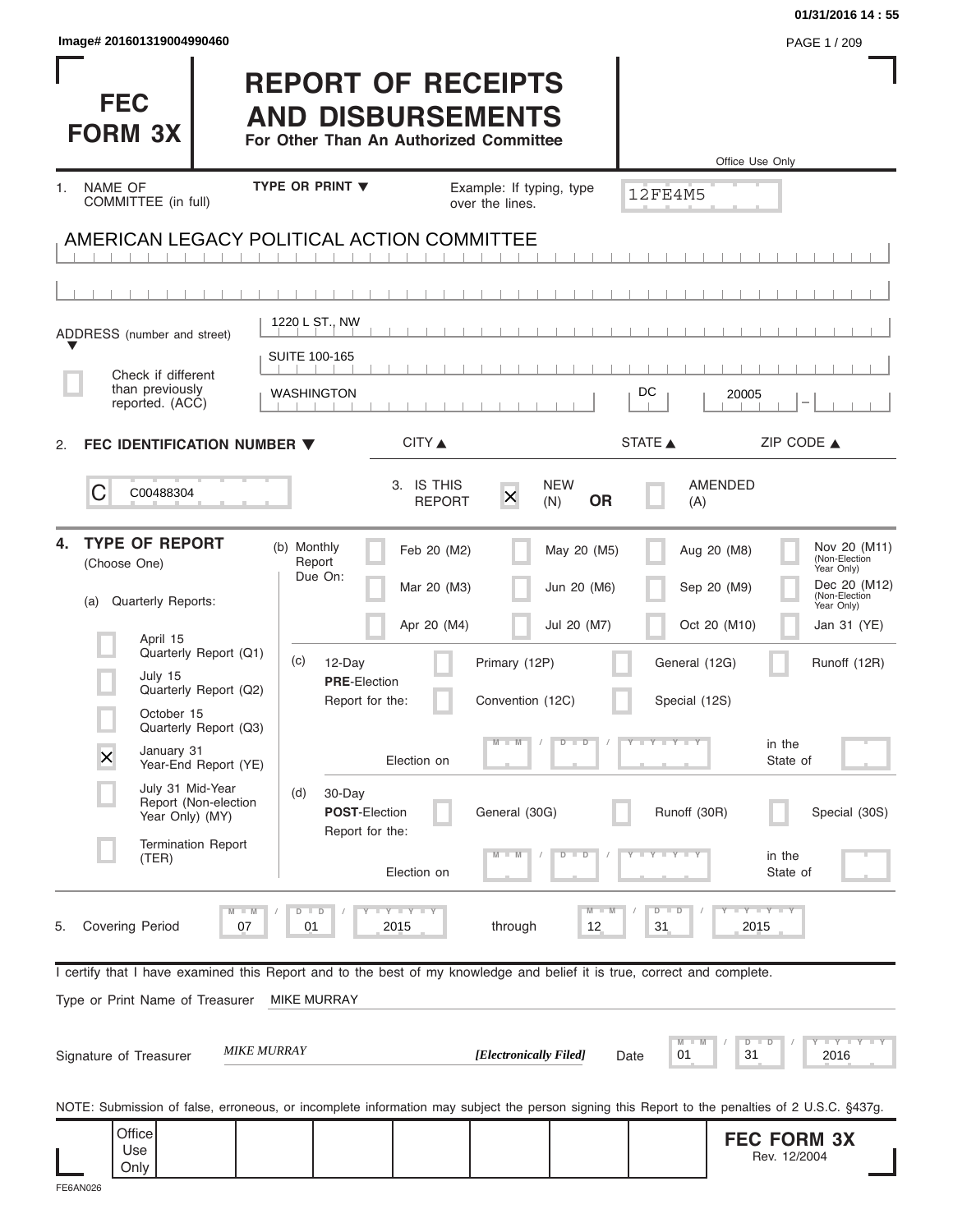Image# 201601319004990460

01/31/2016 14 : 55

# FEC FORM 3X

# REPORT OF RECEIPTS AND DISBURSEMENTS

**For Other Than An Authorized Committee**

Office Use Only: 12FE4M5

1. NAME OF COMMITTEE (in full) — TYPE OR PRINT ▼ — Example: If typing, type over the lines.

AMERICAN LEGACY POLITICAL ACTION COMMITTEE

ADDRESS (number and street)

1220 L ST., NW

SUITE 100-165

☐ Check if different than previously reported. (ACC)

| CITY | STATE | ZIP CODE |
|---|---|---|
| WASHINGTON | DC | 20005 |

2. **FEC IDENTIFICATION NUMBER** ▼

C C00488304

3. IS THIS REPORT ☒ NEW (N) **OR** ☐ AMENDED (A)

4. **TYPE OF REPORT** (Choose One)

(a) Quarterly Reports:

- ☐ April 15 Quarterly Report (Q1)
- ☐ July 15 Quarterly Report (Q2)
- ☐ October 15 Quarterly Report (Q3)
- ☒ January 31 Year-End Report (YE)
- ☐ July 31 Mid-Year Report (Non-election Year Only) (MY)
- ☐ Termination Report (TER)

(b) Monthly Report Due On:

- ☐ Feb 20 (M2)
- ☐ Mar 20 (M3)
- ☐ Apr 20 (M4)
- ☐ May 20 (M5)
- ☐ Jun 20 (M6)
- ☐ Jul 20 (M7)
- ☐ Aug 20 (M8)
- ☐ Sep 20 (M9)
- ☐ Oct 20 (M10)
- ☐ Nov 20 (M11) (Non-Election Year Only)
- ☐ Dec 20 (M12) (Non-Election Year Only)
- ☐ Jan 31 (YE)

(c) 12-Day **PRE**-Election Report for the:

- ☐ Primary (12P)
- ☐ General (12G)
- ☐ Runoff (12R)
- ☐ Convention (12C)
- ☐ Special (12S)

Election on MM / DD / YYYY in the State of

(d) 30-Day **POST**-Election Report for the:

- ☐ General (30G)
- ☐ Runoff (30R)
- ☐ Special (30S)

Election on MM / DD / YYYY in the State of

5. Covering Period 07 / 01 / 2015 through 12 / 31 / 2015

I certify that I have examined this Report and to the best of my knowledge and belief it is true, correct and complete.

Type or Print Name of Treasurer: MIKE MURRAY

Signature of Treasurer: *MIKE MURRAY* ***[Electronically Filed]*** Date 01 / 31 / 2016

NOTE: Submission of false, erroneous, or incomplete information may subject the person signing this Report to the penalties of 2 U.S.C. §437g.

Office Use Only

**FEC FORM 3X**
Rev. 12/2004

FE6AN026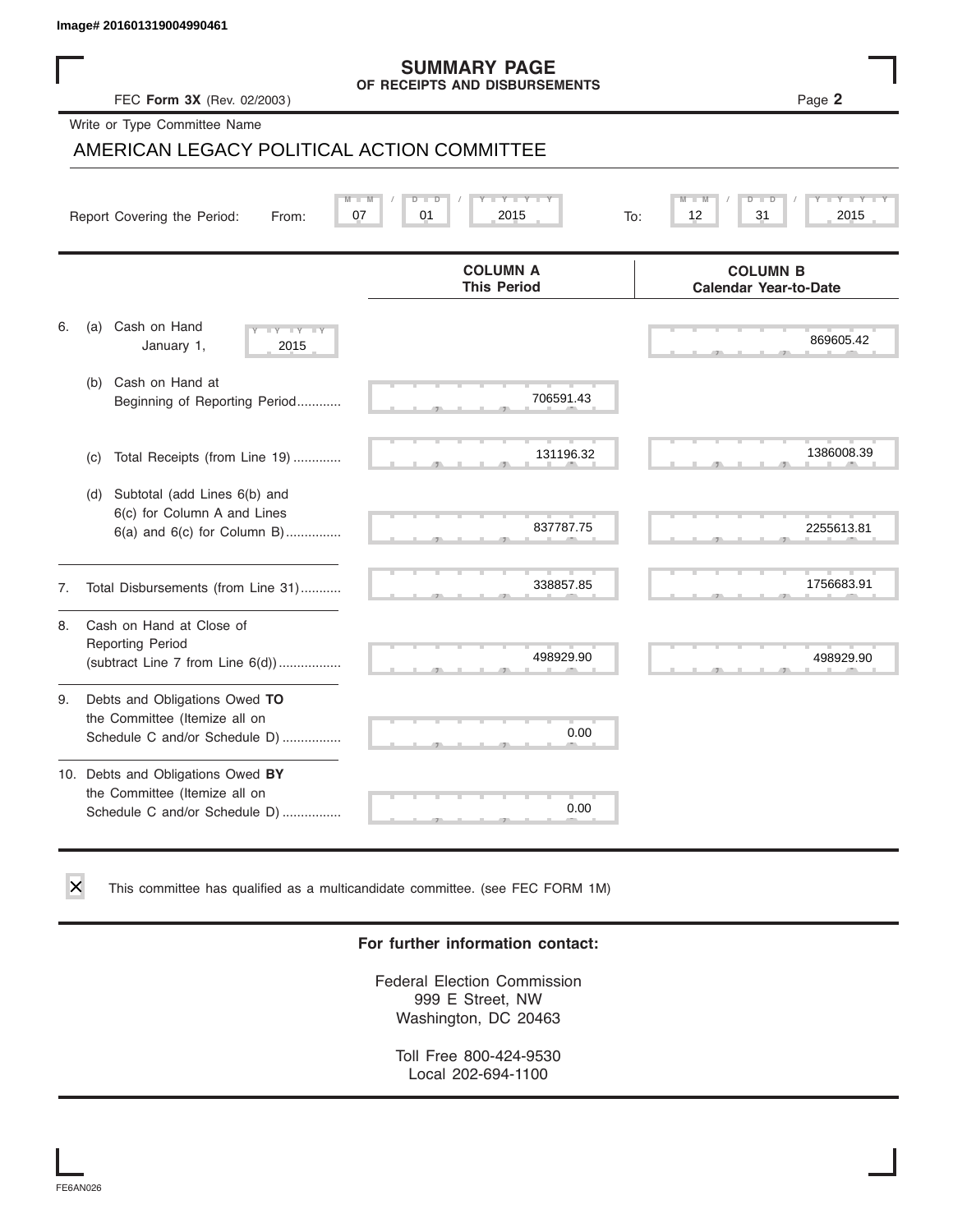Image# 201601319004990461

# SUMMARY PAGE

## OF RECEIPTS AND DISBURSEMENTS

FEC **Form 3X** (Rev. 02/2003)

Write or Type Committee Name

AMERICAN LEGACY POLITICAL ACTION COMMITTEE

Report Covering the Period: From: 07 / 01 / 2015 To: 12 / 31 / 2015

| | COLUMN A<br>This Period | COLUMN B<br>Calendar Year-to-Date |
|---|---|---|
| 6. (a) Cash on Hand January 1, 2015 | | 869605.42 |
| (b) Cash on Hand at Beginning of Reporting Period | 706591.43 | |
| (c) Total Receipts (from Line 19) | 131196.32 | 1386008.39 |
| (d) Subtotal (add Lines 6(b) and 6(c) for Column A and Lines 6(a) and 6(c) for Column B) | 837787.75 | 2255613.81 |
| 7. Total Disbursements (from Line 31) | 338857.85 | 1756683.91 |
| 8. Cash on Hand at Close of Reporting Period (subtract Line 7 from Line 6(d)) | 498929.90 | 498929.90 |
| 9. Debts and Obligations Owed **TO** the Committee (Itemize all on Schedule C and/or Schedule D) | 0.00 | |
| 10. Debts and Obligations Owed **BY** the Committee (Itemize all on Schedule C and/or Schedule D) | 0.00 | |

☒ This committee has qualified as a multicandidate committee. (see FEC FORM 1M)

**For further information contact:**

Federal Election Commission
999 E Street, NW
Washington, DC 20463

Toll Free 800-424-9530
Local 202-694-1100

FE6AN026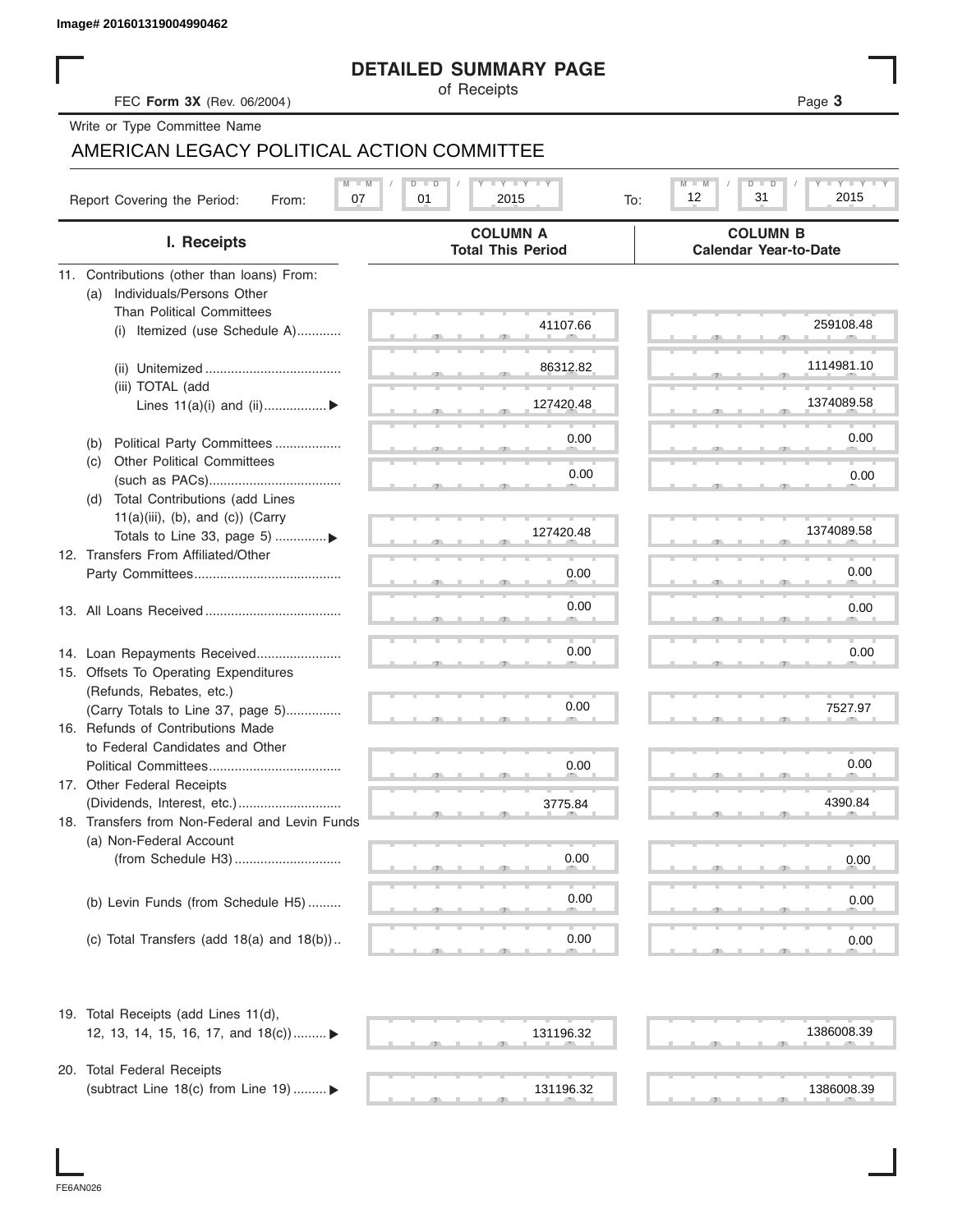Image# 201601319004990462

# DETAILED SUMMARY PAGE

of Receipts

FEC **Form 3X** (Rev. 06/2004)

Write or Type Committee Name

AMERICAN LEGACY POLITICAL ACTION COMMITTEE

Report Covering the Period: From: 07 / 01 / 2015 To: 12 / 31 / 2015

| I. Receipts | COLUMN A Total This Period | COLUMN B Calendar Year-to-Date |
|---|---|---|
| 11. Contributions (other than loans) From: | | |
| (a) Individuals/Persons Other Than Political Committees | | |
| (i) Itemized (use Schedule A) | 41107.66 | 259108.48 |
| (ii) Unitemized | 86312.82 | 1114981.10 |
| (iii) TOTAL (add Lines 11(a)(i) and (ii)) ▶ | 127420.48 | 1374089.58 |
| (b) Political Party Committees | 0.00 | 0.00 |
| (c) Other Political Committees (such as PACs) | 0.00 | 0.00 |
| (d) Total Contributions (add Lines 11(a)(iii), (b), and (c)) (Carry Totals to Line 33, page 5) ▶ | 127420.48 | 1374089.58 |
| 12. Transfers From Affiliated/Other Party Committees | 0.00 | 0.00 |
| 13. All Loans Received | 0.00 | 0.00 |
| 14. Loan Repayments Received | 0.00 | 0.00 |
| 15. Offsets To Operating Expenditures (Refunds, Rebates, etc.) (Carry Totals to Line 37, page 5) | 0.00 | 7527.97 |
| 16. Refunds of Contributions Made to Federal Candidates and Other Political Committees | 0.00 | 0.00 |
| 17. Other Federal Receipts (Dividends, Interest, etc.) | 3775.84 | 4390.84 |
| 18. Transfers from Non-Federal and Levin Funds | | |
| (a) Non-Federal Account (from Schedule H3) | 0.00 | 0.00 |
| (b) Levin Funds (from Schedule H5) | 0.00 | 0.00 |
| (c) Total Transfers (add 18(a) and 18(b)) | 0.00 | 0.00 |
| 19. Total Receipts (add Lines 11(d), 12, 13, 14, 15, 16, 17, and 18(c)) ▶ | 131196.32 | 1386008.39 |
| 20. Total Federal Receipts (subtract Line 18(c) from Line 19) ▶ | 131196.32 | 1386008.39 |

FE6AN026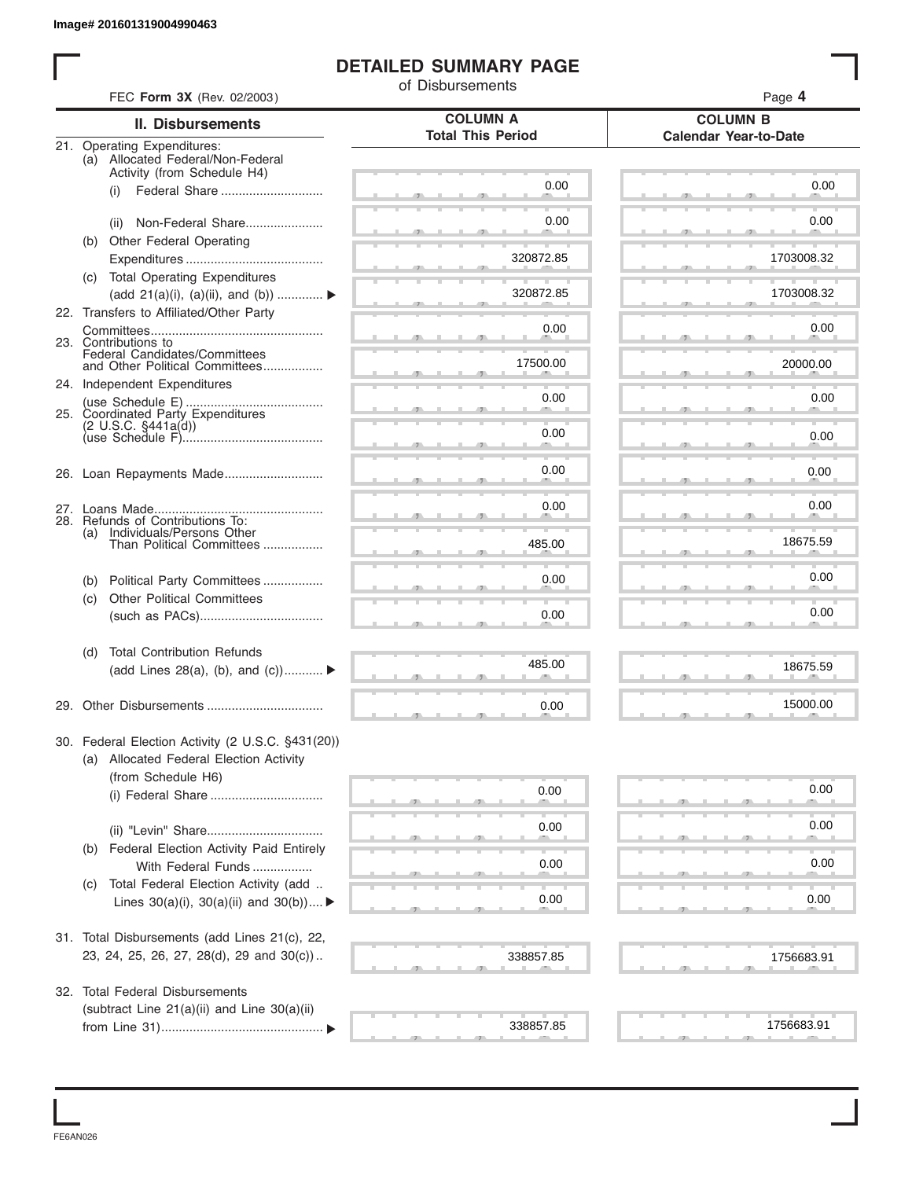Image# 201601319004990463

# DETAILED SUMMARY PAGE

of Disbursements

FEC **Form 3X** (Rev. 02/2003)

| II. Disbursements | COLUMN A Total This Period | COLUMN B Calendar Year-to-Date |
|---|---|---|
| 21. Operating Expenditures: (a) Allocated Federal/Non-Federal Activity (from Schedule H4) | | |
| (i) Federal Share | 0.00 | 0.00 |
| (ii) Non-Federal Share | 0.00 | 0.00 |
| (b) Other Federal Operating Expenditures | 320872.85 | 1703008.32 |
| (c) Total Operating Expenditures (add 21(a)(i), (a)(ii), and (b)) ▶ | 320872.85 | 1703008.32 |
| 22. Transfers to Affiliated/Other Party Committees | 0.00 | 0.00 |
| 23. Contributions to Federal Candidates/Committees and Other Political Committees | 17500.00 | 20000.00 |
| 24. Independent Expenditures (use Schedule E) | 0.00 | 0.00 |
| 25. Coordinated Party Expenditures (2 U.S.C. §441a(d)) (use Schedule F) | 0.00 | 0.00 |
| 26. Loan Repayments Made | 0.00 | 0.00 |
| 27. Loans Made | 0.00 | 0.00 |
| 28. Refunds of Contributions To: (a) Individuals/Persons Other Than Political Committees | 485.00 | 18675.59 |
| (b) Political Party Committees | 0.00 | 0.00 |
| (c) Other Political Committees (such as PACs) | 0.00 | 0.00 |
| (d) Total Contribution Refunds (add Lines 28(a), (b), and (c)) ▶ | 485.00 | 18675.59 |
| 29. Other Disbursements | 0.00 | 15000.00 |
| 30. Federal Election Activity (2 U.S.C. §431(20)) (a) Allocated Federal Election Activity (from Schedule H6) | | |
| (i) Federal Share | 0.00 | 0.00 |
| (ii) "Levin" Share | 0.00 | 0.00 |
| (b) Federal Election Activity Paid Entirely With Federal Funds | 0.00 | 0.00 |
| (c) Total Federal Election Activity (add Lines 30(a)(i), 30(a)(ii) and 30(b)) ▶ | 0.00 | 0.00 |
| 31. Total Disbursements (add Lines 21(c), 22, 23, 24, 25, 26, 27, 28(d), 29 and 30(c)) | 338857.85 | 1756683.91 |
| 32. Total Federal Disbursements (subtract Line 21(a)(ii) and Line 30(a)(ii) from Line 31) ▶ | 338857.85 | 1756683.91 |

FE6AN026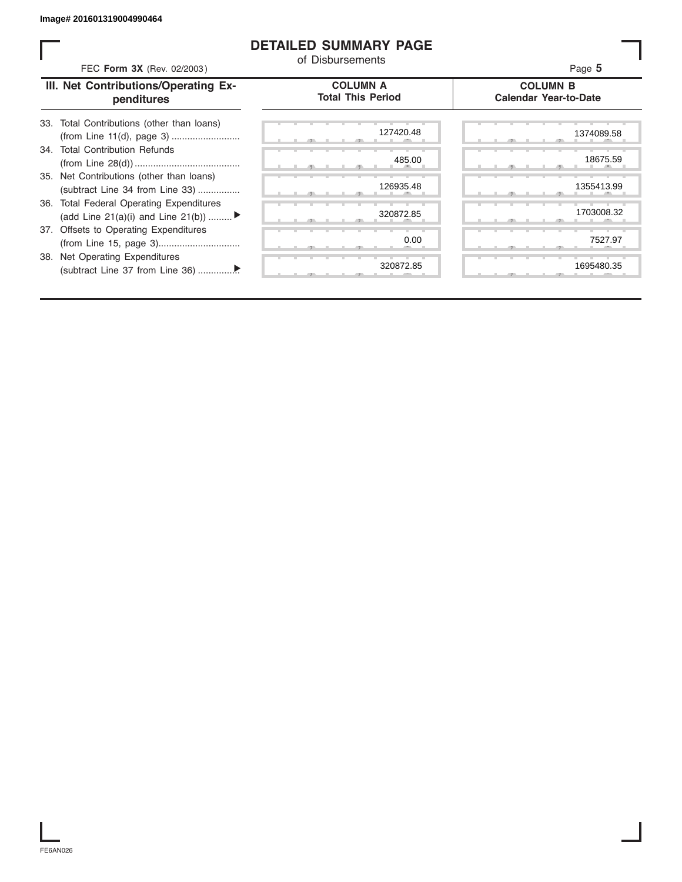Image# 201601319004990464

# DETAILED SUMMARY PAGE

of Disbursements

FEC **Form 3X** (Rev. 02/2003)

| III. Net Contributions/Operating Expenditures | COLUMN A Total This Period | COLUMN B Calendar Year-to-Date |
|---|---|---|
| 33. Total Contributions (other than loans) (from Line 11(d), page 3) | 127420.48 | 1374089.58 |
| 34. Total Contribution Refunds (from Line 28(d)) | 485.00 | 18675.59 |
| 35. Net Contributions (other than loans) (subtract Line 34 from Line 33) | 126935.48 | 1355413.99 |
| 36. Total Federal Operating Expenditures (add Line 21(a)(i) and Line 21(b)) ▶ | 320872.85 | 1703008.32 |
| 37. Offsets to Operating Expenditures (from Line 15, page 3) | 0.00 | 7527.97 |
| 38. Net Operating Expenditures (subtract Line 37 from Line 36) ▶ | 320872.85 | 1695480.35 |

FE6AN026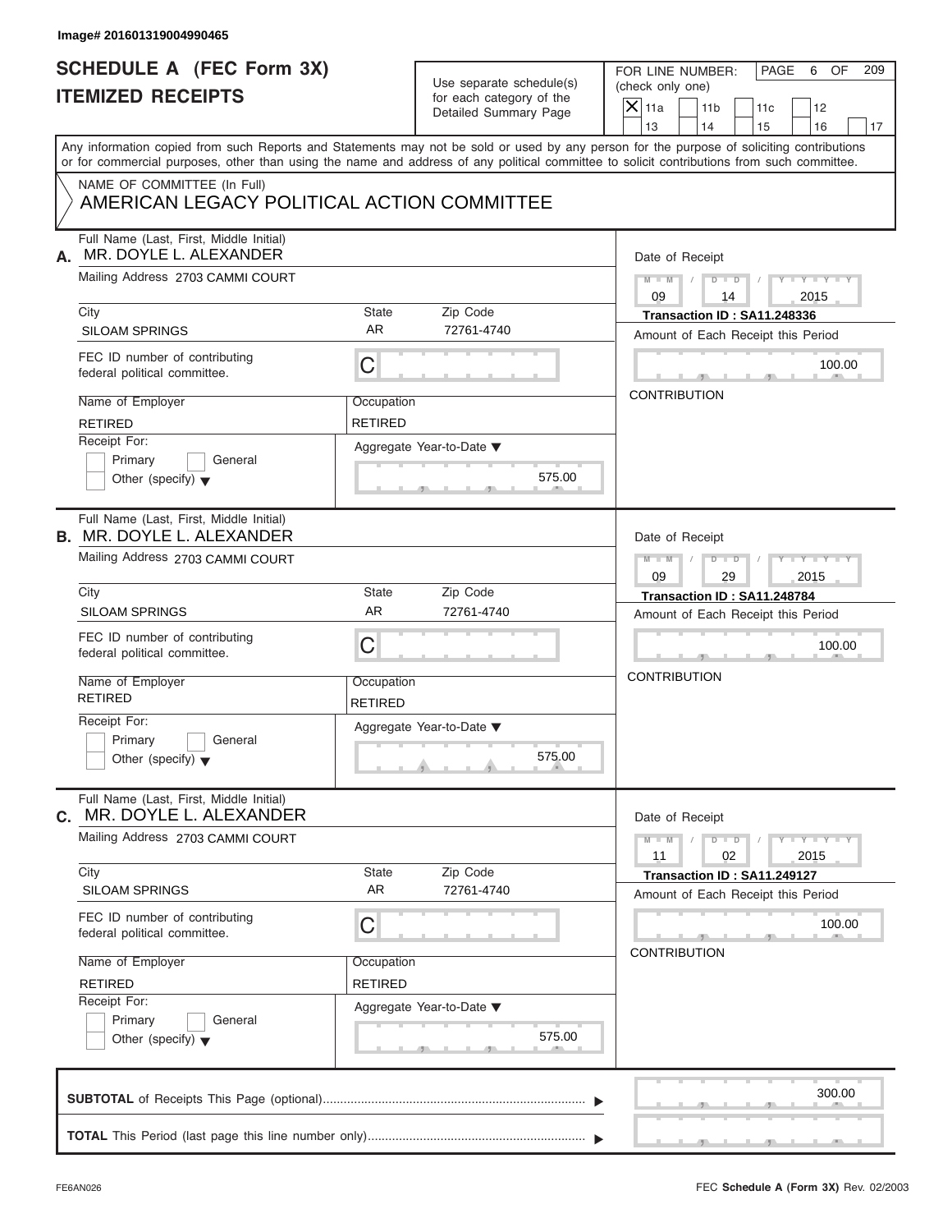Image# 201601319004990465

# SCHEDULE A (FEC Form 3X)
# ITEMIZED RECEIPTS

Use separate schedule(s) for each category of the Detailed Summary Page

FOR LINE NUMBER: (check only one)

- [X] 11a
- [ ] 11b
- [ ] 11c
- [ ] 12
- [ ] 13
- [ ] 14
- [ ] 15
- [ ] 16
- [ ] 17

PAGE 6 OF 209

Any information copied from such Reports and Statements may not be sold or used by any person for the purpose of soliciting contributions or for commercial purposes, other than using the name and address of any political committee to solicit contributions from such committee.

NAME OF COMMITTEE (In Full)
AMERICAN LEGACY POLITICAL ACTION COMMITTEE

---

**A.** Full Name (Last, First, Middle Initial): MR. DOYLE L. ALEXANDER

Mailing Address: 2703 CAMMI COURT

City: SILOAM SPRINGS | State: AR | Zip Code: 72761-4740

FEC ID number of contributing federal political committee: C

Name of Employer: RETIRED | Occupation: RETIRED

Receipt For: Primary / General / Other (specify)

Aggregate Year-to-Date: 575.00

Date of Receipt: 09 / 14 / 2015

Transaction ID : SA11.248336

Amount of Each Receipt this Period: 100.00

CONTRIBUTION

---

**B.** Full Name (Last, First, Middle Initial): MR. DOYLE L. ALEXANDER

Mailing Address: 2703 CAMMI COURT

City: SILOAM SPRINGS | State: AR | Zip Code: 72761-4740

FEC ID number of contributing federal political committee: C

Name of Employer: RETIRED | Occupation: RETIRED

Receipt For: Primary / General / Other (specify)

Aggregate Year-to-Date: 575.00

Date of Receipt: 09 / 29 / 2015

Transaction ID : SA11.248784

Amount of Each Receipt this Period: 100.00

CONTRIBUTION

---

**C.** Full Name (Last, First, Middle Initial): MR. DOYLE L. ALEXANDER

Mailing Address: 2703 CAMMI COURT

City: SILOAM SPRINGS | State: AR | Zip Code: 72761-4740

FEC ID number of contributing federal political committee: C

Name of Employer: RETIRED | Occupation: RETIRED

Receipt For: Primary / General / Other (specify)

Aggregate Year-to-Date: 575.00

Date of Receipt: 11 / 02 / 2015

Transaction ID : SA11.249127

Amount of Each Receipt this Period: 100.00

CONTRIBUTION

---

**SUBTOTAL** of Receipts This Page (optional): 300.00

**TOTAL** This Period (last page this line number only):

FE6AN026 — FEC Schedule A (Form 3X) Rev. 02/2003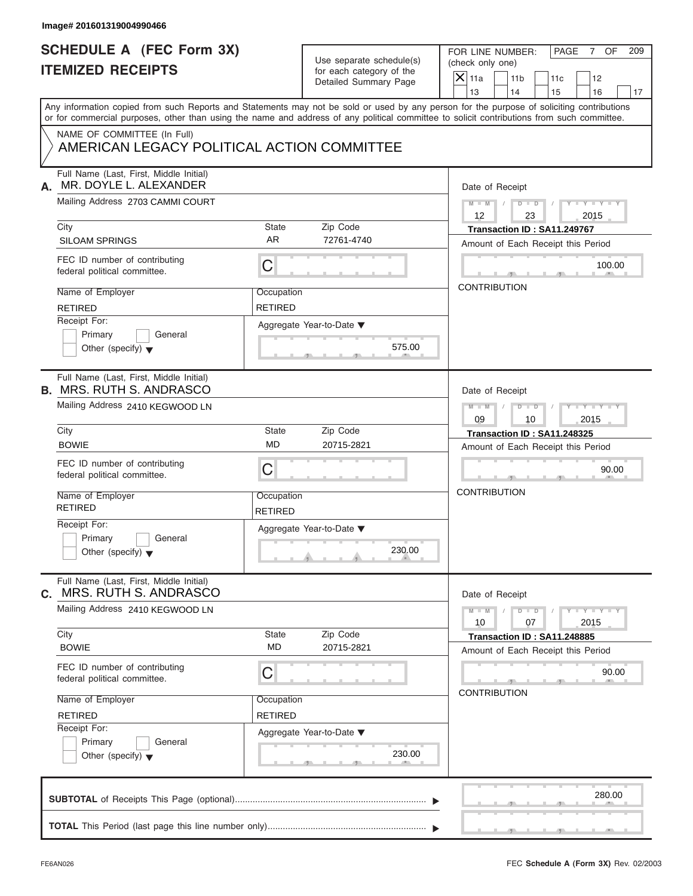Image# 201601319004990466

# SCHEDULE A (FEC Form 3X)
## ITEMIZED RECEIPTS

Use separate schedule(s) for each category of the Detailed Summary Page

FOR LINE NUMBER: (check only one)

- [X] 11a
- [ ] 11b
- [ ] 11c
- [ ] 12
- [ ] 13
- [ ] 14
- [ ] 15
- [ ] 16
- [ ] 17

Any information copied from such Reports and Statements may not be sold or used by any person for the purpose of soliciting contributions or for commercial purposes, other than using the name and address of any political committee to solicit contributions from such committee.

NAME OF COMMITTEE (In Full)
AMERICAN LEGACY POLITICAL ACTION COMMITTEE

---

**A.** Full Name (Last, First, Middle Initial): MR. DOYLE L. ALEXANDER

Mailing Address: 2703 CAMMI COURT

| City | State | Zip Code |
|---|---|---|
| SILOAM SPRINGS | AR | 72761-4740 |

FEC ID number of contributing federal political committee: C

Name of Employer: RETIRED
Occupation: RETIRED

Receipt For: Primary / General / Other (specify)

Aggregate Year-to-Date: 575.00

Date of Receipt: 12 / 23 / 2015
Transaction ID : SA11.249767
Amount of Each Receipt this Period: 100.00
CONTRIBUTION

---

**B.** Full Name (Last, First, Middle Initial): MRS. RUTH S. ANDRASCO

Mailing Address: 2410 KEGWOOD LN

| City | State | Zip Code |
|---|---|---|
| BOWIE | MD | 20715-2821 |

FEC ID number of contributing federal political committee: C

Name of Employer: RETIRED
Occupation: RETIRED

Receipt For: Primary / General / Other (specify)

Aggregate Year-to-Date: 230.00

Date of Receipt: 09 / 10 / 2015
Transaction ID : SA11.248325
Amount of Each Receipt this Period: 90.00
CONTRIBUTION

---

**C.** Full Name (Last, First, Middle Initial): MRS. RUTH S. ANDRASCO

Mailing Address: 2410 KEGWOOD LN

| City | State | Zip Code |
|---|---|---|
| BOWIE | MD | 20715-2821 |

FEC ID number of contributing federal political committee: C

Name of Employer: RETIRED
Occupation: RETIRED

Receipt For: Primary / General / Other (specify)

Aggregate Year-to-Date: 230.00

Date of Receipt: 10 / 07 / 2015
Transaction ID : SA11.248885
Amount of Each Receipt this Period: 90.00
CONTRIBUTION

---

**SUBTOTAL** of Receipts This Page (optional): 280.00

**TOTAL** This Period (last page this line number only):

FE6AN026 — FEC **Schedule A** (Form 3X) Rev. 02/2003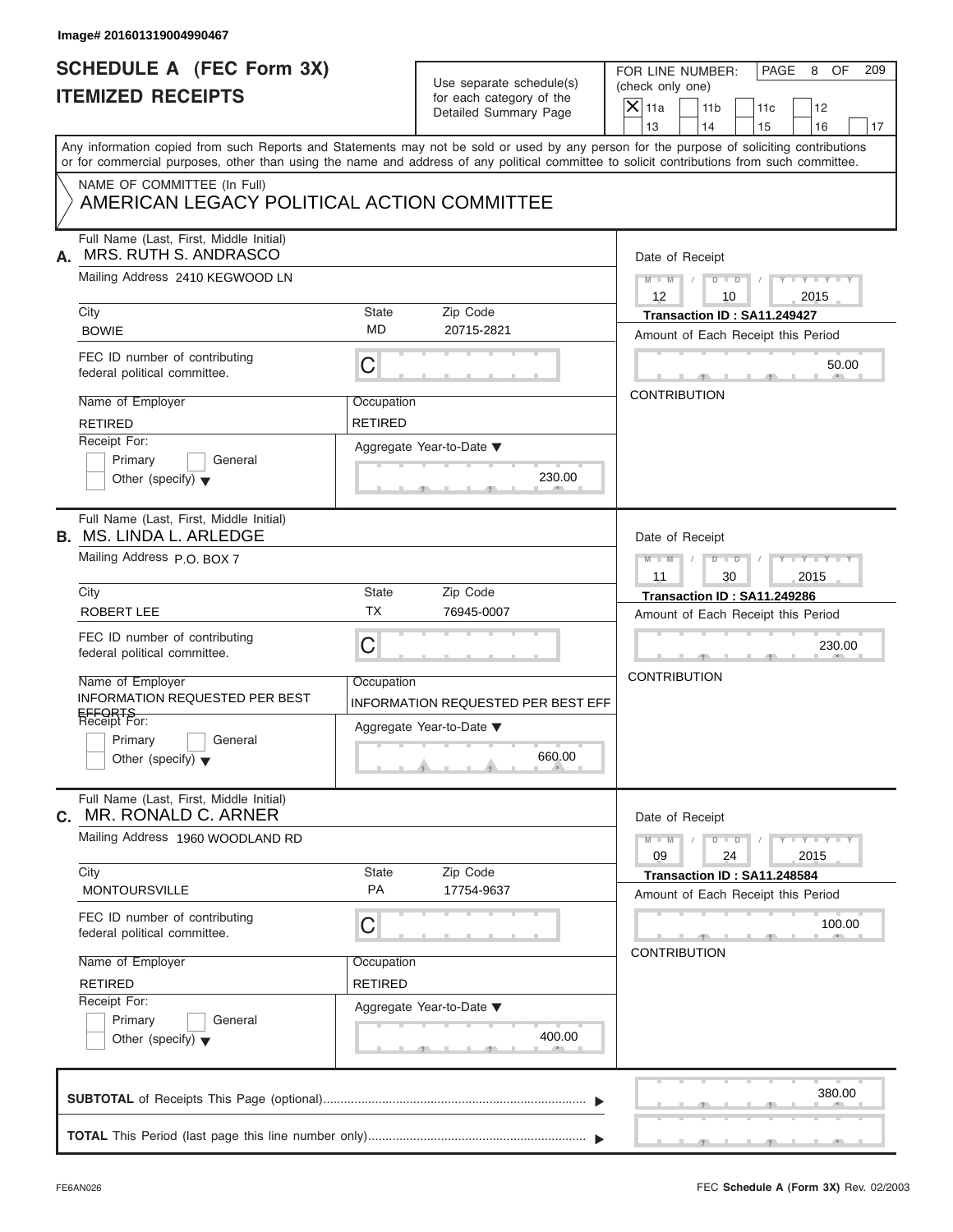Image# 201601319004990467

# SCHEDULE A (FEC Form 3X)
# ITEMIZED RECEIPTS

Use separate schedule(s) for each category of the Detailed Summary Page

FOR LINE NUMBER: (check only one)

- [X] 11a
- [ ] 11b
- [ ] 11c
- [ ] 12
- [ ] 13
- [ ] 14
- [ ] 15
- [ ] 16
- [ ] 17

PAGE 8 OF 209

Any information copied from such Reports and Statements may not be sold or used by any person for the purpose of soliciting contributions or for commercial purposes, other than using the name and address of any political committee to solicit contributions from such committee.

NAME OF COMMITTEE (In Full)
AMERICAN LEGACY POLITICAL ACTION COMMITTEE

---

**A.** Full Name (Last, First, Middle Initial): MRS. RUTH S. ANDRASCO

Mailing Address: 2410 KEGWOOD LN

City: BOWIE | State: MD | Zip Code: 20715-2821

FEC ID number of contributing federal political committee: C

Name of Employer: RETIRED | Occupation: RETIRED

Receipt For: [ ] Primary [ ] General [ ] Other (specify)

Aggregate Year-to-Date: 230.00

Date of Receipt: 12 / 10 / 2015

Transaction ID : SA11.249427

Amount of Each Receipt this Period: 50.00

CONTRIBUTION

---

**B.** Full Name (Last, First, Middle Initial): MS. LINDA L. ARLEDGE

Mailing Address: P.O. BOX 7

City: ROBERT LEE | State: TX | Zip Code: 76945-0007

FEC ID number of contributing federal political committee: C

Name of Employer: INFORMATION REQUESTED PER BEST EFFORTS | Occupation: INFORMATION REQUESTED PER BEST EFF

Receipt For: [ ] Primary [ ] General [ ] Other (specify)

Aggregate Year-to-Date: 660.00

Date of Receipt: 11 / 30 / 2015

Transaction ID : SA11.249286

Amount of Each Receipt this Period: 230.00

CONTRIBUTION

---

**C.** Full Name (Last, First, Middle Initial): MR. RONALD C. ARNER

Mailing Address: 1960 WOODLAND RD

City: MONTOURSVILLE | State: PA | Zip Code: 17754-9637

FEC ID number of contributing federal political committee: C

Name of Employer: RETIRED | Occupation: RETIRED

Receipt For: [ ] Primary [ ] General [ ] Other (specify)

Aggregate Year-to-Date: 400.00

Date of Receipt: 09 / 24 / 2015

Transaction ID : SA11.248584

Amount of Each Receipt this Period: 100.00

CONTRIBUTION

---

**SUBTOTAL** of Receipts This Page (optional): 380.00

**TOTAL** This Period (last page this line number only):

FE6AN026

FEC **Schedule A** (Form 3X) Rev. 02/2003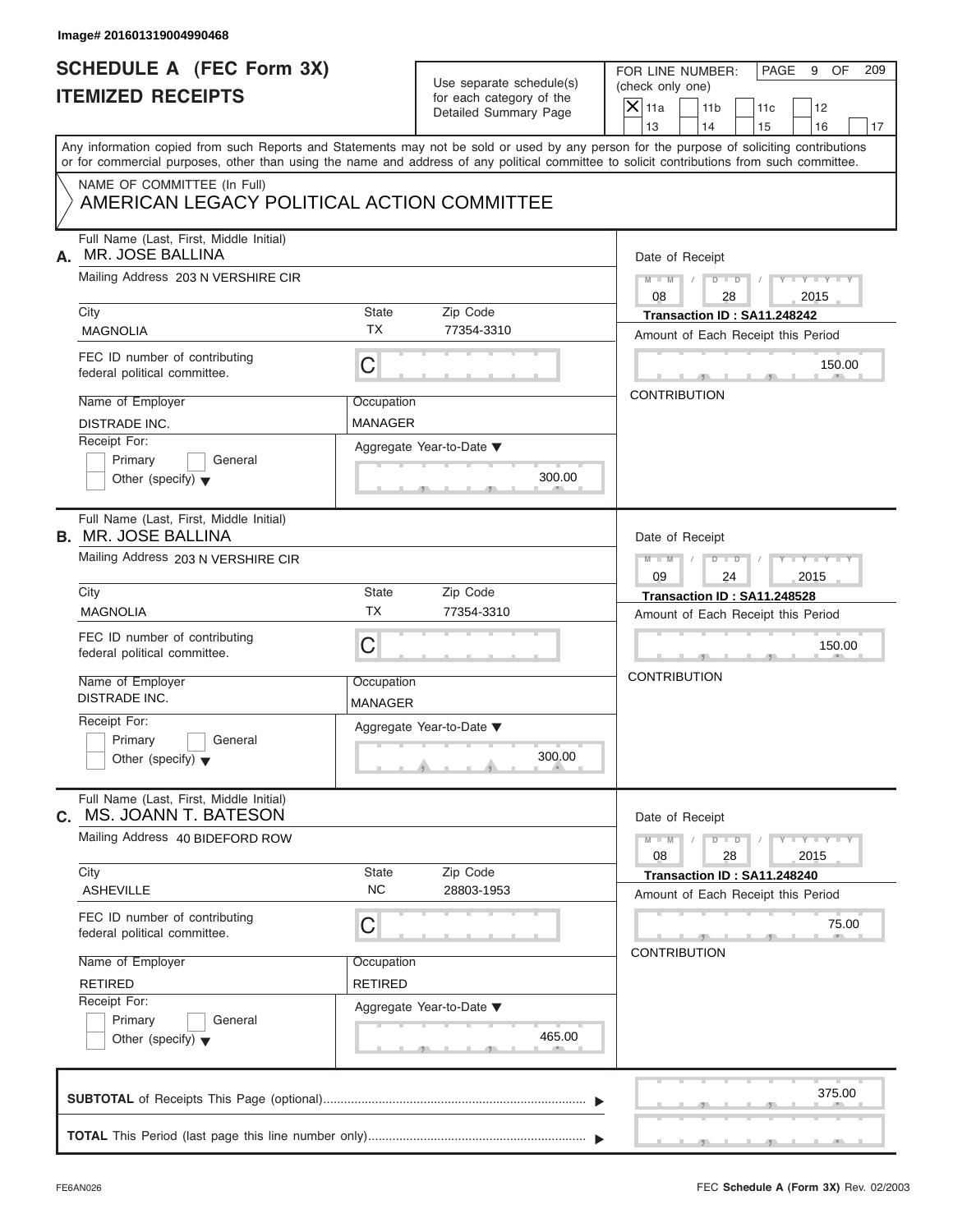Image# 201601319004990468

# SCHEDULE A (FEC Form 3X)
# ITEMIZED RECEIPTS

Use separate schedule(s) for each category of the Detailed Summary Page

FOR LINE NUMBER: (check only one)

- [X] 11a
- [ ] 11b
- [ ] 11c
- [ ] 12
- [ ] 13
- [ ] 14
- [ ] 15
- [ ] 16
- [ ] 17

Any information copied from such Reports and Statements may not be sold or used by any person for the purpose of soliciting contributions or for commercial purposes, other than using the name and address of any political committee to solicit contributions from such committee.

NAME OF COMMITTEE (In Full)

AMERICAN LEGACY POLITICAL ACTION COMMITTEE

---

**A.** Full Name (Last, First, Middle Initial): MR. JOSE BALLINA

Mailing Address: 203 N VERSHIRE CIR

City: MAGNOLIA | State: TX | Zip Code: 77354-3310

FEC ID number of contributing federal political committee: C

Name of Employer: DISTRADE INC. | Occupation: MANAGER

Receipt For: [ ] Primary [ ] General [ ] Other (specify)

Aggregate Year-to-Date: 300.00

Date of Receipt: 08 / 28 / 2015

Transaction ID : SA11.248242

Amount of Each Receipt this Period: 150.00

CONTRIBUTION

---

**B.** Full Name (Last, First, Middle Initial): MR. JOSE BALLINA

Mailing Address: 203 N VERSHIRE CIR

City: MAGNOLIA | State: TX | Zip Code: 77354-3310

FEC ID number of contributing federal political committee: C

Name of Employer: DISTRADE INC. | Occupation: MANAGER

Receipt For: [ ] Primary [ ] General [ ] Other (specify)

Aggregate Year-to-Date: 300.00

Date of Receipt: 09 / 24 / 2015

Transaction ID : SA11.248528

Amount of Each Receipt this Period: 150.00

CONTRIBUTION

---

**C.** Full Name (Last, First, Middle Initial): MS. JOANN T. BATESON

Mailing Address: 40 BIDEFORD ROW

City: ASHEVILLE | State: NC | Zip Code: 28803-1953

FEC ID number of contributing federal political committee: C

Name of Employer: RETIRED | Occupation: RETIRED

Receipt For: [ ] Primary [ ] General [ ] Other (specify)

Aggregate Year-to-Date: 465.00

Date of Receipt: 08 / 28 / 2015

Transaction ID : SA11.248240

Amount of Each Receipt this Period: 75.00

CONTRIBUTION

---

**SUBTOTAL** of Receipts This Page (optional): 375.00

**TOTAL** This Period (last page this line number only):

FE6AN026 — FEC **Schedule A** (Form 3X) Rev. 02/2003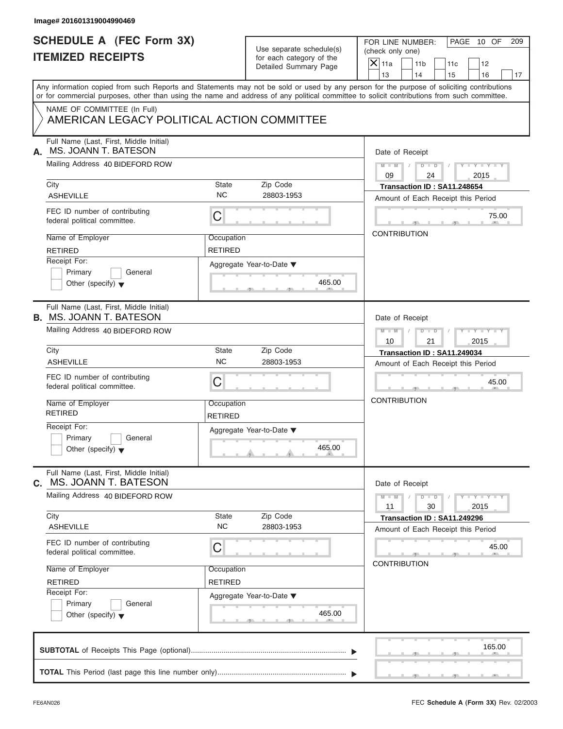Image# 201601319004990469

# SCHEDULE A (FEC Form 3X)
## ITEMIZED RECEIPTS

Use separate schedule(s) for each category of the Detailed Summary Page

FOR LINE NUMBER: (check only one)

- [X] 11a
- [ ] 11b
- [ ] 11c
- [ ] 12
- [ ] 13
- [ ] 14
- [ ] 15
- [ ] 16
- [ ] 17

Any information copied from such Reports and Statements may not be sold or used by any person for the purpose of soliciting contributions or for commercial purposes, other than using the name and address of any political committee to solicit contributions from such committee.

NAME OF COMMITTEE (In Full)
AMERICAN LEGACY POLITICAL ACTION COMMITTEE

---

**A.** Full Name (Last, First, Middle Initial): MS. JOANN T. BATESON

Mailing Address: 40 BIDEFORD ROW

City: ASHEVILLE | State: NC | Zip Code: 28803-1953

FEC ID number of contributing federal political committee: C

Name of Employer: RETIRED | Occupation: RETIRED

Receipt For: Primary / General / Other (specify)

Aggregate Year-to-Date: 465.00

Date of Receipt: 09 / 24 / 2015

Transaction ID : SA11.248654

Amount of Each Receipt this Period: 75.00

CONTRIBUTION

---

**B.** Full Name (Last, First, Middle Initial): MS. JOANN T. BATESON

Mailing Address: 40 BIDEFORD ROW

City: ASHEVILLE | State: NC | Zip Code: 28803-1953

FEC ID number of contributing federal political committee: C

Name of Employer: RETIRED | Occupation: RETIRED

Receipt For: Primary / General / Other (specify)

Aggregate Year-to-Date: 465.00

Date of Receipt: 10 / 21 / 2015

Transaction ID : SA11.249034

Amount of Each Receipt this Period: 45.00

CONTRIBUTION

---

**C.** Full Name (Last, First, Middle Initial): MS. JOANN T. BATESON

Mailing Address: 40 BIDEFORD ROW

City: ASHEVILLE | State: NC | Zip Code: 28803-1953

FEC ID number of contributing federal political committee: C

Name of Employer: RETIRED | Occupation: RETIRED

Receipt For: Primary / General / Other (specify)

Aggregate Year-to-Date: 465.00

Date of Receipt: 11 / 30 / 2015

Transaction ID : SA11.249296

Amount of Each Receipt this Period: 45.00

CONTRIBUTION

---

**SUBTOTAL** of Receipts This Page (optional): 165.00

**TOTAL** This Period (last page this line number only):

FE6AN026 — FEC **Schedule A** (Form 3X) Rev. 02/2003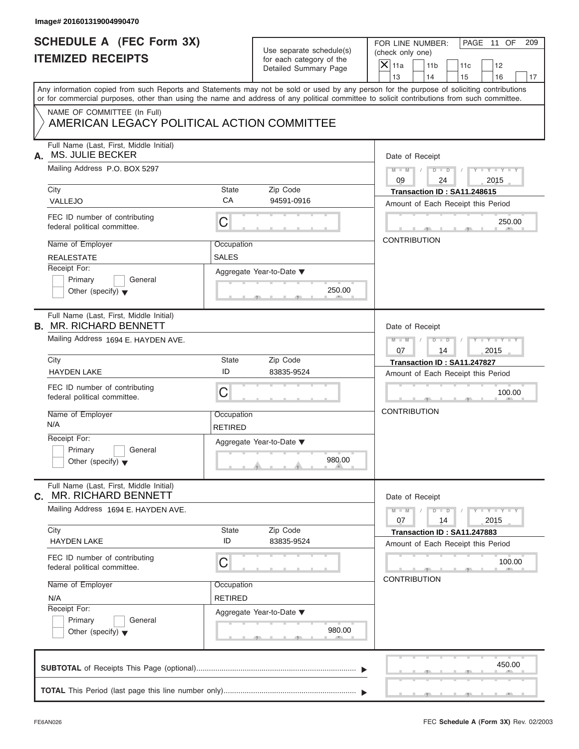Image# 201601319004990470

# SCHEDULE A (FEC Form 3X)
# ITEMIZED RECEIPTS

Use separate schedule(s) for each category of the Detailed Summary Page

FOR LINE NUMBER: (check only one)

- [X] 11a
- [ ] 11b
- [ ] 11c
- [ ] 12
- [ ] 13
- [ ] 14
- [ ] 15
- [ ] 16
- [ ] 17

Any information copied from such Reports and Statements may not be sold or used by any person for the purpose of soliciting contributions or for commercial purposes, other than using the name and address of any political committee to solicit contributions from such committee.

NAME OF COMMITTEE (In Full)
AMERICAN LEGACY POLITICAL ACTION COMMITTEE

---

**A.** Full Name (Last, First, Middle Initial): MS. JULIE BECKER

Mailing Address: P.O. BOX 5297

City: VALLEJO | State: CA | Zip Code: 94591-0916

FEC ID number of contributing federal political committee: C

Name of Employer: REALESTATE | Occupation: SALES

Receipt For: Primary / General / Other (specify)

Aggregate Year-to-Date: 250.00

Date of Receipt: 09 / 24 / 2015

Transaction ID : SA11.248615

Amount of Each Receipt this Period: 250.00

CONTRIBUTION

---

**B.** Full Name (Last, First, Middle Initial): MR. RICHARD BENNETT

Mailing Address: 1694 E. HAYDEN AVE.

City: HAYDEN LAKE | State: ID | Zip Code: 83835-9524

FEC ID number of contributing federal political committee: C

Name of Employer: N/A | Occupation: RETIRED

Receipt For: Primary / General / Other (specify)

Aggregate Year-to-Date: 980.00

Date of Receipt: 07 / 14 / 2015

Transaction ID : SA11.247827

Amount of Each Receipt this Period: 100.00

CONTRIBUTION

---

**C.** Full Name (Last, First, Middle Initial): MR. RICHARD BENNETT

Mailing Address: 1694 E. HAYDEN AVE.

City: HAYDEN LAKE | State: ID | Zip Code: 83835-9524

FEC ID number of contributing federal political committee: C

Name of Employer: N/A | Occupation: RETIRED

Receipt For: Primary / General / Other (specify)

Aggregate Year-to-Date: 980.00

Date of Receipt: 07 / 14 / 2015

Transaction ID : SA11.247883

Amount of Each Receipt this Period: 100.00

CONTRIBUTION

---

**SUBTOTAL** of Receipts This Page (optional): 450.00

**TOTAL** This Period (last page this line number only):

FE6AN026

FEC **Schedule A** (Form 3X) Rev. 02/2003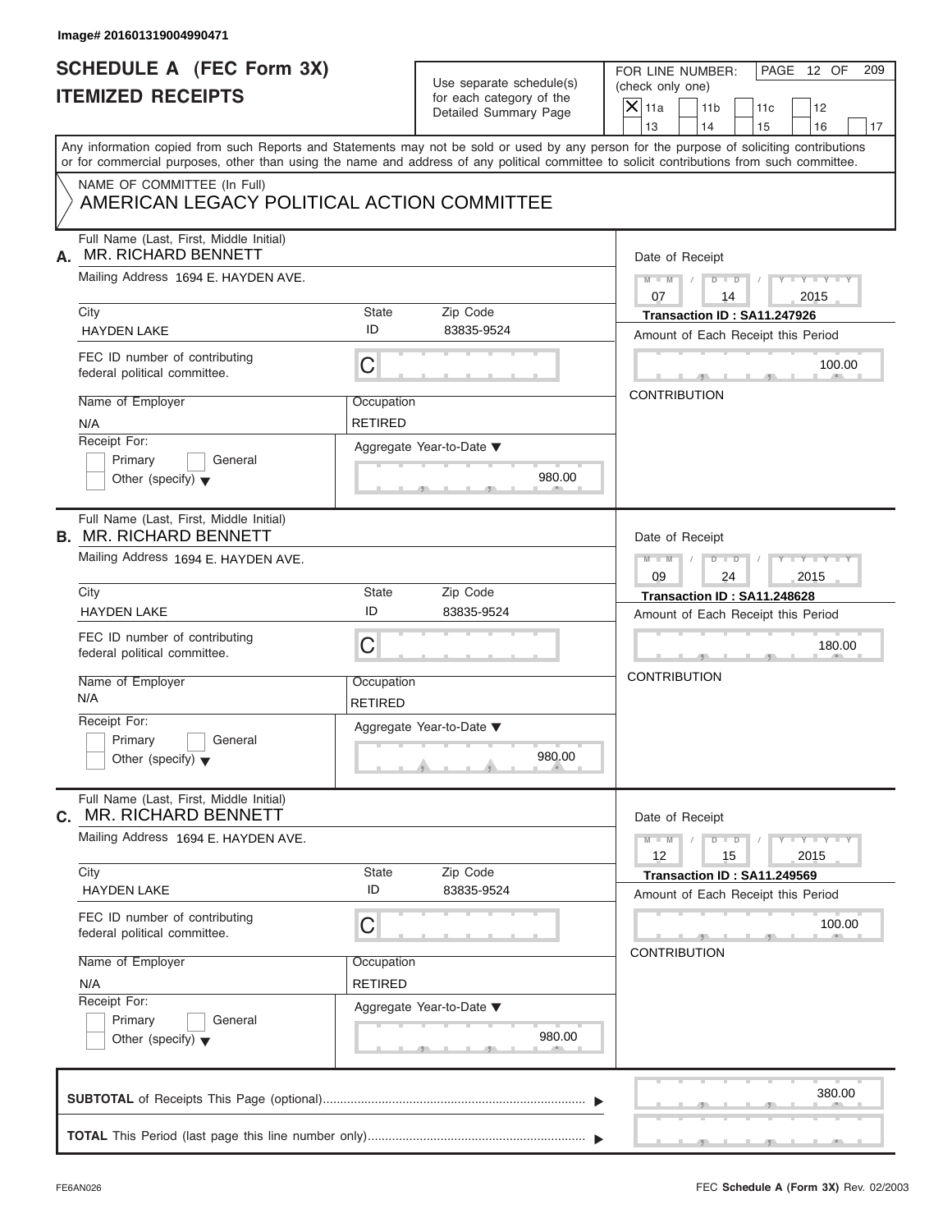Image# 201601319004990471

# SCHEDULE A (FEC Form 3X)
# ITEMIZED RECEIPTS

Use separate schedule(s) for each category of the Detailed Summary Page

FOR LINE NUMBER: (check only one)
[X] 11a [ ] 11b [ ] 11c [ ] 12 [ ] 13 [ ] 14 [ ] 15 [ ] 16 [ ] 17

PAGE 12 OF 209

Any information copied from such Reports and Statements may not be sold or used by any person for the purpose of soliciting contributions or for commercial purposes, other than using the name and address of any political committee to solicit contributions from such committee.

NAME OF COMMITTEE (In Full)
AMERICAN LEGACY POLITICAL ACTION COMMITTEE

## A.

Full Name (Last, First, Middle Initial): MR. RICHARD BENNETT
Mailing Address: 1694 E. HAYDEN AVE.
City: HAYDEN LAKE | State: ID | Zip Code: 83835-9524
FEC ID number of contributing federal political committee: C
Name of Employer: N/A
Occupation: RETIRED
Receipt For: [ ] Primary [ ] General [ ] Other (specify)
Aggregate Year-to-Date: 980.00

Date of Receipt: 07 / 14 / 2015
Transaction ID : SA11.247926
Amount of Each Receipt this Period: 100.00
CONTRIBUTION

## B.

Full Name (Last, First, Middle Initial): MR. RICHARD BENNETT
Mailing Address: 1694 E. HAYDEN AVE.
City: HAYDEN LAKE | State: ID | Zip Code: 83835-9524
FEC ID number of contributing federal political committee: C
Name of Employer: N/A
Occupation: RETIRED
Receipt For: [ ] Primary [ ] General [ ] Other (specify)
Aggregate Year-to-Date: 980.00

Date of Receipt: 09 / 24 / 2015
Transaction ID : SA11.248628
Amount of Each Receipt this Period: 180.00
CONTRIBUTION

## C.

Full Name (Last, First, Middle Initial): MR. RICHARD BENNETT
Mailing Address: 1694 E. HAYDEN AVE.
City: HAYDEN LAKE | State: ID | Zip Code: 83835-9524
FEC ID number of contributing federal political committee: C
Name of Employer: N/A
Occupation: RETIRED
Receipt For: [ ] Primary [ ] General [ ] Other (specify)
Aggregate Year-to-Date: 980.00

Date of Receipt: 12 / 15 / 2015
Transaction ID : SA11.249569
Amount of Each Receipt this Period: 100.00
CONTRIBUTION

**SUBTOTAL** of Receipts This Page (optional): 380.00

**TOTAL** This Period (last page this line number only):

FE6AN026 — FEC **Schedule A** (Form 3X) Rev. 02/2003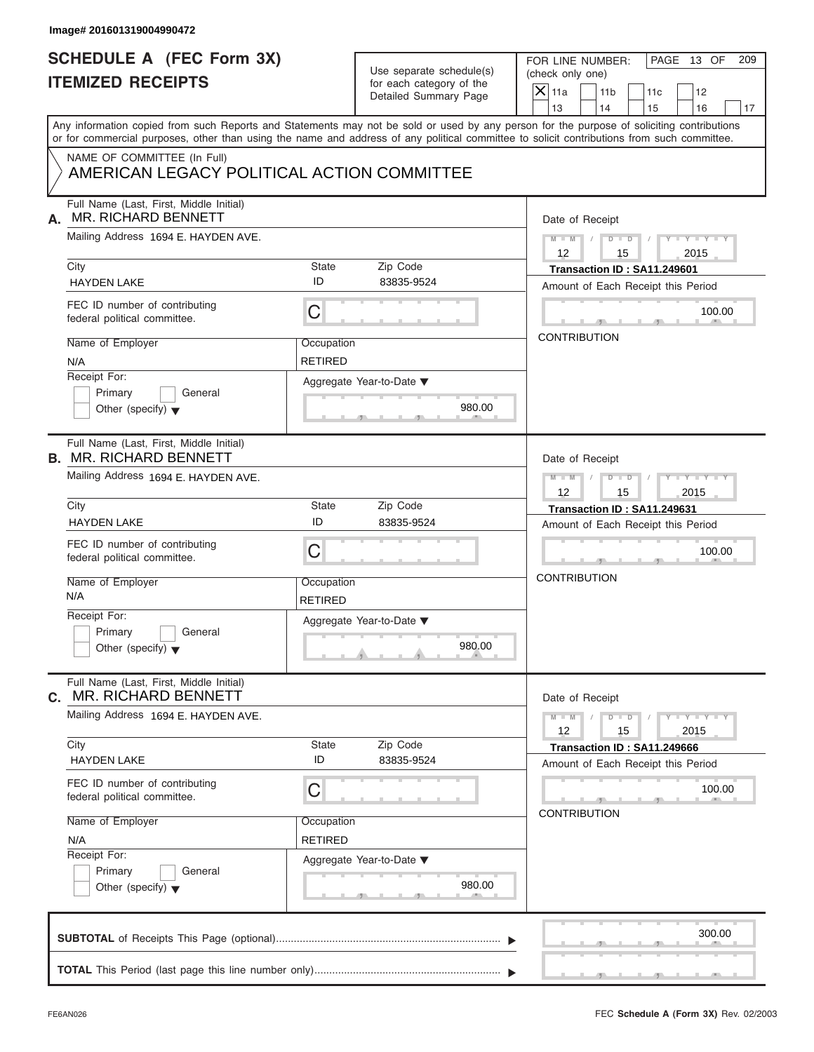Image# 201601319004990472

# SCHEDULE A (FEC Form 3X)
# ITEMIZED RECEIPTS

Use separate schedule(s) for each category of the Detailed Summary Page

FOR LINE NUMBER: (check only one)

- [X] 11a
- [ ] 11b
- [ ] 11c
- [ ] 12
- [ ] 13
- [ ] 14
- [ ] 15
- [ ] 16
- [ ] 17

Any information copied from such Reports and Statements may not be sold or used by any person for the purpose of soliciting contributions or for commercial purposes, other than using the name and address of any political committee to solicit contributions from such committee.

NAME OF COMMITTEE (In Full)
AMERICAN LEGACY POLITICAL ACTION COMMITTEE

---

**A.** Full Name (Last, First, Middle Initial): MR. RICHARD BENNETT

Mailing Address: 1694 E. HAYDEN AVE.

| City | State | Zip Code |
|---|---|---|
| HAYDEN LAKE | ID | 83835-9524 |

FEC ID number of contributing federal political committee: C

Name of Employer: N/A

Occupation: RETIRED

Receipt For: Primary / General / Other (specify)

Aggregate Year-to-Date: 980.00

Date of Receipt: 12 / 15 / 2015

Transaction ID : SA11.249601

Amount of Each Receipt this Period: 100.00

CONTRIBUTION

---

**B.** Full Name (Last, First, Middle Initial): MR. RICHARD BENNETT

Mailing Address: 1694 E. HAYDEN AVE.

| City | State | Zip Code |
|---|---|---|
| HAYDEN LAKE | ID | 83835-9524 |

FEC ID number of contributing federal political committee: C

Name of Employer: N/A

Occupation: RETIRED

Receipt For: Primary / General / Other (specify)

Aggregate Year-to-Date: 980.00

Date of Receipt: 12 / 15 / 2015

Transaction ID : SA11.249631

Amount of Each Receipt this Period: 100.00

CONTRIBUTION

---

**C.** Full Name (Last, First, Middle Initial): MR. RICHARD BENNETT

Mailing Address: 1694 E. HAYDEN AVE.

| City | State | Zip Code |
|---|---|---|
| HAYDEN LAKE | ID | 83835-9524 |

FEC ID number of contributing federal political committee: C

Name of Employer: N/A

Occupation: RETIRED

Receipt For: Primary / General / Other (specify)

Aggregate Year-to-Date: 980.00

Date of Receipt: 12 / 15 / 2015

Transaction ID : SA11.249666

Amount of Each Receipt this Period: 100.00

CONTRIBUTION

---

**SUBTOTAL** of Receipts This Page (optional): 300.00

**TOTAL** This Period (last page this line number only):

FE6AN026

FEC **Schedule A (Form 3X)** Rev. 02/2003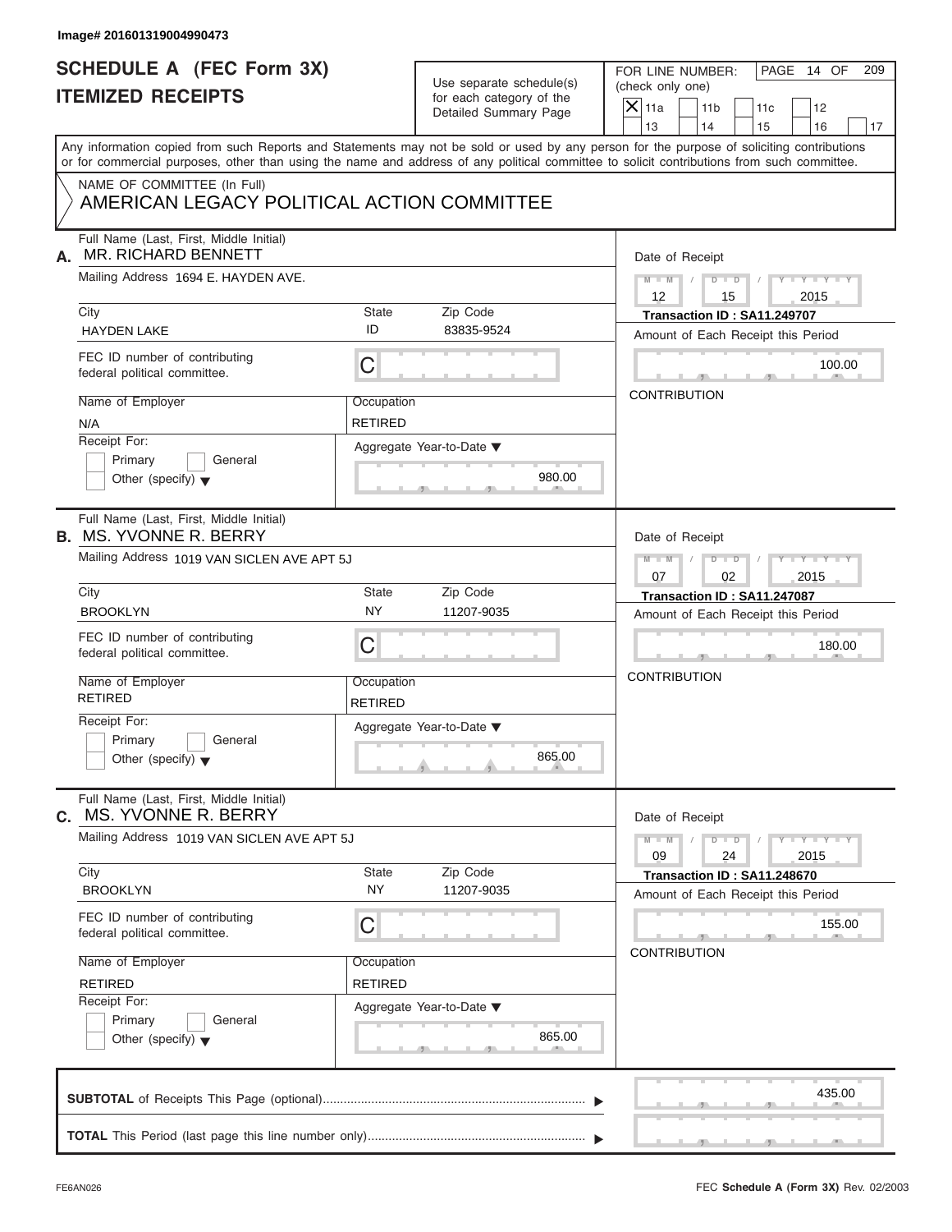Image# 201601319004990473

# SCHEDULE A (FEC Form 3X)
# ITEMIZED RECEIPTS

Use separate schedule(s) for each category of the Detailed Summary Page

FOR LINE NUMBER: (check only one)

- [X] 11a
- [ ] 11b
- [ ] 11c
- [ ] 12
- [ ] 13
- [ ] 14
- [ ] 15
- [ ] 16
- [ ] 17

Any information copied from such Reports and Statements may not be sold or used by any person for the purpose of soliciting contributions or for commercial purposes, other than using the name and address of any political committee to solicit contributions from such committee.

NAME OF COMMITTEE (In Full)
AMERICAN LEGACY POLITICAL ACTION COMMITTEE

---

**A.** Full Name (Last, First, Middle Initial): MR. RICHARD BENNETT

Mailing Address: 1694 E. HAYDEN AVE.

City: HAYDEN LAKE | State: ID | Zip Code: 83835-9524

FEC ID number of contributing federal political committee: C

Name of Employer: N/A | Occupation: RETIRED

Receipt For: Primary / General / Other (specify)

Aggregate Year-to-Date: 980.00

Date of Receipt: 12 / 15 / 2015

Transaction ID : SA11.249707

Amount of Each Receipt this Period: 100.00

CONTRIBUTION

---

**B.** Full Name (Last, First, Middle Initial): MS. YVONNE R. BERRY

Mailing Address: 1019 VAN SICLEN AVE APT 5J

City: BROOKLYN | State: NY | Zip Code: 11207-9035

FEC ID number of contributing federal political committee: C

Name of Employer: RETIRED | Occupation: RETIRED

Receipt For: Primary / General / Other (specify)

Aggregate Year-to-Date: 865.00

Date of Receipt: 07 / 02 / 2015

Transaction ID : SA11.247087

Amount of Each Receipt this Period: 180.00

CONTRIBUTION

---

**C.** Full Name (Last, First, Middle Initial): MS. YVONNE R. BERRY

Mailing Address: 1019 VAN SICLEN AVE APT 5J

City: BROOKLYN | State: NY | Zip Code: 11207-9035

FEC ID number of contributing federal political committee: C

Name of Employer: RETIRED | Occupation: RETIRED

Receipt For: Primary / General / Other (specify)

Aggregate Year-to-Date: 865.00

Date of Receipt: 09 / 24 / 2015

Transaction ID : SA11.248670

Amount of Each Receipt this Period: 155.00

CONTRIBUTION

---

**SUBTOTAL** of Receipts This Page (optional)........ 435.00

**TOTAL** This Period (last page this line number only)........

FE6AN026 | FEC **Schedule A** (Form 3X) Rev. 02/2003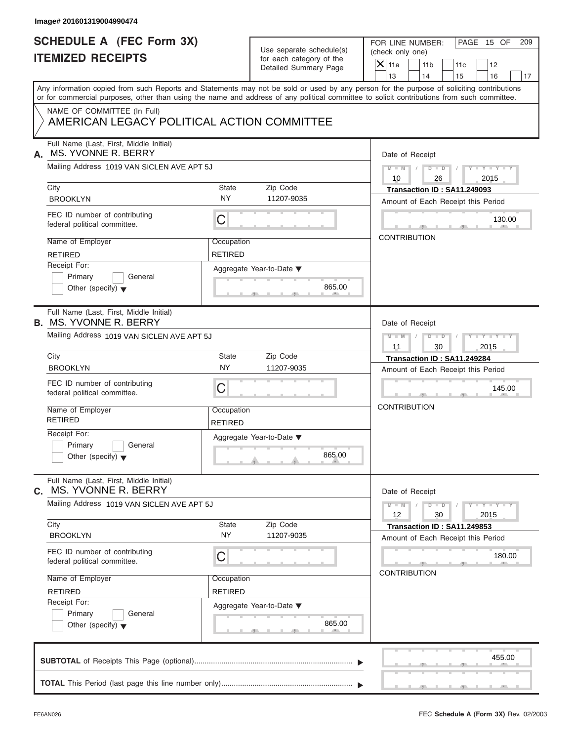Image# 201601319004990474

# SCHEDULE A (FEC Form 3X)
# ITEMIZED RECEIPTS

Use separate schedule(s) for each category of the Detailed Summary Page

FOR LINE NUMBER: (check only one)

- [X] 11a
- [ ] 11b
- [ ] 11c
- [ ] 12
- [ ] 13
- [ ] 14
- [ ] 15
- [ ] 16
- [ ] 17

Any information copied from such Reports and Statements may not be sold or used by any person for the purpose of soliciting contributions or for commercial purposes, other than using the name and address of any political committee to solicit contributions from such committee.

NAME OF COMMITTEE (In Full)
AMERICAN LEGACY POLITICAL ACTION COMMITTEE

---

**A.** Full Name (Last, First, Middle Initial): MS. YVONNE R. BERRY

Mailing Address: 1019 VAN SICLEN AVE APT 5J

City: BROOKLYN | State: NY | Zip Code: 11207-9035

FEC ID number of contributing federal political committee: C

Name of Employer: RETIRED | Occupation: RETIRED

Receipt For: [ ] Primary [ ] General [ ] Other (specify)

Aggregate Year-to-Date: 865.00

Date of Receipt: 10 / 26 / 2015

Transaction ID : SA11.249093

Amount of Each Receipt this Period: 130.00

CONTRIBUTION

---

**B.** Full Name (Last, First, Middle Initial): MS. YVONNE R. BERRY

Mailing Address: 1019 VAN SICLEN AVE APT 5J

City: BROOKLYN | State: NY | Zip Code: 11207-9035

FEC ID number of contributing federal political committee: C

Name of Employer: RETIRED | Occupation: RETIRED

Receipt For: [ ] Primary [ ] General [ ] Other (specify)

Aggregate Year-to-Date: 865.00

Date of Receipt: 11 / 30 / 2015

Transaction ID : SA11.249284

Amount of Each Receipt this Period: 145.00

CONTRIBUTION

---

**C.** Full Name (Last, First, Middle Initial): MS. YVONNE R. BERRY

Mailing Address: 1019 VAN SICLEN AVE APT 5J

City: BROOKLYN | State: NY | Zip Code: 11207-9035

FEC ID number of contributing federal political committee: C

Name of Employer: RETIRED | Occupation: RETIRED

Receipt For: [ ] Primary [ ] General [ ] Other (specify)

Aggregate Year-to-Date: 865.00

Date of Receipt: 12 / 30 / 2015

Transaction ID : SA11.249853

Amount of Each Receipt this Period: 180.00

CONTRIBUTION

---

**SUBTOTAL** of Receipts This Page (optional): 455.00

**TOTAL** This Period (last page this line number only):

FE6AN026

FEC **Schedule A** (Form 3X) Rev. 02/2003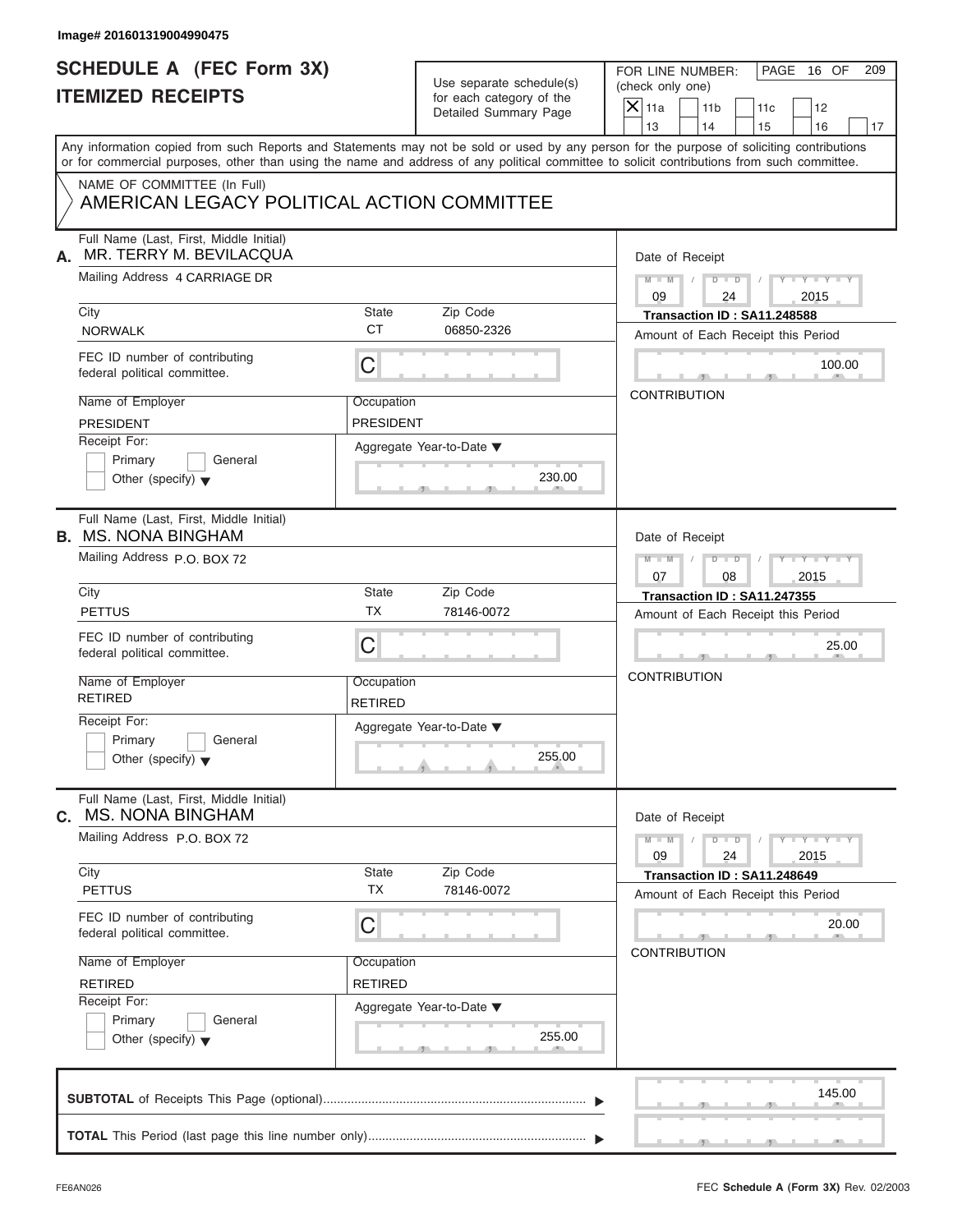Image# 201601319004990475

# SCHEDULE A (FEC Form 3X)
# ITEMIZED RECEIPTS

Use separate schedule(s) for each category of the Detailed Summary Page

FOR LINE NUMBER: (check only one)

- [X] 11a
- [ ] 11b
- [ ] 11c
- [ ] 12
- [ ] 13
- [ ] 14
- [ ] 15
- [ ] 16
- [ ] 17

Any information copied from such Reports and Statements may not be sold or used by any person for the purpose of soliciting contributions or for commercial purposes, other than using the name and address of any political committee to solicit contributions from such committee.

NAME OF COMMITTEE (In Full)

AMERICAN LEGACY POLITICAL ACTION COMMITTEE

---

**A.** Full Name (Last, First, Middle Initial): MR. TERRY M. BEVILACQUA

Mailing Address: 4 CARRIAGE DR

City: NORWALK | State: CT | Zip Code: 06850-2326

FEC ID number of contributing federal political committee: C

Name of Employer: PRESIDENT

Occupation: PRESIDENT

Receipt For: Primary / General / Other (specify)

Aggregate Year-to-Date: 230.00

Date of Receipt: 09 / 24 / 2015

Transaction ID : SA11.248588

Amount of Each Receipt this Period: 100.00

CONTRIBUTION

---

**B.** Full Name (Last, First, Middle Initial): MS. NONA BINGHAM

Mailing Address: P.O. BOX 72

City: PETTUS | State: TX | Zip Code: 78146-0072

FEC ID number of contributing federal political committee: C

Name of Employer: RETIRED

Occupation: RETIRED

Receipt For: Primary / General / Other (specify)

Aggregate Year-to-Date: 255.00

Date of Receipt: 07 / 08 / 2015

Transaction ID : SA11.247355

Amount of Each Receipt this Period: 25.00

CONTRIBUTION

---

**C.** Full Name (Last, First, Middle Initial): MS. NONA BINGHAM

Mailing Address: P.O. BOX 72

City: PETTUS | State: TX | Zip Code: 78146-0072

FEC ID number of contributing federal political committee: C

Name of Employer: RETIRED

Occupation: RETIRED

Receipt For: Primary / General / Other (specify)

Aggregate Year-to-Date: 255.00

Date of Receipt: 09 / 24 / 2015

Transaction ID : SA11.248649

Amount of Each Receipt this Period: 20.00

CONTRIBUTION

---

**SUBTOTAL** of Receipts This Page (optional): 145.00

**TOTAL** This Period (last page this line number only):

FE6AN026

FEC **Schedule A** (Form 3X) Rev. 02/2003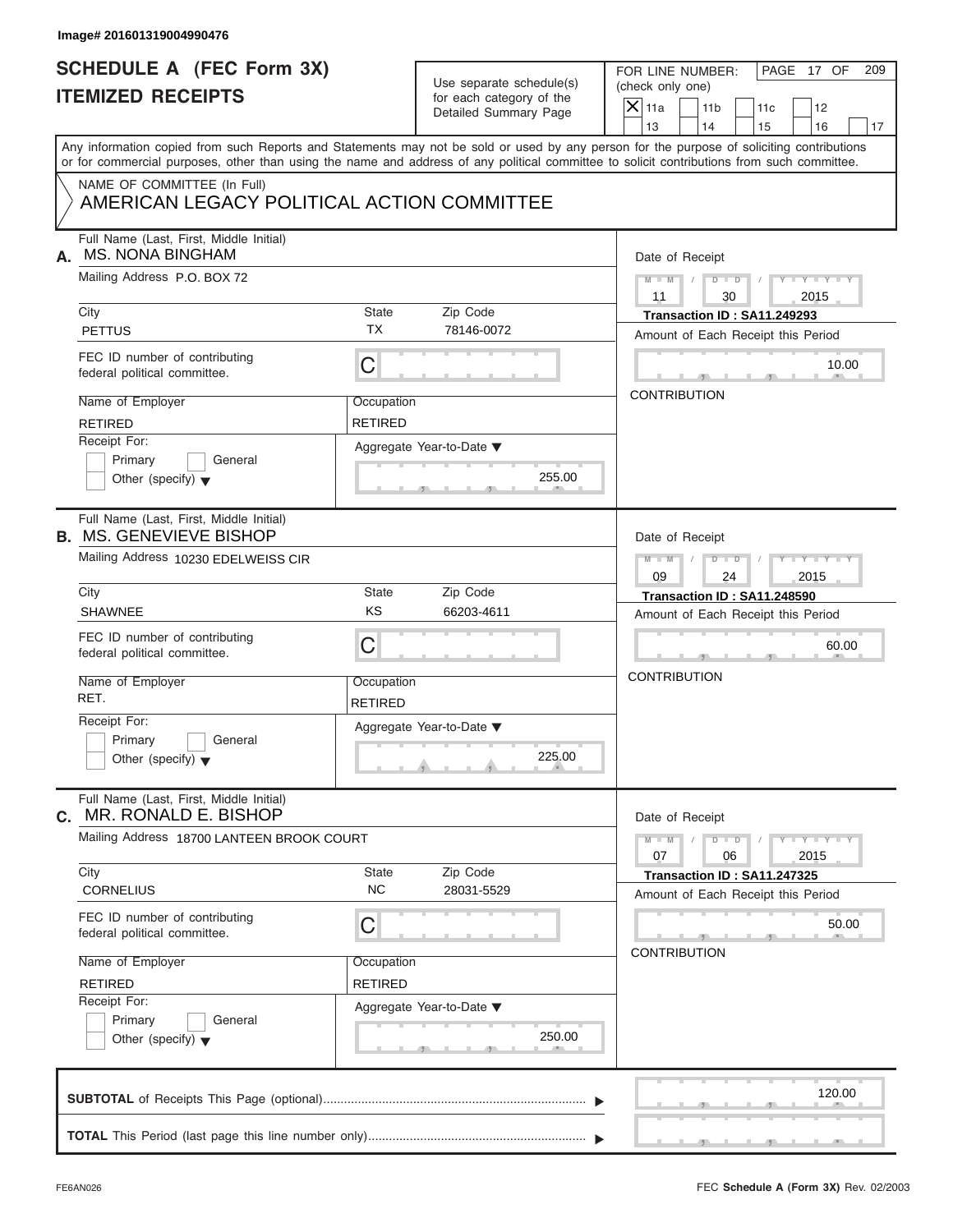Image# 201601319004990476

# SCHEDULE A (FEC Form 3X)
## ITEMIZED RECEIPTS

Use separate schedule(s) for each category of the Detailed Summary Page

FOR LINE NUMBER: (check only one)

- [X] 11a
- [ ] 11b
- [ ] 11c
- [ ] 12
- [ ] 13
- [ ] 14
- [ ] 15
- [ ] 16
- [ ] 17

Any information copied from such Reports and Statements may not be sold or used by any person for the purpose of soliciting contributions or for commercial purposes, other than using the name and address of any political committee to solicit contributions from such committee.

NAME OF COMMITTEE (In Full)
AMERICAN LEGACY POLITICAL ACTION COMMITTEE

---

**A.** Full Name (Last, First, Middle Initial): MS. NONA BINGHAM

Mailing Address: P.O. BOX 72

City: PETTUS | State: TX | Zip Code: 78146-0072

FEC ID number of contributing federal political committee: C

Name of Employer: RETIRED | Occupation: RETIRED

Receipt For: Primary / General / Other (specify)

Aggregate Year-to-Date: 255.00

Date of Receipt: 11 / 30 / 2015

Transaction ID : SA11.249293

Amount of Each Receipt this Period: 10.00

CONTRIBUTION

---

**B.** Full Name (Last, First, Middle Initial): MS. GENEVIEVE BISHOP

Mailing Address: 10230 EDELWEISS CIR

City: SHAWNEE | State: KS | Zip Code: 66203-4611

FEC ID number of contributing federal political committee: C

Name of Employer: RET. | Occupation: RETIRED

Receipt For: Primary / General / Other (specify)

Aggregate Year-to-Date: 225.00

Date of Receipt: 09 / 24 / 2015

Transaction ID : SA11.248590

Amount of Each Receipt this Period: 60.00

CONTRIBUTION

---

**C.** Full Name (Last, First, Middle Initial): MR. RONALD E. BISHOP

Mailing Address: 18700 LANTEEN BROOK COURT

City: CORNELIUS | State: NC | Zip Code: 28031-5529

FEC ID number of contributing federal political committee: C

Name of Employer: RETIRED | Occupation: RETIRED

Receipt For: Primary / General / Other (specify)

Aggregate Year-to-Date: 250.00

Date of Receipt: 07 / 06 / 2015

Transaction ID : SA11.247325

Amount of Each Receipt this Period: 50.00

CONTRIBUTION

---

**SUBTOTAL** of Receipts This Page (optional): 120.00

**TOTAL** This Period (last page this line number only):

FE6AN026 | FEC **Schedule A** (Form 3X) Rev. 02/2003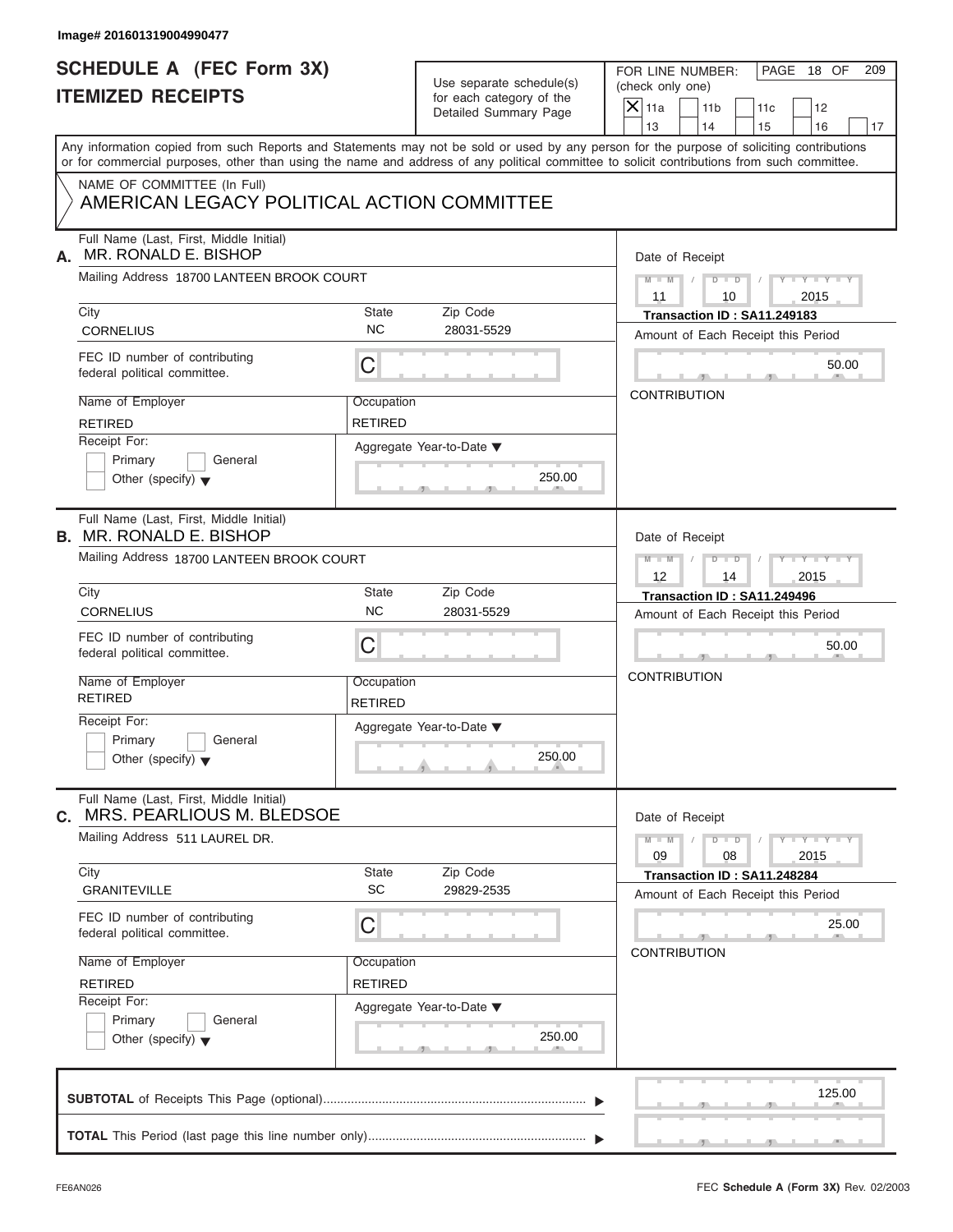Image# 201601319004990477

# SCHEDULE A (FEC Form 3X)
## ITEMIZED RECEIPTS

Use separate schedule(s) for each category of the Detailed Summary Page

FOR LINE NUMBER: (check only one)

- [X] 11a
- [ ] 11b
- [ ] 11c
- [ ] 12
- [ ] 13
- [ ] 14
- [ ] 15
- [ ] 16
- [ ] 17

PAGE 18 OF 209

Any information copied from such Reports and Statements may not be sold or used by any person for the purpose of soliciting contributions or for commercial purposes, other than using the name and address of any political committee to solicit contributions from such committee.

NAME OF COMMITTEE (In Full)
AMERICAN LEGACY POLITICAL ACTION COMMITTEE

---

**A.** Full Name (Last, First, Middle Initial): MR. RONALD E. BISHOP

Mailing Address: 18700 LANTEEN BROOK COURT

City: CORNELIUS | State: NC | Zip Code: 28031-5529

FEC ID number of contributing federal political committee: C

Name of Employer: RETIRED | Occupation: RETIRED

Receipt For: Primary / General / Other (specify)

Aggregate Year-to-Date: 250.00

Date of Receipt: 11 / 10 / 2015

Transaction ID : SA11.249183

Amount of Each Receipt this Period: 50.00

CONTRIBUTION

---

**B.** Full Name (Last, First, Middle Initial): MR. RONALD E. BISHOP

Mailing Address: 18700 LANTEEN BROOK COURT

City: CORNELIUS | State: NC | Zip Code: 28031-5529

FEC ID number of contributing federal political committee: C

Name of Employer: RETIRED | Occupation: RETIRED

Receipt For: Primary / General / Other (specify)

Aggregate Year-to-Date: 250.00

Date of Receipt: 12 / 14 / 2015

Transaction ID : SA11.249496

Amount of Each Receipt this Period: 50.00

CONTRIBUTION

---

**C.** Full Name (Last, First, Middle Initial): MRS. PEARLIOUS M. BLEDSOE

Mailing Address: 511 LAUREL DR.

City: GRANITEVILLE | State: SC | Zip Code: 29829-2535

FEC ID number of contributing federal political committee: C

Name of Employer: RETIRED | Occupation: RETIRED

Receipt For: Primary / General / Other (specify)

Aggregate Year-to-Date: 250.00

Date of Receipt: 09 / 08 / 2015

Transaction ID : SA11.248284

Amount of Each Receipt this Period: 25.00

CONTRIBUTION

---

**SUBTOTAL** of Receipts This Page (optional): 125.00

**TOTAL** This Period (last page this line number only):

FE6AN026

FEC **Schedule A** (Form 3X) Rev. 02/2003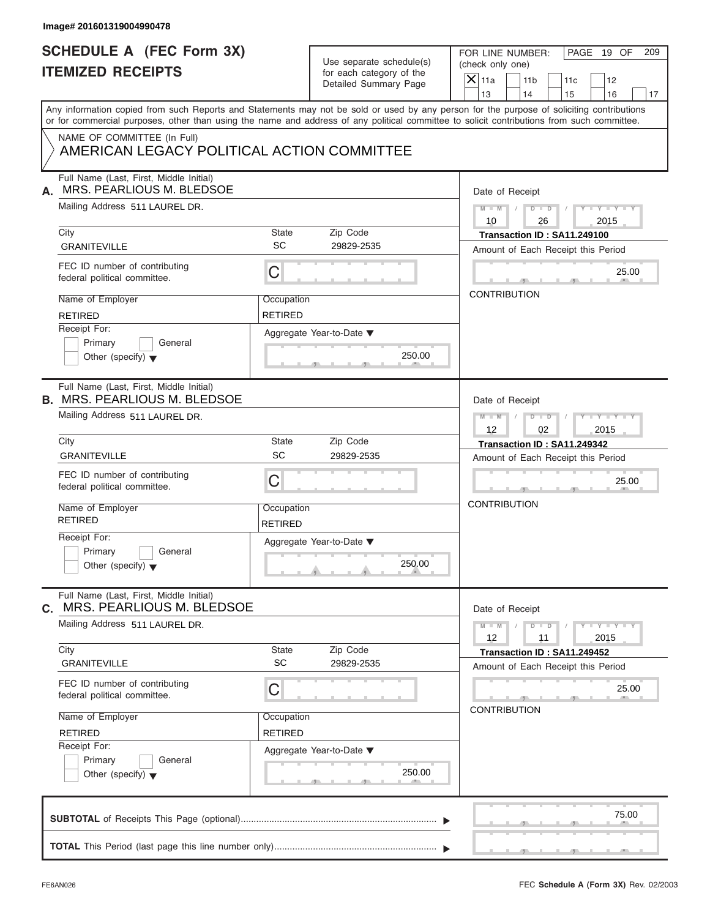Image# 201601319004990478

# SCHEDULE A (FEC Form 3X)
## ITEMIZED RECEIPTS

Use separate schedule(s) for each category of the Detailed Summary Page

FOR LINE NUMBER: (check only one)

- [x] 11a
- [ ] 11b
- [ ] 11c
- [ ] 12
- [ ] 13
- [ ] 14
- [ ] 15
- [ ] 16
- [ ] 17

PAGE 19 OF 209

Any information copied from such Reports and Statements may not be sold or used by any person for the purpose of soliciting contributions or for commercial purposes, other than using the name and address of any political committee to solicit contributions from such committee.

NAME OF COMMITTEE (In Full)
AMERICAN LEGACY POLITICAL ACTION COMMITTEE

---

**A.** Full Name (Last, First, Middle Initial): MRS. PEARLIOUS M. BLEDSOE

Mailing Address: 511 LAUREL DR.

City: GRANITEVILLE | State: SC | Zip Code: 29829-2535

FEC ID number of contributing federal political committee: C

Name of Employer: RETIRED | Occupation: RETIRED

Receipt For: Primary / General / Other (specify)

Aggregate Year-to-Date: 250.00

Date of Receipt: 10 / 26 / 2015

Transaction ID : SA11.249100

Amount of Each Receipt this Period: 25.00

CONTRIBUTION

---

**B.** Full Name (Last, First, Middle Initial): MRS. PEARLIOUS M. BLEDSOE

Mailing Address: 511 LAUREL DR.

City: GRANITEVILLE | State: SC | Zip Code: 29829-2535

FEC ID number of contributing federal political committee: C

Name of Employer: RETIRED | Occupation: RETIRED

Receipt For: Primary / General / Other (specify)

Aggregate Year-to-Date: 250.00

Date of Receipt: 12 / 02 / 2015

Transaction ID : SA11.249342

Amount of Each Receipt this Period: 25.00

CONTRIBUTION

---

**C.** Full Name (Last, First, Middle Initial): MRS. PEARLIOUS M. BLEDSOE

Mailing Address: 511 LAUREL DR.

City: GRANITEVILLE | State: SC | Zip Code: 29829-2535

FEC ID number of contributing federal political committee: C

Name of Employer: RETIRED | Occupation: RETIRED

Receipt For: Primary / General / Other (specify)

Aggregate Year-to-Date: 250.00

Date of Receipt: 12 / 11 / 2015

Transaction ID : SA11.249452

Amount of Each Receipt this Period: 25.00

CONTRIBUTION

---

**SUBTOTAL** of Receipts This Page (optional): 75.00

**TOTAL** This Period (last page this line number only):

FE6AN026 — FEC **Schedule A** (Form 3X) Rev. 02/2003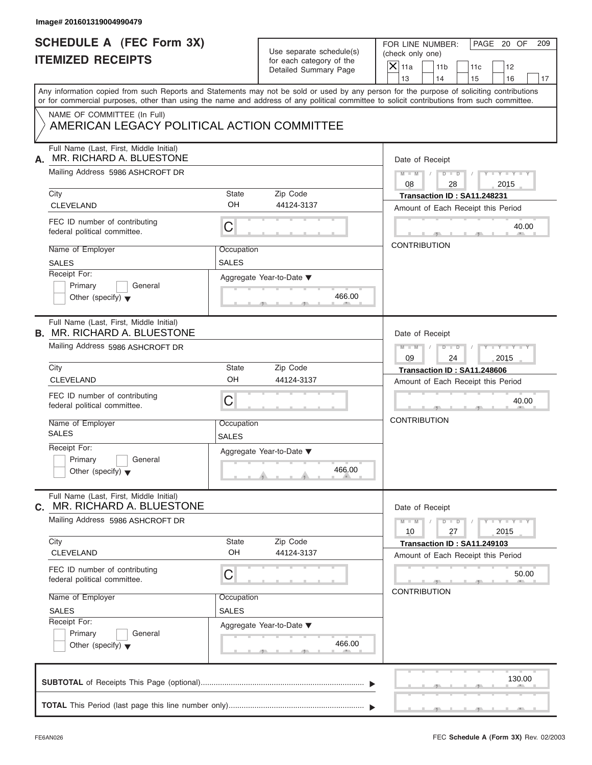Image# 201601319004990479

# SCHEDULE A (FEC Form 3X)
## ITEMIZED RECEIPTS

Use separate schedule(s) for each category of the Detailed Summary Page

FOR LINE NUMBER: (check only one)

- [X] 11a
- [ ] 11b
- [ ] 11c
- [ ] 12
- [ ] 13
- [ ] 14
- [ ] 15
- [ ] 16
- [ ] 17

PAGE 20 OF 209

Any information copied from such Reports and Statements may not be sold or used by any person for the purpose of soliciting contributions or for commercial purposes, other than using the name and address of any political committee to solicit contributions from such committee.

NAME OF COMMITTEE (In Full)
AMERICAN LEGACY POLITICAL ACTION COMMITTEE

---

**A.** Full Name (Last, First, Middle Initial): MR. RICHARD A. BLUESTONE

Mailing Address: 5986 ASHCROFT DR

City: CLEVELAND | State: OH | Zip Code: 44124-3137

FEC ID number of contributing federal political committee: C

Name of Employer: SALES | Occupation: SALES

Receipt For: [ ] Primary [ ] General [ ] Other (specify)

Aggregate Year-to-Date: 466.00

Date of Receipt: 08/28/2015

Transaction ID : SA11.248231

Amount of Each Receipt this Period: 40.00

CONTRIBUTION

---

**B.** Full Name (Last, First, Middle Initial): MR. RICHARD A. BLUESTONE

Mailing Address: 5986 ASHCROFT DR

City: CLEVELAND | State: OH | Zip Code: 44124-3137

FEC ID number of contributing federal political committee: C

Name of Employer: SALES | Occupation: SALES

Receipt For: [ ] Primary [ ] General [ ] Other (specify)

Aggregate Year-to-Date: 466.00

Date of Receipt: 09/24/2015

Transaction ID : SA11.248606

Amount of Each Receipt this Period: 40.00

CONTRIBUTION

---

**C.** Full Name (Last, First, Middle Initial): MR. RICHARD A. BLUESTONE

Mailing Address: 5986 ASHCROFT DR

City: CLEVELAND | State: OH | Zip Code: 44124-3137

FEC ID number of contributing federal political committee: C

Name of Employer: SALES | Occupation: SALES

Receipt For: [ ] Primary [ ] General [ ] Other (specify)

Aggregate Year-to-Date: 466.00

Date of Receipt: 10/27/2015

Transaction ID : SA11.249103

Amount of Each Receipt this Period: 50.00

CONTRIBUTION

---

**SUBTOTAL** of Receipts This Page (optional): 130.00

**TOTAL** This Period (last page this line number only):

FE6AN026

FEC **Schedule A** (Form 3X) Rev. 02/2003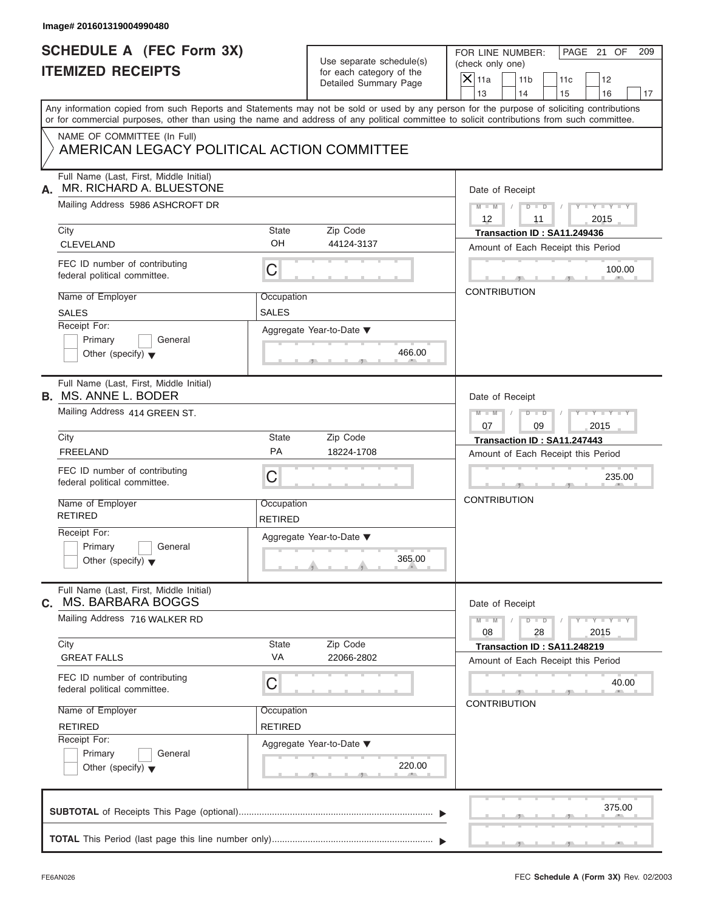Image# 201601319004990480

# SCHEDULE A (FEC Form 3X)
## ITEMIZED RECEIPTS

Use separate schedule(s) for each category of the Detailed Summary Page

FOR LINE NUMBER: (check only one)

- [X] 11a
- [ ] 11b
- [ ] 11c
- [ ] 12
- [ ] 13
- [ ] 14
- [ ] 15
- [ ] 16
- [ ] 17

Any information copied from such Reports and Statements may not be sold or used by any person for the purpose of soliciting contributions or for commercial purposes, other than using the name and address of any political committee to solicit contributions from such committee.

NAME OF COMMITTEE (In Full)
AMERICAN LEGACY POLITICAL ACTION COMMITTEE

---

**A.** Full Name (Last, First, Middle Initial): MR. RICHARD A. BLUESTONE

Mailing Address: 5986 ASHCROFT DR

| City | State | Zip Code |
|---|---|---|
| CLEVELAND | OH | 44124-3137 |

FEC ID number of contributing federal political committee: C

| Name of Employer | Occupation |
|---|---|
| SALES | SALES |

Receipt For: Primary / General / Other (specify)

Aggregate Year-to-Date: 466.00

Date of Receipt: 12 / 11 / 2015

Transaction ID : SA11.249436

Amount of Each Receipt this Period: 100.00

CONTRIBUTION

---

**B.** Full Name (Last, First, Middle Initial): MS. ANNE L. BODER

Mailing Address: 414 GREEN ST.

| City | State | Zip Code |
|---|---|---|
| FREELAND | PA | 18224-1708 |

FEC ID number of contributing federal political committee: C

| Name of Employer | Occupation |
|---|---|
| RETIRED | RETIRED |

Receipt For: Primary / General / Other (specify)

Aggregate Year-to-Date: 365.00

Date of Receipt: 07 / 09 / 2015

Transaction ID : SA11.247443

Amount of Each Receipt this Period: 235.00

CONTRIBUTION

---

**C.** Full Name (Last, First, Middle Initial): MS. BARBARA BOGGS

Mailing Address: 716 WALKER RD

| City | State | Zip Code |
|---|---|---|
| GREAT FALLS | VA | 22066-2802 |

FEC ID number of contributing federal political committee: C

| Name of Employer | Occupation |
|---|---|
| RETIRED | RETIRED |

Receipt For: Primary / General / Other (specify)

Aggregate Year-to-Date: 220.00

Date of Receipt: 08 / 28 / 2015

Transaction ID : SA11.248219

Amount of Each Receipt this Period: 40.00

CONTRIBUTION

---

**SUBTOTAL** of Receipts This Page (optional): 375.00

**TOTAL** This Period (last page this line number only):

FE6AN026

FEC **Schedule A** (Form 3X) Rev. 02/2003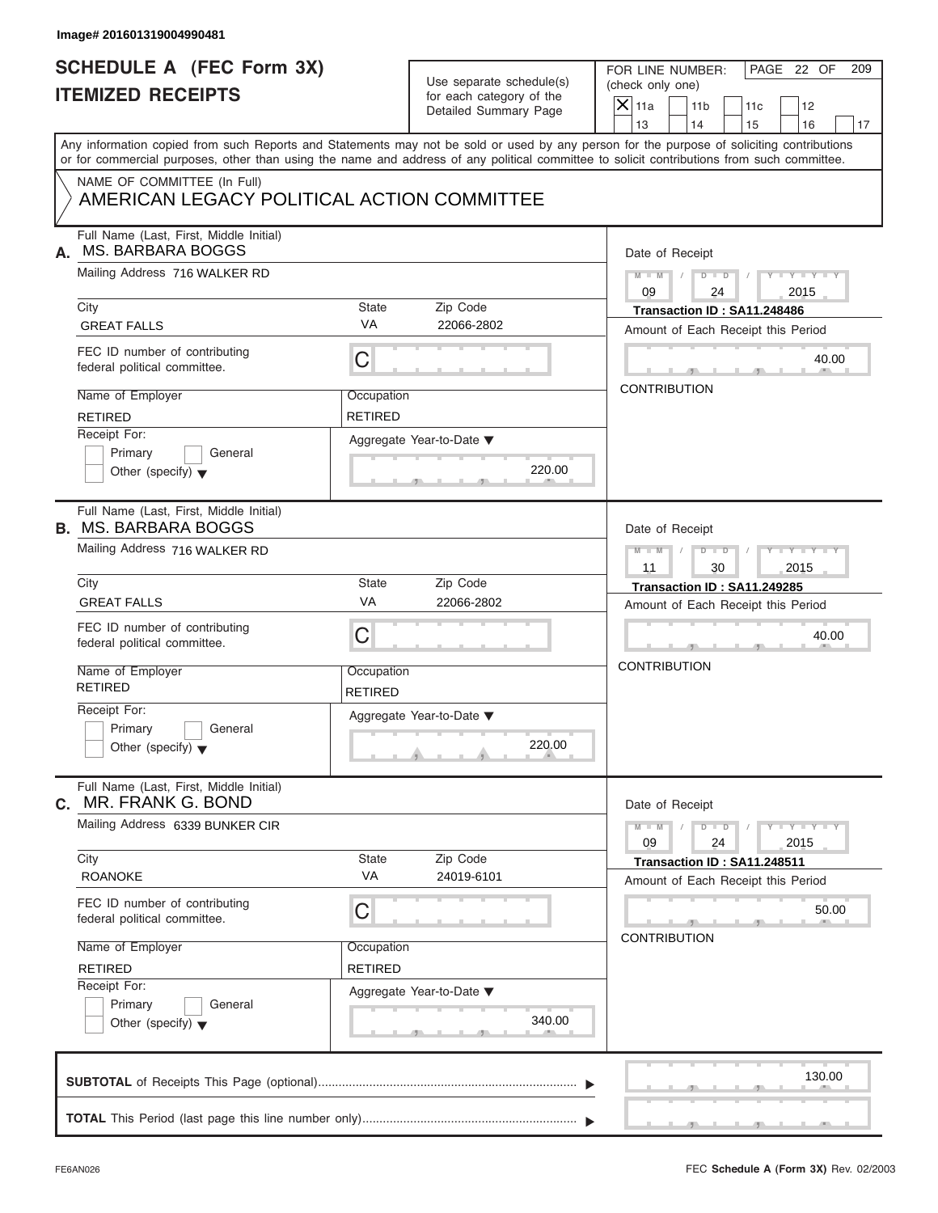Image# 201601319004990481

# SCHEDULE A (FEC Form 3X)
## ITEMIZED RECEIPTS

Use separate schedule(s) for each category of the Detailed Summary Page

FOR LINE NUMBER: (check only one)

- [X] 11a
- [ ] 11b
- [ ] 11c
- [ ] 12
- [ ] 13
- [ ] 14
- [ ] 15
- [ ] 16
- [ ] 17

PAGE 22 OF 209

Any information copied from such Reports and Statements may not be sold or used by any person for the purpose of soliciting contributions or for commercial purposes, other than using the name and address of any political committee to solicit contributions from such committee.

NAME OF COMMITTEE (In Full)
AMERICAN LEGACY POLITICAL ACTION COMMITTEE

---

**A.** Full Name (Last, First, Middle Initial): MS. BARBARA BOGGS

Mailing Address: 716 WALKER RD

City: GREAT FALLS | State: VA | Zip Code: 22066-2802

FEC ID number of contributing federal political committee: C

Name of Employer: RETIRED | Occupation: RETIRED

Receipt For: Primary / General / Other (specify)

Aggregate Year-to-Date: 220.00

Date of Receipt: 09 / 24 / 2015

Transaction ID : SA11.248486

Amount of Each Receipt this Period: 40.00

CONTRIBUTION

---

**B.** Full Name (Last, First, Middle Initial): MS. BARBARA BOGGS

Mailing Address: 716 WALKER RD

City: GREAT FALLS | State: VA | Zip Code: 22066-2802

FEC ID number of contributing federal political committee: C

Name of Employer: RETIRED | Occupation: RETIRED

Receipt For: Primary / General / Other (specify)

Aggregate Year-to-Date: 220.00

Date of Receipt: 11 / 30 / 2015

Transaction ID : SA11.249285

Amount of Each Receipt this Period: 40.00

CONTRIBUTION

---

**C.** Full Name (Last, First, Middle Initial): MR. FRANK G. BOND

Mailing Address: 6339 BUNKER CIR

City: ROANOKE | State: VA | Zip Code: 24019-6101

FEC ID number of contributing federal political committee: C

Name of Employer: RETIRED | Occupation: RETIRED

Receipt For: Primary / General / Other (specify)

Aggregate Year-to-Date: 340.00

Date of Receipt: 09 / 24 / 2015

Transaction ID : SA11.248511

Amount of Each Receipt this Period: 50.00

CONTRIBUTION

---

**SUBTOTAL** of Receipts This Page (optional): 130.00

**TOTAL** This Period (last page this line number only):

FE6AN026

FEC **Schedule A** (Form 3X) Rev. 02/2003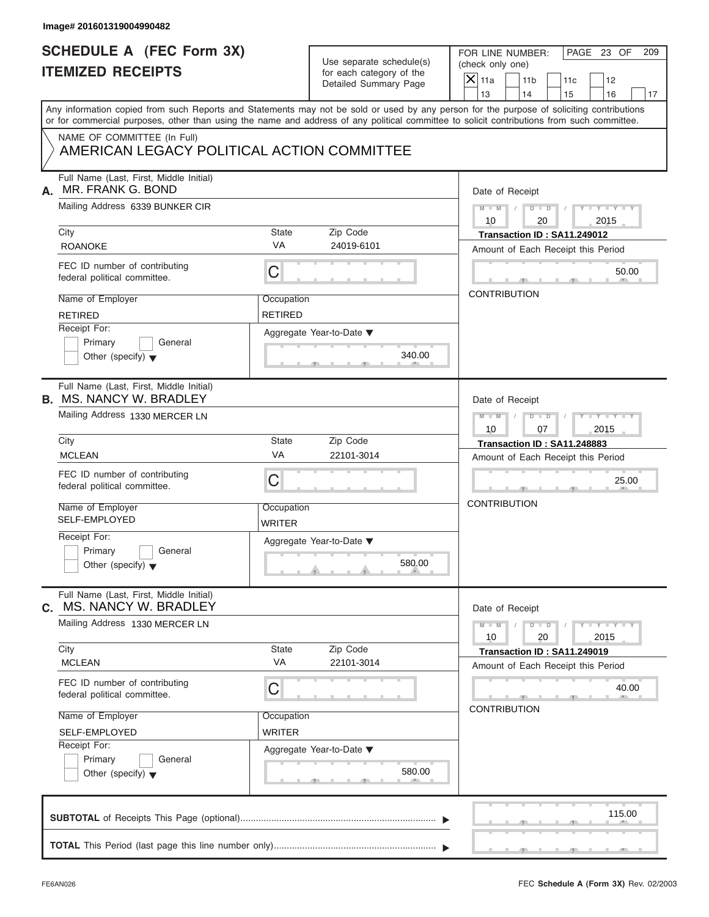Image# 201601319004990482

# SCHEDULE A (FEC Form 3X)
# ITEMIZED RECEIPTS

Use separate schedule(s) for each category of the Detailed Summary Page

FOR LINE NUMBER: (check only one)

- [X] 11a
- [ ] 11b
- [ ] 11c
- [ ] 12
- [ ] 13
- [ ] 14
- [ ] 15
- [ ] 16
- [ ] 17

PAGE 23 OF 209

Any information copied from such Reports and Statements may not be sold or used by any person for the purpose of soliciting contributions or for commercial purposes, other than using the name and address of any political committee to solicit contributions from such committee.

NAME OF COMMITTEE (In Full)

AMERICAN LEGACY POLITICAL ACTION COMMITTEE

---

**A.** Full Name (Last, First, Middle Initial): MR. FRANK G. BOND

Mailing Address: 6339 BUNKER CIR

City: ROANOKE | State: VA | Zip Code: 24019-6101

FEC ID number of contributing federal political committee: C

Name of Employer: RETIRED | Occupation: RETIRED

Receipt For: Primary / General / Other (specify)

Aggregate Year-to-Date: 340.00

Date of Receipt: 10 / 20 / 2015

Transaction ID : SA11.249012

Amount of Each Receipt this Period: 50.00

CONTRIBUTION

---

**B.** Full Name (Last, First, Middle Initial): MS. NANCY W. BRADLEY

Mailing Address: 1330 MERCER LN

City: MCLEAN | State: VA | Zip Code: 22101-3014

FEC ID number of contributing federal political committee: C

Name of Employer: SELF-EMPLOYED | Occupation: WRITER

Receipt For: Primary / General / Other (specify)

Aggregate Year-to-Date: 580.00

Date of Receipt: 10 / 07 / 2015

Transaction ID : SA11.248883

Amount of Each Receipt this Period: 25.00

CONTRIBUTION

---

**C.** Full Name (Last, First, Middle Initial): MS. NANCY W. BRADLEY

Mailing Address: 1330 MERCER LN

City: MCLEAN | State: VA | Zip Code: 22101-3014

FEC ID number of contributing federal political committee: C

Name of Employer: SELF-EMPLOYED | Occupation: WRITER

Receipt For: Primary / General / Other (specify)

Aggregate Year-to-Date: 580.00

Date of Receipt: 10 / 20 / 2015

Transaction ID : SA11.249019

Amount of Each Receipt this Period: 40.00

CONTRIBUTION

---

**SUBTOTAL** of Receipts This Page (optional): 115.00

**TOTAL** This Period (last page this line number only):

FE6AN026 | FEC **Schedule A** (Form 3X) Rev. 02/2003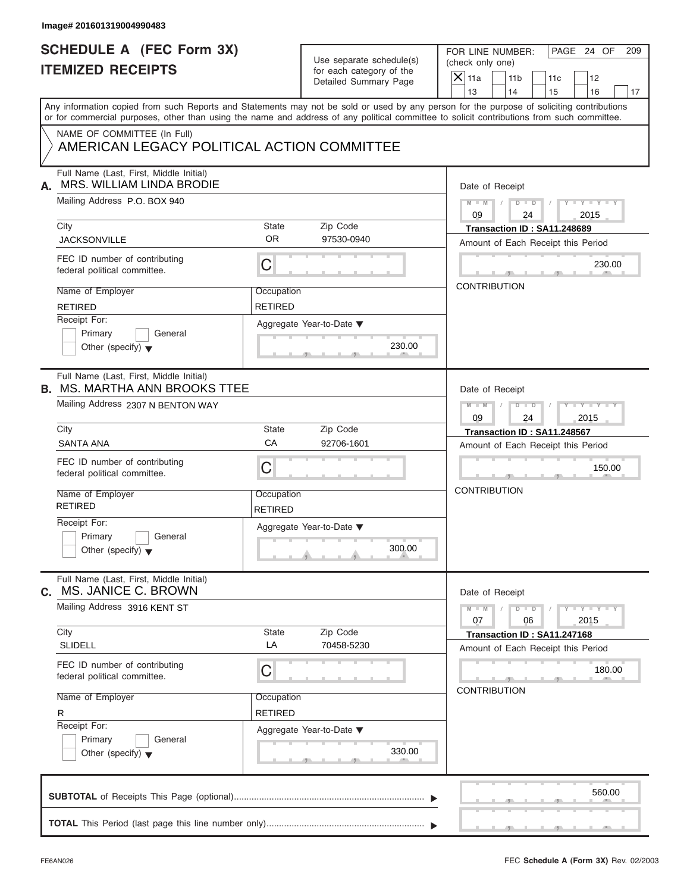Image# 201601319004990483

# SCHEDULE A (FEC Form 3X)
## ITEMIZED RECEIPTS

Use separate schedule(s) for each category of the Detailed Summary Page

FOR LINE NUMBER: (check only one)
[X] 11a [ ] 11b [ ] 11c [ ] 12 [ ] 13 [ ] 14 [ ] 15 [ ] 16 [ ] 17

PAGE 24 OF 209

Any information copied from such Reports and Statements may not be sold or used by any person for the purpose of soliciting contributions or for commercial purposes, other than using the name and address of any political committee to solicit contributions from such committee.

NAME OF COMMITTEE (In Full)
AMERICAN LEGACY POLITICAL ACTION COMMITTEE

---

**A.** Full Name (Last, First, Middle Initial): MRS. WILLIAM LINDA BRODIE

Mailing Address: P.O. BOX 940

City: JACKSONVILLE | State: OR | Zip Code: 97530-0940

FEC ID number of contributing federal political committee: C

Name of Employer: RETIRED | Occupation: RETIRED

Receipt For: [ ] Primary [ ] General [ ] Other (specify)

Aggregate Year-to-Date: 230.00

Date of Receipt: 09 / 24 / 2015

Transaction ID : SA11.248689

Amount of Each Receipt this Period: 230.00

CONTRIBUTION

---

**B.** Full Name (Last, First, Middle Initial): MS. MARTHA ANN BROOKS TTEE

Mailing Address: 2307 N BENTON WAY

City: SANTA ANA | State: CA | Zip Code: 92706-1601

FEC ID number of contributing federal political committee: C

Name of Employer: RETIRED | Occupation: RETIRED

Receipt For: [ ] Primary [ ] General [ ] Other (specify)

Aggregate Year-to-Date: 300.00

Date of Receipt: 09 / 24 / 2015

Transaction ID : SA11.248567

Amount of Each Receipt this Period: 150.00

CONTRIBUTION

---

**C.** Full Name (Last, First, Middle Initial): MS. JANICE C. BROWN

Mailing Address: 3916 KENT ST

City: SLIDELL | State: LA | Zip Code: 70458-5230

FEC ID number of contributing federal political committee: C

Name of Employer: R | Occupation: RETIRED

Receipt For: [ ] Primary [ ] General [ ] Other (specify)

Aggregate Year-to-Date: 330.00

Date of Receipt: 07 / 06 / 2015

Transaction ID : SA11.247168

Amount of Each Receipt this Period: 180.00

CONTRIBUTION

---

**SUBTOTAL** of Receipts This Page (optional): 560.00

**TOTAL** This Period (last page this line number only):

FE6AN026 — FEC **Schedule A** (Form 3X) Rev. 02/2003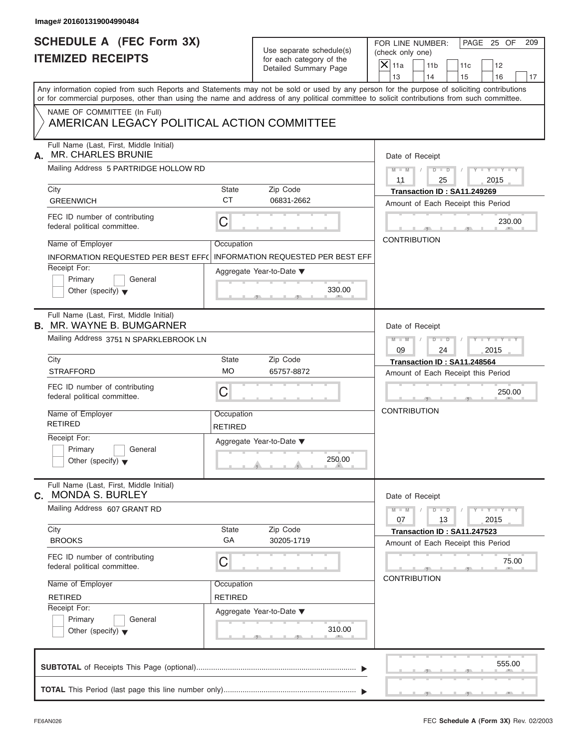Image# 201601319004990484

# SCHEDULE A (FEC Form 3X)
## ITEMIZED RECEIPTS

Use separate schedule(s) for each category of the Detailed Summary Page

FOR LINE NUMBER: (check only one)

- [X] 11a
- [ ] 11b
- [ ] 11c
- [ ] 12
- [ ] 13
- [ ] 14
- [ ] 15
- [ ] 16
- [ ] 17

PAGE 25 OF 209

Any information copied from such Reports and Statements may not be sold or used by any person for the purpose of soliciting contributions or for commercial purposes, other than using the name and address of any political committee to solicit contributions from such committee.

NAME OF COMMITTEE (In Full)
AMERICAN LEGACY POLITICAL ACTION COMMITTEE

---

**A.** Full Name (Last, First, Middle Initial): MR. CHARLES BRUNIE

Mailing Address: 5 PARTRIDGE HOLLOW RD

City: GREENWICH | State: CT | Zip Code: 06831-2662

FEC ID number of contributing federal political committee: C

Name of Employer: INFORMATION REQUESTED PER BEST EFF(

Occupation: INFORMATION REQUESTED PER BEST EFF

Receipt For: Primary / General / Other (specify)

Aggregate Year-to-Date: 330.00

Date of Receipt: 11 / 25 / 2015

Transaction ID : SA11.249269

Amount of Each Receipt this Period: 230.00

CONTRIBUTION

---

**B.** Full Name (Last, First, Middle Initial): MR. WAYNE B. BUMGARNER

Mailing Address: 3751 N SPARKLEBROOK LN

City: STRAFFORD | State: MO | Zip Code: 65757-8872

FEC ID number of contributing federal political committee: C

Name of Employer: RETIRED

Occupation: RETIRED

Receipt For: Primary / General / Other (specify)

Aggregate Year-to-Date: 250.00

Date of Receipt: 09 / 24 / 2015

Transaction ID : SA11.248564

Amount of Each Receipt this Period: 250.00

CONTRIBUTION

---

**C.** Full Name (Last, First, Middle Initial): MONDA S. BURLEY

Mailing Address: 607 GRANT RD

City: BROOKS | State: GA | Zip Code: 30205-1719

FEC ID number of contributing federal political committee: C

Name of Employer: RETIRED

Occupation: RETIRED

Receipt For: Primary / General / Other (specify)

Aggregate Year-to-Date: 310.00

Date of Receipt: 07 / 13 / 2015

Transaction ID : SA11.247523

Amount of Each Receipt this Period: 75.00

CONTRIBUTION

---

**SUBTOTAL** of Receipts This Page (optional): 555.00

**TOTAL** This Period (last page this line number only):

FE6AN026

FEC **Schedule A** (Form 3X) Rev. 02/2003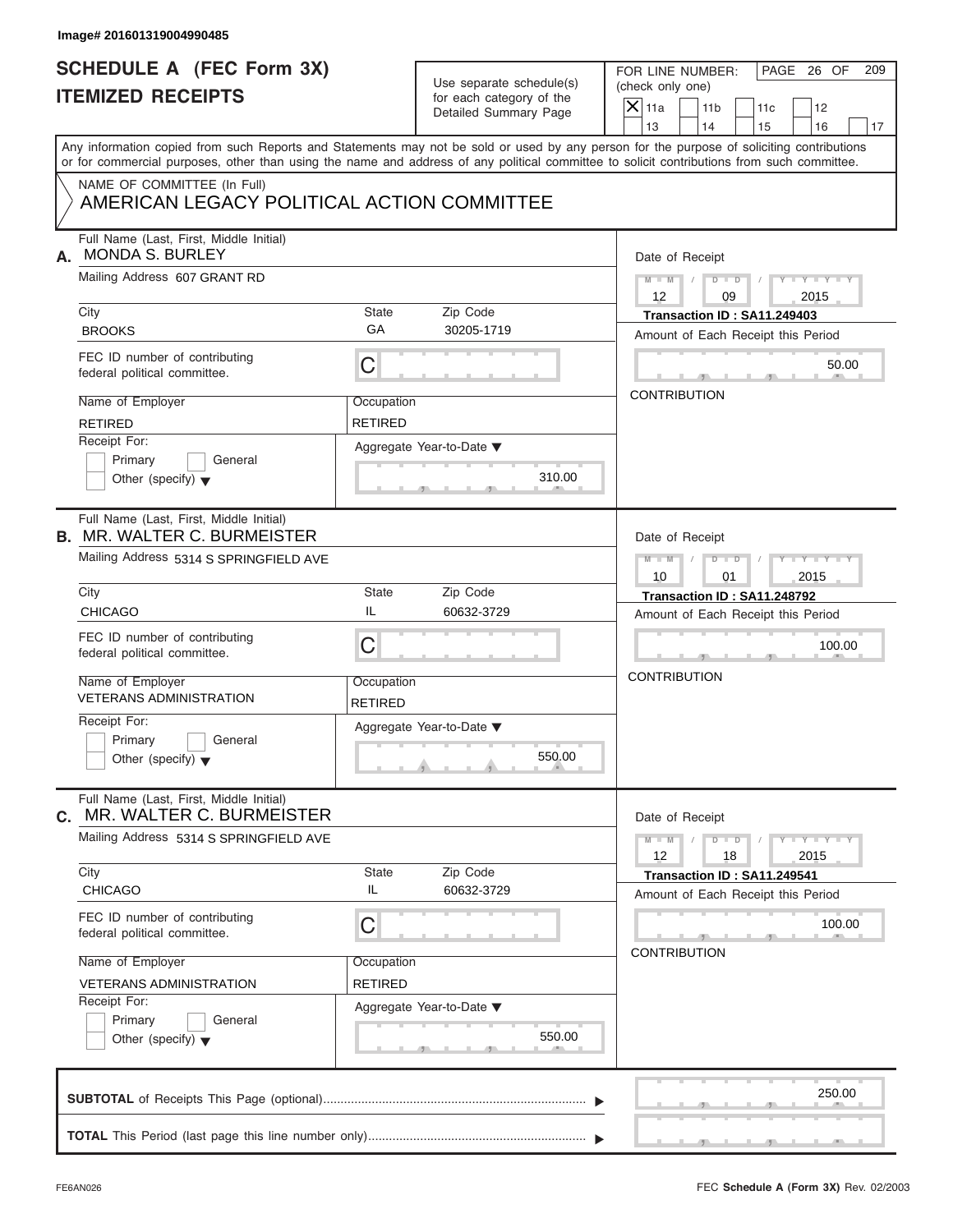Image# 201601319004990485

# SCHEDULE A (FEC Form 3X)
## ITEMIZED RECEIPTS

Use separate schedule(s) for each category of the Detailed Summary Page

FOR LINE NUMBER: (check only one)

[X] 11a [ ] 11b [ ] 11c [ ] 12 [ ] 13 [ ] 14 [ ] 15 [ ] 16 [ ] 17

PAGE 26 OF 209

Any information copied from such Reports and Statements may not be sold or used by any person for the purpose of soliciting contributions or for commercial purposes, other than using the name and address of any political committee to solicit contributions from such committee.

NAME OF COMMITTEE (In Full)
AMERICAN LEGACY POLITICAL ACTION COMMITTEE

---

**A.** Full Name (Last, First, Middle Initial): MONDA S. BURLEY

Mailing Address: 607 GRANT RD

City: BROOKS | State: GA | Zip Code: 30205-1719

FEC ID number of contributing federal political committee: C

Name of Employer: RETIRED | Occupation: RETIRED

Receipt For: [ ] Primary [ ] General [ ] Other (specify)

Aggregate Year-to-Date: 310.00

Date of Receipt: 12 / 09 / 2015

Transaction ID : SA11.249403

Amount of Each Receipt this Period: 50.00

CONTRIBUTION

---

**B.** Full Name (Last, First, Middle Initial): MR. WALTER C. BURMEISTER

Mailing Address: 5314 S SPRINGFIELD AVE

City: CHICAGO | State: IL | Zip Code: 60632-3729

FEC ID number of contributing federal political committee: C

Name of Employer: VETERANS ADMINISTRATION | Occupation: RETIRED

Receipt For: [ ] Primary [ ] General [ ] Other (specify)

Aggregate Year-to-Date: 550.00

Date of Receipt: 10 / 01 / 2015

Transaction ID : SA11.248792

Amount of Each Receipt this Period: 100.00

CONTRIBUTION

---

**C.** Full Name (Last, First, Middle Initial): MR. WALTER C. BURMEISTER

Mailing Address: 5314 S SPRINGFIELD AVE

City: CHICAGO | State: IL | Zip Code: 60632-3729

FEC ID number of contributing federal political committee: C

Name of Employer: VETERANS ADMINISTRATION | Occupation: RETIRED

Receipt For: [ ] Primary [ ] General [ ] Other (specify)

Aggregate Year-to-Date: 550.00

Date of Receipt: 12 / 18 / 2015

Transaction ID : SA11.249541

Amount of Each Receipt this Period: 100.00

CONTRIBUTION

---

**SUBTOTAL** of Receipts This Page (optional): 250.00

**TOTAL** This Period (last page this line number only):

FE6AN026 — FEC **Schedule A** (Form 3X) Rev. 02/2003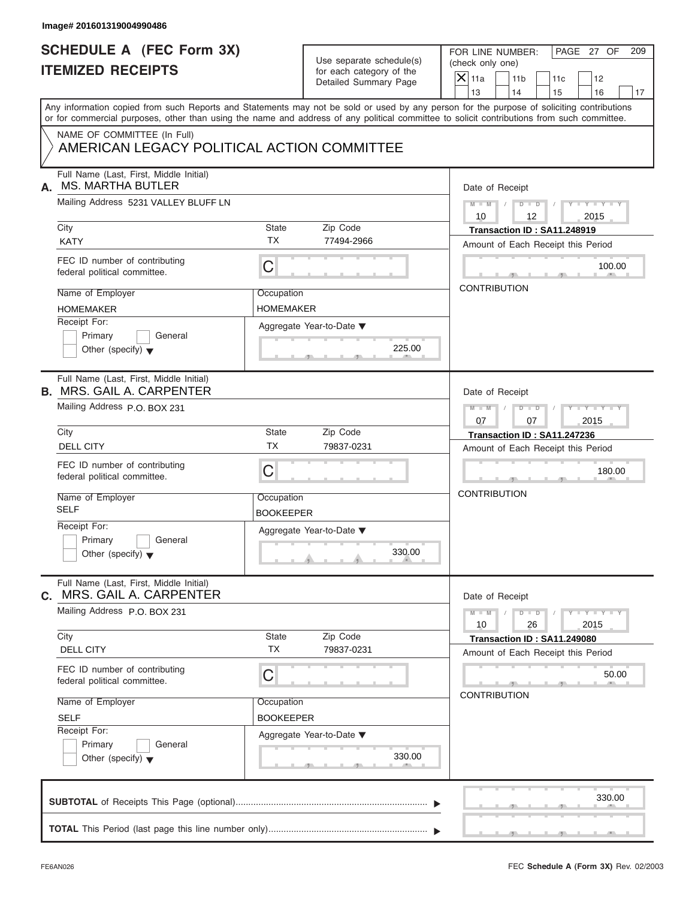Image# 201601319004990486

# SCHEDULE A (FEC Form 3X)
## ITEMIZED RECEIPTS

Use separate schedule(s) for each category of the Detailed Summary Page

FOR LINE NUMBER: (check only one)

- [X] 11a
- [ ] 11b
- [ ] 11c
- [ ] 12
- [ ] 13
- [ ] 14
- [ ] 15
- [ ] 16
- [ ] 17

Any information copied from such Reports and Statements may not be sold or used by any person for the purpose of soliciting contributions or for commercial purposes, other than using the name and address of any political committee to solicit contributions from such committee.

NAME OF COMMITTEE (In Full)
AMERICAN LEGACY POLITICAL ACTION COMMITTEE

---

**A.** Full Name (Last, First, Middle Initial): MS. MARTHA BUTLER

Mailing Address: 5231 VALLEY BLUFF LN

City: KATY | State: TX | Zip Code: 77494-2966

FEC ID number of contributing federal political committee: C

Name of Employer: HOMEMAKER | Occupation: HOMEMAKER

Receipt For: Primary / General / Other (specify)

Aggregate Year-to-Date: 225.00

Date of Receipt: 10 / 12 / 2015

Transaction ID : SA11.248919

Amount of Each Receipt this Period: 100.00

CONTRIBUTION

---

**B.** Full Name (Last, First, Middle Initial): MRS. GAIL A. CARPENTER

Mailing Address: P.O. BOX 231

City: DELL CITY | State: TX | Zip Code: 79837-0231

FEC ID number of contributing federal political committee: C

Name of Employer: SELF | Occupation: BOOKEEPER

Receipt For: Primary / General / Other (specify)

Aggregate Year-to-Date: 330.00

Date of Receipt: 07 / 07 / 2015

Transaction ID : SA11.247236

Amount of Each Receipt this Period: 180.00

CONTRIBUTION

---

**C.** Full Name (Last, First, Middle Initial): MRS. GAIL A. CARPENTER

Mailing Address: P.O. BOX 231

City: DELL CITY | State: TX | Zip Code: 79837-0231

FEC ID number of contributing federal political committee: C

Name of Employer: SELF | Occupation: BOOKEEPER

Receipt For: Primary / General / Other (specify)

Aggregate Year-to-Date: 330.00

Date of Receipt: 10 / 26 / 2015

Transaction ID : SA11.249080

Amount of Each Receipt this Period: 50.00

CONTRIBUTION

---

**SUBTOTAL** of Receipts This Page (optional): 330.00

**TOTAL** This Period (last page this line number only):

FE6AN026 — FEC **Schedule A** (Form 3X) Rev. 02/2003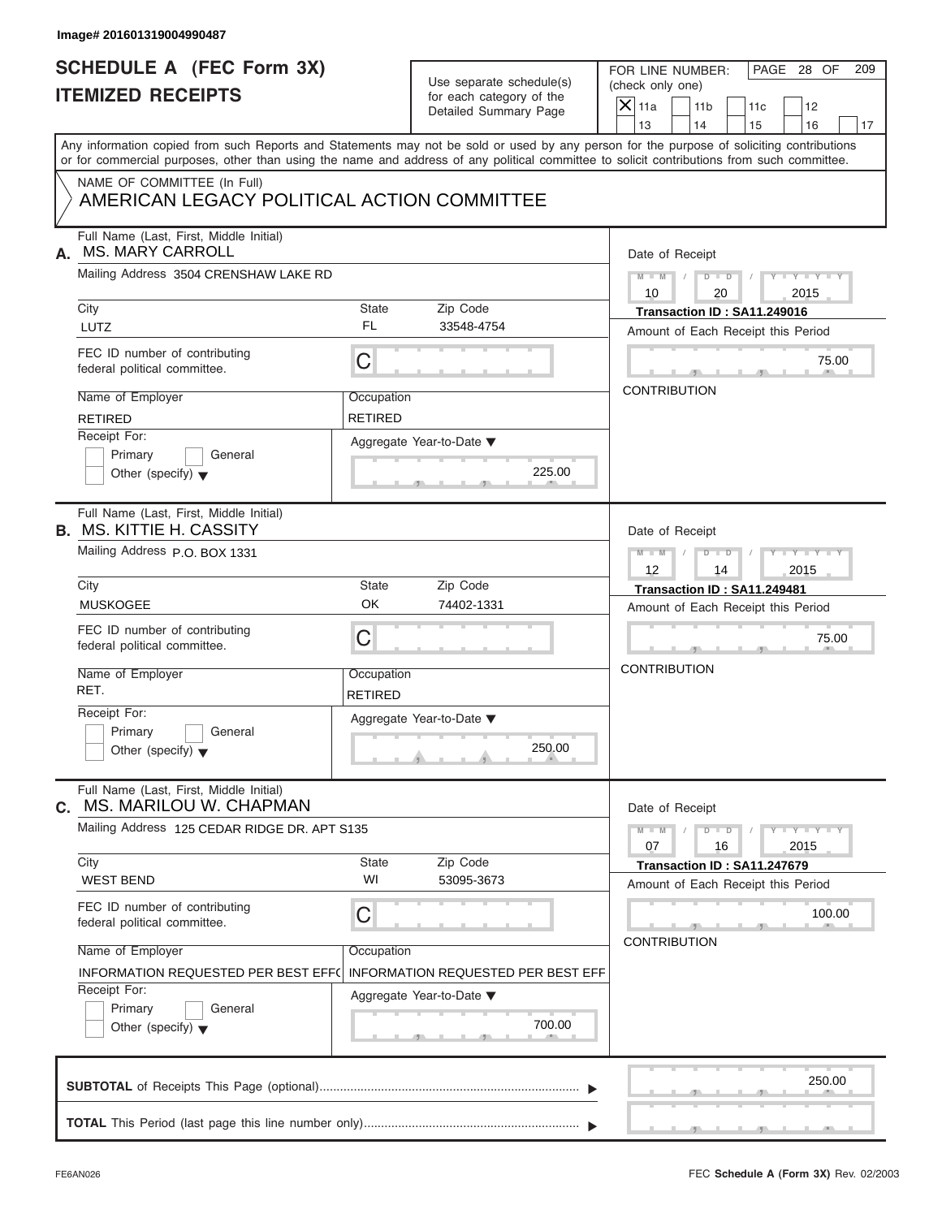Image# 201601319004990487

# SCHEDULE A (FEC Form 3X)
# ITEMIZED RECEIPTS

Use separate schedule(s) for each category of the Detailed Summary Page

FOR LINE NUMBER: (check only one)

- [X] 11a
- [ ] 11b
- [ ] 11c
- [ ] 12
- [ ] 13
- [ ] 14
- [ ] 15
- [ ] 16
- [ ] 17

Any information copied from such Reports and Statements may not be sold or used by any person for the purpose of soliciting contributions or for commercial purposes, other than using the name and address of any political committee to solicit contributions from such committee.

NAME OF COMMITTEE (In Full)
AMERICAN LEGACY POLITICAL ACTION COMMITTEE

---

**A.** Full Name (Last, First, Middle Initial): MS. MARY CARROLL

Mailing Address: 3504 CRENSHAW LAKE RD

| City | State | Zip Code |
|---|---|---|
| LUTZ | FL | 33548-4754 |

FEC ID number of contributing federal political committee: C

| Name of Employer | Occupation |
|---|---|
| RETIRED | RETIRED |

Receipt For: Primary / General / Other (specify)

Aggregate Year-to-Date: 225.00

Date of Receipt: 10 / 20 / 2015

Transaction ID : SA11.249016

Amount of Each Receipt this Period: 75.00

CONTRIBUTION

---

**B.** Full Name (Last, First, Middle Initial): MS. KITTIE H. CASSITY

Mailing Address: P.O. BOX 1331

| City | State | Zip Code |
|---|---|---|
| MUSKOGEE | OK | 74402-1331 |

FEC ID number of contributing federal political committee: C

| Name of Employer | Occupation |
|---|---|
| RET. | RETIRED |

Receipt For: Primary / General / Other (specify)

Aggregate Year-to-Date: 250.00

Date of Receipt: 12 / 14 / 2015

Transaction ID : SA11.249481

Amount of Each Receipt this Period: 75.00

CONTRIBUTION

---

**C.** Full Name (Last, First, Middle Initial): MS. MARILOU W. CHAPMAN

Mailing Address: 125 CEDAR RIDGE DR. APT S135

| City | State | Zip Code |
|---|---|---|
| WEST BEND | WI | 53095-3673 |

FEC ID number of contributing federal political committee: C

| Name of Employer | Occupation |
|---|---|
| INFORMATION REQUESTED PER BEST EFF( | INFORMATION REQUESTED PER BEST EFF |

Receipt For: Primary / General / Other (specify)

Aggregate Year-to-Date: 700.00

Date of Receipt: 07 / 16 / 2015

Transaction ID : SA11.247679

Amount of Each Receipt this Period: 100.00

CONTRIBUTION

---

**SUBTOTAL** of Receipts This Page (optional): 250.00

**TOTAL** This Period (last page this line number only):

FE6AN026

FEC **Schedule A** (Form 3X) Rev. 02/2003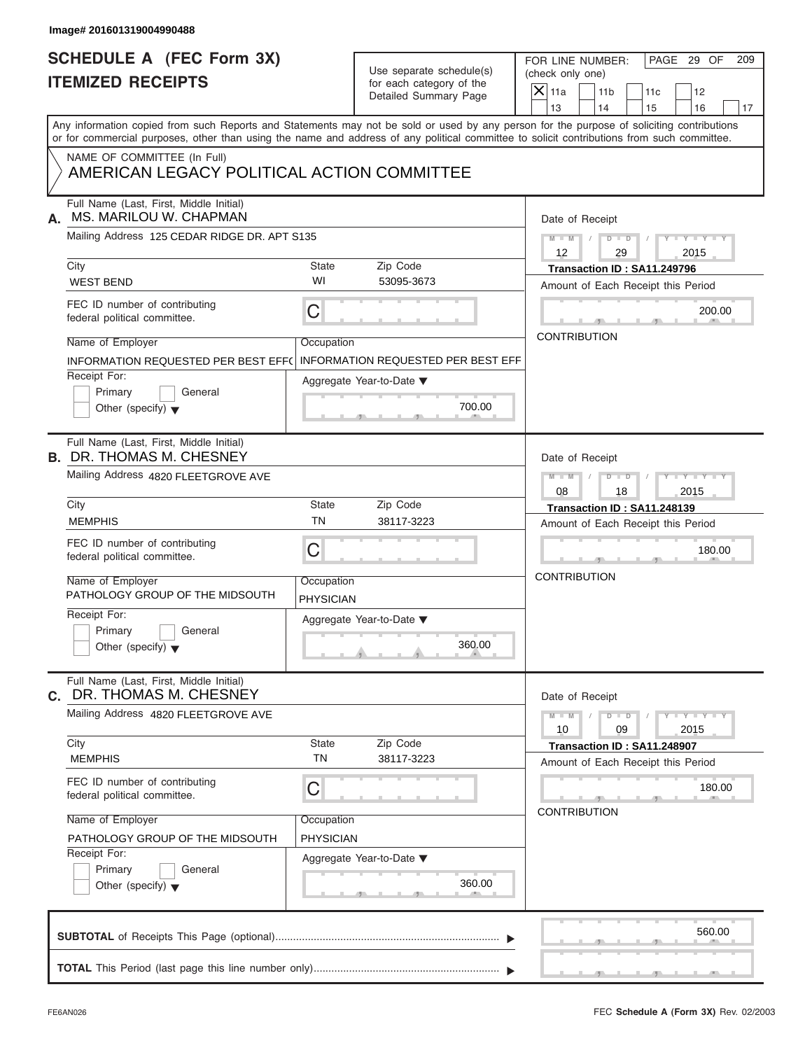Image# 201601319004990488

# SCHEDULE A (FEC Form 3X)
## ITEMIZED RECEIPTS

Use separate schedule(s) for each category of the Detailed Summary Page

FOR LINE NUMBER: (check only one)

[X] 11a  [ ] 11b  [ ] 11c  [ ] 12  [ ] 13  [ ] 14  [ ] 15  [ ] 16  [ ] 17

PAGE 29 OF 209

Any information copied from such Reports and Statements may not be sold or used by any person for the purpose of soliciting contributions or for commercial purposes, other than using the name and address of any political committee to solicit contributions from such committee.

NAME OF COMMITTEE (In Full)
AMERICAN LEGACY POLITICAL ACTION COMMITTEE

---

**A.** Full Name (Last, First, Middle Initial): MS. MARILOU W. CHAPMAN

Mailing Address: 125 CEDAR RIDGE DR. APT S135

City: WEST BEND | State: WI | Zip Code: 53095-3673

FEC ID number of contributing federal political committee: C

Name of Employer: INFORMATION REQUESTED PER BEST EFFO

Occupation: INFORMATION REQUESTED PER BEST EFF

Receipt For: [ ] Primary [ ] General [ ] Other (specify)

Aggregate Year-to-Date: 700.00

Date of Receipt: 12/29/2015

Transaction ID : SA11.249796

Amount of Each Receipt this Period: 200.00

CONTRIBUTION

---

**B.** Full Name (Last, First, Middle Initial): DR. THOMAS M. CHESNEY

Mailing Address: 4820 FLEETGROVE AVE

City: MEMPHIS | State: TN | Zip Code: 38117-3223

FEC ID number of contributing federal political committee: C

Name of Employer: PATHOLOGY GROUP OF THE MIDSOUTH

Occupation: PHYSICIAN

Receipt For: [ ] Primary [ ] General [ ] Other (specify)

Aggregate Year-to-Date: 360.00

Date of Receipt: 08/18/2015

Transaction ID : SA11.248139

Amount of Each Receipt this Period: 180.00

CONTRIBUTION

---

**C.** Full Name (Last, First, Middle Initial): DR. THOMAS M. CHESNEY

Mailing Address: 4820 FLEETGROVE AVE

City: MEMPHIS | State: TN | Zip Code: 38117-3223

FEC ID number of contributing federal political committee: C

Name of Employer: PATHOLOGY GROUP OF THE MIDSOUTH

Occupation: PHYSICIAN

Receipt For: [ ] Primary [ ] General [ ] Other (specify)

Aggregate Year-to-Date: 360.00

Date of Receipt: 10/09/2015

Transaction ID : SA11.248907

Amount of Each Receipt this Period: 180.00

CONTRIBUTION

---

**SUBTOTAL** of Receipts This Page (optional): 560.00

**TOTAL** This Period (last page this line number only):

FE6AN026

FEC **Schedule A** (Form 3X) Rev. 02/2003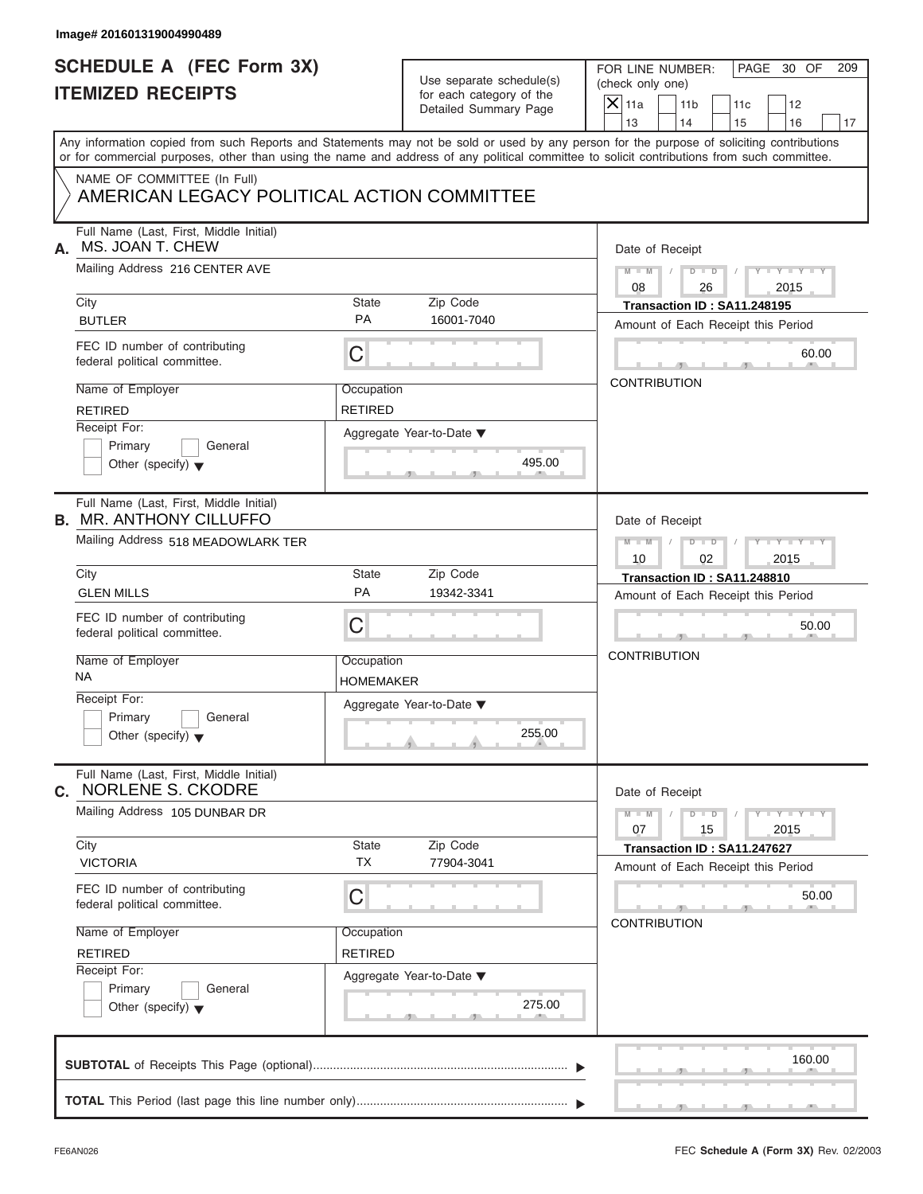Image# 201601319004990489

# SCHEDULE A (FEC Form 3X)
# ITEMIZED RECEIPTS

Use separate schedule(s) for each category of the Detailed Summary Page

FOR LINE NUMBER: (check only one)

- [X] 11a
- [ ] 11b
- [ ] 11c
- [ ] 12
- [ ] 13
- [ ] 14
- [ ] 15
- [ ] 16
- [ ] 17

PAGE 30 OF 209

Any information copied from such Reports and Statements may not be sold or used by any person for the purpose of soliciting contributions or for commercial purposes, other than using the name and address of any political committee to solicit contributions from such committee.

NAME OF COMMITTEE (In Full)
AMERICAN LEGACY POLITICAL ACTION COMMITTEE

---

**A.** Full Name (Last, First, Middle Initial): MS. JOAN T. CHEW

Mailing Address: 216 CENTER AVE

City: BUTLER | State: PA | Zip Code: 16001-7040

FEC ID number of contributing federal political committee: C

Name of Employer: RETIRED | Occupation: RETIRED

Receipt For: Primary / General / Other (specify)

Aggregate Year-to-Date: 495.00

Date of Receipt: 08 / 26 / 2015

Transaction ID : SA11.248195

Amount of Each Receipt this Period: 60.00

CONTRIBUTION

---

**B.** Full Name (Last, First, Middle Initial): MR. ANTHONY CILLUFFO

Mailing Address: 518 MEADOWLARK TER

City: GLEN MILLS | State: PA | Zip Code: 19342-3341

FEC ID number of contributing federal political committee: C

Name of Employer: NA | Occupation: HOMEMAKER

Receipt For: Primary / General / Other (specify)

Aggregate Year-to-Date: 255.00

Date of Receipt: 10 / 02 / 2015

Transaction ID : SA11.248810

Amount of Each Receipt this Period: 50.00

CONTRIBUTION

---

**C.** Full Name (Last, First, Middle Initial): NORLENE S. CKODRE

Mailing Address: 105 DUNBAR DR

City: VICTORIA | State: TX | Zip Code: 77904-3041

FEC ID number of contributing federal political committee: C

Name of Employer: RETIRED | Occupation: RETIRED

Receipt For: Primary / General / Other (specify)

Aggregate Year-to-Date: 275.00

Date of Receipt: 07 / 15 / 2015

Transaction ID : SA11.247627

Amount of Each Receipt this Period: 50.00

CONTRIBUTION

---

**SUBTOTAL** of Receipts This Page (optional): 160.00

**TOTAL** This Period (last page this line number only):

FE6AN026 FEC **Schedule A (Form 3X)** Rev. 02/2003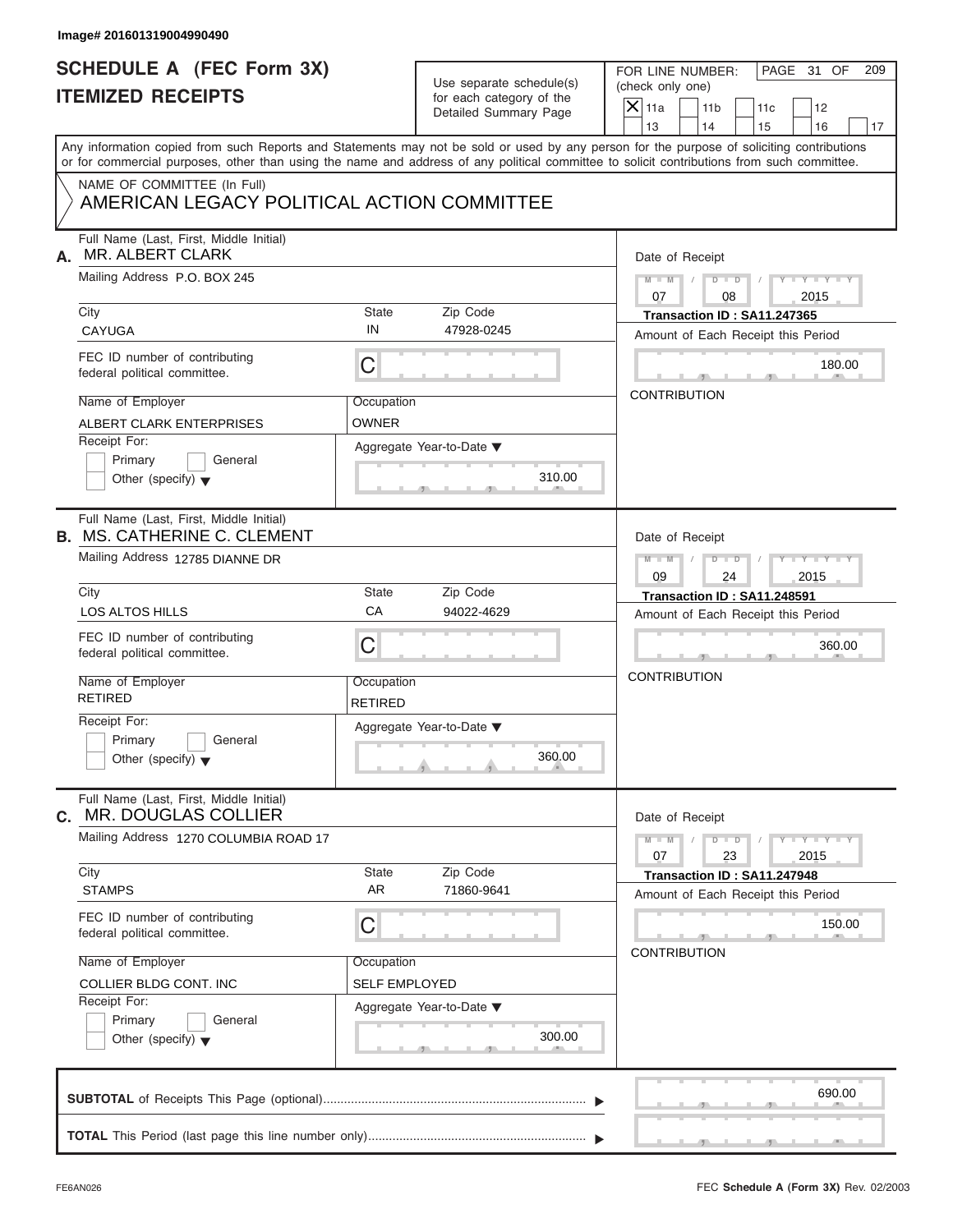Image# 201601319004990490

# SCHEDULE A (FEC Form 3X)
# ITEMIZED RECEIPTS

Use separate schedule(s) for each category of the Detailed Summary Page

FOR LINE NUMBER: (check only one)

- [X] 11a
- [ ] 11b
- [ ] 11c
- [ ] 12
- [ ] 13
- [ ] 14
- [ ] 15
- [ ] 16
- [ ] 17

PAGE 31 OF 209

Any information copied from such Reports and Statements may not be sold or used by any person for the purpose of soliciting contributions or for commercial purposes, other than using the name and address of any political committee to solicit contributions from such committee.

NAME OF COMMITTEE (In Full)
AMERICAN LEGACY POLITICAL ACTION COMMITTEE

---

**A.** Full Name (Last, First, Middle Initial): MR. ALBERT CLARK

Mailing Address: P.O. BOX 245

City: CAYUGA | State: IN | Zip Code: 47928-0245

FEC ID number of contributing federal political committee: C

Name of Employer: ALBERT CLARK ENTERPRISES

Occupation: OWNER

Receipt For: Primary / General / Other (specify)

Aggregate Year-to-Date: 310.00

Date of Receipt: 07 / 08 / 2015

Transaction ID : SA11.247365

Amount of Each Receipt this Period: 180.00

CONTRIBUTION

---

**B.** Full Name (Last, First, Middle Initial): MS. CATHERINE C. CLEMENT

Mailing Address: 12785 DIANNE DR

City: LOS ALTOS HILLS | State: CA | Zip Code: 94022-4629

FEC ID number of contributing federal political committee: C

Name of Employer: RETIRED

Occupation: RETIRED

Receipt For: Primary / General / Other (specify)

Aggregate Year-to-Date: 360.00

Date of Receipt: 09 / 24 / 2015

Transaction ID : SA11.248591

Amount of Each Receipt this Period: 360.00

CONTRIBUTION

---

**C.** Full Name (Last, First, Middle Initial): MR. DOUGLAS COLLIER

Mailing Address: 1270 COLUMBIA ROAD 17

City: STAMPS | State: AR | Zip Code: 71860-9641

FEC ID number of contributing federal political committee: C

Name of Employer: COLLIER BLDG CONT. INC

Occupation: SELF EMPLOYED

Receipt For: Primary / General / Other (specify)

Aggregate Year-to-Date: 300.00

Date of Receipt: 07 / 23 / 2015

Transaction ID : SA11.247948

Amount of Each Receipt this Period: 150.00

CONTRIBUTION

---

**SUBTOTAL** of Receipts This Page (optional): 690.00

**TOTAL** This Period (last page this line number only):

FE6AN026 — FEC **Schedule A** (Form 3X) Rev. 02/2003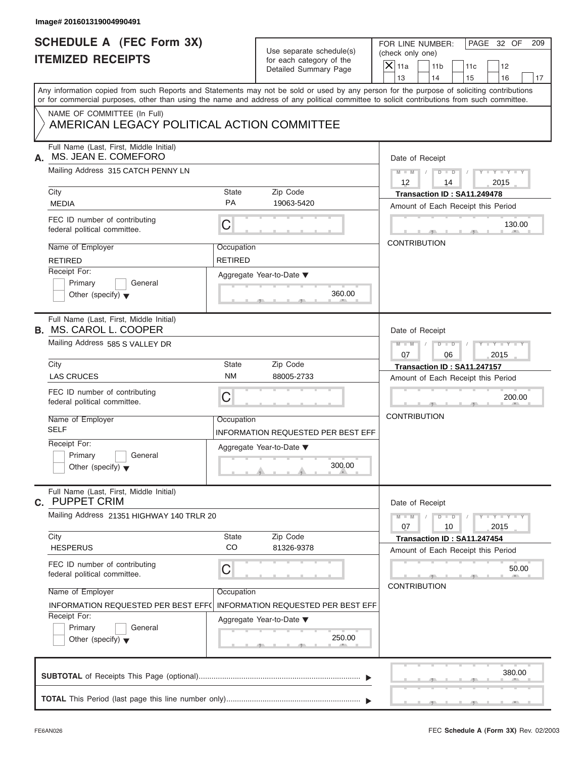Image# 201601319004990491

# SCHEDULE A (FEC Form 3X) ITEMIZED RECEIPTS

Use separate schedule(s) for each category of the Detailed Summary Page

FOR LINE NUMBER: (check only one)

- [X] 11a
- [ ] 11b
- [ ] 11c
- [ ] 12
- [ ] 13
- [ ] 14
- [ ] 15
- [ ] 16
- [ ] 17

PAGE 32 OF 209

Any information copied from such Reports and Statements may not be sold or used by any person for the purpose of soliciting contributions or for commercial purposes, other than using the name and address of any political committee to solicit contributions from such committee.

NAME OF COMMITTEE (In Full)
AMERICAN LEGACY POLITICAL ACTION COMMITTEE

---

**A.** Full Name (Last, First, Middle Initial): MS. JEAN E. COMEFORO

Mailing Address: 315 CATCH PENNY LN

City: MEDIA | State: PA | Zip Code: 19063-5420

FEC ID number of contributing federal political committee: C

Name of Employer: RETIRED | Occupation: RETIRED

Receipt For: Primary / General / Other (specify)

Aggregate Year-to-Date: 360.00

Date of Receipt: 12 / 14 / 2015

Transaction ID : SA11.249478

Amount of Each Receipt this Period: 130.00

CONTRIBUTION

---

**B.** Full Name (Last, First, Middle Initial): MS. CAROL L. COOPER

Mailing Address: 585 S VALLEY DR

City: LAS CRUCES | State: NM | Zip Code: 88005-2733

FEC ID number of contributing federal political committee: C

Name of Employer: SELF | Occupation: INFORMATION REQUESTED PER BEST EFF

Receipt For: Primary / General / Other (specify)

Aggregate Year-to-Date: 300.00

Date of Receipt: 07 / 06 / 2015

Transaction ID : SA11.247157

Amount of Each Receipt this Period: 200.00

CONTRIBUTION

---

**C.** Full Name (Last, First, Middle Initial): PUPPET CRIM

Mailing Address: 21351 HIGHWAY 140 TRLR 20

City: HESPERUS | State: CO | Zip Code: 81326-9378

FEC ID number of contributing federal political committee: C

Name of Employer: INFORMATION REQUESTED PER BEST EFF( | Occupation: INFORMATION REQUESTED PER BEST EFF

Receipt For: Primary / General / Other (specify)

Aggregate Year-to-Date: 250.00

Date of Receipt: 07 / 10 / 2015

Transaction ID : SA11.247454

Amount of Each Receipt this Period: 50.00

CONTRIBUTION

---

**SUBTOTAL** of Receipts This Page (optional): 380.00

**TOTAL** This Period (last page this line number only):

FE6AN026 — FEC Schedule A (Form 3X) Rev. 02/2003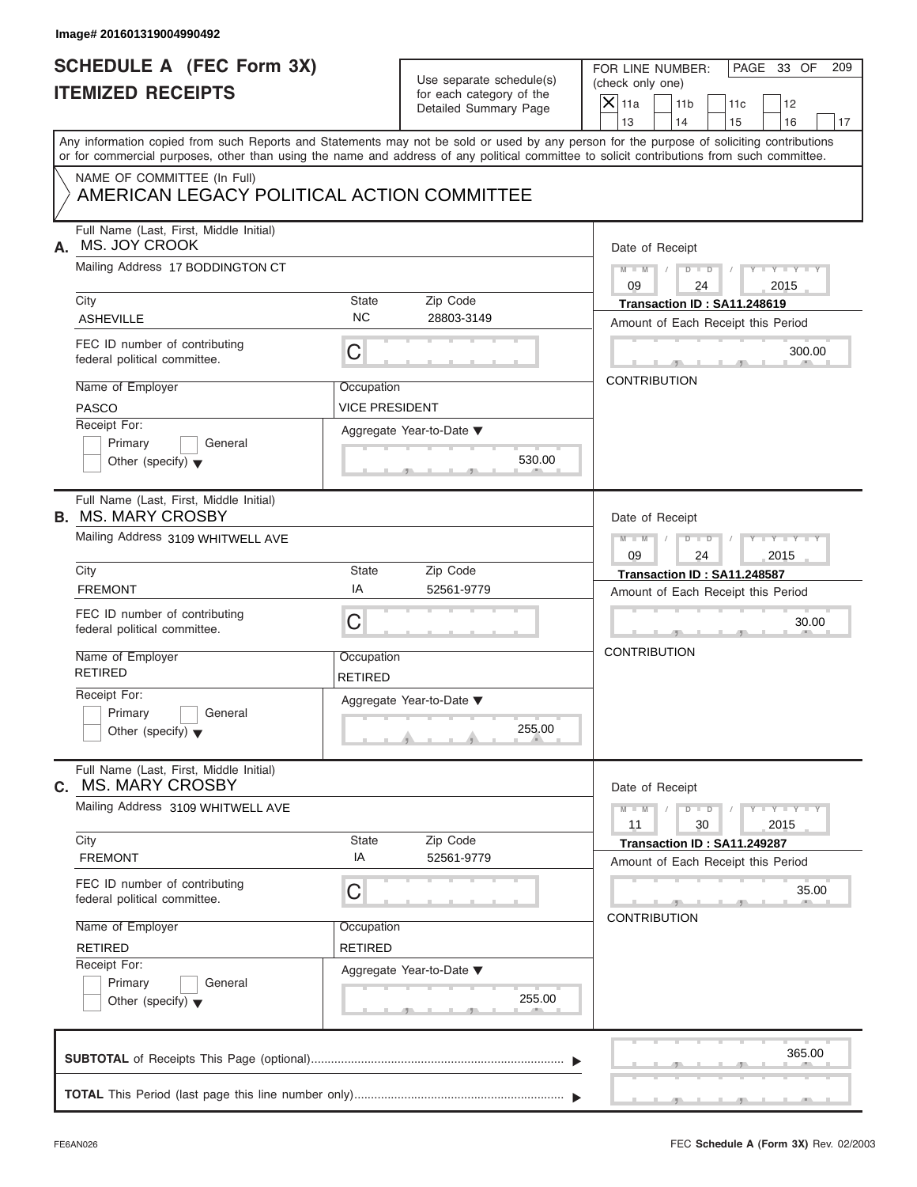Image# 201601319004990492

# SCHEDULE A (FEC Form 3X)
## ITEMIZED RECEIPTS

Use separate schedule(s) for each category of the Detailed Summary Page

FOR LINE NUMBER: (check only one)
[X] 11a [ ] 11b [ ] 11c [ ] 12 [ ] 13 [ ] 14 [ ] 15 [ ] 16 [ ] 17

PAGE 33 OF 209

Any information copied from such Reports and Statements may not be sold or used by any person for the purpose of soliciting contributions or for commercial purposes, other than using the name and address of any political committee to solicit contributions from such committee.

NAME OF COMMITTEE (In Full)
AMERICAN LEGACY POLITICAL ACTION COMMITTEE

---

**A.** Full Name (Last, First, Middle Initial): MS. JOY CROOK

Mailing Address: 17 BODDINGTON CT

City: ASHEVILLE | State: NC | Zip Code: 28803-3149

FEC ID number of contributing federal political committee: C

Name of Employer: PASCO

Occupation: VICE PRESIDENT

Receipt For: [ ] Primary [ ] General [ ] Other (specify)

Aggregate Year-to-Date: 530.00

Date of Receipt: 09 / 24 / 2015

Transaction ID : SA11.248619

Amount of Each Receipt this Period: 300.00

CONTRIBUTION

---

**B.** Full Name (Last, First, Middle Initial): MS. MARY CROSBY

Mailing Address: 3109 WHITWELL AVE

City: FREMONT | State: IA | Zip Code: 52561-9779

FEC ID number of contributing federal political committee: C

Name of Employer: RETIRED

Occupation: RETIRED

Receipt For: [ ] Primary [ ] General [ ] Other (specify)

Aggregate Year-to-Date: 255.00

Date of Receipt: 09 / 24 / 2015

Transaction ID : SA11.248587

Amount of Each Receipt this Period: 30.00

CONTRIBUTION

---

**C.** Full Name (Last, First, Middle Initial): MS. MARY CROSBY

Mailing Address: 3109 WHITWELL AVE

City: FREMONT | State: IA | Zip Code: 52561-9779

FEC ID number of contributing federal political committee: C

Name of Employer: RETIRED

Occupation: RETIRED

Receipt For: [ ] Primary [ ] General [ ] Other (specify)

Aggregate Year-to-Date: 255.00

Date of Receipt: 11 / 30 / 2015

Transaction ID : SA11.249287

Amount of Each Receipt this Period: 35.00

CONTRIBUTION

---

**SUBTOTAL** of Receipts This Page (optional): 365.00

**TOTAL** This Period (last page this line number only):

FE6AN026 FEC **Schedule A** (Form 3X) Rev. 02/2003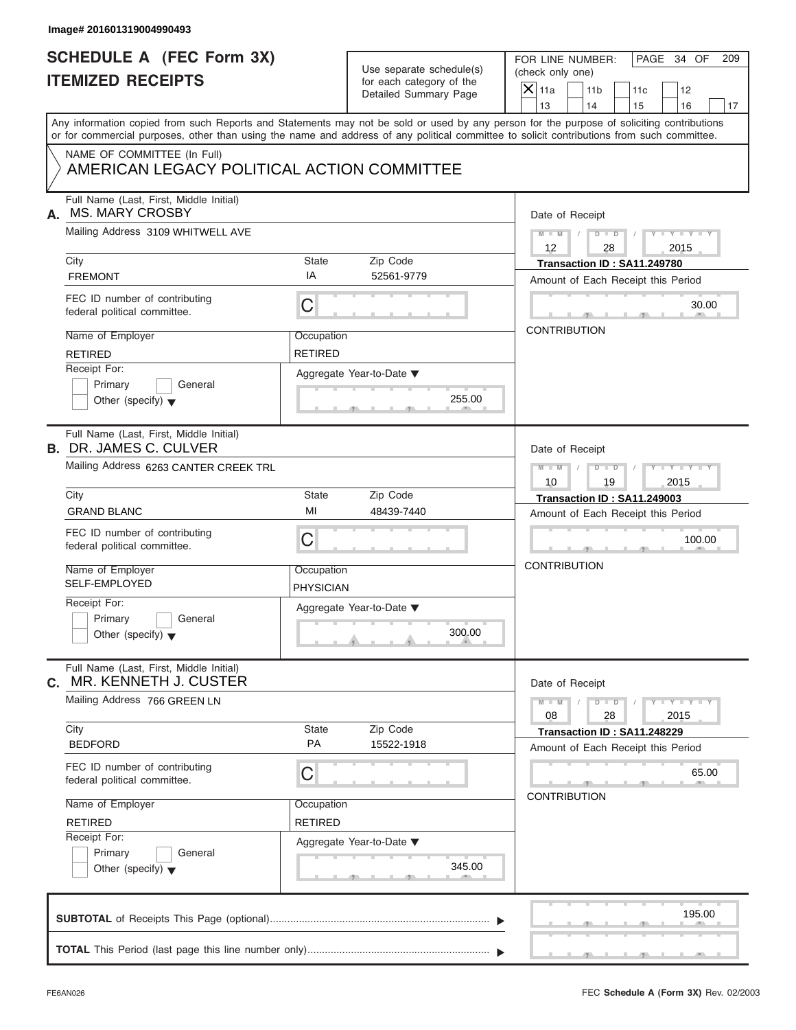Image# 201601319004990493

# SCHEDULE A (FEC Form 3X)
## ITEMIZED RECEIPTS

Use separate schedule(s) for each category of the Detailed Summary Page

FOR LINE NUMBER: (check only one)

- [x] 11a
- [ ] 11b
- [ ] 11c
- [ ] 12
- [ ] 13
- [ ] 14
- [ ] 15
- [ ] 16
- [ ] 17

Any information copied from such Reports and Statements may not be sold or used by any person for the purpose of soliciting contributions or for commercial purposes, other than using the name and address of any political committee to solicit contributions from such committee.

NAME OF COMMITTEE (In Full)
AMERICAN LEGACY POLITICAL ACTION COMMITTEE

---

**A.** Full Name (Last, First, Middle Initial): MS. MARY CROSBY

Mailing Address: 3109 WHITWELL AVE

| City | State | Zip Code |
|---|---|---|
| FREMONT | IA | 52561-9779 |

FEC ID number of contributing federal political committee: C

Name of Employer: RETIRED
Occupation: RETIRED

Receipt For: Primary / General / Other (specify)

Aggregate Year-to-Date: 255.00

Date of Receipt: 12 / 28 / 2015
Transaction ID : SA11.249780
Amount of Each Receipt this Period: 30.00
CONTRIBUTION

---

**B.** Full Name (Last, First, Middle Initial): DR. JAMES C. CULVER

Mailing Address: 6263 CANTER CREEK TRL

| City | State | Zip Code |
|---|---|---|
| GRAND BLANC | MI | 48439-7440 |

FEC ID number of contributing federal political committee: C

Name of Employer: SELF-EMPLOYED
Occupation: PHYSICIAN

Receipt For: Primary / General / Other (specify)

Aggregate Year-to-Date: 300.00

Date of Receipt: 10 / 19 / 2015
Transaction ID : SA11.249003
Amount of Each Receipt this Period: 100.00
CONTRIBUTION

---

**C.** Full Name (Last, First, Middle Initial): MR. KENNETH J. CUSTER

Mailing Address: 766 GREEN LN

| City | State | Zip Code |
|---|---|---|
| BEDFORD | PA | 15522-1918 |

FEC ID number of contributing federal political committee: C

Name of Employer: RETIRED
Occupation: RETIRED

Receipt For: Primary / General / Other (specify)

Aggregate Year-to-Date: 345.00

Date of Receipt: 08 / 28 / 2015
Transaction ID : SA11.248229
Amount of Each Receipt this Period: 65.00
CONTRIBUTION

---

**SUBTOTAL** of Receipts This Page (optional): 195.00

**TOTAL** This Period (last page this line number only):

FE6AN026 — FEC **Schedule A** (Form 3X) Rev. 02/2003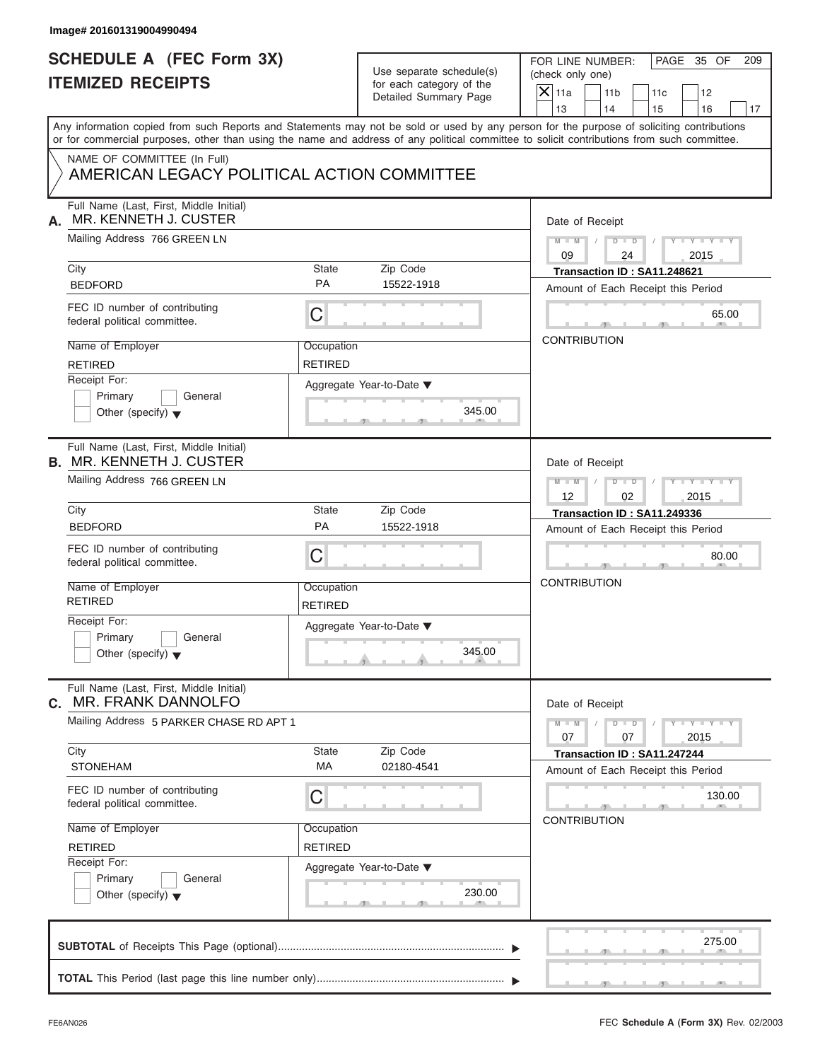Image# 201601319004990494

# SCHEDULE A (FEC Form 3X)
# ITEMIZED RECEIPTS

Use separate schedule(s) for each category of the Detailed Summary Page

FOR LINE NUMBER: (check only one)

- [X] 11a
- [ ] 11b
- [ ] 11c
- [ ] 12
- [ ] 13
- [ ] 14
- [ ] 15
- [ ] 16
- [ ] 17

Any information copied from such Reports and Statements may not be sold or used by any person for the purpose of soliciting contributions or for commercial purposes, other than using the name and address of any political committee to solicit contributions from such committee.

NAME OF COMMITTEE (In Full)
AMERICAN LEGACY POLITICAL ACTION COMMITTEE

---

**A.** Full Name (Last, First, Middle Initial): MR. KENNETH J. CUSTER

Mailing Address: 766 GREEN LN

| City | State | Zip Code |
|---|---|---|
| BEDFORD | PA | 15522-1918 |

FEC ID number of contributing federal political committee: C

Name of Employer: RETIRED
Occupation: RETIRED

Receipt For: Primary / General / Other (specify)

Aggregate Year-to-Date: 345.00

Date of Receipt: 09 / 24 / 2015
Transaction ID : SA11.248621
Amount of Each Receipt this Period: 65.00
CONTRIBUTION

---

**B.** Full Name (Last, First, Middle Initial): MR. KENNETH J. CUSTER

Mailing Address: 766 GREEN LN

| City | State | Zip Code |
|---|---|---|
| BEDFORD | PA | 15522-1918 |

FEC ID number of contributing federal political committee: C

Name of Employer: RETIRED
Occupation: RETIRED

Receipt For: Primary / General / Other (specify)

Aggregate Year-to-Date: 345.00

Date of Receipt: 12 / 02 / 2015
Transaction ID : SA11.249336
Amount of Each Receipt this Period: 80.00
CONTRIBUTION

---

**C.** Full Name (Last, First, Middle Initial): MR. FRANK DANNOLFO

Mailing Address: 5 PARKER CHASE RD APT 1

| City | State | Zip Code |
|---|---|---|
| STONEHAM | MA | 02180-4541 |

FEC ID number of contributing federal political committee: C

Name of Employer: RETIRED
Occupation: RETIRED

Receipt For: Primary / General / Other (specify)

Aggregate Year-to-Date: 230.00

Date of Receipt: 07 / 07 / 2015
Transaction ID : SA11.247244
Amount of Each Receipt this Period: 130.00
CONTRIBUTION

---

**SUBTOTAL** of Receipts This Page (optional): 275.00

**TOTAL** This Period (last page this line number only):

FE6AN026 FEC Schedule A (Form 3X) Rev. 02/2003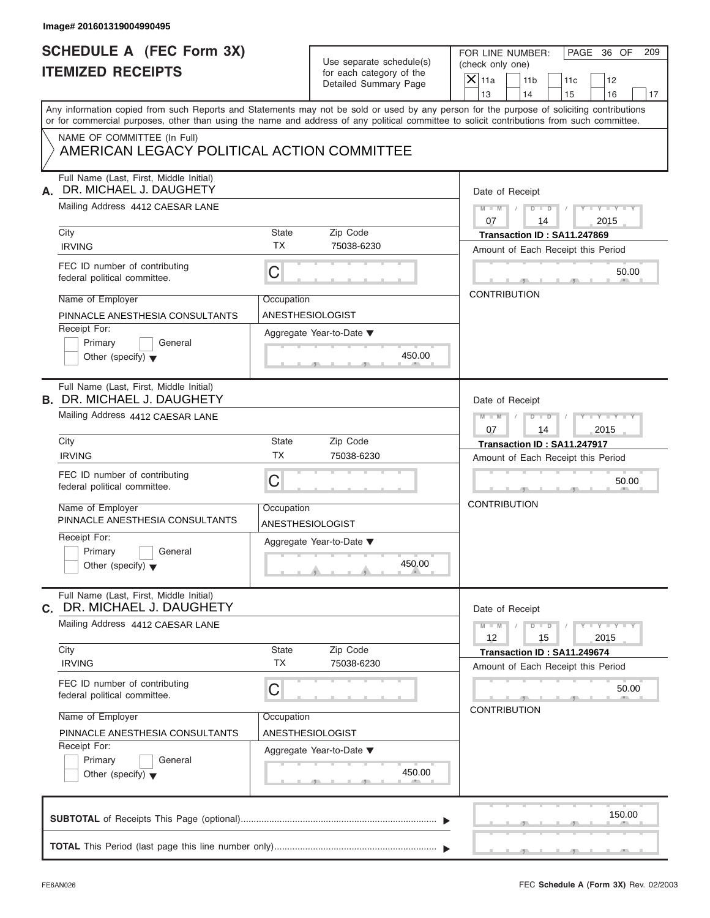Image# 201601319004990495

# SCHEDULE A (FEC Form 3X)
## ITEMIZED RECEIPTS

Use separate schedule(s) for each category of the Detailed Summary Page

FOR LINE NUMBER: (check only one)

- [x] 11a
- [ ] 11b
- [ ] 11c
- [ ] 12
- [ ] 13
- [ ] 14
- [ ] 15
- [ ] 16
- [ ] 17

Any information copied from such Reports and Statements may not be sold or used by any person for the purpose of soliciting contributions or for commercial purposes, other than using the name and address of any political committee to solicit contributions from such committee.

NAME OF COMMITTEE (In Full)
AMERICAN LEGACY POLITICAL ACTION COMMITTEE

---

**A.** Full Name (Last, First, Middle Initial): DR. MICHAEL J. DAUGHETY

Mailing Address: 4412 CAESAR LANE

City: IRVING | State: TX | Zip Code: 75038-6230

FEC ID number of contributing federal political committee: C

Name of Employer: PINNACLE ANESTHESIA CONSULTANTS

Occupation: ANESTHESIOLOGIST

Receipt For: Primary / General / Other (specify)

Aggregate Year-to-Date: 450.00

Date of Receipt: 07 / 14 / 2015

Transaction ID : SA11.247869

Amount of Each Receipt this Period: 50.00

CONTRIBUTION

---

**B.** Full Name (Last, First, Middle Initial): DR. MICHAEL J. DAUGHETY

Mailing Address: 4412 CAESAR LANE

City: IRVING | State: TX | Zip Code: 75038-6230

FEC ID number of contributing federal political committee: C

Name of Employer: PINNACLE ANESTHESIA CONSULTANTS

Occupation: ANESTHESIOLOGIST

Receipt For: Primary / General / Other (specify)

Aggregate Year-to-Date: 450.00

Date of Receipt: 07 / 14 / 2015

Transaction ID : SA11.247917

Amount of Each Receipt this Period: 50.00

CONTRIBUTION

---

**C.** Full Name (Last, First, Middle Initial): DR. MICHAEL J. DAUGHETY

Mailing Address: 4412 CAESAR LANE

City: IRVING | State: TX | Zip Code: 75038-6230

FEC ID number of contributing federal political committee: C

Name of Employer: PINNACLE ANESTHESIA CONSULTANTS

Occupation: ANESTHESIOLOGIST

Receipt For: Primary / General / Other (specify)

Aggregate Year-to-Date: 450.00

Date of Receipt: 12 / 15 / 2015

Transaction ID : SA11.249674

Amount of Each Receipt this Period: 50.00

CONTRIBUTION

---

**SUBTOTAL** of Receipts This Page (optional): 150.00

**TOTAL** This Period (last page this line number only):

FE6AN026 — FEC **Schedule A** (Form 3X) Rev. 02/2003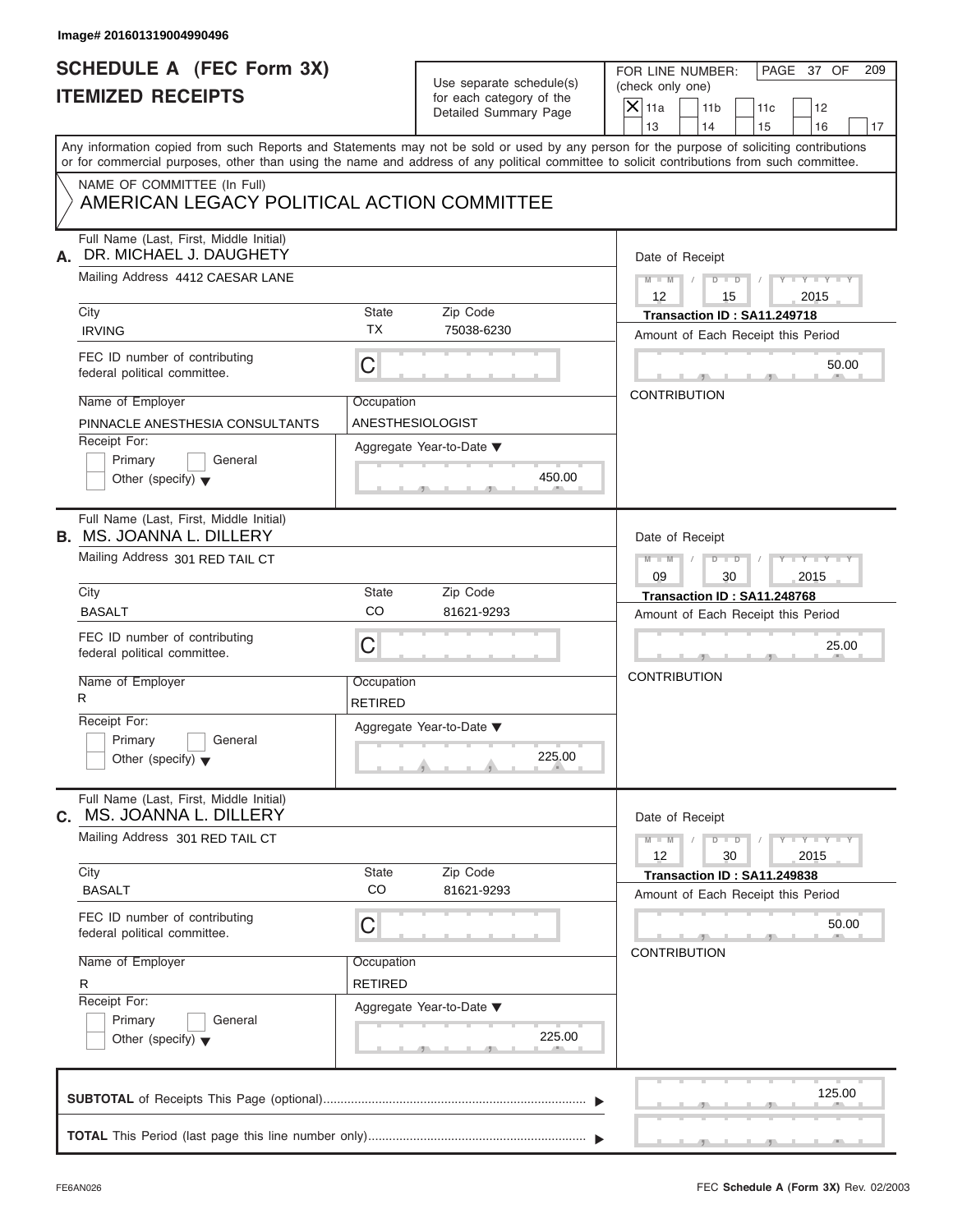Image# 201601319004990496

# SCHEDULE A (FEC Form 3X)
## ITEMIZED RECEIPTS

Use separate schedule(s) for each category of the Detailed Summary Page

FOR LINE NUMBER: (check only one)

- [X] 11a
- [ ] 11b
- [ ] 11c
- [ ] 12
- [ ] 13
- [ ] 14
- [ ] 15
- [ ] 16
- [ ] 17

PAGE 37 OF 209

Any information copied from such Reports and Statements may not be sold or used by any person for the purpose of soliciting contributions or for commercial purposes, other than using the name and address of any political committee to solicit contributions from such committee.

NAME OF COMMITTEE (In Full)
AMERICAN LEGACY POLITICAL ACTION COMMITTEE

---

**A.** Full Name (Last, First, Middle Initial): DR. MICHAEL J. DAUGHETY

Mailing Address: 4412 CAESAR LANE

City: IRVING | State: TX | Zip Code: 75038-6230

FEC ID number of contributing federal political committee: C

Name of Employer: PINNACLE ANESTHESIA CONSULTANTS

Occupation: ANESTHESIOLOGIST

Receipt For: Primary / General / Other (specify)

Aggregate Year-to-Date: 450.00

Date of Receipt: 12 / 15 / 2015

Transaction ID : SA11.249718

Amount of Each Receipt this Period: 50.00

CONTRIBUTION

---

**B.** Full Name (Last, First, Middle Initial): MS. JOANNA L. DILLERY

Mailing Address: 301 RED TAIL CT

City: BASALT | State: CO | Zip Code: 81621-9293

FEC ID number of contributing federal political committee: C

Name of Employer: R

Occupation: RETIRED

Receipt For: Primary / General / Other (specify)

Aggregate Year-to-Date: 225.00

Date of Receipt: 09 / 30 / 2015

Transaction ID : SA11.248768

Amount of Each Receipt this Period: 25.00

CONTRIBUTION

---

**C.** Full Name (Last, First, Middle Initial): MS. JOANNA L. DILLERY

Mailing Address: 301 RED TAIL CT

City: BASALT | State: CO | Zip Code: 81621-9293

FEC ID number of contributing federal political committee: C

Name of Employer: R

Occupation: RETIRED

Receipt For: Primary / General / Other (specify)

Aggregate Year-to-Date: 225.00

Date of Receipt: 12 / 30 / 2015

Transaction ID : SA11.249838

Amount of Each Receipt this Period: 50.00

CONTRIBUTION

---

**SUBTOTAL** of Receipts This Page (optional): 125.00

**TOTAL** This Period (last page this line number only):

FE6AN026 | FEC **Schedule A** (Form 3X) Rev. 02/2003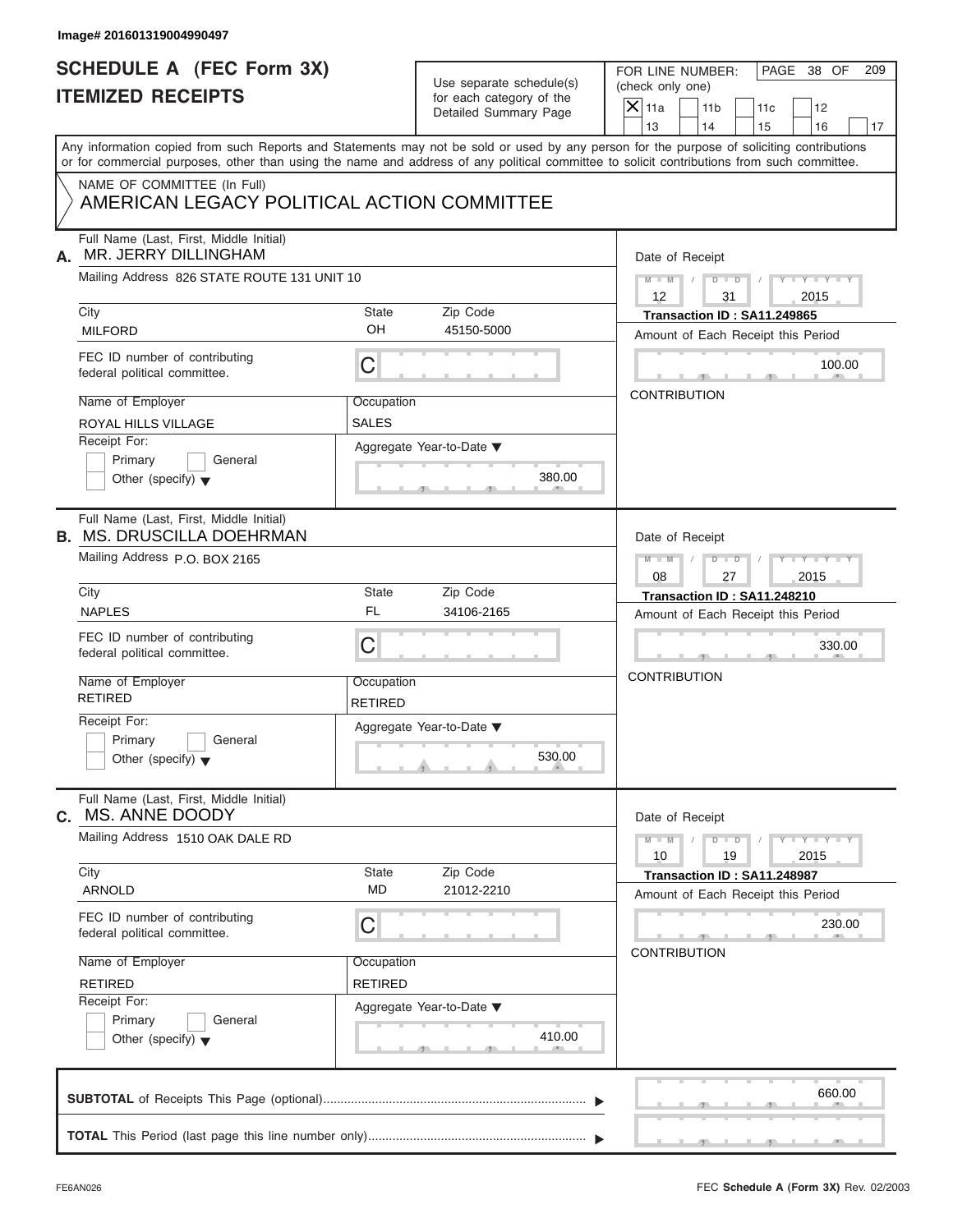Image# 201601319004990497

# SCHEDULE A (FEC Form 3X)
## ITEMIZED RECEIPTS

Use separate schedule(s) for each category of the Detailed Summary Page

FOR LINE NUMBER: (check only one)

- [X] 11a
- [ ] 11b
- [ ] 11c
- [ ] 12
- [ ] 13
- [ ] 14
- [ ] 15
- [ ] 16
- [ ] 17

Any information copied from such Reports and Statements may not be sold or used by any person for the purpose of soliciting contributions or for commercial purposes, other than using the name and address of any political committee to solicit contributions from such committee.

NAME OF COMMITTEE (In Full)
AMERICAN LEGACY POLITICAL ACTION COMMITTEE

---

**A.** Full Name (Last, First, Middle Initial): MR. JERRY DILLINGHAM

Mailing Address: 826 STATE ROUTE 131 UNIT 10

| City | State | Zip Code |
|---|---|---|
| MILFORD | OH | 45150-5000 |

FEC ID number of contributing federal political committee: C

Name of Employer: ROYAL HILLS VILLAGE
Occupation: SALES

Receipt For: [ ] Primary [ ] General [ ] Other (specify)

Aggregate Year-to-Date: 380.00

Date of Receipt: 12 / 31 / 2015
Transaction ID : SA11.249865
Amount of Each Receipt this Period: 100.00
CONTRIBUTION

---

**B.** Full Name (Last, First, Middle Initial): MS. DRUSCILLA DOEHRMAN

Mailing Address: P.O. BOX 2165

| City | State | Zip Code |
|---|---|---|
| NAPLES | FL | 34106-2165 |

FEC ID number of contributing federal political committee: C

Name of Employer: RETIRED
Occupation: RETIRED

Receipt For: [ ] Primary [ ] General [ ] Other (specify)

Aggregate Year-to-Date: 530.00

Date of Receipt: 08 / 27 / 2015
Transaction ID : SA11.248210
Amount of Each Receipt this Period: 330.00
CONTRIBUTION

---

**C.** Full Name (Last, First, Middle Initial): MS. ANNE DOODY

Mailing Address: 1510 OAK DALE RD

| City | State | Zip Code |
|---|---|---|
| ARNOLD | MD | 21012-2210 |

FEC ID number of contributing federal political committee: C

Name of Employer: RETIRED
Occupation: RETIRED

Receipt For: [ ] Primary [ ] General [ ] Other (specify)

Aggregate Year-to-Date: 410.00

Date of Receipt: 10 / 19 / 2015
Transaction ID : SA11.248987
Amount of Each Receipt this Period: 230.00
CONTRIBUTION

---

**SUBTOTAL** of Receipts This Page (optional): 660.00

**TOTAL** This Period (last page this line number only):

FE6AN026

FEC **Schedule A** (Form 3X) Rev. 02/2003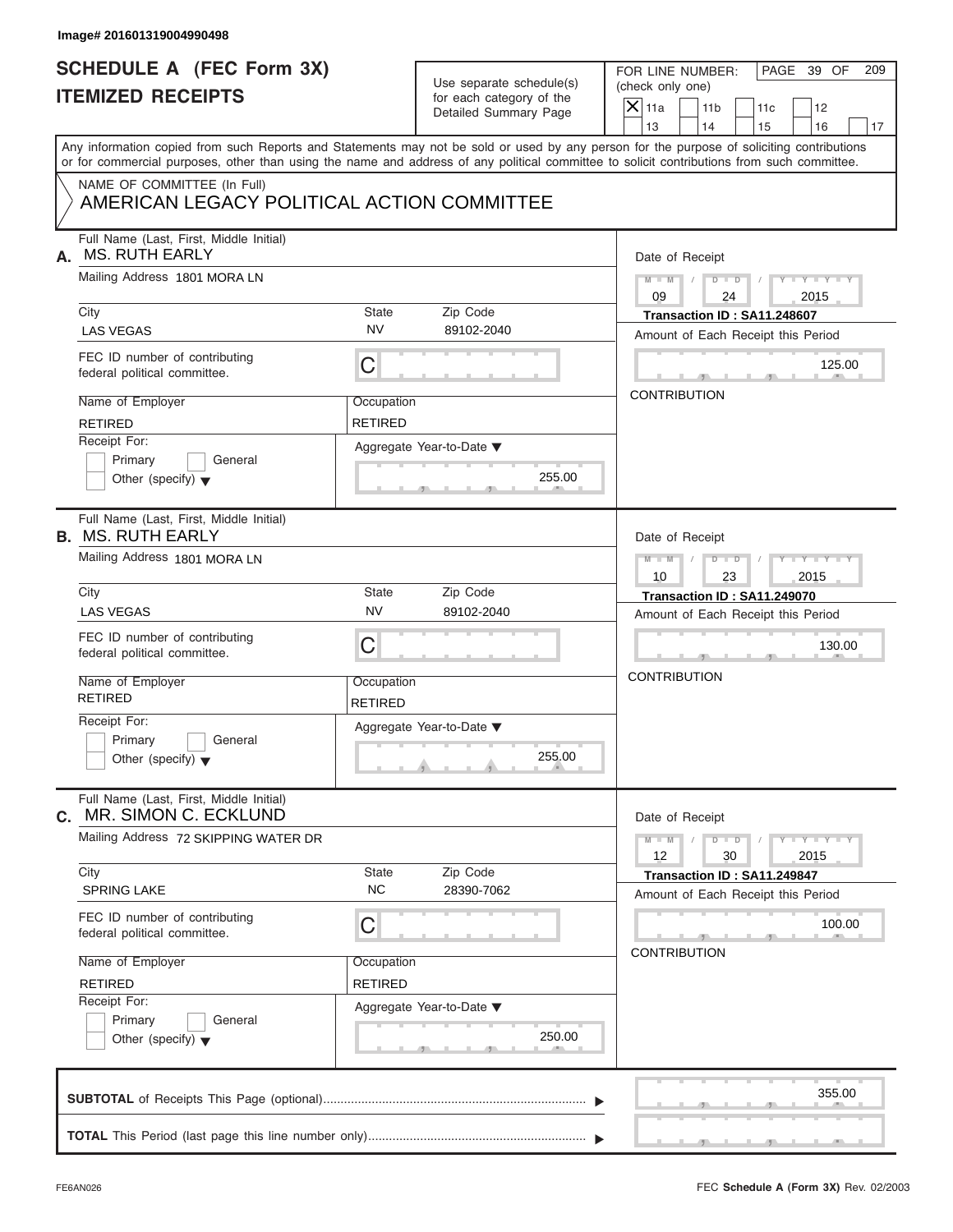Image# 201601319004990498

# SCHEDULE A (FEC Form 3X)
# ITEMIZED RECEIPTS

Use separate schedule(s) for each category of the Detailed Summary Page

FOR LINE NUMBER: (check only one)

- [X] 11a
- [ ] 11b
- [ ] 11c
- [ ] 12
- [ ] 13
- [ ] 14
- [ ] 15
- [ ] 16
- [ ] 17

PAGE 39 OF 209

Any information copied from such Reports and Statements may not be sold or used by any person for the purpose of soliciting contributions or for commercial purposes, other than using the name and address of any political committee to solicit contributions from such committee.

NAME OF COMMITTEE (In Full)
AMERICAN LEGACY POLITICAL ACTION COMMITTEE

---

**A.** Full Name (Last, First, Middle Initial): MS. RUTH EARLY

Mailing Address: 1801 MORA LN

City: LAS VEGAS | State: NV | Zip Code: 89102-2040

FEC ID number of contributing federal political committee: C

Name of Employer: RETIRED | Occupation: RETIRED

Receipt For: Primary / General / Other (specify)

Aggregate Year-to-Date: 255.00

Date of Receipt: 09 / 24 / 2015

Transaction ID : SA11.248607

Amount of Each Receipt this Period: 125.00

CONTRIBUTION

---

**B.** Full Name (Last, First, Middle Initial): MS. RUTH EARLY

Mailing Address: 1801 MORA LN

City: LAS VEGAS | State: NV | Zip Code: 89102-2040

FEC ID number of contributing federal political committee: C

Name of Employer: RETIRED | Occupation: RETIRED

Receipt For: Primary / General / Other (specify)

Aggregate Year-to-Date: 255.00

Date of Receipt: 10 / 23 / 2015

Transaction ID : SA11.249070

Amount of Each Receipt this Period: 130.00

CONTRIBUTION

---

**C.** Full Name (Last, First, Middle Initial): MR. SIMON C. ECKLUND

Mailing Address: 72 SKIPPING WATER DR

City: SPRING LAKE | State: NC | Zip Code: 28390-7062

FEC ID number of contributing federal political committee: C

Name of Employer: RETIRED | Occupation: RETIRED

Receipt For: Primary / General / Other (specify)

Aggregate Year-to-Date: 250.00

Date of Receipt: 12 / 30 / 2015

Transaction ID : SA11.249847

Amount of Each Receipt this Period: 100.00

CONTRIBUTION

---

**SUBTOTAL** of Receipts This Page (optional): 355.00

**TOTAL** This Period (last page this line number only):

FE6AN026

FEC Schedule A (Form 3X) Rev. 02/2003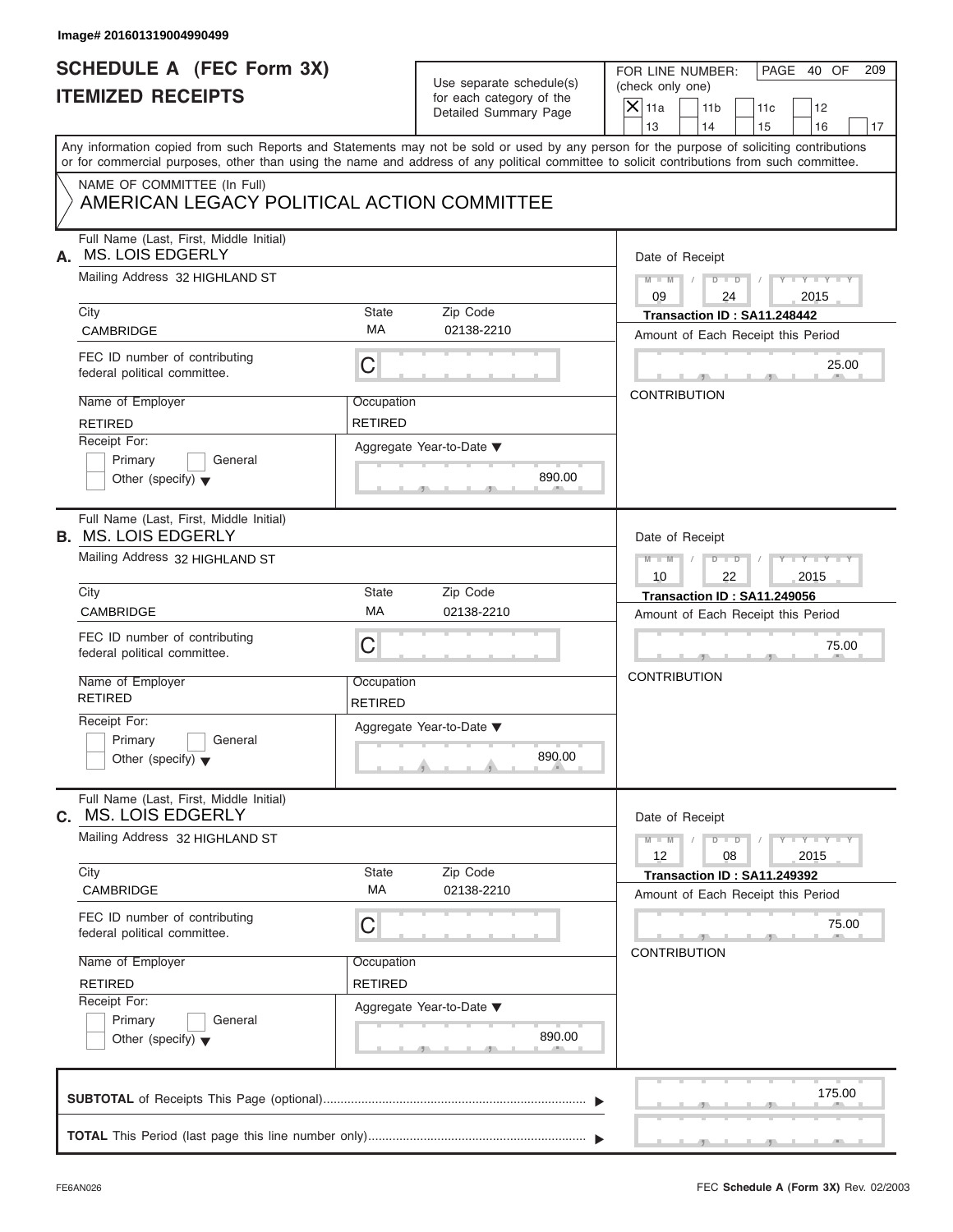Image# 201601319004990499

# SCHEDULE A (FEC Form 3X)
# ITEMIZED RECEIPTS

Use separate schedule(s) for each category of the Detailed Summary Page

FOR LINE NUMBER: (check only one)

- [X] 11a
- [ ] 11b
- [ ] 11c
- [ ] 12
- [ ] 13
- [ ] 14
- [ ] 15
- [ ] 16
- [ ] 17

PAGE 40 OF 209

Any information copied from such Reports and Statements may not be sold or used by any person for the purpose of soliciting contributions or for commercial purposes, other than using the name and address of any political committee to solicit contributions from such committee.

NAME OF COMMITTEE (In Full)
AMERICAN LEGACY POLITICAL ACTION COMMITTEE

---

**A.** Full Name (Last, First, Middle Initial): MS. LOIS EDGERLY

Mailing Address: 32 HIGHLAND ST

City: CAMBRIDGE | State: MA | Zip Code: 02138-2210

FEC ID number of contributing federal political committee: C

Name of Employer: RETIRED | Occupation: RETIRED

Receipt For: [ ] Primary [ ] General [ ] Other (specify)

Aggregate Year-to-Date: 890.00

Date of Receipt: 09 / 24 / 2015

Transaction ID : SA11.248442

Amount of Each Receipt this Period: 25.00

CONTRIBUTION

---

**B.** Full Name (Last, First, Middle Initial): MS. LOIS EDGERLY

Mailing Address: 32 HIGHLAND ST

City: CAMBRIDGE | State: MA | Zip Code: 02138-2210

FEC ID number of contributing federal political committee: C

Name of Employer: RETIRED | Occupation: RETIRED

Receipt For: [ ] Primary [ ] General [ ] Other (specify)

Aggregate Year-to-Date: 890.00

Date of Receipt: 10 / 22 / 2015

Transaction ID : SA11.249056

Amount of Each Receipt this Period: 75.00

CONTRIBUTION

---

**C.** Full Name (Last, First, Middle Initial): MS. LOIS EDGERLY

Mailing Address: 32 HIGHLAND ST

City: CAMBRIDGE | State: MA | Zip Code: 02138-2210

FEC ID number of contributing federal political committee: C

Name of Employer: RETIRED | Occupation: RETIRED

Receipt For: [ ] Primary [ ] General [ ] Other (specify)

Aggregate Year-to-Date: 890.00

Date of Receipt: 12 / 08 / 2015

Transaction ID : SA11.249392

Amount of Each Receipt this Period: 75.00

CONTRIBUTION

---

**SUBTOTAL** of Receipts This Page (optional): 175.00

**TOTAL** This Period (last page this line number only):

FE6AN026 — FEC **Schedule A** (Form 3X) Rev. 02/2003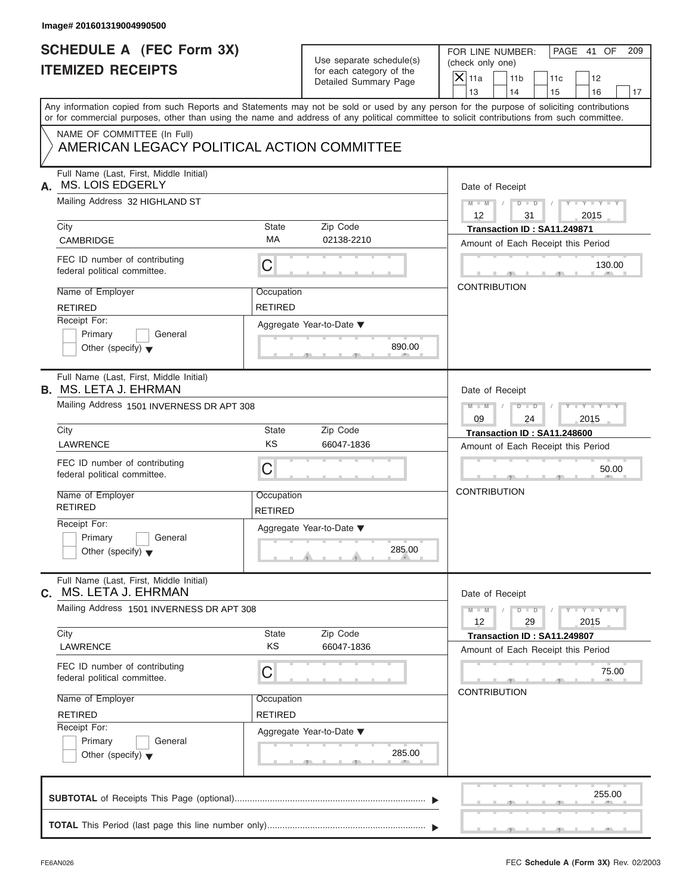Image# 201601319004990500

# SCHEDULE A (FEC Form 3X)
# ITEMIZED RECEIPTS

Use separate schedule(s) for each category of the Detailed Summary Page

FOR LINE NUMBER: (check only one)

- [X] 11a
- [ ] 11b
- [ ] 11c
- [ ] 12
- [ ] 13
- [ ] 14
- [ ] 15
- [ ] 16
- [ ] 17

Any information copied from such Reports and Statements may not be sold or used by any person for the purpose of soliciting contributions or for commercial purposes, other than using the name and address of any political committee to solicit contributions from such committee.

NAME OF COMMITTEE (In Full)
AMERICAN LEGACY POLITICAL ACTION COMMITTEE

---

**A.** Full Name (Last, First, Middle Initial): MS. LOIS EDGERLY

Mailing Address: 32 HIGHLAND ST

City: CAMBRIDGE | State: MA | Zip Code: 02138-2210

FEC ID number of contributing federal political committee: C

Name of Employer: RETIRED | Occupation: RETIRED

Receipt For: Primary / General / Other (specify)

Aggregate Year-to-Date: 890.00

Date of Receipt: 12/31/2015

Transaction ID : SA11.249871

Amount of Each Receipt this Period: 130.00

CONTRIBUTION

---

**B.** Full Name (Last, First, Middle Initial): MS. LETA J. EHRMAN

Mailing Address: 1501 INVERNESS DR APT 308

City: LAWRENCE | State: KS | Zip Code: 66047-1836

FEC ID number of contributing federal political committee: C

Name of Employer: RETIRED | Occupation: RETIRED

Receipt For: Primary / General / Other (specify)

Aggregate Year-to-Date: 285.00

Date of Receipt: 09/24/2015

Transaction ID : SA11.248600

Amount of Each Receipt this Period: 50.00

CONTRIBUTION

---

**C.** Full Name (Last, First, Middle Initial): MS. LETA J. EHRMAN

Mailing Address: 1501 INVERNESS DR APT 308

City: LAWRENCE | State: KS | Zip Code: 66047-1836

FEC ID number of contributing federal political committee: C

Name of Employer: RETIRED | Occupation: RETIRED

Receipt For: Primary / General / Other (specify)

Aggregate Year-to-Date: 285.00

Date of Receipt: 12/29/2015

Transaction ID : SA11.249807

Amount of Each Receipt this Period: 75.00

CONTRIBUTION

---

**SUBTOTAL** of Receipts This Page (optional): 255.00

**TOTAL** This Period (last page this line number only):

FE6AN026

FEC **Schedule A** (Form 3X) Rev. 02/2003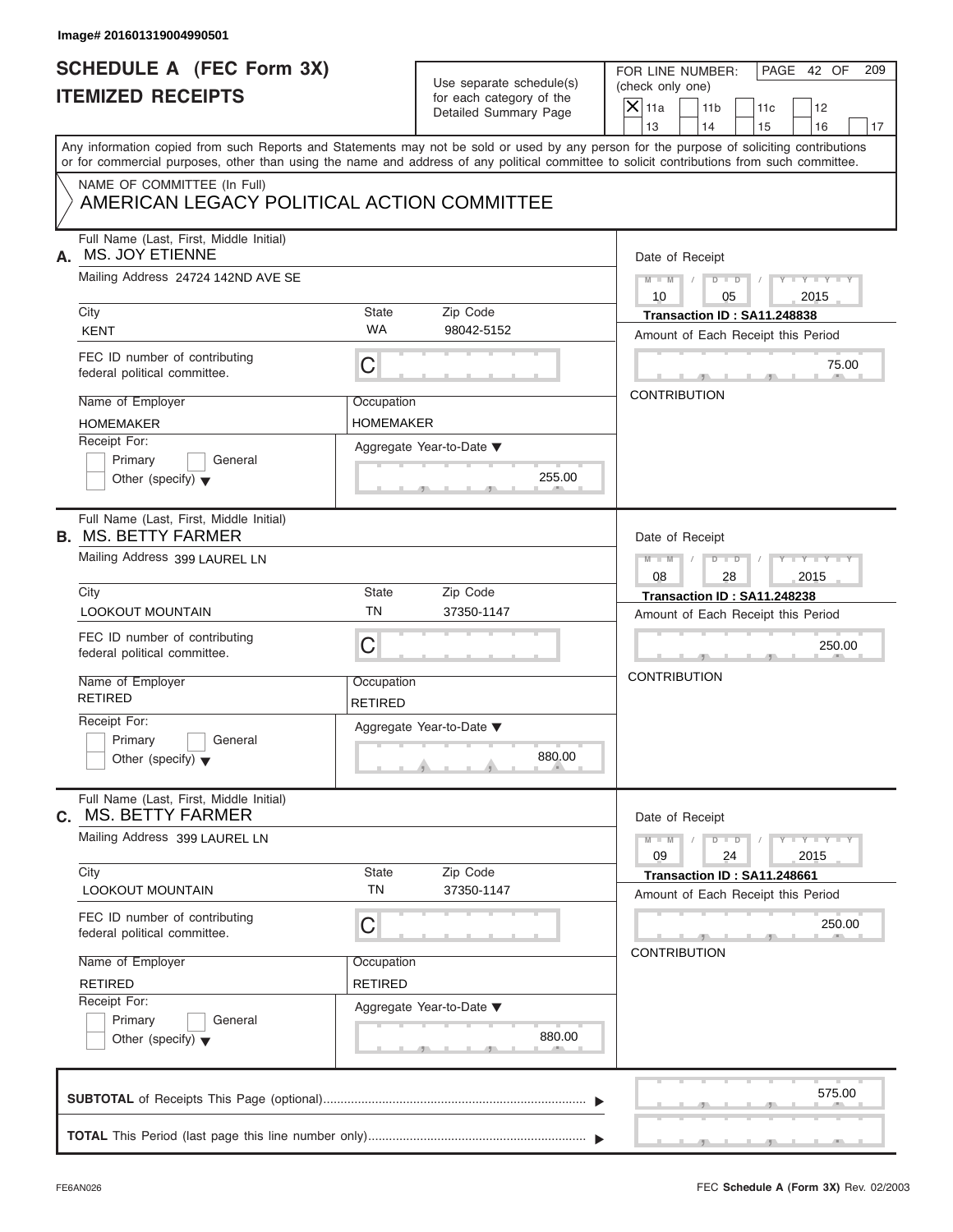Image# 201601319004990501

# SCHEDULE A (FEC Form 3X)
## ITEMIZED RECEIPTS

Use separate schedule(s) for each category of the Detailed Summary Page

FOR LINE NUMBER: (check only one)
[X] 11a [ ] 11b [ ] 11c [ ] 12 [ ] 13 [ ] 14 [ ] 15 [ ] 16 [ ] 17

PAGE 42 OF 209

Any information copied from such Reports and Statements may not be sold or used by any person for the purpose of soliciting contributions or for commercial purposes, other than using the name and address of any political committee to solicit contributions from such committee.

NAME OF COMMITTEE (In Full)
AMERICAN LEGACY POLITICAL ACTION COMMITTEE

---

**A.** Full Name (Last, First, Middle Initial): MS. JOY ETIENNE

Mailing Address: 24724 142ND AVE SE

City: KENT | State: WA | Zip Code: 98042-5152

FEC ID number of contributing federal political committee: C

Name of Employer: HOMEMAKER | Occupation: HOMEMAKER

Receipt For: [ ] Primary [ ] General [ ] Other (specify)

Aggregate Year-to-Date: 255.00

Date of Receipt: 10 / 05 / 2015

Transaction ID : SA11.248838

Amount of Each Receipt this Period: 75.00

CONTRIBUTION

---

**B.** Full Name (Last, First, Middle Initial): MS. BETTY FARMER

Mailing Address: 399 LAUREL LN

City: LOOKOUT MOUNTAIN | State: TN | Zip Code: 37350-1147

FEC ID number of contributing federal political committee: C

Name of Employer: RETIRED | Occupation: RETIRED

Receipt For: [ ] Primary [ ] General [ ] Other (specify)

Aggregate Year-to-Date: 880.00

Date of Receipt: 08 / 28 / 2015

Transaction ID : SA11.248238

Amount of Each Receipt this Period: 250.00

CONTRIBUTION

---

**C.** Full Name (Last, First, Middle Initial): MS. BETTY FARMER

Mailing Address: 399 LAUREL LN

City: LOOKOUT MOUNTAIN | State: TN | Zip Code: 37350-1147

FEC ID number of contributing federal political committee: C

Name of Employer: RETIRED | Occupation: RETIRED

Receipt For: [ ] Primary [ ] General [ ] Other (specify)

Aggregate Year-to-Date: 880.00

Date of Receipt: 09 / 24 / 2015

Transaction ID : SA11.248661

Amount of Each Receipt this Period: 250.00

CONTRIBUTION

---

**SUBTOTAL** of Receipts This Page (optional): 575.00

**TOTAL** This Period (last page this line number only):

FE6AN026 — FEC Schedule A (Form 3X) Rev. 02/2003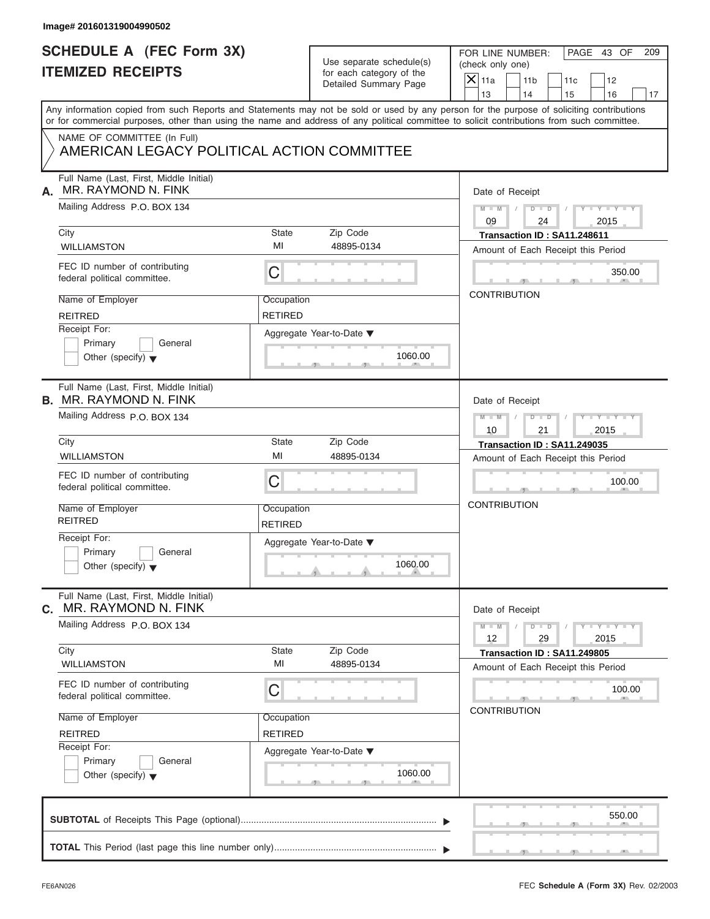Image# 201601319004990502

# SCHEDULE A (FEC Form 3X)
# ITEMIZED RECEIPTS

Use separate schedule(s) for each category of the Detailed Summary Page

FOR LINE NUMBER: (check only one)

| X | 11a | | 11b | | 11c | | 12 | |
|---|---|---|---|---|---|---|---|---|
| | 13 | | 14 | | 15 | | 16 | 17 |

PAGE 43 OF 209

Any information copied from such Reports and Statements may not be sold or used by any person for the purpose of soliciting contributions or for commercial purposes, other than using the name and address of any political committee to solicit contributions from such committee.

NAME OF COMMITTEE (In Full)
AMERICAN LEGACY POLITICAL ACTION COMMITTEE

---

**A.** Full Name (Last, First, Middle Initial): MR. RAYMOND N. FINK

Mailing Address: P.O. BOX 134

City: WILLIAMSTON | State: MI | Zip Code: 48895-0134

FEC ID number of contributing federal political committee: C

Name of Employer: REITRED | Occupation: RETIRED

Receipt For: Primary / General / Other (specify)

Aggregate Year-to-Date: 1060.00

Date of Receipt: 09 / 24 / 2015

Transaction ID : SA11.248611

Amount of Each Receipt this Period: 350.00

CONTRIBUTION

---

**B.** Full Name (Last, First, Middle Initial): MR. RAYMOND N. FINK

Mailing Address: P.O. BOX 134

City: WILLIAMSTON | State: MI | Zip Code: 48895-0134

FEC ID number of contributing federal political committee: C

Name of Employer: REITRED | Occupation: RETIRED

Receipt For: Primary / General / Other (specify)

Aggregate Year-to-Date: 1060.00

Date of Receipt: 10 / 21 / 2015

Transaction ID : SA11.249035

Amount of Each Receipt this Period: 100.00

CONTRIBUTION

---

**C.** Full Name (Last, First, Middle Initial): MR. RAYMOND N. FINK

Mailing Address: P.O. BOX 134

City: WILLIAMSTON | State: MI | Zip Code: 48895-0134

FEC ID number of contributing federal political committee: C

Name of Employer: REITRED | Occupation: RETIRED

Receipt For: Primary / General / Other (specify)

Aggregate Year-to-Date: 1060.00

Date of Receipt: 12 / 29 / 2015

Transaction ID : SA11.249805

Amount of Each Receipt this Period: 100.00

CONTRIBUTION

---

**SUBTOTAL** of Receipts This Page (optional): 550.00

**TOTAL** This Period (last page this line number only):

FE6AN026 — FEC **Schedule A** (Form 3X) Rev. 02/2003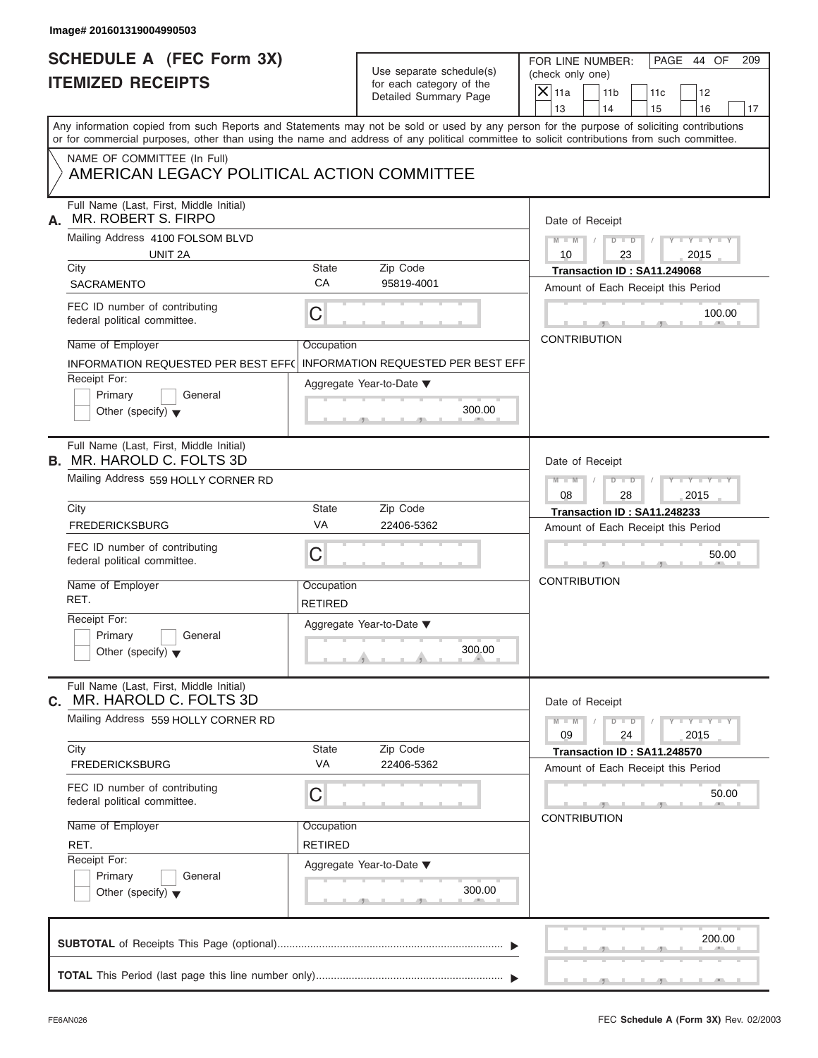Image# 201601319004990503

# SCHEDULE A (FEC Form 3X) ITEMIZED RECEIPTS

Use separate schedule(s) for each category of the Detailed Summary Page

FOR LINE NUMBER: (check only one)

- [X] 11a
- [ ] 11b
- [ ] 11c
- [ ] 12
- [ ] 13
- [ ] 14
- [ ] 15
- [ ] 16
- [ ] 17

PAGE 44 OF 209

Any information copied from such Reports and Statements may not be sold or used by any person for the purpose of soliciting contributions or for commercial purposes, other than using the name and address of any political committee to solicit contributions from such committee.

NAME OF COMMITTEE (In Full)
AMERICAN LEGACY POLITICAL ACTION COMMITTEE

---

**A.** Full Name (Last, First, Middle Initial): MR. ROBERT S. FIRPO

Mailing Address: 4100 FOLSOM BLVD, UNIT 2A

City: SACRAMENTO | State: CA | Zip Code: 95819-4001

FEC ID number of contributing federal political committee: C

Name of Employer: INFORMATION REQUESTED PER BEST EFF(

Occupation: INFORMATION REQUESTED PER BEST EFF

Receipt For: [ ] Primary [ ] General [ ] Other (specify)

Aggregate Year-to-Date: 300.00

Date of Receipt: 10 / 23 / 2015

Transaction ID : SA11.249068

Amount of Each Receipt this Period: 100.00

CONTRIBUTION

---

**B.** Full Name (Last, First, Middle Initial): MR. HAROLD C. FOLTS 3D

Mailing Address: 559 HOLLY CORNER RD

City: FREDERICKSBURG | State: VA | Zip Code: 22406-5362

FEC ID number of contributing federal political committee: C

Name of Employer: RET.

Occupation: RETIRED

Receipt For: [ ] Primary [ ] General [ ] Other (specify)

Aggregate Year-to-Date: 300.00

Date of Receipt: 08 / 28 / 2015

Transaction ID : SA11.248233

Amount of Each Receipt this Period: 50.00

CONTRIBUTION

---

**C.** Full Name (Last, First, Middle Initial): MR. HAROLD C. FOLTS 3D

Mailing Address: 559 HOLLY CORNER RD

City: FREDERICKSBURG | State: VA | Zip Code: 22406-5362

FEC ID number of contributing federal political committee: C

Name of Employer: RET.

Occupation: RETIRED

Receipt For: [ ] Primary [ ] General [ ] Other (specify)

Aggregate Year-to-Date: 300.00

Date of Receipt: 09 / 24 / 2015

Transaction ID : SA11.248570

Amount of Each Receipt this Period: 50.00

CONTRIBUTION

---

**SUBTOTAL** of Receipts This Page (optional): 200.00

**TOTAL** This Period (last page this line number only):

FE6AN026 FEC **Schedule A** (Form 3X) Rev. 02/2003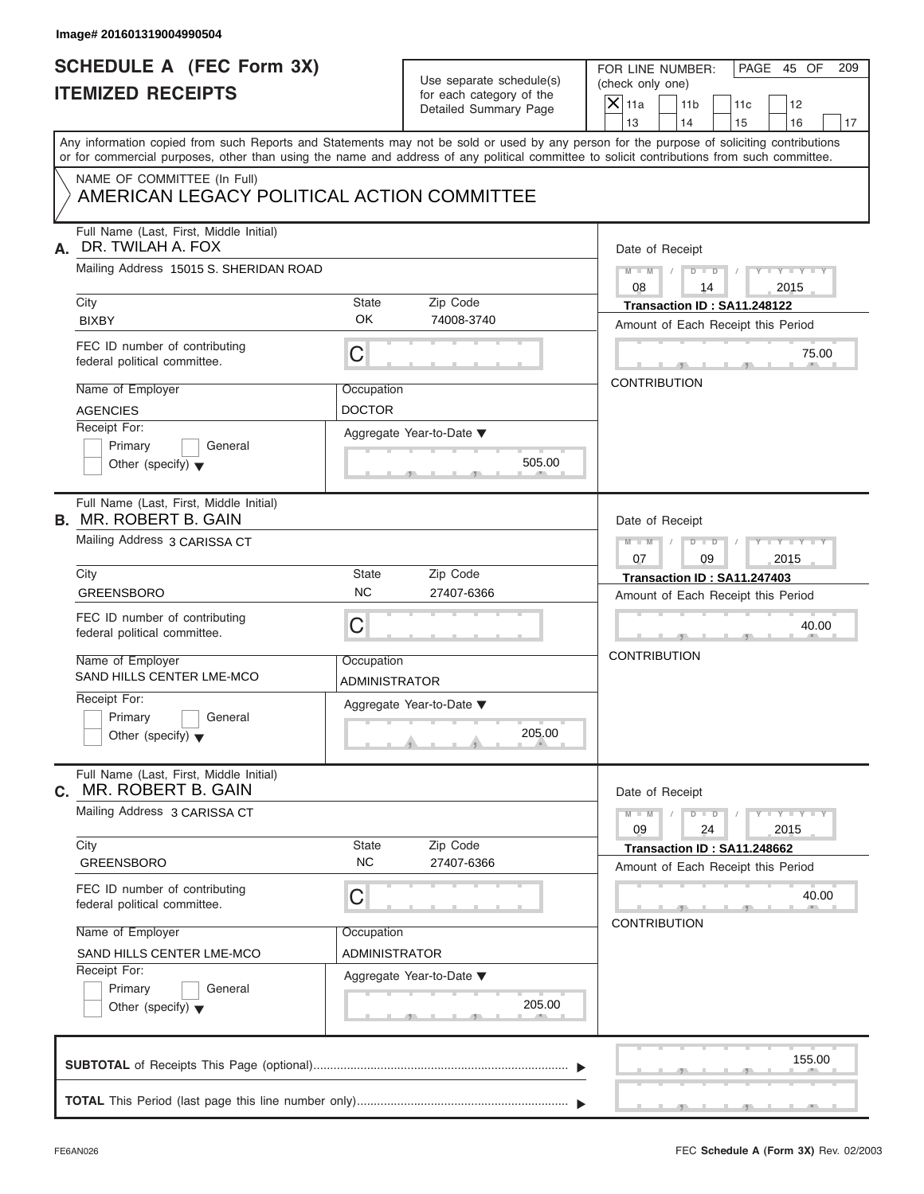Image# 201601319004990504

# SCHEDULE A (FEC Form 3X)
# ITEMIZED RECEIPTS

Use separate schedule(s) for each category of the Detailed Summary Page

FOR LINE NUMBER: (check only one)
[X] 11a [ ] 11b [ ] 11c [ ] 12 [ ] 13 [ ] 14 [ ] 15 [ ] 16 [ ] 17

PAGE 45 OF 209

Any information copied from such Reports and Statements may not be sold or used by any person for the purpose of soliciting contributions or for commercial purposes, other than using the name and address of any political committee to solicit contributions from such committee.

NAME OF COMMITTEE (In Full)
AMERICAN LEGACY POLITICAL ACTION COMMITTEE

---

**A.** Full Name (Last, First, Middle Initial): DR. TWILAH A. FOX

Mailing Address: 15015 S. SHERIDAN ROAD

City: BIXBY | State: OK | Zip Code: 74008-3740

FEC ID number of contributing federal political committee: C

Name of Employer: AGENCIES | Occupation: DOCTOR

Receipt For: [ ] Primary [ ] General [ ] Other (specify)

Aggregate Year-to-Date: 505.00

Date of Receipt: 08 / 14 / 2015

Transaction ID : SA11.248122

Amount of Each Receipt this Period: 75.00

CONTRIBUTION

---

**B.** Full Name (Last, First, Middle Initial): MR. ROBERT B. GAIN

Mailing Address: 3 CARISSA CT

City: GREENSBORO | State: NC | Zip Code: 27407-6366

FEC ID number of contributing federal political committee: C

Name of Employer: SAND HILLS CENTER LME-MCO | Occupation: ADMINISTRATOR

Receipt For: [ ] Primary [ ] General [ ] Other (specify)

Aggregate Year-to-Date: 205.00

Date of Receipt: 07 / 09 / 2015

Transaction ID : SA11.247403

Amount of Each Receipt this Period: 40.00

CONTRIBUTION

---

**C.** Full Name (Last, First, Middle Initial): MR. ROBERT B. GAIN

Mailing Address: 3 CARISSA CT

City: GREENSBORO | State: NC | Zip Code: 27407-6366

FEC ID number of contributing federal political committee: C

Name of Employer: SAND HILLS CENTER LME-MCO | Occupation: ADMINISTRATOR

Receipt For: [ ] Primary [ ] General [ ] Other (specify)

Aggregate Year-to-Date: 205.00

Date of Receipt: 09 / 24 / 2015

Transaction ID : SA11.248662

Amount of Each Receipt this Period: 40.00

CONTRIBUTION

---

**SUBTOTAL** of Receipts This Page (optional): 155.00

**TOTAL** This Period (last page this line number only):

FE6AN026 FEC **Schedule A** (Form 3X) Rev. 02/2003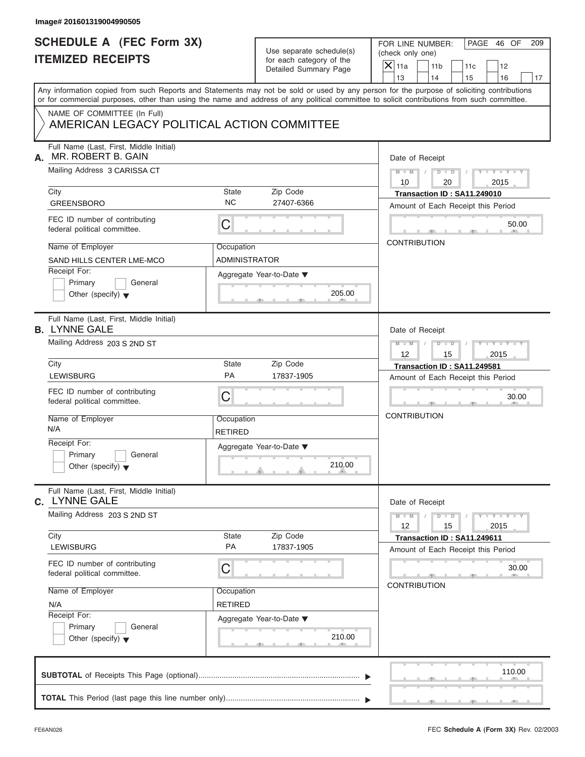Image# 201601319004990505

# SCHEDULE A (FEC Form 3X)
# ITEMIZED RECEIPTS

Use separate schedule(s) for each category of the Detailed Summary Page

FOR LINE NUMBER: (check only one)

- [X] 11a
- [ ] 11b
- [ ] 11c
- [ ] 12
- [ ] 13
- [ ] 14
- [ ] 15
- [ ] 16
- [ ] 17

Any information copied from such Reports and Statements may not be sold or used by any person for the purpose of soliciting contributions or for commercial purposes, other than using the name and address of any political committee to solicit contributions from such committee.

NAME OF COMMITTEE (In Full)
AMERICAN LEGACY POLITICAL ACTION COMMITTEE

---

**A.** Full Name (Last, First, Middle Initial): MR. ROBERT B. GAIN

Mailing Address: 3 CARISSA CT

| City | State | Zip Code |
|---|---|---|
| GREENSBORO | NC | 27407-6366 |

FEC ID number of contributing federal political committee: C

Name of Employer: SAND HILLS CENTER LME-MCO

Occupation: ADMINISTRATOR

Receipt For: Primary / General / Other (specify)

Aggregate Year-to-Date: 205.00

Date of Receipt: 10 / 20 / 2015

Transaction ID : SA11.249010

Amount of Each Receipt this Period: 50.00

CONTRIBUTION

---

**B.** Full Name (Last, First, Middle Initial): LYNNE GALE

Mailing Address: 203 S 2ND ST

| City | State | Zip Code |
|---|---|---|
| LEWISBURG | PA | 17837-1905 |

FEC ID number of contributing federal political committee: C

Name of Employer: N/A

Occupation: RETIRED

Receipt For: Primary / General / Other (specify)

Aggregate Year-to-Date: 210.00

Date of Receipt: 12 / 15 / 2015

Transaction ID : SA11.249581

Amount of Each Receipt this Period: 30.00

CONTRIBUTION

---

**C.** Full Name (Last, First, Middle Initial): LYNNE GALE

Mailing Address: 203 S 2ND ST

| City | State | Zip Code |
|---|---|---|
| LEWISBURG | PA | 17837-1905 |

FEC ID number of contributing federal political committee: C

Name of Employer: N/A

Occupation: RETIRED

Receipt For: Primary / General / Other (specify)

Aggregate Year-to-Date: 210.00

Date of Receipt: 12 / 15 / 2015

Transaction ID : SA11.249611

Amount of Each Receipt this Period: 30.00

CONTRIBUTION

---

**SUBTOTAL** of Receipts This Page (optional): 110.00

**TOTAL** This Period (last page this line number only):

FE6AN026 — FEC Schedule A (Form 3X) Rev. 02/2003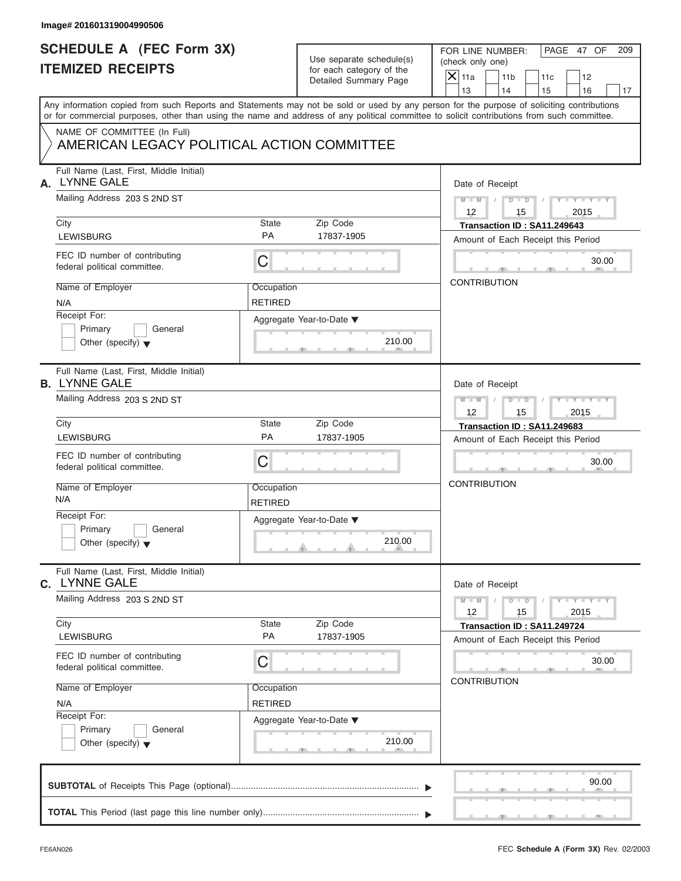Image# 201601319004990506

# SCHEDULE A (FEC Form 3X)
## ITEMIZED RECEIPTS

Use separate schedule(s) for each category of the Detailed Summary Page

FOR LINE NUMBER: (check only one)

- [X] 11a
- [ ] 11b
- [ ] 11c
- [ ] 12
- [ ] 13
- [ ] 14
- [ ] 15
- [ ] 16
- [ ] 17

PAGE 47 OF 209

Any information copied from such Reports and Statements may not be sold or used by any person for the purpose of soliciting contributions or for commercial purposes, other than using the name and address of any political committee to solicit contributions from such committee.

NAME OF COMMITTEE (In Full)
AMERICAN LEGACY POLITICAL ACTION COMMITTEE

---

**A.** Full Name (Last, First, Middle Initial): LYNNE GALE

Mailing Address: 203 S 2ND ST

City: LEWISBURG | State: PA | Zip Code: 17837-1905

FEC ID number of contributing federal political committee: C

Name of Employer: N/A

Occupation: RETIRED

Receipt For: [ ] Primary [ ] General [ ] Other (specify)

Aggregate Year-to-Date: 210.00

Date of Receipt: 12 / 15 / 2015

Transaction ID : SA11.249643

Amount of Each Receipt this Period: 30.00

CONTRIBUTION

---

**B.** Full Name (Last, First, Middle Initial): LYNNE GALE

Mailing Address: 203 S 2ND ST

City: LEWISBURG | State: PA | Zip Code: 17837-1905

FEC ID number of contributing federal political committee: C

Name of Employer: N/A

Occupation: RETIRED

Receipt For: [ ] Primary [ ] General [ ] Other (specify)

Aggregate Year-to-Date: 210.00

Date of Receipt: 12 / 15 / 2015

Transaction ID : SA11.249683

Amount of Each Receipt this Period: 30.00

CONTRIBUTION

---

**C.** Full Name (Last, First, Middle Initial): LYNNE GALE

Mailing Address: 203 S 2ND ST

City: LEWISBURG | State: PA | Zip Code: 17837-1905

FEC ID number of contributing federal political committee: C

Name of Employer: N/A

Occupation: RETIRED

Receipt For: [ ] Primary [ ] General [ ] Other (specify)

Aggregate Year-to-Date: 210.00

Date of Receipt: 12 / 15 / 2015

Transaction ID : SA11.249724

Amount of Each Receipt this Period: 30.00

CONTRIBUTION

---

**SUBTOTAL** of Receipts This Page (optional): 90.00

**TOTAL** This Period (last page this line number only):

FE6AN026

FEC **Schedule A** (Form 3X) Rev. 02/2003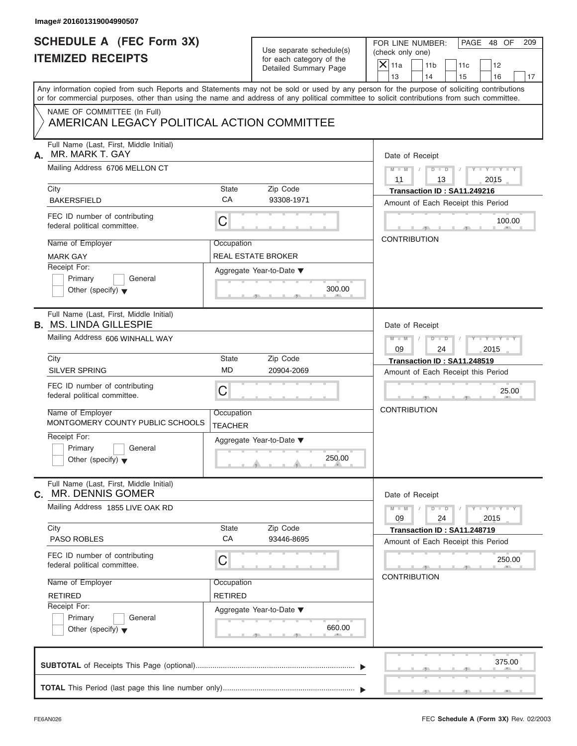Image# 201601319004990507

# SCHEDULE A (FEC Form 3X)
## ITEMIZED RECEIPTS

Use separate schedule(s) for each category of the Detailed Summary Page

FOR LINE NUMBER: (check only one)

- [X] 11a
- [ ] 11b
- [ ] 11c
- [ ] 12
- [ ] 13
- [ ] 14
- [ ] 15
- [ ] 16
- [ ] 17

Any information copied from such Reports and Statements may not be sold or used by any person for the purpose of soliciting contributions or for commercial purposes, other than using the name and address of any political committee to solicit contributions from such committee.

NAME OF COMMITTEE (In Full)
AMERICAN LEGACY POLITICAL ACTION COMMITTEE

---

**A.** Full Name (Last, First, Middle Initial): MR. MARK T. GAY

Mailing Address: 6706 MELLON CT

City: BAKERSFIELD | State: CA | Zip Code: 93308-1971

FEC ID number of contributing federal political committee: C

Name of Employer: MARK GAY

Occupation: REAL ESTATE BROKER

Receipt For: Primary [ ] General [ ] Other (specify) [ ]

Aggregate Year-to-Date: 300.00

Date of Receipt: 11 / 13 / 2015

Transaction ID : SA11.249216

Amount of Each Receipt this Period: 100.00

CONTRIBUTION

---

**B.** Full Name (Last, First, Middle Initial): MS. LINDA GILLESPIE

Mailing Address: 606 WINHALL WAY

City: SILVER SPRING | State: MD | Zip Code: 20904-2069

FEC ID number of contributing federal political committee: C

Name of Employer: MONTGOMERY COUNTY PUBLIC SCHOOLS

Occupation: TEACHER

Receipt For: Primary [ ] General [ ] Other (specify) [ ]

Aggregate Year-to-Date: 250.00

Date of Receipt: 09 / 24 / 2015

Transaction ID : SA11.248519

Amount of Each Receipt this Period: 25.00

CONTRIBUTION

---

**C.** Full Name (Last, First, Middle Initial): MR. DENNIS GOMER

Mailing Address: 1855 LIVE OAK RD

City: PASO ROBLES | State: CA | Zip Code: 93446-8695

FEC ID number of contributing federal political committee: C

Name of Employer: RETIRED

Occupation: RETIRED

Receipt For: Primary [ ] General [ ] Other (specify) [ ]

Aggregate Year-to-Date: 660.00

Date of Receipt: 09 / 24 / 2015

Transaction ID : SA11.248719

Amount of Each Receipt this Period: 250.00

CONTRIBUTION

---

**SUBTOTAL** of Receipts This Page (optional): 375.00

**TOTAL** This Period (last page this line number only):

FE6AN026 — FEC **Schedule A** (Form 3X) Rev. 02/2003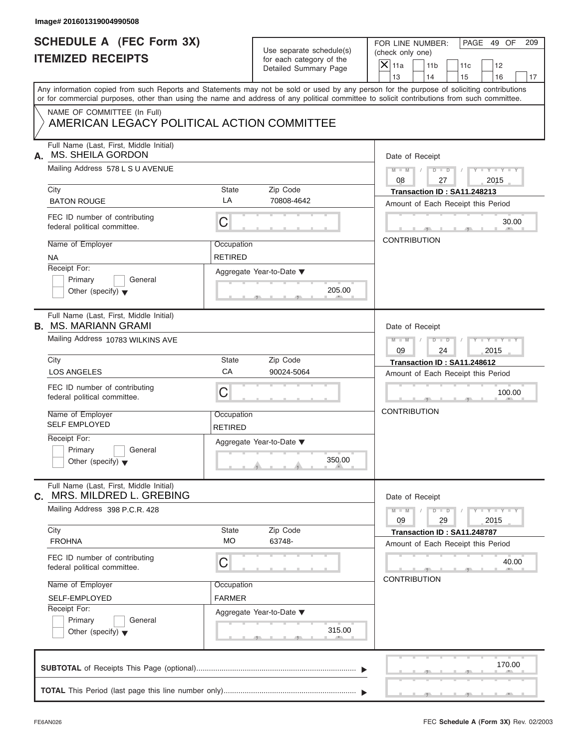Image# 201601319004990508

# SCHEDULE A (FEC Form 3X)
# ITEMIZED RECEIPTS

Use separate schedule(s) for each category of the Detailed Summary Page

FOR LINE NUMBER: (check only one)

- [x] 11a
- [ ] 11b
- [ ] 11c
- [ ] 12
- [ ] 13
- [ ] 14
- [ ] 15
- [ ] 16
- [ ] 17

Any information copied from such Reports and Statements may not be sold or used by any person for the purpose of soliciting contributions or for commercial purposes, other than using the name and address of any political committee to solicit contributions from such committee.

NAME OF COMMITTEE (In Full)
AMERICAN LEGACY POLITICAL ACTION COMMITTEE

---

**A.** Full Name (Last, First, Middle Initial): MS. SHEILA GORDON

Mailing Address: 578 L S U AVENUE

City: BATON ROUGE | State: LA | Zip Code: 70808-4642

FEC ID number of contributing federal political committee: C

Name of Employer: NA

Occupation: RETIRED

Receipt For: Primary / General / Other (specify)

Aggregate Year-to-Date: 205.00

Date of Receipt: 08 / 27 / 2015

Transaction ID : SA11.248213

Amount of Each Receipt this Period: 30.00

CONTRIBUTION

---

**B.** Full Name (Last, First, Middle Initial): MS. MARIANN GRAMI

Mailing Address: 10783 WILKINS AVE

City: LOS ANGELES | State: CA | Zip Code: 90024-5064

FEC ID number of contributing federal political committee: C

Name of Employer: SELF EMPLOYED

Occupation: RETIRED

Receipt For: Primary / General / Other (specify)

Aggregate Year-to-Date: 350.00

Date of Receipt: 09 / 24 / 2015

Transaction ID : SA11.248612

Amount of Each Receipt this Period: 100.00

CONTRIBUTION

---

**C.** Full Name (Last, First, Middle Initial): MRS. MILDRED L. GREBING

Mailing Address: 398 P.C.R. 428

City: FROHNA | State: MO | Zip Code: 63748-

FEC ID number of contributing federal political committee: C

Name of Employer: SELF-EMPLOYED

Occupation: FARMER

Receipt For: Primary / General / Other (specify)

Aggregate Year-to-Date: 315.00

Date of Receipt: 09 / 29 / 2015

Transaction ID : SA11.248787

Amount of Each Receipt this Period: 40.00

CONTRIBUTION

---

**SUBTOTAL** of Receipts This Page (optional): 170.00

**TOTAL** This Period (last page this line number only):

FE6AN026 FEC **Schedule A** (Form 3X) Rev. 02/2003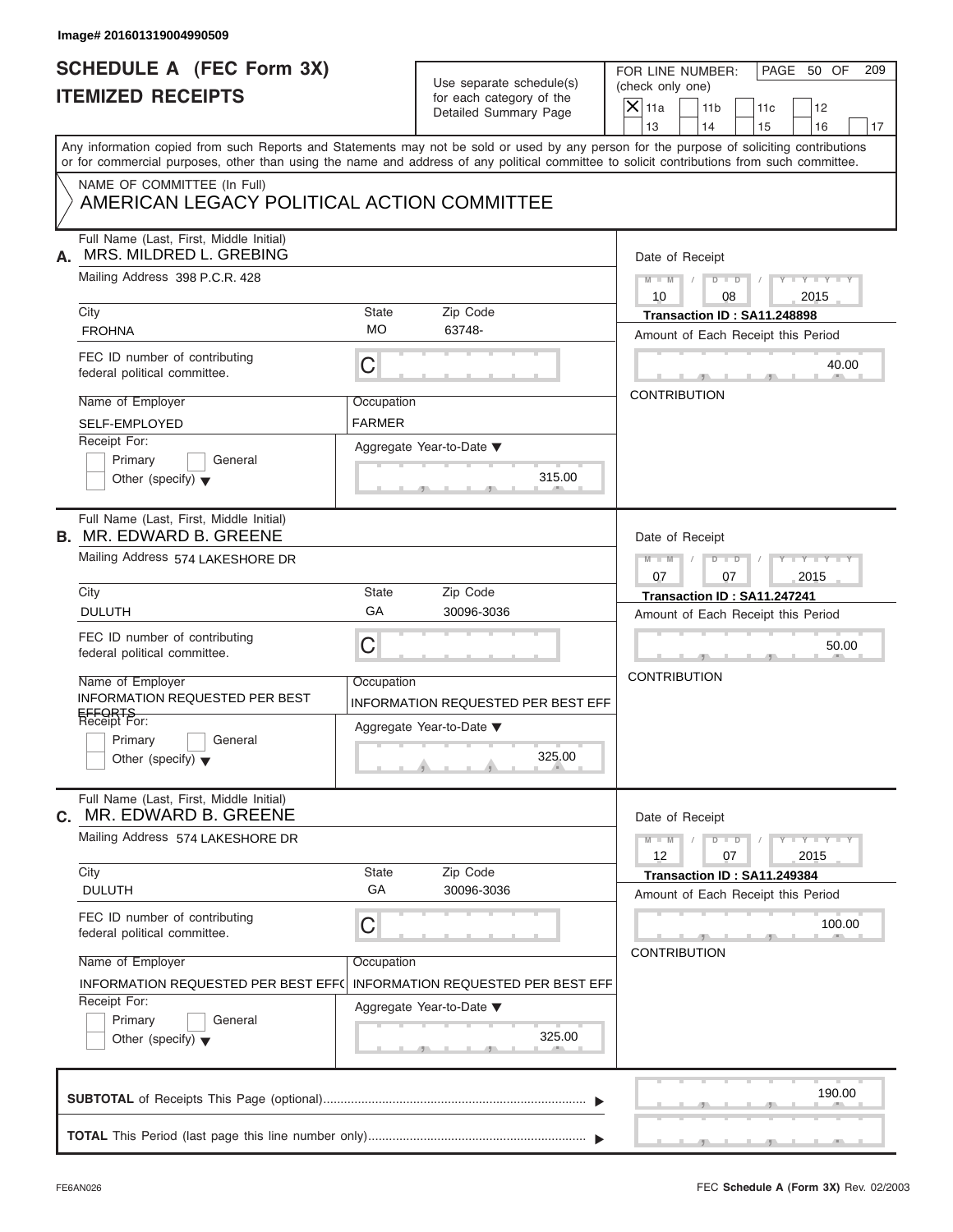Image# 201601319004990509

# SCHEDULE A (FEC Form 3X)
## ITEMIZED RECEIPTS

Use separate schedule(s) for each category of the Detailed Summary Page

FOR LINE NUMBER: (check only one)

- [X] 11a
- [ ] 11b
- [ ] 11c
- [ ] 12
- [ ] 13
- [ ] 14
- [ ] 15
- [ ] 16
- [ ] 17

PAGE 50 OF 209

Any information copied from such Reports and Statements may not be sold or used by any person for the purpose of soliciting contributions or for commercial purposes, other than using the name and address of any political committee to solicit contributions from such committee.

NAME OF COMMITTEE (In Full)
AMERICAN LEGACY POLITICAL ACTION COMMITTEE

---

**A.** Full Name (Last, First, Middle Initial): MRS. MILDRED L. GREBING

Mailing Address: 398 P.C.R. 428

City: FROHNA | State: MO | Zip Code: 63748-

FEC ID number of contributing federal political committee: C

Name of Employer: SELF-EMPLOYED

Occupation: FARMER

Receipt For: Primary / General / Other (specify)

Aggregate Year-to-Date: 315.00

Date of Receipt: 10 / 08 / 2015

Transaction ID : SA11.248898

Amount of Each Receipt this Period: 40.00

CONTRIBUTION

---

**B.** Full Name (Last, First, Middle Initial): MR. EDWARD B. GREENE

Mailing Address: 574 LAKESHORE DR

City: DULUTH | State: GA | Zip Code: 30096-3036

FEC ID number of contributing federal political committee: C

Name of Employer: INFORMATION REQUESTED PER BEST EFFORTS

Occupation: INFORMATION REQUESTED PER BEST EFF

Receipt For: Primary / General / Other (specify)

Aggregate Year-to-Date: 325.00

Date of Receipt: 07 / 07 / 2015

Transaction ID : SA11.247241

Amount of Each Receipt this Period: 50.00

CONTRIBUTION

---

**C.** Full Name (Last, First, Middle Initial): MR. EDWARD B. GREENE

Mailing Address: 574 LAKESHORE DR

City: DULUTH | State: GA | Zip Code: 30096-3036

FEC ID number of contributing federal political committee: C

Name of Employer: INFORMATION REQUESTED PER BEST EFF(

Occupation: INFORMATION REQUESTED PER BEST EFF

Receipt For: Primary / General / Other (specify)

Aggregate Year-to-Date: 325.00

Date of Receipt: 12 / 07 / 2015

Transaction ID : SA11.249384

Amount of Each Receipt this Period: 100.00

CONTRIBUTION

---

**SUBTOTAL** of Receipts This Page (optional): 190.00

**TOTAL** This Period (last page this line number only):

FE6AN026 — FEC **Schedule A** (Form 3X) Rev. 02/2003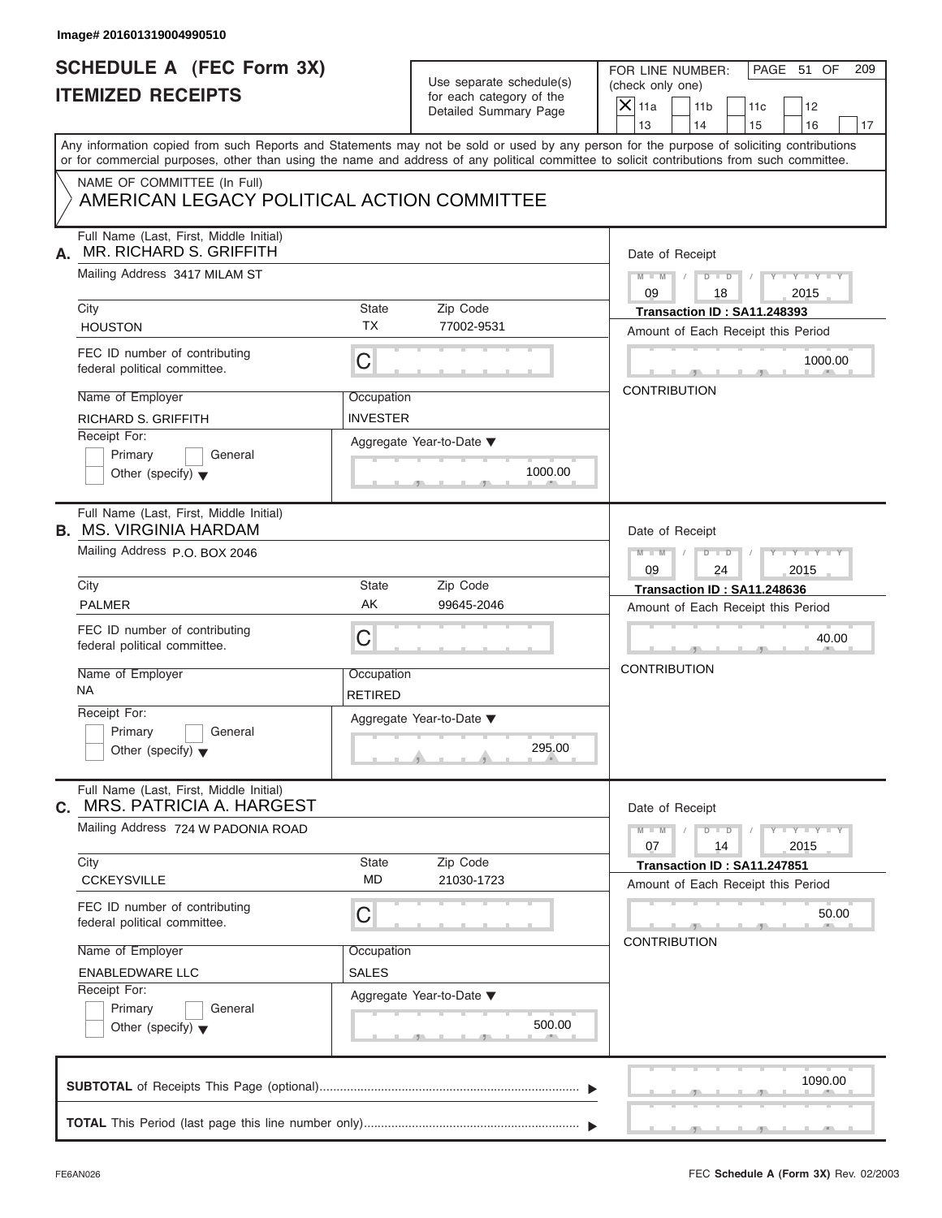Image# 201601319004990510

# SCHEDULE A (FEC Form 3X)
## ITEMIZED RECEIPTS

Use separate schedule(s) for each category of the Detailed Summary Page

FOR LINE NUMBER: (check only one)

- [X] 11a
- [ ] 11b
- [ ] 11c
- [ ] 12
- [ ] 13
- [ ] 14
- [ ] 15
- [ ] 16
- [ ] 17

PAGE 51 OF 209

Any information copied from such Reports and Statements may not be sold or used by any person for the purpose of soliciting contributions or for commercial purposes, other than using the name and address of any political committee to solicit contributions from such committee.

NAME OF COMMITTEE (In Full)
AMERICAN LEGACY POLITICAL ACTION COMMITTEE

---

**A.** Full Name (Last, First, Middle Initial): MR. RICHARD S. GRIFFITH

Mailing Address: 3417 MILAM ST

| City | State | Zip Code |
|---|---|---|
| HOUSTON | TX | 77002-9531 |

FEC ID number of contributing federal political committee: C

| Name of Employer | Occupation |
|---|---|
| RICHARD S. GRIFFITH | INVESTER |

Receipt For: Primary / General / Other (specify)

Aggregate Year-to-Date: 1000.00

Date of Receipt: 09 / 18 / 2015

Transaction ID : SA11.248393

Amount of Each Receipt this Period: 1000.00

CONTRIBUTION

---

**B.** Full Name (Last, First, Middle Initial): MS. VIRGINIA HARDAM

Mailing Address: P.O. BOX 2046

| City | State | Zip Code |
|---|---|---|
| PALMER | AK | 99645-2046 |

FEC ID number of contributing federal political committee: C

| Name of Employer | Occupation |
|---|---|
| NA | RETIRED |

Receipt For: Primary / General / Other (specify)

Aggregate Year-to-Date: 295.00

Date of Receipt: 09 / 24 / 2015

Transaction ID : SA11.248636

Amount of Each Receipt this Period: 40.00

CONTRIBUTION

---

**C.** Full Name (Last, First, Middle Initial): MRS. PATRICIA A. HARGEST

Mailing Address: 724 W PADONIA ROAD

| City | State | Zip Code |
|---|---|---|
| CCKEYSVILLE | MD | 21030-1723 |

FEC ID number of contributing federal political committee: C

| Name of Employer | Occupation |
|---|---|
| ENABLEDWARE LLC | SALES |

Receipt For: Primary / General / Other (specify)

Aggregate Year-to-Date: 500.00

Date of Receipt: 07 / 14 / 2015

Transaction ID : SA11.247851

Amount of Each Receipt this Period: 50.00

CONTRIBUTION

---

**SUBTOTAL** of Receipts This Page (optional): 1090.00

**TOTAL** This Period (last page this line number only):

FE6AN026 FEC **Schedule A** (Form 3X) Rev. 02/2003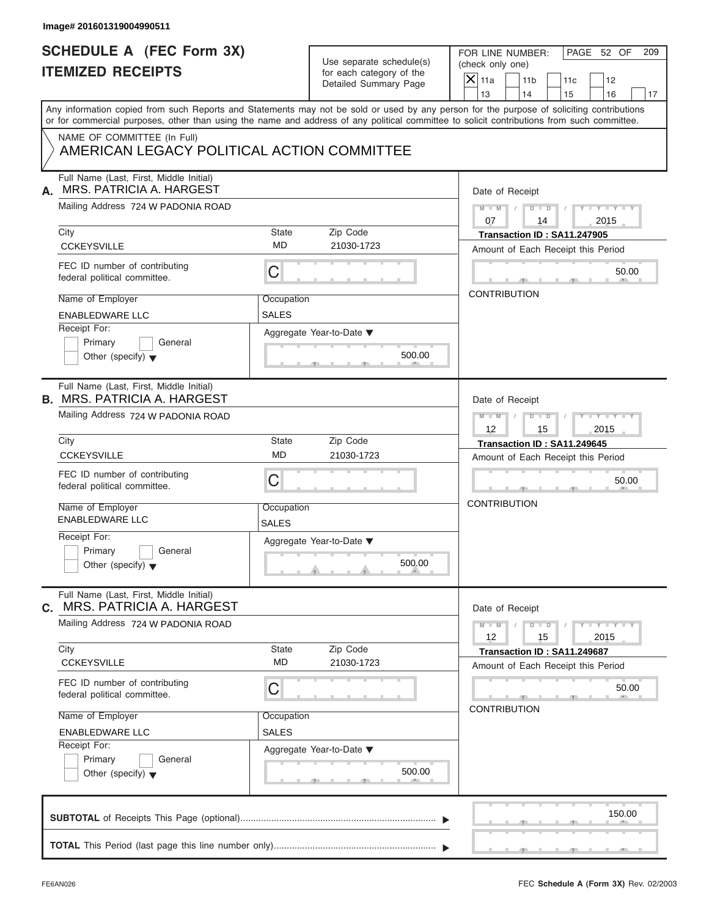Image# 201601319004990511

# SCHEDULE A (FEC Form 3X)
# ITEMIZED RECEIPTS

Use separate schedule(s) for each category of the Detailed Summary Page

FOR LINE NUMBER: (check only one)

- [X] 11a
- [ ] 11b
- [ ] 11c
- [ ] 12
- [ ] 13
- [ ] 14
- [ ] 15
- [ ] 16
- [ ] 17

Any information copied from such Reports and Statements may not be sold or used by any person for the purpose of soliciting contributions or for commercial purposes, other than using the name and address of any political committee to solicit contributions from such committee.

NAME OF COMMITTEE (In Full)
AMERICAN LEGACY POLITICAL ACTION COMMITTEE

**A.** Full Name (Last, First, Middle Initial): MRS. PATRICIA A. HARGEST
Mailing Address: 724 W PADONIA ROAD
City: CCKEYSVILLE | State: MD | Zip Code: 21030-1723
FEC ID number of contributing federal political committee: C
Name of Employer: ENABLEDWARE LLC | Occupation: SALES
Receipt For: [ ] Primary [ ] General [ ] Other (specify)
Aggregate Year-to-Date: 500.00
Date of Receipt: 07 / 14 / 2015
Transaction ID : SA11.247905
Amount of Each Receipt this Period: 50.00
CONTRIBUTION

**B.** Full Name (Last, First, Middle Initial): MRS. PATRICIA A. HARGEST
Mailing Address: 724 W PADONIA ROAD
City: CCKEYSVILLE | State: MD | Zip Code: 21030-1723
FEC ID number of contributing federal political committee: C
Name of Employer: ENABLEDWARE LLC | Occupation: SALES
Receipt For: [ ] Primary [ ] General [ ] Other (specify)
Aggregate Year-to-Date: 500.00
Date of Receipt: 12 / 15 / 2015
Transaction ID : SA11.249645
Amount of Each Receipt this Period: 50.00
CONTRIBUTION

**C.** Full Name (Last, First, Middle Initial): MRS. PATRICIA A. HARGEST
Mailing Address: 724 W PADONIA ROAD
City: CCKEYSVILLE | State: MD | Zip Code: 21030-1723
FEC ID number of contributing federal political committee: C
Name of Employer: ENABLEDWARE LLC | Occupation: SALES
Receipt For: [ ] Primary [ ] General [ ] Other (specify)
Aggregate Year-to-Date: 500.00
Date of Receipt: 12 / 15 / 2015
Transaction ID : SA11.249687
Amount of Each Receipt this Period: 50.00
CONTRIBUTION

**SUBTOTAL** of Receipts This Page (optional): 150.00

**TOTAL** This Period (last page this line number only):

FE6AN026 — FEC **Schedule A** (Form 3X) Rev. 02/2003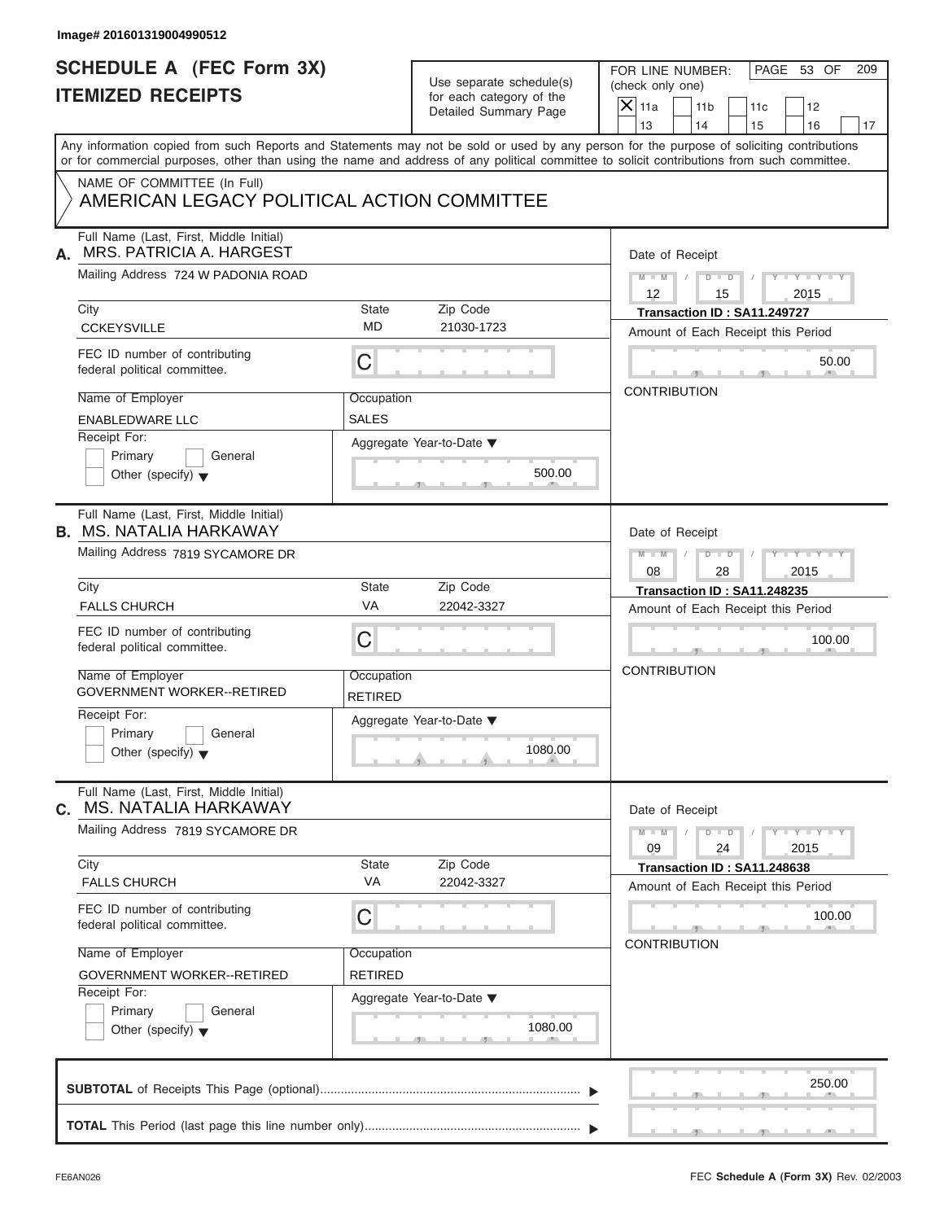Image# 201601319004990512

# SCHEDULE A (FEC Form 3X)
## ITEMIZED RECEIPTS

Use separate schedule(s) for each category of the Detailed Summary Page

FOR LINE NUMBER: (check only one)

- [X] 11a
- [ ] 11b
- [ ] 11c
- [ ] 12
- [ ] 13
- [ ] 14
- [ ] 15
- [ ] 16
- [ ] 17

Any information copied from such Reports and Statements may not be sold or used by any person for the purpose of soliciting contributions or for commercial purposes, other than using the name and address of any political committee to solicit contributions from such committee.

NAME OF COMMITTEE (In Full)
AMERICAN LEGACY POLITICAL ACTION COMMITTEE

---

**A.** Full Name (Last, First, Middle Initial): MRS. PATRICIA A. HARGEST

Mailing Address: 724 W PADONIA ROAD

City: CCKEYSVILLE | State: MD | Zip Code: 21030-1723

FEC ID number of contributing federal political committee: C

Name of Employer: ENABLEDWARE LLC

Occupation: SALES

Receipt For: Primary / General / Other (specify)

Aggregate Year-to-Date: 500.00

Date of Receipt: 12 / 15 / 2015

Transaction ID : SA11.249727

Amount of Each Receipt this Period: 50.00

CONTRIBUTION

---

**B.** Full Name (Last, First, Middle Initial): MS. NATALIA HARKAWAY

Mailing Address: 7819 SYCAMORE DR

City: FALLS CHURCH | State: VA | Zip Code: 22042-3327

FEC ID number of contributing federal political committee: C

Name of Employer: GOVERNMENT WORKER--RETIRED

Occupation: RETIRED

Receipt For: Primary / General / Other (specify)

Aggregate Year-to-Date: 1080.00

Date of Receipt: 08 / 28 / 2015

Transaction ID : SA11.248235

Amount of Each Receipt this Period: 100.00

CONTRIBUTION

---

**C.** Full Name (Last, First, Middle Initial): MS. NATALIA HARKAWAY

Mailing Address: 7819 SYCAMORE DR

City: FALLS CHURCH | State: VA | Zip Code: 22042-3327

FEC ID number of contributing federal political committee: C

Name of Employer: GOVERNMENT WORKER--RETIRED

Occupation: RETIRED

Receipt For: Primary / General / Other (specify)

Aggregate Year-to-Date: 1080.00

Date of Receipt: 09 / 24 / 2015

Transaction ID : SA11.248638

Amount of Each Receipt this Period: 100.00

CONTRIBUTION

---

**SUBTOTAL** of Receipts This Page (optional): 250.00

**TOTAL** This Period (last page this line number only):

FE6AN026

FEC **Schedule A** (Form 3X) Rev. 02/2003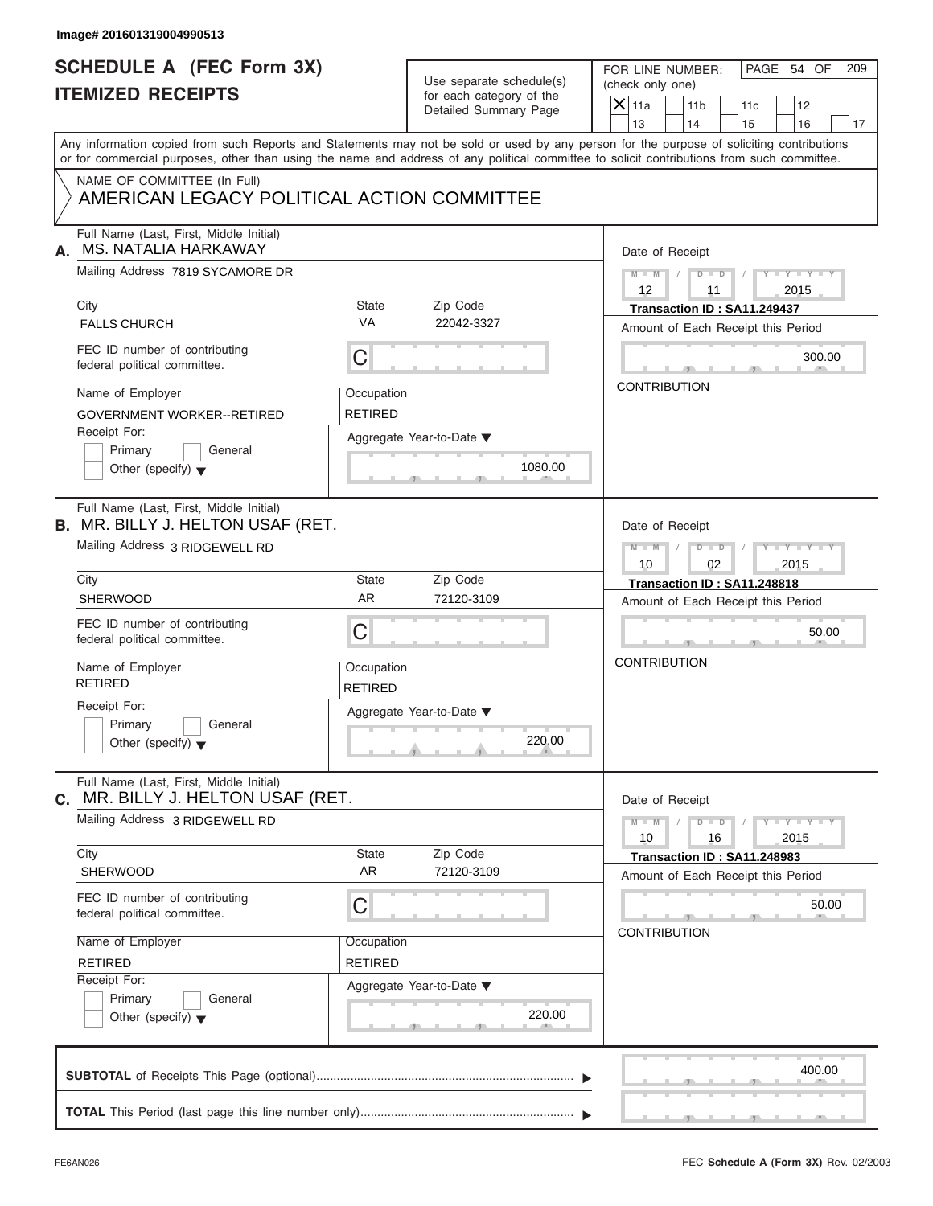Image# 201601319004990513

# SCHEDULE A (FEC Form 3X)
# ITEMIZED RECEIPTS

Use separate schedule(s) for each category of the Detailed Summary Page

FOR LINE NUMBER: (check only one)

| | | | | |
|---|---|---|---|---|
| X 11a | 11b | 11c | 12 | |
| 13 | 14 | 15 | 16 | 17 |

PAGE 54 OF 209

Any information copied from such Reports and Statements may not be sold or used by any person for the purpose of soliciting contributions or for commercial purposes, other than using the name and address of any political committee to solicit contributions from such committee.

NAME OF COMMITTEE (In Full)
AMERICAN LEGACY POLITICAL ACTION COMMITTEE

---

**A.** Full Name (Last, First, Middle Initial): MS. NATALIA HARKAWAY

Mailing Address: 7819 SYCAMORE DR

City: FALLS CHURCH | State: VA | Zip Code: 22042-3327

FEC ID number of contributing federal political committee: C

Name of Employer: GOVERNMENT WORKER--RETIRED

Occupation: RETIRED

Receipt For: Primary / General / Other (specify)

Aggregate Year-to-Date: 1080.00

Date of Receipt: 12 / 11 / 2015

Transaction ID : SA11.249437

Amount of Each Receipt this Period: 300.00

CONTRIBUTION

---

**B.** Full Name (Last, First, Middle Initial): MR. BILLY J. HELTON USAF (RET.

Mailing Address: 3 RIDGEWELL RD

City: SHERWOOD | State: AR | Zip Code: 72120-3109

FEC ID number of contributing federal political committee: C

Name of Employer: RETIRED

Occupation: RETIRED

Receipt For: Primary / General / Other (specify)

Aggregate Year-to-Date: 220.00

Date of Receipt: 10 / 02 / 2015

Transaction ID : SA11.248818

Amount of Each Receipt this Period: 50.00

CONTRIBUTION

---

**C.** Full Name (Last, First, Middle Initial): MR. BILLY J. HELTON USAF (RET.

Mailing Address: 3 RIDGEWELL RD

City: SHERWOOD | State: AR | Zip Code: 72120-3109

FEC ID number of contributing federal political committee: C

Name of Employer: RETIRED

Occupation: RETIRED

Receipt For: Primary / General / Other (specify)

Aggregate Year-to-Date: 220.00

Date of Receipt: 10 / 16 / 2015

Transaction ID : SA11.248983

Amount of Each Receipt this Period: 50.00

CONTRIBUTION

---

**SUBTOTAL** of Receipts This Page (optional): 400.00

**TOTAL** This Period (last page this line number only):

FE6AN026

FEC Schedule A (Form 3X) Rev. 02/2003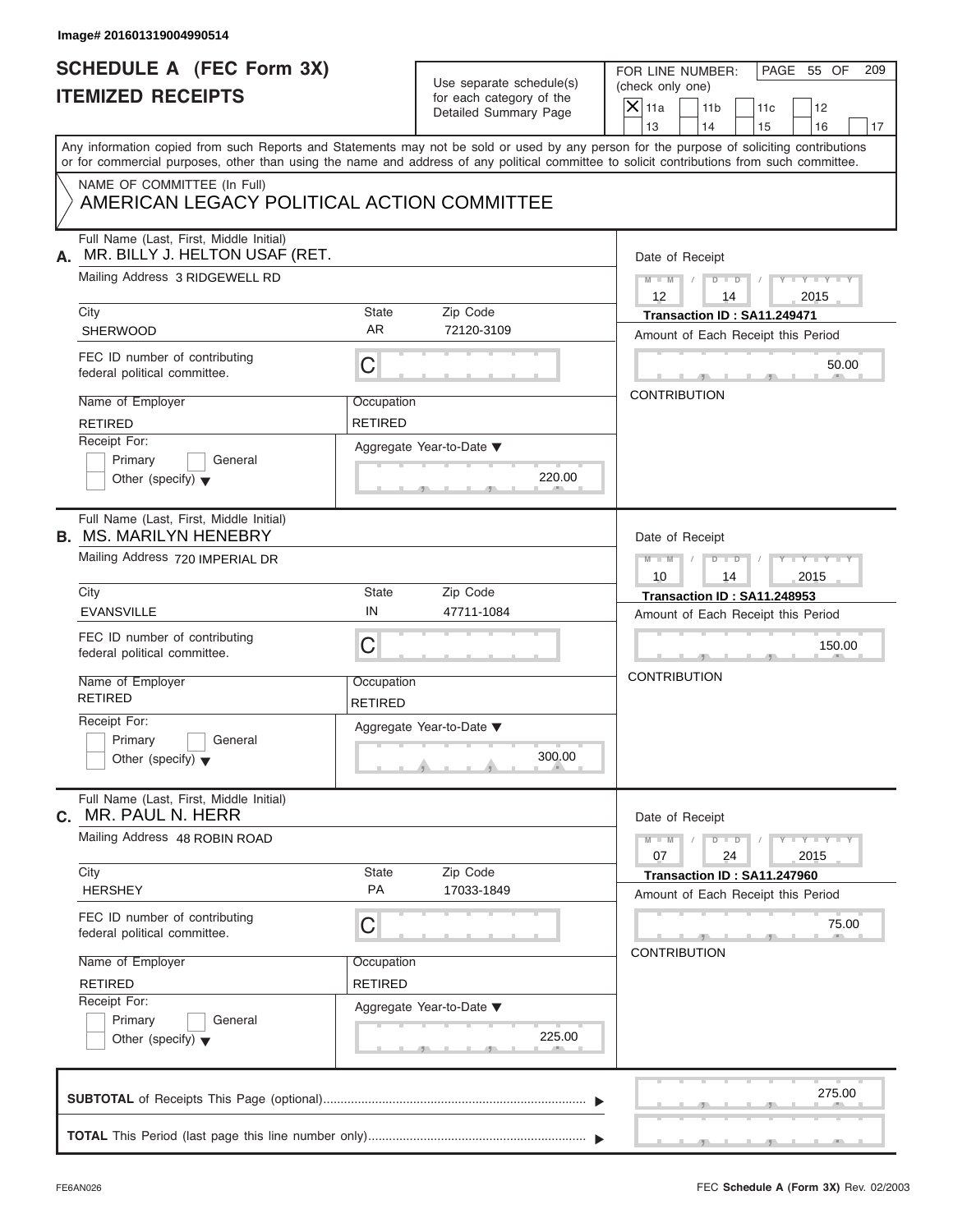Image# 201601319004990514

# SCHEDULE A (FEC Form 3X)
# ITEMIZED RECEIPTS

Use separate schedule(s) for each category of the Detailed Summary Page

FOR LINE NUMBER: (check only one)

- [X] 11a
- [ ] 11b
- [ ] 11c
- [ ] 12
- [ ] 13
- [ ] 14
- [ ] 15
- [ ] 16
- [ ] 17

PAGE 55 OF 209

Any information copied from such Reports and Statements may not be sold or used by any person for the purpose of soliciting contributions or for commercial purposes, other than using the name and address of any political committee to solicit contributions from such committee.

NAME OF COMMITTEE (In Full)
AMERICAN LEGACY POLITICAL ACTION COMMITTEE

---

**A.** Full Name (Last, First, Middle Initial): MR. BILLY J. HELTON USAF (RET.

Mailing Address: 3 RIDGEWELL RD

City: SHERWOOD | State: AR | Zip Code: 72120-3109

FEC ID number of contributing federal political committee: C

Name of Employer: RETIRED | Occupation: RETIRED

Receipt For: [ ] Primary [ ] General [ ] Other (specify)

Aggregate Year-to-Date: 220.00

Date of Receipt: 12 / 14 / 2015

Transaction ID : SA11.249471

Amount of Each Receipt this Period: 50.00

CONTRIBUTION

---

**B.** Full Name (Last, First, Middle Initial): MS. MARILYN HENEBRY

Mailing Address: 720 IMPERIAL DR

City: EVANSVILLE | State: IN | Zip Code: 47711-1084

FEC ID number of contributing federal political committee: C

Name of Employer: RETIRED | Occupation: RETIRED

Receipt For: [ ] Primary [ ] General [ ] Other (specify)

Aggregate Year-to-Date: 300.00

Date of Receipt: 10 / 14 / 2015

Transaction ID : SA11.248953

Amount of Each Receipt this Period: 150.00

CONTRIBUTION

---

**C.** Full Name (Last, First, Middle Initial): MR. PAUL N. HERR

Mailing Address: 48 ROBIN ROAD

City: HERSHEY | State: PA | Zip Code: 17033-1849

FEC ID number of contributing federal political committee: C

Name of Employer: RETIRED | Occupation: RETIRED

Receipt For: [ ] Primary [ ] General [ ] Other (specify)

Aggregate Year-to-Date: 225.00

Date of Receipt: 07 / 24 / 2015

Transaction ID : SA11.247960

Amount of Each Receipt this Period: 75.00

CONTRIBUTION

---

**SUBTOTAL** of Receipts This Page (optional): 275.00

**TOTAL** This Period (last page this line number only):

FE6AN026 — FEC **Schedule A** (Form 3X) Rev. 02/2003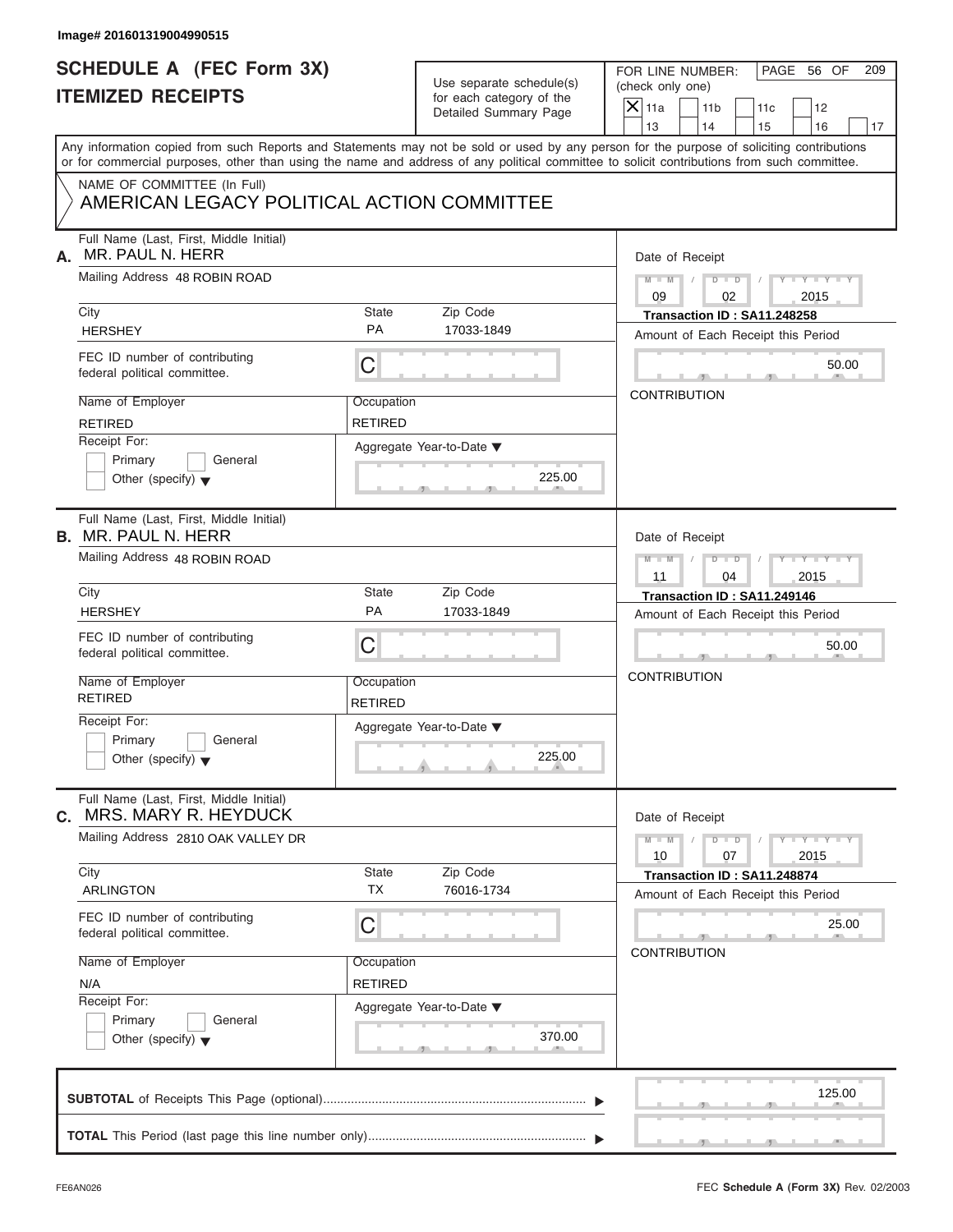Image# 201601319004990515

# SCHEDULE A (FEC Form 3X)
# ITEMIZED RECEIPTS

Use separate schedule(s) for each category of the Detailed Summary Page

FOR LINE NUMBER: (check only one)

- [X] 11a
- [ ] 11b
- [ ] 11c
- [ ] 12
- [ ] 13
- [ ] 14
- [ ] 15
- [ ] 16
- [ ] 17

Any information copied from such Reports and Statements may not be sold or used by any person for the purpose of soliciting contributions or for commercial purposes, other than using the name and address of any political committee to solicit contributions from such committee.

NAME OF COMMITTEE (In Full)
AMERICAN LEGACY POLITICAL ACTION COMMITTEE

---

**A.** Full Name (Last, First, Middle Initial): MR. PAUL N. HERR

Mailing Address: 48 ROBIN ROAD

City: HERSHEY | State: PA | Zip Code: 17033-1849

FEC ID number of contributing federal political committee: C

Name of Employer: RETIRED | Occupation: RETIRED

Receipt For: Primary / General / Other (specify)

Aggregate Year-to-Date: 225.00

Date of Receipt: 09 / 02 / 2015

Transaction ID : SA11.248258

Amount of Each Receipt this Period: 50.00

CONTRIBUTION

---

**B.** Full Name (Last, First, Middle Initial): MR. PAUL N. HERR

Mailing Address: 48 ROBIN ROAD

City: HERSHEY | State: PA | Zip Code: 17033-1849

FEC ID number of contributing federal political committee: C

Name of Employer: RETIRED | Occupation: RETIRED

Receipt For: Primary / General / Other (specify)

Aggregate Year-to-Date: 225.00

Date of Receipt: 11 / 04 / 2015

Transaction ID : SA11.249146

Amount of Each Receipt this Period: 50.00

CONTRIBUTION

---

**C.** Full Name (Last, First, Middle Initial): MRS. MARY R. HEYDUCK

Mailing Address: 2810 OAK VALLEY DR

City: ARLINGTON | State: TX | Zip Code: 76016-1734

FEC ID number of contributing federal political committee: C

Name of Employer: N/A | Occupation: RETIRED

Receipt For: Primary / General / Other (specify)

Aggregate Year-to-Date: 370.00

Date of Receipt: 10 / 07 / 2015

Transaction ID : SA11.248874

Amount of Each Receipt this Period: 25.00

CONTRIBUTION

---

**SUBTOTAL** of Receipts This Page (optional): 125.00

**TOTAL** This Period (last page this line number only):

FE6AN026

FEC **Schedule A** (Form 3X) Rev. 02/2003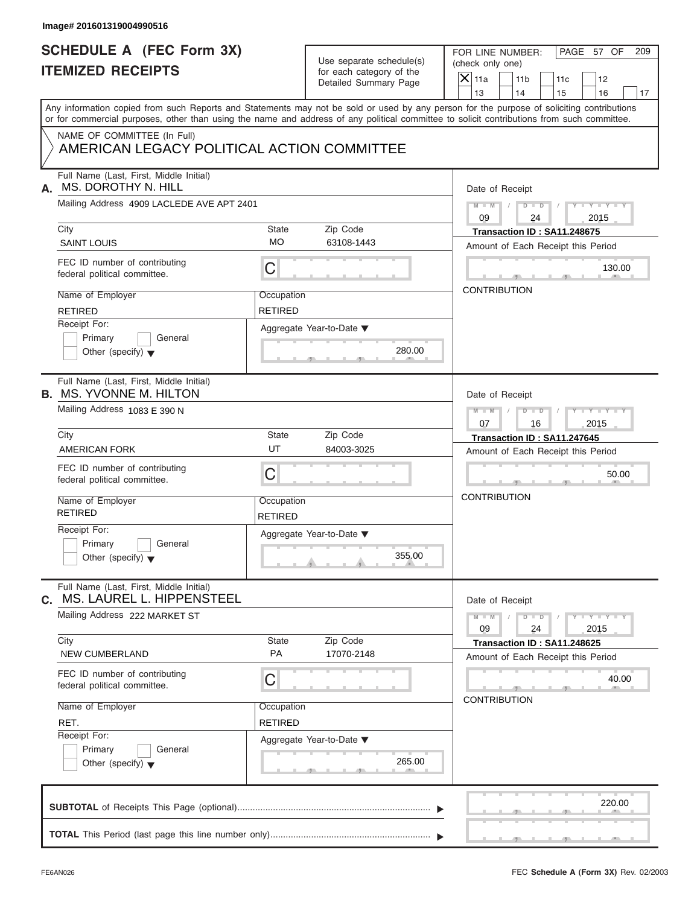Image# 201601319004990516

# SCHEDULE A (FEC Form 3X)
## ITEMIZED RECEIPTS

Use separate schedule(s) for each category of the Detailed Summary Page

FOR LINE NUMBER: (check only one)

- [X] 11a
- [ ] 11b
- [ ] 11c
- [ ] 12
- [ ] 13
- [ ] 14
- [ ] 15
- [ ] 16
- [ ] 17

Any information copied from such Reports and Statements may not be sold or used by any person for the purpose of soliciting contributions or for commercial purposes, other than using the name and address of any political committee to solicit contributions from such committee.

NAME OF COMMITTEE (In Full)
AMERICAN LEGACY POLITICAL ACTION COMMITTEE

---

**A.** Full Name (Last, First, Middle Initial): MS. DOROTHY N. HILL

Mailing Address: 4909 LACLEDE AVE APT 2401

| City | State | Zip Code |
|---|---|---|
| SAINT LOUIS | MO | 63108-1443 |

FEC ID number of contributing federal political committee: C

| Name of Employer | Occupation |
|---|---|
| RETIRED | RETIRED |

Receipt For: Primary / General / Other (specify)

Aggregate Year-to-Date: 280.00

Date of Receipt: 09 / 24 / 2015

Transaction ID : SA11.248675

Amount of Each Receipt this Period: 130.00

CONTRIBUTION

---

**B.** Full Name (Last, First, Middle Initial): MS. YVONNE M. HILTON

Mailing Address: 1083 E 390 N

| City | State | Zip Code |
|---|---|---|
| AMERICAN FORK | UT | 84003-3025 |

FEC ID number of contributing federal political committee: C

| Name of Employer | Occupation |
|---|---|
| RETIRED | RETIRED |

Receipt For: Primary / General / Other (specify)

Aggregate Year-to-Date: 355.00

Date of Receipt: 07 / 16 / 2015

Transaction ID : SA11.247645

Amount of Each Receipt this Period: 50.00

CONTRIBUTION

---

**C.** Full Name (Last, First, Middle Initial): MS. LAUREL L. HIPPENSTEEL

Mailing Address: 222 MARKET ST

| City | State | Zip Code |
|---|---|---|
| NEW CUMBERLAND | PA | 17070-2148 |

FEC ID number of contributing federal political committee: C

| Name of Employer | Occupation |
|---|---|
| RET. | RETIRED |

Receipt For: Primary / General / Other (specify)

Aggregate Year-to-Date: 265.00

Date of Receipt: 09 / 24 / 2015

Transaction ID : SA11.248625

Amount of Each Receipt this Period: 40.00

CONTRIBUTION

---

**SUBTOTAL** of Receipts This Page (optional): 220.00

**TOTAL** This Period (last page this line number only):

FE6AN026

FEC **Schedule A** (Form 3X) Rev. 02/2003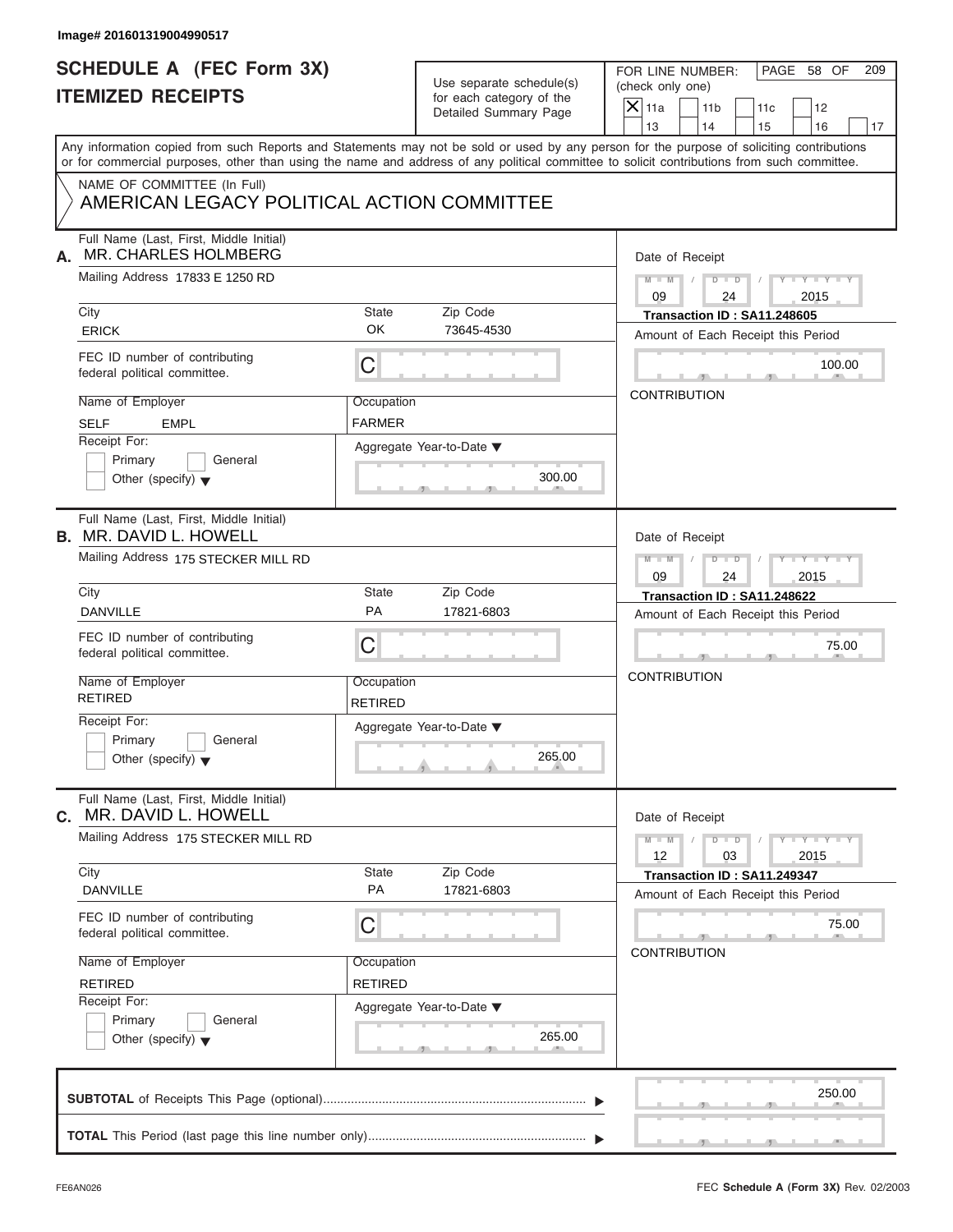Image# 201601319004990517

# SCHEDULE A (FEC Form 3X)
## ITEMIZED RECEIPTS

Use separate schedule(s) for each category of the Detailed Summary Page

FOR LINE NUMBER: (check only one)
[X] 11a [ ] 11b [ ] 11c [ ] 12 [ ] 13 [ ] 14 [ ] 15 [ ] 16 [ ] 17

PAGE 58 OF 209

Any information copied from such Reports and Statements may not be sold or used by any person for the purpose of soliciting contributions or for commercial purposes, other than using the name and address of any political committee to solicit contributions from such committee.

NAME OF COMMITTEE (In Full)
AMERICAN LEGACY POLITICAL ACTION COMMITTEE

---

**A.** Full Name (Last, First, Middle Initial): MR. CHARLES HOLMBERG

Mailing Address: 17833 E 1250 RD

City: ERICK | State: OK | Zip Code: 73645-4530

FEC ID number of contributing federal political committee: C

Name of Employer: SELF EMPL | Occupation: FARMER

Receipt For: [ ] Primary [ ] General [ ] Other (specify)

Aggregate Year-to-Date: 300.00

Date of Receipt: 09 / 24 / 2015

Transaction ID : SA11.248605

Amount of Each Receipt this Period: 100.00

CONTRIBUTION

---

**B.** Full Name (Last, First, Middle Initial): MR. DAVID L. HOWELL

Mailing Address: 175 STECKER MILL RD

City: DANVILLE | State: PA | Zip Code: 17821-6803

FEC ID number of contributing federal political committee: C

Name of Employer: RETIRED | Occupation: RETIRED

Receipt For: [ ] Primary [ ] General [ ] Other (specify)

Aggregate Year-to-Date: 265.00

Date of Receipt: 09 / 24 / 2015

Transaction ID : SA11.248622

Amount of Each Receipt this Period: 75.00

CONTRIBUTION

---

**C.** Full Name (Last, First, Middle Initial): MR. DAVID L. HOWELL

Mailing Address: 175 STECKER MILL RD

City: DANVILLE | State: PA | Zip Code: 17821-6803

FEC ID number of contributing federal political committee: C

Name of Employer: RETIRED | Occupation: RETIRED

Receipt For: [ ] Primary [ ] General [ ] Other (specify)

Aggregate Year-to-Date: 265.00

Date of Receipt: 12 / 03 / 2015

Transaction ID : SA11.249347

Amount of Each Receipt this Period: 75.00

CONTRIBUTION

---

**SUBTOTAL** of Receipts This Page (optional): 250.00

**TOTAL** This Period (last page this line number only):

FE6AN026 FEC **Schedule A** (Form 3X) Rev. 02/2003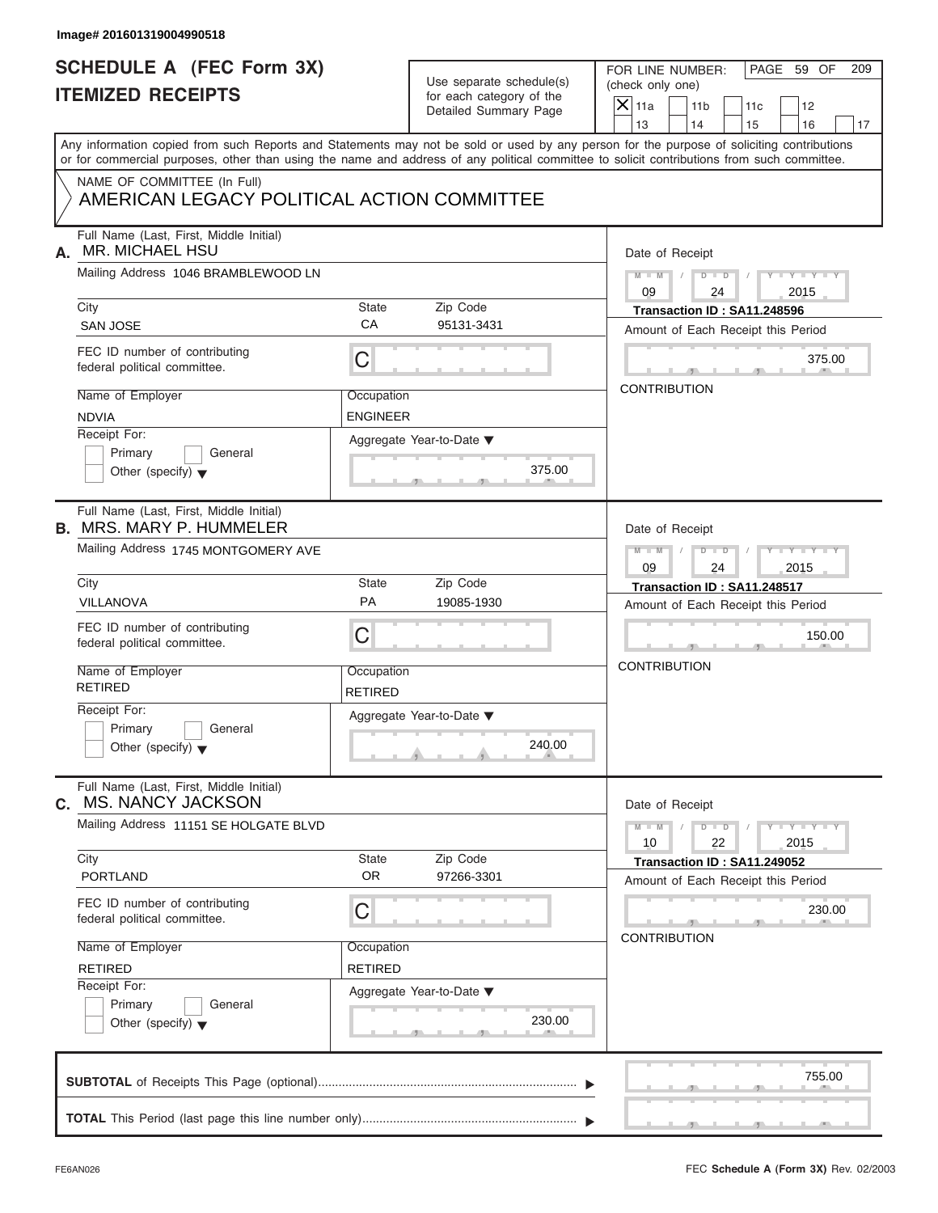Image# 201601319004990518

# SCHEDULE A (FEC Form 3X)
## ITEMIZED RECEIPTS

Use separate schedule(s) for each category of the Detailed Summary Page

FOR LINE NUMBER: (check only one)

- [X] 11a
- [ ] 11b
- [ ] 11c
- [ ] 12
- [ ] 13
- [ ] 14
- [ ] 15
- [ ] 16
- [ ] 17

PAGE 59 OF 209

Any information copied from such Reports and Statements may not be sold or used by any person for the purpose of soliciting contributions or for commercial purposes, other than using the name and address of any political committee to solicit contributions from such committee.

NAME OF COMMITTEE (In Full)
AMERICAN LEGACY POLITICAL ACTION COMMITTEE

---

**A.** Full Name (Last, First, Middle Initial): MR. MICHAEL HSU

Mailing Address: 1046 BRAMBLEWOOD LN

City: SAN JOSE | State: CA | Zip Code: 95131-3431

FEC ID number of contributing federal political committee: C

Name of Employer: NDVIA | Occupation: ENGINEER

Receipt For: Primary / General / Other (specify)

Aggregate Year-to-Date: 375.00

Date of Receipt: 09 / 24 / 2015

Transaction ID : SA11.248596

Amount of Each Receipt this Period: 375.00

CONTRIBUTION

---

**B.** Full Name (Last, First, Middle Initial): MRS. MARY P. HUMMELER

Mailing Address: 1745 MONTGOMERY AVE

City: VILLANOVA | State: PA | Zip Code: 19085-1930

FEC ID number of contributing federal political committee: C

Name of Employer: RETIRED | Occupation: RETIRED

Receipt For: Primary / General / Other (specify)

Aggregate Year-to-Date: 240.00

Date of Receipt: 09 / 24 / 2015

Transaction ID : SA11.248517

Amount of Each Receipt this Period: 150.00

CONTRIBUTION

---

**C.** Full Name (Last, First, Middle Initial): MS. NANCY JACKSON

Mailing Address: 11151 SE HOLGATE BLVD

City: PORTLAND | State: OR | Zip Code: 97266-3301

FEC ID number of contributing federal political committee: C

Name of Employer: RETIRED | Occupation: RETIRED

Receipt For: Primary / General / Other (specify)

Aggregate Year-to-Date: 230.00

Date of Receipt: 10 / 22 / 2015

Transaction ID : SA11.249052

Amount of Each Receipt this Period: 230.00

CONTRIBUTION

---

**SUBTOTAL** of Receipts This Page (optional): 755.00

**TOTAL** This Period (last page this line number only):

FE6AN026

FEC **Schedule A** (Form 3X) Rev. 02/2003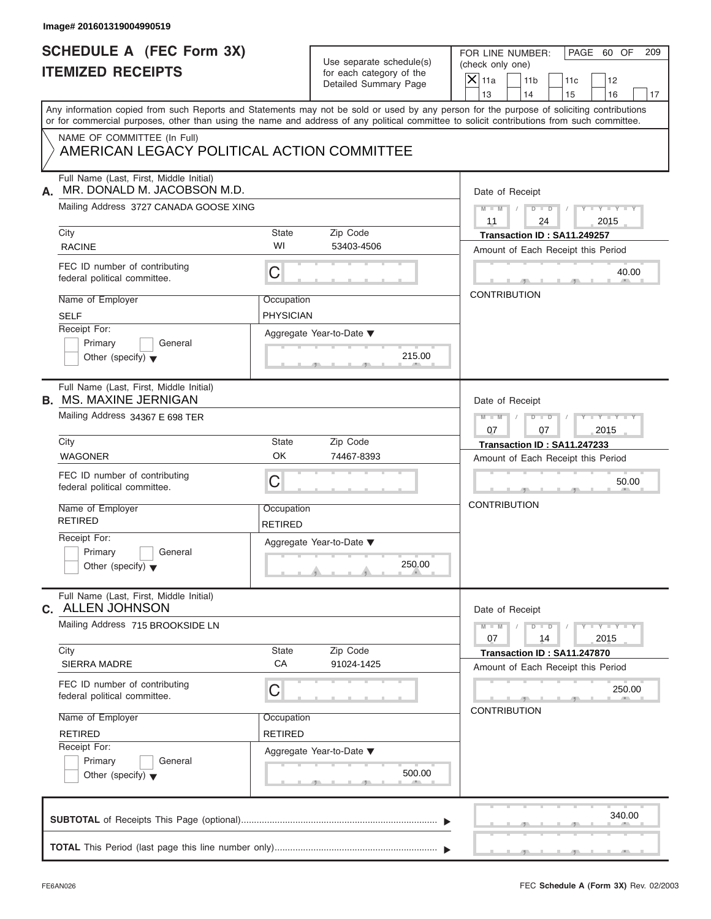Image# 201601319004990519

# SCHEDULE A (FEC Form 3X)
## ITEMIZED RECEIPTS

Use separate schedule(s) for each category of the Detailed Summary Page

FOR LINE NUMBER: (check only one)
- [X] 11a
- [ ] 11b
- [ ] 11c
- [ ] 12
- [ ] 13
- [ ] 14
- [ ] 15
- [ ] 16
- [ ] 17

PAGE 60 OF 209

Any information copied from such Reports and Statements may not be sold or used by any person for the purpose of soliciting contributions or for commercial purposes, other than using the name and address of any political committee to solicit contributions from such committee.

NAME OF COMMITTEE (In Full)
AMERICAN LEGACY POLITICAL ACTION COMMITTEE

---

**A.** Full Name (Last, First, Middle Initial): MR. DONALD M. JACOBSON M.D.

Mailing Address: 3727 CANADA GOOSE XING

| City | State | Zip Code |
|---|---|---|
| RACINE | WI | 53403-4506 |

FEC ID number of contributing federal political committee: C

| Name of Employer | Occupation |
|---|---|
| SELF | PHYSICIAN |

Receipt For: [ ] Primary [ ] General [ ] Other (specify)

Aggregate Year-to-Date: 215.00

Date of Receipt: 11 / 24 / 2015

Transaction ID : SA11.249257

Amount of Each Receipt this Period: 40.00

CONTRIBUTION

---

**B.** Full Name (Last, First, Middle Initial): MS. MAXINE JERNIGAN

Mailing Address: 34367 E 698 TER

| City | State | Zip Code |
|---|---|---|
| WAGONER | OK | 74467-8393 |

FEC ID number of contributing federal political committee: C

| Name of Employer | Occupation |
|---|---|
| RETIRED | RETIRED |

Receipt For: [ ] Primary [ ] General [ ] Other (specify)

Aggregate Year-to-Date: 250.00

Date of Receipt: 07 / 07 / 2015

Transaction ID : SA11.247233

Amount of Each Receipt this Period: 50.00

CONTRIBUTION

---

**C.** Full Name (Last, First, Middle Initial): ALLEN JOHNSON

Mailing Address: 715 BROOKSIDE LN

| City | State | Zip Code |
|---|---|---|
| SIERRA MADRE | CA | 91024-1425 |

FEC ID number of contributing federal political committee: C

| Name of Employer | Occupation |
|---|---|
| RETIRED | RETIRED |

Receipt For: [ ] Primary [ ] General [ ] Other (specify)

Aggregate Year-to-Date: 500.00

Date of Receipt: 07 / 14 / 2015

Transaction ID : SA11.247870

Amount of Each Receipt this Period: 250.00

CONTRIBUTION

---

**SUBTOTAL** of Receipts This Page (optional): 340.00

**TOTAL** This Period (last page this line number only):

FE6AN026 FEC **Schedule A** (Form 3X) Rev. 02/2003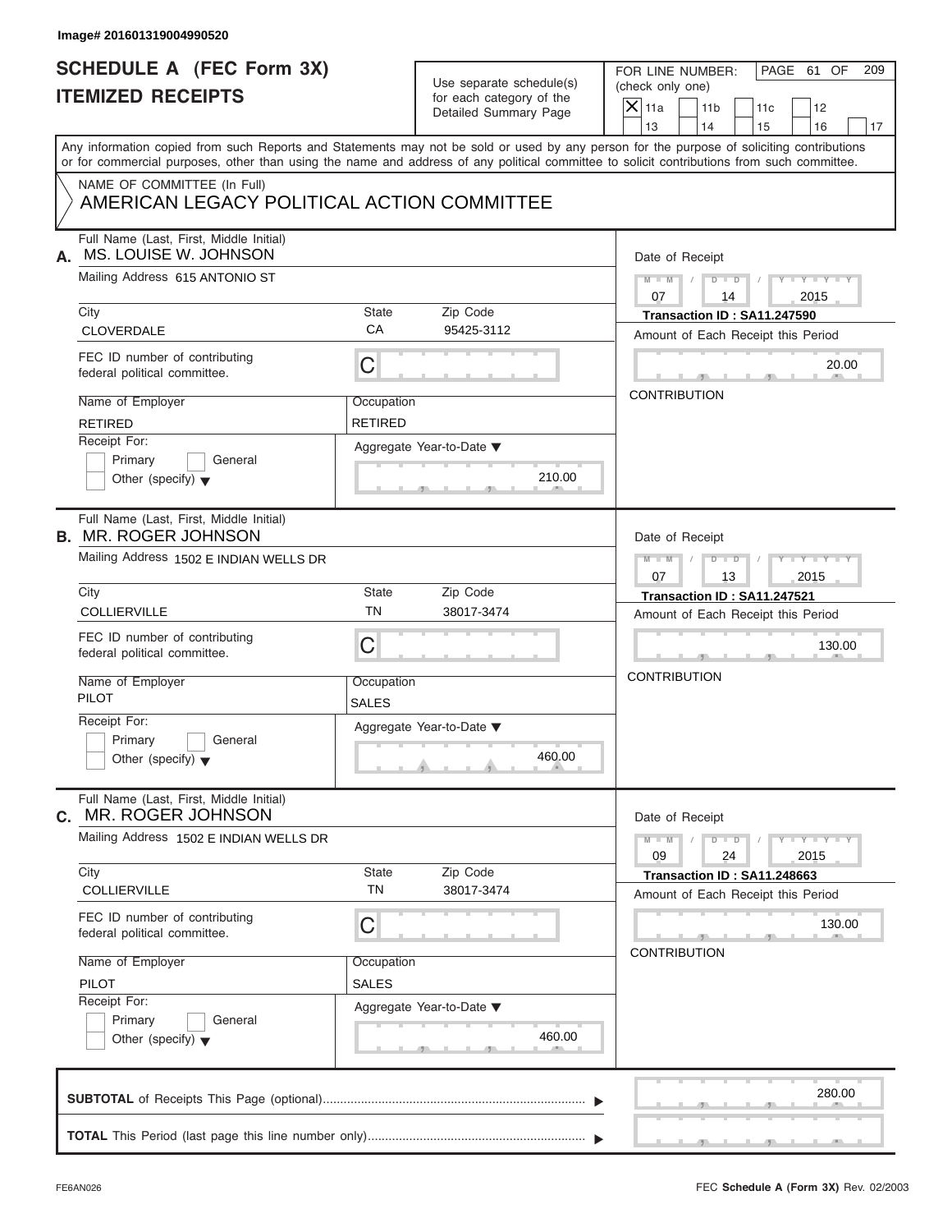Image# 201601319004990520

# SCHEDULE A (FEC Form 3X)
# ITEMIZED RECEIPTS

Use separate schedule(s) for each category of the Detailed Summary Page

FOR LINE NUMBER: (check only one)

[X] 11a [ ] 11b [ ] 11c [ ] 12 [ ] 13 [ ] 14 [ ] 15 [ ] 16 [ ] 17

PAGE 61 OF 209

Any information copied from such Reports and Statements may not be sold or used by any person for the purpose of soliciting contributions or for commercial purposes, other than using the name and address of any political committee to solicit contributions from such committee.

NAME OF COMMITTEE (In Full)
AMERICAN LEGACY POLITICAL ACTION COMMITTEE

---

**A.** Full Name (Last, First, Middle Initial): MS. LOUISE W. JOHNSON

Mailing Address: 615 ANTONIO ST

City: CLOVERDALE | State: CA | Zip Code: 95425-3112

FEC ID number of contributing federal political committee: C

Name of Employer: RETIRED | Occupation: RETIRED

Receipt For: [ ] Primary [ ] General [ ] Other (specify)

Aggregate Year-to-Date: 210.00

Date of Receipt: 07 / 14 / 2015

Transaction ID : SA11.247590

Amount of Each Receipt this Period: 20.00

CONTRIBUTION

---

**B.** Full Name (Last, First, Middle Initial): MR. ROGER JOHNSON

Mailing Address: 1502 E INDIAN WELLS DR

City: COLLIERVILLE | State: TN | Zip Code: 38017-3474

FEC ID number of contributing federal political committee: C

Name of Employer: PILOT | Occupation: SALES

Receipt For: [ ] Primary [ ] General [ ] Other (specify)

Aggregate Year-to-Date: 460.00

Date of Receipt: 07 / 13 / 2015

Transaction ID : SA11.247521

Amount of Each Receipt this Period: 130.00

CONTRIBUTION

---

**C.** Full Name (Last, First, Middle Initial): MR. ROGER JOHNSON

Mailing Address: 1502 E INDIAN WELLS DR

City: COLLIERVILLE | State: TN | Zip Code: 38017-3474

FEC ID number of contributing federal political committee: C

Name of Employer: PILOT | Occupation: SALES

Receipt For: [ ] Primary [ ] General [ ] Other (specify)

Aggregate Year-to-Date: 460.00

Date of Receipt: 09 / 24 / 2015

Transaction ID : SA11.248663

Amount of Each Receipt this Period: 130.00

CONTRIBUTION

---

**SUBTOTAL** of Receipts This Page (optional): 280.00

**TOTAL** This Period (last page this line number only):

FE6AN026

FEC **Schedule A** (Form 3X) Rev. 02/2003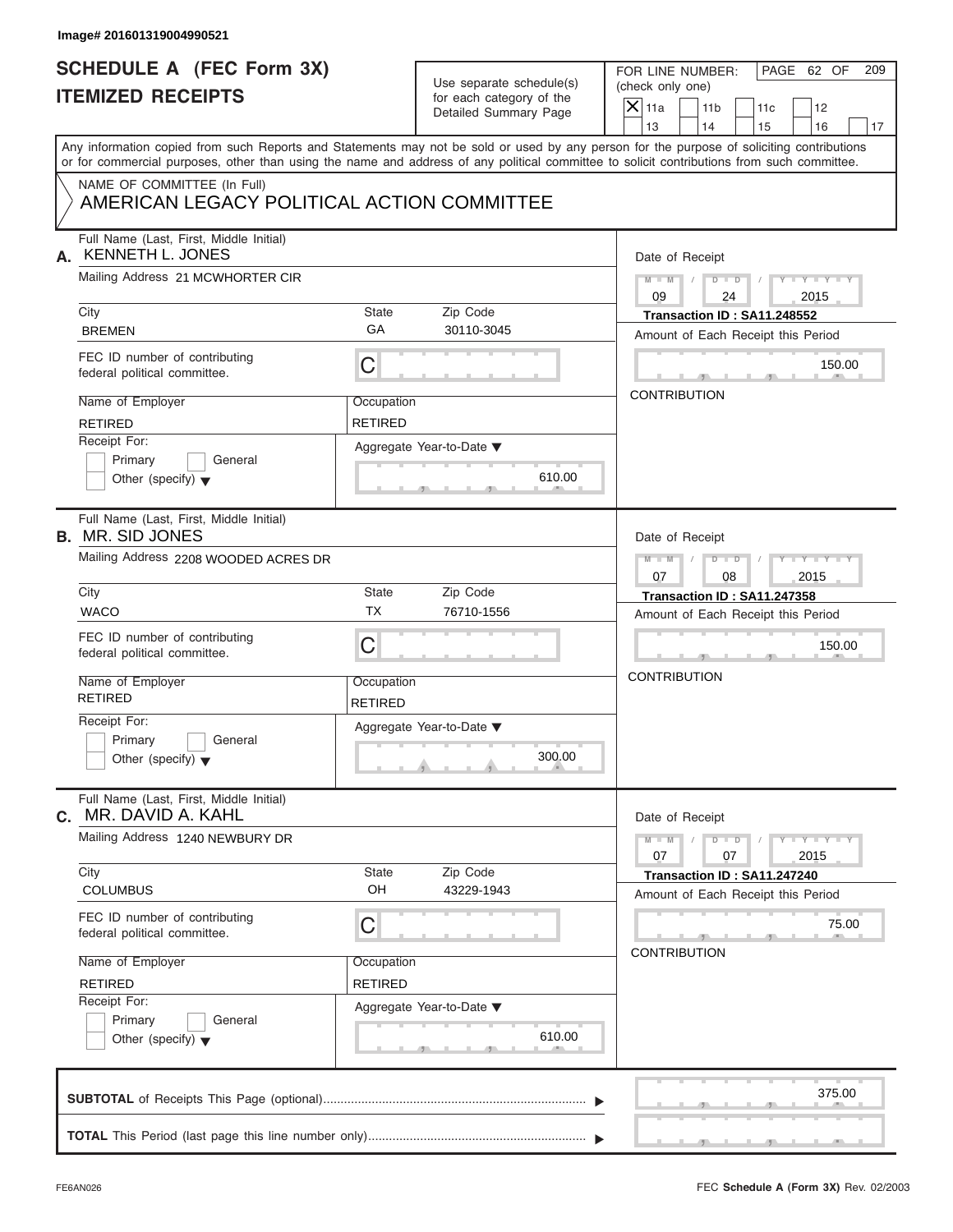Image# 201601319004990521

# SCHEDULE A (FEC Form 3X)
## ITEMIZED RECEIPTS

Use separate schedule(s) for each category of the Detailed Summary Page

FOR LINE NUMBER: (check only one)

- [X] 11a
- [ ] 11b
- [ ] 11c
- [ ] 12
- [ ] 13
- [ ] 14
- [ ] 15
- [ ] 16
- [ ] 17

Any information copied from such Reports and Statements may not be sold or used by any person for the purpose of soliciting contributions or for commercial purposes, other than using the name and address of any political committee to solicit contributions from such committee.

NAME OF COMMITTEE (In Full)
AMERICAN LEGACY POLITICAL ACTION COMMITTEE

---

**A.** Full Name (Last, First, Middle Initial): KENNETH L. JONES

Mailing Address: 21 MCWHORTER CIR

City: BREMEN | State: GA | Zip Code: 30110-3045

FEC ID number of contributing federal political committee: C

Name of Employer: RETIRED | Occupation: RETIRED

Receipt For: Primary [ ] General [ ] Other (specify)

Aggregate Year-to-Date: 610.00

Date of Receipt: 09 / 24 / 2015

Transaction ID : SA11.248552

Amount of Each Receipt this Period: 150.00

CONTRIBUTION

---

**B.** Full Name (Last, First, Middle Initial): MR. SID JONES

Mailing Address: 2208 WOODED ACRES DR

City: WACO | State: TX | Zip Code: 76710-1556

FEC ID number of contributing federal political committee: C

Name of Employer: RETIRED | Occupation: RETIRED

Receipt For: Primary [ ] General [ ] Other (specify)

Aggregate Year-to-Date: 300.00

Date of Receipt: 07 / 08 / 2015

Transaction ID : SA11.247358

Amount of Each Receipt this Period: 150.00

CONTRIBUTION

---

**C.** Full Name (Last, First, Middle Initial): MR. DAVID A. KAHL

Mailing Address: 1240 NEWBURY DR

City: COLUMBUS | State: OH | Zip Code: 43229-1943

FEC ID number of contributing federal political committee: C

Name of Employer: RETIRED | Occupation: RETIRED

Receipt For: Primary [ ] General [ ] Other (specify)

Aggregate Year-to-Date: 610.00

Date of Receipt: 07 / 07 / 2015

Transaction ID : SA11.247240

Amount of Each Receipt this Period: 75.00

CONTRIBUTION

---

**SUBTOTAL** of Receipts This Page (optional): 375.00

**TOTAL** This Period (last page this line number only):

FE6AN026 | FEC **Schedule A** (Form 3X) Rev. 02/2003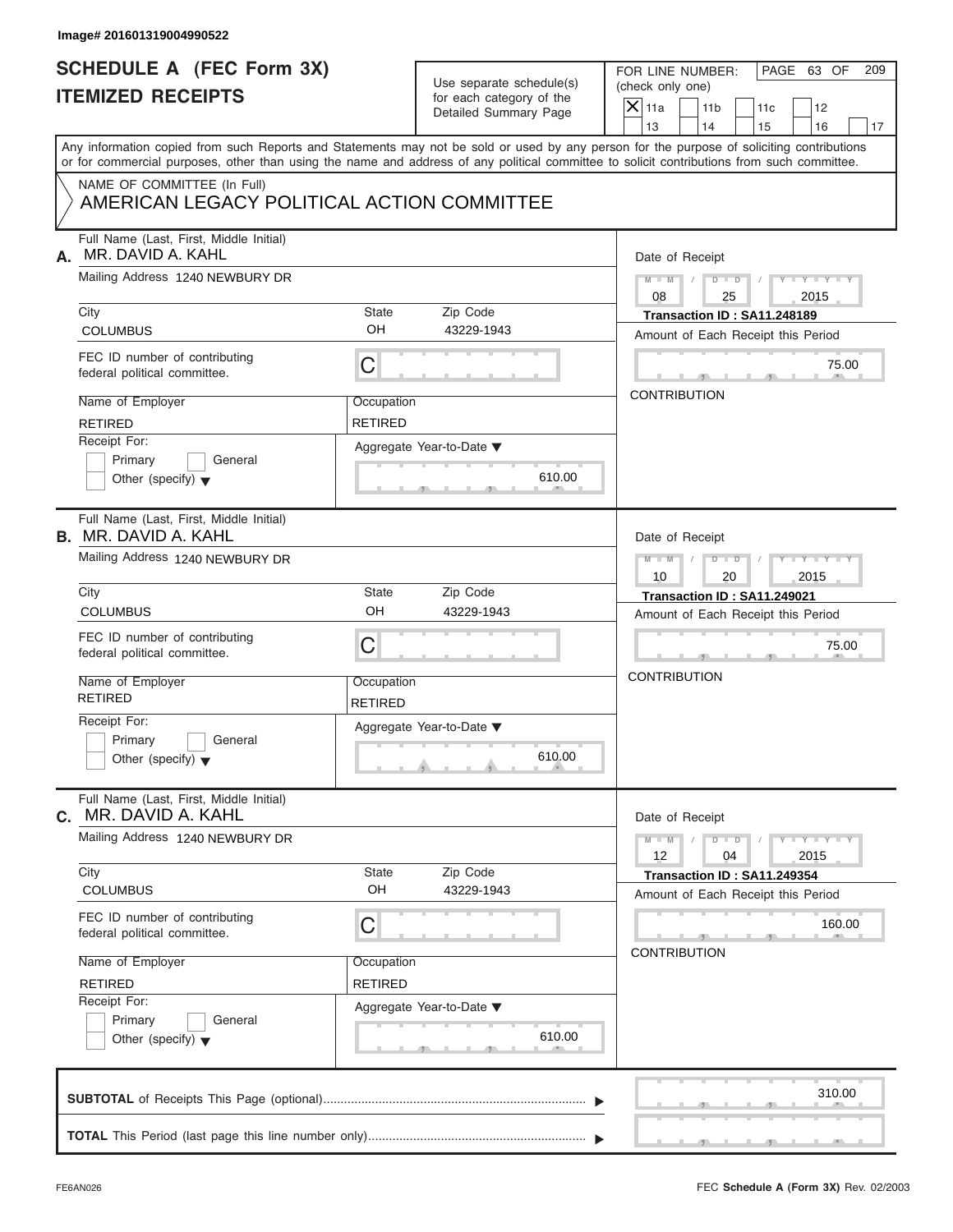Image# 201601319004990522

# SCHEDULE A (FEC Form 3X) ITEMIZED RECEIPTS

Use separate schedule(s) for each category of the Detailed Summary Page

FOR LINE NUMBER: (check only one)

- [X] 11a
- [ ] 11b
- [ ] 11c
- [ ] 12
- [ ] 13
- [ ] 14
- [ ] 15
- [ ] 16
- [ ] 17

Any information copied from such Reports and Statements may not be sold or used by any person for the purpose of soliciting contributions or for commercial purposes, other than using the name and address of any political committee to solicit contributions from such committee.

NAME OF COMMITTEE (In Full)
AMERICAN LEGACY POLITICAL ACTION COMMITTEE

---

**A.** Full Name (Last, First, Middle Initial): MR. DAVID A. KAHL

Mailing Address: 1240 NEWBURY DR

City: COLUMBUS | State: OH | Zip Code: 43229-1943

FEC ID number of contributing federal political committee: C

Name of Employer: RETIRED | Occupation: RETIRED

Receipt For: Primary / General / Other (specify)

Aggregate Year-to-Date: 610.00

Date of Receipt: 08 / 25 / 2015

Transaction ID : SA11.248189

Amount of Each Receipt this Period: 75.00

CONTRIBUTION

---

**B.** Full Name (Last, First, Middle Initial): MR. DAVID A. KAHL

Mailing Address: 1240 NEWBURY DR

City: COLUMBUS | State: OH | Zip Code: 43229-1943

FEC ID number of contributing federal political committee: C

Name of Employer: RETIRED | Occupation: RETIRED

Receipt For: Primary / General / Other (specify)

Aggregate Year-to-Date: 610.00

Date of Receipt: 10 / 20 / 2015

Transaction ID : SA11.249021

Amount of Each Receipt this Period: 75.00

CONTRIBUTION

---

**C.** Full Name (Last, First, Middle Initial): MR. DAVID A. KAHL

Mailing Address: 1240 NEWBURY DR

City: COLUMBUS | State: OH | Zip Code: 43229-1943

FEC ID number of contributing federal political committee: C

Name of Employer: RETIRED | Occupation: RETIRED

Receipt For: Primary / General / Other (specify)

Aggregate Year-to-Date: 610.00

Date of Receipt: 12 / 04 / 2015

Transaction ID : SA11.249354

Amount of Each Receipt this Period: 160.00

CONTRIBUTION

---

**SUBTOTAL** of Receipts This Page (optional): 310.00

**TOTAL** This Period (last page this line number only):

FE6AN026 FEC **Schedule A** (Form 3X) Rev. 02/2003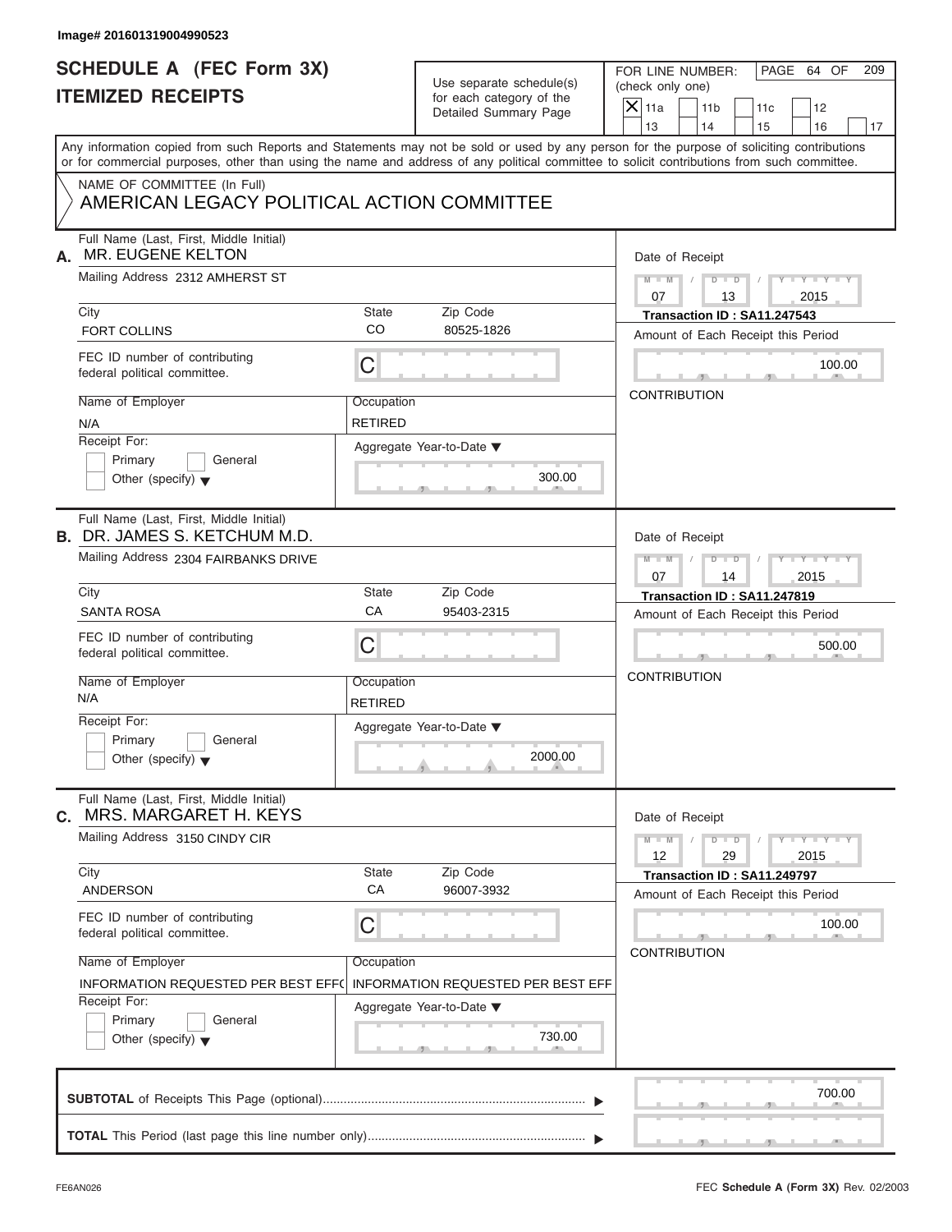Image# 201601319004990523

# SCHEDULE A (FEC Form 3X)
## ITEMIZED RECEIPTS

Use separate schedule(s) for each category of the Detailed Summary Page

FOR LINE NUMBER: (check only one)

- [X] 11a
- [ ] 11b
- [ ] 11c
- [ ] 12
- [ ] 13
- [ ] 14
- [ ] 15
- [ ] 16
- [ ] 17

Any information copied from such Reports and Statements may not be sold or used by any person for the purpose of soliciting contributions or for commercial purposes, other than using the name and address of any political committee to solicit contributions from such committee.

NAME OF COMMITTEE (In Full)
AMERICAN LEGACY POLITICAL ACTION COMMITTEE

---

**A.** Full Name (Last, First, Middle Initial): MR. EUGENE KELTON

Mailing Address: 2312 AMHERST ST

| City | State | Zip Code |
|---|---|---|
| FORT COLLINS | CO | 80525-1826 |

FEC ID number of contributing federal political committee: C

Name of Employer: N/A

Occupation: RETIRED

Receipt For: Primary / General / Other (specify)

Aggregate Year-to-Date: 300.00

Date of Receipt: 07 / 13 / 2015

Transaction ID : SA11.247543

Amount of Each Receipt this Period: 100.00

CONTRIBUTION

---

**B.** Full Name (Last, First, Middle Initial): DR. JAMES S. KETCHUM M.D.

Mailing Address: 2304 FAIRBANKS DRIVE

| City | State | Zip Code |
|---|---|---|
| SANTA ROSA | CA | 95403-2315 |

FEC ID number of contributing federal political committee: C

Name of Employer: N/A

Occupation: RETIRED

Receipt For: Primary / General / Other (specify)

Aggregate Year-to-Date: 2000.00

Date of Receipt: 07 / 14 / 2015

Transaction ID : SA11.247819

Amount of Each Receipt this Period: 500.00

CONTRIBUTION

---

**C.** Full Name (Last, First, Middle Initial): MRS. MARGARET H. KEYS

Mailing Address: 3150 CINDY CIR

| City | State | Zip Code |
|---|---|---|
| ANDERSON | CA | 96007-3932 |

FEC ID number of contributing federal political committee: C

Name of Employer: INFORMATION REQUESTED PER BEST EFF(

Occupation: INFORMATION REQUESTED PER BEST EFF

Receipt For: Primary / General / Other (specify)

Aggregate Year-to-Date: 730.00

Date of Receipt: 12 / 29 / 2015

Transaction ID : SA11.249797

Amount of Each Receipt this Period: 100.00

CONTRIBUTION

---

**SUBTOTAL** of Receipts This Page (optional): 700.00

**TOTAL** This Period (last page this line number only):

FE6AN026 — FEC Schedule A (Form 3X) Rev. 02/2003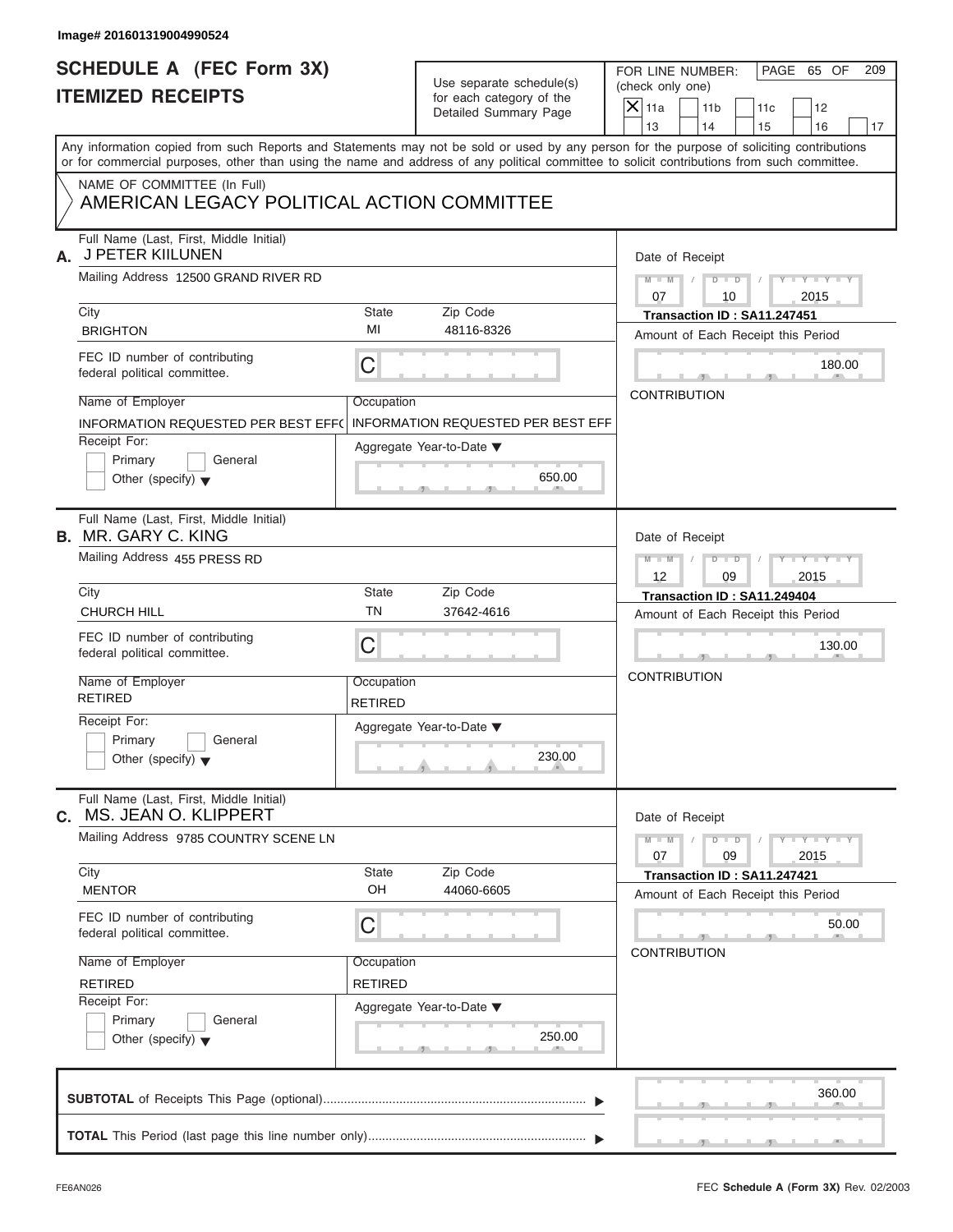Image# 201601319004990524

# SCHEDULE A (FEC Form 3X) ITEMIZED RECEIPTS

Use separate schedule(s) for each category of the Detailed Summary Page

FOR LINE NUMBER: (check only one)

- [X] 11a
- [ ] 11b
- [ ] 11c
- [ ] 12
- [ ] 13
- [ ] 14
- [ ] 15
- [ ] 16
- [ ] 17

Any information copied from such Reports and Statements may not be sold or used by any person for the purpose of soliciting contributions or for commercial purposes, other than using the name and address of any political committee to solicit contributions from such committee.

NAME OF COMMITTEE (In Full)
AMERICAN LEGACY POLITICAL ACTION COMMITTEE

---

**A.** Full Name (Last, First, Middle Initial): J PETER KIILUNEN

Mailing Address: 12500 GRAND RIVER RD

| City | State | Zip Code |
|---|---|---|
| BRIGHTON | MI | 48116-8326 |

FEC ID number of contributing federal political committee: C

Name of Employer: INFORMATION REQUESTED PER BEST EFF(

Occupation: INFORMATION REQUESTED PER BEST EFF

Receipt For: Primary / General / Other (specify)

Aggregate Year-to-Date: 650.00

Date of Receipt: 07 / 10 / 2015

Transaction ID : SA11.247451

Amount of Each Receipt this Period: 180.00

CONTRIBUTION

---

**B.** Full Name (Last, First, Middle Initial): MR. GARY C. KING

Mailing Address: 455 PRESS RD

| City | State | Zip Code |
|---|---|---|
| CHURCH HILL | TN | 37642-4616 |

FEC ID number of contributing federal political committee: C

Name of Employer: RETIRED

Occupation: RETIRED

Receipt For: Primary / General / Other (specify)

Aggregate Year-to-Date: 230.00

Date of Receipt: 12 / 09 / 2015

Transaction ID : SA11.249404

Amount of Each Receipt this Period: 130.00

CONTRIBUTION

---

**C.** Full Name (Last, First, Middle Initial): MS. JEAN O. KLIPPERT

Mailing Address: 9785 COUNTRY SCENE LN

| City | State | Zip Code |
|---|---|---|
| MENTOR | OH | 44060-6605 |

FEC ID number of contributing federal political committee: C

Name of Employer: RETIRED

Occupation: RETIRED

Receipt For: Primary / General / Other (specify)

Aggregate Year-to-Date: 250.00

Date of Receipt: 07 / 09 / 2015

Transaction ID : SA11.247421

Amount of Each Receipt this Period: 50.00

CONTRIBUTION

---

**SUBTOTAL** of Receipts This Page (optional): 360.00

**TOTAL** This Period (last page this line number only):

FE6AN026

FEC **Schedule A** (Form 3X) Rev. 02/2003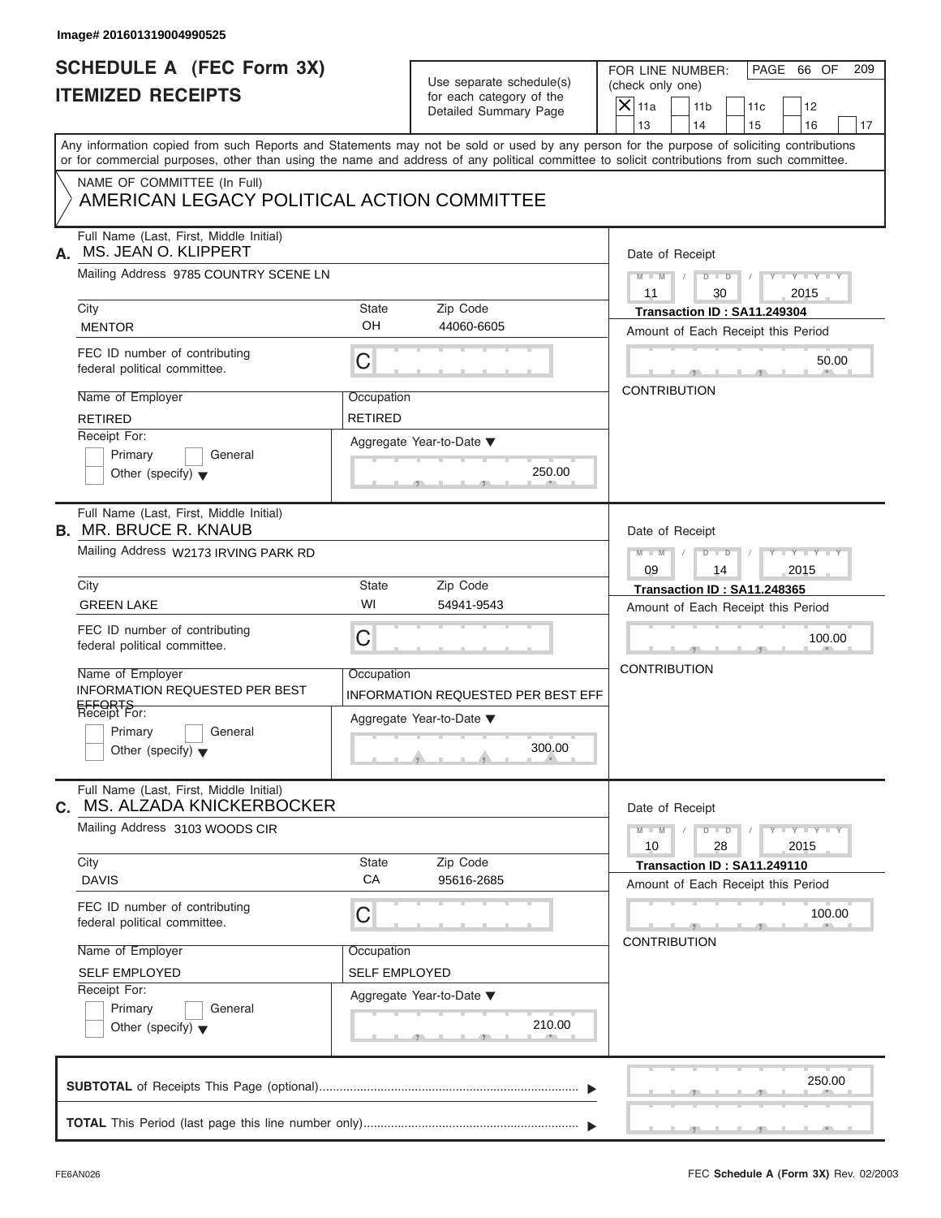Image# 201601319004990525

# SCHEDULE A (FEC Form 3X)
# ITEMIZED RECEIPTS

Use separate schedule(s) for each category of the Detailed Summary Page

FOR LINE NUMBER: (check only one)

- [X] 11a
- [ ] 11b
- [ ] 11c
- [ ] 12
- [ ] 13
- [ ] 14
- [ ] 15
- [ ] 16
- [ ] 17

PAGE 66 OF 209

Any information copied from such Reports and Statements may not be sold or used by any person for the purpose of soliciting contributions or for commercial purposes, other than using the name and address of any political committee to solicit contributions from such committee.

NAME OF COMMITTEE (In Full)

AMERICAN LEGACY POLITICAL ACTION COMMITTEE

---

**A.** Full Name (Last, First, Middle Initial): MS. JEAN O. KLIPPERT

Mailing Address: 9785 COUNTRY SCENE LN

City: MENTOR | State: OH | Zip Code: 44060-6605

FEC ID number of contributing federal political committee: C

Name of Employer: RETIRED

Occupation: RETIRED

Receipt For: Primary / General / Other (specify)

Aggregate Year-to-Date: 250.00

Date of Receipt: 11 / 30 / 2015

Transaction ID : SA11.249304

Amount of Each Receipt this Period: 50.00

CONTRIBUTION

---

**B.** Full Name (Last, First, Middle Initial): MR. BRUCE R. KNAUB

Mailing Address: W2173 IRVING PARK RD

City: GREEN LAKE | State: WI | Zip Code: 54941-9543

FEC ID number of contributing federal political committee: C

Name of Employer: INFORMATION REQUESTED PER BEST EFFORTS

Occupation: INFORMATION REQUESTED PER BEST EFF

Receipt For: Primary / General / Other (specify)

Aggregate Year-to-Date: 300.00

Date of Receipt: 09 / 14 / 2015

Transaction ID : SA11.248365

Amount of Each Receipt this Period: 100.00

CONTRIBUTION

---

**C.** Full Name (Last, First, Middle Initial): MS. ALZADA KNICKERBOCKER

Mailing Address: 3103 WOODS CIR

City: DAVIS | State: CA | Zip Code: 95616-2685

FEC ID number of contributing federal political committee: C

Name of Employer: SELF EMPLOYED

Occupation: SELF EMPLOYED

Receipt For: Primary / General / Other (specify)

Aggregate Year-to-Date: 210.00

Date of Receipt: 10 / 28 / 2015

Transaction ID : SA11.249110

Amount of Each Receipt this Period: 100.00

CONTRIBUTION

---

**SUBTOTAL** of Receipts This Page (optional): 250.00

**TOTAL** This Period (last page this line number only):

FE6AN026 — FEC **Schedule A** (Form 3X) Rev. 02/2003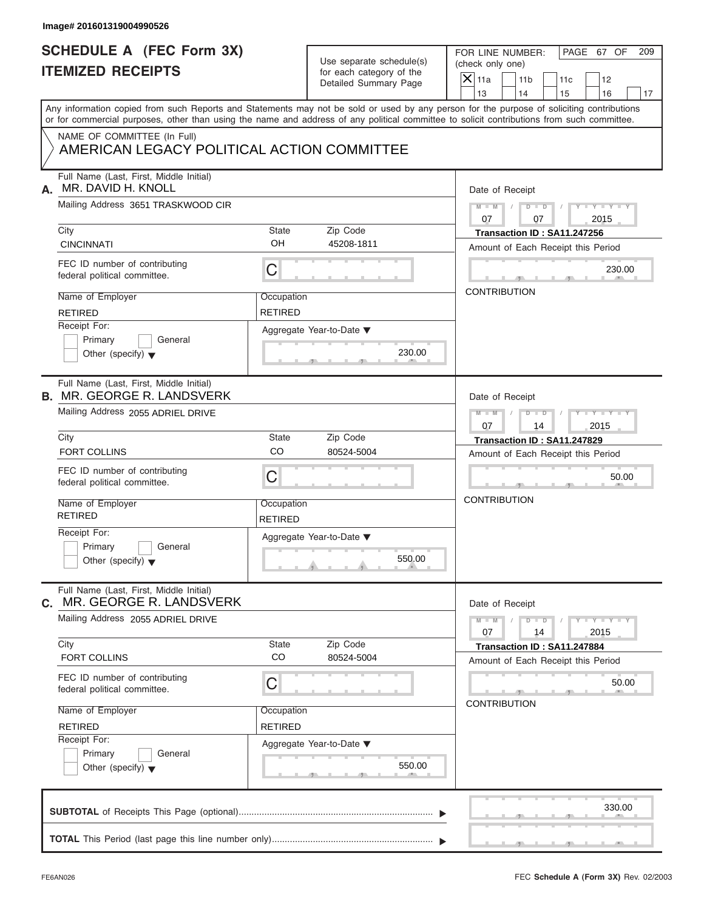Image# 201601319004990526

# SCHEDULE A (FEC Form 3X)
## ITEMIZED RECEIPTS

Use separate schedule(s) for each category of the Detailed Summary Page

FOR LINE NUMBER: (check only one)

- [X] 11a
- [ ] 11b
- [ ] 11c
- [ ] 12
- [ ] 13
- [ ] 14
- [ ] 15
- [ ] 16
- [ ] 17

PAGE 67 OF 209

Any information copied from such Reports and Statements may not be sold or used by any person for the purpose of soliciting contributions or for commercial purposes, other than using the name and address of any political committee to solicit contributions from such committee.

NAME OF COMMITTEE (In Full)
AMERICAN LEGACY POLITICAL ACTION COMMITTEE

---

**A.** Full Name (Last, First, Middle Initial): MR. DAVID H. KNOLL

Mailing Address: 3651 TRASKWOOD CIR

City: CINCINNATI | State: OH | Zip Code: 45208-1811

FEC ID number of contributing federal political committee: C

Name of Employer: RETIRED | Occupation: RETIRED

Receipt For: [ ] Primary [ ] General [ ] Other (specify)

Aggregate Year-to-Date: 230.00

Date of Receipt: 07 / 07 / 2015

Transaction ID : SA11.247256

Amount of Each Receipt this Period: 230.00

CONTRIBUTION

---

**B.** Full Name (Last, First, Middle Initial): MR. GEORGE R. LANDSVERK

Mailing Address: 2055 ADRIEL DRIVE

City: FORT COLLINS | State: CO | Zip Code: 80524-5004

FEC ID number of contributing federal political committee: C

Name of Employer: RETIRED | Occupation: RETIRED

Receipt For: [ ] Primary [ ] General [ ] Other (specify)

Aggregate Year-to-Date: 550.00

Date of Receipt: 07 / 14 / 2015

Transaction ID : SA11.247829

Amount of Each Receipt this Period: 50.00

CONTRIBUTION

---

**C.** Full Name (Last, First, Middle Initial): MR. GEORGE R. LANDSVERK

Mailing Address: 2055 ADRIEL DRIVE

City: FORT COLLINS | State: CO | Zip Code: 80524-5004

FEC ID number of contributing federal political committee: C

Name of Employer: RETIRED | Occupation: RETIRED

Receipt For: [ ] Primary [ ] General [ ] Other (specify)

Aggregate Year-to-Date: 550.00

Date of Receipt: 07 / 14 / 2015

Transaction ID : SA11.247884

Amount of Each Receipt this Period: 50.00

CONTRIBUTION

---

**SUBTOTAL** of Receipts This Page (optional): 330.00

**TOTAL** This Period (last page this line number only):

FE6AN026 — FEC **Schedule A (Form 3X)** Rev. 02/2003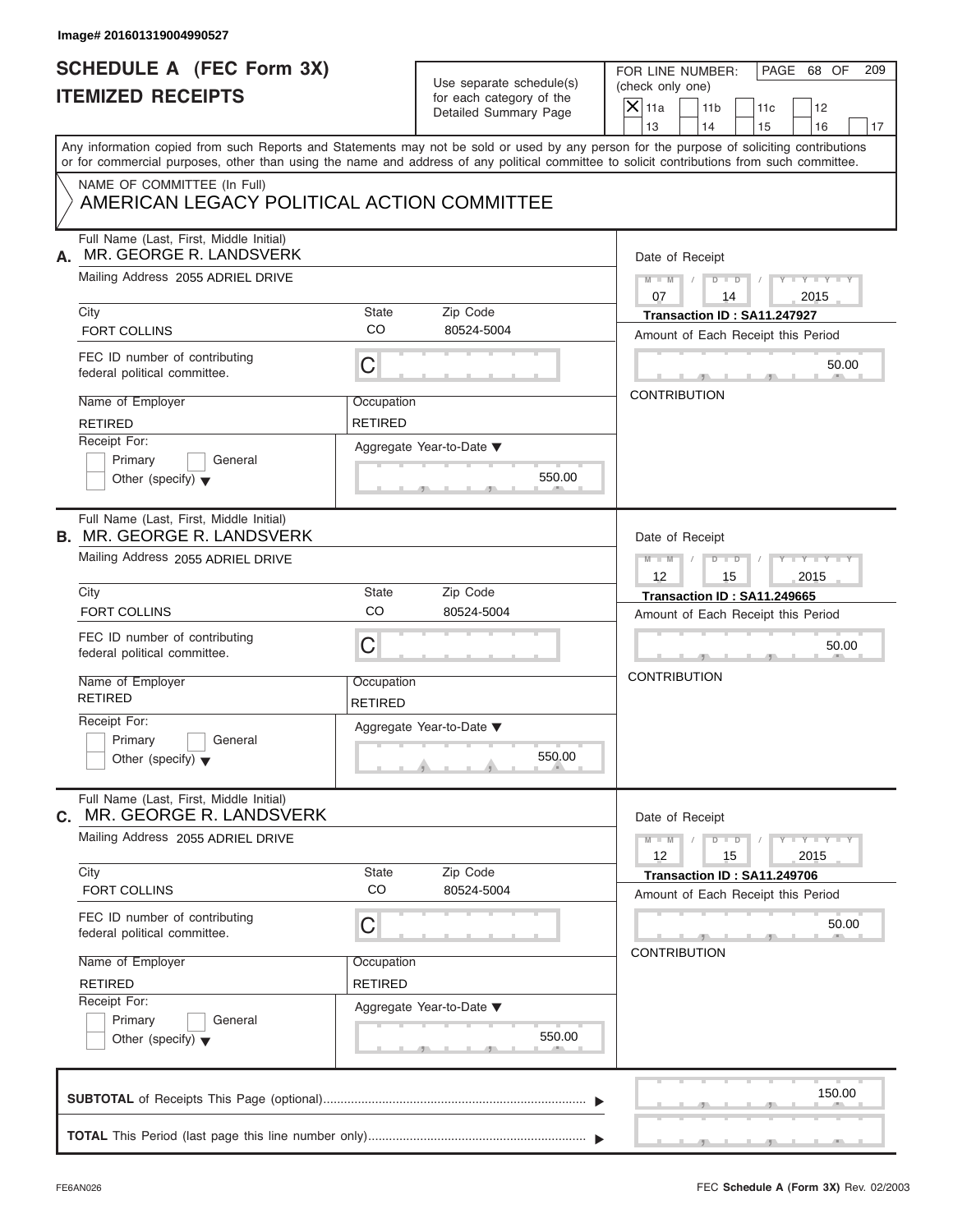Image# 201601319004990527

# SCHEDULE A (FEC Form 3X)
## ITEMIZED RECEIPTS

Use separate schedule(s) for each category of the Detailed Summary Page

FOR LINE NUMBER: (check only one)

- [X] 11a
- [ ] 11b
- [ ] 11c
- [ ] 12
- [ ] 13
- [ ] 14
- [ ] 15
- [ ] 16
- [ ] 17

Any information copied from such Reports and Statements may not be sold or used by any person for the purpose of soliciting contributions or for commercial purposes, other than using the name and address of any political committee to solicit contributions from such committee.

NAME OF COMMITTEE (In Full)
AMERICAN LEGACY POLITICAL ACTION COMMITTEE

---

**A.** Full Name (Last, First, Middle Initial): MR. GEORGE R. LANDSVERK

Mailing Address: 2055 ADRIEL DRIVE

City: FORT COLLINS | State: CO | Zip Code: 80524-5004

FEC ID number of contributing federal political committee: C

Name of Employer: RETIRED | Occupation: RETIRED

Receipt For: [ ] Primary [ ] General [ ] Other (specify)

Aggregate Year-to-Date: 550.00

Date of Receipt: 07 / 14 / 2015

Transaction ID : SA11.247927

Amount of Each Receipt this Period: 50.00

CONTRIBUTION

---

**B.** Full Name (Last, First, Middle Initial): MR. GEORGE R. LANDSVERK

Mailing Address: 2055 ADRIEL DRIVE

City: FORT COLLINS | State: CO | Zip Code: 80524-5004

FEC ID number of contributing federal political committee: C

Name of Employer: RETIRED | Occupation: RETIRED

Receipt For: [ ] Primary [ ] General [ ] Other (specify)

Aggregate Year-to-Date: 550.00

Date of Receipt: 12 / 15 / 2015

Transaction ID : SA11.249665

Amount of Each Receipt this Period: 50.00

CONTRIBUTION

---

**C.** Full Name (Last, First, Middle Initial): MR. GEORGE R. LANDSVERK

Mailing Address: 2055 ADRIEL DRIVE

City: FORT COLLINS | State: CO | Zip Code: 80524-5004

FEC ID number of contributing federal political committee: C

Name of Employer: RETIRED | Occupation: RETIRED

Receipt For: [ ] Primary [ ] General [ ] Other (specify)

Aggregate Year-to-Date: 550.00

Date of Receipt: 12 / 15 / 2015

Transaction ID : SA11.249706

Amount of Each Receipt this Period: 50.00

CONTRIBUTION

---

**SUBTOTAL** of Receipts This Page (optional): 150.00

**TOTAL** This Period (last page this line number only):

FE6AN026

FEC **Schedule A** (Form 3X) Rev. 02/2003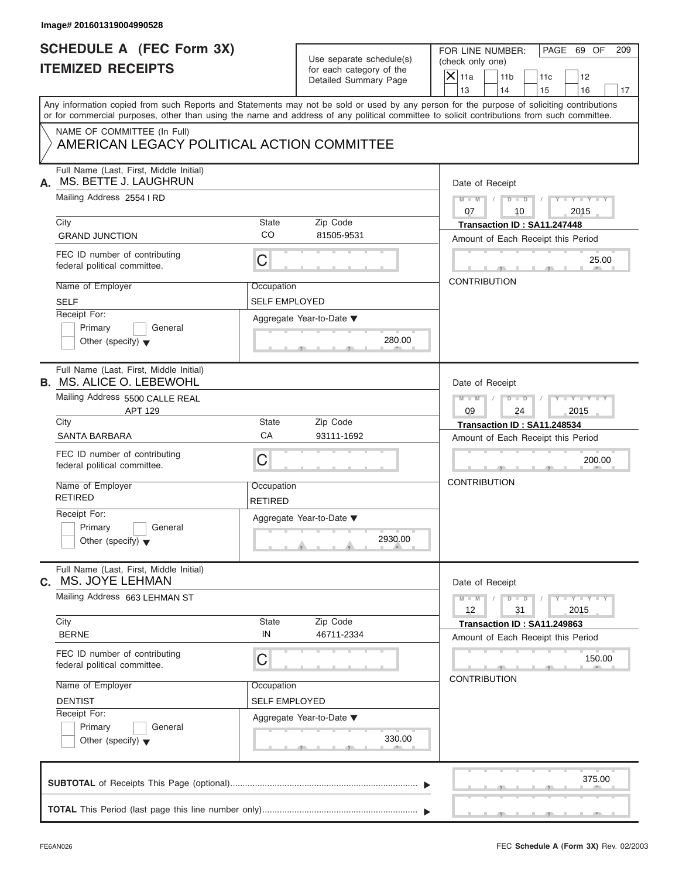Image# 201601319004990528

# SCHEDULE A (FEC Form 3X)
# ITEMIZED RECEIPTS

Use separate schedule(s) for each category of the Detailed Summary Page

FOR LINE NUMBER: (check only one)

- [X] 11a
- [ ] 11b
- [ ] 11c
- [ ] 12
- [ ] 13
- [ ] 14
- [ ] 15
- [ ] 16
- [ ] 17

PAGE 69 OF 209

Any information copied from such Reports and Statements may not be sold or used by any person for the purpose of soliciting contributions or for commercial purposes, other than using the name and address of any political committee to solicit contributions from such committee.

NAME OF COMMITTEE (In Full)
AMERICAN LEGACY POLITICAL ACTION COMMITTEE

---

**A.** Full Name (Last, First, Middle Initial): MS. BETTE J. LAUGHRUN

Mailing Address: 2554 I RD

| City | State | Zip Code |
|---|---|---|
| GRAND JUNCTION | CO | 81505-9531 |

FEC ID number of contributing federal political committee: C

Name of Employer: SELF

Occupation: SELF EMPLOYED

Receipt For: Primary / General / Other (specify)

Aggregate Year-to-Date: 280.00

Date of Receipt: 07 / 10 / 2015

Transaction ID : SA11.247448

Amount of Each Receipt this Period: 25.00

CONTRIBUTION

---

**B.** Full Name (Last, First, Middle Initial): MS. ALICE O. LEBEWOHL

Mailing Address: 5500 CALLE REAL
APT 129

| City | State | Zip Code |
|---|---|---|
| SANTA BARBARA | CA | 93111-1692 |

FEC ID number of contributing federal political committee: C

Name of Employer: RETIRED

Occupation: RETIRED

Receipt For: Primary / General / Other (specify)

Aggregate Year-to-Date: 2930.00

Date of Receipt: 09 / 24 / 2015

Transaction ID : SA11.248534

Amount of Each Receipt this Period: 200.00

CONTRIBUTION

---

**C.** Full Name (Last, First, Middle Initial): MS. JOYE LEHMAN

Mailing Address: 663 LEHMAN ST

| City | State | Zip Code |
|---|---|---|
| BERNE | IN | 46711-2334 |

FEC ID number of contributing federal political committee: C

Name of Employer: DENTIST

Occupation: SELF EMPLOYED

Receipt For: Primary / General / Other (specify)

Aggregate Year-to-Date: 330.00

Date of Receipt: 12 / 31 / 2015

Transaction ID : SA11.249863

Amount of Each Receipt this Period: 150.00

CONTRIBUTION

---

**SUBTOTAL** of Receipts This Page (optional): 375.00

**TOTAL** This Period (last page this line number only):

FE6AN026

FEC **Schedule A** (Form 3X) Rev. 02/2003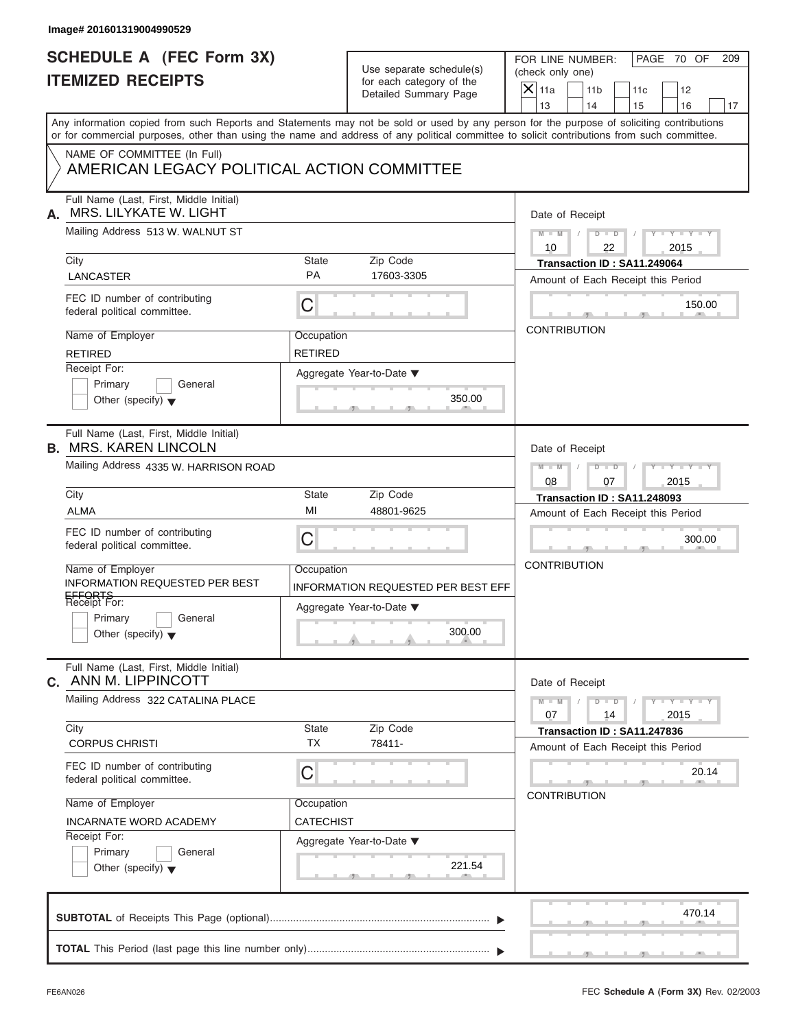Image# 201601319004990529

# SCHEDULE A (FEC Form 3X)
## ITEMIZED RECEIPTS

Use separate schedule(s) for each category of the Detailed Summary Page

FOR LINE NUMBER: (check only one)

☒ 11a ☐ 11b ☐ 11c ☐ 12 ☐ 13 ☐ 14 ☐ 15 ☐ 16 ☐ 17

PAGE 70 OF 209

Any information copied from such Reports and Statements may not be sold or used by any person for the purpose of soliciting contributions or for commercial purposes, other than using the name and address of any political committee to solicit contributions from such committee.

NAME OF COMMITTEE (In Full)
AMERICAN LEGACY POLITICAL ACTION COMMITTEE

---

**A.** Full Name (Last, First, Middle Initial): MRS. LILYKATE W. LIGHT

Mailing Address: 513 W. WALNUT ST

City: LANCASTER | State: PA | Zip Code: 17603-3305

FEC ID number of contributing federal political committee: C

Name of Employer: RETIRED | Occupation: RETIRED

Receipt For: ☐ Primary ☐ General ☐ Other (specify)

Aggregate Year-to-Date: 350.00

Date of Receipt: 10 / 22 / 2015

Transaction ID : SA11.249064

Amount of Each Receipt this Period: 150.00

CONTRIBUTION

---

**B.** Full Name (Last, First, Middle Initial): MRS. KAREN LINCOLN

Mailing Address: 4335 W. HARRISON ROAD

City: ALMA | State: MI | Zip Code: 48801-9625

FEC ID number of contributing federal political committee: C

Name of Employer: INFORMATION REQUESTED PER BEST EFFORTS | Occupation: INFORMATION REQUESTED PER BEST EFF

Receipt For: ☐ Primary ☐ General ☐ Other (specify)

Aggregate Year-to-Date: 300.00

Date of Receipt: 08 / 07 / 2015

Transaction ID : SA11.248093

Amount of Each Receipt this Period: 300.00

CONTRIBUTION

---

**C.** Full Name (Last, First, Middle Initial): ANN M. LIPPINCOTT

Mailing Address: 322 CATALINA PLACE

City: CORPUS CHRISTI | State: TX | Zip Code: 78411-

FEC ID number of contributing federal political committee: C

Name of Employer: INCARNATE WORD ACADEMY | Occupation: CATECHIST

Receipt For: ☐ Primary ☐ General ☐ Other (specify)

Aggregate Year-to-Date: 221.54

Date of Receipt: 07 / 14 / 2015

Transaction ID : SA11.247836

Amount of Each Receipt this Period: 20.14

CONTRIBUTION

---

**SUBTOTAL** of Receipts This Page (optional): 470.14

**TOTAL** This Period (last page this line number only):

FE6AN026 — FEC Schedule A (Form 3X) Rev. 02/2003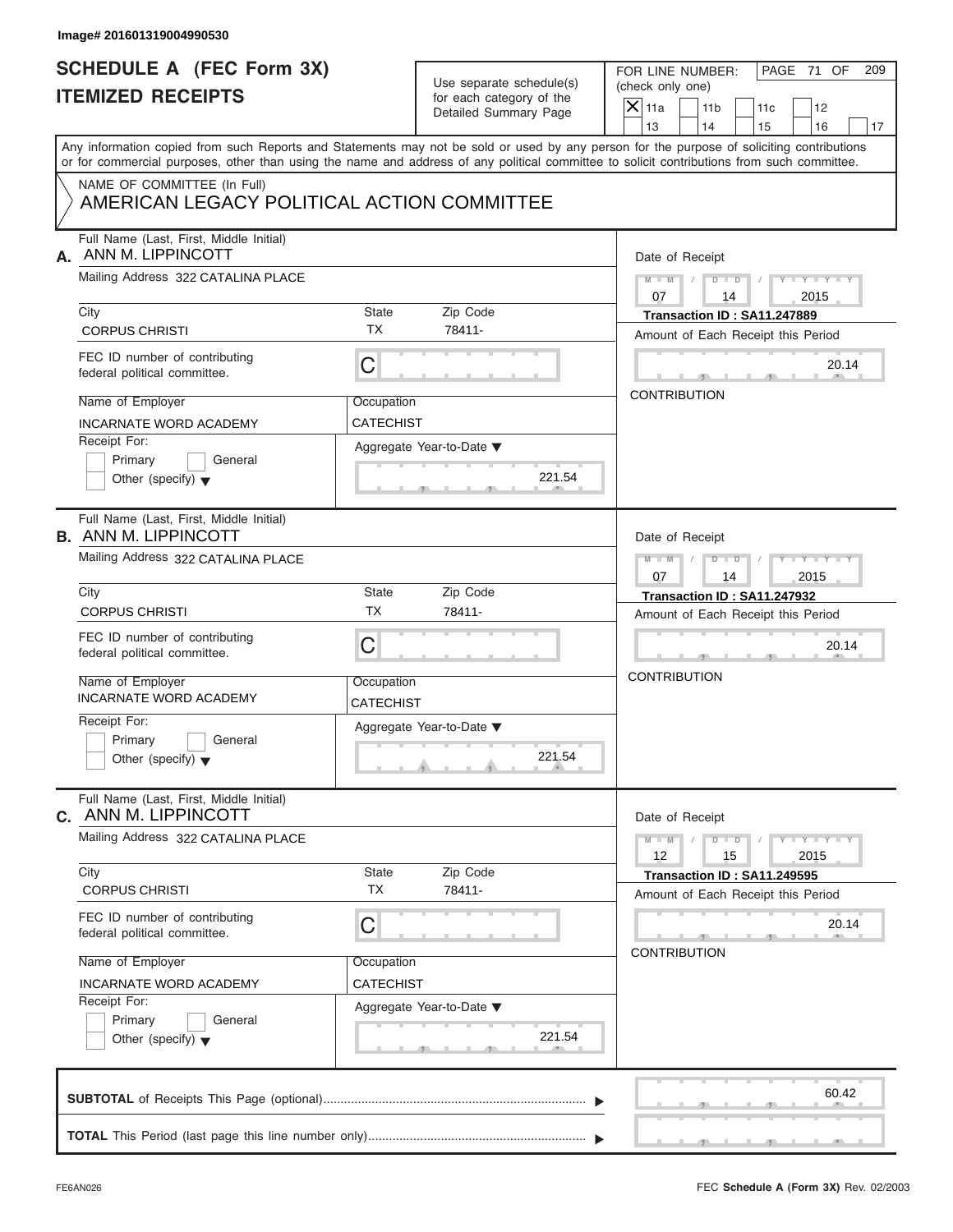Image# 201601319004990530

# SCHEDULE A (FEC Form 3X)
# ITEMIZED RECEIPTS

Use separate schedule(s) for each category of the Detailed Summary Page

FOR LINE NUMBER: (check only one)

- [X] 11a
- [ ] 11b
- [ ] 11c
- [ ] 12
- [ ] 13
- [ ] 14
- [ ] 15
- [ ] 16
- [ ] 17

PAGE 71 OF 209

Any information copied from such Reports and Statements may not be sold or used by any person for the purpose of soliciting contributions or for commercial purposes, other than using the name and address of any political committee to solicit contributions from such committee.

NAME OF COMMITTEE (In Full)
AMERICAN LEGACY POLITICAL ACTION COMMITTEE

---

**A.** Full Name (Last, First, Middle Initial): ANN M. LIPPINCOTT

Mailing Address: 322 CATALINA PLACE

City: CORPUS CHRISTI | State: TX | Zip Code: 78411-

FEC ID number of contributing federal political committee: C

Name of Employer: INCARNATE WORD ACADEMY

Occupation: CATECHIST

Receipt For: Primary / General / Other (specify)

Aggregate Year-to-Date: 221.54

Date of Receipt: 07 / 14 / 2015

Transaction ID : SA11.247889

Amount of Each Receipt this Period: 20.14

CONTRIBUTION

---

**B.** Full Name (Last, First, Middle Initial): ANN M. LIPPINCOTT

Mailing Address: 322 CATALINA PLACE

City: CORPUS CHRISTI | State: TX | Zip Code: 78411-

FEC ID number of contributing federal political committee: C

Name of Employer: INCARNATE WORD ACADEMY

Occupation: CATECHIST

Receipt For: Primary / General / Other (specify)

Aggregate Year-to-Date: 221.54

Date of Receipt: 07 / 14 / 2015

Transaction ID : SA11.247932

Amount of Each Receipt this Period: 20.14

CONTRIBUTION

---

**C.** Full Name (Last, First, Middle Initial): ANN M. LIPPINCOTT

Mailing Address: 322 CATALINA PLACE

City: CORPUS CHRISTI | State: TX | Zip Code: 78411-

FEC ID number of contributing federal political committee: C

Name of Employer: INCARNATE WORD ACADEMY

Occupation: CATECHIST

Receipt For: Primary / General / Other (specify)

Aggregate Year-to-Date: 221.54

Date of Receipt: 12 / 15 / 2015

Transaction ID : SA11.249595

Amount of Each Receipt this Period: 20.14

CONTRIBUTION

---

**SUBTOTAL** of Receipts This Page (optional): 60.42

**TOTAL** This Period (last page this line number only):

FE6AN026 — FEC Schedule A (Form 3X) Rev. 02/2003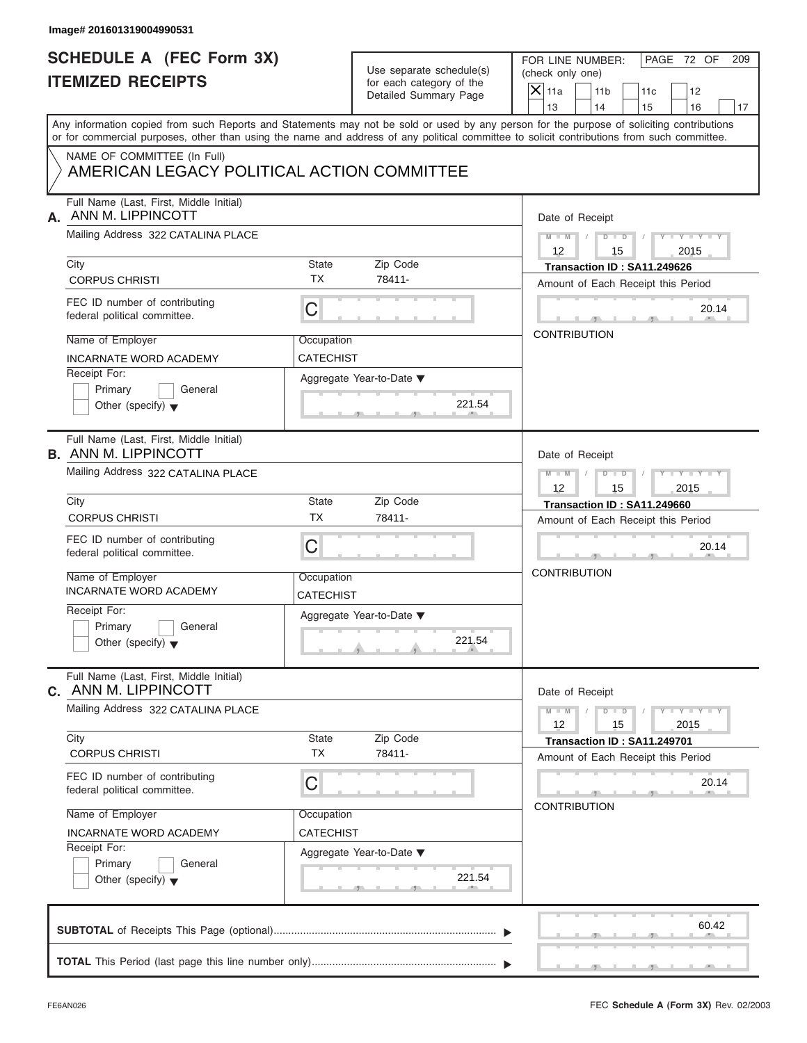Image# 201601319004990531

# SCHEDULE A (FEC Form 3X)
## ITEMIZED RECEIPTS

Use separate schedule(s) for each category of the Detailed Summary Page

FOR LINE NUMBER: (check only one)

[X] 11a [ ] 11b [ ] 11c [ ] 12 [ ] 13 [ ] 14 [ ] 15 [ ] 16 [ ] 17

Any information copied from such Reports and Statements may not be sold or used by any person for the purpose of soliciting contributions or for commercial purposes, other than using the name and address of any political committee to solicit contributions from such committee.

NAME OF COMMITTEE (In Full)
AMERICAN LEGACY POLITICAL ACTION COMMITTEE

**A.** Full Name (Last, First, Middle Initial): ANN M. LIPPINCOTT
Mailing Address: 322 CATALINA PLACE
City: CORPUS CHRISTI | State: TX | Zip Code: 78411-
FEC ID number of contributing federal political committee: C
Name of Employer: INCARNATE WORD ACADEMY
Occupation: CATECHIST
Receipt For: [ ] Primary [ ] General [ ] Other (specify)
Aggregate Year-to-Date: 221.54
Date of Receipt: 12 / 15 / 2015
Transaction ID : SA11.249626
Amount of Each Receipt this Period: 20.14
CONTRIBUTION

**B.** Full Name (Last, First, Middle Initial): ANN M. LIPPINCOTT
Mailing Address: 322 CATALINA PLACE
City: CORPUS CHRISTI | State: TX | Zip Code: 78411-
FEC ID number of contributing federal political committee: C
Name of Employer: INCARNATE WORD ACADEMY
Occupation: CATECHIST
Receipt For: [ ] Primary [ ] General [ ] Other (specify)
Aggregate Year-to-Date: 221.54
Date of Receipt: 12 / 15 / 2015
Transaction ID : SA11.249660
Amount of Each Receipt this Period: 20.14
CONTRIBUTION

**C.** Full Name (Last, First, Middle Initial): ANN M. LIPPINCOTT
Mailing Address: 322 CATALINA PLACE
City: CORPUS CHRISTI | State: TX | Zip Code: 78411-
FEC ID number of contributing federal political committee: C
Name of Employer: INCARNATE WORD ACADEMY
Occupation: CATECHIST
Receipt For: [ ] Primary [ ] General [ ] Other (specify)
Aggregate Year-to-Date: 221.54
Date of Receipt: 12 / 15 / 2015
Transaction ID : SA11.249701
Amount of Each Receipt this Period: 20.14
CONTRIBUTION

**SUBTOTAL** of Receipts This Page (optional): 60.42

**TOTAL** This Period (last page this line number only):

FE6AN026 — FEC **Schedule A** (Form 3X) Rev. 02/2003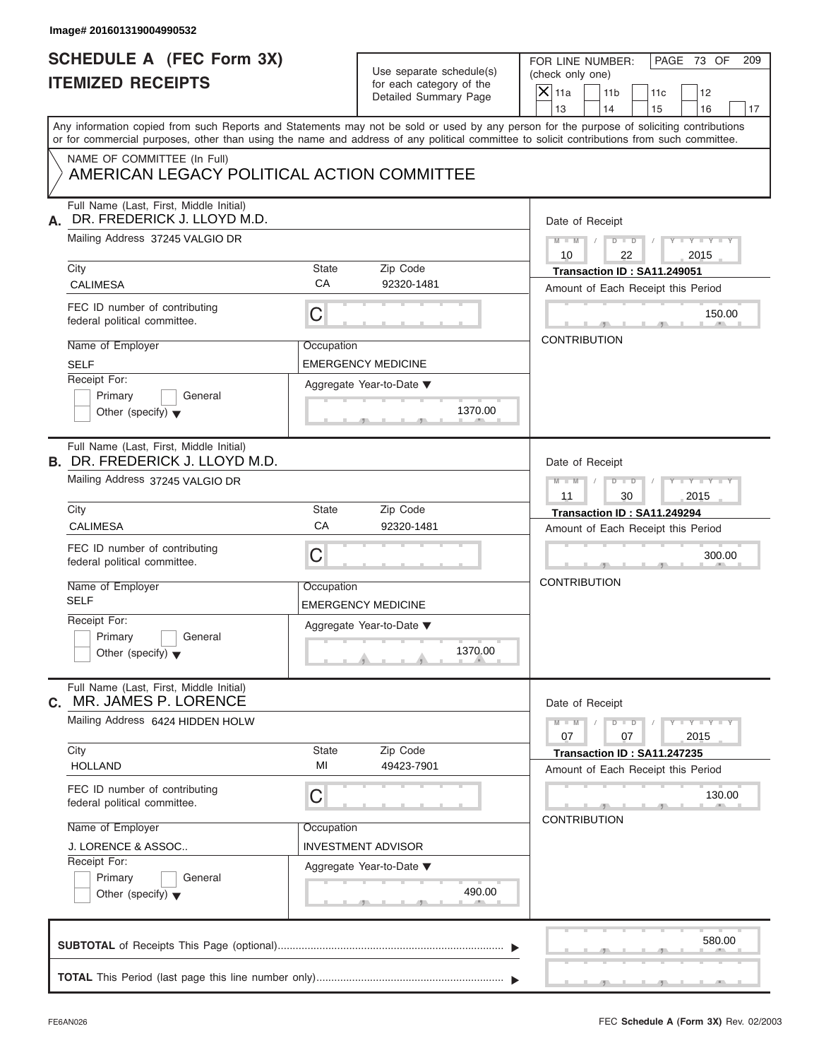Image# 201601319004990532

# SCHEDULE A (FEC Form 3X)
# ITEMIZED RECEIPTS

Use separate schedule(s) for each category of the Detailed Summary Page

FOR LINE NUMBER: (check only one)

- [X] 11a
- [ ] 11b
- [ ] 11c
- [ ] 12
- [ ] 13
- [ ] 14
- [ ] 15
- [ ] 16
- [ ] 17

PAGE 73 OF 209

Any information copied from such Reports and Statements may not be sold or used by any person for the purpose of soliciting contributions or for commercial purposes, other than using the name and address of any political committee to solicit contributions from such committee.

NAME OF COMMITTEE (In Full)
AMERICAN LEGACY POLITICAL ACTION COMMITTEE

---

**A.** Full Name (Last, First, Middle Initial): DR. FREDERICK J. LLOYD M.D.

Mailing Address: 37245 VALGIO DR

City: CALIMESA | State: CA | Zip Code: 92320-1481

FEC ID number of contributing federal political committee: C

Name of Employer: SELF

Occupation: EMERGENCY MEDICINE

Receipt For: Primary / General / Other (specify)

Aggregate Year-to-Date: 1370.00

Date of Receipt: 10 / 22 / 2015

Transaction ID : SA11.249051

Amount of Each Receipt this Period: 150.00

CONTRIBUTION

---

**B.** Full Name (Last, First, Middle Initial): DR. FREDERICK J. LLOYD M.D.

Mailing Address: 37245 VALGIO DR

City: CALIMESA | State: CA | Zip Code: 92320-1481

FEC ID number of contributing federal political committee: C

Name of Employer: SELF

Occupation: EMERGENCY MEDICINE

Receipt For: Primary / General / Other (specify)

Aggregate Year-to-Date: 1370.00

Date of Receipt: 11 / 30 / 2015

Transaction ID : SA11.249294

Amount of Each Receipt this Period: 300.00

CONTRIBUTION

---

**C.** Full Name (Last, First, Middle Initial): MR. JAMES P. LORENCE

Mailing Address: 6424 HIDDEN HOLW

City: HOLLAND | State: MI | Zip Code: 49423-7901

FEC ID number of contributing federal political committee: C

Name of Employer: J. LORENCE & ASSOC..

Occupation: INVESTMENT ADVISOR

Receipt For: Primary / General / Other (specify)

Aggregate Year-to-Date: 490.00

Date of Receipt: 07 / 07 / 2015

Transaction ID : SA11.247235

Amount of Each Receipt this Period: 130.00

CONTRIBUTION

---

**SUBTOTAL** of Receipts This Page (optional): 580.00

**TOTAL** This Period (last page this line number only):

FE6AN026

FEC Schedule A (Form 3X) Rev. 02/2003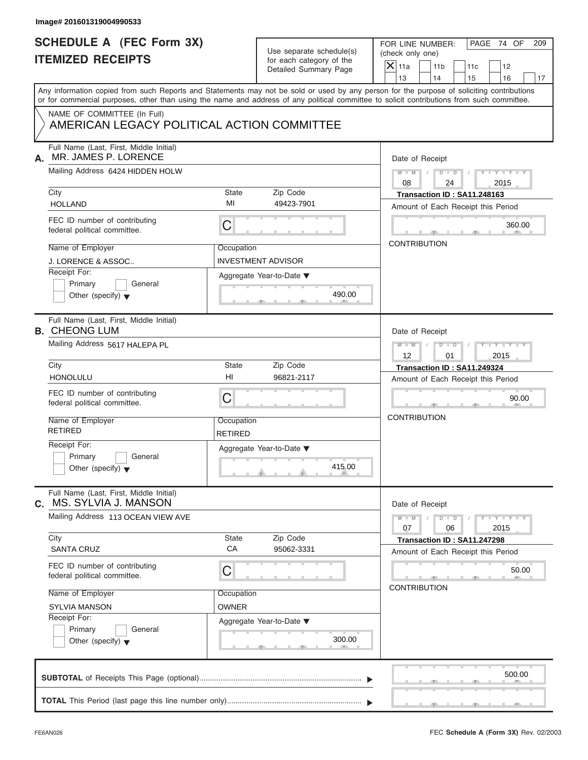Image# 201601319004990533

# SCHEDULE A (FEC Form 3X)
# ITEMIZED RECEIPTS

Use separate schedule(s) for each category of the Detailed Summary Page

FOR LINE NUMBER: (check only one)

- [X] 11a
- [ ] 11b
- [ ] 11c
- [ ] 12
- [ ] 13
- [ ] 14
- [ ] 15
- [ ] 16
- [ ] 17

PAGE 74 OF 209

Any information copied from such Reports and Statements may not be sold or used by any person for the purpose of soliciting contributions or for commercial purposes, other than using the name and address of any political committee to solicit contributions from such committee.

NAME OF COMMITTEE (In Full)
AMERICAN LEGACY POLITICAL ACTION COMMITTEE

---

**A.** Full Name (Last, First, Middle Initial): MR. JAMES P. LORENCE

Mailing Address: 6424 HIDDEN HOLW

| City | State | Zip Code |
|---|---|---|
| HOLLAND | MI | 49423-7901 |

FEC ID number of contributing federal political committee: C

| Name of Employer | Occupation |
|---|---|
| J. LORENCE & ASSOC.. | INVESTMENT ADVISOR |

Receipt For: Primary / General / Other (specify)

Aggregate Year-to-Date: 490.00

Date of Receipt: 08 / 24 / 2015

Transaction ID : SA11.248163

Amount of Each Receipt this Period: 360.00

CONTRIBUTION

---

**B.** Full Name (Last, First, Middle Initial): CHEONG LUM

Mailing Address: 5617 HALEPA PL

| City | State | Zip Code |
|---|---|---|
| HONOLULU | HI | 96821-2117 |

FEC ID number of contributing federal political committee: C

| Name of Employer | Occupation |
|---|---|
| RETIRED | RETIRED |

Receipt For: Primary / General / Other (specify)

Aggregate Year-to-Date: 415.00

Date of Receipt: 12 / 01 / 2015

Transaction ID : SA11.249324

Amount of Each Receipt this Period: 90.00

CONTRIBUTION

---

**C.** Full Name (Last, First, Middle Initial): MS. SYLVIA J. MANSON

Mailing Address: 113 OCEAN VIEW AVE

| City | State | Zip Code |
|---|---|---|
| SANTA CRUZ | CA | 95062-3331 |

FEC ID number of contributing federal political committee: C

| Name of Employer | Occupation |
|---|---|
| SYLVIA MANSON | OWNER |

Receipt For: Primary / General / Other (specify)

Aggregate Year-to-Date: 300.00

Date of Receipt: 07 / 06 / 2015

Transaction ID : SA11.247298

Amount of Each Receipt this Period: 50.00

CONTRIBUTION

---

**SUBTOTAL** of Receipts This Page (optional): 500.00

**TOTAL** This Period (last page this line number only):

FE6AN026 FEC **Schedule A** (Form 3X) Rev. 02/2003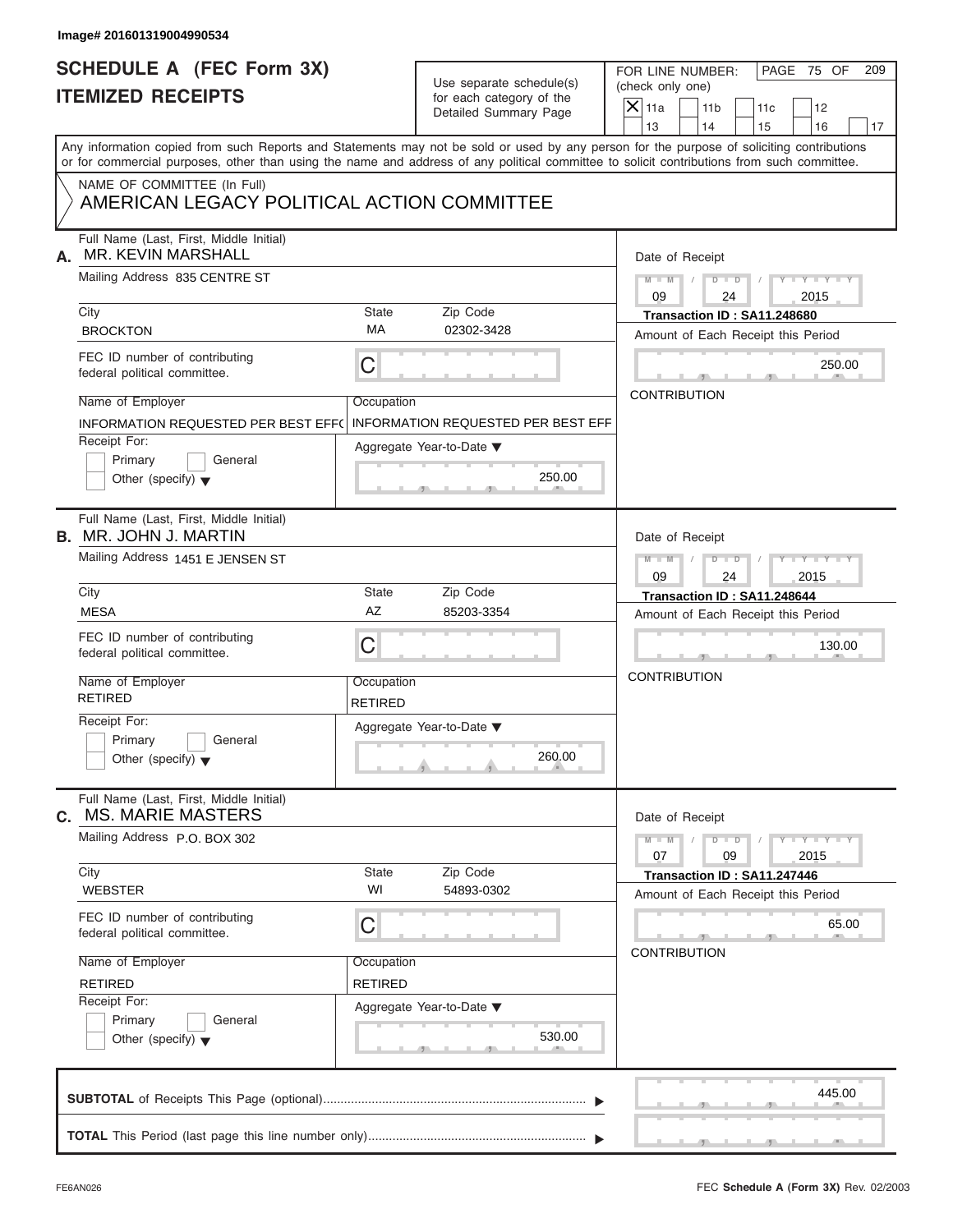Image# 201601319004990534

# SCHEDULE A (FEC Form 3X)
## ITEMIZED RECEIPTS

Use separate schedule(s) for each category of the Detailed Summary Page

FOR LINE NUMBER: (check only one)

- [X] 11a
- [ ] 11b
- [ ] 11c
- [ ] 12
- [ ] 13
- [ ] 14
- [ ] 15
- [ ] 16
- [ ] 17

PAGE 75 OF 209

Any information copied from such Reports and Statements may not be sold or used by any person for the purpose of soliciting contributions or for commercial purposes, other than using the name and address of any political committee to solicit contributions from such committee.

NAME OF COMMITTEE (In Full)
AMERICAN LEGACY POLITICAL ACTION COMMITTEE

---

**A.** Full Name (Last, First, Middle Initial): MR. KEVIN MARSHALL

Mailing Address: 835 CENTRE ST

City: BROCKTON | State: MA | Zip Code: 02302-3428

FEC ID number of contributing federal political committee: C

Name of Employer: INFORMATION REQUESTED PER BEST EFF(
Occupation: INFORMATION REQUESTED PER BEST EFF

Receipt For: Primary / General / Other (specify)

Aggregate Year-to-Date: 250.00

Date of Receipt: 09 / 24 / 2015
Transaction ID : SA11.248680
Amount of Each Receipt this Period: 250.00
CONTRIBUTION

---

**B.** Full Name (Last, First, Middle Initial): MR. JOHN J. MARTIN

Mailing Address: 1451 E JENSEN ST

City: MESA | State: AZ | Zip Code: 85203-3354

FEC ID number of contributing federal political committee: C

Name of Employer: RETIRED
Occupation: RETIRED

Receipt For: Primary / General / Other (specify)

Aggregate Year-to-Date: 260.00

Date of Receipt: 09 / 24 / 2015
Transaction ID : SA11.248644
Amount of Each Receipt this Period: 130.00
CONTRIBUTION

---

**C.** Full Name (Last, First, Middle Initial): MS. MARIE MASTERS

Mailing Address: P.O. BOX 302

City: WEBSTER | State: WI | Zip Code: 54893-0302

FEC ID number of contributing federal political committee: C

Name of Employer: RETIRED
Occupation: RETIRED

Receipt For: Primary / General / Other (specify)

Aggregate Year-to-Date: 530.00

Date of Receipt: 07 / 09 / 2015
Transaction ID : SA11.247446
Amount of Each Receipt this Period: 65.00
CONTRIBUTION

---

**SUBTOTAL** of Receipts This Page (optional): 445.00

**TOTAL** This Period (last page this line number only):

FE6AN026 — FEC **Schedule A** (Form 3X) Rev. 02/2003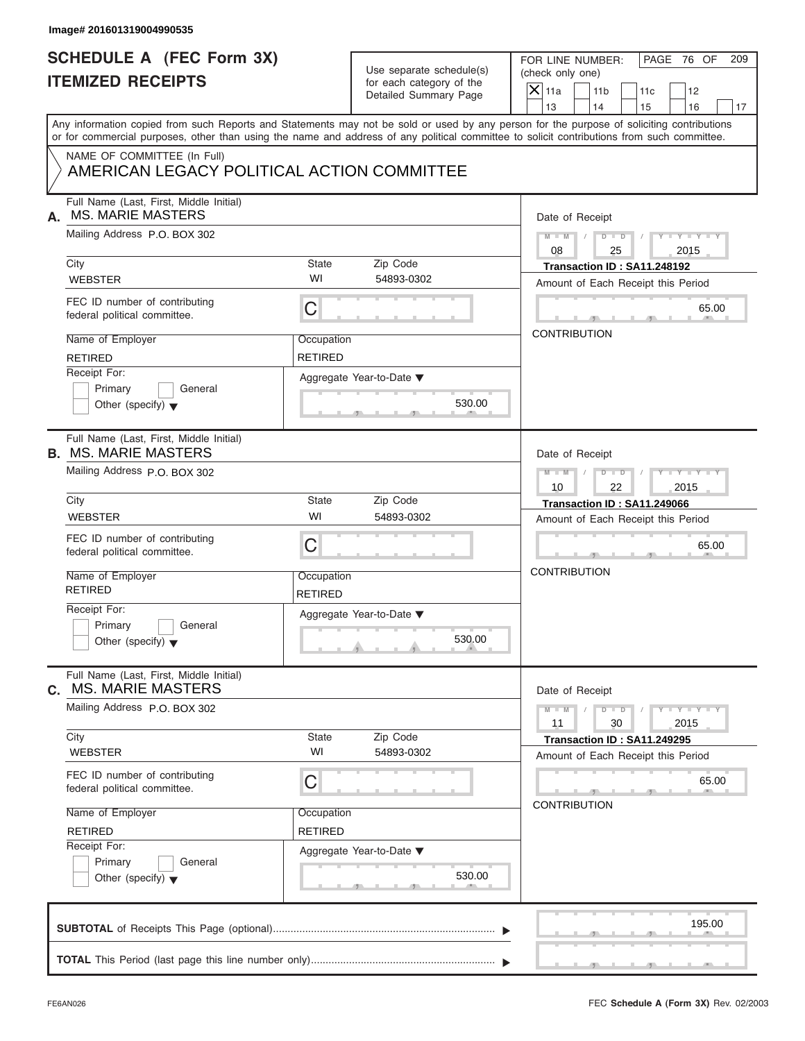Image# 201601319004990535

# SCHEDULE A (FEC Form 3X)
## ITEMIZED RECEIPTS

Use separate schedule(s) for each category of the Detailed Summary Page

FOR LINE NUMBER: (check only one)

- [X] 11a
- [ ] 11b
- [ ] 11c
- [ ] 12
- [ ] 13
- [ ] 14
- [ ] 15
- [ ] 16
- [ ] 17

Any information copied from such Reports and Statements may not be sold or used by any person for the purpose of soliciting contributions or for commercial purposes, other than using the name and address of any political committee to solicit contributions from such committee.

NAME OF COMMITTEE (In Full)
AMERICAN LEGACY POLITICAL ACTION COMMITTEE

---

**A.** Full Name (Last, First, Middle Initial): MS. MARIE MASTERS

Mailing Address: P.O. BOX 302

City: WEBSTER | State: WI | Zip Code: 54893-0302

FEC ID number of contributing federal political committee: C

Name of Employer: RETIRED | Occupation: RETIRED

Receipt For: Primary / General / Other (specify)

Aggregate Year-to-Date: 530.00

Date of Receipt: 08 / 25 / 2015

Transaction ID : SA11.248192

Amount of Each Receipt this Period: 65.00

CONTRIBUTION

---

**B.** Full Name (Last, First, Middle Initial): MS. MARIE MASTERS

Mailing Address: P.O. BOX 302

City: WEBSTER | State: WI | Zip Code: 54893-0302

FEC ID number of contributing federal political committee: C

Name of Employer: RETIRED | Occupation: RETIRED

Receipt For: Primary / General / Other (specify)

Aggregate Year-to-Date: 530.00

Date of Receipt: 10 / 22 / 2015

Transaction ID : SA11.249066

Amount of Each Receipt this Period: 65.00

CONTRIBUTION

---

**C.** Full Name (Last, First, Middle Initial): MS. MARIE MASTERS

Mailing Address: P.O. BOX 302

City: WEBSTER | State: WI | Zip Code: 54893-0302

FEC ID number of contributing federal political committee: C

Name of Employer: RETIRED | Occupation: RETIRED

Receipt For: Primary / General / Other (specify)

Aggregate Year-to-Date: 530.00

Date of Receipt: 11 / 30 / 2015

Transaction ID : SA11.249295

Amount of Each Receipt this Period: 65.00

CONTRIBUTION

---

**SUBTOTAL** of Receipts This Page (optional): 195.00

**TOTAL** This Period (last page this line number only):

FE6AN026

FEC **Schedule A** (Form 3X) Rev. 02/2003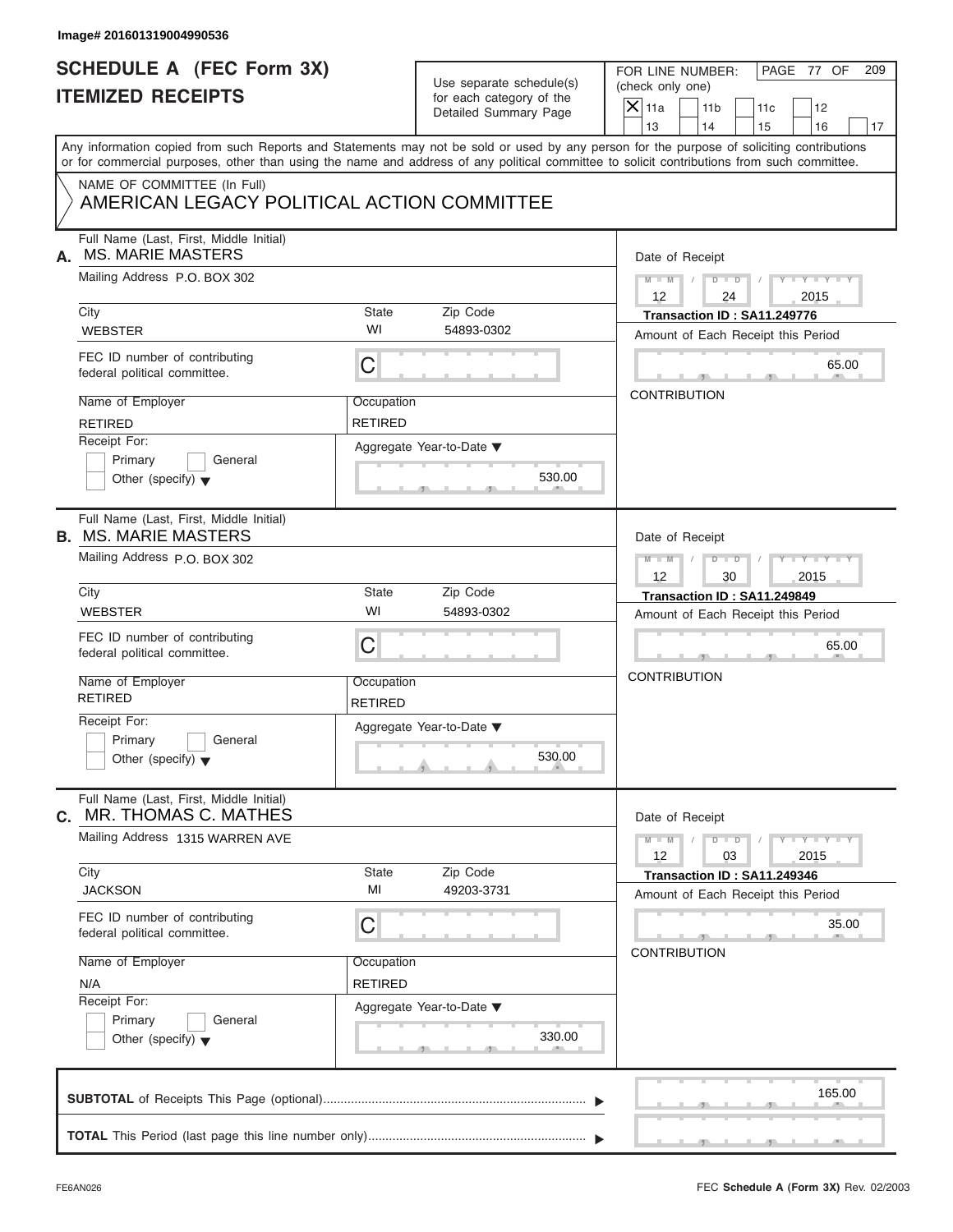Image# 201601319004990536

# SCHEDULE A (FEC Form 3X)
# ITEMIZED RECEIPTS

Use separate schedule(s) for each category of the Detailed Summary Page

FOR LINE NUMBER: (check only one)

- [X] 11a
- [ ] 11b
- [ ] 11c
- [ ] 12
- [ ] 13
- [ ] 14
- [ ] 15
- [ ] 16
- [ ] 17

Any information copied from such Reports and Statements may not be sold or used by any person for the purpose of soliciting contributions or for commercial purposes, other than using the name and address of any political committee to solicit contributions from such committee.

NAME OF COMMITTEE (In Full)
AMERICAN LEGACY POLITICAL ACTION COMMITTEE

---

**A.** Full Name (Last, First, Middle Initial): MS. MARIE MASTERS

Mailing Address: P.O. BOX 302

City: WEBSTER | State: WI | Zip Code: 54893-0302

FEC ID number of contributing federal political committee: C

Name of Employer: RETIRED | Occupation: RETIRED

Receipt For: Primary / General / Other (specify)

Aggregate Year-to-Date: 530.00

Date of Receipt: 12 / 24 / 2015

Transaction ID : SA11.249776

Amount of Each Receipt this Period: 65.00

CONTRIBUTION

---

**B.** Full Name (Last, First, Middle Initial): MS. MARIE MASTERS

Mailing Address: P.O. BOX 302

City: WEBSTER | State: WI | Zip Code: 54893-0302

FEC ID number of contributing federal political committee: C

Name of Employer: RETIRED | Occupation: RETIRED

Receipt For: Primary / General / Other (specify)

Aggregate Year-to-Date: 530.00

Date of Receipt: 12 / 30 / 2015

Transaction ID : SA11.249849

Amount of Each Receipt this Period: 65.00

CONTRIBUTION

---

**C.** Full Name (Last, First, Middle Initial): MR. THOMAS C. MATHES

Mailing Address: 1315 WARREN AVE

City: JACKSON | State: MI | Zip Code: 49203-3731

FEC ID number of contributing federal political committee: C

Name of Employer: N/A | Occupation: RETIRED

Receipt For: Primary / General / Other (specify)

Aggregate Year-to-Date: 330.00

Date of Receipt: 12 / 03 / 2015

Transaction ID : SA11.249346

Amount of Each Receipt this Period: 35.00

CONTRIBUTION

---

**SUBTOTAL** of Receipts This Page (optional): 165.00

**TOTAL** This Period (last page this line number only):

FE6AN026

FEC **Schedule A** (Form 3X) Rev. 02/2003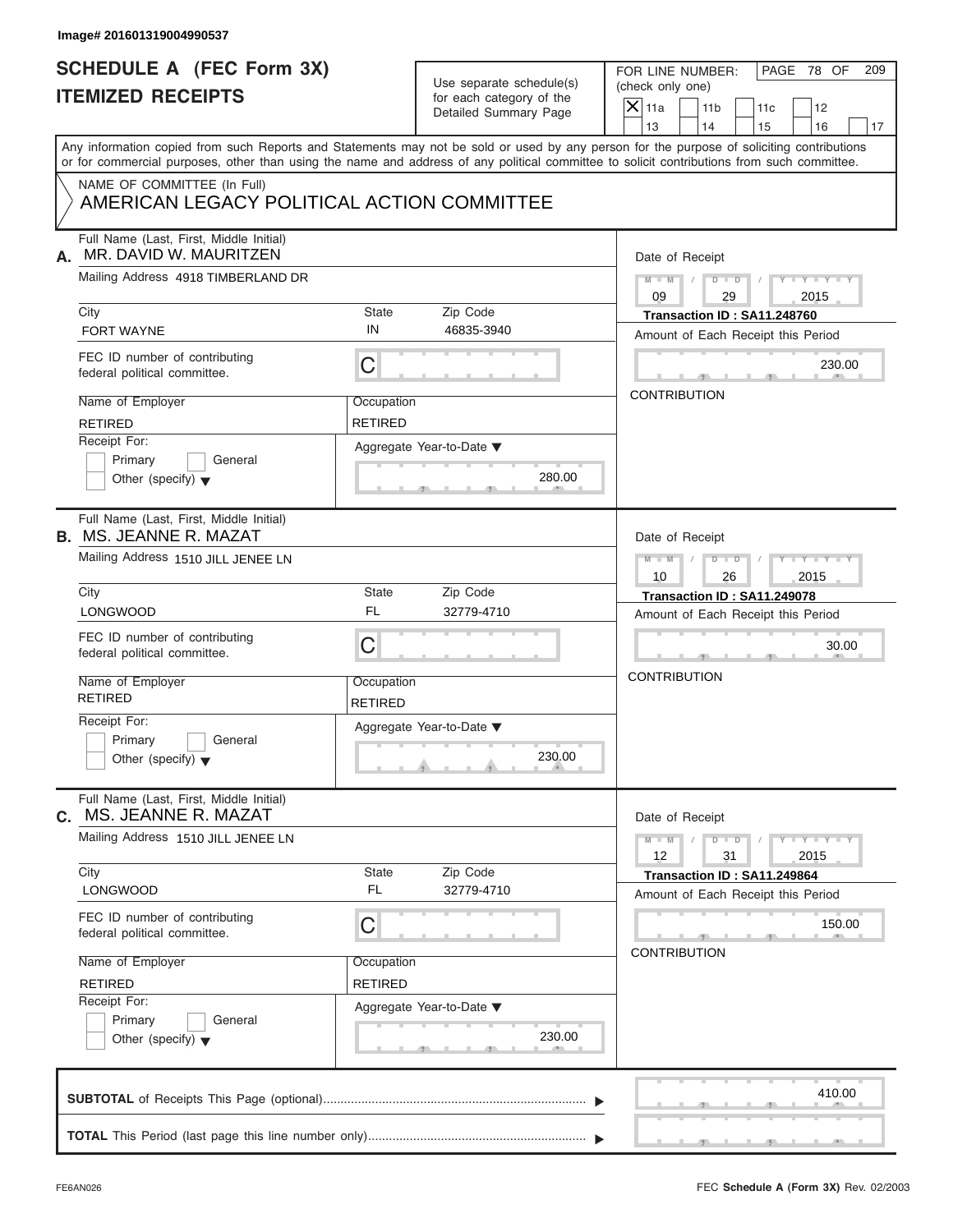Image# 201601319004990537

# SCHEDULE A (FEC Form 3X)
# ITEMIZED RECEIPTS

Use separate schedule(s) for each category of the Detailed Summary Page

FOR LINE NUMBER: (check only one)

[X] 11a [ ] 11b [ ] 11c [ ] 12 [ ] 13 [ ] 14 [ ] 15 [ ] 16 [ ] 17

PAGE 78 OF 209

Any information copied from such Reports and Statements may not be sold or used by any person for the purpose of soliciting contributions or for commercial purposes, other than using the name and address of any political committee to solicit contributions from such committee.

NAME OF COMMITTEE (In Full)
AMERICAN LEGACY POLITICAL ACTION COMMITTEE

---

**A.** Full Name (Last, First, Middle Initial): MR. DAVID W. MAURITZEN

Mailing Address: 4918 TIMBERLAND DR

City: FORT WAYNE | State: IN | Zip Code: 46835-3940

FEC ID number of contributing federal political committee: C

Name of Employer: RETIRED | Occupation: RETIRED

Receipt For: [ ] Primary [ ] General [ ] Other (specify)

Aggregate Year-to-Date: 280.00

Date of Receipt: 09 / 29 / 2015

Transaction ID : SA11.248760

Amount of Each Receipt this Period: 230.00

CONTRIBUTION

---

**B.** Full Name (Last, First, Middle Initial): MS. JEANNE R. MAZAT

Mailing Address: 1510 JILL JENEE LN

City: LONGWOOD | State: FL | Zip Code: 32779-4710

FEC ID number of contributing federal political committee: C

Name of Employer: RETIRED | Occupation: RETIRED

Receipt For: [ ] Primary [ ] General [ ] Other (specify)

Aggregate Year-to-Date: 230.00

Date of Receipt: 10 / 26 / 2015

Transaction ID : SA11.249078

Amount of Each Receipt this Period: 30.00

CONTRIBUTION

---

**C.** Full Name (Last, First, Middle Initial): MS. JEANNE R. MAZAT

Mailing Address: 1510 JILL JENEE LN

City: LONGWOOD | State: FL | Zip Code: 32779-4710

FEC ID number of contributing federal political committee: C

Name of Employer: RETIRED | Occupation: RETIRED

Receipt For: [ ] Primary [ ] General [ ] Other (specify)

Aggregate Year-to-Date: 230.00

Date of Receipt: 12 / 31 / 2015

Transaction ID : SA11.249864

Amount of Each Receipt this Period: 150.00

CONTRIBUTION

---

**SUBTOTAL** of Receipts This Page (optional): 410.00

**TOTAL** This Period (last page this line number only):

FE6AN026 FEC **Schedule A** (Form 3X) Rev. 02/2003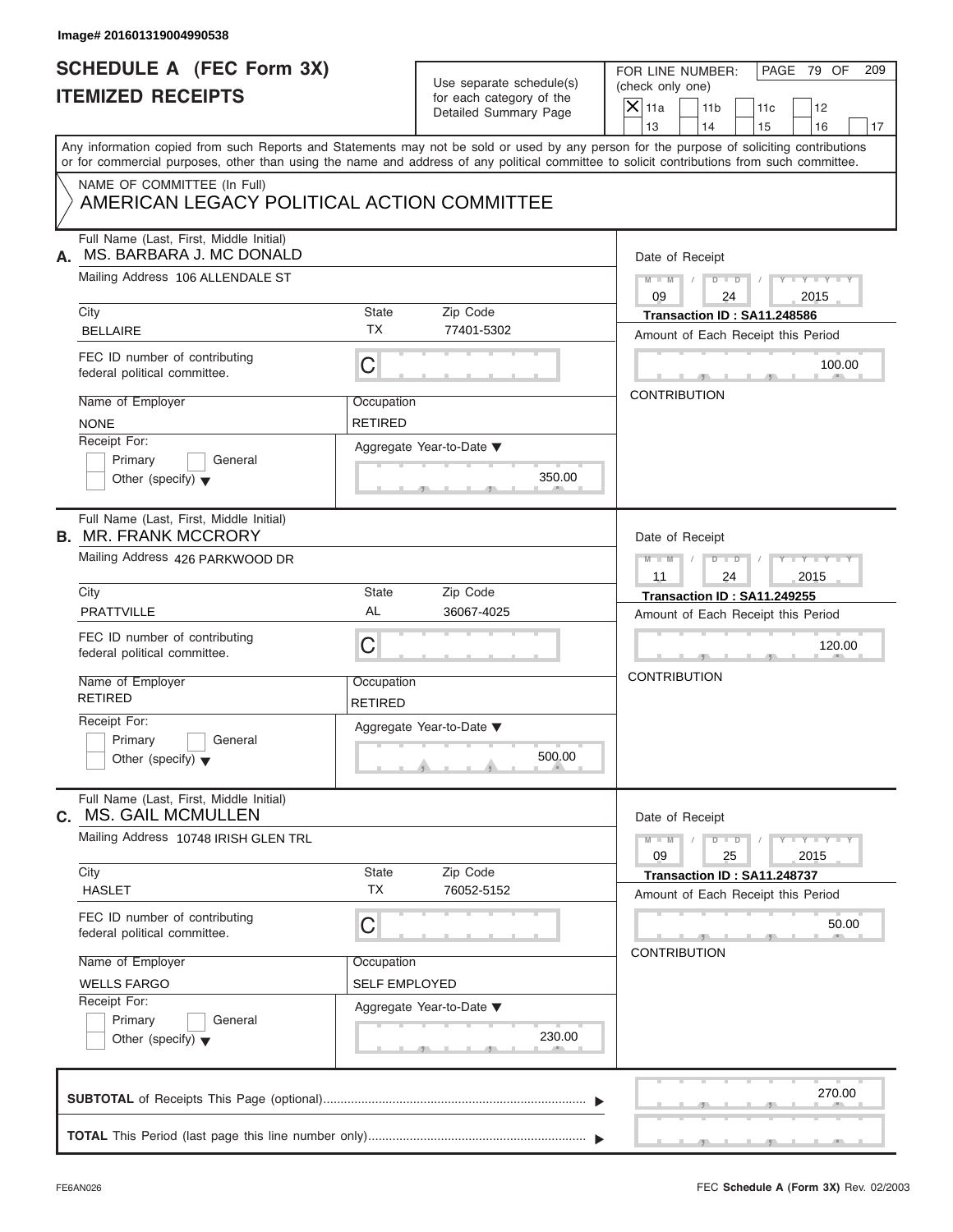Image# 201601319004990538

# SCHEDULE A (FEC Form 3X)
## ITEMIZED RECEIPTS

Use separate schedule(s) for each category of the Detailed Summary Page

FOR LINE NUMBER: (check only one)

- [X] 11a
- [ ] 11b
- [ ] 11c
- [ ] 12
- [ ] 13
- [ ] 14
- [ ] 15
- [ ] 16
- [ ] 17

Any information copied from such Reports and Statements may not be sold or used by any person for the purpose of soliciting contributions or for commercial purposes, other than using the name and address of any political committee to solicit contributions from such committee.

NAME OF COMMITTEE (In Full)
AMERICAN LEGACY POLITICAL ACTION COMMITTEE

---

**A.** Full Name (Last, First, Middle Initial): MS. BARBARA J. MC DONALD

Mailing Address: 106 ALLENDALE ST

City: BELLAIRE | State: TX | Zip Code: 77401-5302

FEC ID number of contributing federal political committee: C

Name of Employer: NONE | Occupation: RETIRED

Receipt For: Primary / General / Other (specify)

Aggregate Year-to-Date: 350.00

Date of Receipt: 09 / 24 / 2015

Transaction ID : SA11.248586

Amount of Each Receipt this Period: 100.00

CONTRIBUTION

---

**B.** Full Name (Last, First, Middle Initial): MR. FRANK MCCRORY

Mailing Address: 426 PARKWOOD DR

City: PRATTVILLE | State: AL | Zip Code: 36067-4025

FEC ID number of contributing federal political committee: C

Name of Employer: RETIRED | Occupation: RETIRED

Receipt For: Primary / General / Other (specify)

Aggregate Year-to-Date: 500.00

Date of Receipt: 11 / 24 / 2015

Transaction ID : SA11.249255

Amount of Each Receipt this Period: 120.00

CONTRIBUTION

---

**C.** Full Name (Last, First, Middle Initial): MS. GAIL MCMULLEN

Mailing Address: 10748 IRISH GLEN TRL

City: HASLET | State: TX | Zip Code: 76052-5152

FEC ID number of contributing federal political committee: C

Name of Employer: WELLS FARGO | Occupation: SELF EMPLOYED

Receipt For: Primary / General / Other (specify)

Aggregate Year-to-Date: 230.00

Date of Receipt: 09 / 25 / 2015

Transaction ID : SA11.248737

Amount of Each Receipt this Period: 50.00

CONTRIBUTION

---

**SUBTOTAL** of Receipts This Page (optional): 270.00

**TOTAL** This Period (last page this line number only):

FE6AN026 | FEC **Schedule A** (Form 3X) Rev. 02/2003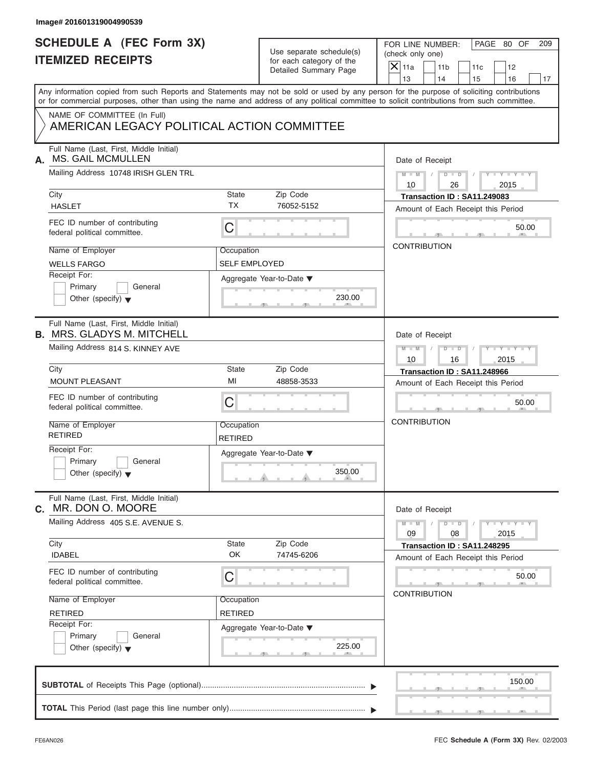Image# 201601319004990539

# SCHEDULE A (FEC Form 3X)
# ITEMIZED RECEIPTS

Use separate schedule(s) for each category of the Detailed Summary Page

FOR LINE NUMBER: (check only one)
[X] 11a [ ] 11b [ ] 11c [ ] 12 [ ] 13 [ ] 14 [ ] 15 [ ] 16 [ ] 17

PAGE 80 OF 209

Any information copied from such Reports and Statements may not be sold or used by any person for the purpose of soliciting contributions or for commercial purposes, other than using the name and address of any political committee to solicit contributions from such committee.

NAME OF COMMITTEE (In Full)
AMERICAN LEGACY POLITICAL ACTION COMMITTEE

---

**A.** Full Name (Last, First, Middle Initial): MS. GAIL MCMULLEN

Mailing Address: 10748 IRISH GLEN TRL

City: HASLET | State: TX | Zip Code: 76052-5152

FEC ID number of contributing federal political committee: C

Name of Employer: WELLS FARGO

Occupation: SELF EMPLOYED

Receipt For: [ ] Primary [ ] General [ ] Other (specify)

Aggregate Year-to-Date: 230.00

Date of Receipt: 10 / 26 / 2015

Transaction ID : SA11.249083

Amount of Each Receipt this Period: 50.00

CONTRIBUTION

---

**B.** Full Name (Last, First, Middle Initial): MRS. GLADYS M. MITCHELL

Mailing Address: 814 S. KINNEY AVE

City: MOUNT PLEASANT | State: MI | Zip Code: 48858-3533

FEC ID number of contributing federal political committee: C

Name of Employer: RETIRED

Occupation: RETIRED

Receipt For: [ ] Primary [ ] General [ ] Other (specify)

Aggregate Year-to-Date: 350.00

Date of Receipt: 10 / 16 / 2015

Transaction ID : SA11.248966

Amount of Each Receipt this Period: 50.00

CONTRIBUTION

---

**C.** Full Name (Last, First, Middle Initial): MR. DON O. MOORE

Mailing Address: 405 S.E. AVENUE S.

City: IDABEL | State: OK | Zip Code: 74745-6206

FEC ID number of contributing federal political committee: C

Name of Employer: RETIRED

Occupation: RETIRED

Receipt For: [ ] Primary [ ] General [ ] Other (specify)

Aggregate Year-to-Date: 225.00

Date of Receipt: 09 / 08 / 2015

Transaction ID : SA11.248295

Amount of Each Receipt this Period: 50.00

CONTRIBUTION

---

**SUBTOTAL** of Receipts This Page (optional): 150.00

**TOTAL** This Period (last page this line number only):

FE6AN026 FEC **Schedule A** (Form 3X) Rev. 02/2003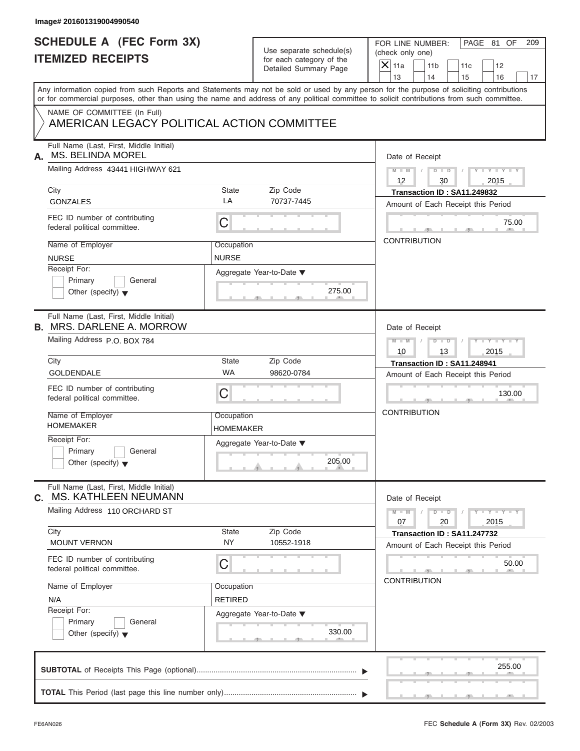Image# 201601319004990540

# SCHEDULE A (FEC Form 3X)
## ITEMIZED RECEIPTS

Use separate schedule(s) for each category of the Detailed Summary Page

FOR LINE NUMBER: (check only one)

- [X] 11a
- [ ] 11b
- [ ] 11c
- [ ] 12
- [ ] 13
- [ ] 14
- [ ] 15
- [ ] 16
- [ ] 17

Any information copied from such Reports and Statements may not be sold or used by any person for the purpose of soliciting contributions or for commercial purposes, other than using the name and address of any political committee to solicit contributions from such committee.

NAME OF COMMITTEE (In Full)
AMERICAN LEGACY POLITICAL ACTION COMMITTEE

---

**A.** Full Name (Last, First, Middle Initial): MS. BELINDA MOREL

Mailing Address: 43441 HIGHWAY 621

City: GONZALES | State: LA | Zip Code: 70737-7445

FEC ID number of contributing federal political committee: C

Name of Employer: NURSE

Occupation: NURSE

Receipt For: Primary / General / Other (specify)

Aggregate Year-to-Date: 275.00

Date of Receipt: 12 / 30 / 2015

Transaction ID : SA11.249832

Amount of Each Receipt this Period: 75.00

CONTRIBUTION

---

**B.** Full Name (Last, First, Middle Initial): MRS. DARLENE A. MORROW

Mailing Address: P.O. BOX 784

City: GOLDENDALE | State: WA | Zip Code: 98620-0784

FEC ID number of contributing federal political committee: C

Name of Employer: HOMEMAKER

Occupation: HOMEMAKER

Receipt For: Primary / General / Other (specify)

Aggregate Year-to-Date: 205.00

Date of Receipt: 10 / 13 / 2015

Transaction ID : SA11.248941

Amount of Each Receipt this Period: 130.00

CONTRIBUTION

---

**C.** Full Name (Last, First, Middle Initial): MS. KATHLEEN NEUMANN

Mailing Address: 110 ORCHARD ST

City: MOUNT VERNON | State: NY | Zip Code: 10552-1918

FEC ID number of contributing federal political committee: C

Name of Employer: N/A

Occupation: RETIRED

Receipt For: Primary / General / Other (specify)

Aggregate Year-to-Date: 330.00

Date of Receipt: 07 / 20 / 2015

Transaction ID : SA11.247732

Amount of Each Receipt this Period: 50.00

CONTRIBUTION

---

**SUBTOTAL** of Receipts This Page (optional): 255.00

**TOTAL** This Period (last page this line number only):

FE6AN026 — FEC **Schedule A** (Form 3X) Rev. 02/2003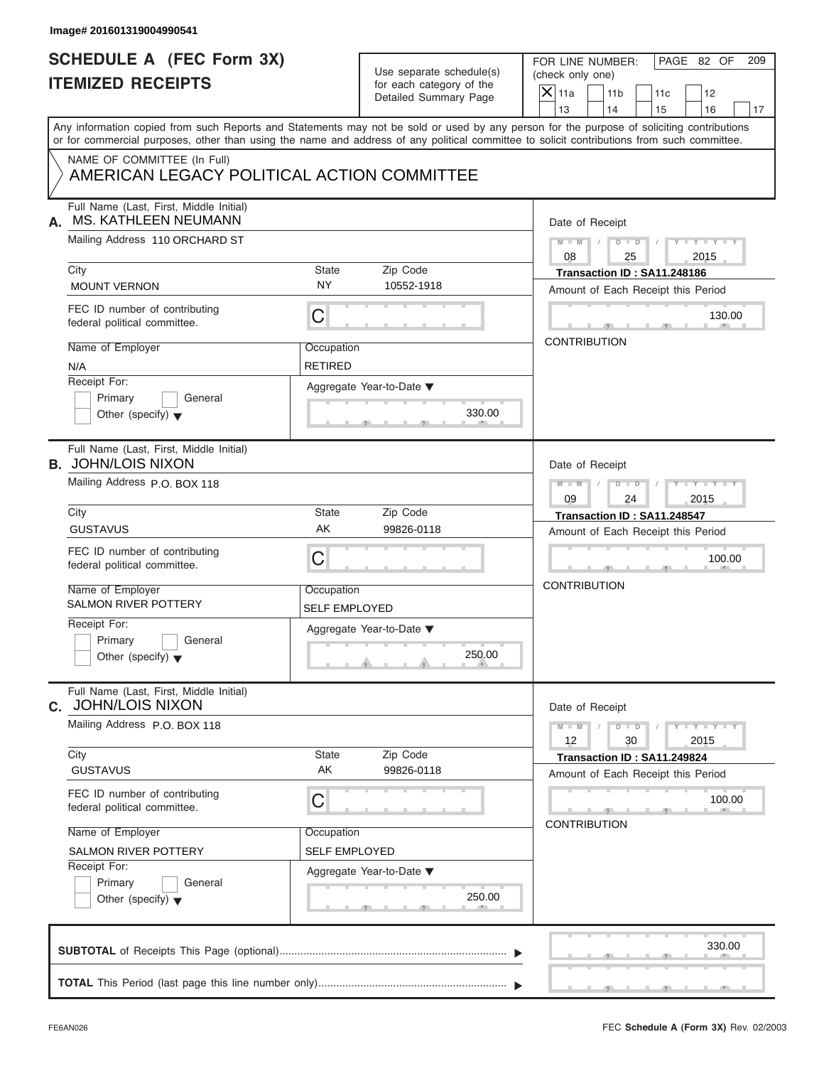Image# 201601319004990541

# SCHEDULE A (FEC Form 3X) ITEMIZED RECEIPTS

Use separate schedule(s) for each category of the Detailed Summary Page

FOR LINE NUMBER: (check only one)

- [X] 11a
- [ ] 11b
- [ ] 11c
- [ ] 12
- [ ] 13
- [ ] 14
- [ ] 15
- [ ] 16
- [ ] 17

PAGE 82 OF 209

Any information copied from such Reports and Statements may not be sold or used by any person for the purpose of soliciting contributions or for commercial purposes, other than using the name and address of any political committee to solicit contributions from such committee.

NAME OF COMMITTEE (In Full)
AMERICAN LEGACY POLITICAL ACTION COMMITTEE

---

**A.** Full Name (Last, First, Middle Initial): MS. KATHLEEN NEUMANN

Mailing Address: 110 ORCHARD ST

City: MOUNT VERNON | State: NY | Zip Code: 10552-1918

FEC ID number of contributing federal political committee: C

Name of Employer: N/A | Occupation: RETIRED

Receipt For: [ ] Primary [ ] General [ ] Other (specify)

Aggregate Year-to-Date: 330.00

Date of Receipt: 08/25/2015

Transaction ID : SA11.248186

Amount of Each Receipt this Period: 130.00

CONTRIBUTION

---

**B.** Full Name (Last, First, Middle Initial): JOHN/LOIS NIXON

Mailing Address: P.O. BOX 118

City: GUSTAVUS | State: AK | Zip Code: 99826-0118

FEC ID number of contributing federal political committee: C

Name of Employer: SALMON RIVER POTTERY | Occupation: SELF EMPLOYED

Receipt For: [ ] Primary [ ] General [ ] Other (specify)

Aggregate Year-to-Date: 250.00

Date of Receipt: 09/24/2015

Transaction ID : SA11.248547

Amount of Each Receipt this Period: 100.00

CONTRIBUTION

---

**C.** Full Name (Last, First, Middle Initial): JOHN/LOIS NIXON

Mailing Address: P.O. BOX 118

City: GUSTAVUS | State: AK | Zip Code: 99826-0118

FEC ID number of contributing federal political committee: C

Name of Employer: SALMON RIVER POTTERY | Occupation: SELF EMPLOYED

Receipt For: [ ] Primary [ ] General [ ] Other (specify)

Aggregate Year-to-Date: 250.00

Date of Receipt: 12/30/2015

Transaction ID : SA11.249824

Amount of Each Receipt this Period: 100.00

CONTRIBUTION

---

**SUBTOTAL** of Receipts This Page (optional): 330.00

**TOTAL** This Period (last page this line number only):

FE6AN026 — FEC Schedule A (Form 3X) Rev. 02/2003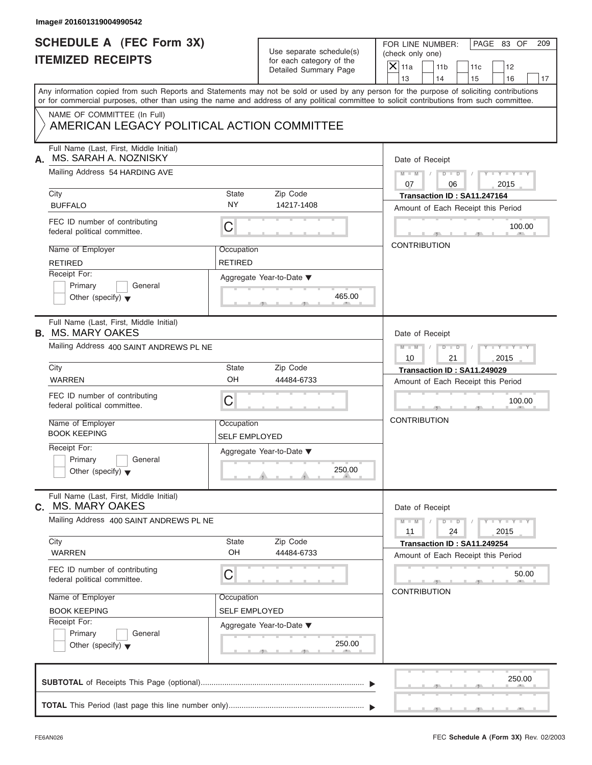Image# 201601319004990542

# SCHEDULE A (FEC Form 3X)
## ITEMIZED RECEIPTS

Use separate schedule(s) for each category of the Detailed Summary Page

FOR LINE NUMBER: (check only one)
[X] 11a [ ] 11b [ ] 11c [ ] 12 [ ] 13 [ ] 14 [ ] 15 [ ] 16 [ ] 17

PAGE 83 OF 209

Any information copied from such Reports and Statements may not be sold or used by any person for the purpose of soliciting contributions or for commercial purposes, other than using the name and address of any political committee to solicit contributions from such committee.

NAME OF COMMITTEE (In Full)
AMERICAN LEGACY POLITICAL ACTION COMMITTEE

---

**A.** Full Name (Last, First, Middle Initial): MS. SARAH A. NOZNISKY
Mailing Address: 54 HARDING AVE
City: BUFFALO | State: NY | Zip Code: 14217-1408
FEC ID number of contributing federal political committee: C
Name of Employer: RETIRED
Occupation: RETIRED
Receipt For: [ ] Primary [ ] General [ ] Other (specify)
Aggregate Year-to-Date: 465.00
Date of Receipt: 07 / 06 / 2015
Transaction ID : SA11.247164
Amount of Each Receipt this Period: 100.00
CONTRIBUTION

---

**B.** Full Name (Last, First, Middle Initial): MS. MARY OAKES
Mailing Address: 400 SAINT ANDREWS PL NE
City: WARREN | State: OH | Zip Code: 44484-6733
FEC ID number of contributing federal political committee: C
Name of Employer: BOOK KEEPING
Occupation: SELF EMPLOYED
Receipt For: [ ] Primary [ ] General [ ] Other (specify)
Aggregate Year-to-Date: 250.00
Date of Receipt: 10 / 21 / 2015
Transaction ID : SA11.249029
Amount of Each Receipt this Period: 100.00
CONTRIBUTION

---

**C.** Full Name (Last, First, Middle Initial): MS. MARY OAKES
Mailing Address: 400 SAINT ANDREWS PL NE
City: WARREN | State: OH | Zip Code: 44484-6733
FEC ID number of contributing federal political committee: C
Name of Employer: BOOK KEEPING
Occupation: SELF EMPLOYED
Receipt For: [ ] Primary [ ] General [ ] Other (specify)
Aggregate Year-to-Date: 250.00
Date of Receipt: 11 / 24 / 2015
Transaction ID : SA11.249254
Amount of Each Receipt this Period: 50.00
CONTRIBUTION

---

**SUBTOTAL** of Receipts This Page (optional): 250.00

**TOTAL** This Period (last page this line number only):

FE6AN026 FEC **Schedule A** (Form 3X) Rev. 02/2003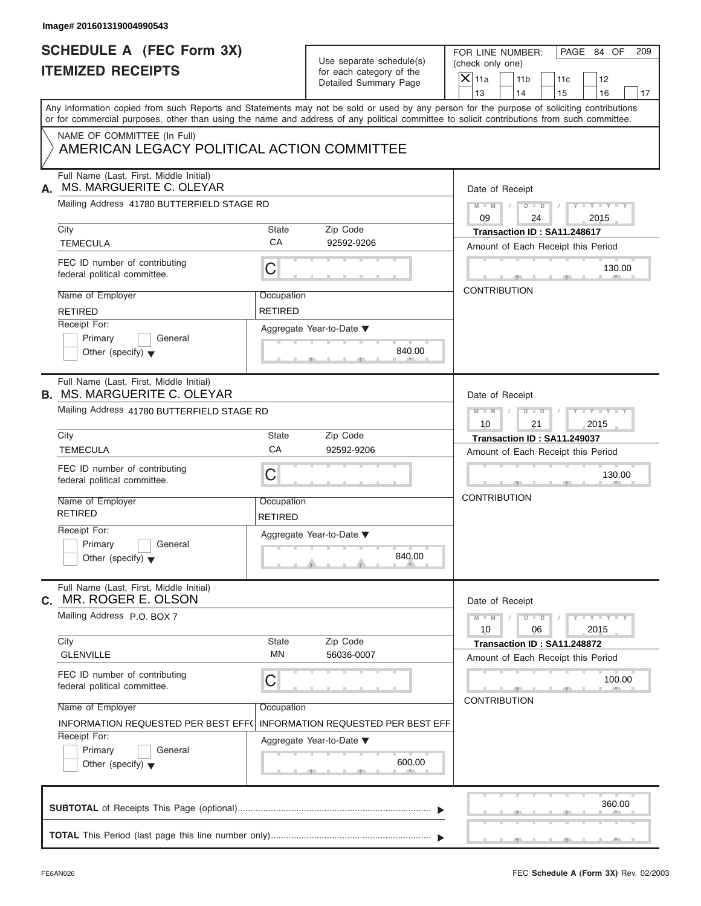Image# 201601319004990543

# SCHEDULE A (FEC Form 3X)
## ITEMIZED RECEIPTS

Use separate schedule(s) for each category of the Detailed Summary Page

FOR LINE NUMBER: (check only one)

- [X] 11a
- [ ] 11b
- [ ] 11c
- [ ] 12
- [ ] 13
- [ ] 14
- [ ] 15
- [ ] 16
- [ ] 17

PAGE 84 OF 209

Any information copied from such Reports and Statements may not be sold or used by any person for the purpose of soliciting contributions or for commercial purposes, other than using the name and address of any political committee to solicit contributions from such committee.

NAME OF COMMITTEE (In Full)
AMERICAN LEGACY POLITICAL ACTION COMMITTEE

---

**A.** Full Name (Last, First, Middle Initial): MS. MARGUERITE C. OLEYAR

Mailing Address: 41780 BUTTERFIELD STAGE RD

City: TEMECULA | State: CA | Zip Code: 92592-9206

FEC ID number of contributing federal political committee: C

Name of Employer: RETIRED | Occupation: RETIRED

Receipt For: Primary / General / Other (specify)

Aggregate Year-to-Date: 840.00

Date of Receipt: 09 / 24 / 2015

Transaction ID : SA11.248617

Amount of Each Receipt this Period: 130.00

CONTRIBUTION

---

**B.** Full Name (Last, First, Middle Initial): MS. MARGUERITE C. OLEYAR

Mailing Address: 41780 BUTTERFIELD STAGE RD

City: TEMECULA | State: CA | Zip Code: 92592-9206

FEC ID number of contributing federal political committee: C

Name of Employer: RETIRED | Occupation: RETIRED

Receipt For: Primary / General / Other (specify)

Aggregate Year-to-Date: 840.00

Date of Receipt: 10 / 21 / 2015

Transaction ID : SA11.249037

Amount of Each Receipt this Period: 130.00

CONTRIBUTION

---

**C.** Full Name (Last, First, Middle Initial): MR. ROGER E. OLSON

Mailing Address: P.O. BOX 7

City: GLENVILLE | State: MN | Zip Code: 56036-0007

FEC ID number of contributing federal political committee: C

Name of Employer: INFORMATION REQUESTED PER BEST EFF( | Occupation: INFORMATION REQUESTED PER BEST EFF

Receipt For: Primary / General / Other (specify)

Aggregate Year-to-Date: 600.00

Date of Receipt: 10 / 06 / 2015

Transaction ID : SA11.248872

Amount of Each Receipt this Period: 100.00

CONTRIBUTION

---

**SUBTOTAL** of Receipts This Page (optional): 360.00

**TOTAL** This Period (last page this line number only):

FE6AN026

FEC **Schedule A** (Form 3X) Rev. 02/2003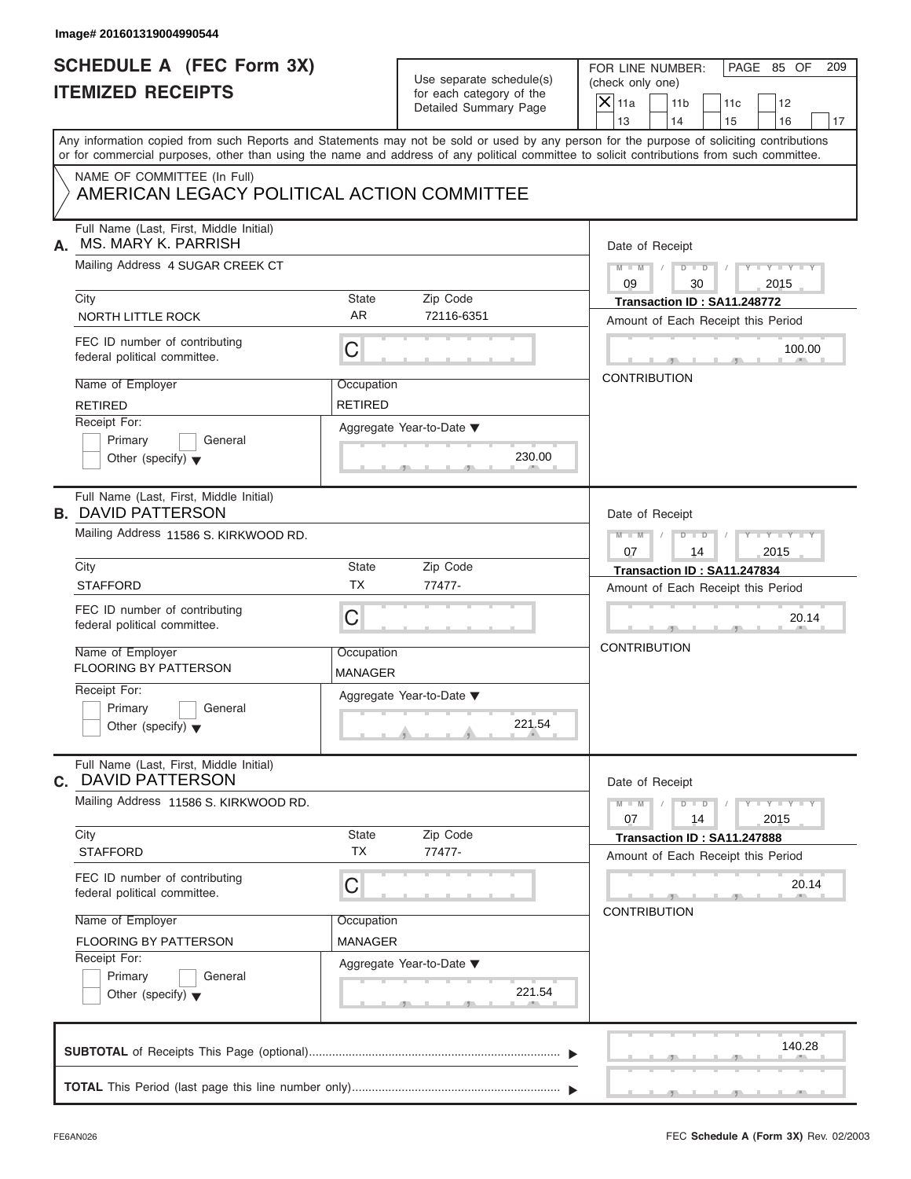Image# 201601319004990544

# SCHEDULE A (FEC Form 3X)
# ITEMIZED RECEIPTS

Use separate schedule(s) for each category of the Detailed Summary Page

FOR LINE NUMBER: (check only one)
[X] 11a [ ] 11b [ ] 11c [ ] 12 [ ] 13 [ ] 14 [ ] 15 [ ] 16 [ ] 17

Any information copied from such Reports and Statements may not be sold or used by any person for the purpose of soliciting contributions or for commercial purposes, other than using the name and address of any political committee to solicit contributions from such committee.

NAME OF COMMITTEE (In Full)
AMERICAN LEGACY POLITICAL ACTION COMMITTEE

---

**A.** Full Name (Last, First, Middle Initial): MS. MARY K. PARRISH
Mailing Address: 4 SUGAR CREEK CT
City: NORTH LITTLE ROCK | State: AR | Zip Code: 72116-6351
FEC ID number of contributing federal political committee: C
Name of Employer: RETIRED | Occupation: RETIRED
Receipt For: [ ] Primary [ ] General [ ] Other (specify)
Aggregate Year-to-Date: 230.00
Date of Receipt: 09 / 30 / 2015
Transaction ID : SA11.248772
Amount of Each Receipt this Period: 100.00
CONTRIBUTION

---

**B.** Full Name (Last, First, Middle Initial): DAVID PATTERSON
Mailing Address: 11586 S. KIRKWOOD RD.
City: STAFFORD | State: TX | Zip Code: 77477-
FEC ID number of contributing federal political committee: C
Name of Employer: FLOORING BY PATTERSON | Occupation: MANAGER
Receipt For: [ ] Primary [ ] General [ ] Other (specify)
Aggregate Year-to-Date: 221.54
Date of Receipt: 07 / 14 / 2015
Transaction ID : SA11.247834
Amount of Each Receipt this Period: 20.14
CONTRIBUTION

---

**C.** Full Name (Last, First, Middle Initial): DAVID PATTERSON
Mailing Address: 11586 S. KIRKWOOD RD.
City: STAFFORD | State: TX | Zip Code: 77477-
FEC ID number of contributing federal political committee: C
Name of Employer: FLOORING BY PATTERSON | Occupation: MANAGER
Receipt For: [ ] Primary [ ] General [ ] Other (specify)
Aggregate Year-to-Date: 221.54
Date of Receipt: 07 / 14 / 2015
Transaction ID : SA11.247888
Amount of Each Receipt this Period: 20.14
CONTRIBUTION

---

**SUBTOTAL** of Receipts This Page (optional): 140.28

**TOTAL** This Period (last page this line number only):

FE6AN026 FEC Schedule A (Form 3X) Rev. 02/2003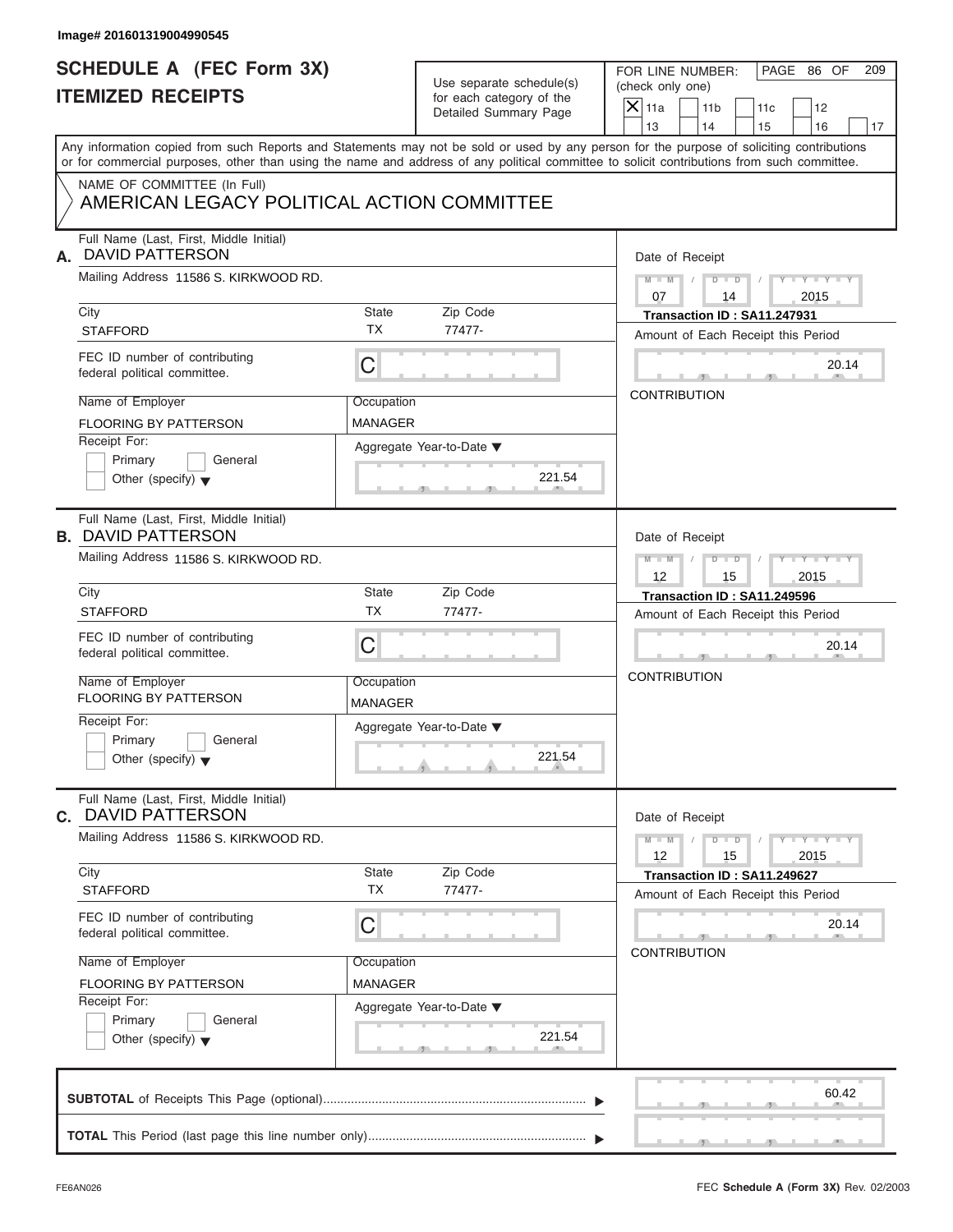Image# 201601319004990545

# SCHEDULE A (FEC Form 3X)
# ITEMIZED RECEIPTS

Use separate schedule(s) for each category of the Detailed Summary Page

FOR LINE NUMBER: (check only one)

- [X] 11a
- [ ] 11b
- [ ] 11c
- [ ] 12
- [ ] 13
- [ ] 14
- [ ] 15
- [ ] 16
- [ ] 17

Any information copied from such Reports and Statements may not be sold or used by any person for the purpose of soliciting contributions or for commercial purposes, other than using the name and address of any political committee to solicit contributions from such committee.

NAME OF COMMITTEE (In Full)
AMERICAN LEGACY POLITICAL ACTION COMMITTEE

---

**A.** Full Name (Last, First, Middle Initial): DAVID PATTERSON

Mailing Address: 11586 S. KIRKWOOD RD.

| City | State | Zip Code |
|---|---|---|
| STAFFORD | TX | 77477- |

FEC ID number of contributing federal political committee: C

| Name of Employer | Occupation |
|---|---|
| FLOORING BY PATTERSON | MANAGER |

Receipt For: Primary / General / Other (specify)

Aggregate Year-to-Date: 221.54

Date of Receipt: 07 / 14 / 2015

Transaction ID : SA11.247931

Amount of Each Receipt this Period: 20.14

CONTRIBUTION

---

**B.** Full Name (Last, First, Middle Initial): DAVID PATTERSON

Mailing Address: 11586 S. KIRKWOOD RD.

| City | State | Zip Code |
|---|---|---|
| STAFFORD | TX | 77477- |

FEC ID number of contributing federal political committee: C

| Name of Employer | Occupation |
|---|---|
| FLOORING BY PATTERSON | MANAGER |

Receipt For: Primary / General / Other (specify)

Aggregate Year-to-Date: 221.54

Date of Receipt: 12 / 15 / 2015

Transaction ID : SA11.249596

Amount of Each Receipt this Period: 20.14

CONTRIBUTION

---

**C.** Full Name (Last, First, Middle Initial): DAVID PATTERSON

Mailing Address: 11586 S. KIRKWOOD RD.

| City | State | Zip Code |
|---|---|---|
| STAFFORD | TX | 77477- |

FEC ID number of contributing federal political committee: C

| Name of Employer | Occupation |
|---|---|
| FLOORING BY PATTERSON | MANAGER |

Receipt For: Primary / General / Other (specify)

Aggregate Year-to-Date: 221.54

Date of Receipt: 12 / 15 / 2015

Transaction ID : SA11.249627

Amount of Each Receipt this Period: 20.14

CONTRIBUTION

---

**SUBTOTAL** of Receipts This Page (optional): 60.42

**TOTAL** This Period (last page this line number only):

FE6AN026

FEC **Schedule A** (Form 3X) Rev. 02/2003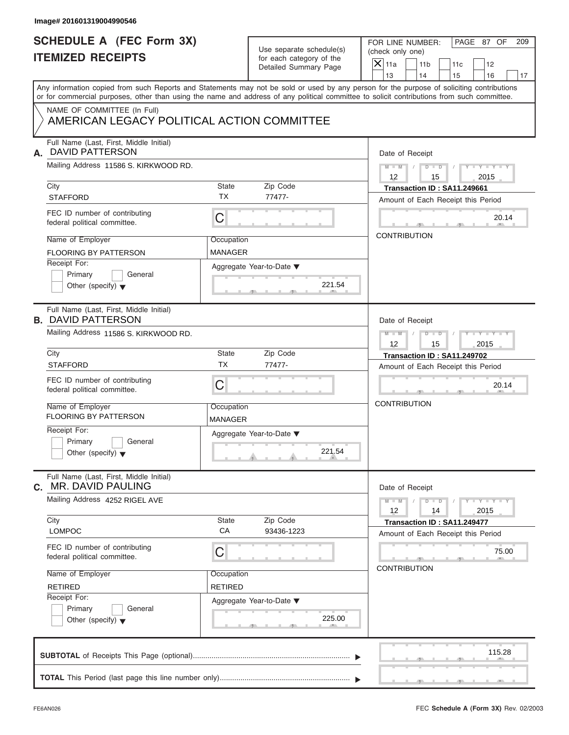Image# 201601319004990546

# SCHEDULE A (FEC Form 3X)
# ITEMIZED RECEIPTS

Use separate schedule(s) for each category of the Detailed Summary Page

FOR LINE NUMBER: (check only one)

- [X] 11a
- [ ] 11b
- [ ] 11c
- [ ] 12
- [ ] 13
- [ ] 14
- [ ] 15
- [ ] 16
- [ ] 17

PAGE 87 OF 209

Any information copied from such Reports and Statements may not be sold or used by any person for the purpose of soliciting contributions or for commercial purposes, other than using the name and address of any political committee to solicit contributions from such committee.

NAME OF COMMITTEE (In Full)
AMERICAN LEGACY POLITICAL ACTION COMMITTEE

---

**A.** Full Name (Last, First, Middle Initial): DAVID PATTERSON

Mailing Address: 11586 S. KIRKWOOD RD.

City: STAFFORD | State: TX | Zip Code: 77477-

FEC ID number of contributing federal political committee: C

Name of Employer: FLOORING BY PATTERSON | Occupation: MANAGER

Receipt For: Primary / General / Other (specify)

Aggregate Year-to-Date: 221.54

Date of Receipt: 12 / 15 / 2015

Transaction ID : SA11.249661

Amount of Each Receipt this Period: 20.14

CONTRIBUTION

---

**B.** Full Name (Last, First, Middle Initial): DAVID PATTERSON

Mailing Address: 11586 S. KIRKWOOD RD.

City: STAFFORD | State: TX | Zip Code: 77477-

FEC ID number of contributing federal political committee: C

Name of Employer: FLOORING BY PATTERSON | Occupation: MANAGER

Receipt For: Primary / General / Other (specify)

Aggregate Year-to-Date: 221.54

Date of Receipt: 12 / 15 / 2015

Transaction ID : SA11.249702

Amount of Each Receipt this Period: 20.14

CONTRIBUTION

---

**C.** Full Name (Last, First, Middle Initial): MR. DAVID PAULING

Mailing Address: 4252 RIGEL AVE

City: LOMPOC | State: CA | Zip Code: 93436-1223

FEC ID number of contributing federal political committee: C

Name of Employer: RETIRED | Occupation: RETIRED

Receipt For: Primary / General / Other (specify)

Aggregate Year-to-Date: 225.00

Date of Receipt: 12 / 14 / 2015

Transaction ID : SA11.249477

Amount of Each Receipt this Period: 75.00

CONTRIBUTION

---

**SUBTOTAL** of Receipts This Page (optional): 115.28

**TOTAL** This Period (last page this line number only):

FE6AN026 — FEC **Schedule A** (Form 3X) Rev. 02/2003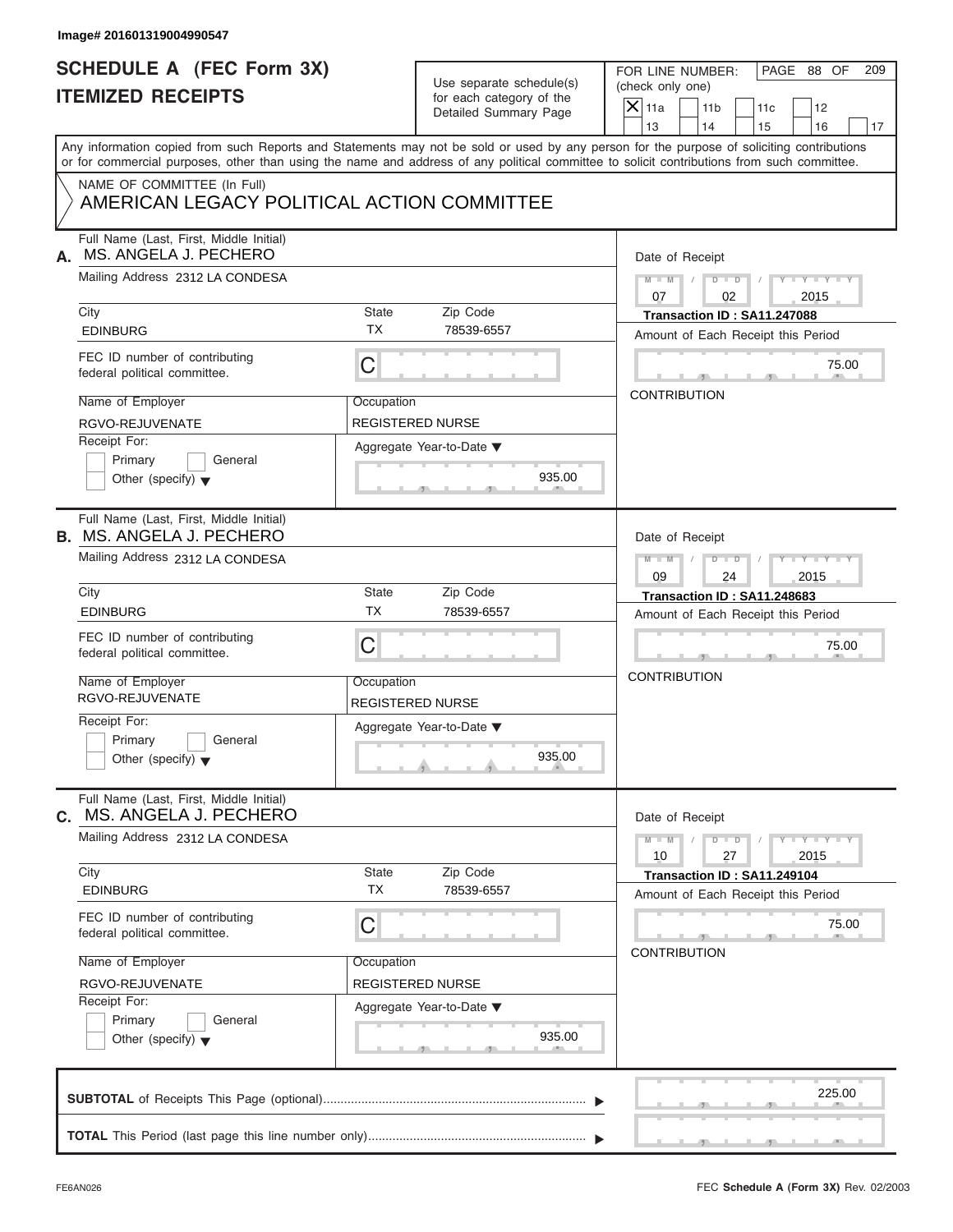Image# 201601319004990547

# SCHEDULE A (FEC Form 3X)
## ITEMIZED RECEIPTS

Use separate schedule(s) for each category of the Detailed Summary Page

FOR LINE NUMBER: (check only one)

- [X] 11a
- [ ] 11b
- [ ] 11c
- [ ] 12
- [ ] 13
- [ ] 14
- [ ] 15
- [ ] 16
- [ ] 17

PAGE 88 OF 209

Any information copied from such Reports and Statements may not be sold or used by any person for the purpose of soliciting contributions or for commercial purposes, other than using the name and address of any political committee to solicit contributions from such committee.

NAME OF COMMITTEE (In Full)
AMERICAN LEGACY POLITICAL ACTION COMMITTEE

---

**A.** Full Name (Last, First, Middle Initial): MS. ANGELA J. PECHERO

Mailing Address: 2312 LA CONDESA

City: EDINBURG | State: TX | Zip Code: 78539-6557

FEC ID number of contributing federal political committee: C

Name of Employer: RGVO-REJUVENATE

Occupation: REGISTERED NURSE

Receipt For: [ ] Primary [ ] General [ ] Other (specify)

Aggregate Year-to-Date: 935.00

Date of Receipt: 07 / 02 / 2015

Transaction ID : SA11.247088

Amount of Each Receipt this Period: 75.00

CONTRIBUTION

---

**B.** Full Name (Last, First, Middle Initial): MS. ANGELA J. PECHERO

Mailing Address: 2312 LA CONDESA

City: EDINBURG | State: TX | Zip Code: 78539-6557

FEC ID number of contributing federal political committee: C

Name of Employer: RGVO-REJUVENATE

Occupation: REGISTERED NURSE

Receipt For: [ ] Primary [ ] General [ ] Other (specify)

Aggregate Year-to-Date: 935.00

Date of Receipt: 09 / 24 / 2015

Transaction ID : SA11.248683

Amount of Each Receipt this Period: 75.00

CONTRIBUTION

---

**C.** Full Name (Last, First, Middle Initial): MS. ANGELA J. PECHERO

Mailing Address: 2312 LA CONDESA

City: EDINBURG | State: TX | Zip Code: 78539-6557

FEC ID number of contributing federal political committee: C

Name of Employer: RGVO-REJUVENATE

Occupation: REGISTERED NURSE

Receipt For: [ ] Primary [ ] General [ ] Other (specify)

Aggregate Year-to-Date: 935.00

Date of Receipt: 10 / 27 / 2015

Transaction ID : SA11.249104

Amount of Each Receipt this Period: 75.00

CONTRIBUTION

---

**SUBTOTAL** of Receipts This Page (optional): 225.00

**TOTAL** This Period (last page this line number only):

FE6AN026 — FEC **Schedule A** (Form 3X) Rev. 02/2003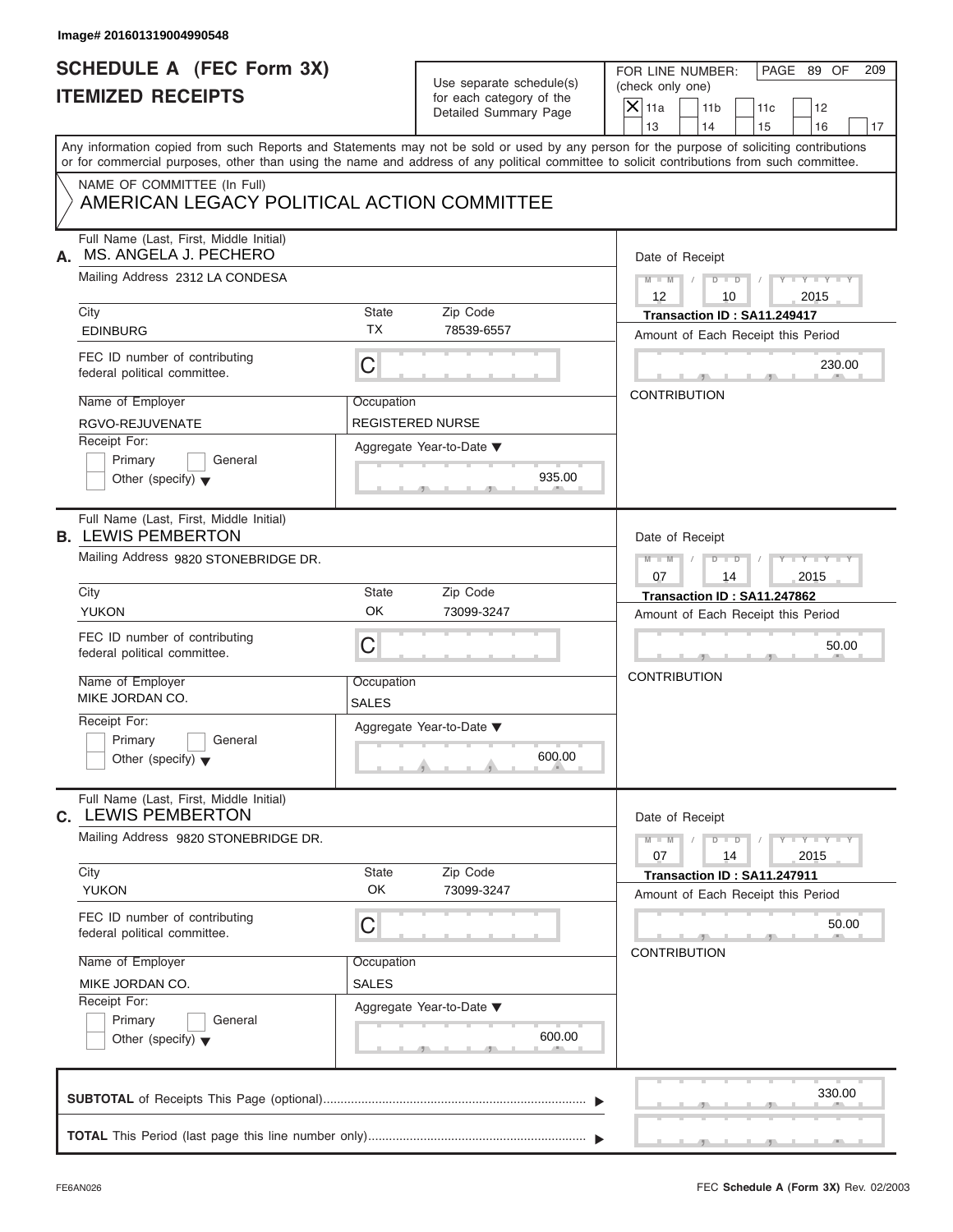Image# 201601319004990548

# SCHEDULE A (FEC Form 3X)
# ITEMIZED RECEIPTS

Use separate schedule(s) for each category of the Detailed Summary Page

FOR LINE NUMBER: (check only one)

- [X] 11a
- [ ] 11b
- [ ] 11c
- [ ] 12
- [ ] 13
- [ ] 14
- [ ] 15
- [ ] 16
- [ ] 17

Any information copied from such Reports and Statements may not be sold or used by any person for the purpose of soliciting contributions or for commercial purposes, other than using the name and address of any political committee to solicit contributions from such committee.

NAME OF COMMITTEE (In Full)
AMERICAN LEGACY POLITICAL ACTION COMMITTEE

---

**A.** Full Name (Last, First, Middle Initial): MS. ANGELA J. PECHERO

Mailing Address: 2312 LA CONDESA

City: EDINBURG | State: TX | Zip Code: 78539-6557

FEC ID number of contributing federal political committee: C

Name of Employer: RGVO-REJUVENATE

Occupation: REGISTERED NURSE

Receipt For: Primary / General / Other (specify)

Aggregate Year-to-Date: 935.00

Date of Receipt: 12 / 10 / 2015

Transaction ID : SA11.249417

Amount of Each Receipt this Period: 230.00

CONTRIBUTION

---

**B.** Full Name (Last, First, Middle Initial): LEWIS PEMBERTON

Mailing Address: 9820 STONEBRIDGE DR.

City: YUKON | State: OK | Zip Code: 73099-3247

FEC ID number of contributing federal political committee: C

Name of Employer: MIKE JORDAN CO.

Occupation: SALES

Receipt For: Primary / General / Other (specify)

Aggregate Year-to-Date: 600.00

Date of Receipt: 07 / 14 / 2015

Transaction ID : SA11.247862

Amount of Each Receipt this Period: 50.00

CONTRIBUTION

---

**C.** Full Name (Last, First, Middle Initial): LEWIS PEMBERTON

Mailing Address: 9820 STONEBRIDGE DR.

City: YUKON | State: OK | Zip Code: 73099-3247

FEC ID number of contributing federal political committee: C

Name of Employer: MIKE JORDAN CO.

Occupation: SALES

Receipt For: Primary / General / Other (specify)

Aggregate Year-to-Date: 600.00

Date of Receipt: 07 / 14 / 2015

Transaction ID : SA11.247911

Amount of Each Receipt this Period: 50.00

CONTRIBUTION

---

**SUBTOTAL** of Receipts This Page (optional): 330.00

**TOTAL** This Period (last page this line number only):

FE6AN026

FEC **Schedule A** (Form 3X) Rev. 02/2003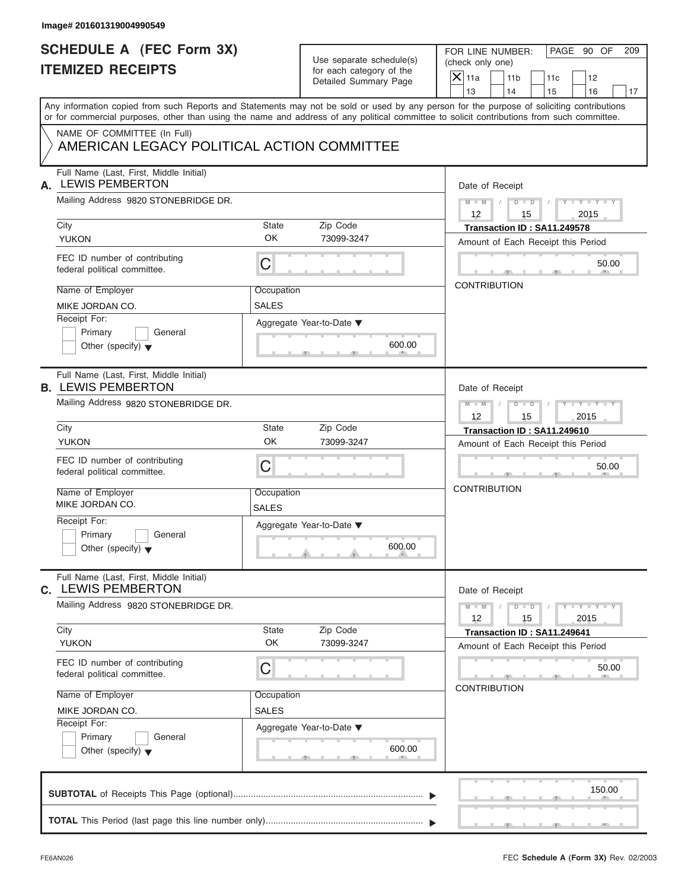Image# 201601319004990549

# SCHEDULE A (FEC Form 3X) ITEMIZED RECEIPTS

Use separate schedule(s) for each category of the Detailed Summary Page

FOR LINE NUMBER: (check only one)

- [X] 11a
- [ ] 11b
- [ ] 11c
- [ ] 12
- [ ] 13
- [ ] 14
- [ ] 15
- [ ] 16
- [ ] 17

PAGE 90 OF 209

Any information copied from such Reports and Statements may not be sold or used by any person for the purpose of soliciting contributions or for commercial purposes, other than using the name and address of any political committee to solicit contributions from such committee.

NAME OF COMMITTEE (In Full)
AMERICAN LEGACY POLITICAL ACTION COMMITTEE

## A.

Full Name (Last, First, Middle Initial): LEWIS PEMBERTON

Mailing Address: 9820 STONEBRIDGE DR.

City: YUKON | State: OK | Zip Code: 73099-3247

FEC ID number of contributing federal political committee: C

Name of Employer: MIKE JORDAN CO.

Occupation: SALES

Receipt For: [ ] Primary [ ] General [ ] Other (specify)

Aggregate Year-to-Date: 600.00

Date of Receipt: 12 / 15 / 2015

Transaction ID : SA11.249578

Amount of Each Receipt this Period: 50.00

CONTRIBUTION

## B.

Full Name (Last, First, Middle Initial): LEWIS PEMBERTON

Mailing Address: 9820 STONEBRIDGE DR.

City: YUKON | State: OK | Zip Code: 73099-3247

FEC ID number of contributing federal political committee: C

Name of Employer: MIKE JORDAN CO.

Occupation: SALES

Receipt For: [ ] Primary [ ] General [ ] Other (specify)

Aggregate Year-to-Date: 600.00

Date of Receipt: 12 / 15 / 2015

Transaction ID : SA11.249610

Amount of Each Receipt this Period: 50.00

CONTRIBUTION

## C.

Full Name (Last, First, Middle Initial): LEWIS PEMBERTON

Mailing Address: 9820 STONEBRIDGE DR.

City: YUKON | State: OK | Zip Code: 73099-3247

FEC ID number of contributing federal political committee: C

Name of Employer: MIKE JORDAN CO.

Occupation: SALES

Receipt For: [ ] Primary [ ] General [ ] Other (specify)

Aggregate Year-to-Date: 600.00

Date of Receipt: 12 / 15 / 2015

Transaction ID : SA11.249641

Amount of Each Receipt this Period: 50.00

CONTRIBUTION

**SUBTOTAL** of Receipts This Page (optional): 150.00

**TOTAL** This Period (last page this line number only):

FE6AN026

FEC **Schedule A** (Form 3X) Rev. 02/2003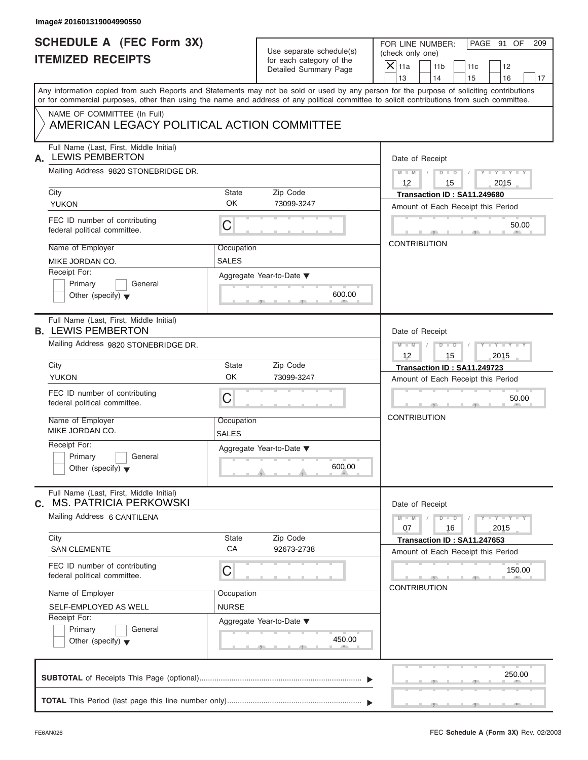Image# 201601319004990550

# SCHEDULE A (FEC Form 3X)
# ITEMIZED RECEIPTS

Use separate schedule(s) for each category of the Detailed Summary Page

FOR LINE NUMBER: (check only one)

- [X] 11a
- [ ] 11b
- [ ] 11c
- [ ] 12
- [ ] 13
- [ ] 14
- [ ] 15
- [ ] 16
- [ ] 17

PAGE 91 OF 209

Any information copied from such Reports and Statements may not be sold or used by any person for the purpose of soliciting contributions or for commercial purposes, other than using the name and address of any political committee to solicit contributions from such committee.

NAME OF COMMITTEE (In Full)
AMERICAN LEGACY POLITICAL ACTION COMMITTEE

---

**A.** Full Name (Last, First, Middle Initial): LEWIS PEMBERTON

Mailing Address: 9820 STONEBRIDGE DR.

| City | State | Zip Code |
|---|---|---|
| YUKON | OK | 73099-3247 |

FEC ID number of contributing federal political committee: C

Name of Employer: MIKE JORDAN CO.
Occupation: SALES

Receipt For: [ ] Primary [ ] General [ ] Other (specify)

Aggregate Year-to-Date: 600.00

Date of Receipt: 12 / 15 / 2015
Transaction ID : SA11.249680
Amount of Each Receipt this Period: 50.00
CONTRIBUTION

---

**B.** Full Name (Last, First, Middle Initial): LEWIS PEMBERTON

Mailing Address: 9820 STONEBRIDGE DR.

| City | State | Zip Code |
|---|---|---|
| YUKON | OK | 73099-3247 |

FEC ID number of contributing federal political committee: C

Name of Employer: MIKE JORDAN CO.
Occupation: SALES

Receipt For: [ ] Primary [ ] General [ ] Other (specify)

Aggregate Year-to-Date: 600.00

Date of Receipt: 12 / 15 / 2015
Transaction ID : SA11.249723
Amount of Each Receipt this Period: 50.00
CONTRIBUTION

---

**C.** Full Name (Last, First, Middle Initial): MS. PATRICIA PERKOWSKI

Mailing Address: 6 CANTILENA

| City | State | Zip Code |
|---|---|---|
| SAN CLEMENTE | CA | 92673-2738 |

FEC ID number of contributing federal political committee: C

Name of Employer: SELF-EMPLOYED AS WELL
Occupation: NURSE

Receipt For: [ ] Primary [ ] General [ ] Other (specify)

Aggregate Year-to-Date: 450.00

Date of Receipt: 07 / 16 / 2015
Transaction ID : SA11.247653
Amount of Each Receipt this Period: 150.00
CONTRIBUTION

---

**SUBTOTAL** of Receipts This Page (optional): 250.00

**TOTAL** This Period (last page this line number only):

FE6AN026 FEC Schedule A (Form 3X) Rev. 02/2003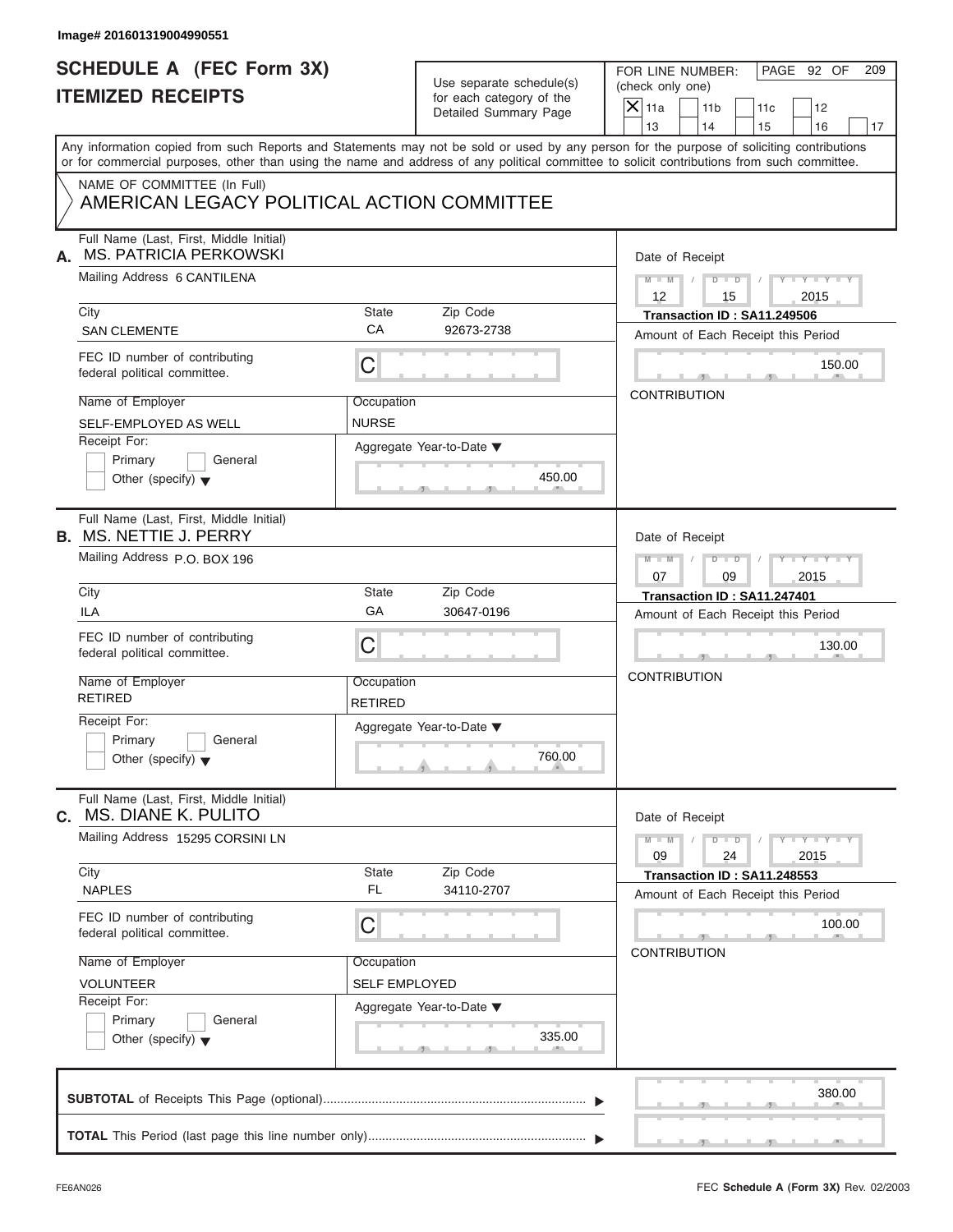Image# 201601319004990551

# SCHEDULE A (FEC Form 3X)
## ITEMIZED RECEIPTS

Use separate schedule(s) for each category of the Detailed Summary Page

FOR LINE NUMBER: (check only one)

- [X] 11a
- [ ] 11b
- [ ] 11c
- [ ] 12
- [ ] 13
- [ ] 14
- [ ] 15
- [ ] 16
- [ ] 17

PAGE 92 OF 209

Any information copied from such Reports and Statements may not be sold or used by any person for the purpose of soliciting contributions or for commercial purposes, other than using the name and address of any political committee to solicit contributions from such committee.

NAME OF COMMITTEE (In Full)
AMERICAN LEGACY POLITICAL ACTION COMMITTEE

---

**A.** Full Name (Last, First, Middle Initial): MS. PATRICIA PERKOWSKI

Mailing Address: 6 CANTILENA

City: SAN CLEMENTE | State: CA | Zip Code: 92673-2738

FEC ID number of contributing federal political committee: C

Name of Employer: SELF-EMPLOYED AS WELL

Occupation: NURSE

Receipt For: [ ] Primary [ ] General [ ] Other (specify)

Aggregate Year-to-Date: 450.00

Date of Receipt: 12 / 15 / 2015

Transaction ID : SA11.249506

Amount of Each Receipt this Period: 150.00

CONTRIBUTION

---

**B.** Full Name (Last, First, Middle Initial): MS. NETTIE J. PERRY

Mailing Address: P.O. BOX 196

City: ILA | State: GA | Zip Code: 30647-0196

FEC ID number of contributing federal political committee: C

Name of Employer: RETIRED

Occupation: RETIRED

Receipt For: [ ] Primary [ ] General [ ] Other (specify)

Aggregate Year-to-Date: 760.00

Date of Receipt: 07 / 09 / 2015

Transaction ID : SA11.247401

Amount of Each Receipt this Period: 130.00

CONTRIBUTION

---

**C.** Full Name (Last, First, Middle Initial): MS. DIANE K. PULITO

Mailing Address: 15295 CORSINI LN

City: NAPLES | State: FL | Zip Code: 34110-2707

FEC ID number of contributing federal political committee: C

Name of Employer: VOLUNTEER

Occupation: SELF EMPLOYED

Receipt For: [ ] Primary [ ] General [ ] Other (specify)

Aggregate Year-to-Date: 335.00

Date of Receipt: 09 / 24 / 2015

Transaction ID : SA11.248553

Amount of Each Receipt this Period: 100.00

CONTRIBUTION

---

**SUBTOTAL** of Receipts This Page (optional): 380.00

**TOTAL** This Period (last page this line number only):

FE6AN026 — FEC **Schedule A** (Form 3X) Rev. 02/2003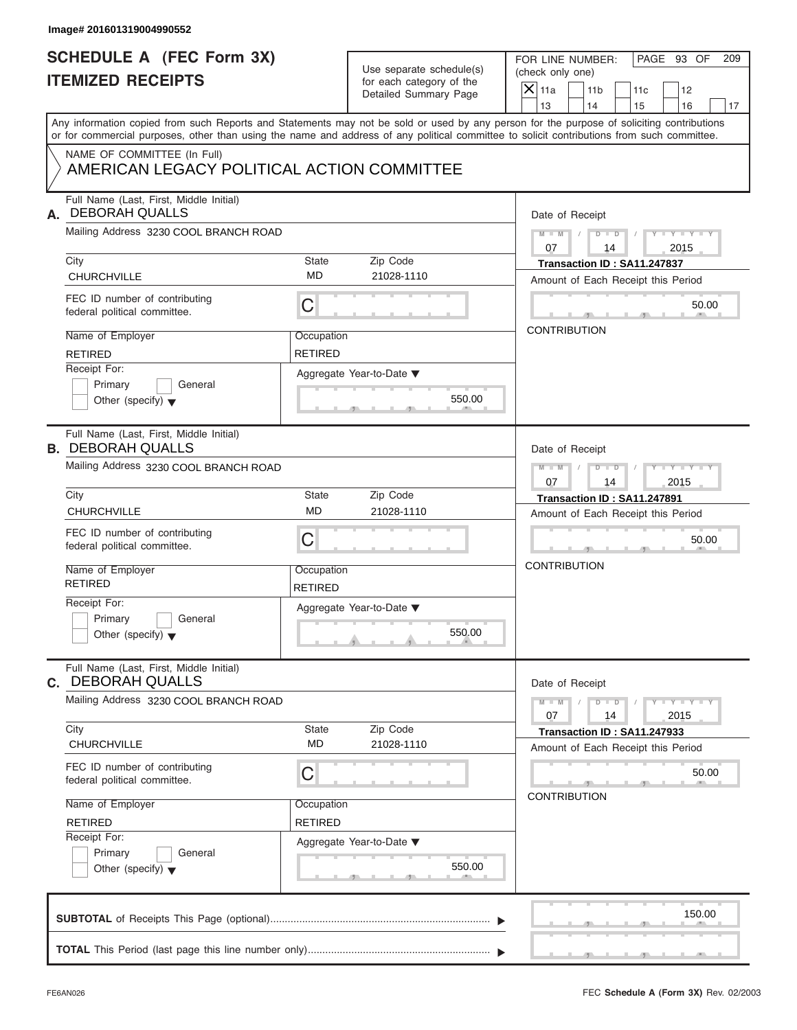Image# 201601319004990552

# SCHEDULE A (FEC Form 3X)
# ITEMIZED RECEIPTS

Use separate schedule(s) for each category of the Detailed Summary Page

FOR LINE NUMBER: (check only one)

- [X] 11a
- [ ] 11b
- [ ] 11c
- [ ] 12
- [ ] 13
- [ ] 14
- [ ] 15
- [ ] 16
- [ ] 17

PAGE 93 OF 209

Any information copied from such Reports and Statements may not be sold or used by any person for the purpose of soliciting contributions or for commercial purposes, other than using the name and address of any political committee to solicit contributions from such committee.

NAME OF COMMITTEE (In Full)
AMERICAN LEGACY POLITICAL ACTION COMMITTEE

## A.

Full Name (Last, First, Middle Initial): DEBORAH QUALLS

Mailing Address: 3230 COOL BRANCH ROAD

City: CHURCHVILLE | State: MD | Zip Code: 21028-1110

FEC ID number of contributing federal political committee: C

Name of Employer: RETIRED | Occupation: RETIRED

Receipt For: Primary / General / Other (specify)

Aggregate Year-to-Date: 550.00

Date of Receipt: 07 / 14 / 2015

Transaction ID : SA11.247837

Amount of Each Receipt this Period: 50.00

CONTRIBUTION

## B.

Full Name (Last, First, Middle Initial): DEBORAH QUALLS

Mailing Address: 3230 COOL BRANCH ROAD

City: CHURCHVILLE | State: MD | Zip Code: 21028-1110

FEC ID number of contributing federal political committee: C

Name of Employer: RETIRED | Occupation: RETIRED

Receipt For: Primary / General / Other (specify)

Aggregate Year-to-Date: 550.00

Date of Receipt: 07 / 14 / 2015

Transaction ID : SA11.247891

Amount of Each Receipt this Period: 50.00

CONTRIBUTION

## C.

Full Name (Last, First, Middle Initial): DEBORAH QUALLS

Mailing Address: 3230 COOL BRANCH ROAD

City: CHURCHVILLE | State: MD | Zip Code: 21028-1110

FEC ID number of contributing federal political committee: C

Name of Employer: RETIRED | Occupation: RETIRED

Receipt For: Primary / General / Other (specify)

Aggregate Year-to-Date: 550.00

Date of Receipt: 07 / 14 / 2015

Transaction ID : SA11.247933

Amount of Each Receipt this Period: 50.00

CONTRIBUTION

**SUBTOTAL** of Receipts This Page (optional): 150.00

**TOTAL** This Period (last page this line number only):

FE6AN026 — FEC Schedule A (Form 3X) Rev. 02/2003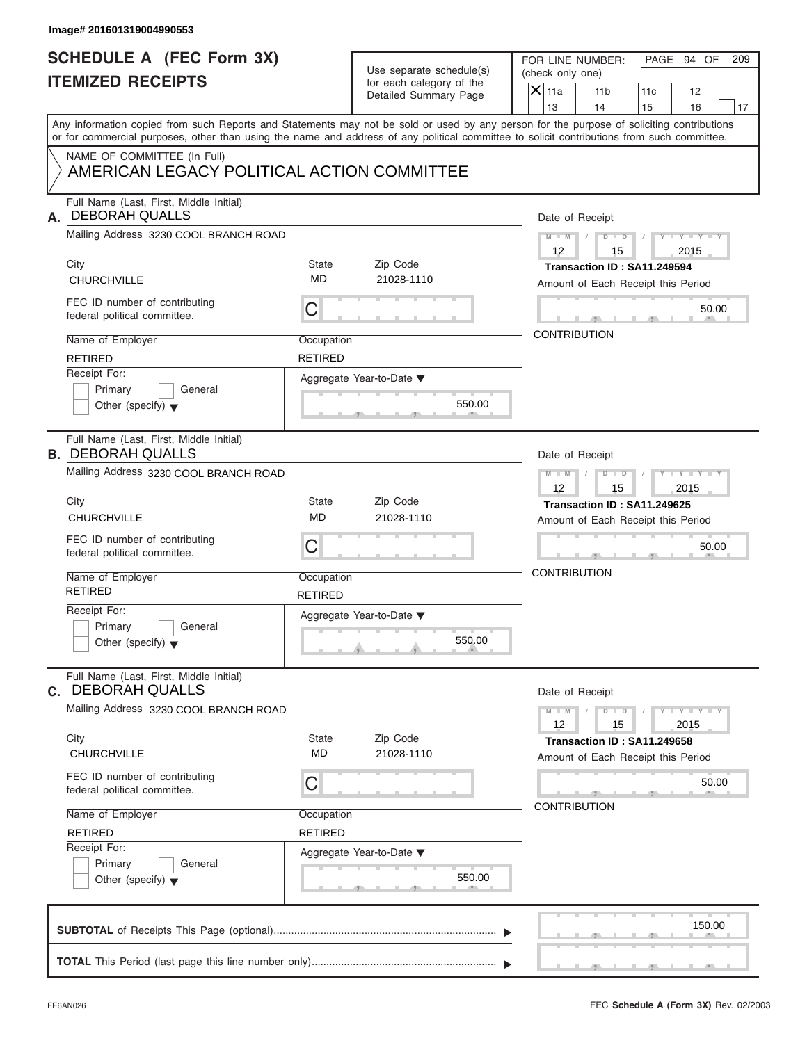Image# 201601319004990553

# SCHEDULE A (FEC Form 3X)
## ITEMIZED RECEIPTS

Use separate schedule(s) for each category of the Detailed Summary Page

FOR LINE NUMBER: (check only one)

- [X] 11a
- [ ] 11b
- [ ] 11c
- [ ] 12
- [ ] 13
- [ ] 14
- [ ] 15
- [ ] 16
- [ ] 17

PAGE 94 OF 209

Any information copied from such Reports and Statements may not be sold or used by any person for the purpose of soliciting contributions or for commercial purposes, other than using the name and address of any political committee to solicit contributions from such committee.

NAME OF COMMITTEE (In Full)
AMERICAN LEGACY POLITICAL ACTION COMMITTEE

---

**A.** Full Name (Last, First, Middle Initial): DEBORAH QUALLS

Mailing Address: 3230 COOL BRANCH ROAD

City: CHURCHVILLE | State: MD | Zip Code: 21028-1110

FEC ID number of contributing federal political committee: C

Name of Employer: RETIRED | Occupation: RETIRED

Receipt For: Primary / General / Other (specify)

Aggregate Year-to-Date: 550.00

Date of Receipt: 12 / 15 / 2015

Transaction ID : SA11.249594

Amount of Each Receipt this Period: 50.00

CONTRIBUTION

---

**B.** Full Name (Last, First, Middle Initial): DEBORAH QUALLS

Mailing Address: 3230 COOL BRANCH ROAD

City: CHURCHVILLE | State: MD | Zip Code: 21028-1110

FEC ID number of contributing federal political committee: C

Name of Employer: RETIRED | Occupation: RETIRED

Receipt For: Primary / General / Other (specify)

Aggregate Year-to-Date: 550.00

Date of Receipt: 12 / 15 / 2015

Transaction ID : SA11.249625

Amount of Each Receipt this Period: 50.00

CONTRIBUTION

---

**C.** Full Name (Last, First, Middle Initial): DEBORAH QUALLS

Mailing Address: 3230 COOL BRANCH ROAD

City: CHURCHVILLE | State: MD | Zip Code: 21028-1110

FEC ID number of contributing federal political committee: C

Name of Employer: RETIRED | Occupation: RETIRED

Receipt For: Primary / General / Other (specify)

Aggregate Year-to-Date: 550.00

Date of Receipt: 12 / 15 / 2015

Transaction ID : SA11.249658

Amount of Each Receipt this Period: 50.00

CONTRIBUTION

---

**SUBTOTAL** of Receipts This Page (optional): 150.00

**TOTAL** This Period (last page this line number only):

FE6AN026 — FEC **Schedule A (Form 3X)** Rev. 02/2003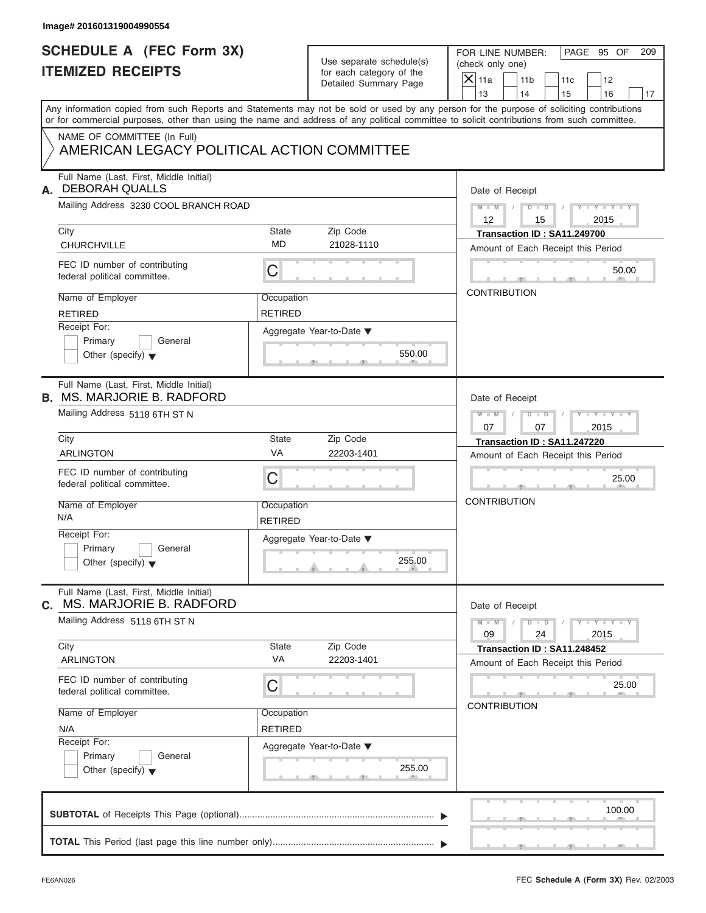Image# 201601319004990554

# SCHEDULE A (FEC Form 3X)
## ITEMIZED RECEIPTS

Use separate schedule(s) for each category of the Detailed Summary Page

FOR LINE NUMBER: (check only one)

- [X] 11a
- [ ] 11b
- [ ] 11c
- [ ] 12
- [ ] 13
- [ ] 14
- [ ] 15
- [ ] 16
- [ ] 17

Any information copied from such Reports and Statements may not be sold or used by any person for the purpose of soliciting contributions or for commercial purposes, other than using the name and address of any political committee to solicit contributions from such committee.

NAME OF COMMITTEE (In Full)
AMERICAN LEGACY POLITICAL ACTION COMMITTEE

---

**A.** Full Name (Last, First, Middle Initial): DEBORAH QUALLS

Mailing Address: 3230 COOL BRANCH ROAD

City: CHURCHVILLE | State: MD | Zip Code: 21028-1110

FEC ID number of contributing federal political committee: C

Name of Employer: RETIRED | Occupation: RETIRED

Receipt For: Primary / General / Other (specify)

Aggregate Year-to-Date: 550.00

Date of Receipt: 12 / 15 / 2015

Transaction ID : SA11.249700

Amount of Each Receipt this Period: 50.00

CONTRIBUTION

---

**B.** Full Name (Last, First, Middle Initial): MS. MARJORIE B. RADFORD

Mailing Address: 5118 6TH ST N

City: ARLINGTON | State: VA | Zip Code: 22203-1401

FEC ID number of contributing federal political committee: C

Name of Employer: N/A | Occupation: RETIRED

Receipt For: Primary / General / Other (specify)

Aggregate Year-to-Date: 255.00

Date of Receipt: 07 / 07 / 2015

Transaction ID : SA11.247220

Amount of Each Receipt this Period: 25.00

CONTRIBUTION

---

**C.** Full Name (Last, First, Middle Initial): MS. MARJORIE B. RADFORD

Mailing Address: 5118 6TH ST N

City: ARLINGTON | State: VA | Zip Code: 22203-1401

FEC ID number of contributing federal political committee: C

Name of Employer: N/A | Occupation: RETIRED

Receipt For: Primary / General / Other (specify)

Aggregate Year-to-Date: 255.00

Date of Receipt: 09 / 24 / 2015

Transaction ID : SA11.248452

Amount of Each Receipt this Period: 25.00

CONTRIBUTION

---

**SUBTOTAL** of Receipts This Page (optional): 100.00

**TOTAL** This Period (last page this line number only):

FE6AN026 — FEC **Schedule A** (Form 3X) Rev. 02/2003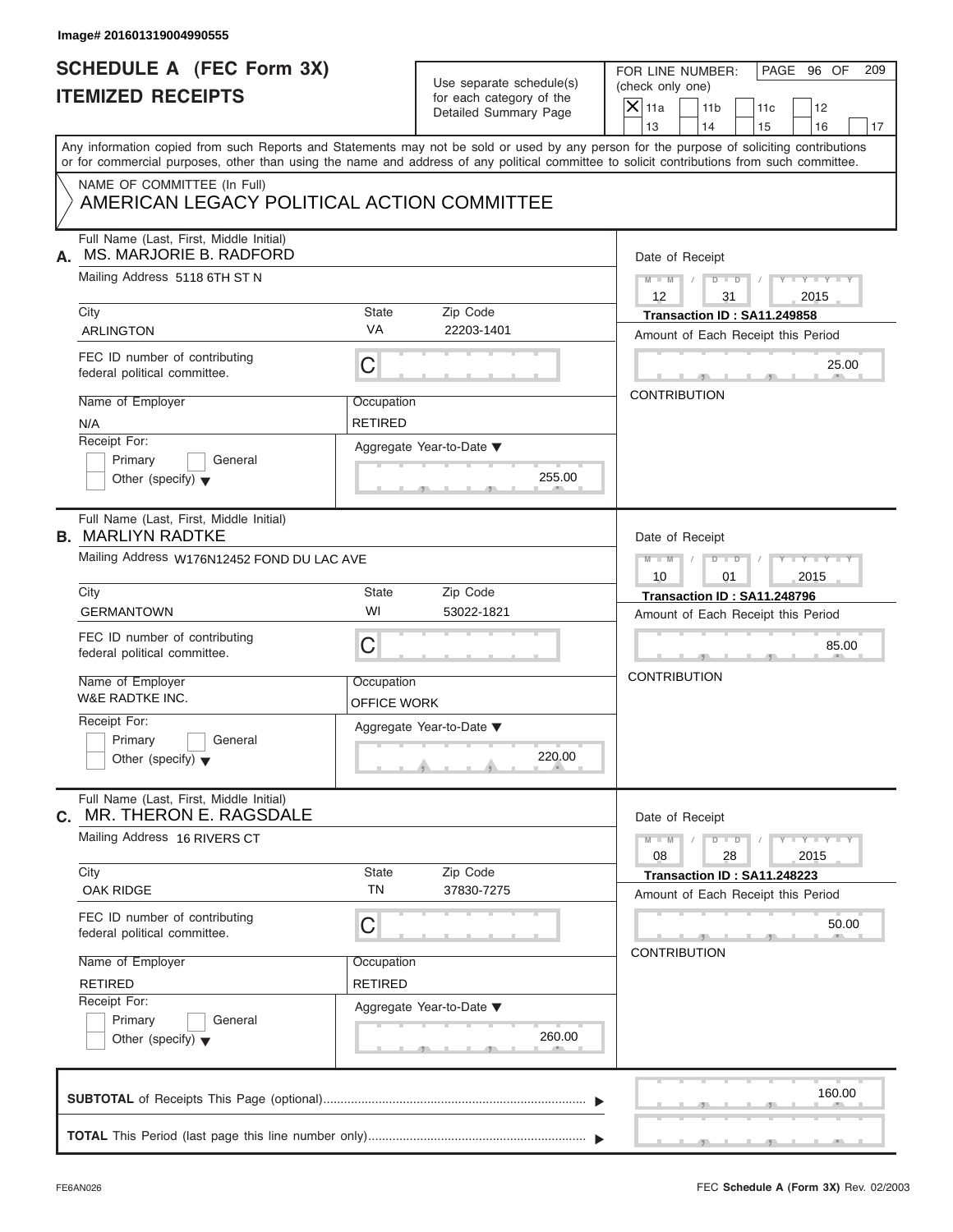Image# 201601319004990555

# SCHEDULE A (FEC Form 3X)
# ITEMIZED RECEIPTS

Use separate schedule(s) for each category of the Detailed Summary Page

FOR LINE NUMBER: (check only one)

- [X] 11a
- [ ] 11b
- [ ] 11c
- [ ] 12
- [ ] 13
- [ ] 14
- [ ] 15
- [ ] 16
- [ ] 17

PAGE 96 OF 209

Any information copied from such Reports and Statements may not be sold or used by any person for the purpose of soliciting contributions or for commercial purposes, other than using the name and address of any political committee to solicit contributions from such committee.

NAME OF COMMITTEE (In Full)
AMERICAN LEGACY POLITICAL ACTION COMMITTEE

---

**A.** Full Name (Last, First, Middle Initial): MS. MARJORIE B. RADFORD

Mailing Address: 5118 6TH ST N

City: ARLINGTON | State: VA | Zip Code: 22203-1401

FEC ID number of contributing federal political committee: C

Name of Employer: N/A

Occupation: RETIRED

Receipt For: Primary / General / Other (specify)

Aggregate Year-to-Date: 255.00

Date of Receipt: 12 / 31 / 2015

Transaction ID : SA11.249858

Amount of Each Receipt this Period: 25.00

CONTRIBUTION

---

**B.** Full Name (Last, First, Middle Initial): MARLIYN RADTKE

Mailing Address: W176N12452 FOND DU LAC AVE

City: GERMANTOWN | State: WI | Zip Code: 53022-1821

FEC ID number of contributing federal political committee: C

Name of Employer: W&E RADTKE INC.

Occupation: OFFICE WORK

Receipt For: Primary / General / Other (specify)

Aggregate Year-to-Date: 220.00

Date of Receipt: 10 / 01 / 2015

Transaction ID : SA11.248796

Amount of Each Receipt this Period: 85.00

CONTRIBUTION

---

**C.** Full Name (Last, First, Middle Initial): MR. THERON E. RAGSDALE

Mailing Address: 16 RIVERS CT

City: OAK RIDGE | State: TN | Zip Code: 37830-7275

FEC ID number of contributing federal political committee: C

Name of Employer: RETIRED

Occupation: RETIRED

Receipt For: Primary / General / Other (specify)

Aggregate Year-to-Date: 260.00

Date of Receipt: 08 / 28 / 2015

Transaction ID : SA11.248223

Amount of Each Receipt this Period: 50.00

CONTRIBUTION

---

**SUBTOTAL** of Receipts This Page (optional): 160.00

**TOTAL** This Period (last page this line number only):

FE6AN026

FEC Schedule A (Form 3X) Rev. 02/2003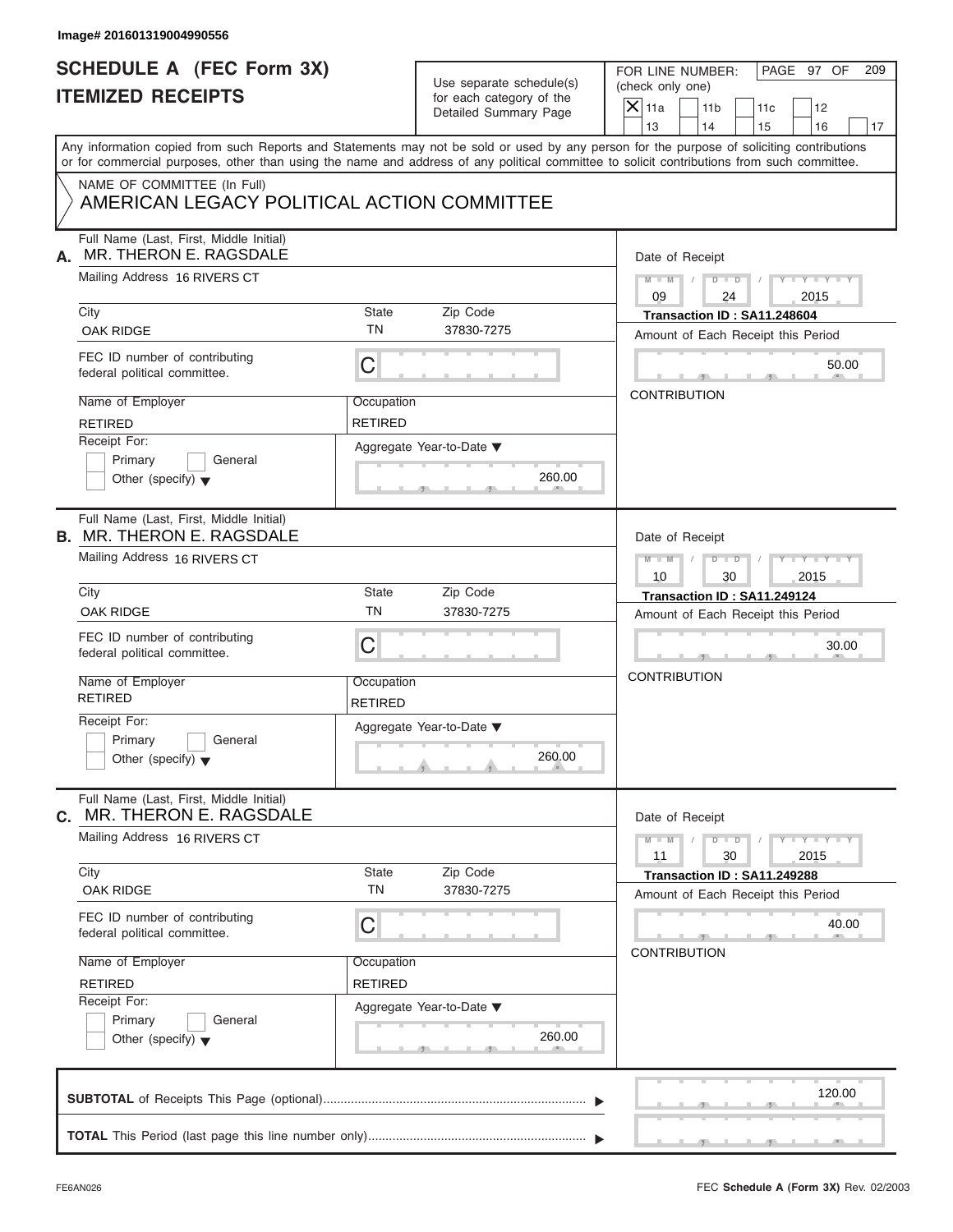Image# 201601319004990556

# SCHEDULE A (FEC Form 3X)
## ITEMIZED RECEIPTS

Use separate schedule(s) for each category of the Detailed Summary Page

FOR LINE NUMBER: (check only one)

- [X] 11a
- [ ] 11b
- [ ] 11c
- [ ] 12
- [ ] 13
- [ ] 14
- [ ] 15
- [ ] 16
- [ ] 17

Any information copied from such Reports and Statements may not be sold or used by any person for the purpose of soliciting contributions or for commercial purposes, other than using the name and address of any political committee to solicit contributions from such committee.

NAME OF COMMITTEE (In Full)
AMERICAN LEGACY POLITICAL ACTION COMMITTEE

---

**A.** Full Name (Last, First, Middle Initial): MR. THERON E. RAGSDALE

Mailing Address: 16 RIVERS CT

City: OAK RIDGE | State: TN | Zip Code: 37830-7275

FEC ID number of contributing federal political committee: C

Name of Employer: RETIRED | Occupation: RETIRED

Receipt For: Primary / General / Other (specify)

Aggregate Year-to-Date: 260.00

Date of Receipt: 09 / 24 / 2015

Transaction ID : SA11.248604

Amount of Each Receipt this Period: 50.00

CONTRIBUTION

---

**B.** Full Name (Last, First, Middle Initial): MR. THERON E. RAGSDALE

Mailing Address: 16 RIVERS CT

City: OAK RIDGE | State: TN | Zip Code: 37830-7275

FEC ID number of contributing federal political committee: C

Name of Employer: RETIRED | Occupation: RETIRED

Receipt For: Primary / General / Other (specify)

Aggregate Year-to-Date: 260.00

Date of Receipt: 10 / 30 / 2015

Transaction ID : SA11.249124

Amount of Each Receipt this Period: 30.00

CONTRIBUTION

---

**C.** Full Name (Last, First, Middle Initial): MR. THERON E. RAGSDALE

Mailing Address: 16 RIVERS CT

City: OAK RIDGE | State: TN | Zip Code: 37830-7275

FEC ID number of contributing federal political committee: C

Name of Employer: RETIRED | Occupation: RETIRED

Receipt For: Primary / General / Other (specify)

Aggregate Year-to-Date: 260.00

Date of Receipt: 11 / 30 / 2015

Transaction ID : SA11.249288

Amount of Each Receipt this Period: 40.00

CONTRIBUTION

---

**SUBTOTAL** of Receipts This Page (optional): 120.00

**TOTAL** This Period (last page this line number only):

FE6AN026 FEC **Schedule A** (Form 3X) Rev. 02/2003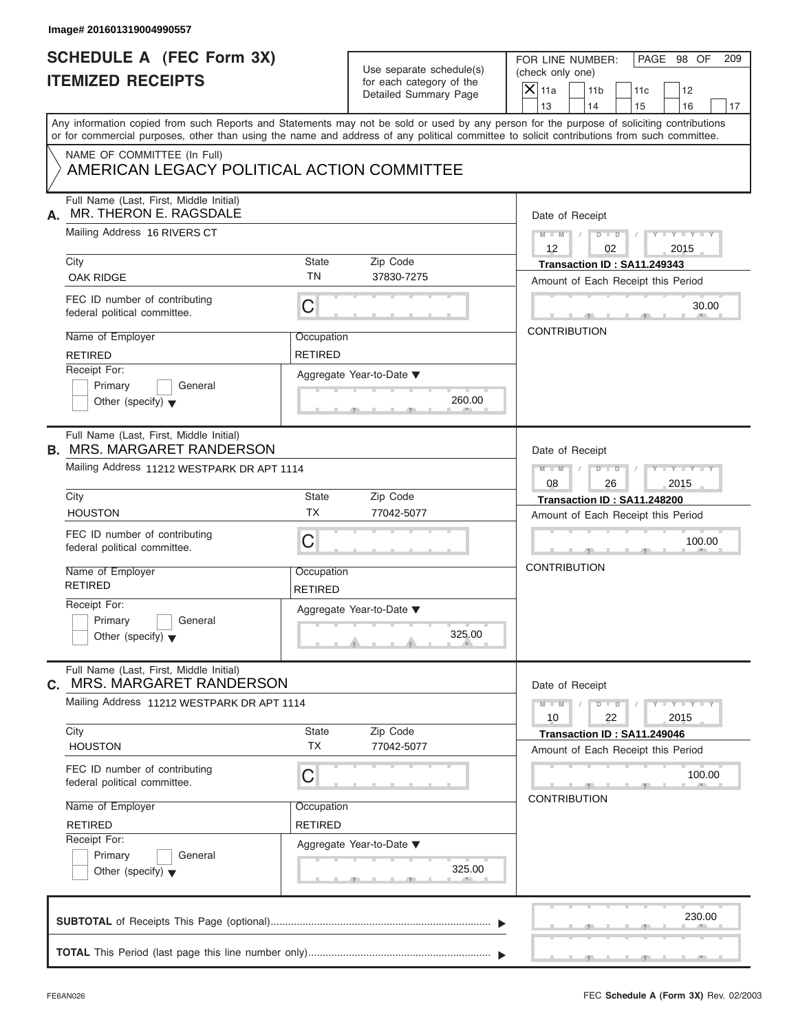Image# 201601319004990557

# SCHEDULE A (FEC Form 3X)
## ITEMIZED RECEIPTS

Use separate schedule(s) for each category of the Detailed Summary Page

FOR LINE NUMBER: (check only one)
[X] 11a [ ] 11b [ ] 11c [ ] 12 [ ] 13 [ ] 14 [ ] 15 [ ] 16 [ ] 17

PAGE 98 OF 209

Any information copied from such Reports and Statements may not be sold or used by any person for the purpose of soliciting contributions or for commercial purposes, other than using the name and address of any political committee to solicit contributions from such committee.

NAME OF COMMITTEE (In Full)
AMERICAN LEGACY POLITICAL ACTION COMMITTEE

---

**A.** Full Name (Last, First, Middle Initial): MR. THERON E. RAGSDALE

Mailing Address: 16 RIVERS CT

City: OAK RIDGE | State: TN | Zip Code: 37830-7275

FEC ID number of contributing federal political committee: C

Name of Employer: RETIRED | Occupation: RETIRED

Receipt For: [ ] Primary [ ] General [ ] Other (specify)

Aggregate Year-to-Date: 260.00

Date of Receipt: 12 / 02 / 2015

Transaction ID : SA11.249343

Amount of Each Receipt this Period: 30.00

CONTRIBUTION

---

**B.** Full Name (Last, First, Middle Initial): MRS. MARGARET RANDERSON

Mailing Address: 11212 WESTPARK DR APT 1114

City: HOUSTON | State: TX | Zip Code: 77042-5077

FEC ID number of contributing federal political committee: C

Name of Employer: RETIRED | Occupation: RETIRED

Receipt For: [ ] Primary [ ] General [ ] Other (specify)

Aggregate Year-to-Date: 325.00

Date of Receipt: 08 / 26 / 2015

Transaction ID : SA11.248200

Amount of Each Receipt this Period: 100.00

CONTRIBUTION

---

**C.** Full Name (Last, First, Middle Initial): MRS. MARGARET RANDERSON

Mailing Address: 11212 WESTPARK DR APT 1114

City: HOUSTON | State: TX | Zip Code: 77042-5077

FEC ID number of contributing federal political committee: C

Name of Employer: RETIRED | Occupation: RETIRED

Receipt For: [ ] Primary [ ] General [ ] Other (specify)

Aggregate Year-to-Date: 325.00

Date of Receipt: 10 / 22 / 2015

Transaction ID : SA11.249046

Amount of Each Receipt this Period: 100.00

CONTRIBUTION

---

**SUBTOTAL** of Receipts This Page (optional): 230.00

**TOTAL** This Period (last page this line number only):

FE6AN026 FEC Schedule A (Form 3X) Rev. 02/2003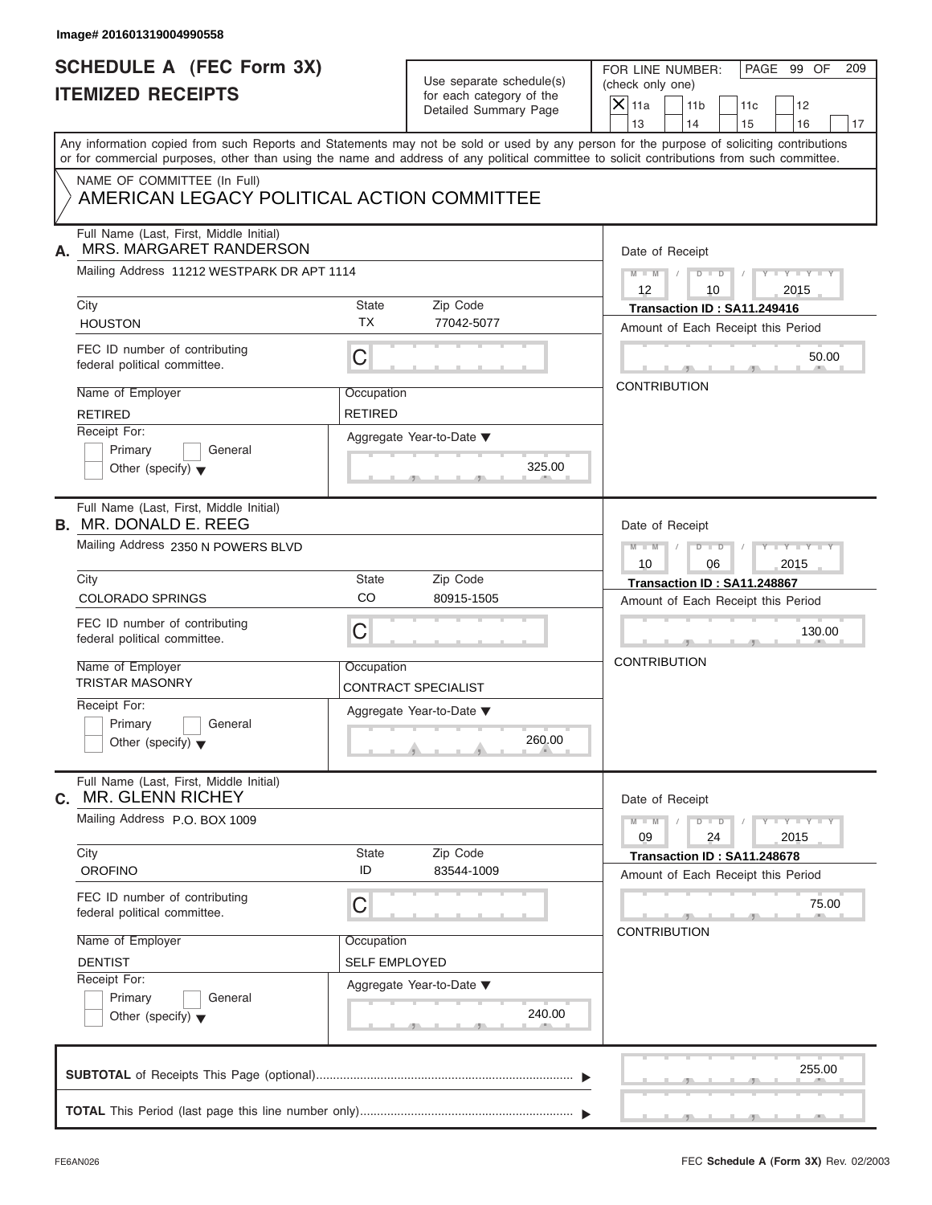Image# 201601319004990558

# SCHEDULE A (FEC Form 3X)
# ITEMIZED RECEIPTS

Use separate schedule(s) for each category of the Detailed Summary Page

FOR LINE NUMBER: (check only one)

- [X] 11a
- [ ] 11b
- [ ] 11c
- [ ] 12
- [ ] 13
- [ ] 14
- [ ] 15
- [ ] 16
- [ ] 17

PAGE 99 OF 209

Any information copied from such Reports and Statements may not be sold or used by any person for the purpose of soliciting contributions or for commercial purposes, other than using the name and address of any political committee to solicit contributions from such committee.

NAME OF COMMITTEE (In Full)
AMERICAN LEGACY POLITICAL ACTION COMMITTEE

## A.

Full Name (Last, First, Middle Initial): MRS. MARGARET RANDERSON

Mailing Address: 11212 WESTPARK DR APT 1114

City: HOUSTON | State: TX | Zip Code: 77042-5077

FEC ID number of contributing federal political committee: C

Name of Employer: RETIRED | Occupation: RETIRED

Receipt For: Primary / General / Other (specify)

Aggregate Year-to-Date: 325.00

Date of Receipt: 12 / 10 / 2015

Transaction ID : SA11.249416

Amount of Each Receipt this Period: 50.00

CONTRIBUTION

## B.

Full Name (Last, First, Middle Initial): MR. DONALD E. REEG

Mailing Address: 2350 N POWERS BLVD

City: COLORADO SPRINGS | State: CO | Zip Code: 80915-1505

FEC ID number of contributing federal political committee: C

Name of Employer: TRISTAR MASONRY | Occupation: CONTRACT SPECIALIST

Receipt For: Primary / General / Other (specify)

Aggregate Year-to-Date: 260.00

Date of Receipt: 10 / 06 / 2015

Transaction ID : SA11.248867

Amount of Each Receipt this Period: 130.00

CONTRIBUTION

## C.

Full Name (Last, First, Middle Initial): MR. GLENN RICHEY

Mailing Address: P.O. BOX 1009

City: OROFINO | State: ID | Zip Code: 83544-1009

FEC ID number of contributing federal political committee: C

Name of Employer: DENTIST | Occupation: SELF EMPLOYED

Receipt For: Primary / General / Other (specify)

Aggregate Year-to-Date: 240.00

Date of Receipt: 09 / 24 / 2015

Transaction ID : SA11.248678

Amount of Each Receipt this Period: 75.00

CONTRIBUTION

**SUBTOTAL** of Receipts This Page (optional): 255.00

**TOTAL** This Period (last page this line number only):

FE6AN026

FEC **Schedule A** (Form 3X) Rev. 02/2003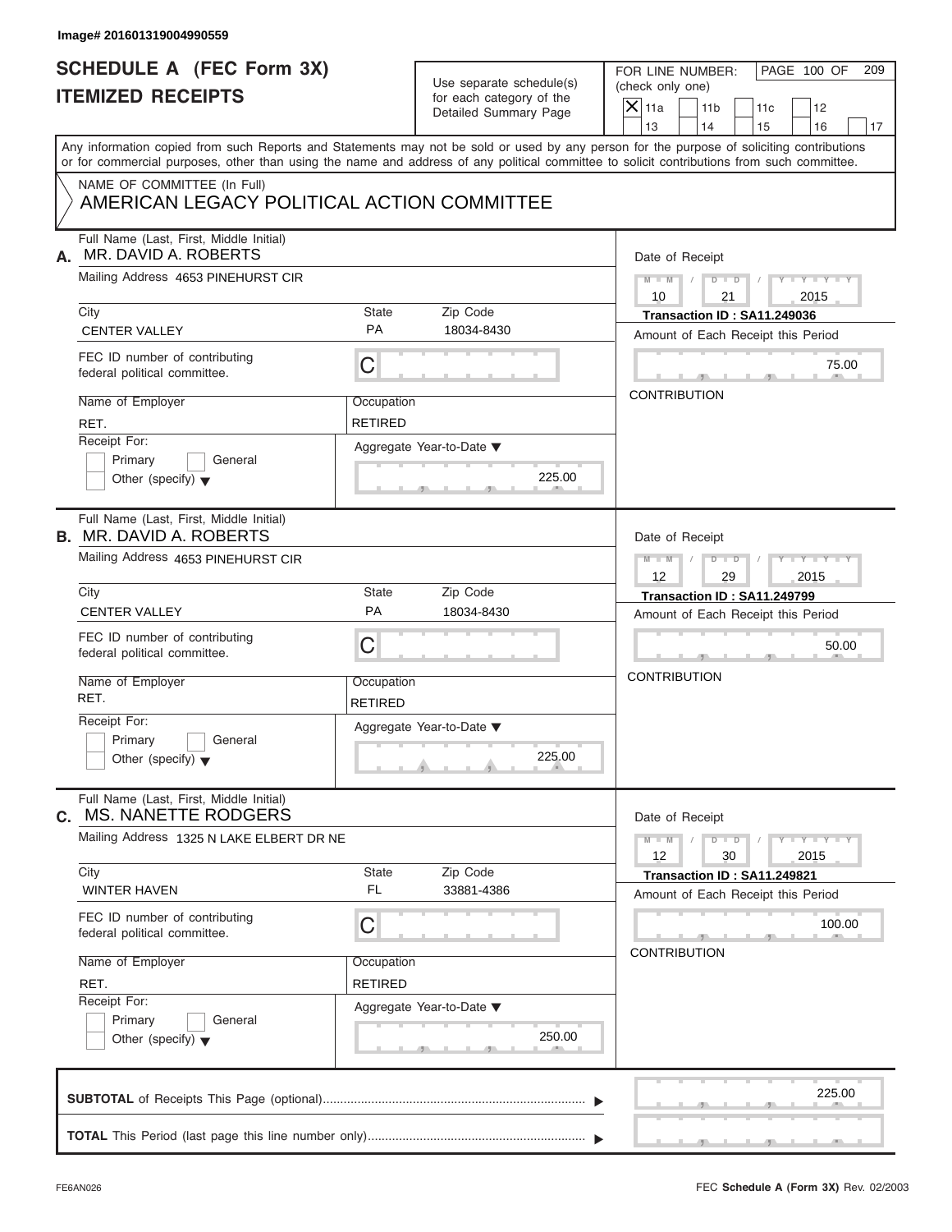Image# 201601319004990559

# SCHEDULE A (FEC Form 3X)
# ITEMIZED RECEIPTS

Use separate schedule(s) for each category of the Detailed Summary Page

FOR LINE NUMBER: (check only one)

- [X] 11a
- [ ] 11b
- [ ] 11c
- [ ] 12
- [ ] 13
- [ ] 14
- [ ] 15
- [ ] 16
- [ ] 17

Any information copied from such Reports and Statements may not be sold or used by any person for the purpose of soliciting contributions or for commercial purposes, other than using the name and address of any political committee to solicit contributions from such committee.

NAME OF COMMITTEE (In Full)
AMERICAN LEGACY POLITICAL ACTION COMMITTEE

---

**A.** Full Name (Last, First, Middle Initial): MR. DAVID A. ROBERTS

Mailing Address: 4653 PINEHURST CIR

City: CENTER VALLEY | State: PA | Zip Code: 18034-8430

FEC ID number of contributing federal political committee: C

Name of Employer: RET. | Occupation: RETIRED

Receipt For: Primary / General / Other (specify)

Aggregate Year-to-Date: 225.00

Date of Receipt: 10 / 21 / 2015

Transaction ID : SA11.249036

Amount of Each Receipt this Period: 75.00

CONTRIBUTION

---

**B.** Full Name (Last, First, Middle Initial): MR. DAVID A. ROBERTS

Mailing Address: 4653 PINEHURST CIR

City: CENTER VALLEY | State: PA | Zip Code: 18034-8430

FEC ID number of contributing federal political committee: C

Name of Employer: RET. | Occupation: RETIRED

Receipt For: Primary / General / Other (specify)

Aggregate Year-to-Date: 225.00

Date of Receipt: 12 / 29 / 2015

Transaction ID : SA11.249799

Amount of Each Receipt this Period: 50.00

CONTRIBUTION

---

**C.** Full Name (Last, First, Middle Initial): MS. NANETTE RODGERS

Mailing Address: 1325 N LAKE ELBERT DR NE

City: WINTER HAVEN | State: FL | Zip Code: 33881-4386

FEC ID number of contributing federal political committee: C

Name of Employer: RET. | Occupation: RETIRED

Receipt For: Primary / General / Other (specify)

Aggregate Year-to-Date: 250.00

Date of Receipt: 12 / 30 / 2015

Transaction ID : SA11.249821

Amount of Each Receipt this Period: 100.00

CONTRIBUTION

---

**SUBTOTAL** of Receipts This Page (optional): 225.00

**TOTAL** This Period (last page this line number only):

FE6AN026 — FEC **Schedule A** (Form 3X) Rev. 02/2003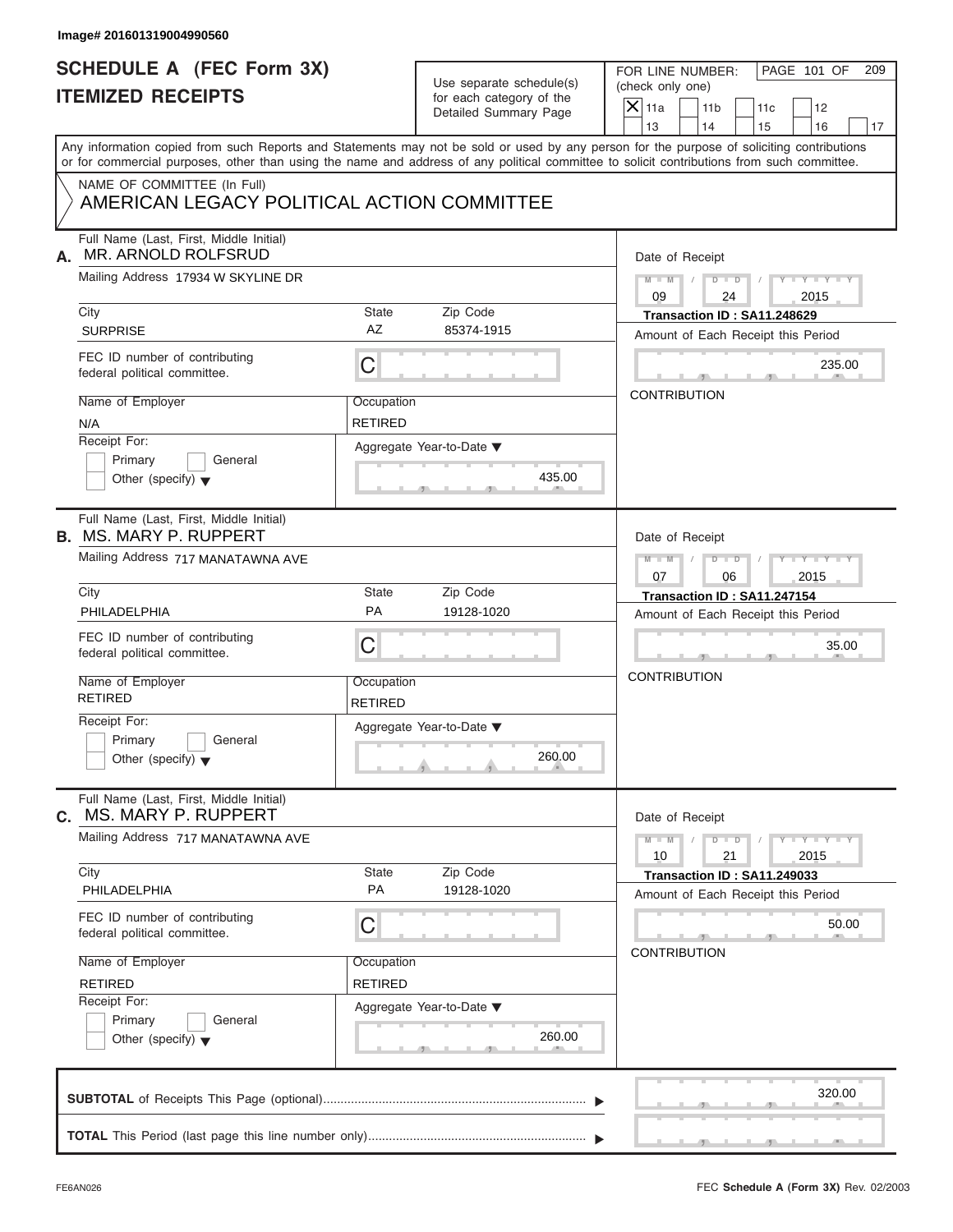Image# 201601319004990560

# SCHEDULE A (FEC Form 3X)
# ITEMIZED RECEIPTS

Use separate schedule(s) for each category of the Detailed Summary Page

FOR LINE NUMBER: (check only one)

- [X] 11a
- [ ] 11b
- [ ] 11c
- [ ] 12
- [ ] 13
- [ ] 14
- [ ] 15
- [ ] 16
- [ ] 17

PAGE 101 OF 209

Any information copied from such Reports and Statements may not be sold or used by any person for the purpose of soliciting contributions or for commercial purposes, other than using the name and address of any political committee to solicit contributions from such committee.

NAME OF COMMITTEE (In Full)
AMERICAN LEGACY POLITICAL ACTION COMMITTEE

---

**A.** Full Name (Last, First, Middle Initial): MR. ARNOLD ROLFSRUD

Mailing Address: 17934 W SKYLINE DR

City: SURPRISE | State: AZ | Zip Code: 85374-1915

FEC ID number of contributing federal political committee: C

Name of Employer: N/A

Occupation: RETIRED

Receipt For: Primary / General / Other (specify)

Aggregate Year-to-Date: 435.00

Date of Receipt: 09 / 24 / 2015

Transaction ID : SA11.248629

Amount of Each Receipt this Period: 235.00

CONTRIBUTION

---

**B.** Full Name (Last, First, Middle Initial): MS. MARY P. RUPPERT

Mailing Address: 717 MANATAWNA AVE

City: PHILADELPHIA | State: PA | Zip Code: 19128-1020

FEC ID number of contributing federal political committee: C

Name of Employer: RETIRED

Occupation: RETIRED

Receipt For: Primary / General / Other (specify)

Aggregate Year-to-Date: 260.00

Date of Receipt: 07 / 06 / 2015

Transaction ID : SA11.247154

Amount of Each Receipt this Period: 35.00

CONTRIBUTION

---

**C.** Full Name (Last, First, Middle Initial): MS. MARY P. RUPPERT

Mailing Address: 717 MANATAWNA AVE

City: PHILADELPHIA | State: PA | Zip Code: 19128-1020

FEC ID number of contributing federal political committee: C

Name of Employer: RETIRED

Occupation: RETIRED

Receipt For: Primary / General / Other (specify)

Aggregate Year-to-Date: 260.00

Date of Receipt: 10 / 21 / 2015

Transaction ID : SA11.249033

Amount of Each Receipt this Period: 50.00

CONTRIBUTION

---

**SUBTOTAL** of Receipts This Page (optional): 320.00

**TOTAL** This Period (last page this line number only):

FE6AN026 FEC **Schedule A** (Form 3X) Rev. 02/2003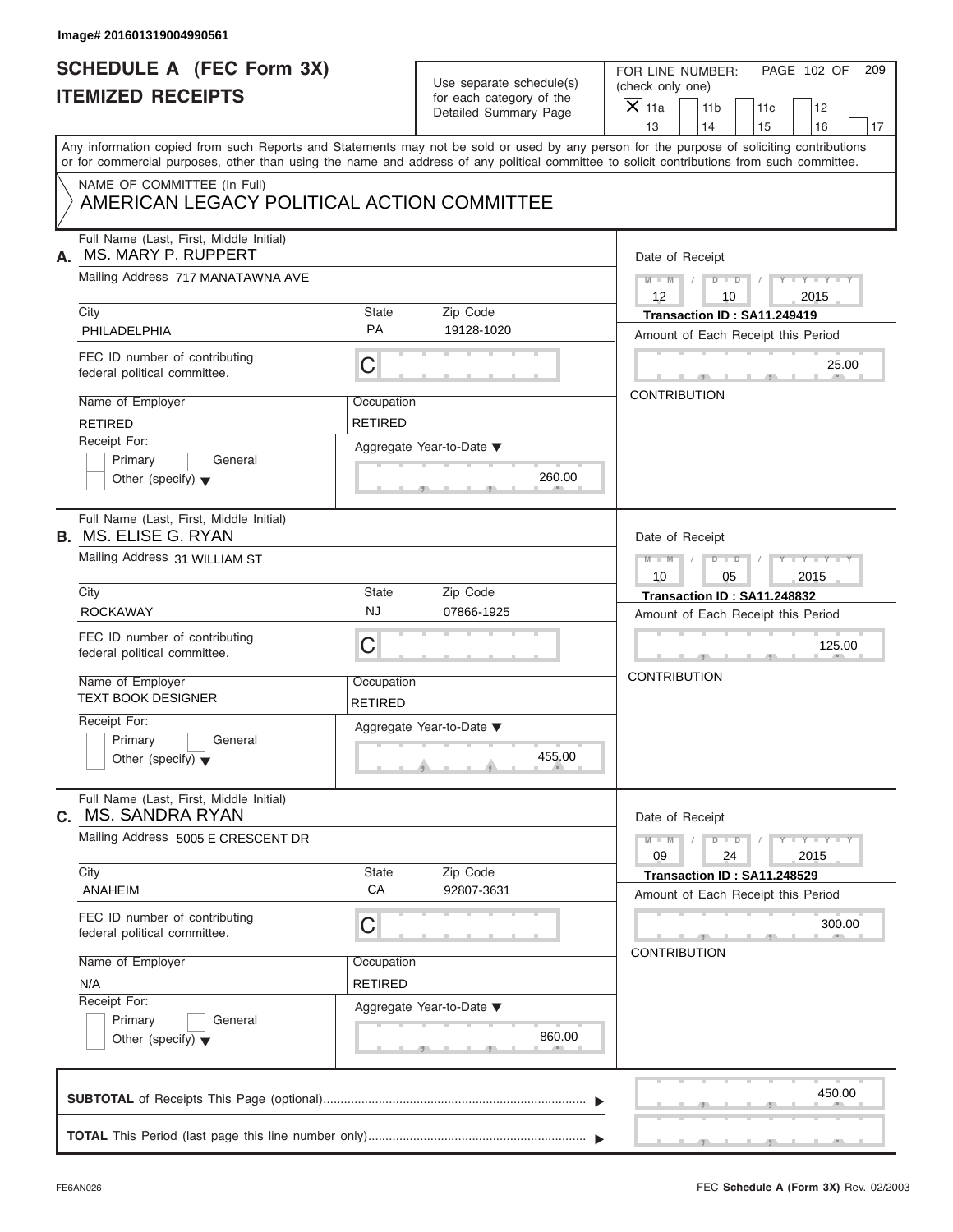Image# 201601319004990561

# SCHEDULE A (FEC Form 3X)
## ITEMIZED RECEIPTS

Use separate schedule(s) for each category of the Detailed Summary Page

FOR LINE NUMBER: (check only one)

- [X] 11a
- [ ] 11b
- [ ] 11c
- [ ] 12
- [ ] 13
- [ ] 14
- [ ] 15
- [ ] 16
- [ ] 17

Any information copied from such Reports and Statements may not be sold or used by any person for the purpose of soliciting contributions or for commercial purposes, other than using the name and address of any political committee to solicit contributions from such committee.

NAME OF COMMITTEE (In Full)
AMERICAN LEGACY POLITICAL ACTION COMMITTEE

---

**A.** Full Name (Last, First, Middle Initial): MS. MARY P. RUPPERT

Mailing Address: 717 MANATAWNA AVE

City: PHILADELPHIA | State: PA | Zip Code: 19128-1020

FEC ID number of contributing federal political committee: C

Name of Employer: RETIRED | Occupation: RETIRED

Receipt For: Primary / General / Other (specify)

Aggregate Year-to-Date: 260.00

Date of Receipt: 12 / 10 / 2015

Transaction ID : SA11.249419

Amount of Each Receipt this Period: 25.00

CONTRIBUTION

---

**B.** Full Name (Last, First, Middle Initial): MS. ELISE G. RYAN

Mailing Address: 31 WILLIAM ST

City: ROCKAWAY | State: NJ | Zip Code: 07866-1925

FEC ID number of contributing federal political committee: C

Name of Employer: TEXT BOOK DESIGNER | Occupation: RETIRED

Receipt For: Primary / General / Other (specify)

Aggregate Year-to-Date: 455.00

Date of Receipt: 10 / 05 / 2015

Transaction ID : SA11.248832

Amount of Each Receipt this Period: 125.00

CONTRIBUTION

---

**C.** Full Name (Last, First, Middle Initial): MS. SANDRA RYAN

Mailing Address: 5005 E CRESCENT DR

City: ANAHEIM | State: CA | Zip Code: 92807-3631

FEC ID number of contributing federal political committee: C

Name of Employer: N/A | Occupation: RETIRED

Receipt For: Primary / General / Other (specify)

Aggregate Year-to-Date: 860.00

Date of Receipt: 09 / 24 / 2015

Transaction ID : SA11.248529

Amount of Each Receipt this Period: 300.00

CONTRIBUTION

---

**SUBTOTAL** of Receipts This Page (optional): 450.00

**TOTAL** This Period (last page this line number only):

FE6AN026 — FEC **Schedule A** (Form 3X) Rev. 02/2003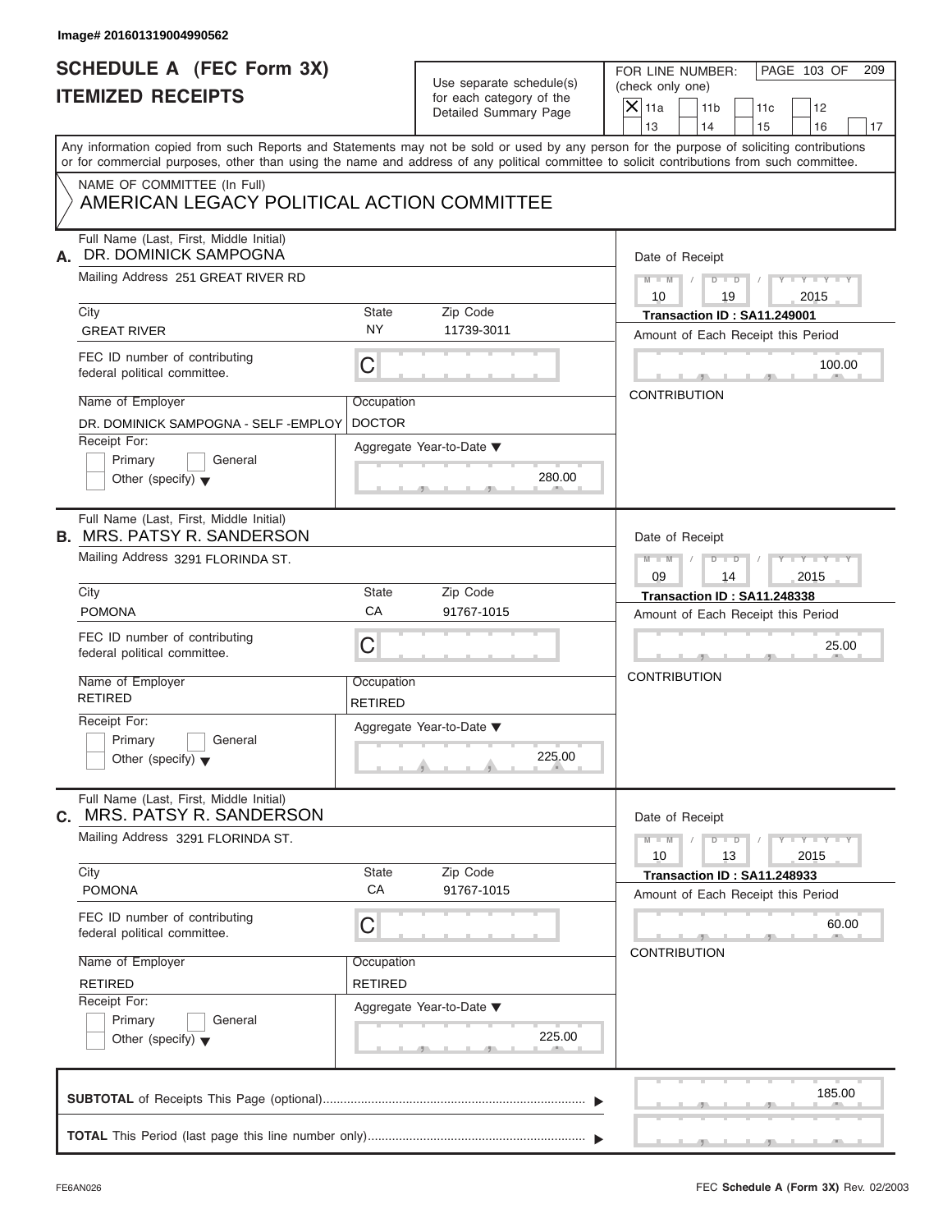Image# 201601319004990562

# SCHEDULE A (FEC Form 3X)
# ITEMIZED RECEIPTS

Use separate schedule(s) for each category of the Detailed Summary Page

FOR LINE NUMBER: (check only one)
[X] 11a [ ] 11b [ ] 11c [ ] 12 [ ] 13 [ ] 14 [ ] 15 [ ] 16 [ ] 17

PAGE 103 OF 209

Any information copied from such Reports and Statements may not be sold or used by any person for the purpose of soliciting contributions or for commercial purposes, other than using the name and address of any political committee to solicit contributions from such committee.

NAME OF COMMITTEE (In Full)
AMERICAN LEGACY POLITICAL ACTION COMMITTEE

---

**A.** Full Name (Last, First, Middle Initial): DR. DOMINICK SAMPOGNA

Mailing Address: 251 GREAT RIVER RD

City: GREAT RIVER | State: NY | Zip Code: 11739-3011

FEC ID number of contributing federal political committee: C

Name of Employer: DR. DOMINICK SAMPOGNA - SELF -EMPLOY

Occupation: DOCTOR

Receipt For: [ ] Primary [ ] General [ ] Other (specify)

Aggregate Year-to-Date: 280.00

Date of Receipt: 10 / 19 / 2015

Transaction ID : SA11.249001

Amount of Each Receipt this Period: 100.00

CONTRIBUTION

---

**B.** Full Name (Last, First, Middle Initial): MRS. PATSY R. SANDERSON

Mailing Address: 3291 FLORINDA ST.

City: POMONA | State: CA | Zip Code: 91767-1015

FEC ID number of contributing federal political committee: C

Name of Employer: RETIRED

Occupation: RETIRED

Receipt For: [ ] Primary [ ] General [ ] Other (specify)

Aggregate Year-to-Date: 225.00

Date of Receipt: 09 / 14 / 2015

Transaction ID : SA11.248338

Amount of Each Receipt this Period: 25.00

CONTRIBUTION

---

**C.** Full Name (Last, First, Middle Initial): MRS. PATSY R. SANDERSON

Mailing Address: 3291 FLORINDA ST.

City: POMONA | State: CA | Zip Code: 91767-1015

FEC ID number of contributing federal political committee: C

Name of Employer: RETIRED

Occupation: RETIRED

Receipt For: [ ] Primary [ ] General [ ] Other (specify)

Aggregate Year-to-Date: 225.00

Date of Receipt: 10 / 13 / 2015

Transaction ID : SA11.248933

Amount of Each Receipt this Period: 60.00

CONTRIBUTION

---

**SUBTOTAL** of Receipts This Page (optional): 185.00

**TOTAL** This Period (last page this line number only):

FE6AN026 | FEC **Schedule A** (Form 3X) Rev. 02/2003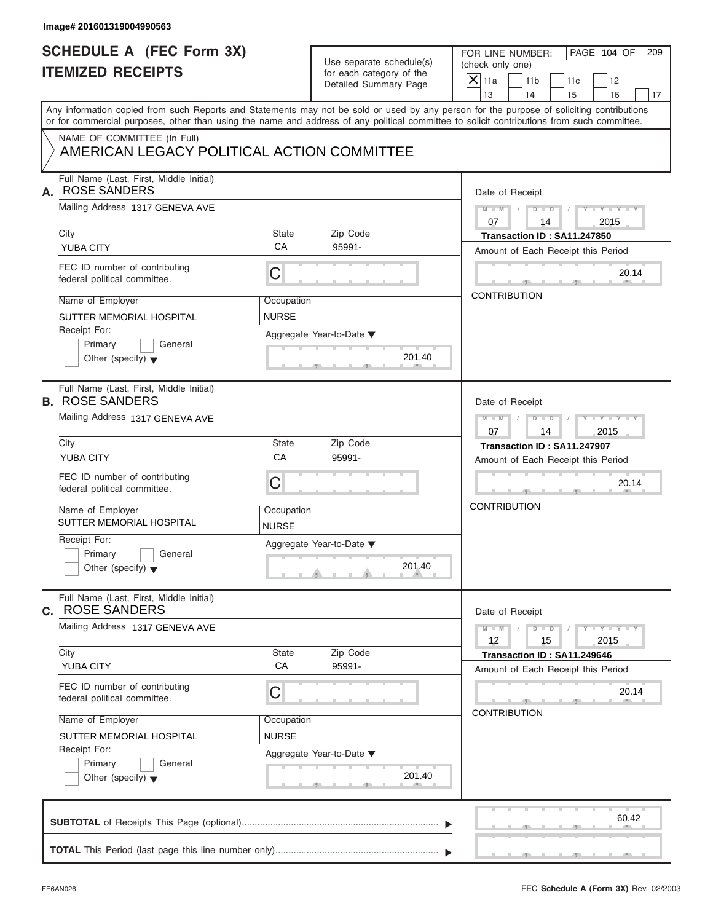Image# 201601319004990563

# SCHEDULE A (FEC Form 3X) ITEMIZED RECEIPTS

Use separate schedule(s) for each category of the Detailed Summary Page

FOR LINE NUMBER: (check only one)

- [X] 11a
- [ ] 11b
- [ ] 11c
- [ ] 12
- [ ] 13
- [ ] 14
- [ ] 15
- [ ] 16
- [ ] 17

PAGE 104 OF 209

Any information copied from such Reports and Statements may not be sold or used by any person for the purpose of soliciting contributions or for commercial purposes, other than using the name and address of any political committee to solicit contributions from such committee.

NAME OF COMMITTEE (In Full)
AMERICAN LEGACY POLITICAL ACTION COMMITTEE

## A.

Full Name (Last, First, Middle Initial): ROSE SANDERS

Mailing Address: 1317 GENEVA AVE

City: YUBA CITY | State: CA | Zip Code: 95991-

FEC ID number of contributing federal political committee: C

Name of Employer: SUTTER MEMORIAL HOSPITAL

Occupation: NURSE

Receipt For: [ ] Primary [ ] General [ ] Other (specify)

Aggregate Year-to-Date: 201.40

Date of Receipt: 07 / 14 / 2015

Transaction ID : SA11.247850

Amount of Each Receipt this Period: 20.14

CONTRIBUTION

## B.

Full Name (Last, First, Middle Initial): ROSE SANDERS

Mailing Address: 1317 GENEVA AVE

City: YUBA CITY | State: CA | Zip Code: 95991-

FEC ID number of contributing federal political committee: C

Name of Employer: SUTTER MEMORIAL HOSPITAL

Occupation: NURSE

Receipt For: [ ] Primary [ ] General [ ] Other (specify)

Aggregate Year-to-Date: 201.40

Date of Receipt: 07 / 14 / 2015

Transaction ID : SA11.247907

Amount of Each Receipt this Period: 20.14

CONTRIBUTION

## C.

Full Name (Last, First, Middle Initial): ROSE SANDERS

Mailing Address: 1317 GENEVA AVE

City: YUBA CITY | State: CA | Zip Code: 95991-

FEC ID number of contributing federal political committee: C

Name of Employer: SUTTER MEMORIAL HOSPITAL

Occupation: NURSE

Receipt For: [ ] Primary [ ] General [ ] Other (specify)

Aggregate Year-to-Date: 201.40

Date of Receipt: 12 / 15 / 2015

Transaction ID : SA11.249646

Amount of Each Receipt this Period: 20.14

CONTRIBUTION

**SUBTOTAL** of Receipts This Page (optional): 60.42

**TOTAL** This Period (last page this line number only):

FE6AN026 FEC **Schedule A** (Form 3X) Rev. 02/2003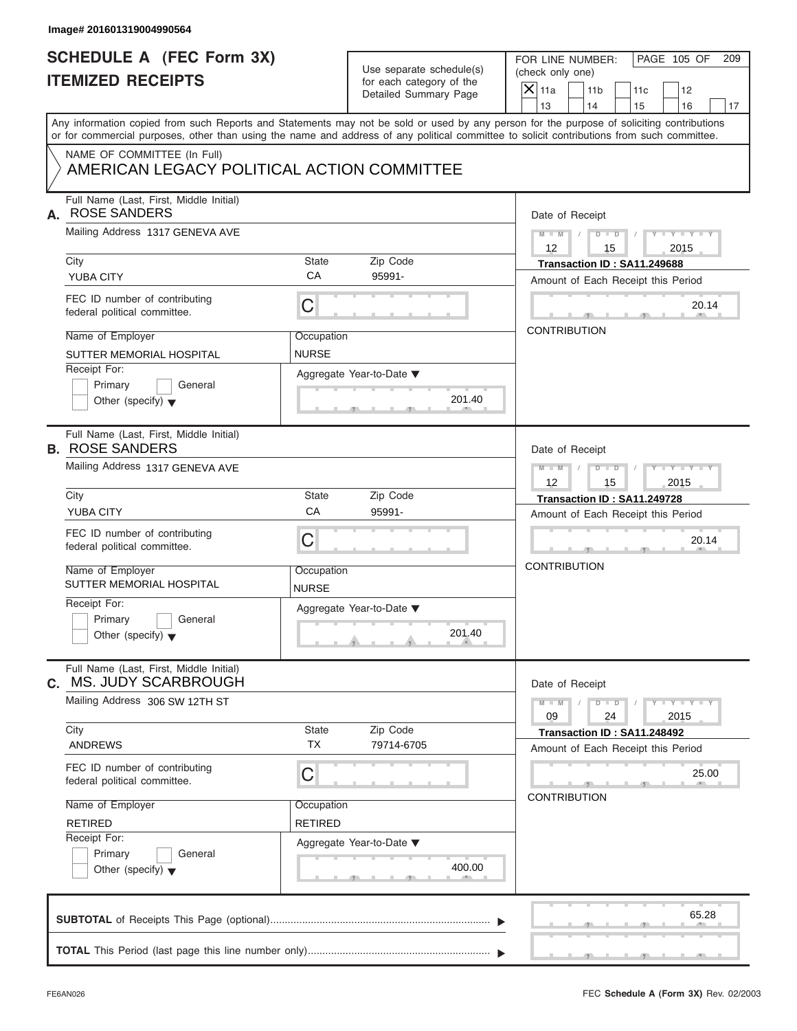Image# 201601319004990564

# SCHEDULE A (FEC Form 3X)
## ITEMIZED RECEIPTS

Use separate schedule(s) for each category of the Detailed Summary Page

FOR LINE NUMBER: (check only one)

- [X] 11a
- [ ] 11b
- [ ] 11c
- [ ] 12
- [ ] 13
- [ ] 14
- [ ] 15
- [ ] 16
- [ ] 17

PAGE 105 OF 209

Any information copied from such Reports and Statements may not be sold or used by any person for the purpose of soliciting contributions or for commercial purposes, other than using the name and address of any political committee to solicit contributions from such committee.

NAME OF COMMITTEE (In Full)
AMERICAN LEGACY POLITICAL ACTION COMMITTEE

---

**A.** Full Name (Last, First, Middle Initial): ROSE SANDERS

Mailing Address: 1317 GENEVA AVE

City: YUBA CITY | State: CA | Zip Code: 95991-

FEC ID number of contributing federal political committee: C

Name of Employer: SUTTER MEMORIAL HOSPITAL | Occupation: NURSE

Receipt For: [ ] Primary [ ] General [ ] Other (specify)

Aggregate Year-to-Date: 201.40

Date of Receipt: 12 / 15 / 2015

Transaction ID : SA11.249688

Amount of Each Receipt this Period: 20.14

CONTRIBUTION

---

**B.** Full Name (Last, First, Middle Initial): ROSE SANDERS

Mailing Address: 1317 GENEVA AVE

City: YUBA CITY | State: CA | Zip Code: 95991-

FEC ID number of contributing federal political committee: C

Name of Employer: SUTTER MEMORIAL HOSPITAL | Occupation: NURSE

Receipt For: [ ] Primary [ ] General [ ] Other (specify)

Aggregate Year-to-Date: 201.40

Date of Receipt: 12 / 15 / 2015

Transaction ID : SA11.249728

Amount of Each Receipt this Period: 20.14

CONTRIBUTION

---

**C.** Full Name (Last, First, Middle Initial): MS. JUDY SCARBROUGH

Mailing Address: 306 SW 12TH ST

City: ANDREWS | State: TX | Zip Code: 79714-6705

FEC ID number of contributing federal political committee: C

Name of Employer: RETIRED | Occupation: RETIRED

Receipt For: [ ] Primary [ ] General [ ] Other (specify)

Aggregate Year-to-Date: 400.00

Date of Receipt: 09 / 24 / 2015

Transaction ID : SA11.248492

Amount of Each Receipt this Period: 25.00

CONTRIBUTION

---

**SUBTOTAL** of Receipts This Page (optional): 65.28

**TOTAL** This Period (last page this line number only):

FE6AN026 — FEC Schedule A (Form 3X) Rev. 02/2003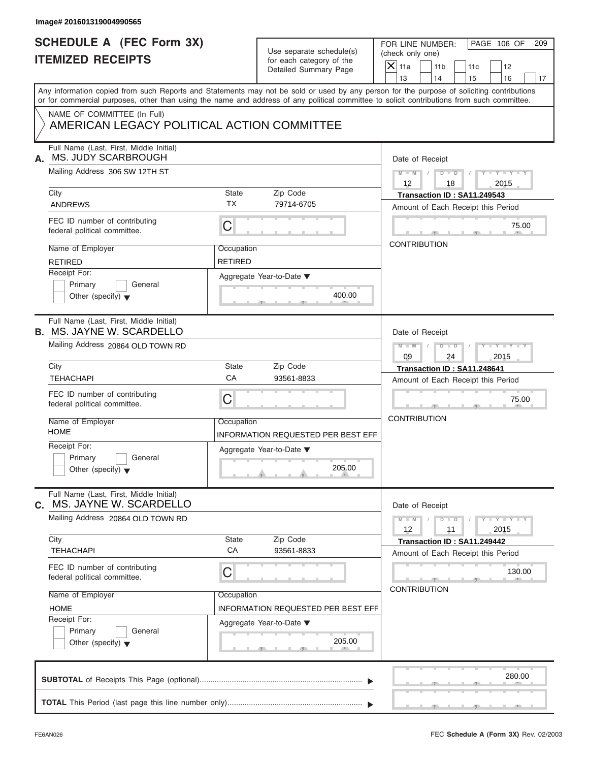Image# 201601319004990565

# SCHEDULE A (FEC Form 3X)
# ITEMIZED RECEIPTS

Use separate schedule(s) for each category of the Detailed Summary Page

FOR LINE NUMBER: (check only one)

- [X] 11a
- [ ] 11b
- [ ] 11c
- [ ] 12
- [ ] 13
- [ ] 14
- [ ] 15
- [ ] 16
- [ ] 17

Any information copied from such Reports and Statements may not be sold or used by any person for the purpose of soliciting contributions or for commercial purposes, other than using the name and address of any political committee to solicit contributions from such committee.

NAME OF COMMITTEE (In Full)
AMERICAN LEGACY POLITICAL ACTION COMMITTEE

---

**A.** Full Name (Last, First, Middle Initial): MS. JUDY SCARBROUGH

Mailing Address: 306 SW 12TH ST

City: ANDREWS | State: TX | Zip Code: 79714-6705

FEC ID number of contributing federal political committee: C

Name of Employer: RETIRED | Occupation: RETIRED

Receipt For: Primary / General / Other (specify)

Aggregate Year-to-Date: 400.00

Date of Receipt: 12/18/2015

Transaction ID : SA11.249543

Amount of Each Receipt this Period: 75.00

CONTRIBUTION

---

**B.** Full Name (Last, First, Middle Initial): MS. JAYNE W. SCARDELLO

Mailing Address: 20864 OLD TOWN RD

City: TEHACHAPI | State: CA | Zip Code: 93561-8833

FEC ID number of contributing federal political committee: C

Name of Employer: HOME | Occupation: INFORMATION REQUESTED PER BEST EFF

Receipt For: Primary / General / Other (specify)

Aggregate Year-to-Date: 205.00

Date of Receipt: 09/24/2015

Transaction ID : SA11.248641

Amount of Each Receipt this Period: 75.00

CONTRIBUTION

---

**C.** Full Name (Last, First, Middle Initial): MS. JAYNE W. SCARDELLO

Mailing Address: 20864 OLD TOWN RD

City: TEHACHAPI | State: CA | Zip Code: 93561-8833

FEC ID number of contributing federal political committee: C

Name of Employer: HOME | Occupation: INFORMATION REQUESTED PER BEST EFF

Receipt For: Primary / General / Other (specify)

Aggregate Year-to-Date: 205.00

Date of Receipt: 12/11/2015

Transaction ID : SA11.249442

Amount of Each Receipt this Period: 130.00

CONTRIBUTION

---

**SUBTOTAL** of Receipts This Page (optional): 280.00

**TOTAL** This Period (last page this line number only):

FE6AN026 FEC **Schedule A** (Form 3X) Rev. 02/2003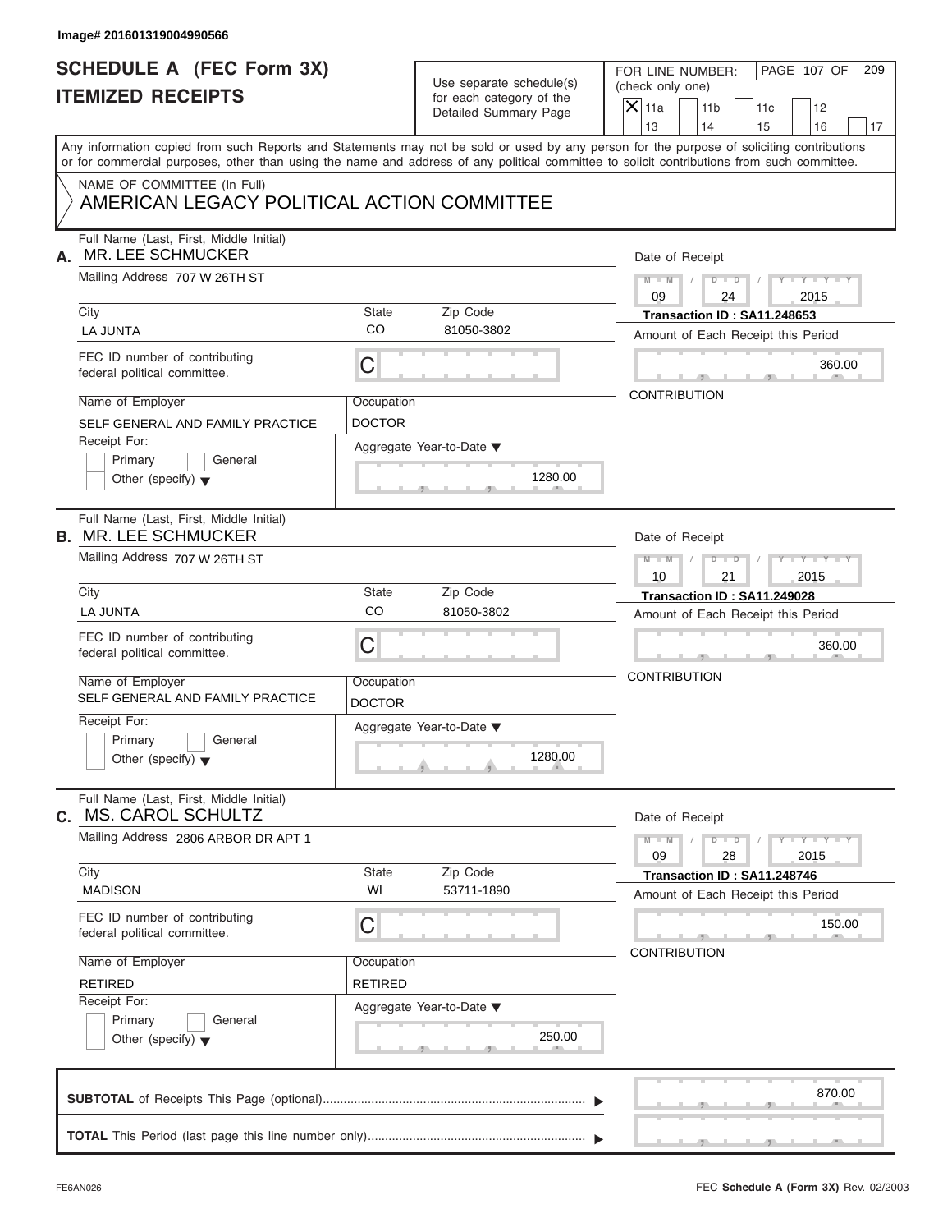Image# 201601319004990566

# SCHEDULE A (FEC Form 3X) ITEMIZED RECEIPTS

Use separate schedule(s) for each category of the Detailed Summary Page

FOR LINE NUMBER: (check only one)

- [X] 11a
- [ ] 11b
- [ ] 11c
- [ ] 12
- [ ] 13
- [ ] 14
- [ ] 15
- [ ] 16
- [ ] 17

PAGE 107 OF 209

Any information copied from such Reports and Statements may not be sold or used by any person for the purpose of soliciting contributions or for commercial purposes, other than using the name and address of any political committee to solicit contributions from such committee.

NAME OF COMMITTEE (In Full)
AMERICAN LEGACY POLITICAL ACTION COMMITTEE

---

**A.** Full Name (Last, First, Middle Initial): MR. LEE SCHMUCKER

Mailing Address: 707 W 26TH ST

City: LA JUNTA | State: CO | Zip Code: 81050-3802

FEC ID number of contributing federal political committee: C

Name of Employer: SELF GENERAL AND FAMILY PRACTICE | Occupation: DOCTOR

Receipt For: Primary / General / Other (specify)

Aggregate Year-to-Date: 1280.00

Date of Receipt: 09 / 24 / 2015

Transaction ID : SA11.248653

Amount of Each Receipt this Period: 360.00

CONTRIBUTION

---

**B.** Full Name (Last, First, Middle Initial): MR. LEE SCHMUCKER

Mailing Address: 707 W 26TH ST

City: LA JUNTA | State: CO | Zip Code: 81050-3802

FEC ID number of contributing federal political committee: C

Name of Employer: SELF GENERAL AND FAMILY PRACTICE | Occupation: DOCTOR

Receipt For: Primary / General / Other (specify)

Aggregate Year-to-Date: 1280.00

Date of Receipt: 10 / 21 / 2015

Transaction ID : SA11.249028

Amount of Each Receipt this Period: 360.00

CONTRIBUTION

---

**C.** Full Name (Last, First, Middle Initial): MS. CAROL SCHULTZ

Mailing Address: 2806 ARBOR DR APT 1

City: MADISON | State: WI | Zip Code: 53711-1890

FEC ID number of contributing federal political committee: C

Name of Employer: RETIRED | Occupation: RETIRED

Receipt For: Primary / General / Other (specify)

Aggregate Year-to-Date: 250.00

Date of Receipt: 09 / 28 / 2015

Transaction ID : SA11.248746

Amount of Each Receipt this Period: 150.00

CONTRIBUTION

---

**SUBTOTAL** of Receipts This Page (optional): 870.00

**TOTAL** This Period (last page this line number only):

FE6AN026

FEC **Schedule A** (Form 3X) Rev. 02/2003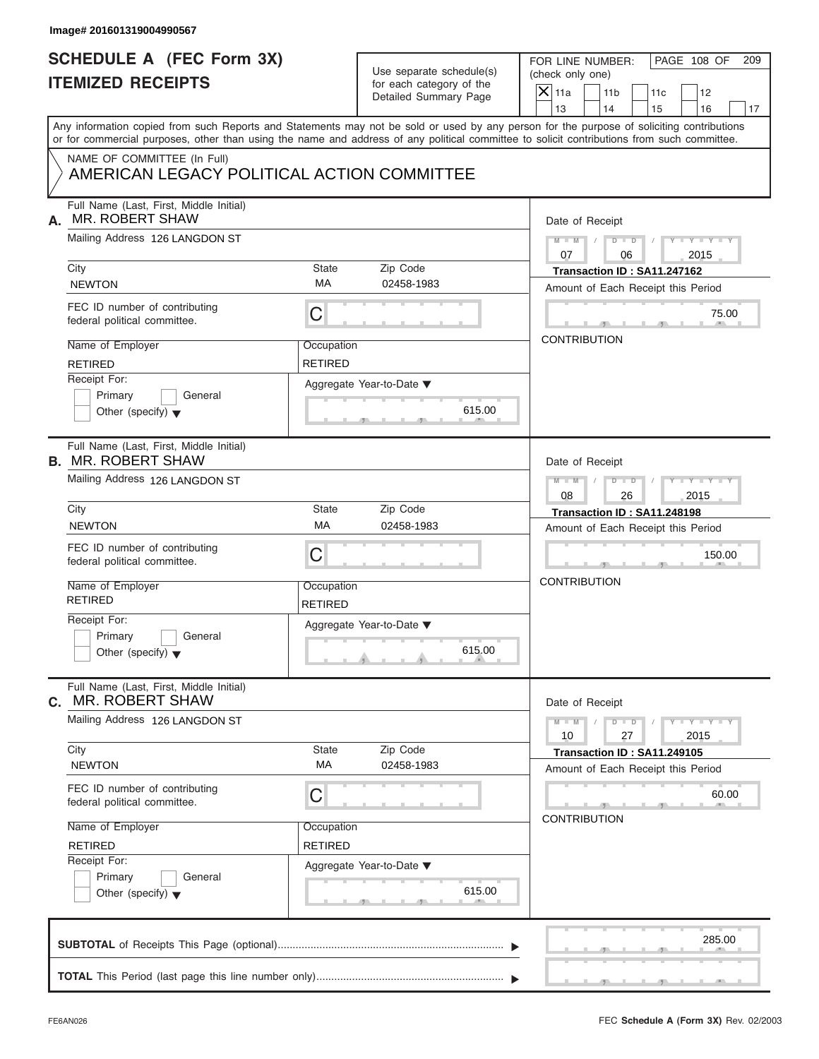Image# 201601319004990567

# SCHEDULE A (FEC Form 3X)
## ITEMIZED RECEIPTS

Use separate schedule(s) for each category of the Detailed Summary Page

FOR LINE NUMBER: (check only one)

- [X] 11a
- [ ] 11b
- [ ] 11c
- [ ] 12
- [ ] 13
- [ ] 14
- [ ] 15
- [ ] 16
- [ ] 17

PAGE 108 OF 209

Any information copied from such Reports and Statements may not be sold or used by any person for the purpose of soliciting contributions or for commercial purposes, other than using the name and address of any political committee to solicit contributions from such committee.

NAME OF COMMITTEE (In Full)
AMERICAN LEGACY POLITICAL ACTION COMMITTEE

---

**A.** Full Name (Last, First, Middle Initial): MR. ROBERT SHAW

Mailing Address: 126 LANGDON ST

| City | State | Zip Code |
|---|---|---|
| NEWTON | MA | 02458-1983 |

FEC ID number of contributing federal political committee: C

| Name of Employer | Occupation |
|---|---|
| RETIRED | RETIRED |

Receipt For: Primary / General / Other (specify)

Aggregate Year-to-Date: 615.00

Date of Receipt: 07 / 06 / 2015

Transaction ID : SA11.247162

Amount of Each Receipt this Period: 75.00

CONTRIBUTION

---

**B.** Full Name (Last, First, Middle Initial): MR. ROBERT SHAW

Mailing Address: 126 LANGDON ST

| City | State | Zip Code |
|---|---|---|
| NEWTON | MA | 02458-1983 |

FEC ID number of contributing federal political committee: C

| Name of Employer | Occupation |
|---|---|
| RETIRED | RETIRED |

Receipt For: Primary / General / Other (specify)

Aggregate Year-to-Date: 615.00

Date of Receipt: 08 / 26 / 2015

Transaction ID : SA11.248198

Amount of Each Receipt this Period: 150.00

CONTRIBUTION

---

**C.** Full Name (Last, First, Middle Initial): MR. ROBERT SHAW

Mailing Address: 126 LANGDON ST

| City | State | Zip Code |
|---|---|---|
| NEWTON | MA | 02458-1983 |

FEC ID number of contributing federal political committee: C

| Name of Employer | Occupation |
|---|---|
| RETIRED | RETIRED |

Receipt For: Primary / General / Other (specify)

Aggregate Year-to-Date: 615.00

Date of Receipt: 10 / 27 / 2015

Transaction ID : SA11.249105

Amount of Each Receipt this Period: 60.00

CONTRIBUTION

---

**SUBTOTAL** of Receipts This Page (optional): 285.00

**TOTAL** This Period (last page this line number only):

FE6AN026 — FEC Schedule A (Form 3X) Rev. 02/2003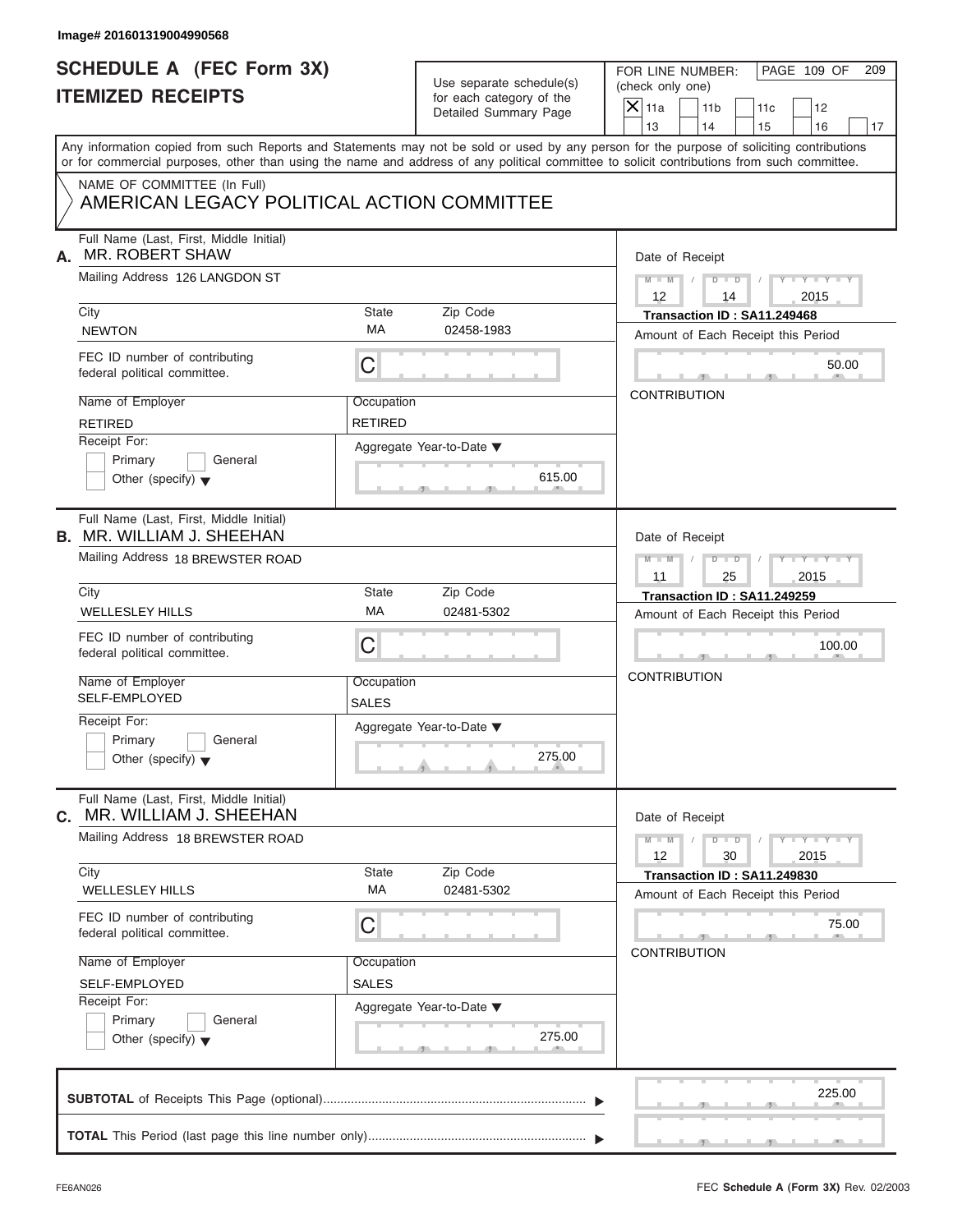Image# 201601319004990568

# SCHEDULE A (FEC Form 3X)
## ITEMIZED RECEIPTS

Use separate schedule(s) for each category of the Detailed Summary Page

FOR LINE NUMBER: (check only one)

- [X] 11a
- [ ] 11b
- [ ] 11c
- [ ] 12
- [ ] 13
- [ ] 14
- [ ] 15
- [ ] 16
- [ ] 17

Any information copied from such Reports and Statements may not be sold or used by any person for the purpose of soliciting contributions or for commercial purposes, other than using the name and address of any political committee to solicit contributions from such committee.

NAME OF COMMITTEE (In Full)
AMERICAN LEGACY POLITICAL ACTION COMMITTEE

---

**A.** Full Name (Last, First, Middle Initial): MR. ROBERT SHAW

Mailing Address: 126 LANGDON ST

| City | State | Zip Code |
|---|---|---|
| NEWTON | MA | 02458-1983 |

FEC ID number of contributing federal political committee: C

| Name of Employer | Occupation |
|---|---|
| RETIRED | RETIRED |

Receipt For: Primary / General / Other (specify)

Aggregate Year-to-Date: 615.00

Date of Receipt: 12 / 14 / 2015

Transaction ID : SA11.249468

Amount of Each Receipt this Period: 50.00

CONTRIBUTION

---

**B.** Full Name (Last, First, Middle Initial): MR. WILLIAM J. SHEEHAN

Mailing Address: 18 BREWSTER ROAD

| City | State | Zip Code |
|---|---|---|
| WELLESLEY HILLS | MA | 02481-5302 |

FEC ID number of contributing federal political committee: C

| Name of Employer | Occupation |
|---|---|
| SELF-EMPLOYED | SALES |

Receipt For: Primary / General / Other (specify)

Aggregate Year-to-Date: 275.00

Date of Receipt: 11 / 25 / 2015

Transaction ID : SA11.249259

Amount of Each Receipt this Period: 100.00

CONTRIBUTION

---

**C.** Full Name (Last, First, Middle Initial): MR. WILLIAM J. SHEEHAN

Mailing Address: 18 BREWSTER ROAD

| City | State | Zip Code |
|---|---|---|
| WELLESLEY HILLS | MA | 02481-5302 |

FEC ID number of contributing federal political committee: C

| Name of Employer | Occupation |
|---|---|
| SELF-EMPLOYED | SALES |

Receipt For: Primary / General / Other (specify)

Aggregate Year-to-Date: 275.00

Date of Receipt: 12 / 30 / 2015

Transaction ID : SA11.249830

Amount of Each Receipt this Period: 75.00

CONTRIBUTION

---

**SUBTOTAL** of Receipts This Page (optional): 225.00

**TOTAL** This Period (last page this line number only):

FE6AN026 FEC **Schedule A** (Form 3X) Rev. 02/2003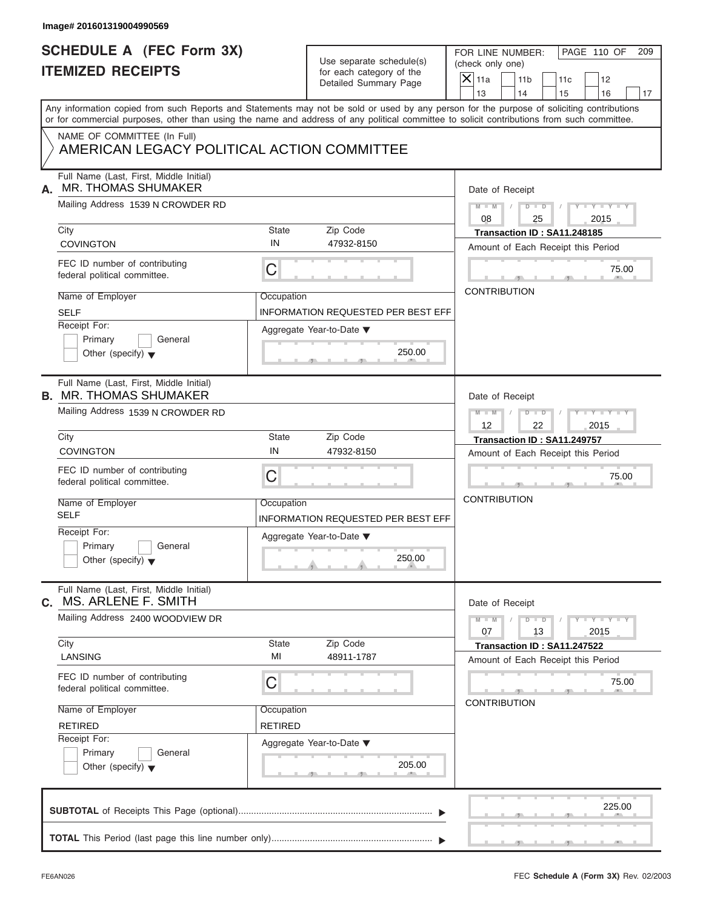Image# 201601319004990569

# SCHEDULE A (FEC Form 3X)
# ITEMIZED RECEIPTS

Use separate schedule(s) for each category of the Detailed Summary Page

FOR LINE NUMBER: (check only one)

- [X] 11a
- [ ] 11b
- [ ] 11c
- [ ] 12
- [ ] 13
- [ ] 14
- [ ] 15
- [ ] 16
- [ ] 17

Any information copied from such Reports and Statements may not be sold or used by any person for the purpose of soliciting contributions or for commercial purposes, other than using the name and address of any political committee to solicit contributions from such committee.

NAME OF COMMITTEE (In Full)
AMERICAN LEGACY POLITICAL ACTION COMMITTEE

---

**A.** Full Name (Last, First, Middle Initial): MR. THOMAS SHUMAKER

Mailing Address: 1539 N CROWDER RD

| City | State | Zip Code |
|---|---|---|
| COVINGTON | IN | 47932-8150 |

FEC ID number of contributing federal political committee: C

Name of Employer: SELF
Occupation: INFORMATION REQUESTED PER BEST EFF

Receipt For: Primary / General / Other (specify)

Aggregate Year-to-Date: 250.00

Date of Receipt: 08 / 25 / 2015
Transaction ID : SA11.248185
Amount of Each Receipt this Period: 75.00
CONTRIBUTION

---

**B.** Full Name (Last, First, Middle Initial): MR. THOMAS SHUMAKER

Mailing Address: 1539 N CROWDER RD

| City | State | Zip Code |
|---|---|---|
| COVINGTON | IN | 47932-8150 |

FEC ID number of contributing federal political committee: C

Name of Employer: SELF
Occupation: INFORMATION REQUESTED PER BEST EFF

Receipt For: Primary / General / Other (specify)

Aggregate Year-to-Date: 250.00

Date of Receipt: 12 / 22 / 2015
Transaction ID : SA11.249757
Amount of Each Receipt this Period: 75.00
CONTRIBUTION

---

**C.** Full Name (Last, First, Middle Initial): MS. ARLENE F. SMITH

Mailing Address: 2400 WOODVIEW DR

| City | State | Zip Code |
|---|---|---|
| LANSING | MI | 48911-1787 |

FEC ID number of contributing federal political committee: C

Name of Employer: RETIRED
Occupation: RETIRED

Receipt For: Primary / General / Other (specify)

Aggregate Year-to-Date: 205.00

Date of Receipt: 07 / 13 / 2015
Transaction ID : SA11.247522
Amount of Each Receipt this Period: 75.00
CONTRIBUTION

---

**SUBTOTAL** of Receipts This Page (optional): 225.00

**TOTAL** This Period (last page this line number only):

FE6AN026

FEC **Schedule A** (Form 3X) Rev. 02/2003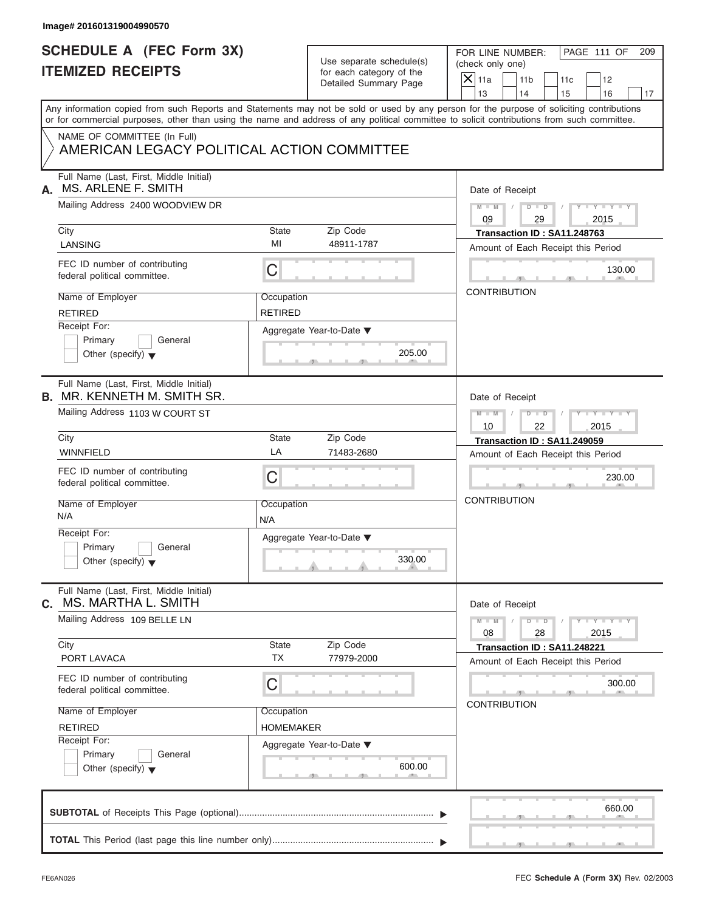Image# 201601319004990570

# SCHEDULE A (FEC Form 3X)
# ITEMIZED RECEIPTS

Use separate schedule(s) for each category of the Detailed Summary Page

FOR LINE NUMBER: (check only one)

- [x] 11a
- [ ] 11b
- [ ] 11c
- [ ] 12
- [ ] 13
- [ ] 14
- [ ] 15
- [ ] 16
- [ ] 17

Any information copied from such Reports and Statements may not be sold or used by any person for the purpose of soliciting contributions or for commercial purposes, other than using the name and address of any political committee to solicit contributions from such committee.

NAME OF COMMITTEE (In Full)
AMERICAN LEGACY POLITICAL ACTION COMMITTEE

---

**A.** Full Name (Last, First, Middle Initial): MS. ARLENE F. SMITH

Mailing Address: 2400 WOODVIEW DR

City: LANSING | State: MI | Zip Code: 48911-1787

FEC ID number of contributing federal political committee: C

Name of Employer: RETIRED | Occupation: RETIRED

Receipt For: Primary / General / Other (specify)

Aggregate Year-to-Date: 205.00

Date of Receipt: 09 / 29 / 2015

Transaction ID : SA11.248763

Amount of Each Receipt this Period: 130.00

CONTRIBUTION

---

**B.** Full Name (Last, First, Middle Initial): MR. KENNETH M. SMITH SR.

Mailing Address: 1103 W COURT ST

City: WINNFIELD | State: LA | Zip Code: 71483-2680

FEC ID number of contributing federal political committee: C

Name of Employer: N/A | Occupation: N/A

Receipt For: Primary / General / Other (specify)

Aggregate Year-to-Date: 330.00

Date of Receipt: 10 / 22 / 2015

Transaction ID : SA11.249059

Amount of Each Receipt this Period: 230.00

CONTRIBUTION

---

**C.** Full Name (Last, First, Middle Initial): MS. MARTHA L. SMITH

Mailing Address: 109 BELLE LN

City: PORT LAVACA | State: TX | Zip Code: 77979-2000

FEC ID number of contributing federal political committee: C

Name of Employer: RETIRED | Occupation: HOMEMAKER

Receipt For: Primary / General / Other (specify)

Aggregate Year-to-Date: 600.00

Date of Receipt: 08 / 28 / 2015

Transaction ID : SA11.248221

Amount of Each Receipt this Period: 300.00

CONTRIBUTION

---

**SUBTOTAL** of Receipts This Page (optional): 660.00

**TOTAL** This Period (last page this line number only):

FE6AN026

FEC Schedule A (Form 3X) Rev. 02/2003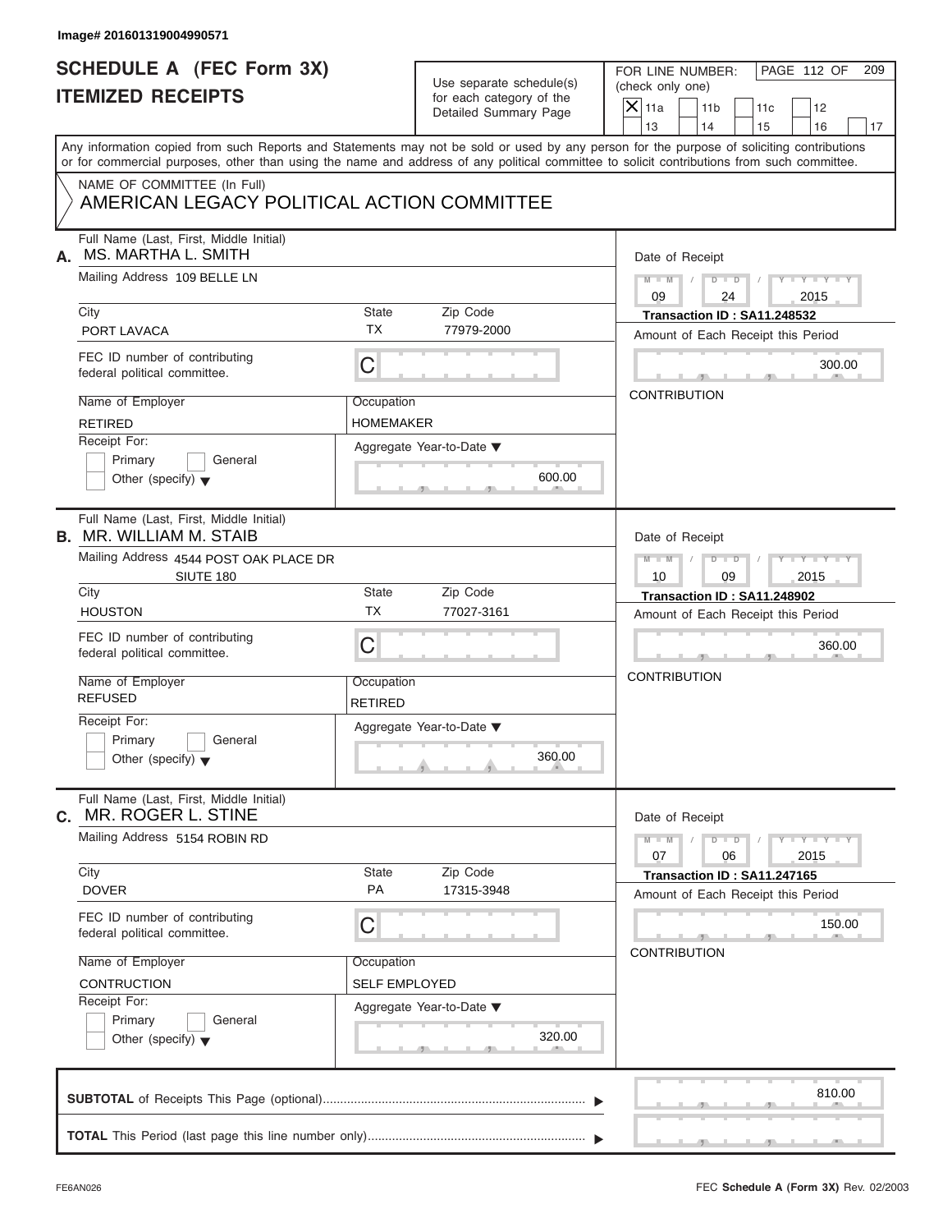Image# 201601319004990571

# SCHEDULE A (FEC Form 3X)
# ITEMIZED RECEIPTS

Use separate schedule(s) for each category of the Detailed Summary Page

FOR LINE NUMBER: (check only one)

- [x] 11a
- [ ] 11b
- [ ] 11c
- [ ] 12
- [ ] 13
- [ ] 14
- [ ] 15
- [ ] 16
- [ ] 17

PAGE 112 OF 209

Any information copied from such Reports and Statements may not be sold or used by any person for the purpose of soliciting contributions or for commercial purposes, other than using the name and address of any political committee to solicit contributions from such committee.

NAME OF COMMITTEE (In Full)
AMERICAN LEGACY POLITICAL ACTION COMMITTEE

---

**A.** Full Name (Last, First, Middle Initial): MS. MARTHA L. SMITH

Mailing Address: 109 BELLE LN

City: PORT LAVACA | State: TX | Zip Code: 77979-2000

FEC ID number of contributing federal political committee: C

Name of Employer: RETIRED | Occupation: HOMEMAKER

Receipt For: Primary / General / Other (specify)

Aggregate Year-to-Date: 600.00

Date of Receipt: 09 / 24 / 2015

Transaction ID : SA11.248532

Amount of Each Receipt this Period: 300.00

CONTRIBUTION

---

**B.** Full Name (Last, First, Middle Initial): MR. WILLIAM M. STAIB

Mailing Address: 4544 POST OAK PLACE DR SIUTE 180

City: HOUSTON | State: TX | Zip Code: 77027-3161

FEC ID number of contributing federal political committee: C

Name of Employer: REFUSED | Occupation: RETIRED

Receipt For: Primary / General / Other (specify)

Aggregate Year-to-Date: 360.00

Date of Receipt: 10 / 09 / 2015

Transaction ID : SA11.248902

Amount of Each Receipt this Period: 360.00

CONTRIBUTION

---

**C.** Full Name (Last, First, Middle Initial): MR. ROGER L. STINE

Mailing Address: 5154 ROBIN RD

City: DOVER | State: PA | Zip Code: 17315-3948

FEC ID number of contributing federal political committee: C

Name of Employer: CONTRUCTION | Occupation: SELF EMPLOYED

Receipt For: Primary / General / Other (specify)

Aggregate Year-to-Date: 320.00

Date of Receipt: 07 / 06 / 2015

Transaction ID : SA11.247165

Amount of Each Receipt this Period: 150.00

CONTRIBUTION

---

**SUBTOTAL** of Receipts This Page (optional): 810.00

**TOTAL** This Period (last page this line number only):

FE6AN026

FEC Schedule A (Form 3X) Rev. 02/2003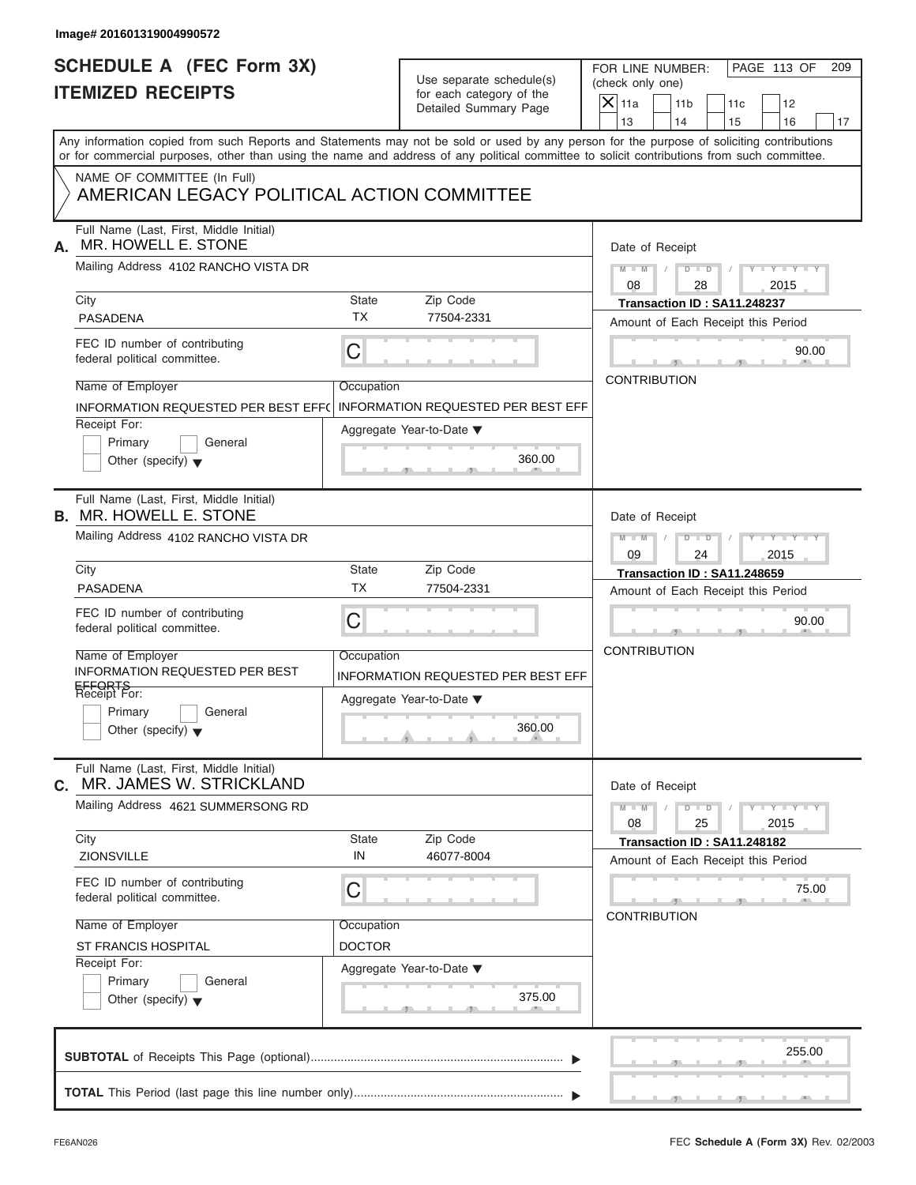Image# 201601319004990572

# SCHEDULE A (FEC Form 3X)
## ITEMIZED RECEIPTS

Use separate schedule(s) for each category of the Detailed Summary Page

FOR LINE NUMBER: (check only one)
[X] 11a [ ] 11b [ ] 11c [ ] 12 [ ] 13 [ ] 14 [ ] 15 [ ] 16 [ ] 17

PAGE 113 OF 209

Any information copied from such Reports and Statements may not be sold or used by any person for the purpose of soliciting contributions or for commercial purposes, other than using the name and address of any political committee to solicit contributions from such committee.

NAME OF COMMITTEE (In Full)
AMERICAN LEGACY POLITICAL ACTION COMMITTEE

**A.** Full Name (Last, First, Middle Initial): MR. HOWELL E. STONE
Mailing Address: 4102 RANCHO VISTA DR
City: PASADENA | State: TX | Zip Code: 77504-2331
FEC ID number of contributing federal political committee: C
Name of Employer: INFORMATION REQUESTED PER BEST EFFO
Occupation: INFORMATION REQUESTED PER BEST EFF
Receipt For: [ ] Primary [ ] General [ ] Other (specify)
Aggregate Year-to-Date: 360.00
Date of Receipt: 08 / 28 / 2015
Transaction ID : SA11.248237
Amount of Each Receipt this Period: 90.00
CONTRIBUTION

**B.** Full Name (Last, First, Middle Initial): MR. HOWELL E. STONE
Mailing Address: 4102 RANCHO VISTA DR
City: PASADENA | State: TX | Zip Code: 77504-2331
FEC ID number of contributing federal political committee: C
Name of Employer: INFORMATION REQUESTED PER BEST EFFORTS
Occupation: INFORMATION REQUESTED PER BEST EFF
Receipt For: [ ] Primary [ ] General [ ] Other (specify)
Aggregate Year-to-Date: 360.00
Date of Receipt: 09 / 24 / 2015
Transaction ID : SA11.248659
Amount of Each Receipt this Period: 90.00
CONTRIBUTION

**C.** Full Name (Last, First, Middle Initial): MR. JAMES W. STRICKLAND
Mailing Address: 4621 SUMMERSONG RD
City: ZIONSVILLE | State: IN | Zip Code: 46077-8004
FEC ID number of contributing federal political committee: C
Name of Employer: ST FRANCIS HOSPITAL
Occupation: DOCTOR
Receipt For: [ ] Primary [ ] General [ ] Other (specify)
Aggregate Year-to-Date: 375.00
Date of Receipt: 08 / 25 / 2015
Transaction ID : SA11.248182
Amount of Each Receipt this Period: 75.00
CONTRIBUTION

**SUBTOTAL** of Receipts This Page (optional): 255.00

**TOTAL** This Period (last page this line number only):

FE6AN026 — FEC **Schedule A** (Form 3X) Rev. 02/2003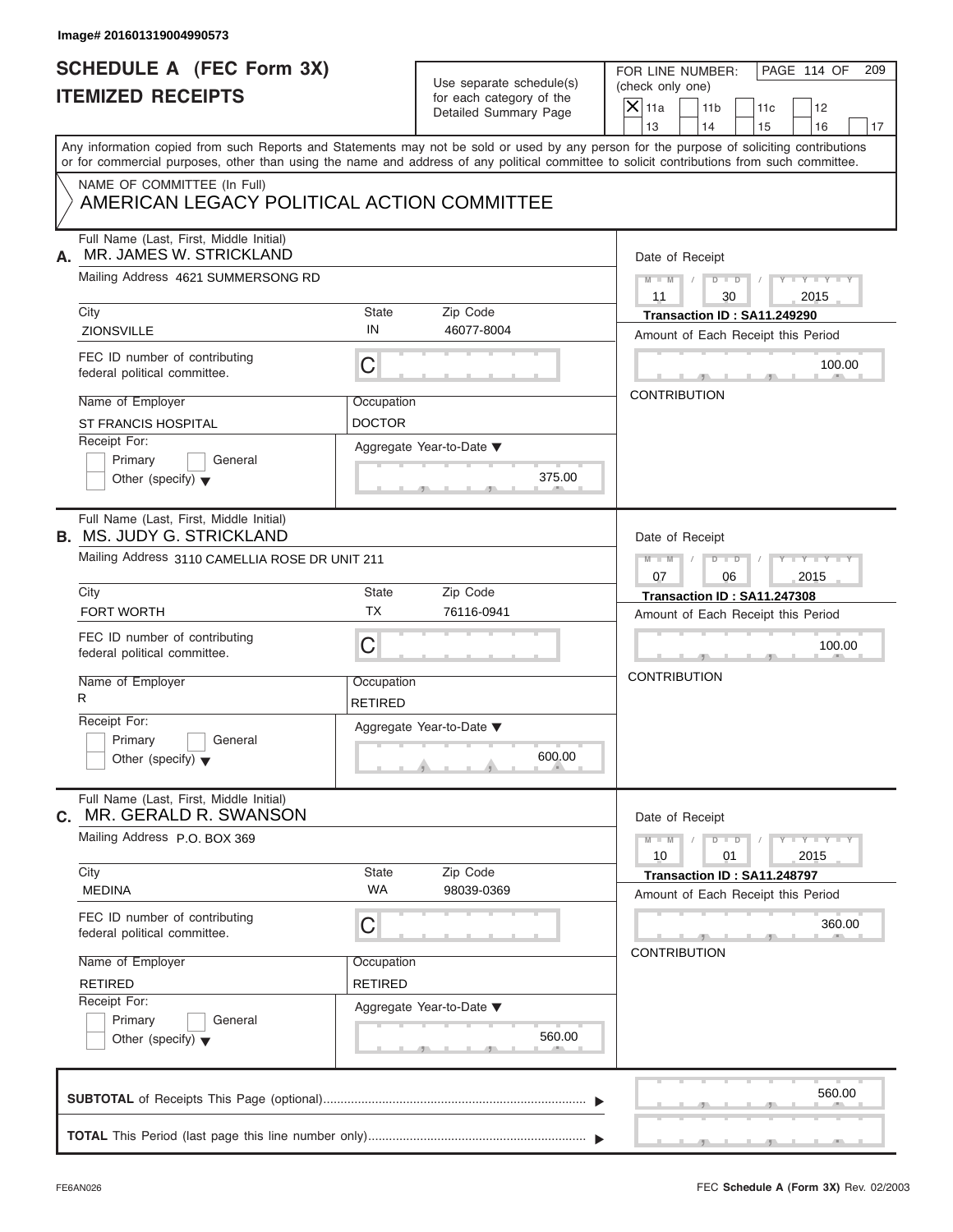Image# 201601319004990573

# SCHEDULE A (FEC Form 3X)
# ITEMIZED RECEIPTS

Use separate schedule(s) for each category of the Detailed Summary Page

FOR LINE NUMBER: (check only one)

- [x] 11a
- [ ] 11b
- [ ] 11c
- [ ] 12
- [ ] 13
- [ ] 14
- [ ] 15
- [ ] 16
- [ ] 17

Any information copied from such Reports and Statements may not be sold or used by any person for the purpose of soliciting contributions or for commercial purposes, other than using the name and address of any political committee to solicit contributions from such committee.

NAME OF COMMITTEE (In Full)
AMERICAN LEGACY POLITICAL ACTION COMMITTEE

---

**A.** Full Name (Last, First, Middle Initial): MR. JAMES W. STRICKLAND

Mailing Address: 4621 SUMMERSONG RD

| City | State | Zip Code |
|---|---|---|
| ZIONSVILLE | IN | 46077-8004 |

FEC ID number of contributing federal political committee: C

| Name of Employer | Occupation |
|---|---|
| ST FRANCIS HOSPITAL | DOCTOR |

Receipt For: Primary / General / Other (specify)

Aggregate Year-to-Date: 375.00

Date of Receipt: 11 / 30 / 2015
Transaction ID : SA11.249290
Amount of Each Receipt this Period: 100.00
CONTRIBUTION

---

**B.** Full Name (Last, First, Middle Initial): MS. JUDY G. STRICKLAND

Mailing Address: 3110 CAMELLIA ROSE DR UNIT 211

| City | State | Zip Code |
|---|---|---|
| FORT WORTH | TX | 76116-0941 |

FEC ID number of contributing federal political committee: C

| Name of Employer | Occupation |
|---|---|
| R | RETIRED |

Receipt For: Primary / General / Other (specify)

Aggregate Year-to-Date: 600.00

Date of Receipt: 07 / 06 / 2015
Transaction ID : SA11.247308
Amount of Each Receipt this Period: 100.00
CONTRIBUTION

---

**C.** Full Name (Last, First, Middle Initial): MR. GERALD R. SWANSON

Mailing Address: P.O. BOX 369

| City | State | Zip Code |
|---|---|---|
| MEDINA | WA | 98039-0369 |

FEC ID number of contributing federal political committee: C

| Name of Employer | Occupation |
|---|---|
| RETIRED | RETIRED |

Receipt For: Primary / General / Other (specify)

Aggregate Year-to-Date: 560.00

Date of Receipt: 10 / 01 / 2015
Transaction ID : SA11.248797
Amount of Each Receipt this Period: 360.00
CONTRIBUTION

---

**SUBTOTAL** of Receipts This Page (optional): 560.00

**TOTAL** This Period (last page this line number only):

FE6AN026

FEC **Schedule A** (Form 3X) Rev. 02/2003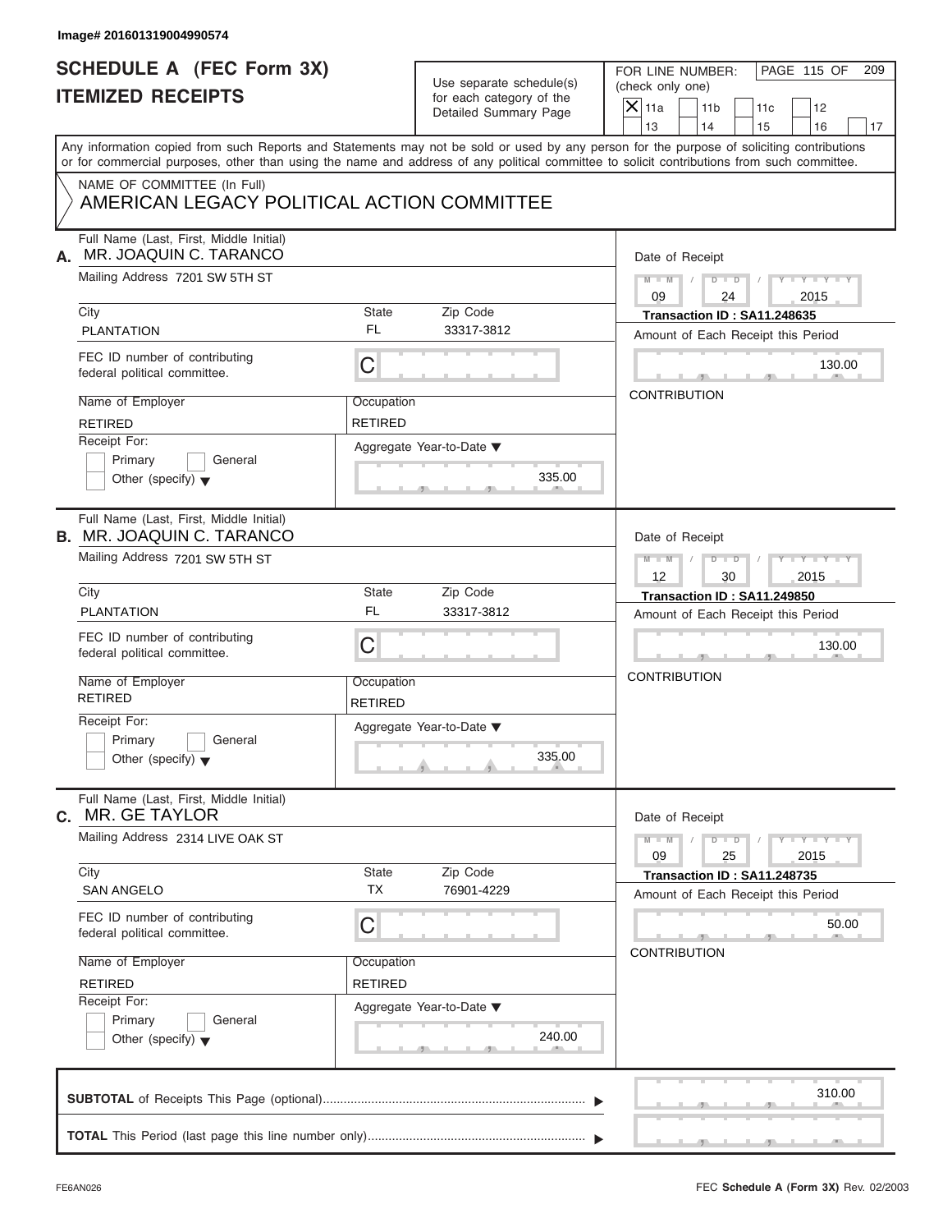Image# 201601319004990574

# SCHEDULE A (FEC Form 3X)
# ITEMIZED RECEIPTS

Use separate schedule(s) for each category of the Detailed Summary Page

FOR LINE NUMBER: (check only one)

- [X] 11a
- [ ] 11b
- [ ] 11c
- [ ] 12
- [ ] 13
- [ ] 14
- [ ] 15
- [ ] 16
- [ ] 17

Any information copied from such Reports and Statements may not be sold or used by any person for the purpose of soliciting contributions or for commercial purposes, other than using the name and address of any political committee to solicit contributions from such committee.

NAME OF COMMITTEE (In Full)
AMERICAN LEGACY POLITICAL ACTION COMMITTEE

---

**A.** Full Name (Last, First, Middle Initial): MR. JOAQUIN C. TARANCO

Mailing Address: 7201 SW 5TH ST

City: PLANTATION | State: FL | Zip Code: 33317-3812

FEC ID number of contributing federal political committee: C

Name of Employer: RETIRED | Occupation: RETIRED

Receipt For: Primary / General / Other (specify)

Aggregate Year-to-Date: 335.00

Date of Receipt: 09 / 24 / 2015

Transaction ID : SA11.248635

Amount of Each Receipt this Period: 130.00

CONTRIBUTION

---

**B.** Full Name (Last, First, Middle Initial): MR. JOAQUIN C. TARANCO

Mailing Address: 7201 SW 5TH ST

City: PLANTATION | State: FL | Zip Code: 33317-3812

FEC ID number of contributing federal political committee: C

Name of Employer: RETIRED | Occupation: RETIRED

Receipt For: Primary / General / Other (specify)

Aggregate Year-to-Date: 335.00

Date of Receipt: 12 / 30 / 2015

Transaction ID : SA11.249850

Amount of Each Receipt this Period: 130.00

CONTRIBUTION

---

**C.** Full Name (Last, First, Middle Initial): MR. GE TAYLOR

Mailing Address: 2314 LIVE OAK ST

City: SAN ANGELO | State: TX | Zip Code: 76901-4229

FEC ID number of contributing federal political committee: C

Name of Employer: RETIRED | Occupation: RETIRED

Receipt For: Primary / General / Other (specify)

Aggregate Year-to-Date: 240.00

Date of Receipt: 09 / 25 / 2015

Transaction ID : SA11.248735

Amount of Each Receipt this Period: 50.00

CONTRIBUTION

---

**SUBTOTAL** of Receipts This Page (optional): 310.00

**TOTAL** This Period (last page this line number only):

FE6AN026

FEC **Schedule A** (Form 3X) Rev. 02/2003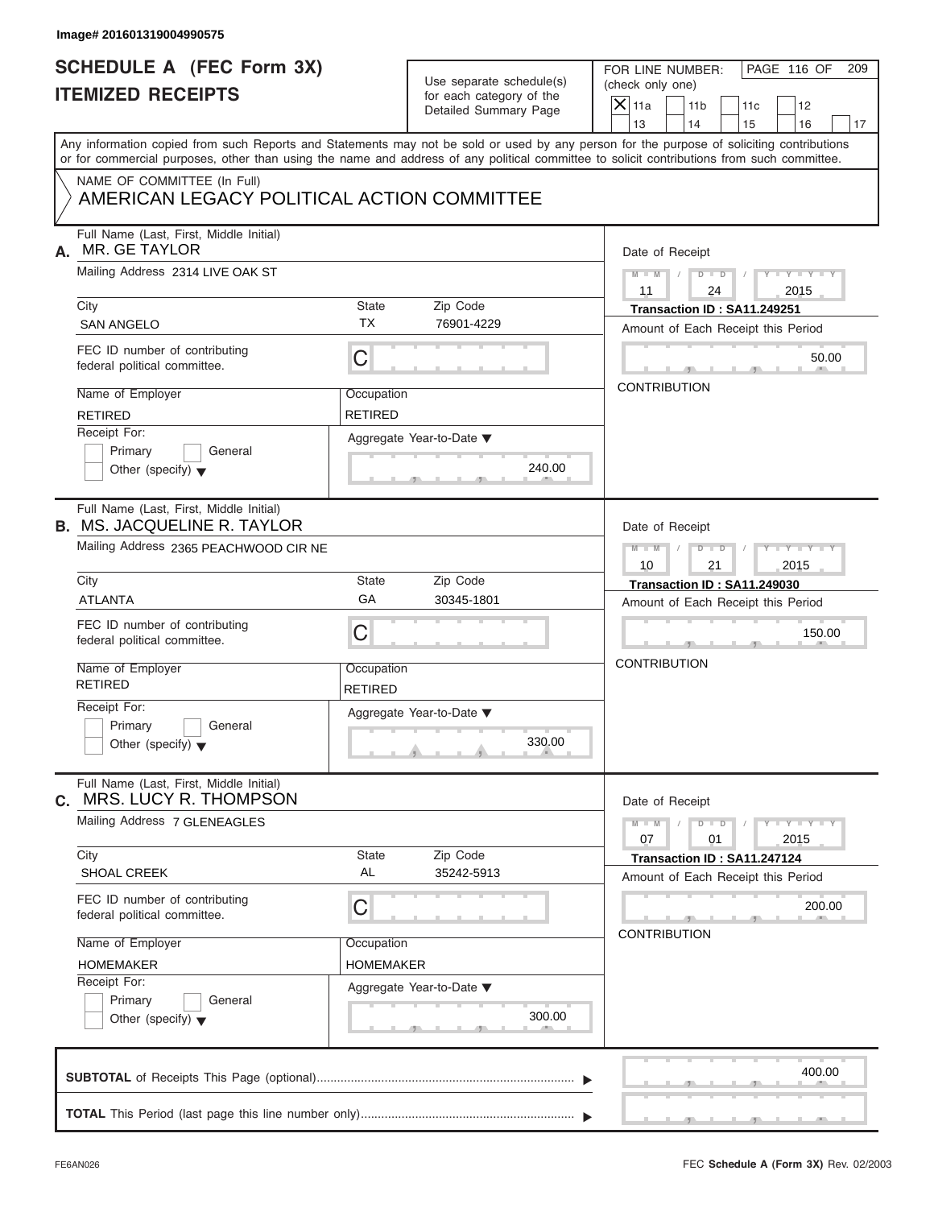Image# 201601319004990575

# SCHEDULE A (FEC Form 3X)
## ITEMIZED RECEIPTS

Use separate schedule(s) for each category of the Detailed Summary Page

FOR LINE NUMBER: (check only one)

- [X] 11a
- [ ] 11b
- [ ] 11c
- [ ] 12
- [ ] 13
- [ ] 14
- [ ] 15
- [ ] 16
- [ ] 17

Any information copied from such Reports and Statements may not be sold or used by any person for the purpose of soliciting contributions or for commercial purposes, other than using the name and address of any political committee to solicit contributions from such committee.

NAME OF COMMITTEE (In Full)
AMERICAN LEGACY POLITICAL ACTION COMMITTEE

---

**A.** Full Name (Last, First, Middle Initial): MR. GE TAYLOR

Mailing Address: 2314 LIVE OAK ST

| City | State | Zip Code |
|---|---|---|
| SAN ANGELO | TX | 76901-4229 |

FEC ID number of contributing federal political committee: C

| Name of Employer | Occupation |
|---|---|
| RETIRED | RETIRED |

Receipt For: [ ] Primary [ ] General [ ] Other (specify)

Aggregate Year-to-Date: 240.00

Date of Receipt: 11 / 24 / 2015

Transaction ID : SA11.249251

Amount of Each Receipt this Period: 50.00

CONTRIBUTION

---

**B.** Full Name (Last, First, Middle Initial): MS. JACQUELINE R. TAYLOR

Mailing Address: 2365 PEACHWOOD CIR NE

| City | State | Zip Code |
|---|---|---|
| ATLANTA | GA | 30345-1801 |

FEC ID number of contributing federal political committee: C

| Name of Employer | Occupation |
|---|---|
| RETIRED | RETIRED |

Receipt For: [ ] Primary [ ] General [ ] Other (specify)

Aggregate Year-to-Date: 330.00

Date of Receipt: 10 / 21 / 2015

Transaction ID : SA11.249030

Amount of Each Receipt this Period: 150.00

CONTRIBUTION

---

**C.** Full Name (Last, First, Middle Initial): MRS. LUCY R. THOMPSON

Mailing Address: 7 GLENEAGLES

| City | State | Zip Code |
|---|---|---|
| SHOAL CREEK | AL | 35242-5913 |

FEC ID number of contributing federal political committee: C

| Name of Employer | Occupation |
|---|---|
| HOMEMAKER | HOMEMAKER |

Receipt For: [ ] Primary [ ] General [ ] Other (specify)

Aggregate Year-to-Date: 300.00

Date of Receipt: 07 / 01 / 2015

Transaction ID : SA11.247124

Amount of Each Receipt this Period: 200.00

CONTRIBUTION

---

**SUBTOTAL** of Receipts This Page (optional): 400.00

**TOTAL** This Period (last page this line number only):

FE6AN026

FEC **Schedule A (Form 3X)** Rev. 02/2003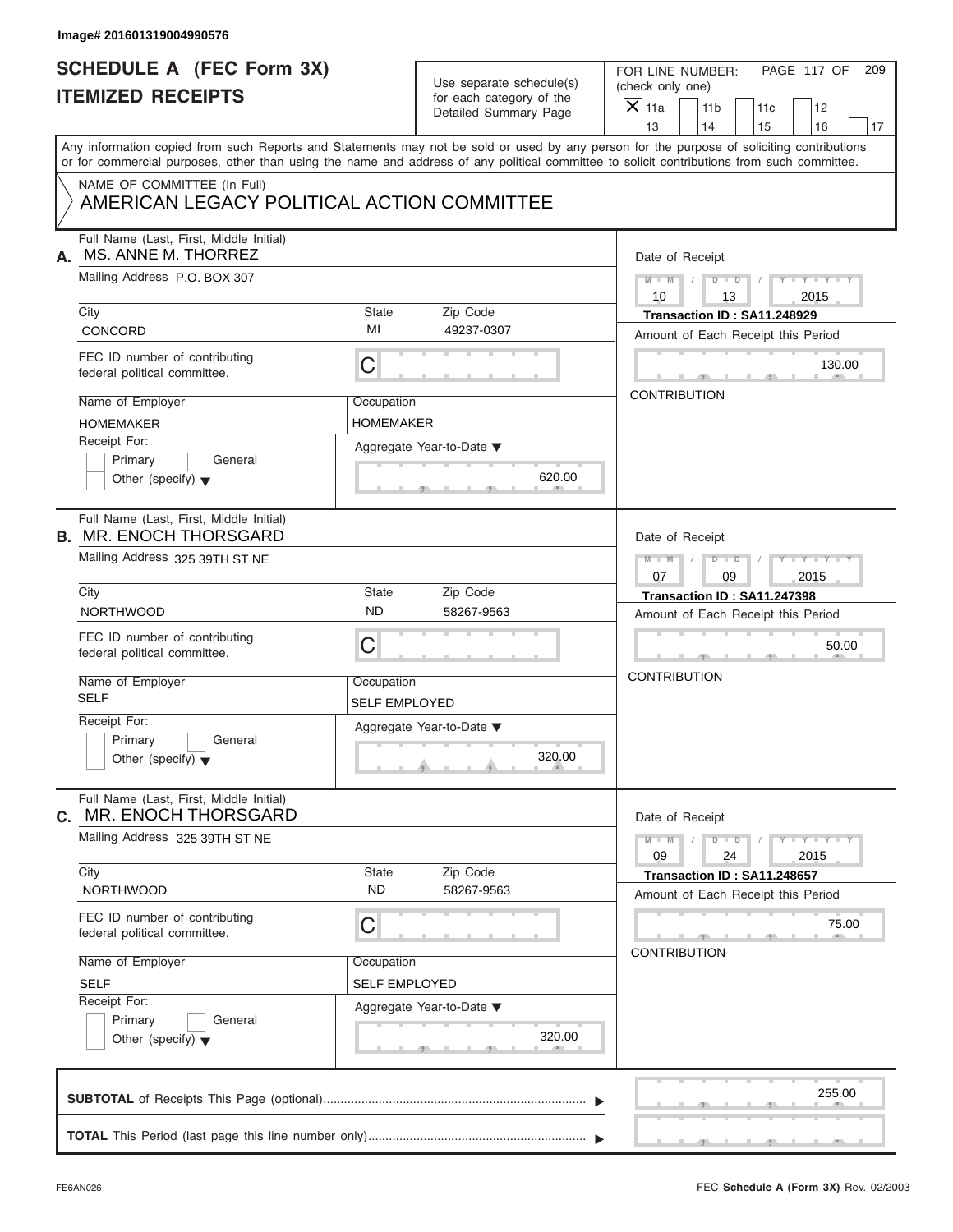Image# 201601319004990576

# SCHEDULE A (FEC Form 3X)
# ITEMIZED RECEIPTS

Use separate schedule(s) for each category of the Detailed Summary Page

FOR LINE NUMBER: (check only one)

- [X] 11a
- [ ] 11b
- [ ] 11c
- [ ] 12
- [ ] 13
- [ ] 14
- [ ] 15
- [ ] 16
- [ ] 17

PAGE 117 OF 209

Any information copied from such Reports and Statements may not be sold or used by any person for the purpose of soliciting contributions or for commercial purposes, other than using the name and address of any political committee to solicit contributions from such committee.

NAME OF COMMITTEE (In Full)
AMERICAN LEGACY POLITICAL ACTION COMMITTEE

---

**A.** Full Name (Last, First, Middle Initial): MS. ANNE M. THORREZ

Mailing Address: P.O. BOX 307

City: CONCORD | State: MI | Zip Code: 49237-0307

FEC ID number of contributing federal political committee: C

Name of Employer: HOMEMAKER | Occupation: HOMEMAKER

Receipt For: [ ] Primary [ ] General [ ] Other (specify)

Aggregate Year-to-Date: 620.00

Date of Receipt: 10 / 13 / 2015

Transaction ID : SA11.248929

Amount of Each Receipt this Period: 130.00

CONTRIBUTION

---

**B.** Full Name (Last, First, Middle Initial): MR. ENOCH THORSGARD

Mailing Address: 325 39TH ST NE

City: NORTHWOOD | State: ND | Zip Code: 58267-9563

FEC ID number of contributing federal political committee: C

Name of Employer: SELF | Occupation: SELF EMPLOYED

Receipt For: [ ] Primary [ ] General [ ] Other (specify)

Aggregate Year-to-Date: 320.00

Date of Receipt: 07 / 09 / 2015

Transaction ID : SA11.247398

Amount of Each Receipt this Period: 50.00

CONTRIBUTION

---

**C.** Full Name (Last, First, Middle Initial): MR. ENOCH THORSGARD

Mailing Address: 325 39TH ST NE

City: NORTHWOOD | State: ND | Zip Code: 58267-9563

FEC ID number of contributing federal political committee: C

Name of Employer: SELF | Occupation: SELF EMPLOYED

Receipt For: [ ] Primary [ ] General [ ] Other (specify)

Aggregate Year-to-Date: 320.00

Date of Receipt: 09 / 24 / 2015

Transaction ID : SA11.248657

Amount of Each Receipt this Period: 75.00

CONTRIBUTION

---

**SUBTOTAL** of Receipts This Page (optional): 255.00

**TOTAL** This Period (last page this line number only):

FE6AN026 | FEC **Schedule A** (Form 3X) Rev. 02/2003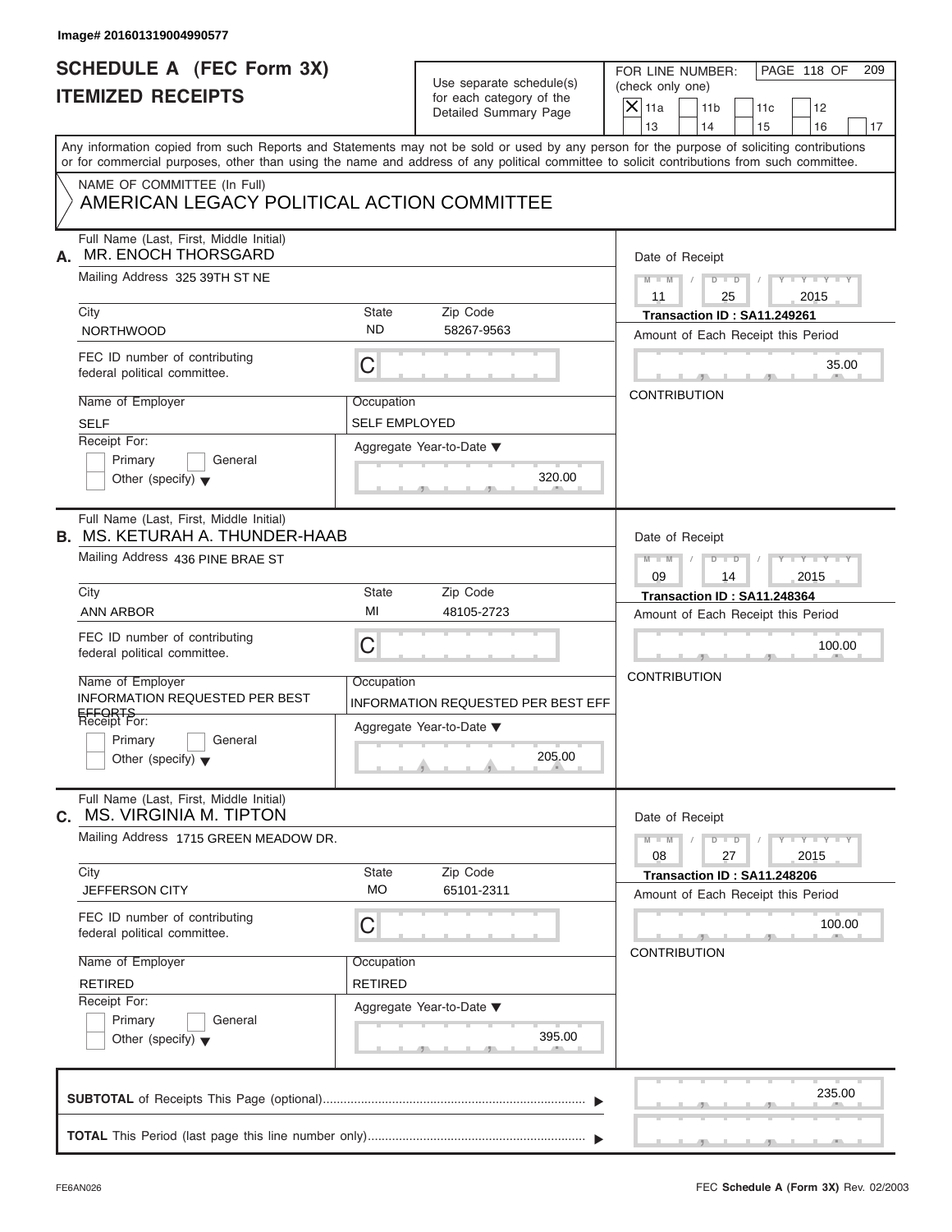Image# 201601319004990577

# SCHEDULE A (FEC Form 3X)
# ITEMIZED RECEIPTS

Use separate schedule(s) for each category of the Detailed Summary Page

FOR LINE NUMBER: (check only one)

- [X] 11a
- [ ] 11b
- [ ] 11c
- [ ] 12
- [ ] 13
- [ ] 14
- [ ] 15
- [ ] 16
- [ ] 17

Any information copied from such Reports and Statements may not be sold or used by any person for the purpose of soliciting contributions or for commercial purposes, other than using the name and address of any political committee to solicit contributions from such committee.

NAME OF COMMITTEE (In Full)

AMERICAN LEGACY POLITICAL ACTION COMMITTEE

---

**A.** Full Name (Last, First, Middle Initial): MR. ENOCH THORSGARD

Mailing Address: 325 39TH ST NE

| City | State | Zip Code |
|---|---|---|
| NORTHWOOD | ND | 58267-9563 |

FEC ID number of contributing federal political committee: C

| Name of Employer | Occupation |
|---|---|
| SELF | SELF EMPLOYED |

Receipt For: [ ] Primary [ ] General [ ] Other (specify)

Aggregate Year-to-Date: 320.00

Date of Receipt: 11 / 25 / 2015

Transaction ID : SA11.249261

Amount of Each Receipt this Period: 35.00

CONTRIBUTION

---

**B.** Full Name (Last, First, Middle Initial): MS. KETURAH A. THUNDER-HAAB

Mailing Address: 436 PINE BRAE ST

| City | State | Zip Code |
|---|---|---|
| ANN ARBOR | MI | 48105-2723 |

FEC ID number of contributing federal political committee: C

| Name of Employer | Occupation |
|---|---|
| INFORMATION REQUESTED PER BEST EFFORTS | INFORMATION REQUESTED PER BEST EFF |

Receipt For: [ ] Primary [ ] General [ ] Other (specify)

Aggregate Year-to-Date: 205.00

Date of Receipt: 09 / 14 / 2015

Transaction ID : SA11.248364

Amount of Each Receipt this Period: 100.00

CONTRIBUTION

---

**C.** Full Name (Last, First, Middle Initial): MS. VIRGINIA M. TIPTON

Mailing Address: 1715 GREEN MEADOW DR.

| City | State | Zip Code |
|---|---|---|
| JEFFERSON CITY | MO | 65101-2311 |

FEC ID number of contributing federal political committee: C

| Name of Employer | Occupation |
|---|---|
| RETIRED | RETIRED |

Receipt For: [ ] Primary [ ] General [ ] Other (specify)

Aggregate Year-to-Date: 395.00

Date of Receipt: 08 / 27 / 2015

Transaction ID : SA11.248206

Amount of Each Receipt this Period: 100.00

CONTRIBUTION

---

**SUBTOTAL** of Receipts This Page (optional): 235.00

**TOTAL** This Period (last page this line number only):

FE6AN026 FEC **Schedule A** (Form 3X) Rev. 02/2003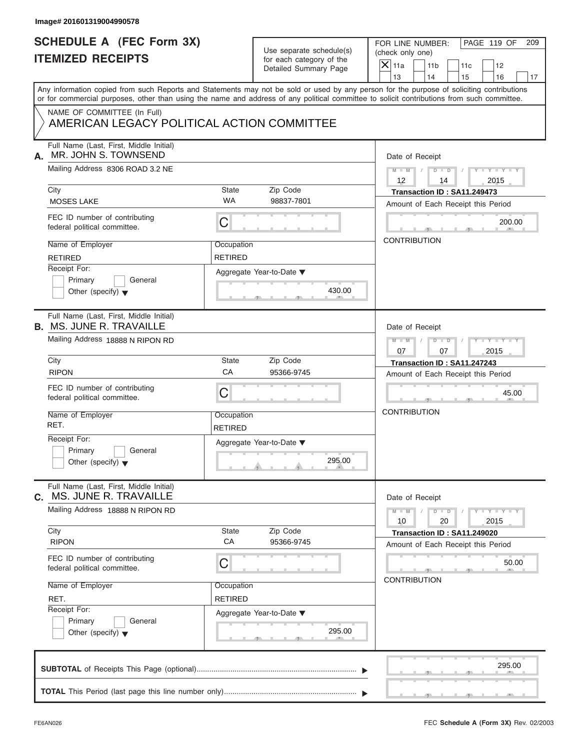Image# 201601319004990578

# SCHEDULE A (FEC Form 3X)
# ITEMIZED RECEIPTS

Use separate schedule(s) for each category of the Detailed Summary Page

FOR LINE NUMBER: (check only one)

- [X] 11a
- [ ] 11b
- [ ] 11c
- [ ] 12
- [ ] 13
- [ ] 14
- [ ] 15
- [ ] 16
- [ ] 17

Any information copied from such Reports and Statements may not be sold or used by any person for the purpose of soliciting contributions or for commercial purposes, other than using the name and address of any political committee to solicit contributions from such committee.

NAME OF COMMITTEE (In Full)
AMERICAN LEGACY POLITICAL ACTION COMMITTEE

---

**A.** Full Name (Last, First, Middle Initial): MR. JOHN S. TOWNSEND

Mailing Address: 8306 ROAD 3.2 NE

City: MOSES LAKE | State: WA | Zip Code: 98837-7801

FEC ID number of contributing federal political committee: C

Name of Employer: RETIRED | Occupation: RETIRED

Receipt For: Primary / General / Other (specify)

Aggregate Year-to-Date: 430.00

Date of Receipt: 12 / 14 / 2015

Transaction ID : SA11.249473

Amount of Each Receipt this Period: 200.00

CONTRIBUTION

---

**B.** Full Name (Last, First, Middle Initial): MS. JUNE R. TRAVAILLE

Mailing Address: 18888 N RIPON RD

City: RIPON | State: CA | Zip Code: 95366-9745

FEC ID number of contributing federal political committee: C

Name of Employer: RET. | Occupation: RETIRED

Receipt For: Primary / General / Other (specify)

Aggregate Year-to-Date: 295.00

Date of Receipt: 07 / 07 / 2015

Transaction ID : SA11.247243

Amount of Each Receipt this Period: 45.00

CONTRIBUTION

---

**C.** Full Name (Last, First, Middle Initial): MS. JUNE R. TRAVAILLE

Mailing Address: 18888 N RIPON RD

City: RIPON | State: CA | Zip Code: 95366-9745

FEC ID number of contributing federal political committee: C

Name of Employer: RET. | Occupation: RETIRED

Receipt For: Primary / General / Other (specify)

Aggregate Year-to-Date: 295.00

Date of Receipt: 10 / 20 / 2015

Transaction ID : SA11.249020

Amount of Each Receipt this Period: 50.00

CONTRIBUTION

---

**SUBTOTAL** of Receipts This Page (optional): 295.00

**TOTAL** This Period (last page this line number only):

FE6AN026

FEC **Schedule A** (Form 3X) Rev. 02/2003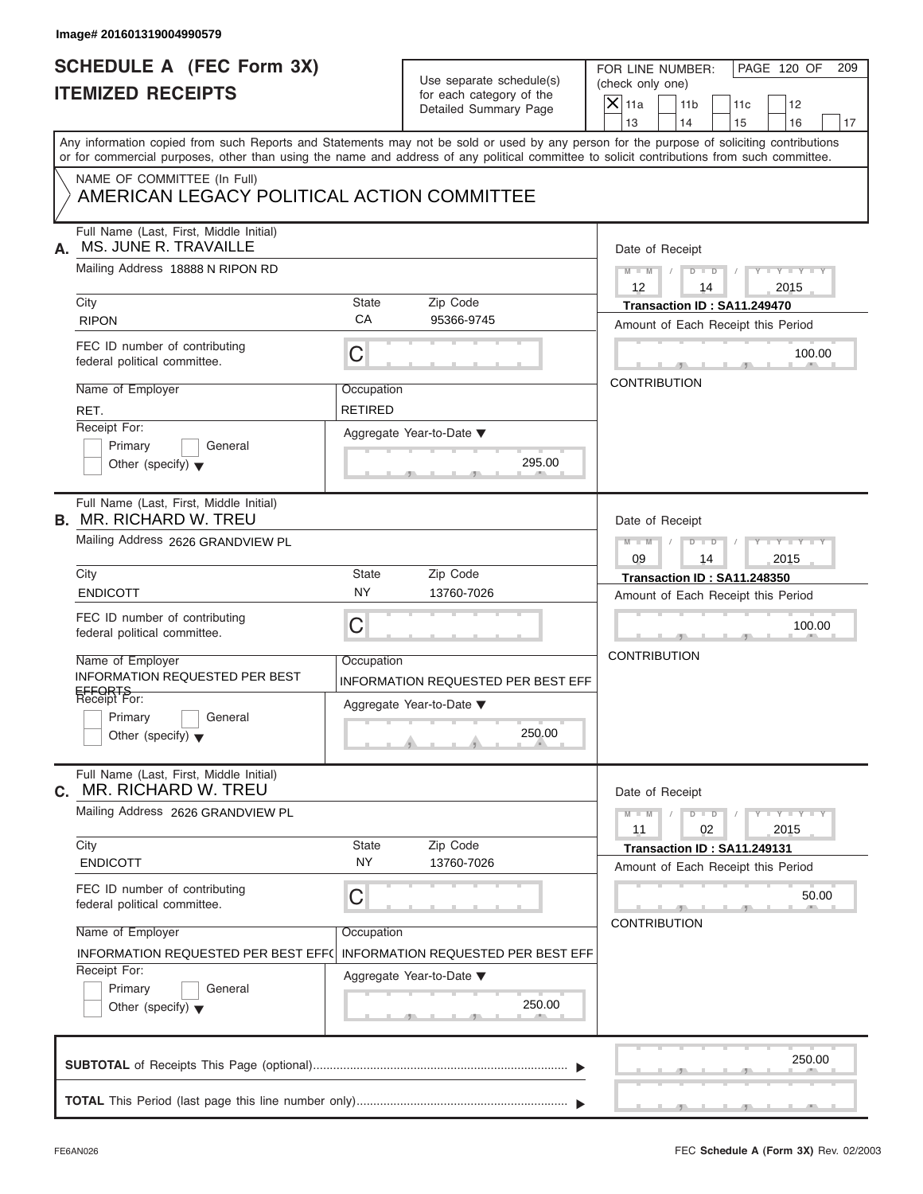Image# 201601319004990579

# SCHEDULE A (FEC Form 3X)
# ITEMIZED RECEIPTS

Use separate schedule(s) for each category of the Detailed Summary Page

FOR LINE NUMBER: (check only one)

- [X] 11a
- [ ] 11b
- [ ] 11c
- [ ] 12
- [ ] 13
- [ ] 14
- [ ] 15
- [ ] 16
- [ ] 17

Any information copied from such Reports and Statements may not be sold or used by any person for the purpose of soliciting contributions or for commercial purposes, other than using the name and address of any political committee to solicit contributions from such committee.

NAME OF COMMITTEE (In Full)
AMERICAN LEGACY POLITICAL ACTION COMMITTEE

---

**A.** Full Name (Last, First, Middle Initial): MS. JUNE R. TRAVAILLE

Mailing Address: 18888 N RIPON RD

| City | State | Zip Code |
|---|---|---|
| RIPON | CA | 95366-9745 |

FEC ID number of contributing federal political committee: C

Name of Employer: RET.

Occupation: RETIRED

Receipt For: Primary / General / Other (specify)

Aggregate Year-to-Date: 295.00

Date of Receipt: 12 / 14 / 2015

Transaction ID : SA11.249470

Amount of Each Receipt this Period: 100.00

CONTRIBUTION

---

**B.** Full Name (Last, First, Middle Initial): MR. RICHARD W. TREU

Mailing Address: 2626 GRANDVIEW PL

| City | State | Zip Code |
|---|---|---|
| ENDICOTT | NY | 13760-7026 |

FEC ID number of contributing federal political committee: C

Name of Employer: INFORMATION REQUESTED PER BEST EFFORTS

Occupation: INFORMATION REQUESTED PER BEST EFF

Receipt For: Primary / General / Other (specify)

Aggregate Year-to-Date: 250.00

Date of Receipt: 09 / 14 / 2015

Transaction ID : SA11.248350

Amount of Each Receipt this Period: 100.00

CONTRIBUTION

---

**C.** Full Name (Last, First, Middle Initial): MR. RICHARD W. TREU

Mailing Address: 2626 GRANDVIEW PL

| City | State | Zip Code |
|---|---|---|
| ENDICOTT | NY | 13760-7026 |

FEC ID number of contributing federal political committee: C

Name of Employer: INFORMATION REQUESTED PER BEST EFF(

Occupation: INFORMATION REQUESTED PER BEST EFF

Receipt For: Primary / General / Other (specify)

Aggregate Year-to-Date: 250.00

Date of Receipt: 11 / 02 / 2015

Transaction ID : SA11.249131

Amount of Each Receipt this Period: 50.00

CONTRIBUTION

---

**SUBTOTAL** of Receipts This Page (optional): 250.00

**TOTAL** This Period (last page this line number only):

FE6AN026

FEC **Schedule A** (Form 3X) Rev. 02/2003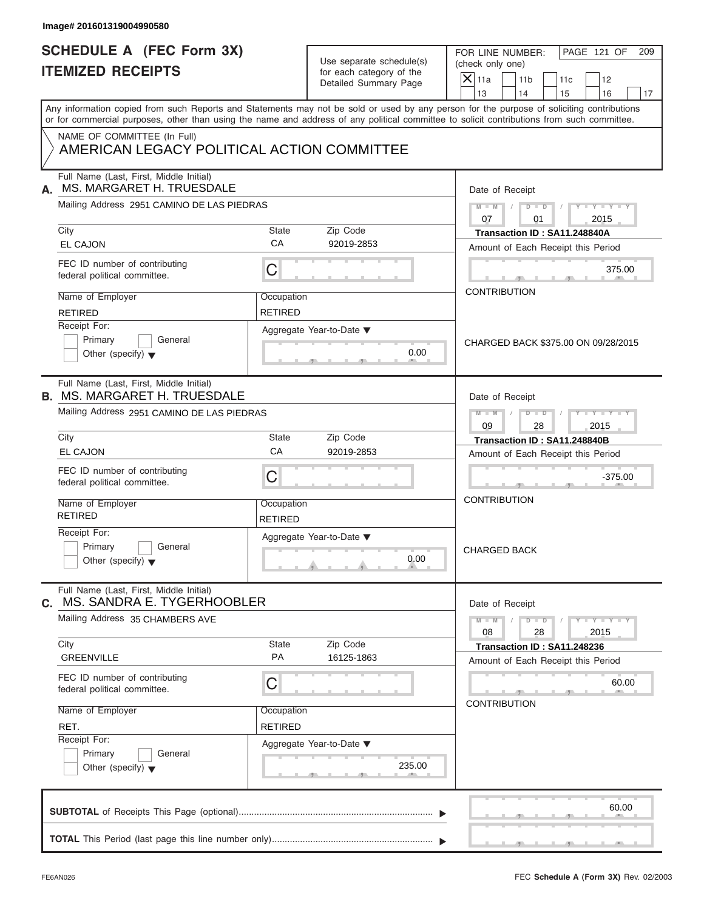Image# 201601319004990580

# SCHEDULE A (FEC Form 3X)
# ITEMIZED RECEIPTS

Use separate schedule(s) for each category of the Detailed Summary Page

FOR LINE NUMBER: (check only one)

- [X] 11a
- [ ] 11b
- [ ] 11c
- [ ] 12
- [ ] 13
- [ ] 14
- [ ] 15
- [ ] 16
- [ ] 17

PAGE 121 OF 209

Any information copied from such Reports and Statements may not be sold or used by any person for the purpose of soliciting contributions or for commercial purposes, other than using the name and address of any political committee to solicit contributions from such committee.

NAME OF COMMITTEE (In Full)
AMERICAN LEGACY POLITICAL ACTION COMMITTEE

---

**A.** Full Name (Last, First, Middle Initial): MS. MARGARET H. TRUESDALE

Mailing Address: 2951 CAMINO DE LAS PIEDRAS

City: EL CAJON | State: CA | Zip Code: 92019-2853

FEC ID number of contributing federal political committee: C

Name of Employer: RETIRED | Occupation: RETIRED

Receipt For: [ ] Primary [ ] General [ ] Other (specify)

Aggregate Year-to-Date: 0.00

Date of Receipt: 07/01/2015

Transaction ID : SA11.248840A

Amount of Each Receipt this Period: 375.00

CONTRIBUTION

CHARGED BACK $375.00 ON 09/28/2015

---

**B.** Full Name (Last, First, Middle Initial): MS. MARGARET H. TRUESDALE

Mailing Address: 2951 CAMINO DE LAS PIEDRAS

City: EL CAJON | State: CA | Zip Code: 92019-2853

FEC ID number of contributing federal political committee: C

Name of Employer: RETIRED | Occupation: RETIRED

Receipt For: [ ] Primary [ ] General [ ] Other (specify)

Aggregate Year-to-Date: 0.00

Date of Receipt: 09/28/2015

Transaction ID : SA11.248840B

Amount of Each Receipt this Period: -375.00

CONTRIBUTION

CHARGED BACK

---

**C.** Full Name (Last, First, Middle Initial): MS. SANDRA E. TYGERHOOBLER

Mailing Address: 35 CHAMBERS AVE

City: GREENVILLE | State: PA | Zip Code: 16125-1863

FEC ID number of contributing federal political committee: C

Name of Employer: RET. | Occupation: RETIRED

Receipt For: [ ] Primary [ ] General [ ] Other (specify)

Aggregate Year-to-Date: 235.00

Date of Receipt: 08/28/2015

Transaction ID : SA11.248236

Amount of Each Receipt this Period: 60.00

CONTRIBUTION

---

**SUBTOTAL** of Receipts This Page (optional): 60.00

**TOTAL** This Period (last page this line number only):

FE6AN026 FEC **Schedule A** (Form 3X) Rev. 02/2003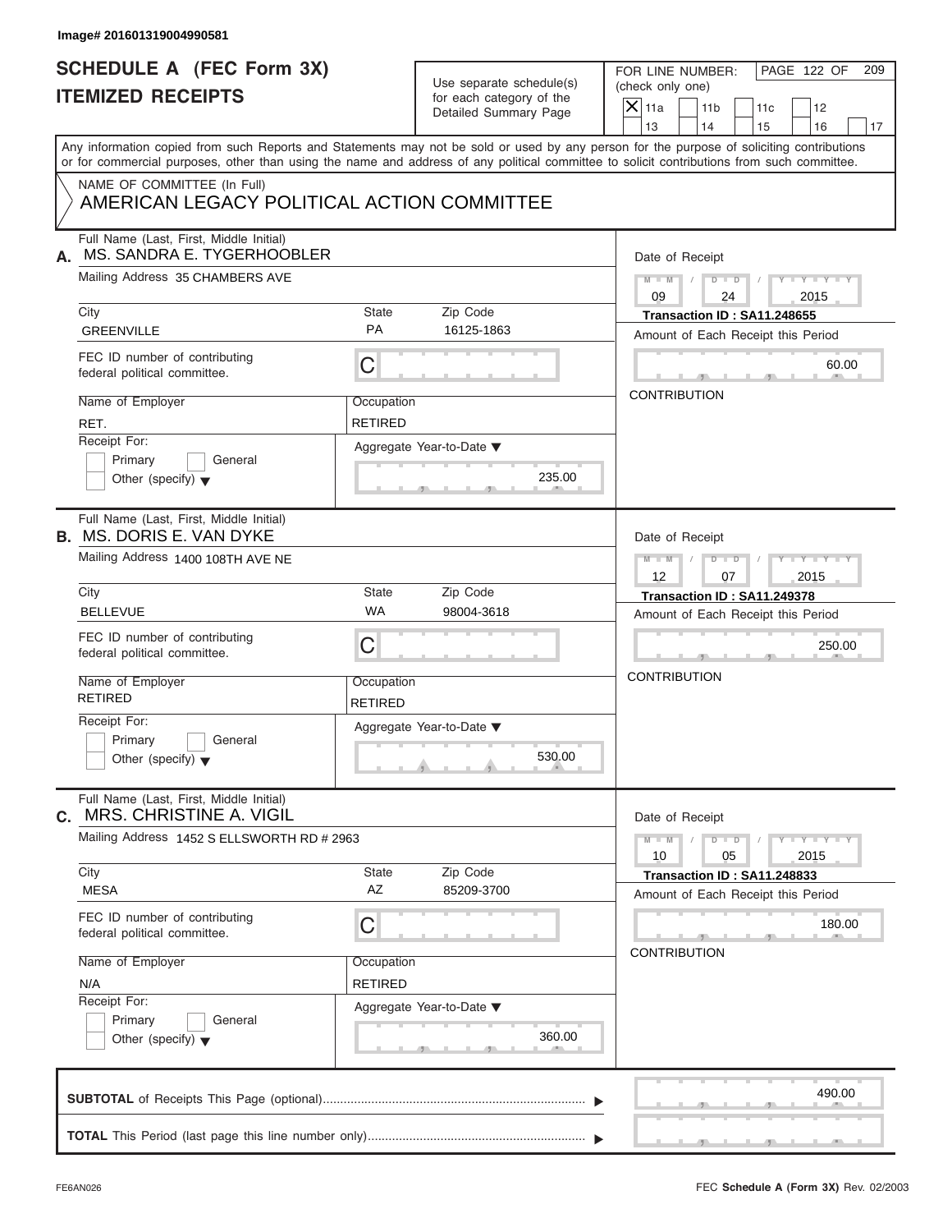Image# 201601319004990581

# SCHEDULE A (FEC Form 3X)
## ITEMIZED RECEIPTS

Use separate schedule(s) for each category of the Detailed Summary Page

FOR LINE NUMBER: (check only one)

[X] 11a  [ ] 11b  [ ] 11c  [ ] 12  [ ] 13  [ ] 14  [ ] 15  [ ] 16  [ ] 17

PAGE 122 OF 209

Any information copied from such Reports and Statements may not be sold or used by any person for the purpose of soliciting contributions or for commercial purposes, other than using the name and address of any political committee to solicit contributions from such committee.

NAME OF COMMITTEE (In Full)
AMERICAN LEGACY POLITICAL ACTION COMMITTEE

---

**A.** Full Name (Last, First, Middle Initial): MS. SANDRA E. TYGERHOOBLER

Mailing Address: 35 CHAMBERS AVE

City: GREENVILLE | State: PA | Zip Code: 16125-1863

FEC ID number of contributing federal political committee: C

Name of Employer: RET.

Occupation: RETIRED

Receipt For: [ ] Primary [ ] General [ ] Other (specify)

Aggregate Year-to-Date: 235.00

Date of Receipt: 09 / 24 / 2015

Transaction ID : SA11.248655

Amount of Each Receipt this Period: 60.00

CONTRIBUTION

---

**B.** Full Name (Last, First, Middle Initial): MS. DORIS E. VAN DYKE

Mailing Address: 1400 108TH AVE NE

City: BELLEVUE | State: WA | Zip Code: 98004-3618

FEC ID number of contributing federal political committee: C

Name of Employer: RETIRED

Occupation: RETIRED

Receipt For: [ ] Primary [ ] General [ ] Other (specify)

Aggregate Year-to-Date: 530.00

Date of Receipt: 12 / 07 / 2015

Transaction ID : SA11.249378

Amount of Each Receipt this Period: 250.00

CONTRIBUTION

---

**C.** Full Name (Last, First, Middle Initial): MRS. CHRISTINE A. VIGIL

Mailing Address: 1452 S ELLSWORTH RD # 2963

City: MESA | State: AZ | Zip Code: 85209-3700

FEC ID number of contributing federal political committee: C

Name of Employer: N/A

Occupation: RETIRED

Receipt For: [ ] Primary [ ] General [ ] Other (specify)

Aggregate Year-to-Date: 360.00

Date of Receipt: 10 / 05 / 2015

Transaction ID : SA11.248833

Amount of Each Receipt this Period: 180.00

CONTRIBUTION

---

**SUBTOTAL** of Receipts This Page (optional): 490.00

**TOTAL** This Period (last page this line number only):

FE6AN026 | FEC **Schedule A** (Form 3X) Rev. 02/2003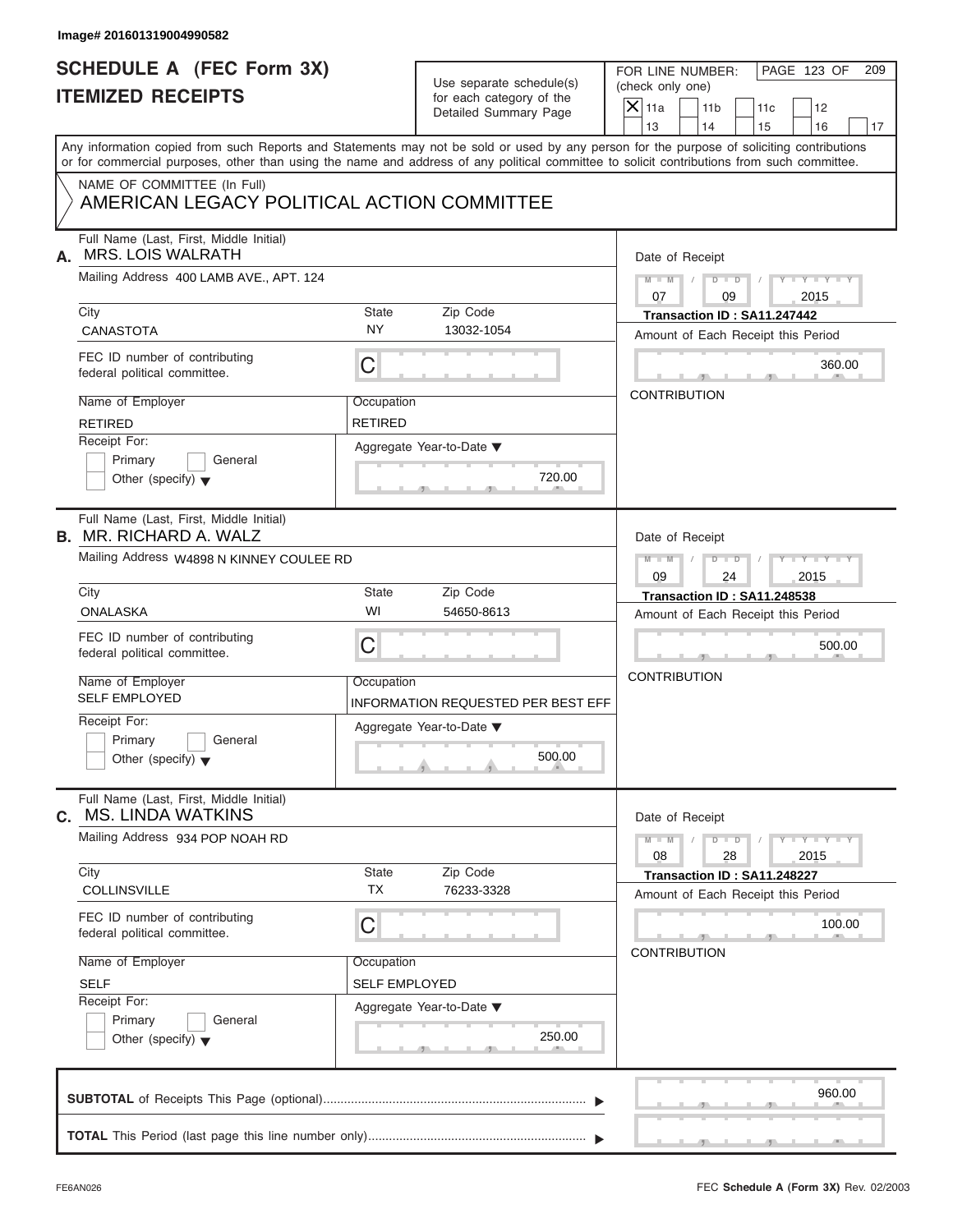Image# 201601319004990582

# SCHEDULE A (FEC Form 3X)
# ITEMIZED RECEIPTS

Use separate schedule(s) for each category of the Detailed Summary Page

FOR LINE NUMBER: (check only one)

- [X] 11a
- [ ] 11b
- [ ] 11c
- [ ] 12
- [ ] 13
- [ ] 14
- [ ] 15
- [ ] 16
- [ ] 17

PAGE 123 OF 209

Any information copied from such Reports and Statements may not be sold or used by any person for the purpose of soliciting contributions or for commercial purposes, other than using the name and address of any political committee to solicit contributions from such committee.

NAME OF COMMITTEE (In Full)
AMERICAN LEGACY POLITICAL ACTION COMMITTEE

---

**A.** Full Name (Last, First, Middle Initial): MRS. LOIS WALRATH

Mailing Address: 400 LAMB AVE., APT. 124

City: CANASTOTA | State: NY | Zip Code: 13032-1054

FEC ID number of contributing federal political committee: C

Name of Employer: RETIRED | Occupation: RETIRED

Receipt For: Primary / General / Other (specify)

Aggregate Year-to-Date: 720.00

Date of Receipt: 07 / 09 / 2015

Transaction ID : SA11.247442

Amount of Each Receipt this Period: 360.00

CONTRIBUTION

---

**B.** Full Name (Last, First, Middle Initial): MR. RICHARD A. WALZ

Mailing Address: W4898 N KINNEY COULEE RD

City: ONALASKA | State: WI | Zip Code: 54650-8613

FEC ID number of contributing federal political committee: C

Name of Employer: SELF EMPLOYED | Occupation: INFORMATION REQUESTED PER BEST EFF

Receipt For: Primary / General / Other (specify)

Aggregate Year-to-Date: 500.00

Date of Receipt: 09 / 24 / 2015

Transaction ID : SA11.248538

Amount of Each Receipt this Period: 500.00

CONTRIBUTION

---

**C.** Full Name (Last, First, Middle Initial): MS. LINDA WATKINS

Mailing Address: 934 POP NOAH RD

City: COLLINSVILLE | State: TX | Zip Code: 76233-3328

FEC ID number of contributing federal political committee: C

Name of Employer: SELF | Occupation: SELF EMPLOYED

Receipt For: Primary / General / Other (specify)

Aggregate Year-to-Date: 250.00

Date of Receipt: 08 / 28 / 2015

Transaction ID : SA11.248227

Amount of Each Receipt this Period: 100.00

CONTRIBUTION

---

**SUBTOTAL** of Receipts This Page (optional): 960.00

**TOTAL** This Period (last page this line number only):

FE6AN026 — FEC **Schedule A** (Form 3X) Rev. 02/2003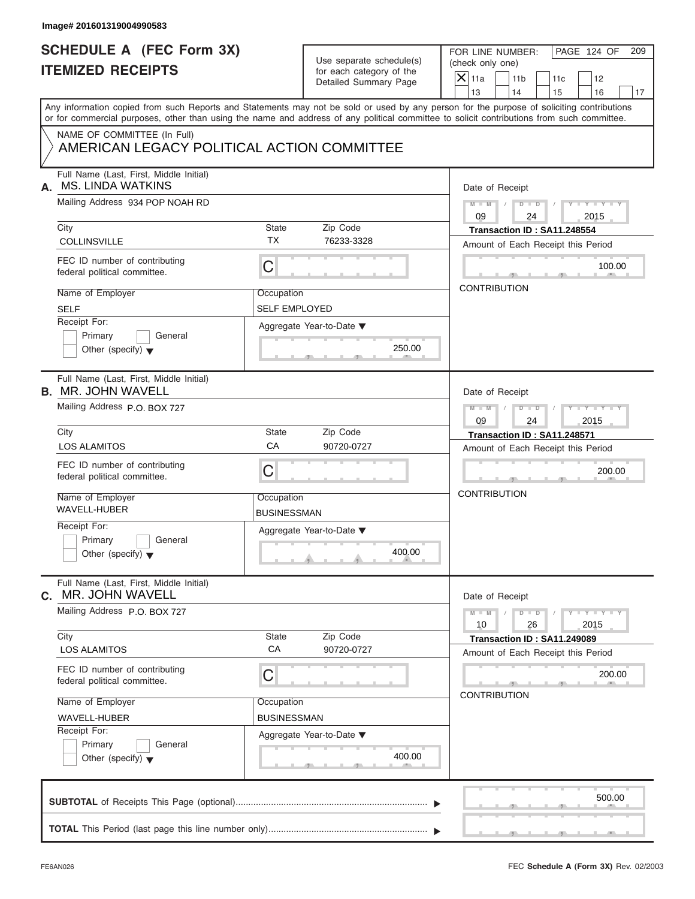Image# 201601319004990583

# SCHEDULE A (FEC Form 3X)
## ITEMIZED RECEIPTS

Use separate schedule(s) for each category of the Detailed Summary Page

FOR LINE NUMBER: (check only one)

- [X] 11a
- [ ] 11b
- [ ] 11c
- [ ] 12
- [ ] 13
- [ ] 14
- [ ] 15
- [ ] 16
- [ ] 17

Any information copied from such Reports and Statements may not be sold or used by any person for the purpose of soliciting contributions or for commercial purposes, other than using the name and address of any political committee to solicit contributions from such committee.

NAME OF COMMITTEE (In Full)
AMERICAN LEGACY POLITICAL ACTION COMMITTEE

---

**A.** Full Name (Last, First, Middle Initial): MS. LINDA WATKINS

Mailing Address: 934 POP NOAH RD

City: COLLINSVILLE | State: TX | Zip Code: 76233-3328

FEC ID number of contributing federal political committee: C

Name of Employer: SELF

Occupation: SELF EMPLOYED

Receipt For: Primary / General / Other (specify)

Aggregate Year-to-Date: 250.00

Date of Receipt: 09 / 24 / 2015

Transaction ID : SA11.248554

Amount of Each Receipt this Period: 100.00

CONTRIBUTION

---

**B.** Full Name (Last, First, Middle Initial): MR. JOHN WAVELL

Mailing Address: P.O. BOX 727

City: LOS ALAMITOS | State: CA | Zip Code: 90720-0727

FEC ID number of contributing federal political committee: C

Name of Employer: WAVELL-HUBER

Occupation: BUSINESSMAN

Receipt For: Primary / General / Other (specify)

Aggregate Year-to-Date: 400.00

Date of Receipt: 09 / 24 / 2015

Transaction ID : SA11.248571

Amount of Each Receipt this Period: 200.00

CONTRIBUTION

---

**C.** Full Name (Last, First, Middle Initial): MR. JOHN WAVELL

Mailing Address: P.O. BOX 727

City: LOS ALAMITOS | State: CA | Zip Code: 90720-0727

FEC ID number of contributing federal political committee: C

Name of Employer: WAVELL-HUBER

Occupation: BUSINESSMAN

Receipt For: Primary / General / Other (specify)

Aggregate Year-to-Date: 400.00

Date of Receipt: 10 / 26 / 2015

Transaction ID : SA11.249089

Amount of Each Receipt this Period: 200.00

CONTRIBUTION

---

**SUBTOTAL** of Receipts This Page (optional): 500.00

**TOTAL** This Period (last page this line number only):

FE6AN026

FEC **Schedule A** (Form 3X) Rev. 02/2003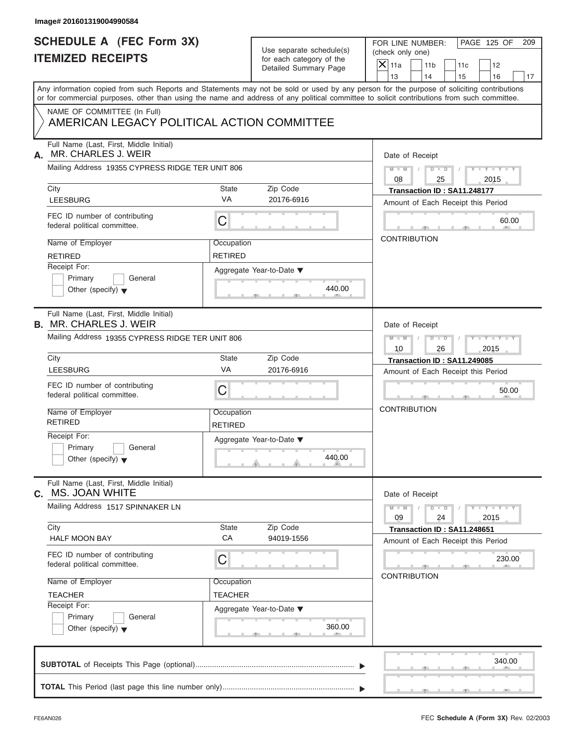Image# 201601319004990584

# SCHEDULE A (FEC Form 3X)
## ITEMIZED RECEIPTS

Use separate schedule(s) for each category of the Detailed Summary Page

FOR LINE NUMBER: (check only one)

PAGE 125 OF 209

- [X] 11a
- [ ] 11b
- [ ] 11c
- [ ] 12
- [ ] 13
- [ ] 14
- [ ] 15
- [ ] 16
- [ ] 17

Any information copied from such Reports and Statements may not be sold or used by any person for the purpose of soliciting contributions or for commercial purposes, other than using the name and address of any political committee to solicit contributions from such committee.

NAME OF COMMITTEE (In Full)
AMERICAN LEGACY POLITICAL ACTION COMMITTEE

---

**A.** Full Name (Last, First, Middle Initial): MR. CHARLES J. WEIR

Mailing Address: 19355 CYPRESS RIDGE TER UNIT 806

| City | State | Zip Code |
|---|---|---|
| LEESBURG | VA | 20176-6916 |

FEC ID number of contributing federal political committee: C

Name of Employer: RETIRED
Occupation: RETIRED

Receipt For: [ ] Primary [ ] General [ ] Other (specify)

Aggregate Year-to-Date: 440.00

Date of Receipt: 08 / 25 / 2015
Transaction ID : SA11.248177
Amount of Each Receipt this Period: 60.00
CONTRIBUTION

---

**B.** Full Name (Last, First, Middle Initial): MR. CHARLES J. WEIR

Mailing Address: 19355 CYPRESS RIDGE TER UNIT 806

| City | State | Zip Code |
|---|---|---|
| LEESBURG | VA | 20176-6916 |

FEC ID number of contributing federal political committee: C

Name of Employer: RETIRED
Occupation: RETIRED

Receipt For: [ ] Primary [ ] General [ ] Other (specify)

Aggregate Year-to-Date: 440.00

Date of Receipt: 10 / 26 / 2015
Transaction ID : SA11.249085
Amount of Each Receipt this Period: 50.00
CONTRIBUTION

---

**C.** Full Name (Last, First, Middle Initial): MS. JOAN WHITE

Mailing Address: 1517 SPINNAKER LN

| City | State | Zip Code |
|---|---|---|
| HALF MOON BAY | CA | 94019-1556 |

FEC ID number of contributing federal political committee: C

Name of Employer: TEACHER
Occupation: TEACHER

Receipt For: [ ] Primary [ ] General [ ] Other (specify)

Aggregate Year-to-Date: 360.00

Date of Receipt: 09 / 24 / 2015
Transaction ID : SA11.248651
Amount of Each Receipt this Period: 230.00
CONTRIBUTION

---

**SUBTOTAL** of Receipts This Page (optional): 340.00

**TOTAL** This Period (last page this line number only):

FE6AN026 — FEC **Schedule A** (Form 3X) Rev. 02/2003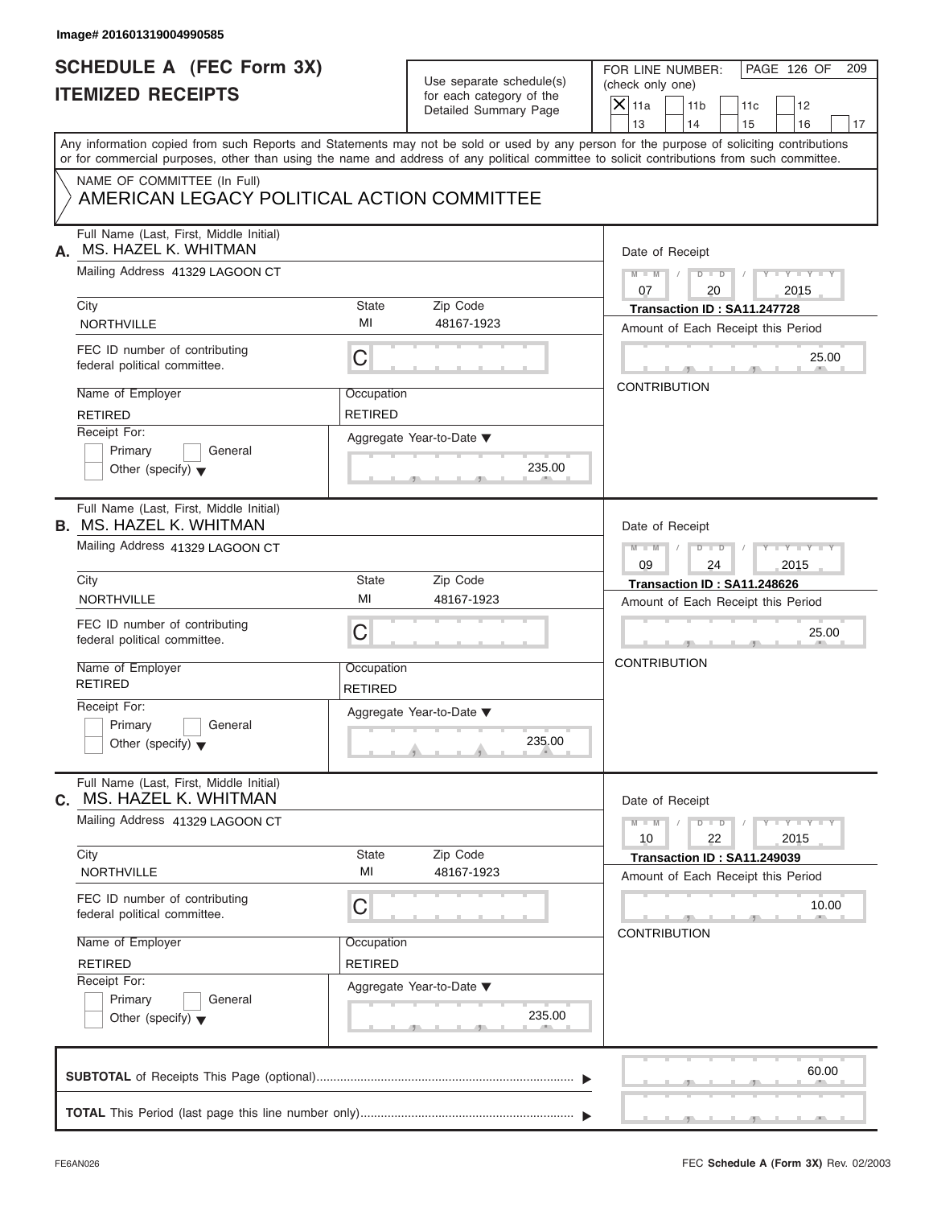Image# 201601319004990585

# SCHEDULE A (FEC Form 3X)
# ITEMIZED RECEIPTS

Use separate schedule(s) for each category of the Detailed Summary Page

FOR LINE NUMBER: (check only one)

- [X] 11a
- [ ] 11b
- [ ] 11c
- [ ] 12
- [ ] 13
- [ ] 14
- [ ] 15
- [ ] 16
- [ ] 17

PAGE 126 OF 209

Any information copied from such Reports and Statements may not be sold or used by any person for the purpose of soliciting contributions or for commercial purposes, other than using the name and address of any political committee to solicit contributions from such committee.

NAME OF COMMITTEE (In Full)
AMERICAN LEGACY POLITICAL ACTION COMMITTEE

---

**A.** Full Name (Last, First, Middle Initial): MS. HAZEL K. WHITMAN

Mailing Address: 41329 LAGOON CT

| City | State | Zip Code |
|---|---|---|
| NORTHVILLE | MI | 48167-1923 |

FEC ID number of contributing federal political committee: C

| Name of Employer | Occupation |
|---|---|
| RETIRED | RETIRED |

Receipt For: [ ] Primary [ ] General [ ] Other (specify)

Aggregate Year-to-Date: 235.00

Date of Receipt: 07 / 20 / 2015

Transaction ID : SA11.247728

Amount of Each Receipt this Period: 25.00

CONTRIBUTION

---

**B.** Full Name (Last, First, Middle Initial): MS. HAZEL K. WHITMAN

Mailing Address: 41329 LAGOON CT

| City | State | Zip Code |
|---|---|---|
| NORTHVILLE | MI | 48167-1923 |

FEC ID number of contributing federal political committee: C

| Name of Employer | Occupation |
|---|---|
| RETIRED | RETIRED |

Receipt For: [ ] Primary [ ] General [ ] Other (specify)

Aggregate Year-to-Date: 235.00

Date of Receipt: 09 / 24 / 2015

Transaction ID : SA11.248626

Amount of Each Receipt this Period: 25.00

CONTRIBUTION

---

**C.** Full Name (Last, First, Middle Initial): MS. HAZEL K. WHITMAN

Mailing Address: 41329 LAGOON CT

| City | State | Zip Code |
|---|---|---|
| NORTHVILLE | MI | 48167-1923 |

FEC ID number of contributing federal political committee: C

| Name of Employer | Occupation |
|---|---|
| RETIRED | RETIRED |

Receipt For: [ ] Primary [ ] General [ ] Other (specify)

Aggregate Year-to-Date: 235.00

Date of Receipt: 10 / 22 / 2015

Transaction ID : SA11.249039

Amount of Each Receipt this Period: 10.00

CONTRIBUTION

---

**SUBTOTAL** of Receipts This Page (optional): 60.00

**TOTAL** This Period (last page this line number only):

FE6AN026 FEC **Schedule A** (Form 3X) Rev. 02/2003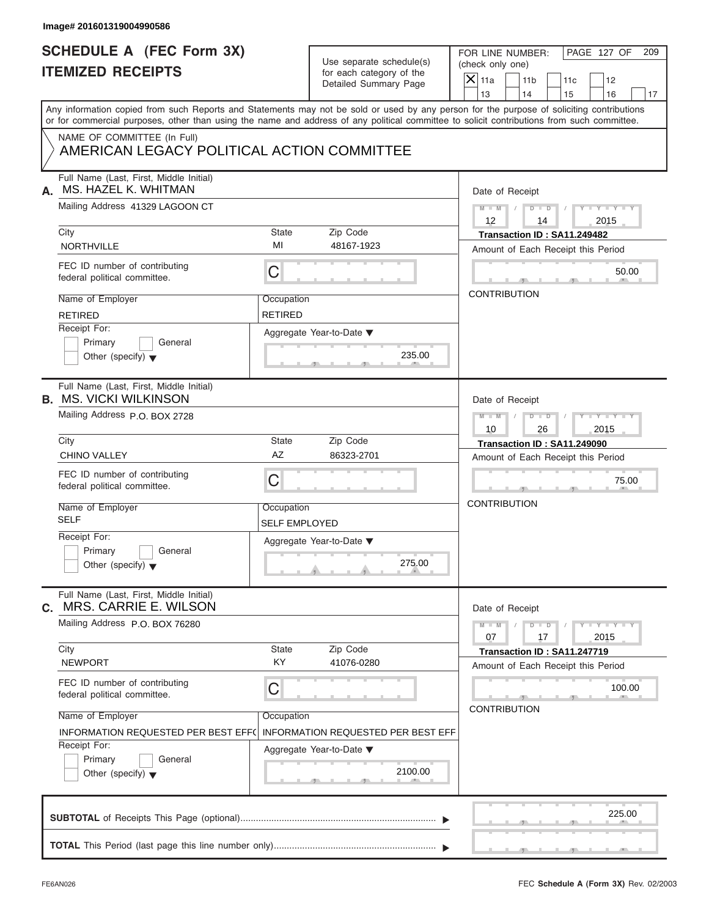Image# 201601319004990586

# SCHEDULE A (FEC Form 3X)
# ITEMIZED RECEIPTS

Use separate schedule(s) for each category of the Detailed Summary Page

FOR LINE NUMBER: (check only one)

☒ 11a ☐ 11b ☐ 11c ☐ 12 ☐ 13 ☐ 14 ☐ 15 ☐ 16 ☐ 17

Any information copied from such Reports and Statements may not be sold or used by any person for the purpose of soliciting contributions or for commercial purposes, other than using the name and address of any political committee to solicit contributions from such committee.

NAME OF COMMITTEE (In Full)
AMERICAN LEGACY POLITICAL ACTION COMMITTEE

---

**A.** Full Name (Last, First, Middle Initial): MS. HAZEL K. WHITMAN

Mailing Address: 41329 LAGOON CT

City: NORTHVILLE | State: MI | Zip Code: 48167-1923

FEC ID number of contributing federal political committee: C

Name of Employer: RETIRED | Occupation: RETIRED

Receipt For: ☐ Primary ☐ General ☐ Other (specify)

Aggregate Year-to-Date: 235.00

Date of Receipt: 12 / 14 / 2015

Transaction ID : SA11.249482

Amount of Each Receipt this Period: 50.00

CONTRIBUTION

---

**B.** Full Name (Last, First, Middle Initial): MS. VICKI WILKINSON

Mailing Address: P.O. BOX 2728

City: CHINO VALLEY | State: AZ | Zip Code: 86323-2701

FEC ID number of contributing federal political committee: C

Name of Employer: SELF | Occupation: SELF EMPLOYED

Receipt For: ☐ Primary ☐ General ☐ Other (specify)

Aggregate Year-to-Date: 275.00

Date of Receipt: 10 / 26 / 2015

Transaction ID : SA11.249090

Amount of Each Receipt this Period: 75.00

CONTRIBUTION

---

**C.** Full Name (Last, First, Middle Initial): MRS. CARRIE E. WILSON

Mailing Address: P.O. BOX 76280

City: NEWPORT | State: KY | Zip Code: 41076-0280

FEC ID number of contributing federal political committee: C

Name of Employer: INFORMATION REQUESTED PER BEST EFF( | Occupation: INFORMATION REQUESTED PER BEST EFF

Receipt For: ☐ Primary ☐ General ☐ Other (specify)

Aggregate Year-to-Date: 2100.00

Date of Receipt: 07 / 17 / 2015

Transaction ID : SA11.247719

Amount of Each Receipt this Period: 100.00

CONTRIBUTION

---

**SUBTOTAL** of Receipts This Page (optional): 225.00

**TOTAL** This Period (last page this line number only):

FE6AN026 FEC **Schedule A** (Form 3X) Rev. 02/2003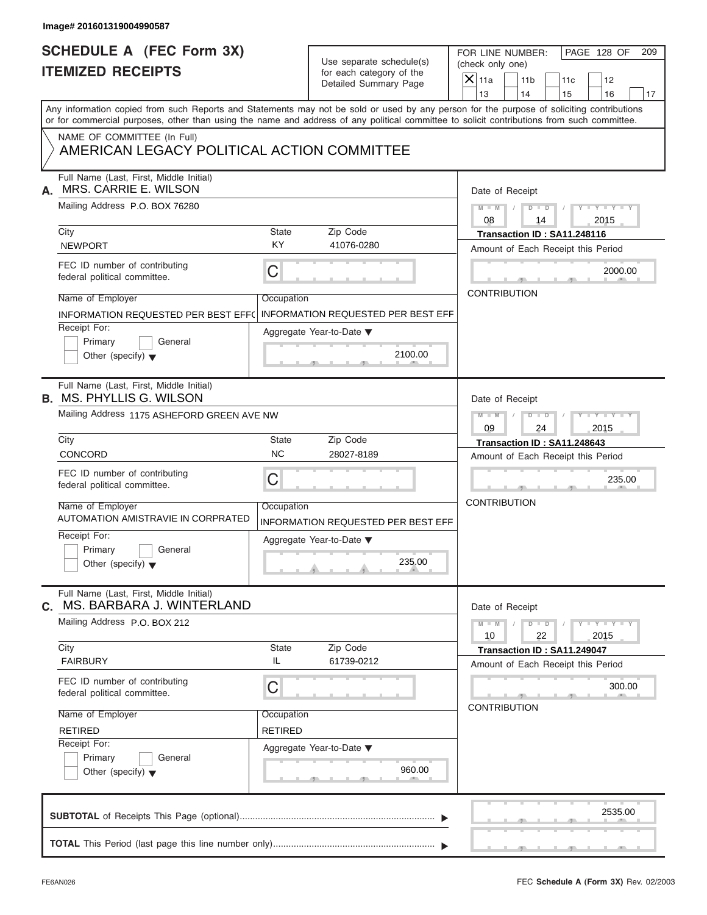Image# 201601319004990587

# SCHEDULE A (FEC Form 3X)
## ITEMIZED RECEIPTS

Use separate schedule(s) for each category of the Detailed Summary Page

FOR LINE NUMBER: (check only one)

- [X] 11a
- [ ] 11b
- [ ] 11c
- [ ] 12
- [ ] 13
- [ ] 14
- [ ] 15
- [ ] 16
- [ ] 17

Any information copied from such Reports and Statements may not be sold or used by any person for the purpose of soliciting contributions or for commercial purposes, other than using the name and address of any political committee to solicit contributions from such committee.

NAME OF COMMITTEE (In Full)
AMERICAN LEGACY POLITICAL ACTION COMMITTEE

---

**A.** Full Name (Last, First, Middle Initial): MRS. CARRIE E. WILSON

Mailing Address: P.O. BOX 76280

City: NEWPORT | State: KY | Zip Code: 41076-0280

FEC ID number of contributing federal political committee: C

Name of Employer: INFORMATION REQUESTED PER BEST EFF(

Occupation: INFORMATION REQUESTED PER BEST EFF

Receipt For: Primary / General / Other (specify)

Aggregate Year-to-Date: 2100.00

Date of Receipt: 08 / 14 / 2015

Transaction ID : SA11.248116

Amount of Each Receipt this Period: 2000.00

CONTRIBUTION

---

**B.** Full Name (Last, First, Middle Initial): MS. PHYLLIS G. WILSON

Mailing Address: 1175 ASHEFORD GREEN AVE NW

City: CONCORD | State: NC | Zip Code: 28027-8189

FEC ID number of contributing federal political committee: C

Name of Employer: AUTOMATION AMISTRAVIE IN CORPRATED

Occupation: INFORMATION REQUESTED PER BEST EFF

Receipt For: Primary / General / Other (specify)

Aggregate Year-to-Date: 235.00

Date of Receipt: 09 / 24 / 2015

Transaction ID : SA11.248643

Amount of Each Receipt this Period: 235.00

CONTRIBUTION

---

**C.** Full Name (Last, First, Middle Initial): MS. BARBARA J. WINTERLAND

Mailing Address: P.O. BOX 212

City: FAIRBURY | State: IL | Zip Code: 61739-0212

FEC ID number of contributing federal political committee: C

Name of Employer: RETIRED

Occupation: RETIRED

Receipt For: Primary / General / Other (specify)

Aggregate Year-to-Date: 960.00

Date of Receipt: 10 / 22 / 2015

Transaction ID : SA11.249047

Amount of Each Receipt this Period: 300.00

CONTRIBUTION

---

**SUBTOTAL** of Receipts This Page (optional): 2535.00

**TOTAL** This Period (last page this line number only):

FE6AN026

FEC **Schedule A** (Form 3X) Rev. 02/2003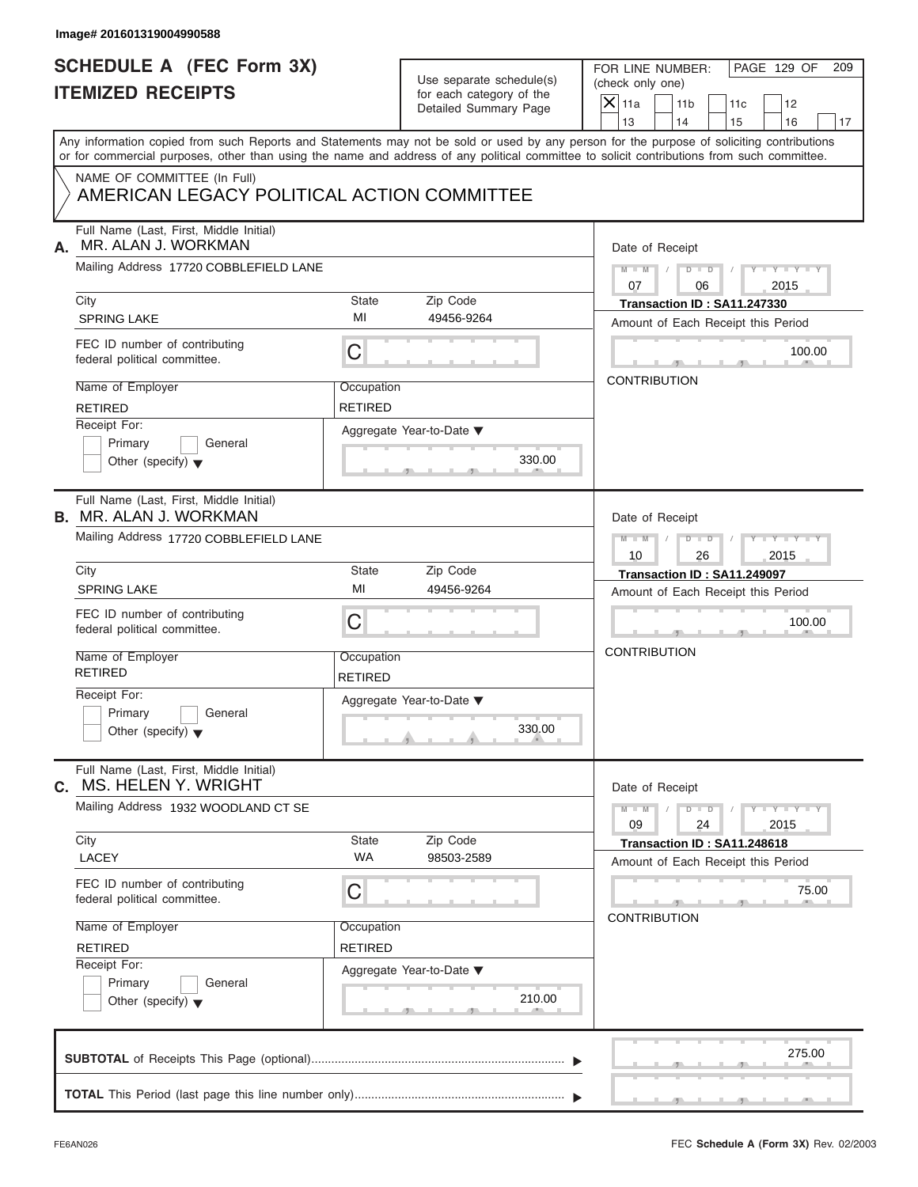Image# 201601319004990588

# SCHEDULE A (FEC Form 3X)
# ITEMIZED RECEIPTS

Use separate schedule(s) for each category of the Detailed Summary Page

FOR LINE NUMBER: (check only one)

- [X] 11a
- [ ] 11b
- [ ] 11c
- [ ] 12
- [ ] 13
- [ ] 14
- [ ] 15
- [ ] 16
- [ ] 17

Any information copied from such Reports and Statements may not be sold or used by any person for the purpose of soliciting contributions or for commercial purposes, other than using the name and address of any political committee to solicit contributions from such committee.

NAME OF COMMITTEE (In Full)
AMERICAN LEGACY POLITICAL ACTION COMMITTEE

---

**A.** Full Name (Last, First, Middle Initial): MR. ALAN J. WORKMAN

Mailing Address: 17720 COBBLEFIELD LANE

City: SPRING LAKE | State: MI | Zip Code: 49456-9264

FEC ID number of contributing federal political committee: C

Name of Employer: RETIRED | Occupation: RETIRED

Receipt For: Primary / General / Other (specify)

Aggregate Year-to-Date: 330.00

Date of Receipt: 07 / 06 / 2015

Transaction ID : SA11.247330

Amount of Each Receipt this Period: 100.00

CONTRIBUTION

---

**B.** Full Name (Last, First, Middle Initial): MR. ALAN J. WORKMAN

Mailing Address: 17720 COBBLEFIELD LANE

City: SPRING LAKE | State: MI | Zip Code: 49456-9264

FEC ID number of contributing federal political committee: C

Name of Employer: RETIRED | Occupation: RETIRED

Receipt For: Primary / General / Other (specify)

Aggregate Year-to-Date: 330.00

Date of Receipt: 10 / 26 / 2015

Transaction ID : SA11.249097

Amount of Each Receipt this Period: 100.00

CONTRIBUTION

---

**C.** Full Name (Last, First, Middle Initial): MS. HELEN Y. WRIGHT

Mailing Address: 1932 WOODLAND CT SE

City: LACEY | State: WA | Zip Code: 98503-2589

FEC ID number of contributing federal political committee: C

Name of Employer: RETIRED | Occupation: RETIRED

Receipt For: Primary / General / Other (specify)

Aggregate Year-to-Date: 210.00

Date of Receipt: 09 / 24 / 2015

Transaction ID : SA11.248618

Amount of Each Receipt this Period: 75.00

CONTRIBUTION

---

**SUBTOTAL** of Receipts This Page (optional): 275.00

**TOTAL** This Period (last page this line number only):

FE6AN026

FEC Schedule A (Form 3X) Rev. 02/2003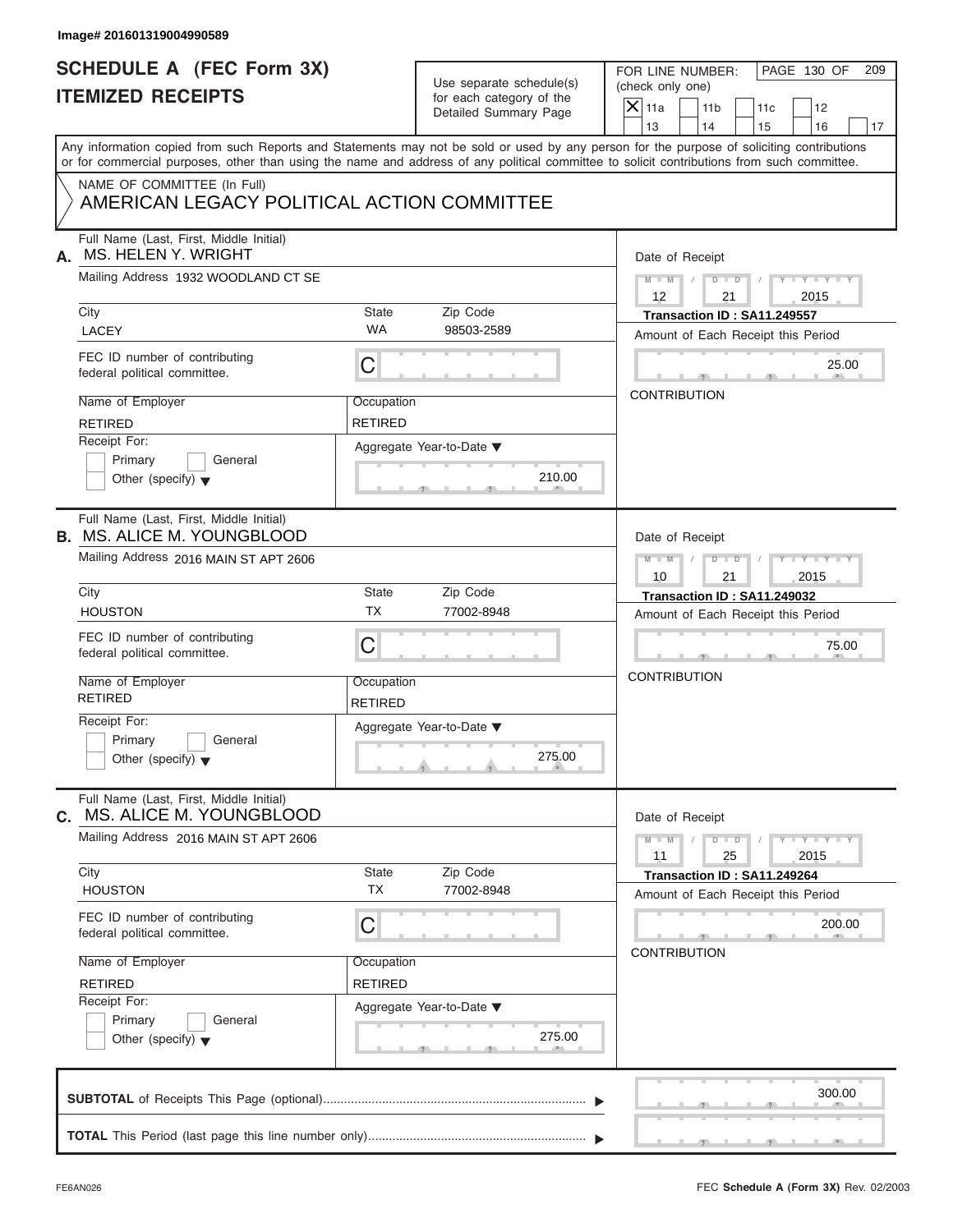Image# 201601319004990589

# SCHEDULE A (FEC Form 3X)
## ITEMIZED RECEIPTS

Use separate schedule(s) for each category of the Detailed Summary Page

FOR LINE NUMBER: (check only one)

- [X] 11a
- [ ] 11b
- [ ] 11c
- [ ] 12
- [ ] 13
- [ ] 14
- [ ] 15
- [ ] 16
- [ ] 17

PAGE 130 OF 209

Any information copied from such Reports and Statements may not be sold or used by any person for the purpose of soliciting contributions or for commercial purposes, other than using the name and address of any political committee to solicit contributions from such committee.

NAME OF COMMITTEE (In Full)
AMERICAN LEGACY POLITICAL ACTION COMMITTEE

---

**A.** Full Name (Last, First, Middle Initial): MS. HELEN Y. WRIGHT

Mailing Address: 1932 WOODLAND CT SE

City: LACEY | State: WA | Zip Code: 98503-2589

FEC ID number of contributing federal political committee: C

Name of Employer: RETIRED | Occupation: RETIRED

Receipt For: Primary / General / Other (specify)

Aggregate Year-to-Date: 210.00

Date of Receipt: 12 / 21 / 2015

Transaction ID : SA11.249557

Amount of Each Receipt this Period: 25.00

CONTRIBUTION

---

**B.** Full Name (Last, First, Middle Initial): MS. ALICE M. YOUNGBLOOD

Mailing Address: 2016 MAIN ST APT 2606

City: HOUSTON | State: TX | Zip Code: 77002-8948

FEC ID number of contributing federal political committee: C

Name of Employer: RETIRED | Occupation: RETIRED

Receipt For: Primary / General / Other (specify)

Aggregate Year-to-Date: 275.00

Date of Receipt: 10 / 21 / 2015

Transaction ID : SA11.249032

Amount of Each Receipt this Period: 75.00

CONTRIBUTION

---

**C.** Full Name (Last, First, Middle Initial): MS. ALICE M. YOUNGBLOOD

Mailing Address: 2016 MAIN ST APT 2606

City: HOUSTON | State: TX | Zip Code: 77002-8948

FEC ID number of contributing federal political committee: C

Name of Employer: RETIRED | Occupation: RETIRED

Receipt For: Primary / General / Other (specify)

Aggregate Year-to-Date: 275.00

Date of Receipt: 11 / 25 / 2015

Transaction ID : SA11.249264

Amount of Each Receipt this Period: 200.00

CONTRIBUTION

---

**SUBTOTAL** of Receipts This Page (optional): 300.00

**TOTAL** This Period (last page this line number only):

FE6AN026 | FEC Schedule A (Form 3X) Rev. 02/2003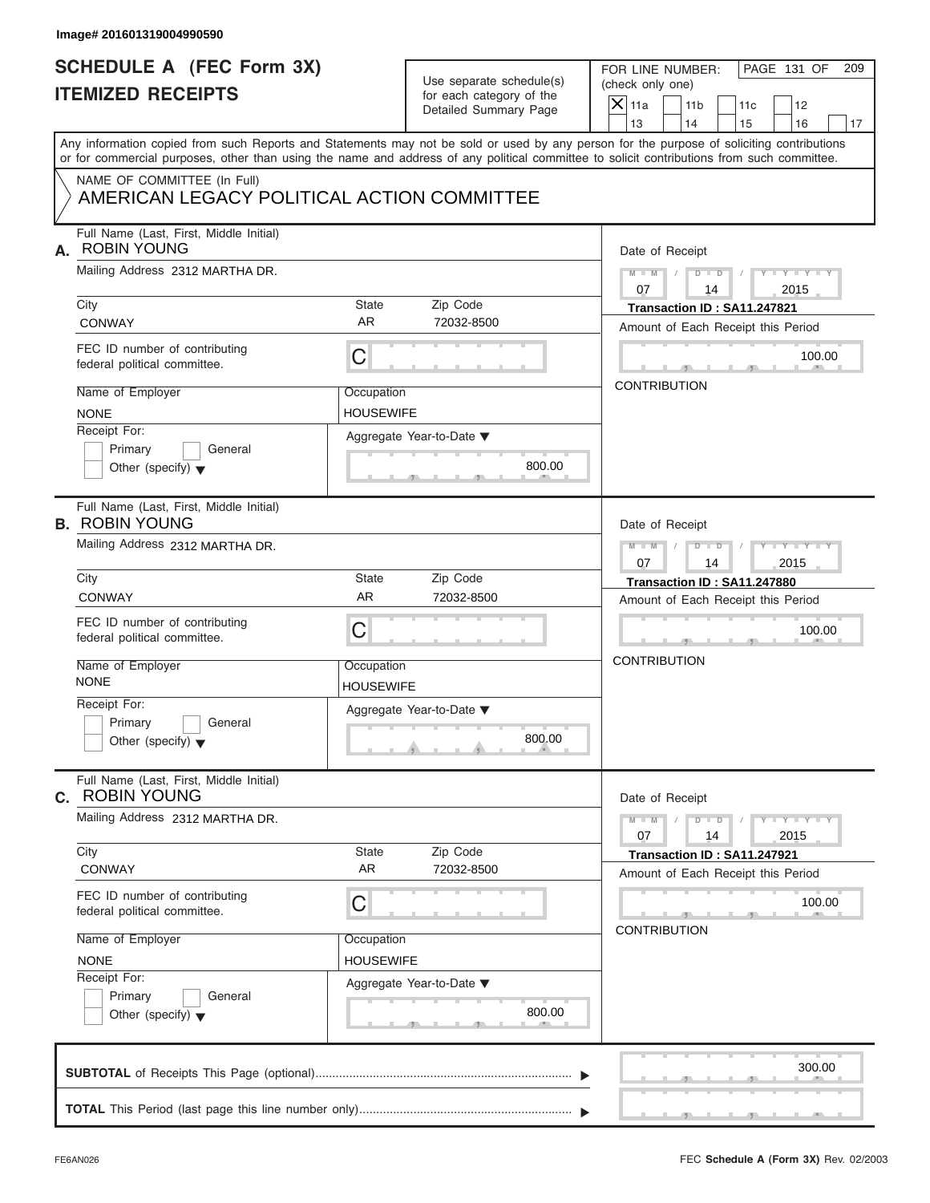Image# 201601319004990590

# SCHEDULE A (FEC Form 3X)
## ITEMIZED RECEIPTS

Use separate schedule(s) for each category of the Detailed Summary Page

FOR LINE NUMBER: (check only one)
[X] 11a [ ] 11b [ ] 11c [ ] 12 [ ] 13 [ ] 14 [ ] 15 [ ] 16 [ ] 17

PAGE 131 OF 209

Any information copied from such Reports and Statements may not be sold or used by any person for the purpose of soliciting contributions or for commercial purposes, other than using the name and address of any political committee to solicit contributions from such committee.

NAME OF COMMITTEE (In Full)
AMERICAN LEGACY POLITICAL ACTION COMMITTEE

---

**A.** Full Name (Last, First, Middle Initial): ROBIN YOUNG
Mailing Address: 2312 MARTHA DR.
City: CONWAY | State: AR | Zip Code: 72032-8500
FEC ID number of contributing federal political committee: C
Name of Employer: NONE
Occupation: HOUSEWIFE
Receipt For: [ ] Primary [ ] General [ ] Other (specify)
Aggregate Year-to-Date: 800.00

Date of Receipt: 07 / 14 / 2015
Transaction ID : SA11.247821
Amount of Each Receipt this Period: 100.00
CONTRIBUTION

---

**B.** Full Name (Last, First, Middle Initial): ROBIN YOUNG
Mailing Address: 2312 MARTHA DR.
City: CONWAY | State: AR | Zip Code: 72032-8500
FEC ID number of contributing federal political committee: C
Name of Employer: NONE
Occupation: HOUSEWIFE
Receipt For: [ ] Primary [ ] General [ ] Other (specify)
Aggregate Year-to-Date: 800.00

Date of Receipt: 07 / 14 / 2015
Transaction ID : SA11.247880
Amount of Each Receipt this Period: 100.00
CONTRIBUTION

---

**C.** Full Name (Last, First, Middle Initial): ROBIN YOUNG
Mailing Address: 2312 MARTHA DR.
City: CONWAY | State: AR | Zip Code: 72032-8500
FEC ID number of contributing federal political committee: C
Name of Employer: NONE
Occupation: HOUSEWIFE
Receipt For: [ ] Primary [ ] General [ ] Other (specify)
Aggregate Year-to-Date: 800.00

Date of Receipt: 07 / 14 / 2015
Transaction ID : SA11.247921
Amount of Each Receipt this Period: 100.00
CONTRIBUTION

---

**SUBTOTAL** of Receipts This Page (optional): 300.00

**TOTAL** This Period (last page this line number only):

FE6AN026 — FEC **Schedule A** (Form 3X) Rev. 02/2003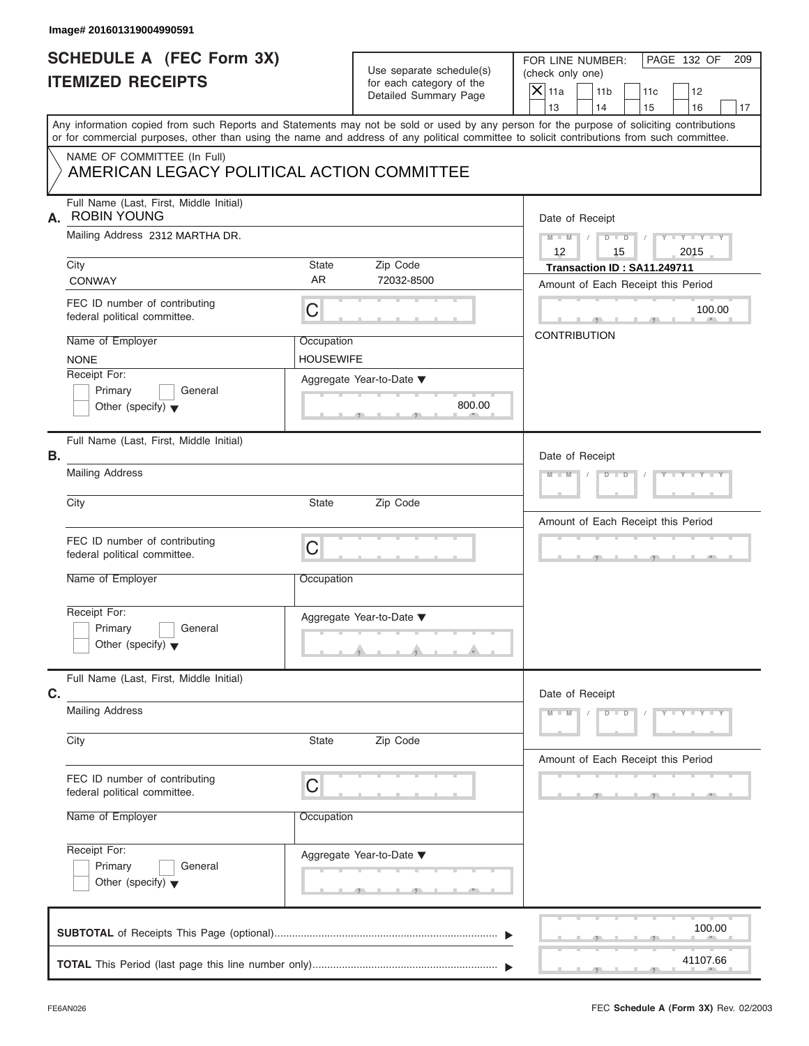Image# 201601319004990591

# SCHEDULE A (FEC Form 3X)
## ITEMIZED RECEIPTS

Use separate schedule(s) for each category of the Detailed Summary Page

FOR LINE NUMBER: (check only one)

- [X] 11a
- [ ] 11b
- [ ] 11c
- [ ] 12
- [ ] 13
- [ ] 14
- [ ] 15
- [ ] 16
- [ ] 17

Any information copied from such Reports and Statements may not be sold or used by any person for the purpose of soliciting contributions or for commercial purposes, other than using the name and address of any political committee to solicit contributions from such committee.

NAME OF COMMITTEE (In Full)
AMERICAN LEGACY POLITICAL ACTION COMMITTEE

**A.** Full Name (Last, First, Middle Initial): ROBIN YOUNG

Mailing Address: 2312 MARTHA DR.

City: CONWAY | State: AR | Zip Code: 72032-8500

FEC ID number of contributing federal political committee: C

Name of Employer: NONE

Occupation: HOUSEWIFE

Receipt For: Primary / General / Other (specify)

Aggregate Year-to-Date: 800.00

Date of Receipt: 12 / 15 / 2015

Transaction ID : SA11.249711

Amount of Each Receipt this Period: 100.00

CONTRIBUTION

**B.** Full Name (Last, First, Middle Initial):

Mailing Address

City | State | Zip Code

FEC ID number of contributing federal political committee: C

Name of Employer

Occupation

Receipt For: Primary / General / Other (specify)

Aggregate Year-to-Date

Date of Receipt

Amount of Each Receipt this Period

**C.** Full Name (Last, First, Middle Initial):

Mailing Address

City | State | Zip Code

FEC ID number of contributing federal political committee: C

Name of Employer

Occupation

Receipt For: Primary / General / Other (specify)

Aggregate Year-to-Date

Date of Receipt

Amount of Each Receipt this Period

**SUBTOTAL** of Receipts This Page (optional): 100.00

**TOTAL** This Period (last page this line number only): 41107.66

FE6AN026 FEC **Schedule A** (Form 3X) Rev. 02/2003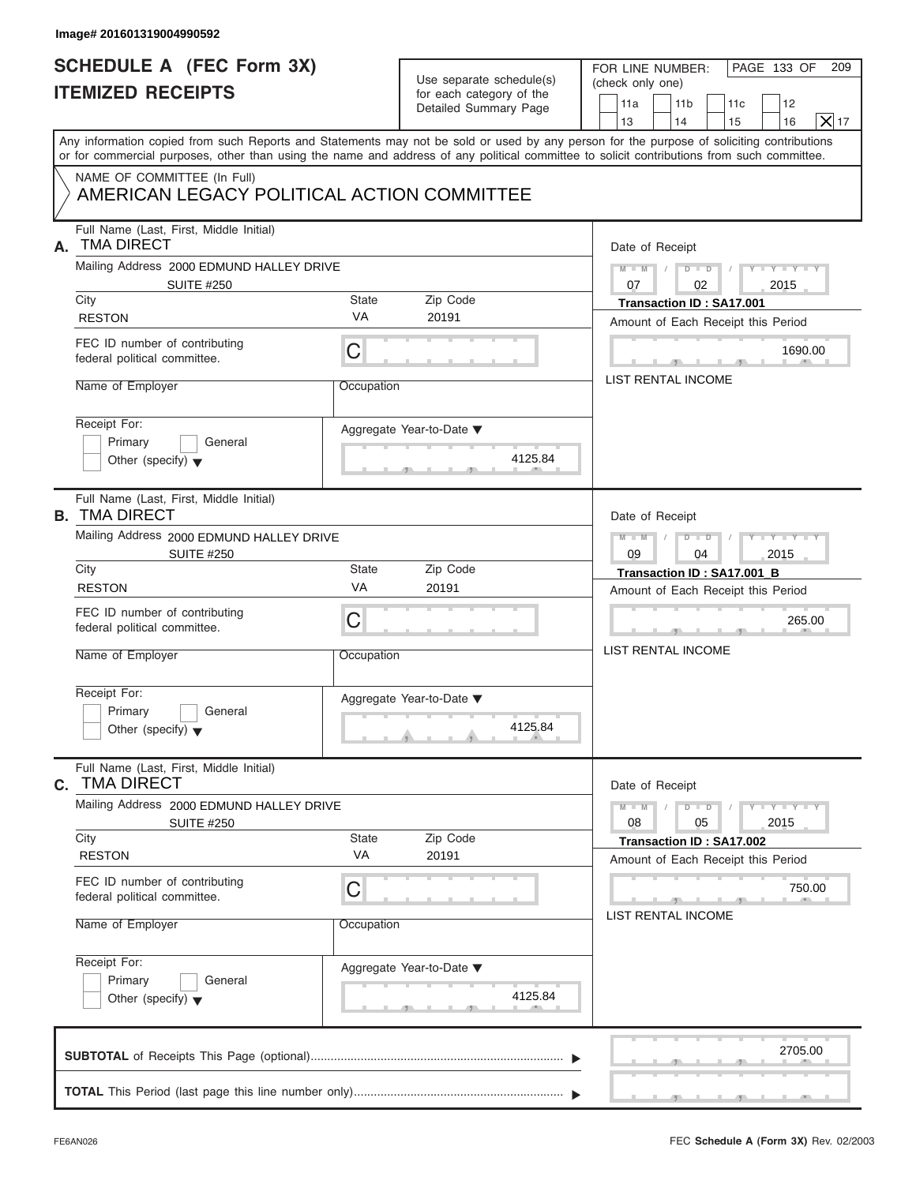Image# 201601319004990592

# SCHEDULE A (FEC Form 3X)
## ITEMIZED RECEIPTS

Use separate schedule(s) for each category of the Detailed Summary Page

FOR LINE NUMBER: (check only one)

11a | 11b | 11c | 12 | 13 | 14 | 15 | 16 | [X] 17

Any information copied from such Reports and Statements may not be sold or used by any person for the purpose of soliciting contributions or for commercial purposes, other than using the name and address of any political committee to solicit contributions from such committee.

NAME OF COMMITTEE (In Full)
AMERICAN LEGACY POLITICAL ACTION COMMITTEE

---

**A.** Full Name (Last, First, Middle Initial): TMA DIRECT

Mailing Address: 2000 EDMUND HALLEY DRIVE, SUITE #250

City: RESTON | State: VA | Zip Code: 20191

FEC ID number of contributing federal political committee: C

Name of Employer: | Occupation:

Receipt For: Primary / General / Other (specify)

Aggregate Year-to-Date: 4125.84

Date of Receipt: 07 / 02 / 2015

Transaction ID : SA17.001

Amount of Each Receipt this Period: 1690.00

LIST RENTAL INCOME

---

**B.** Full Name (Last, First, Middle Initial): TMA DIRECT

Mailing Address: 2000 EDMUND HALLEY DRIVE, SUITE #250

City: RESTON | State: VA | Zip Code: 20191

FEC ID number of contributing federal political committee: C

Name of Employer: | Occupation:

Receipt For: Primary / General / Other (specify)

Aggregate Year-to-Date: 4125.84

Date of Receipt: 09 / 04 / 2015

Transaction ID : SA17.001_B

Amount of Each Receipt this Period: 265.00

LIST RENTAL INCOME

---

**C.** Full Name (Last, First, Middle Initial): TMA DIRECT

Mailing Address: 2000 EDMUND HALLEY DRIVE, SUITE #250

City: RESTON | State: VA | Zip Code: 20191

FEC ID number of contributing federal political committee: C

Name of Employer: | Occupation:

Receipt For: Primary / General / Other (specify)

Aggregate Year-to-Date: 4125.84

Date of Receipt: 08 / 05 / 2015

Transaction ID : SA17.002

Amount of Each Receipt this Period: 750.00

LIST RENTAL INCOME

---

**SUBTOTAL** of Receipts This Page (optional): 2705.00

**TOTAL** This Period (last page this line number only):

FE6AN026 | FEC **Schedule A** (Form 3X) Rev. 02/2003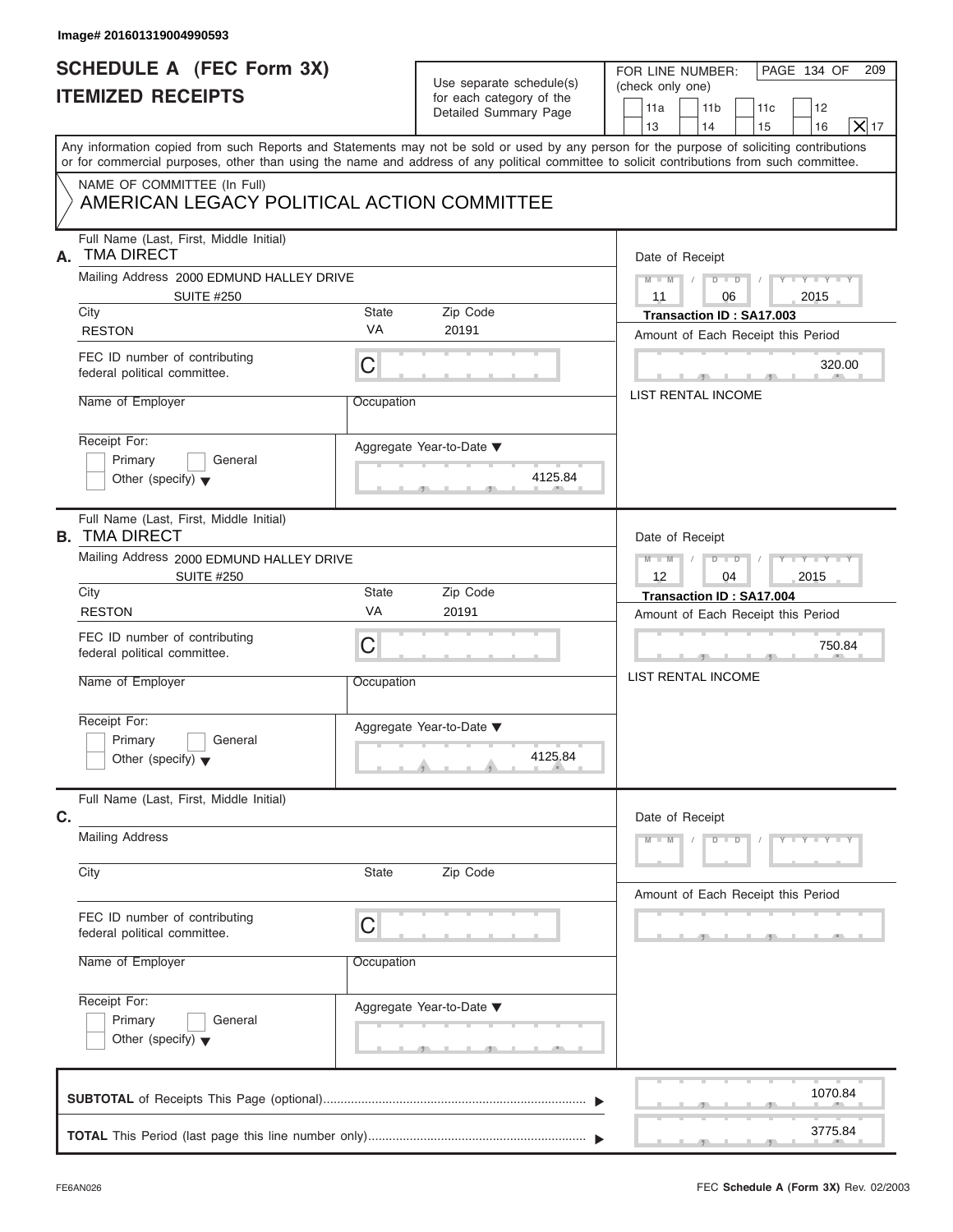Image# 201601319004990593

# SCHEDULE A (FEC Form 3X)
## ITEMIZED RECEIPTS

Use separate schedule(s) for each category of the Detailed Summary Page

FOR LINE NUMBER: (check only one)
11a | 11b | 11c | 12 | 13 | 14 | 15 | 16 | [X] 17

Any information copied from such Reports and Statements may not be sold or used by any person for the purpose of soliciting contributions or for commercial purposes, other than using the name and address of any political committee to solicit contributions from such committee.

NAME OF COMMITTEE (In Full)
AMERICAN LEGACY POLITICAL ACTION COMMITTEE

**A.** Full Name (Last, First, Middle Initial): TMA DIRECT
Mailing Address: 2000 EDMUND HALLEY DRIVE, SUITE #250
City: RESTON | State: VA | Zip Code: 20191
FEC ID number of contributing federal political committee: C
Name of Employer:
Occupation:
Receipt For: Primary / General / Other (specify)
Aggregate Year-to-Date: 4125.84
Date of Receipt: 11 / 06 / 2015
Transaction ID : SA17.003
Amount of Each Receipt this Period: 320.00
LIST RENTAL INCOME

**B.** Full Name (Last, First, Middle Initial): TMA DIRECT
Mailing Address: 2000 EDMUND HALLEY DRIVE, SUITE #250
City: RESTON | State: VA | Zip Code: 20191
FEC ID number of contributing federal political committee: C
Name of Employer:
Occupation:
Receipt For: Primary / General / Other (specify)
Aggregate Year-to-Date: 4125.84
Date of Receipt: 12 / 04 / 2015
Transaction ID : SA17.004
Amount of Each Receipt this Period: 750.84
LIST RENTAL INCOME

**C.** Full Name (Last, First, Middle Initial):
Mailing Address:
City: | State: | Zip Code:
FEC ID number of contributing federal political committee: C
Name of Employer:
Occupation:
Receipt For: Primary / General / Other (specify)
Aggregate Year-to-Date:
Date of Receipt:
Amount of Each Receipt this Period:

**SUBTOTAL** of Receipts This Page (optional): 1070.84

**TOTAL** This Period (last page this line number only): 3775.84

FE6AN026 FEC Schedule A (Form 3X) Rev. 02/2003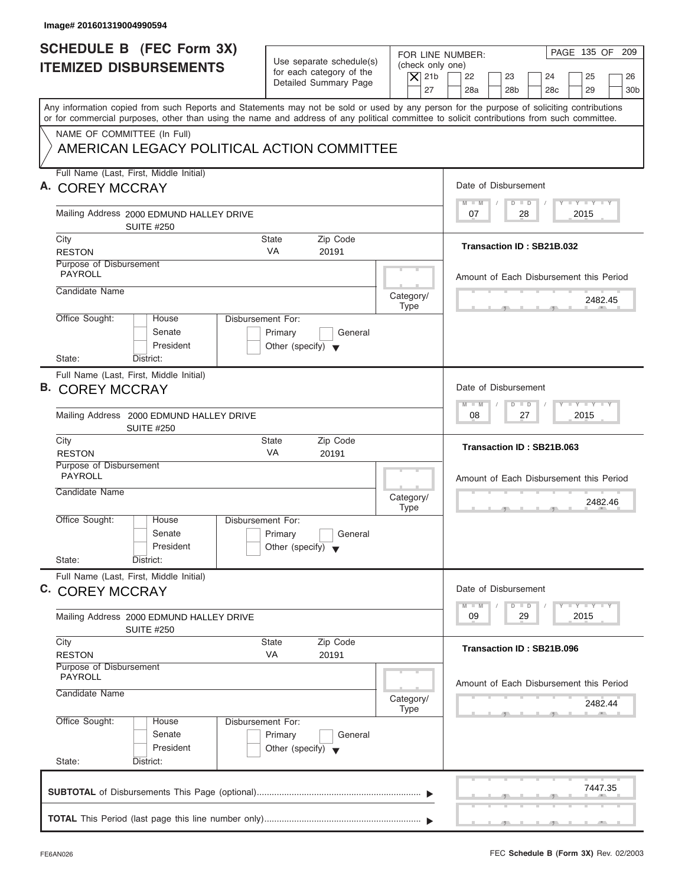Image# 201601319004990594

# SCHEDULE B (FEC Form 3X)
# ITEMIZED DISBURSEMENTS

Use separate schedule(s) for each category of the Detailed Summary Page

FOR LINE NUMBER: (check only one)
[X] 21b [ ] 22 [ ] 23 [ ] 24 [ ] 25 [ ] 26 [ ] 27 [ ] 28a [ ] 28b [ ] 28c [ ] 29 [ ] 30b

Any information copied from such Reports and Statements may not be sold or used by any person for the purpose of soliciting contributions or for commercial purposes, other than using the name and address of any political committee to solicit contributions from such committee.

NAME OF COMMITTEE (In Full)
AMERICAN LEGACY POLITICAL ACTION COMMITTEE

**A.** Full Name (Last, First, Middle Initial): COREY MCCRAY

Mailing Address: 2000 EDMUND HALLEY DRIVE, SUITE #250

City: RESTON | State: VA | Zip Code: 20191

Purpose of Disbursement: PAYROLL

Candidate Name:

Category/Type:

Office Sought: [ ] House [ ] Senate [ ] President
State: District:

Disbursement For: [ ] Primary [ ] General [ ] Other (specify)

Date of Disbursement: 07 / 28 / 2015

Transaction ID : SB21B.032

Amount of Each Disbursement this Period: 2482.45

**B.** Full Name (Last, First, Middle Initial): COREY MCCRAY

Mailing Address: 2000 EDMUND HALLEY DRIVE, SUITE #250

City: RESTON | State: VA | Zip Code: 20191

Purpose of Disbursement: PAYROLL

Candidate Name:

Category/Type:

Office Sought: [ ] House [ ] Senate [ ] President
State: District:

Disbursement For: [ ] Primary [ ] General [ ] Other (specify)

Date of Disbursement: 08 / 27 / 2015

Transaction ID : SB21B.063

Amount of Each Disbursement this Period: 2482.46

**C.** Full Name (Last, First, Middle Initial): COREY MCCRAY

Mailing Address: 2000 EDMUND HALLEY DRIVE, SUITE #250

City: RESTON | State: VA | Zip Code: 20191

Purpose of Disbursement: PAYROLL

Candidate Name:

Category/Type:

Office Sought: [ ] House [ ] Senate [ ] President
State: District:

Disbursement For: [ ] Primary [ ] General [ ] Other (specify)

Date of Disbursement: 09 / 29 / 2015

Transaction ID : SB21B.096

Amount of Each Disbursement this Period: 2482.44

**SUBTOTAL** of Disbursements This Page (optional): 7447.35

**TOTAL** This Period (last page this line number only):

FE6AN026 — FEC **Schedule B (Form 3X)** Rev. 02/2003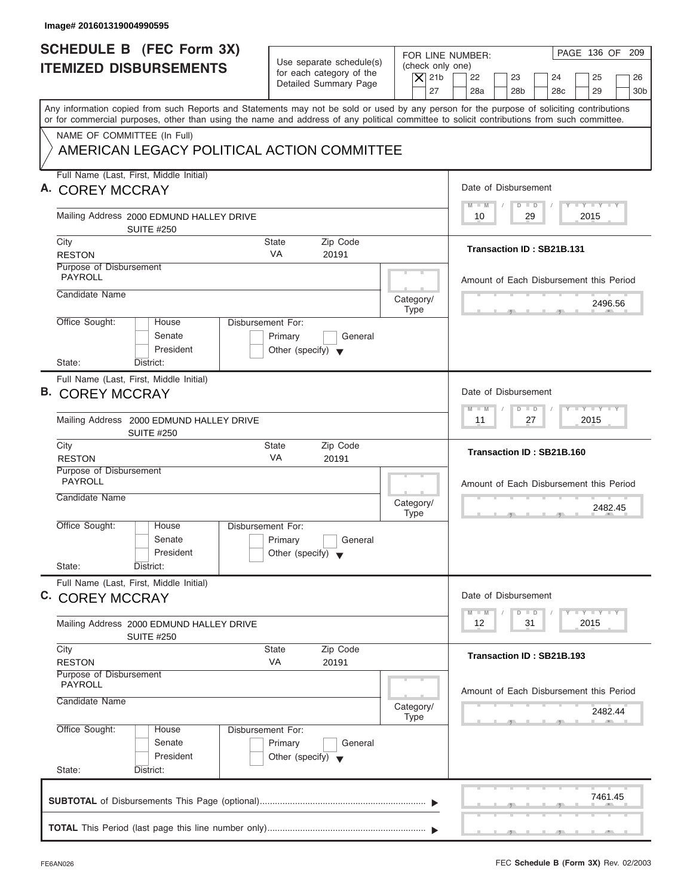Image# 201601319004990595

# SCHEDULE B (FEC Form 3X)
## ITEMIZED DISBURSEMENTS

Use separate schedule(s) for each category of the Detailed Summary Page

FOR LINE NUMBER: (check only one)

- [X] 21b
- [ ] 22
- [ ] 23
- [ ] 24
- [ ] 25
- [ ] 26
- [ ] 27
- [ ] 28a
- [ ] 28b
- [ ] 28c
- [ ] 29
- [ ] 30b

Any information copied from such Reports and Statements may not be sold or used by any person for the purpose of soliciting contributions or for commercial purposes, other than using the name and address of any political committee to solicit contributions from such committee.

NAME OF COMMITTEE (In Full)

AMERICAN LEGACY POLITICAL ACTION COMMITTEE

---

**A.** Full Name (Last, First, Middle Initial): COREY MCCRAY

Mailing Address: 2000 EDMUND HALLEY DRIVE, SUITE #250

City: RESTON | State: VA | Zip Code: 20191

Purpose of Disbursement: PAYROLL

Candidate Name:

Category/Type:

Office Sought: House / Senate / President — State: District:

Disbursement For: Primary / General / Other (specify)

Date of Disbursement: 10/29/2015

Transaction ID : SB21B.131

Amount of Each Disbursement this Period: 2496.56

---

**B.** Full Name (Last, First, Middle Initial): COREY MCCRAY

Mailing Address: 2000 EDMUND HALLEY DRIVE, SUITE #250

City: RESTON | State: VA | Zip Code: 20191

Purpose of Disbursement: PAYROLL

Candidate Name:

Category/Type:

Office Sought: House / Senate / President — State: District:

Disbursement For: Primary / General / Other (specify)

Date of Disbursement: 11/27/2015

Transaction ID : SB21B.160

Amount of Each Disbursement this Period: 2482.45

---

**C.** Full Name (Last, First, Middle Initial): COREY MCCRAY

Mailing Address: 2000 EDMUND HALLEY DRIVE, SUITE #250

City: RESTON | State: VA | Zip Code: 20191

Purpose of Disbursement: PAYROLL

Candidate Name:

Category/Type:

Office Sought: House / Senate / President — State: District:

Disbursement For: Primary / General / Other (specify)

Date of Disbursement: 12/31/2015

Transaction ID : SB21B.193

Amount of Each Disbursement this Period: 2482.44

---

**SUBTOTAL** of Disbursements This Page (optional): 7461.45

**TOTAL** This Period (last page this line number only):

FE6AN026 — FEC **Schedule B (Form 3X)** Rev. 02/2003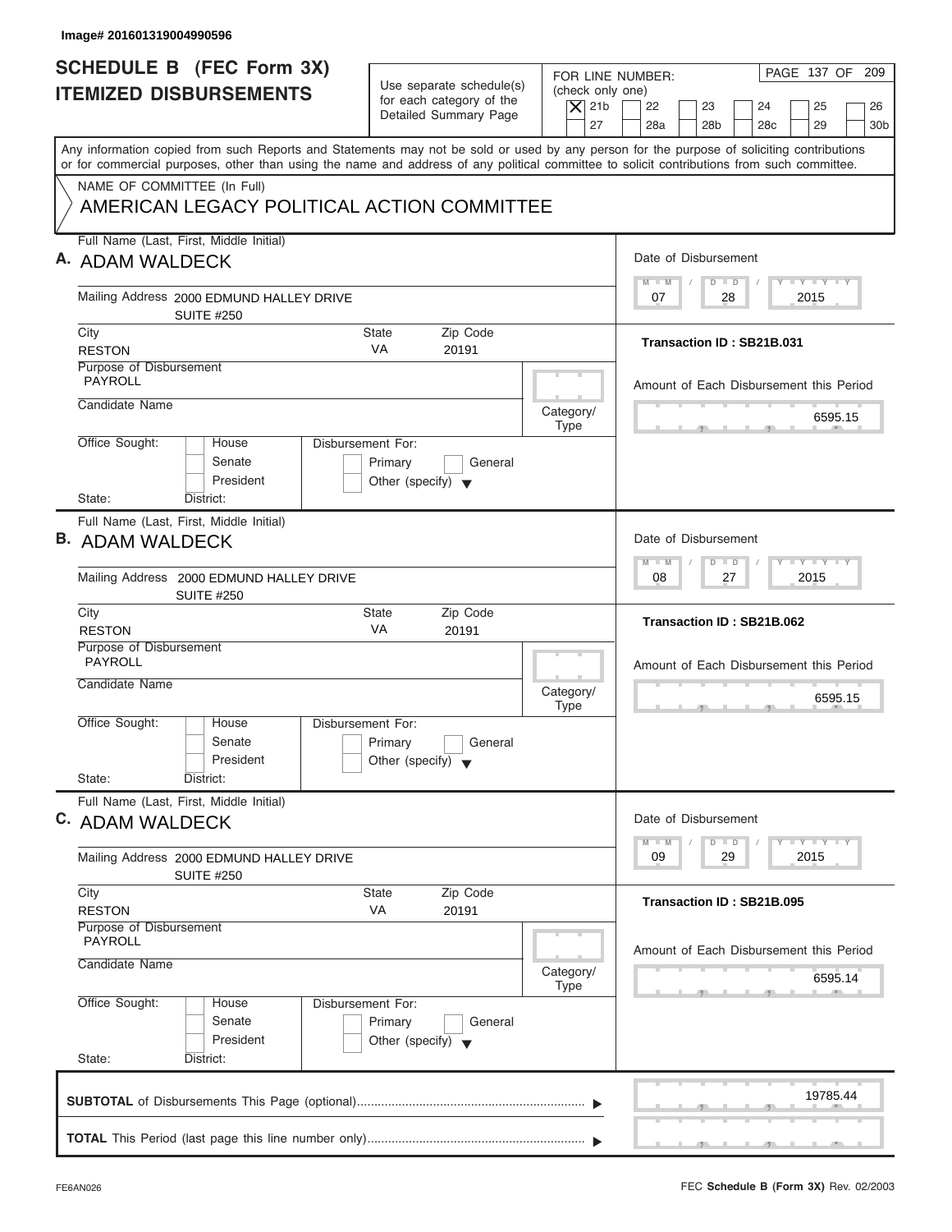Image# 201601319004990596

# SCHEDULE B (FEC Form 3X) ITEMIZED DISBURSEMENTS

Use separate schedule(s) for each category of the Detailed Summary Page

FOR LINE NUMBER: (check only one)

- [X] 21b
- [ ] 22
- [ ] 23
- [ ] 24
- [ ] 25
- [ ] 26
- [ ] 27
- [ ] 28a
- [ ] 28b
- [ ] 28c
- [ ] 29
- [ ] 30b

Any information copied from such Reports and Statements may not be sold or used by any person for the purpose of soliciting contributions or for commercial purposes, other than using the name and address of any political committee to solicit contributions from such committee.

NAME OF COMMITTEE (In Full)

AMERICAN LEGACY POLITICAL ACTION COMMITTEE

---

**A.** Full Name (Last, First, Middle Initial): ADAM WALDECK

Mailing Address: 2000 EDMUND HALLEY DRIVE SUITE #250

City: RESTON | State: VA | Zip Code: 20191

Purpose of Disbursement: PAYROLL

Candidate Name:

Category/Type:

Office Sought: House / Senate / President

Disbursement For: Primary / General / Other (specify)

State: District:

Date of Disbursement: 07 / 28 / 2015

Transaction ID : SB21B.031

Amount of Each Disbursement this Period: 6595.15

---

**B.** Full Name (Last, First, Middle Initial): ADAM WALDECK

Mailing Address: 2000 EDMUND HALLEY DRIVE SUITE #250

City: RESTON | State: VA | Zip Code: 20191

Purpose of Disbursement: PAYROLL

Candidate Name:

Category/Type:

Office Sought: House / Senate / President

Disbursement For: Primary / General / Other (specify)

State: District:

Date of Disbursement: 08 / 27 / 2015

Transaction ID : SB21B.062

Amount of Each Disbursement this Period: 6595.15

---

**C.** Full Name (Last, First, Middle Initial): ADAM WALDECK

Mailing Address: 2000 EDMUND HALLEY DRIVE SUITE #250

City: RESTON | State: VA | Zip Code: 20191

Purpose of Disbursement: PAYROLL

Candidate Name:

Category/Type:

Office Sought: House / Senate / President

Disbursement For: Primary / General / Other (specify)

State: District:

Date of Disbursement: 09 / 29 / 2015

Transaction ID : SB21B.095

Amount of Each Disbursement this Period: 6595.14

---

**SUBTOTAL** of Disbursements This Page (optional): 19785.44

**TOTAL** This Period (last page this line number only):

FE6AN026

FEC **Schedule B (Form 3X)** Rev. 02/2003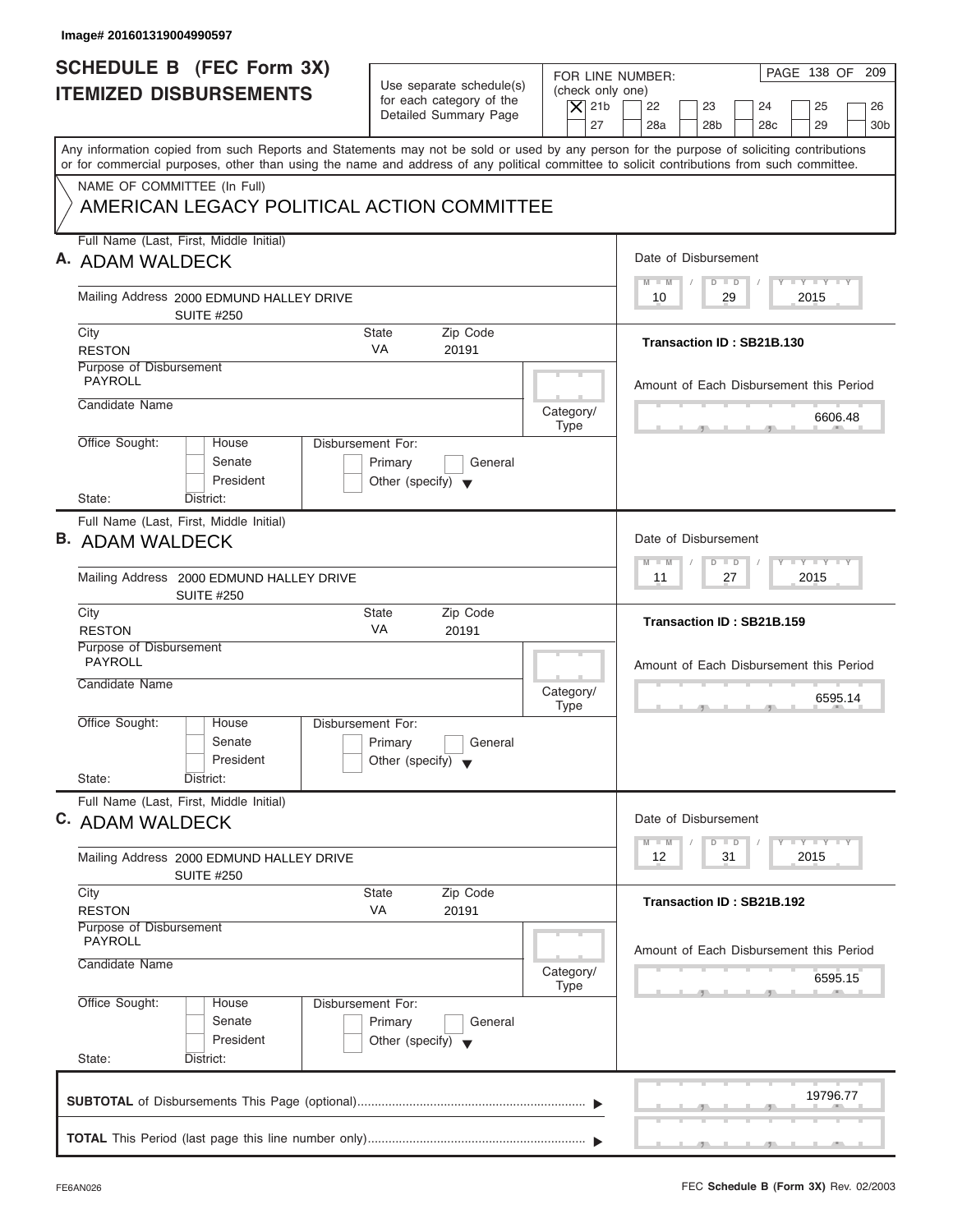Image# 201601319004990597

# SCHEDULE B (FEC Form 3X)
## ITEMIZED DISBURSEMENTS

Use separate schedule(s) for each category of the Detailed Summary Page

FOR LINE NUMBER: (check only one)

[X] 21b [ ] 22 [ ] 23 [ ] 24 [ ] 25 [ ] 26 [ ] 27 [ ] 28a [ ] 28b [ ] 28c [ ] 29 [ ] 30b

Any information copied from such Reports and Statements may not be sold or used by any person for the purpose of soliciting contributions or for commercial purposes, other than using the name and address of any political committee to solicit contributions from such committee.

NAME OF COMMITTEE (In Full)

AMERICAN LEGACY POLITICAL ACTION COMMITTEE

---

**A.** Full Name (Last, First, Middle Initial): ADAM WALDECK

Mailing Address: 2000 EDMUND HALLEY DRIVE SUITE #250

City: RESTON | State: VA | Zip Code: 20191

Purpose of Disbursement: PAYROLL

Candidate Name:

Category/Type:

Office Sought: [ ] House [ ] Senate [ ] President

State: District:

Disbursement For: [ ] Primary [ ] General [ ] Other (specify)

Date of Disbursement: 10/29/2015

Transaction ID : SB21B.130

Amount of Each Disbursement this Period: 6606.48

---

**B.** Full Name (Last, First, Middle Initial): ADAM WALDECK

Mailing Address: 2000 EDMUND HALLEY DRIVE SUITE #250

City: RESTON | State: VA | Zip Code: 20191

Purpose of Disbursement: PAYROLL

Candidate Name:

Category/Type:

Office Sought: [ ] House [ ] Senate [ ] President

State: District:

Disbursement For: [ ] Primary [ ] General [ ] Other (specify)

Date of Disbursement: 11/27/2015

Transaction ID : SB21B.159

Amount of Each Disbursement this Period: 6595.14

---

**C.** Full Name (Last, First, Middle Initial): ADAM WALDECK

Mailing Address: 2000 EDMUND HALLEY DRIVE SUITE #250

City: RESTON | State: VA | Zip Code: 20191

Purpose of Disbursement: PAYROLL

Candidate Name:

Category/Type:

Office Sought: [ ] House [ ] Senate [ ] President

State: District:

Disbursement For: [ ] Primary [ ] General [ ] Other (specify)

Date of Disbursement: 12/31/2015

Transaction ID : SB21B.192

Amount of Each Disbursement this Period: 6595.15

---

**SUBTOTAL** of Disbursements This Page (optional): 19796.77

**TOTAL** This Period (last page this line number only):

FE6AN026

FEC **Schedule B (Form 3X)** Rev. 02/2003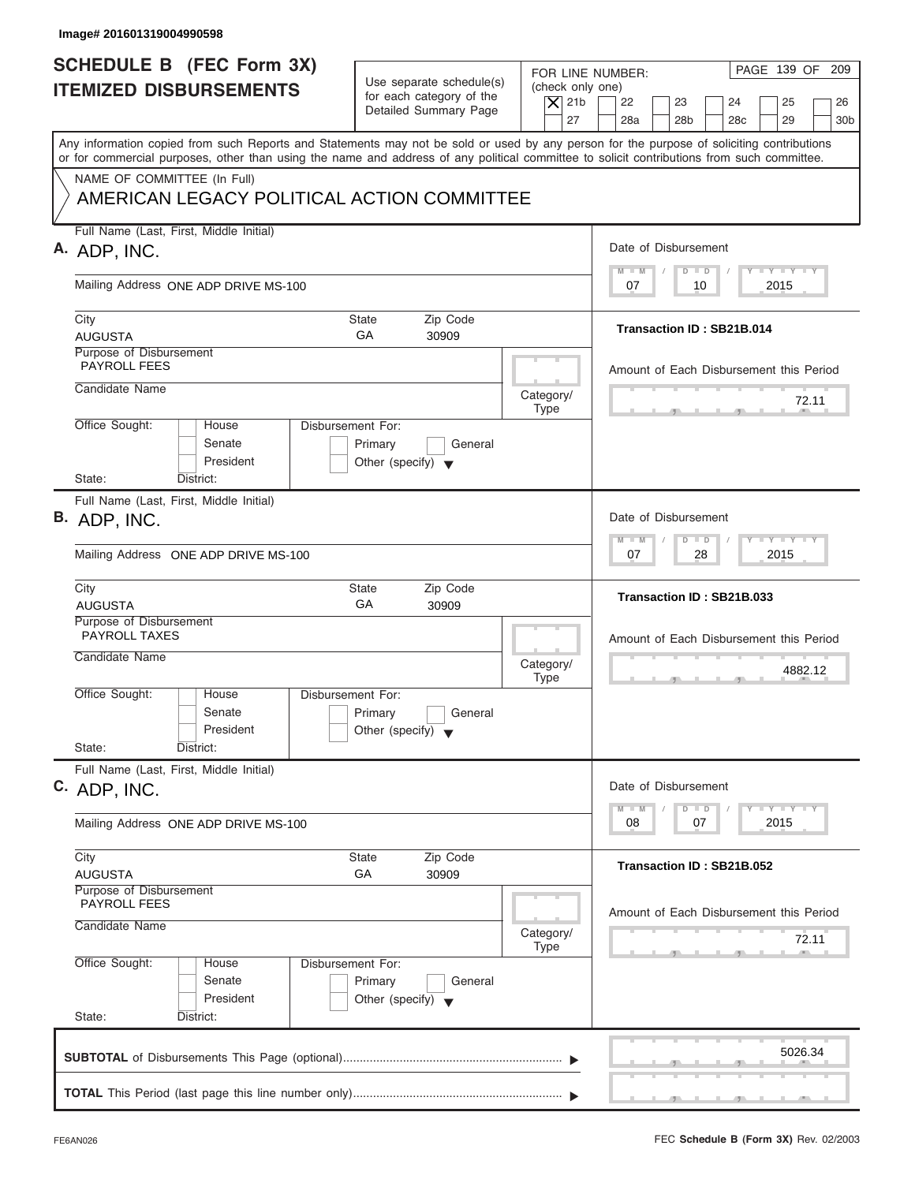Image# 201601319004990598

# SCHEDULE B (FEC Form 3X) ITEMIZED DISBURSEMENTS

Use separate schedule(s) for each category of the Detailed Summary Page

FOR LINE NUMBER: (check only one)

[X] 21b [ ] 22 [ ] 23 [ ] 24 [ ] 25 [ ] 26 [ ] 27 [ ] 28a [ ] 28b [ ] 28c [ ] 29 [ ] 30b

PAGE 139 OF 209

Any information copied from such Reports and Statements may not be sold or used by any person for the purpose of soliciting contributions or for commercial purposes, other than using the name and address of any political committee to solicit contributions from such committee.

NAME OF COMMITTEE (In Full)
AMERICAN LEGACY POLITICAL ACTION COMMITTEE

---

**A.** Full Name (Last, First, Middle Initial): ADP, INC.

Mailing Address: ONE ADP DRIVE MS-100

City: AUGUSTA | State: GA | Zip Code: 30909

Purpose of Disbursement: PAYROLL FEES

Candidate Name:

Category/Type:

Office Sought: [ ] House [ ] Senate [ ] President
State: District:

Disbursement For: [ ] Primary [ ] General [ ] Other (specify)

Date of Disbursement: 07 / 10 / 2015

Transaction ID : SB21B.014

Amount of Each Disbursement this Period: 72.11

---

**B.** Full Name (Last, First, Middle Initial): ADP, INC.

Mailing Address: ONE ADP DRIVE MS-100

City: AUGUSTA | State: GA | Zip Code: 30909

Purpose of Disbursement: PAYROLL TAXES

Candidate Name:

Category/Type:

Office Sought: [ ] House [ ] Senate [ ] President
State: District:

Disbursement For: [ ] Primary [ ] General [ ] Other (specify)

Date of Disbursement: 07 / 28 / 2015

Transaction ID : SB21B.033

Amount of Each Disbursement this Period: 4882.12

---

**C.** Full Name (Last, First, Middle Initial): ADP, INC.

Mailing Address: ONE ADP DRIVE MS-100

City: AUGUSTA | State: GA | Zip Code: 30909

Purpose of Disbursement: PAYROLL FEES

Candidate Name:

Category/Type:

Office Sought: [ ] House [ ] Senate [ ] President
State: District:

Disbursement For: [ ] Primary [ ] General [ ] Other (specify)

Date of Disbursement: 08 / 07 / 2015

Transaction ID : SB21B.052

Amount of Each Disbursement this Period: 72.11

---

**SUBTOTAL** of Disbursements This Page (optional): 5026.34

**TOTAL** This Period (last page this line number only):

FE6AN026 FEC **Schedule B (Form 3X)** Rev. 02/2003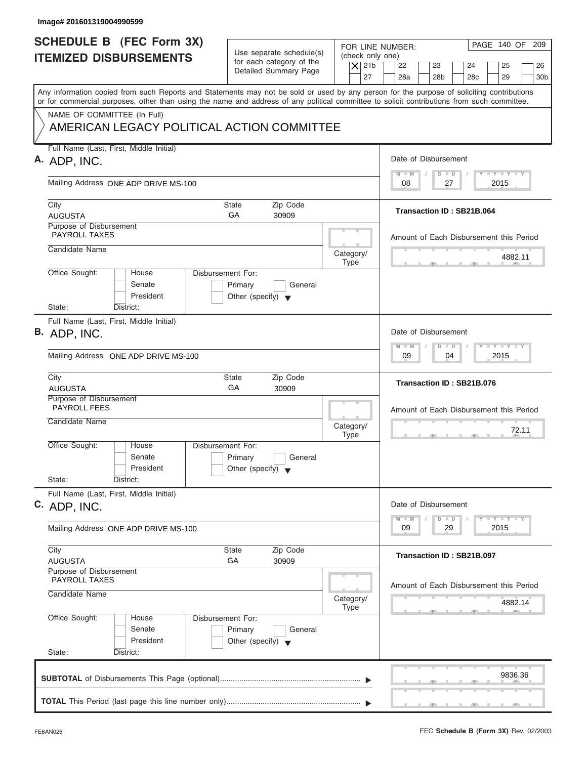Image# 201601319004990599

# SCHEDULE B (FEC Form 3X)
## ITEMIZED DISBURSEMENTS

Use separate schedule(s) for each category of the Detailed Summary Page

FOR LINE NUMBER: (check only one)
[X] 21b [ ] 22 [ ] 23 [ ] 24 [ ] 25 [ ] 26 [ ] 27 [ ] 28a [ ] 28b [ ] 28c [ ] 29 [ ] 30b

Any information copied from such Reports and Statements may not be sold or used by any person for the purpose of soliciting contributions or for commercial purposes, other than using the name and address of any political committee to solicit contributions from such committee.

NAME OF COMMITTEE (In Full)
AMERICAN LEGACY POLITICAL ACTION COMMITTEE

**A.** Full Name (Last, First, Middle Initial): ADP, INC.
Mailing Address: ONE ADP DRIVE MS-100
City: AUGUSTA State: GA Zip Code: 30909
Purpose of Disbursement: PAYROLL TAXES
Candidate Name:
Category/Type:
Office Sought: House / Senate / President
State: District:
Disbursement For: Primary / General / Other (specify)
Date of Disbursement: 08 / 27 / 2015
Transaction ID : SB21B.064
Amount of Each Disbursement this Period: 4882.11

**B.** Full Name (Last, First, Middle Initial): ADP, INC.
Mailing Address: ONE ADP DRIVE MS-100
City: AUGUSTA State: GA Zip Code: 30909
Purpose of Disbursement: PAYROLL FEES
Candidate Name:
Category/Type:
Office Sought: House / Senate / President
State: District:
Disbursement For: Primary / General / Other (specify)
Date of Disbursement: 09 / 04 / 2015
Transaction ID : SB21B.076
Amount of Each Disbursement this Period: 72.11

**C.** Full Name (Last, First, Middle Initial): ADP, INC.
Mailing Address: ONE ADP DRIVE MS-100
City: AUGUSTA State: GA Zip Code: 30909
Purpose of Disbursement: PAYROLL TAXES
Candidate Name:
Category/Type:
Office Sought: House / Senate / President
State: District:
Disbursement For: Primary / General / Other (specify)
Date of Disbursement: 09 / 29 / 2015
Transaction ID : SB21B.097
Amount of Each Disbursement this Period: 4882.14

**SUBTOTAL** of Disbursements This Page (optional): 9836.36

**TOTAL** This Period (last page this line number only):

FE6AN026 FEC **Schedule B (Form 3X)** Rev. 02/2003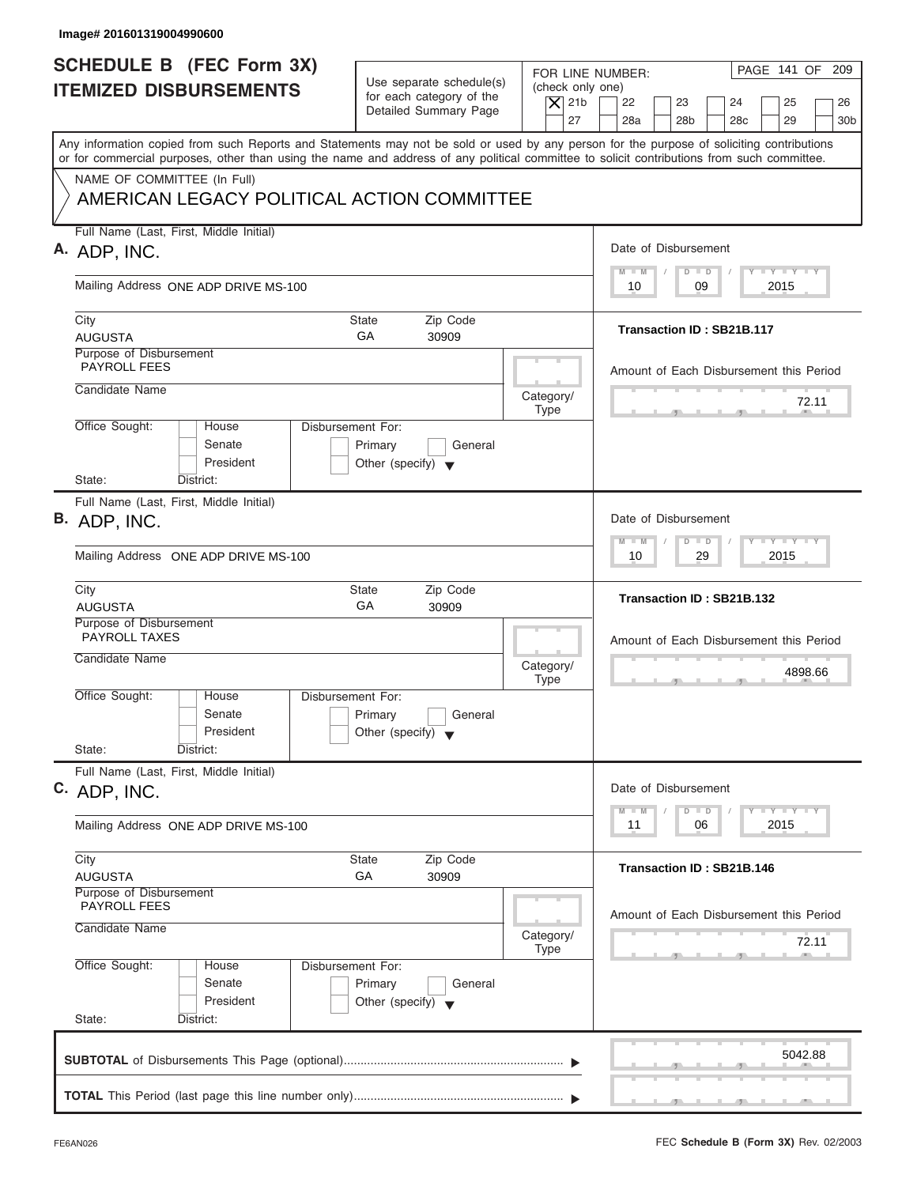Image# 201601319004990600

# SCHEDULE B (FEC Form 3X)
## ITEMIZED DISBURSEMENTS

Use separate schedule(s) for each category of the Detailed Summary Page

FOR LINE NUMBER: (check only one)
[X] 21b [ ] 22 [ ] 23 [ ] 24 [ ] 25 [ ] 26 [ ] 27 [ ] 28a [ ] 28b [ ] 28c [ ] 29 [ ] 30b

PAGE 141 OF 209

Any information copied from such Reports and Statements may not be sold or used by any person for the purpose of soliciting contributions or for commercial purposes, other than using the name and address of any political committee to solicit contributions from such committee.

NAME OF COMMITTEE (In Full)
AMERICAN LEGACY POLITICAL ACTION COMMITTEE

---

**A.** Full Name (Last, First, Middle Initial): ADP, INC.

Mailing Address: ONE ADP DRIVE MS-100

City: AUGUSTA | State: GA | Zip Code: 30909

Purpose of Disbursement: PAYROLL FEES

Candidate Name:

Category/Type:

Office Sought: House / Senate / President | State: | District:

Disbursement For: Primary / General / Other (specify)

Date of Disbursement: 10 / 09 / 2015

Transaction ID : SB21B.117

Amount of Each Disbursement this Period: 72.11

---

**B.** Full Name (Last, First, Middle Initial): ADP, INC.

Mailing Address: ONE ADP DRIVE MS-100

City: AUGUSTA | State: GA | Zip Code: 30909

Purpose of Disbursement: PAYROLL TAXES

Candidate Name:

Category/Type:

Office Sought: House / Senate / President | State: | District:

Disbursement For: Primary / General / Other (specify)

Date of Disbursement: 10 / 29 / 2015

Transaction ID : SB21B.132

Amount of Each Disbursement this Period: 4898.66

---

**C.** Full Name (Last, First, Middle Initial): ADP, INC.

Mailing Address: ONE ADP DRIVE MS-100

City: AUGUSTA | State: GA | Zip Code: 30909

Purpose of Disbursement: PAYROLL FEES

Candidate Name:

Category/Type:

Office Sought: House / Senate / President | State: | District:

Disbursement For: Primary / General / Other (specify)

Date of Disbursement: 11 / 06 / 2015

Transaction ID : SB21B.146

Amount of Each Disbursement this Period: 72.11

---

**SUBTOTAL** of Disbursements This Page (optional): 5042.88

**TOTAL** This Period (last page this line number only):

FE6AN026 — FEC **Schedule B (Form 3X)** Rev. 02/2003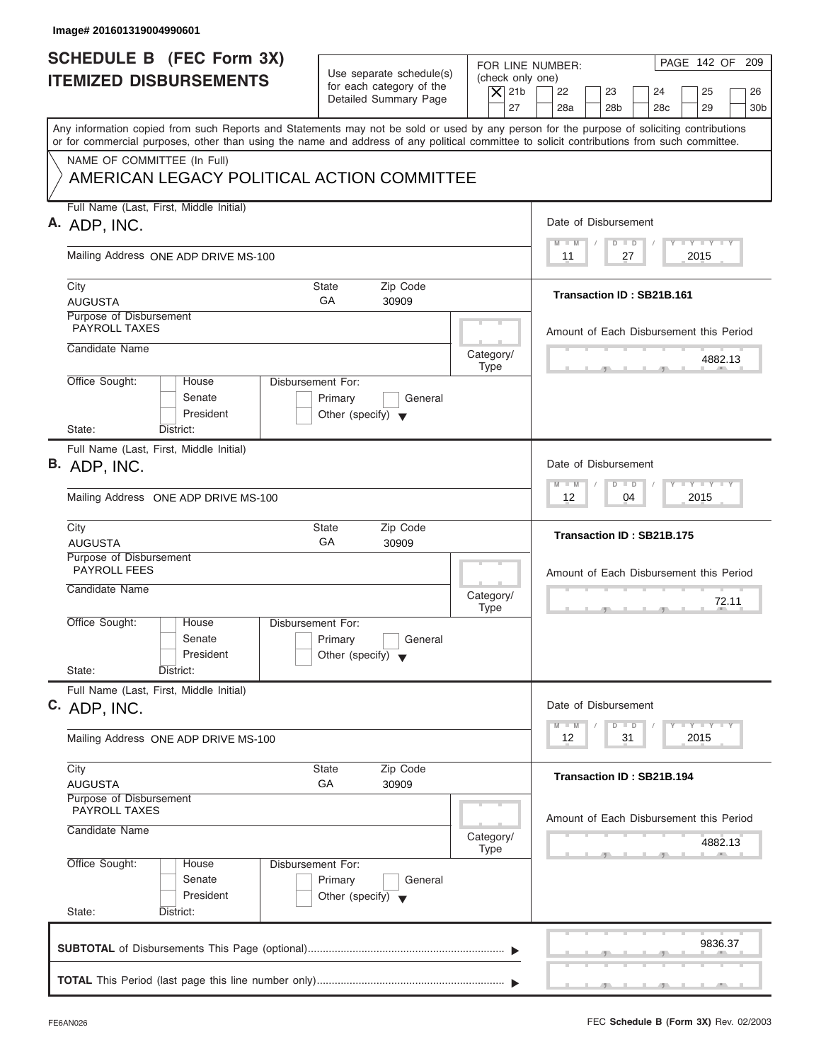Image# 201601319004990601

# SCHEDULE B (FEC Form 3X)
## ITEMIZED DISBURSEMENTS

Use separate schedule(s) for each category of the Detailed Summary Page

FOR LINE NUMBER: (check only one)
- [X] 21b
- [ ] 22
- [ ] 23
- [ ] 24
- [ ] 25
- [ ] 26
- [ ] 27
- [ ] 28a
- [ ] 28b
- [ ] 28c
- [ ] 29
- [ ] 30b

PAGE 142 OF 209

Any information copied from such Reports and Statements may not be sold or used by any person for the purpose of soliciting contributions or for commercial purposes, other than using the name and address of any political committee to solicit contributions from such committee.

NAME OF COMMITTEE (In Full)
AMERICAN LEGACY POLITICAL ACTION COMMITTEE

---

**A.** Full Name (Last, First, Middle Initial): ADP, INC.

Mailing Address: ONE ADP DRIVE MS-100

City: AUGUSTA | State: GA | Zip Code: 30909

Purpose of Disbursement: PAYROLL TAXES

Candidate Name:

Category/Type:

Office Sought: House / Senate / President

State: District:

Disbursement For: Primary / General / Other (specify)

Date of Disbursement: 11 / 27 / 2015

Transaction ID : SB21B.161

Amount of Each Disbursement this Period: 4882.13

---

**B.** Full Name (Last, First, Middle Initial): ADP, INC.

Mailing Address: ONE ADP DRIVE MS-100

City: AUGUSTA | State: GA | Zip Code: 30909

Purpose of Disbursement: PAYROLL FEES

Candidate Name:

Category/Type:

Office Sought: House / Senate / President

State: District:

Disbursement For: Primary / General / Other (specify)

Date of Disbursement: 12 / 04 / 2015

Transaction ID : SB21B.175

Amount of Each Disbursement this Period: 72.11

---

**C.** Full Name (Last, First, Middle Initial): ADP, INC.

Mailing Address: ONE ADP DRIVE MS-100

City: AUGUSTA | State: GA | Zip Code: 30909

Purpose of Disbursement: PAYROLL TAXES

Candidate Name:

Category/Type:

Office Sought: House / Senate / President

State: District:

Disbursement For: Primary / General / Other (specify)

Date of Disbursement: 12 / 31 / 2015

Transaction ID : SB21B.194

Amount of Each Disbursement this Period: 4882.13

---

**SUBTOTAL** of Disbursements This Page (optional): 9836.37

**TOTAL** This Period (last page this line number only):

FE6AN026

FEC **Schedule B (Form 3X)** Rev. 02/2003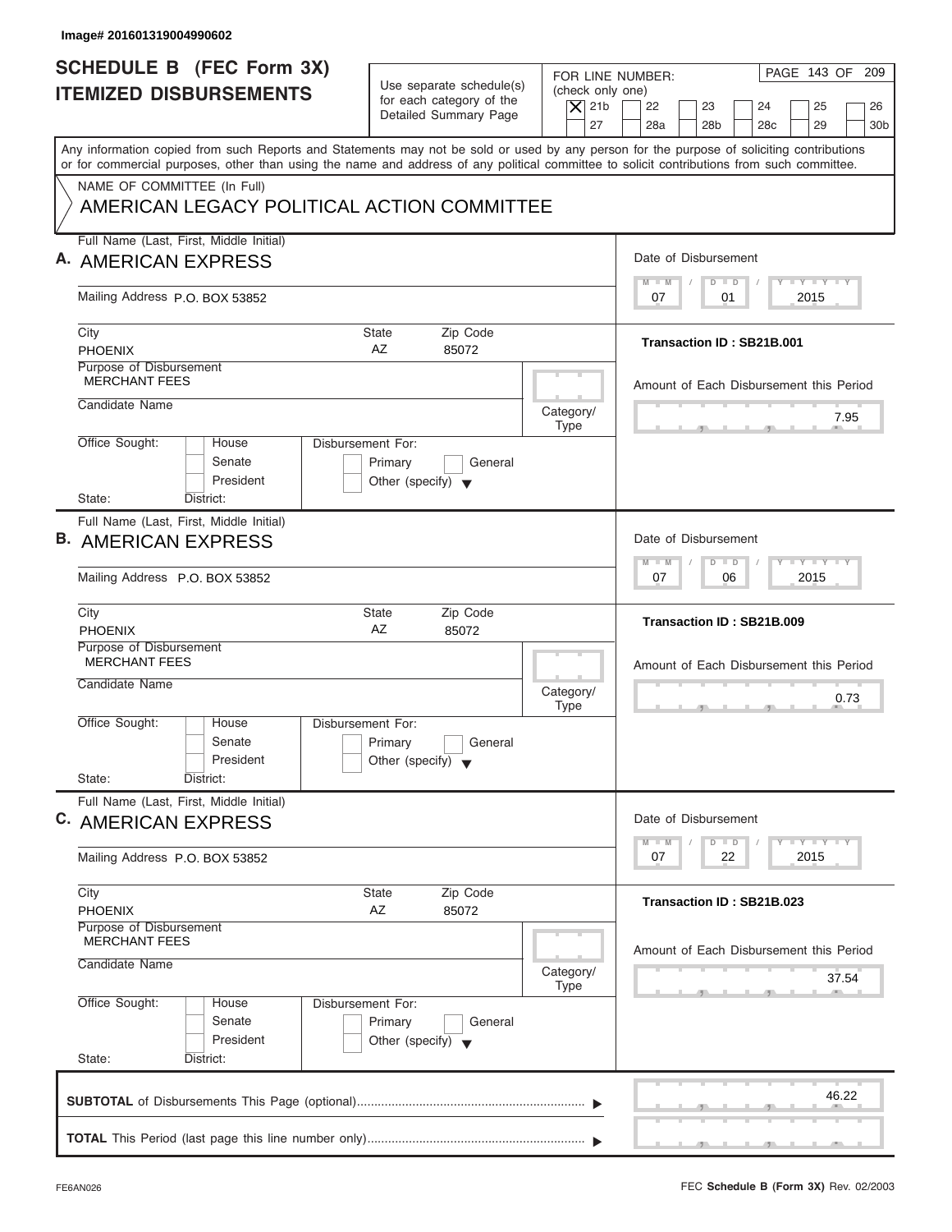Image# 201601319004990602

# SCHEDULE B (FEC Form 3X)
## ITEMIZED DISBURSEMENTS

Use separate schedule(s) for each category of the Detailed Summary Page

FOR LINE NUMBER: (check only one)

- [X] 21b
- [ ] 22
- [ ] 23
- [ ] 24
- [ ] 25
- [ ] 26
- [ ] 27
- [ ] 28a
- [ ] 28b
- [ ] 28c
- [ ] 29
- [ ] 30b

Any information copied from such Reports and Statements may not be sold or used by any person for the purpose of soliciting contributions or for commercial purposes, other than using the name and address of any political committee to solicit contributions from such committee.

NAME OF COMMITTEE (In Full)
AMERICAN LEGACY POLITICAL ACTION COMMITTEE

---

**A.** Full Name (Last, First, Middle Initial): AMERICAN EXPRESS

Mailing Address: P.O. BOX 53852

City: PHOENIX | State: AZ | Zip Code: 85072

Purpose of Disbursement: MERCHANT FEES

Candidate Name:

Category/Type:

Office Sought: House / Senate / President

State: District:

Disbursement For: Primary / General / Other (specify)

Date of Disbursement: 07/01/2015

Transaction ID : SB21B.001

Amount of Each Disbursement this Period: 7.95

---

**B.** Full Name (Last, First, Middle Initial): AMERICAN EXPRESS

Mailing Address: P.O. BOX 53852

City: PHOENIX | State: AZ | Zip Code: 85072

Purpose of Disbursement: MERCHANT FEES

Candidate Name:

Category/Type:

Office Sought: House / Senate / President

State: District:

Disbursement For: Primary / General / Other (specify)

Date of Disbursement: 07/06/2015

Transaction ID : SB21B.009

Amount of Each Disbursement this Period: 0.73

---

**C.** Full Name (Last, First, Middle Initial): AMERICAN EXPRESS

Mailing Address: P.O. BOX 53852

City: PHOENIX | State: AZ | Zip Code: 85072

Purpose of Disbursement: MERCHANT FEES

Candidate Name:

Category/Type:

Office Sought: House / Senate / President

State: District:

Disbursement For: Primary / General / Other (specify)

Date of Disbursement: 07/22/2015

Transaction ID : SB21B.023

Amount of Each Disbursement this Period: 37.54

---

**SUBTOTAL** of Disbursements This Page (optional): 46.22

**TOTAL** This Period (last page this line number only):

FE6AN026

FEC **Schedule B (Form 3X)** Rev. 02/2003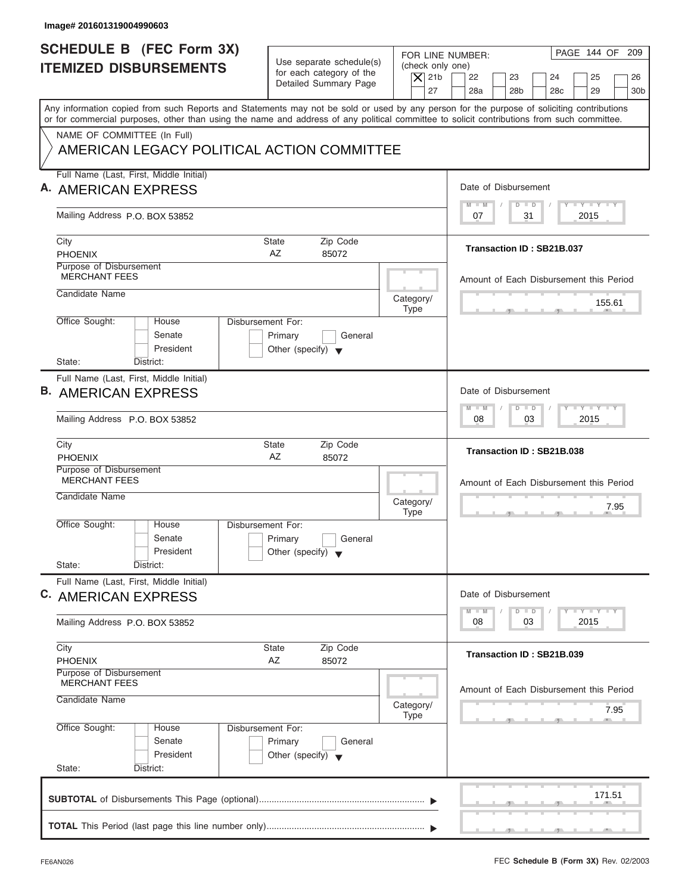Image# 201601319004990603

# SCHEDULE B (FEC Form 3X) ITEMIZED DISBURSEMENTS

Use separate schedule(s) for each category of the Detailed Summary Page

FOR LINE NUMBER: (check only one)
[X] 21b [ ] 22 [ ] 23 [ ] 24 [ ] 25 [ ] 26 [ ] 27 [ ] 28a [ ] 28b [ ] 28c [ ] 29 [ ] 30b

Any information copied from such Reports and Statements may not be sold or used by any person for the purpose of soliciting contributions or for commercial purposes, other than using the name and address of any political committee to solicit contributions from such committee.

NAME OF COMMITTEE (In Full)
AMERICAN LEGACY POLITICAL ACTION COMMITTEE

---

**A.** Full Name (Last, First, Middle Initial): AMERICAN EXPRESS

Mailing Address: P.O. BOX 53852

City: PHOENIX | State: AZ | Zip Code: 85072

Purpose of Disbursement: MERCHANT FEES

Candidate Name:

Category/Type:

Office Sought: [ ] House [ ] Senate [ ] President
State: District:

Disbursement For: [ ] Primary [ ] General [ ] Other (specify)

Date of Disbursement: 07 / 31 / 2015

Transaction ID : SB21B.037

Amount of Each Disbursement this Period: 155.61

---

**B.** Full Name (Last, First, Middle Initial): AMERICAN EXPRESS

Mailing Address: P.O. BOX 53852

City: PHOENIX | State: AZ | Zip Code: 85072

Purpose of Disbursement: MERCHANT FEES

Candidate Name:

Category/Type:

Office Sought: [ ] House [ ] Senate [ ] President
State: District:

Disbursement For: [ ] Primary [ ] General [ ] Other (specify)

Date of Disbursement: 08 / 03 / 2015

Transaction ID : SB21B.038

Amount of Each Disbursement this Period: 7.95

---

**C.** Full Name (Last, First, Middle Initial): AMERICAN EXPRESS

Mailing Address: P.O. BOX 53852

City: PHOENIX | State: AZ | Zip Code: 85072

Purpose of Disbursement: MERCHANT FEES

Candidate Name:

Category/Type:

Office Sought: [ ] House [ ] Senate [ ] President
State: District:

Disbursement For: [ ] Primary [ ] General [ ] Other (specify)

Date of Disbursement: 08 / 03 / 2015

Transaction ID : SB21B.039

Amount of Each Disbursement this Period: 7.95

---

**SUBTOTAL** of Disbursements This Page (optional): 171.51

**TOTAL** This Period (last page this line number only):

FE6AN026 — FEC **Schedule B (Form 3X)** Rev. 02/2003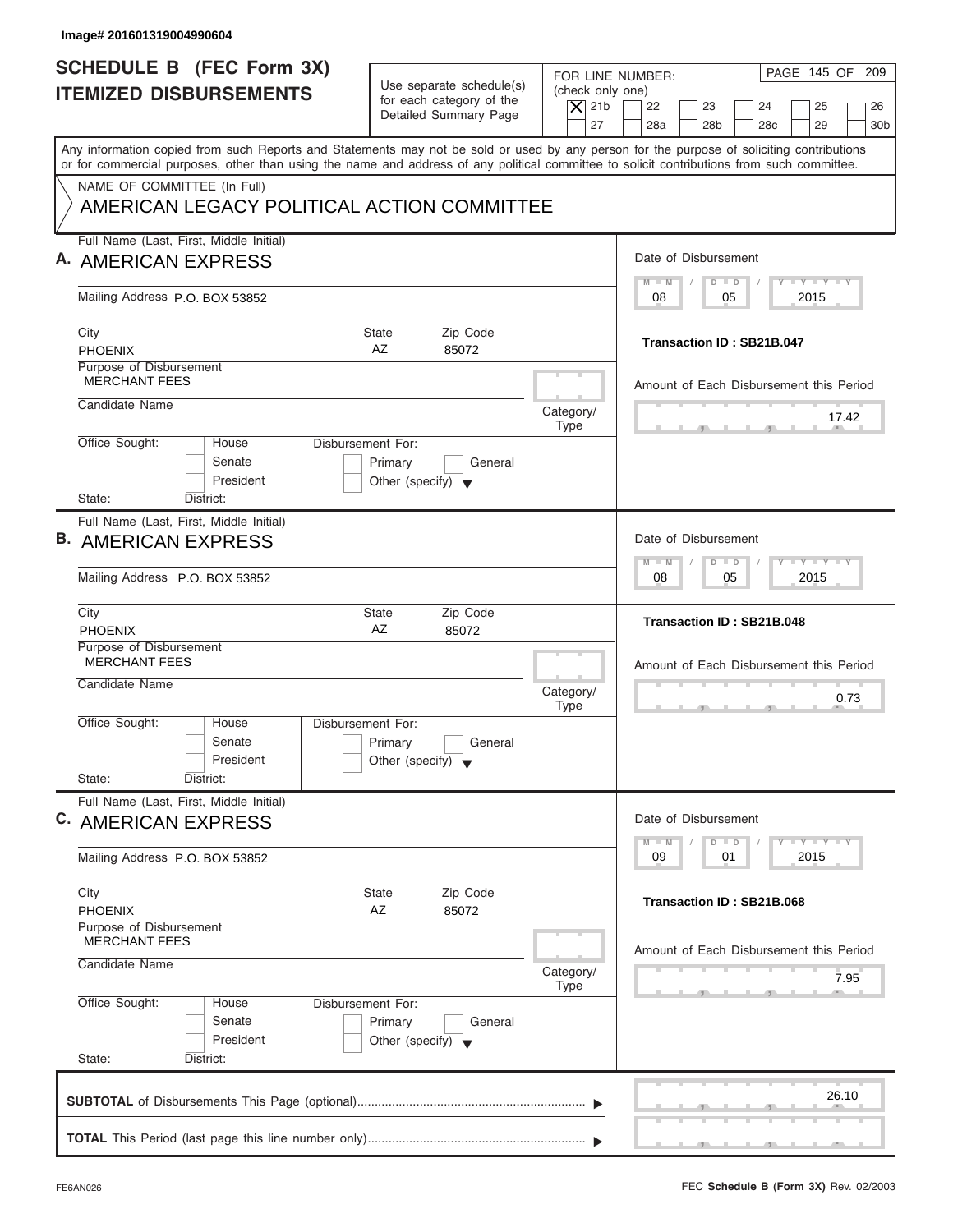Image# 201601319004990604

# SCHEDULE B (FEC Form 3X) ITEMIZED DISBURSEMENTS

Use separate schedule(s) for each category of the Detailed Summary Page

FOR LINE NUMBER: (check only one)

- [X] 21b
- [ ] 22
- [ ] 23
- [ ] 24
- [ ] 25
- [ ] 26
- [ ] 27
- [ ] 28a
- [ ] 28b
- [ ] 28c
- [ ] 29
- [ ] 30b

Any information copied from such Reports and Statements may not be sold or used by any person for the purpose of soliciting contributions or for commercial purposes, other than using the name and address of any political committee to solicit contributions from such committee.

NAME OF COMMITTEE (In Full)
AMERICAN LEGACY POLITICAL ACTION COMMITTEE

---

**A.** Full Name (Last, First, Middle Initial): AMERICAN EXPRESS

Mailing Address: P.O. BOX 53852

City: PHOENIX | State: AZ | Zip Code: 85072

Purpose of Disbursement: MERCHANT FEES

Candidate Name:

Category/Type:

Office Sought: [ ] House [ ] Senate [ ] President

State: District:

Disbursement For: [ ] Primary [ ] General [ ] Other (specify)

Date of Disbursement: 08 / 05 / 2015

Transaction ID : SB21B.047

Amount of Each Disbursement this Period: 17.42

---

**B.** Full Name (Last, First, Middle Initial): AMERICAN EXPRESS

Mailing Address: P.O. BOX 53852

City: PHOENIX | State: AZ | Zip Code: 85072

Purpose of Disbursement: MERCHANT FEES

Candidate Name:

Category/Type:

Office Sought: [ ] House [ ] Senate [ ] President

State: District:

Disbursement For: [ ] Primary [ ] General [ ] Other (specify)

Date of Disbursement: 08 / 05 / 2015

Transaction ID : SB21B.048

Amount of Each Disbursement this Period: 0.73

---

**C.** Full Name (Last, First, Middle Initial): AMERICAN EXPRESS

Mailing Address: P.O. BOX 53852

City: PHOENIX | State: AZ | Zip Code: 85072

Purpose of Disbursement: MERCHANT FEES

Candidate Name:

Category/Type:

Office Sought: [ ] House [ ] Senate [ ] President

State: District:

Disbursement For: [ ] Primary [ ] General [ ] Other (specify)

Date of Disbursement: 09 / 01 / 2015

Transaction ID : SB21B.068

Amount of Each Disbursement this Period: 7.95

---

**SUBTOTAL** of Disbursements This Page (optional): 26.10

**TOTAL** This Period (last page this line number only):

FE6AN026 FEC **Schedule B (Form 3X)** Rev. 02/2003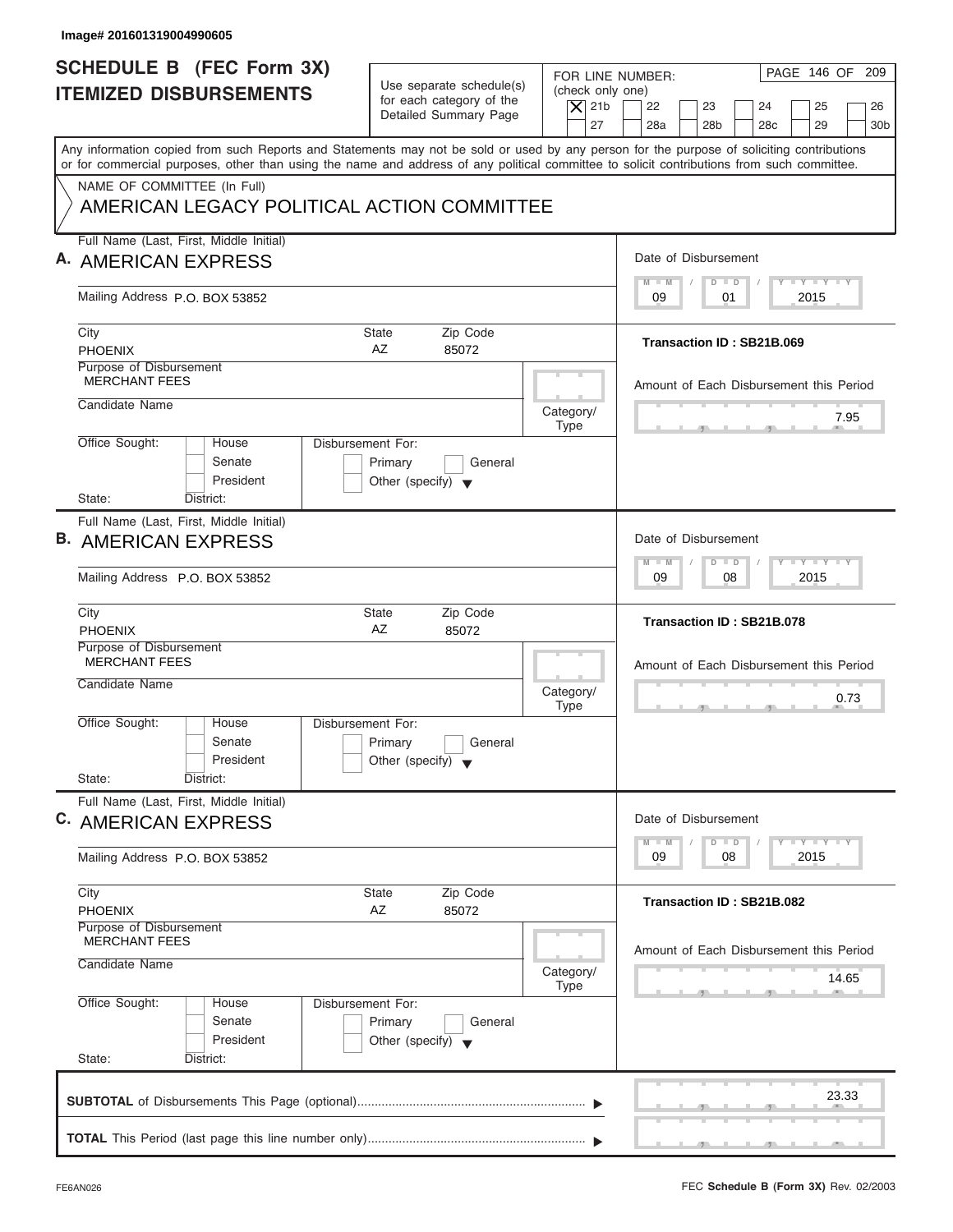Image# 201601319004990605

# SCHEDULE B (FEC Form 3X)
## ITEMIZED DISBURSEMENTS

Use separate schedule(s) for each category of the Detailed Summary Page

FOR LINE NUMBER: (check only one)

[X] 21b [ ] 22 [ ] 23 [ ] 24 [ ] 25 [ ] 26 [ ] 27 [ ] 28a [ ] 28b [ ] 28c [ ] 29 [ ] 30b

PAGE 146 OF 209

Any information copied from such Reports and Statements may not be sold or used by any person for the purpose of soliciting contributions or for commercial purposes, other than using the name and address of any political committee to solicit contributions from such committee.

NAME OF COMMITTEE (In Full)

AMERICAN LEGACY POLITICAL ACTION COMMITTEE

---

**A.** Full Name (Last, First, Middle Initial): AMERICAN EXPRESS

Mailing Address: P.O. BOX 53852

City: PHOENIX | State: AZ | Zip Code: 85072

Purpose of Disbursement: MERCHANT FEES

Candidate Name:

Category/Type:

Office Sought: [ ] House [ ] Senate [ ] President

State: District:

Disbursement For: [ ] Primary [ ] General [ ] Other (specify)

Date of Disbursement: 09 / 01 / 2015

Transaction ID : SB21B.069

Amount of Each Disbursement this Period: 7.95

---

**B.** Full Name (Last, First, Middle Initial): AMERICAN EXPRESS

Mailing Address: P.O. BOX 53852

City: PHOENIX | State: AZ | Zip Code: 85072

Purpose of Disbursement: MERCHANT FEES

Candidate Name:

Category/Type:

Office Sought: [ ] House [ ] Senate [ ] President

State: District:

Disbursement For: [ ] Primary [ ] General [ ] Other (specify)

Date of Disbursement: 09 / 08 / 2015

Transaction ID : SB21B.078

Amount of Each Disbursement this Period: 0.73

---

**C.** Full Name (Last, First, Middle Initial): AMERICAN EXPRESS

Mailing Address: P.O. BOX 53852

City: PHOENIX | State: AZ | Zip Code: 85072

Purpose of Disbursement: MERCHANT FEES

Candidate Name:

Category/Type:

Office Sought: [ ] House [ ] Senate [ ] President

State: District:

Disbursement For: [ ] Primary [ ] General [ ] Other (specify)

Date of Disbursement: 09 / 08 / 2015

Transaction ID : SB21B.082

Amount of Each Disbursement this Period: 14.65

---

**SUBTOTAL** of Disbursements This Page (optional): 23.33

**TOTAL** This Period (last page this line number only):

FE6AN026 — FEC **Schedule B (Form 3X)** Rev. 02/2003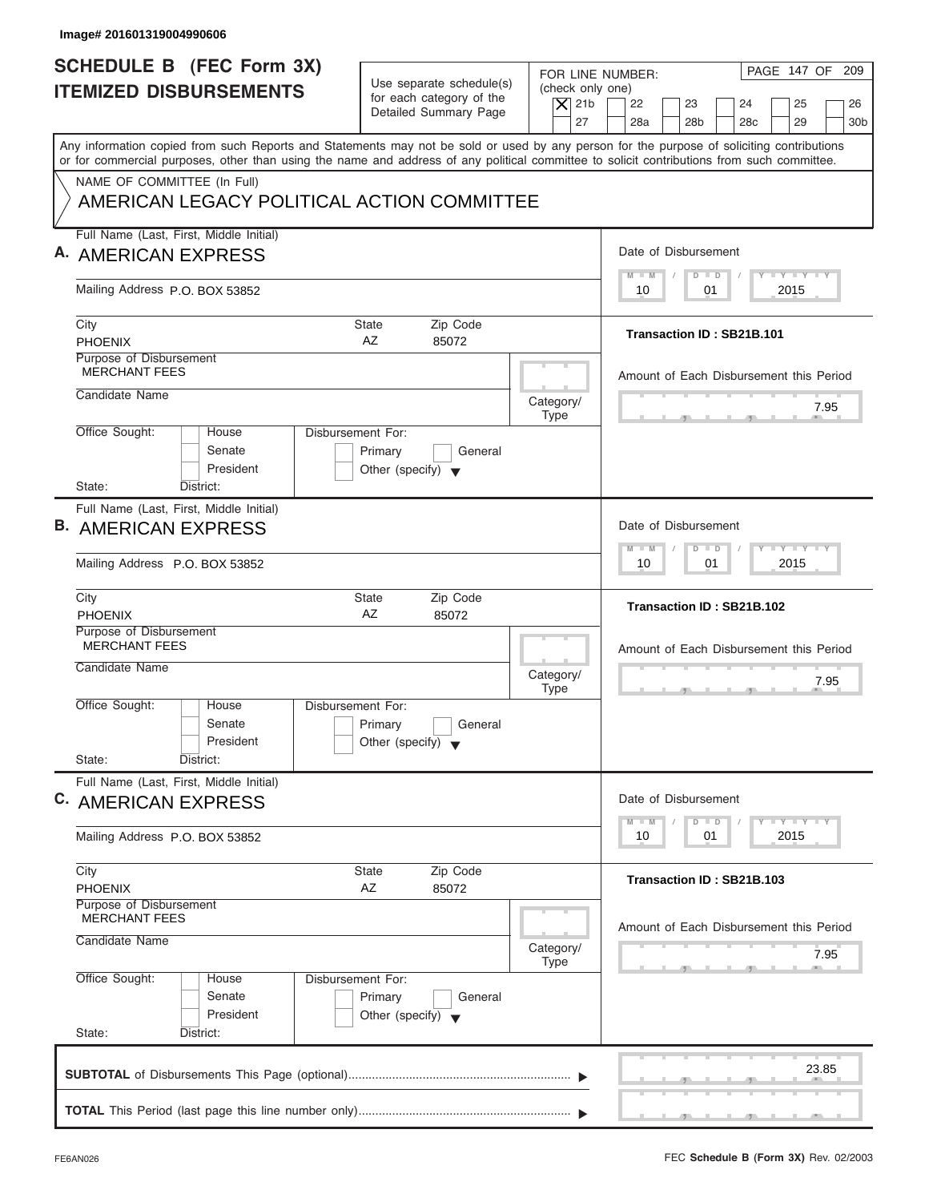Image# 201601319004990606

# SCHEDULE B (FEC Form 3X) ITEMIZED DISBURSEMENTS

Use separate schedule(s) for each category of the Detailed Summary Page

FOR LINE NUMBER: (check only one)

- [X] 21b
- [ ] 22
- [ ] 23
- [ ] 24
- [ ] 25
- [ ] 26
- [ ] 27
- [ ] 28a
- [ ] 28b
- [ ] 28c
- [ ] 29
- [ ] 30b

Any information copied from such Reports and Statements may not be sold or used by any person for the purpose of soliciting contributions or for commercial purposes, other than using the name and address of any political committee to solicit contributions from such committee.

NAME OF COMMITTEE (In Full)
AMERICAN LEGACY POLITICAL ACTION COMMITTEE

---

**A.** Full Name (Last, First, Middle Initial): AMERICAN EXPRESS

Mailing Address: P.O. BOX 53852

City: PHOENIX | State: AZ | Zip Code: 85072

Purpose of Disbursement: MERCHANT FEES

Candidate Name:

Category/Type:

Office Sought: House / Senate / President

State: District:

Disbursement For: Primary / General / Other (specify)

Date of Disbursement: 10 / 01 / 2015

Transaction ID : SB21B.101

Amount of Each Disbursement this Period: 7.95

---

**B.** Full Name (Last, First, Middle Initial): AMERICAN EXPRESS

Mailing Address: P.O. BOX 53852

City: PHOENIX | State: AZ | Zip Code: 85072

Purpose of Disbursement: MERCHANT FEES

Candidate Name:

Category/Type:

Office Sought: House / Senate / President

State: District:

Disbursement For: Primary / General / Other (specify)

Date of Disbursement: 10 / 01 / 2015

Transaction ID : SB21B.102

Amount of Each Disbursement this Period: 7.95

---

**C.** Full Name (Last, First, Middle Initial): AMERICAN EXPRESS

Mailing Address: P.O. BOX 53852

City: PHOENIX | State: AZ | Zip Code: 85072

Purpose of Disbursement: MERCHANT FEES

Candidate Name:

Category/Type:

Office Sought: House / Senate / President

State: District:

Disbursement For: Primary / General / Other (specify)

Date of Disbursement: 10 / 01 / 2015

Transaction ID : SB21B.103

Amount of Each Disbursement this Period: 7.95

---

**SUBTOTAL** of Disbursements This Page (optional): 23.85

**TOTAL** This Period (last page this line number only):

FE6AN026

FEC **Schedule B (Form 3X)** Rev. 02/2003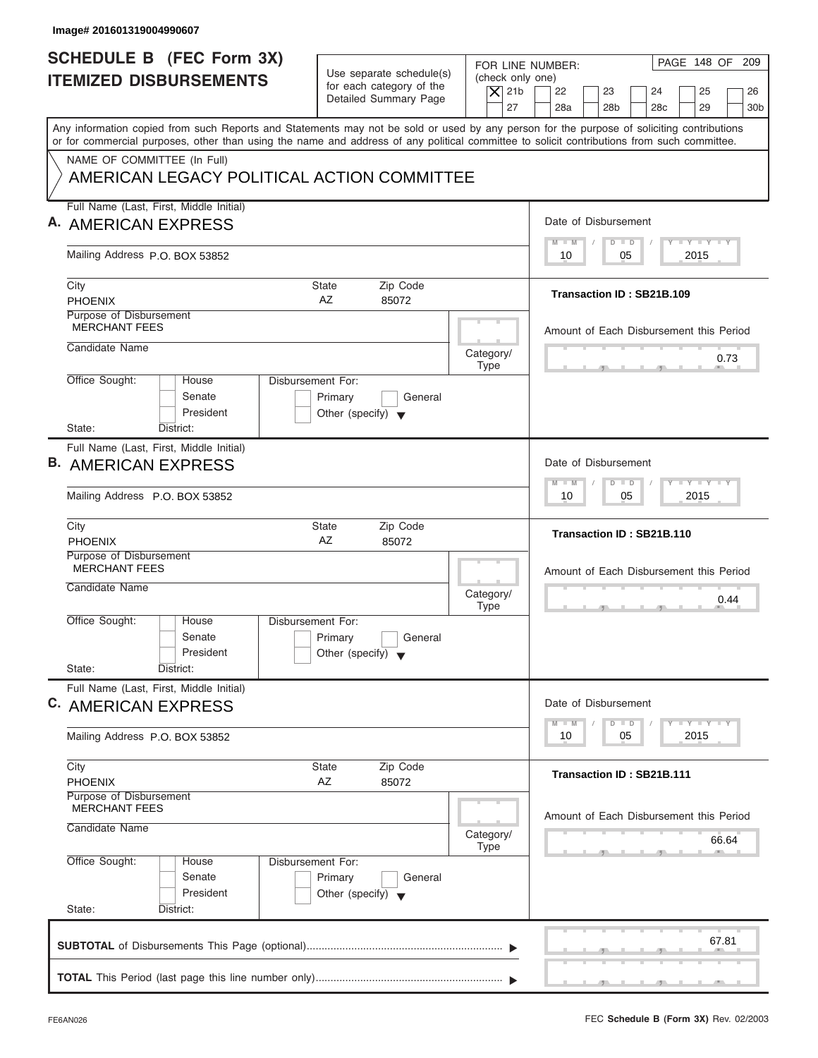Image# 201601319004990607

# SCHEDULE B (FEC Form 3X) ITEMIZED DISBURSEMENTS

Use separate schedule(s) for each category of the Detailed Summary Page

FOR LINE NUMBER: (check only one)

- [X] 21b
- [ ] 22
- [ ] 23
- [ ] 24
- [ ] 25
- [ ] 26
- [ ] 27
- [ ] 28a
- [ ] 28b
- [ ] 28c
- [ ] 29
- [ ] 30b

Any information copied from such Reports and Statements may not be sold or used by any person for the purpose of soliciting contributions or for commercial purposes, other than using the name and address of any political committee to solicit contributions from such committee.

NAME OF COMMITTEE (In Full)
AMERICAN LEGACY POLITICAL ACTION COMMITTEE

---

**A.** Full Name (Last, First, Middle Initial): AMERICAN EXPRESS

Mailing Address: P.O. BOX 53852

City: PHOENIX | State: AZ | Zip Code: 85072

Purpose of Disbursement: MERCHANT FEES

Candidate Name:

Category/Type:

Office Sought: House / Senate / President

State: District:

Disbursement For: Primary / General / Other (specify)

Date of Disbursement: 10/05/2015

Transaction ID : SB21B.109

Amount of Each Disbursement this Period: 0.73

---

**B.** Full Name (Last, First, Middle Initial): AMERICAN EXPRESS

Mailing Address: P.O. BOX 53852

City: PHOENIX | State: AZ | Zip Code: 85072

Purpose of Disbursement: MERCHANT FEES

Candidate Name:

Category/Type:

Office Sought: House / Senate / President

State: District:

Disbursement For: Primary / General / Other (specify)

Date of Disbursement: 10/05/2015

Transaction ID : SB21B.110

Amount of Each Disbursement this Period: 0.44

---

**C.** Full Name (Last, First, Middle Initial): AMERICAN EXPRESS

Mailing Address: P.O. BOX 53852

City: PHOENIX | State: AZ | Zip Code: 85072

Purpose of Disbursement: MERCHANT FEES

Candidate Name:

Category/Type:

Office Sought: House / Senate / President

State: District:

Disbursement For: Primary / General / Other (specify)

Date of Disbursement: 10/05/2015

Transaction ID : SB21B.111

Amount of Each Disbursement this Period: 66.64

---

**SUBTOTAL** of Disbursements This Page (optional): 67.81

**TOTAL** This Period (last page this line number only):

FE6AN026

FEC **Schedule B (Form 3X)** Rev. 02/2003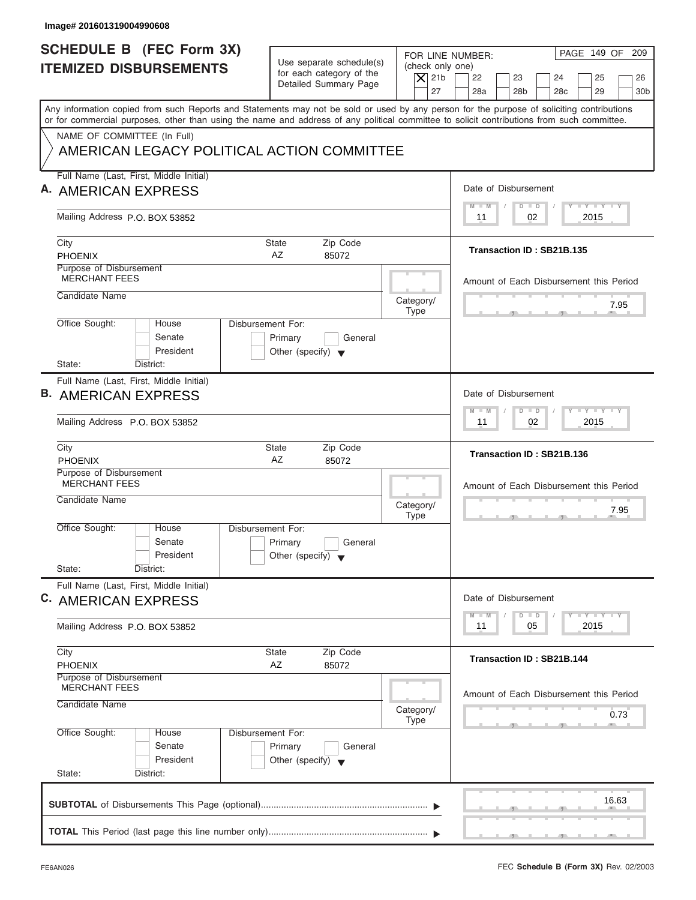Image# 201601319004990608

# SCHEDULE B (FEC Form 3X)
## ITEMIZED DISBURSEMENTS

Use separate schedule(s) for each category of the Detailed Summary Page

FOR LINE NUMBER: (check only one)

[X] 21b [ ] 22 [ ] 23 [ ] 24 [ ] 25 [ ] 26 [ ] 27 [ ] 28a [ ] 28b [ ] 28c [ ] 29 [ ] 30b

Any information copied from such Reports and Statements may not be sold or used by any person for the purpose of soliciting contributions or for commercial purposes, other than using the name and address of any political committee to solicit contributions from such committee.

NAME OF COMMITTEE (In Full)

AMERICAN LEGACY POLITICAL ACTION COMMITTEE

---

**A.** Full Name (Last, First, Middle Initial): AMERICAN EXPRESS

Mailing Address: P.O. BOX 53852

City: PHOENIX | State: AZ | Zip Code: 85072

Purpose of Disbursement: MERCHANT FEES

Candidate Name:

Category/Type:

Office Sought: [ ] House [ ] Senate [ ] President

State: District:

Disbursement For: [ ] Primary [ ] General [ ] Other (specify)

Date of Disbursement: 11 / 02 / 2015

Transaction ID : SB21B.135

Amount of Each Disbursement this Period: 7.95

---

**B.** Full Name (Last, First, Middle Initial): AMERICAN EXPRESS

Mailing Address: P.O. BOX 53852

City: PHOENIX | State: AZ | Zip Code: 85072

Purpose of Disbursement: MERCHANT FEES

Candidate Name:

Category/Type:

Office Sought: [ ] House [ ] Senate [ ] President

State: District:

Disbursement For: [ ] Primary [ ] General [ ] Other (specify)

Date of Disbursement: 11 / 02 / 2015

Transaction ID : SB21B.136

Amount of Each Disbursement this Period: 7.95

---

**C.** Full Name (Last, First, Middle Initial): AMERICAN EXPRESS

Mailing Address: P.O. BOX 53852

City: PHOENIX | State: AZ | Zip Code: 85072

Purpose of Disbursement: MERCHANT FEES

Candidate Name:

Category/Type:

Office Sought: [ ] House [ ] Senate [ ] President

State: District:

Disbursement For: [ ] Primary [ ] General [ ] Other (specify)

Date of Disbursement: 11 / 05 / 2015

Transaction ID : SB21B.144

Amount of Each Disbursement this Period: 0.73

---

**SUBTOTAL** of Disbursements This Page (optional): 16.63

**TOTAL** This Period (last page this line number only):

FE6AN026 — FEC **Schedule B (Form 3X)** Rev. 02/2003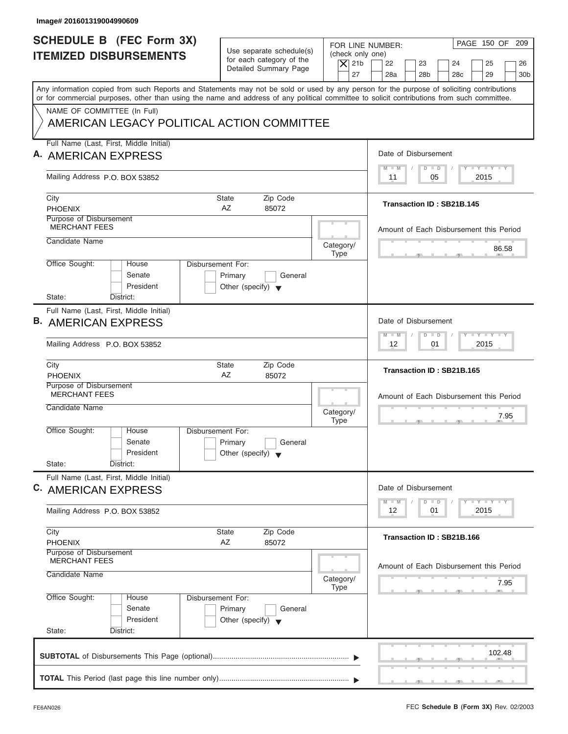Image# 201601319004990609

# SCHEDULE B (FEC Form 3X) ITEMIZED DISBURSEMENTS

Use separate schedule(s) for each category of the Detailed Summary Page

FOR LINE NUMBER: (check only one)

☒ 21b ☐ 22 ☐ 23 ☐ 24 ☐ 25 ☐ 26
☐ 27 ☐ 28a ☐ 28b ☐ 28c ☐ 29 ☐ 30b

PAGE 150 OF 209

Any information copied from such Reports and Statements may not be sold or used by any person for the purpose of soliciting contributions or for commercial purposes, other than using the name and address of any political committee to solicit contributions from such committee.

NAME OF COMMITTEE (In Full)
AMERICAN LEGACY POLITICAL ACTION COMMITTEE

## A.

Full Name (Last, First, Middle Initial): AMERICAN EXPRESS

Mailing Address: P.O. BOX 53852

City: PHOENIX | State: AZ | Zip Code: 85072

Purpose of Disbursement: MERCHANT FEES

Candidate Name:

Category/Type:

Office Sought: ☐ House ☐ Senate ☐ President

State: District:

Disbursement For: ☐ Primary ☐ General ☐ Other (specify)

Date of Disbursement: 11 / 05 / 2015

Transaction ID : SB21B.145

Amount of Each Disbursement this Period: 86.58

## B.

Full Name (Last, First, Middle Initial): AMERICAN EXPRESS

Mailing Address: P.O. BOX 53852

City: PHOENIX | State: AZ | Zip Code: 85072

Purpose of Disbursement: MERCHANT FEES

Candidate Name:

Category/Type:

Office Sought: ☐ House ☐ Senate ☐ President

State: District:

Disbursement For: ☐ Primary ☐ General ☐ Other (specify)

Date of Disbursement: 12 / 01 / 2015

Transaction ID : SB21B.165

Amount of Each Disbursement this Period: 7.95

## C.

Full Name (Last, First, Middle Initial): AMERICAN EXPRESS

Mailing Address: P.O. BOX 53852

City: PHOENIX | State: AZ | Zip Code: 85072

Purpose of Disbursement: MERCHANT FEES

Candidate Name:

Category/Type:

Office Sought: ☐ House ☐ Senate ☐ President

State: District:

Disbursement For: ☐ Primary ☐ General ☐ Other (specify)

Date of Disbursement: 12 / 01 / 2015

Transaction ID : SB21B.166

Amount of Each Disbursement this Period: 7.95

**SUBTOTAL** of Disbursements This Page (optional) ▶ 102.48

**TOTAL** This Period (last page this line number only) ▶

FE6AN026 FEC **Schedule B (Form 3X)** Rev. 02/2003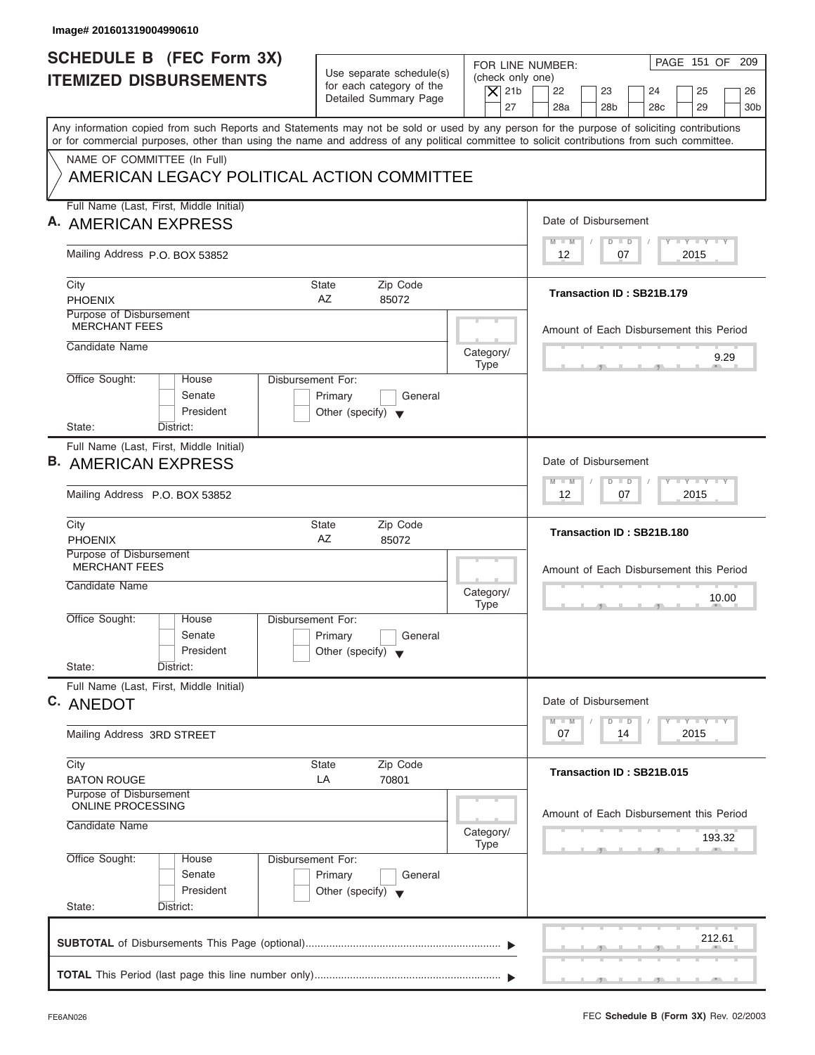Image# 201601319004990610

# SCHEDULE B (FEC Form 3X) ITEMIZED DISBURSEMENTS

Use separate schedule(s) for each category of the Detailed Summary Page

FOR LINE NUMBER: (check only one)

- [X] 21b
- [ ] 22
- [ ] 23
- [ ] 24
- [ ] 25
- [ ] 26
- [ ] 27
- [ ] 28a
- [ ] 28b
- [ ] 28c
- [ ] 29
- [ ] 30b

Any information copied from such Reports and Statements may not be sold or used by any person for the purpose of soliciting contributions or for commercial purposes, other than using the name and address of any political committee to solicit contributions from such committee.

NAME OF COMMITTEE (In Full)

AMERICAN LEGACY POLITICAL ACTION COMMITTEE

---

**A.** Full Name (Last, First, Middle Initial): AMERICAN EXPRESS

Mailing Address: P.O. BOX 53852

City: PHOENIX | State: AZ | Zip Code: 85072

Purpose of Disbursement: MERCHANT FEES

Candidate Name:

Category/Type:

Office Sought: [ ] House [ ] Senate [ ] President

State: District:

Disbursement For: [ ] Primary [ ] General [ ] Other (specify)

Date of Disbursement: 12 / 07 / 2015

Transaction ID : SB21B.179

Amount of Each Disbursement this Period: 9.29

---

**B.** Full Name (Last, First, Middle Initial): AMERICAN EXPRESS

Mailing Address: P.O. BOX 53852

City: PHOENIX | State: AZ | Zip Code: 85072

Purpose of Disbursement: MERCHANT FEES

Candidate Name:

Category/Type:

Office Sought: [ ] House [ ] Senate [ ] President

State: District:

Disbursement For: [ ] Primary [ ] General [ ] Other (specify)

Date of Disbursement: 12 / 07 / 2015

Transaction ID : SB21B.180

Amount of Each Disbursement this Period: 10.00

---

**C.** Full Name (Last, First, Middle Initial): ANEDOT

Mailing Address: 3RD STREET

City: BATON ROUGE | State: LA | Zip Code: 70801

Purpose of Disbursement: ONLINE PROCESSING

Candidate Name:

Category/Type:

Office Sought: [ ] House [ ] Senate [ ] President

State: District:

Disbursement For: [ ] Primary [ ] General [ ] Other (specify)

Date of Disbursement: 07 / 14 / 2015

Transaction ID : SB21B.015

Amount of Each Disbursement this Period: 193.32

---

**SUBTOTAL** of Disbursements This Page (optional): 212.61

**TOTAL** This Period (last page this line number only):

FE6AN026

FEC **Schedule B (Form 3X)** Rev. 02/2003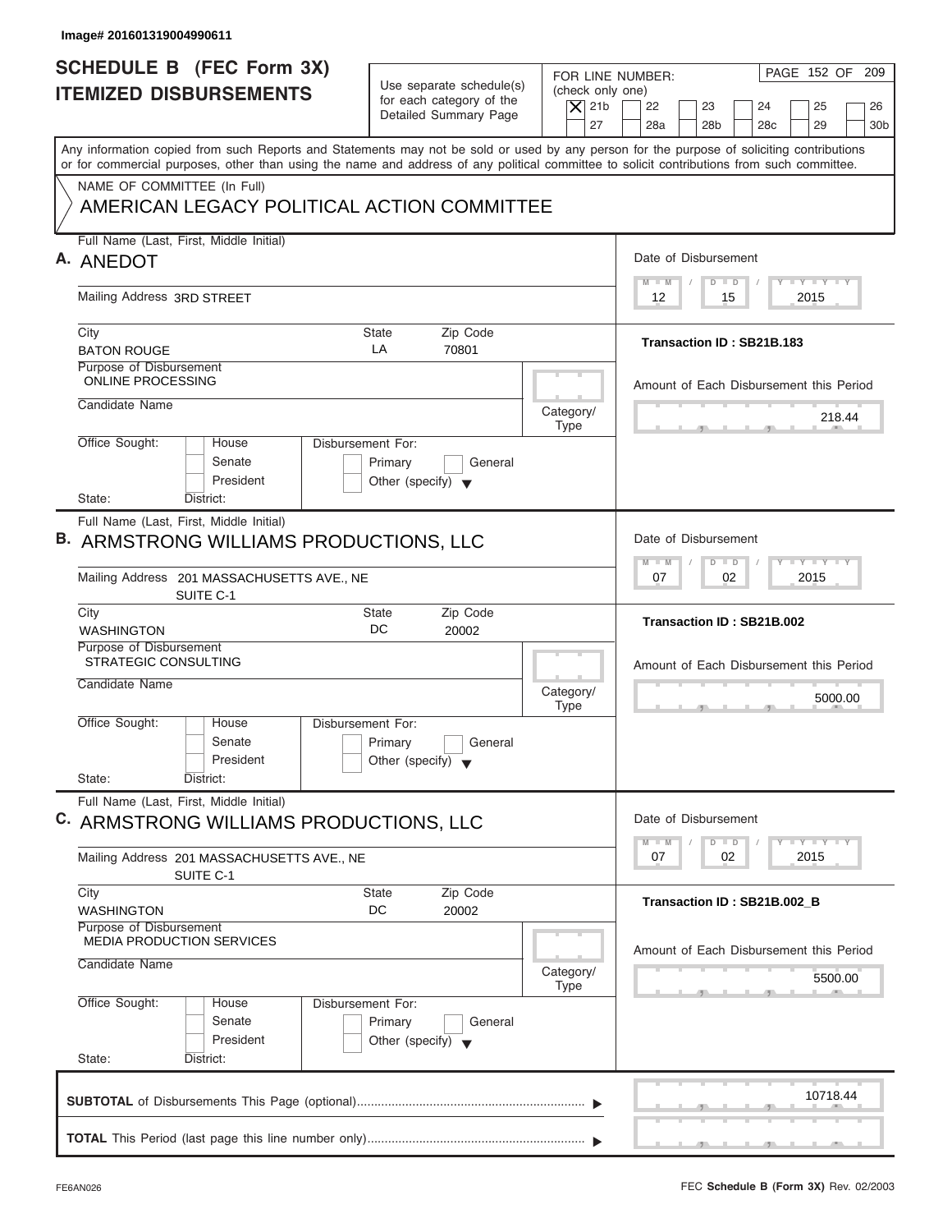Image# 201601319004990611

# SCHEDULE B (FEC Form 3X) ITEMIZED DISBURSEMENTS

Use separate schedule(s) for each category of the Detailed Summary Page

FOR LINE NUMBER: (check only one)

- [X] 21b
- [ ] 22
- [ ] 23
- [ ] 24
- [ ] 25
- [ ] 26
- [ ] 27
- [ ] 28a
- [ ] 28b
- [ ] 28c
- [ ] 29
- [ ] 30b

Any information copied from such Reports and Statements may not be sold or used by any person for the purpose of soliciting contributions or for commercial purposes, other than using the name and address of any political committee to solicit contributions from such committee.

NAME OF COMMITTEE (In Full)

AMERICAN LEGACY POLITICAL ACTION COMMITTEE

---

**A.** Full Name (Last, First, Middle Initial): ANEDOT

Mailing Address: 3RD STREET

City: BATON ROUGE | State: LA | Zip Code: 70801

Purpose of Disbursement: ONLINE PROCESSING

Candidate Name:

Category/Type:

Office Sought: House / Senate / President

State: District:

Disbursement For: Primary / General / Other (specify)

Date of Disbursement: 12/15/2015

Transaction ID : SB21B.183

Amount of Each Disbursement this Period: 218.44

---

**B.** Full Name (Last, First, Middle Initial): ARMSTRONG WILLIAMS PRODUCTIONS, LLC

Mailing Address: 201 MASSACHUSETTS AVE., NE SUITE C-1

City: WASHINGTON | State: DC | Zip Code: 20002

Purpose of Disbursement: STRATEGIC CONSULTING

Candidate Name:

Category/Type:

Office Sought: House / Senate / President

State: District:

Disbursement For: Primary / General / Other (specify)

Date of Disbursement: 07/02/2015

Transaction ID : SB21B.002

Amount of Each Disbursement this Period: 5000.00

---

**C.** Full Name (Last, First, Middle Initial): ARMSTRONG WILLIAMS PRODUCTIONS, LLC

Mailing Address: 201 MASSACHUSETTS AVE., NE SUITE C-1

City: WASHINGTON | State: DC | Zip Code: 20002

Purpose of Disbursement: MEDIA PRODUCTION SERVICES

Candidate Name:

Category/Type:

Office Sought: House / Senate / President

State: District:

Disbursement For: Primary / General / Other (specify)

Date of Disbursement: 07/02/2015

Transaction ID : SB21B.002_B

Amount of Each Disbursement this Period: 5500.00

---

**SUBTOTAL** of Disbursements This Page (optional): 10718.44

**TOTAL** This Period (last page this line number only):

FE6AN026

FEC **Schedule B (Form 3X)** Rev. 02/2003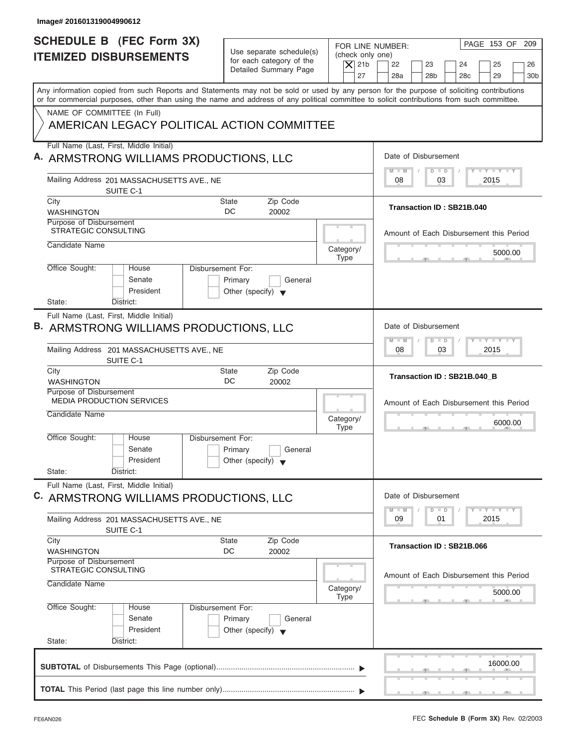Image# 201601319004990612

# SCHEDULE B (FEC Form 3X) ITEMIZED DISBURSEMENTS

Use separate schedule(s) for each category of the Detailed Summary Page

FOR LINE NUMBER: (check only one)
[X] 21b [ ] 22 [ ] 23 [ ] 24 [ ] 25 [ ] 26 [ ] 27 [ ] 28a [ ] 28b [ ] 28c [ ] 29 [ ] 30b

Any information copied from such Reports and Statements may not be sold or used by any person for the purpose of soliciting contributions or for commercial purposes, other than using the name and address of any political committee to solicit contributions from such committee.

NAME OF COMMITTEE (In Full)
AMERICAN LEGACY POLITICAL ACTION COMMITTEE

**A.** Full Name (Last, First, Middle Initial): ARMSTRONG WILLIAMS PRODUCTIONS, LLC
Mailing Address: 201 MASSACHUSETTS AVE., NE, SUITE C-1
City: WASHINGTON | State: DC | Zip Code: 20002
Purpose of Disbursement: STRATEGIC CONSULTING
Candidate Name:
Category/Type:
Office Sought: [ ] House [ ] Senate [ ] President
State: District:
Disbursement For: [ ] Primary [ ] General [ ] Other (specify)
Date of Disbursement: 08 / 03 / 2015
Transaction ID : SB21B.040
Amount of Each Disbursement this Period: 5000.00

**B.** Full Name (Last, First, Middle Initial): ARMSTRONG WILLIAMS PRODUCTIONS, LLC
Mailing Address: 201 MASSACHUSETTS AVE., NE, SUITE C-1
City: WASHINGTON | State: DC | Zip Code: 20002
Purpose of Disbursement: MEDIA PRODUCTION SERVICES
Candidate Name:
Category/Type:
Office Sought: [ ] House [ ] Senate [ ] President
State: District:
Disbursement For: [ ] Primary [ ] General [ ] Other (specify)
Date of Disbursement: 08 / 03 / 2015
Transaction ID : SB21B.040_B
Amount of Each Disbursement this Period: 6000.00

**C.** Full Name (Last, First, Middle Initial): ARMSTRONG WILLIAMS PRODUCTIONS, LLC
Mailing Address: 201 MASSACHUSETTS AVE., NE, SUITE C-1
City: WASHINGTON | State: DC | Zip Code: 20002
Purpose of Disbursement: STRATEGIC CONSULTING
Candidate Name:
Category/Type:
Office Sought: [ ] House [ ] Senate [ ] President
State: District:
Disbursement For: [ ] Primary [ ] General [ ] Other (specify)
Date of Disbursement: 09 / 01 / 2015
Transaction ID : SB21B.066
Amount of Each Disbursement this Period: 5000.00

**SUBTOTAL** of Disbursements This Page (optional): 16000.00

**TOTAL** This Period (last page this line number only):

FE6AN026

FEC **Schedule B (Form 3X)** Rev. 02/2003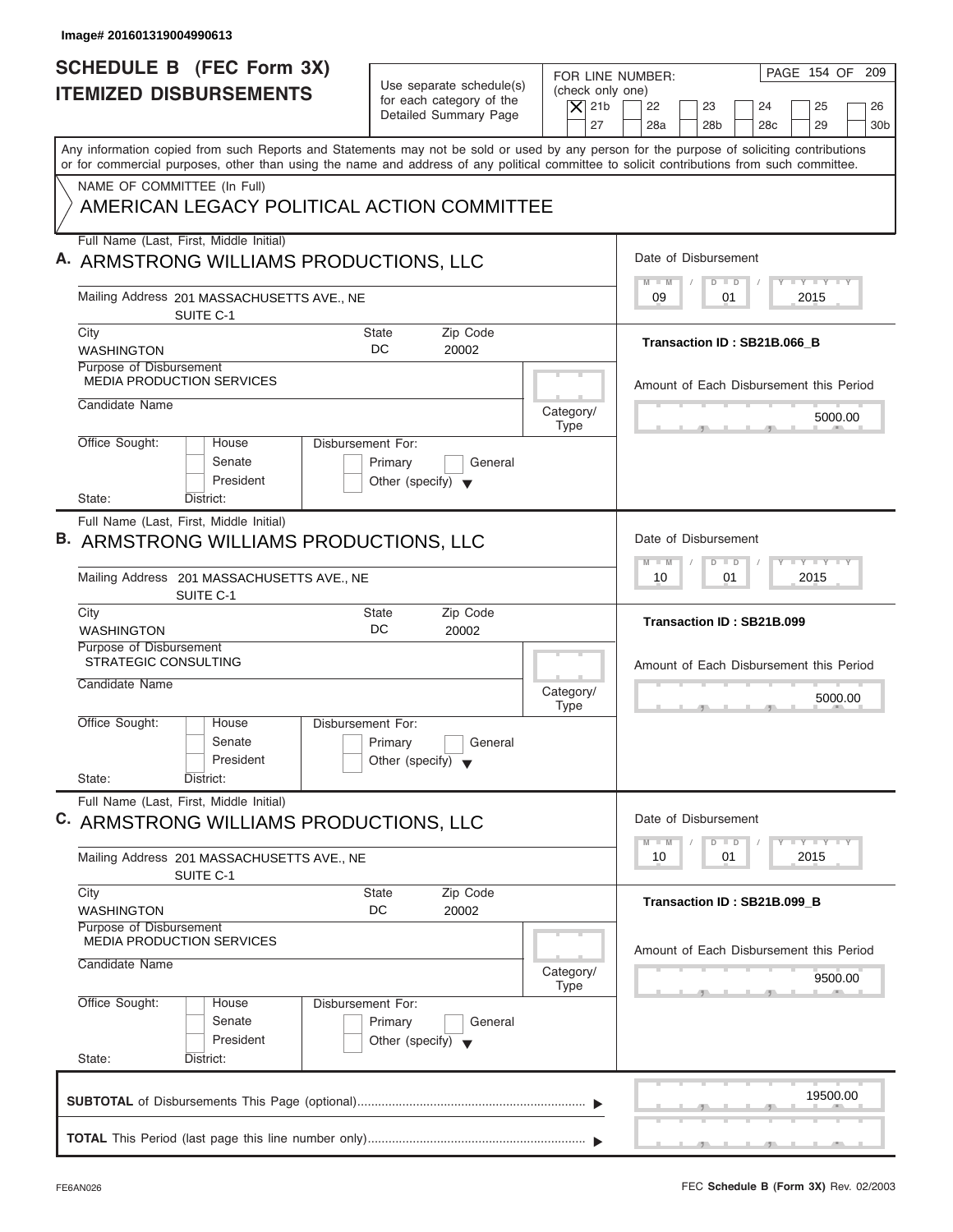Image# 201601319004990613

# SCHEDULE B (FEC Form 3X)
## ITEMIZED DISBURSEMENTS

Use separate schedule(s) for each category of the Detailed Summary Page

FOR LINE NUMBER: (check only one)

| [X] 21b | [ ] 22 | [ ] 23 | [ ] 24 | [ ] 25 | [ ] 26 |
|---|---|---|---|---|---|
| [ ] 27 | [ ] 28a | [ ] 28b | [ ] 28c | [ ] 29 | [ ] 30b |

PAGE 154 OF 209

Any information copied from such Reports and Statements may not be sold or used by any person for the purpose of soliciting contributions or for commercial purposes, other than using the name and address of any political committee to solicit contributions from such committee.

NAME OF COMMITTEE (In Full)
AMERICAN LEGACY POLITICAL ACTION COMMITTEE

---

**A.** Full Name (Last, First, Middle Initial): ARMSTRONG WILLIAMS PRODUCTIONS, LLC

Mailing Address: 201 MASSACHUSETTS AVE., NE, SUITE C-1

City: WASHINGTON | State: DC | Zip Code: 20002

Purpose of Disbursement: MEDIA PRODUCTION SERVICES

Candidate Name:

Category/Type:

Office Sought: [ ] House [ ] Senate [ ] President

State: District:

Disbursement For: [ ] Primary [ ] General [ ] Other (specify)

Date of Disbursement: 09/01/2015

Transaction ID : SB21B.066_B

Amount of Each Disbursement this Period: 5000.00

---

**B.** Full Name (Last, First, Middle Initial): ARMSTRONG WILLIAMS PRODUCTIONS, LLC

Mailing Address: 201 MASSACHUSETTS AVE., NE, SUITE C-1

City: WASHINGTON | State: DC | Zip Code: 20002

Purpose of Disbursement: STRATEGIC CONSULTING

Candidate Name:

Category/Type:

Office Sought: [ ] House [ ] Senate [ ] President

State: District:

Disbursement For: [ ] Primary [ ] General [ ] Other (specify)

Date of Disbursement: 10/01/2015

Transaction ID : SB21B.099

Amount of Each Disbursement this Period: 5000.00

---

**C.** Full Name (Last, First, Middle Initial): ARMSTRONG WILLIAMS PRODUCTIONS, LLC

Mailing Address: 201 MASSACHUSETTS AVE., NE, SUITE C-1

City: WASHINGTON | State: DC | Zip Code: 20002

Purpose of Disbursement: MEDIA PRODUCTION SERVICES

Candidate Name:

Category/Type:

Office Sought: [ ] House [ ] Senate [ ] President

State: District:

Disbursement For: [ ] Primary [ ] General [ ] Other (specify)

Date of Disbursement: 10/01/2015

Transaction ID : SB21B.099_B

Amount of Each Disbursement this Period: 9500.00

---

**SUBTOTAL** of Disbursements This Page (optional): 19500.00

**TOTAL** This Period (last page this line number only):

FE6AN026

FEC **Schedule B (Form 3X)** Rev. 02/2003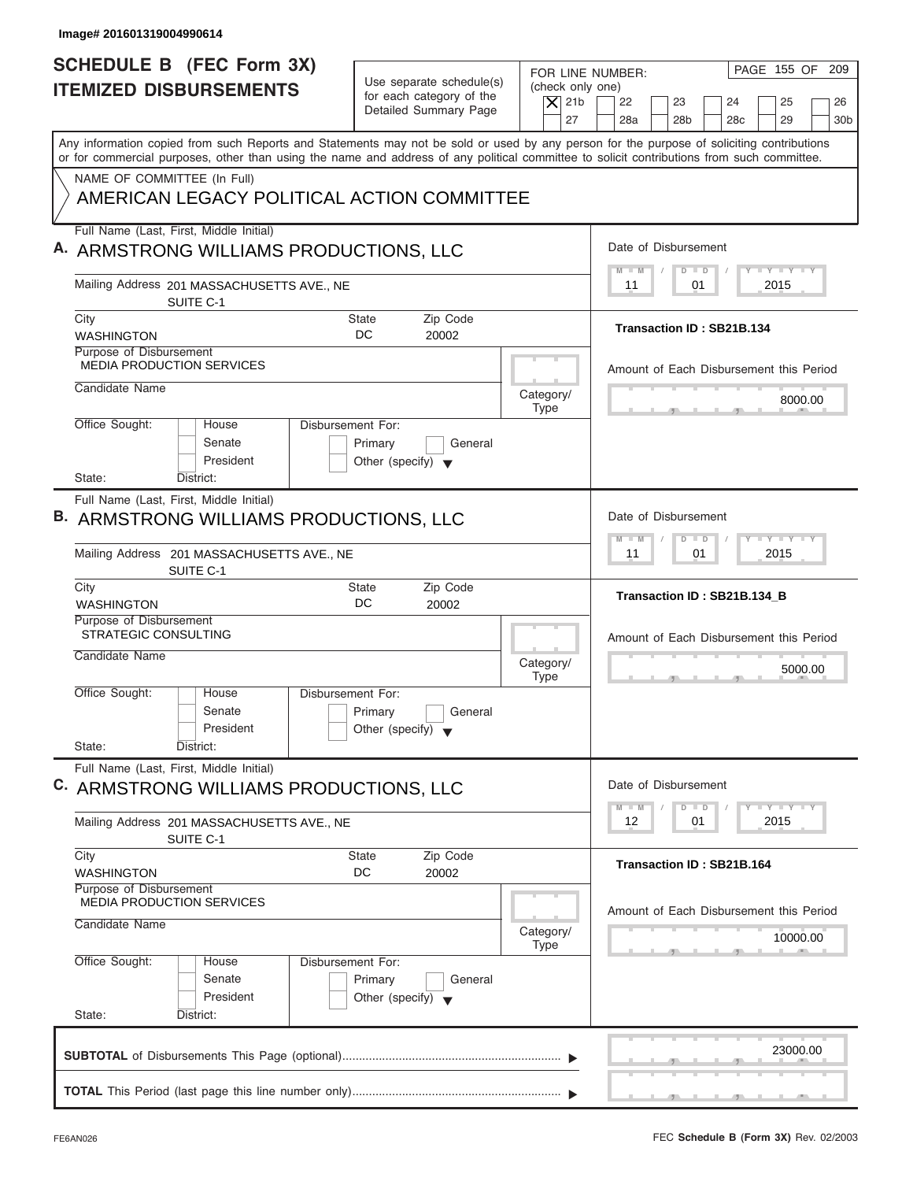Image# 201601319004990614

# SCHEDULE B (FEC Form 3X) ITEMIZED DISBURSEMENTS

Use separate schedule(s) for each category of the Detailed Summary Page

FOR LINE NUMBER: (check only one)

- [X] 21b
- [ ] 22
- [ ] 23
- [ ] 24
- [ ] 25
- [ ] 26
- [ ] 27
- [ ] 28a
- [ ] 28b
- [ ] 28c
- [ ] 29
- [ ] 30b

Any information copied from such Reports and Statements may not be sold or used by any person for the purpose of soliciting contributions or for commercial purposes, other than using the name and address of any political committee to solicit contributions from such committee.

NAME OF COMMITTEE (In Full)

AMERICAN LEGACY POLITICAL ACTION COMMITTEE

---

**A.** Full Name (Last, First, Middle Initial)
ARMSTRONG WILLIAMS PRODUCTIONS, LLC

Mailing Address 201 MASSACHUSETTS AVE., NE
SUITE C-1

City: WASHINGTON | State: DC | Zip Code: 20002

Purpose of Disbursement: MEDIA PRODUCTION SERVICES

Candidate Name:

Category/Type:

Office Sought: House / Senate / President
State: District:

Disbursement For: Primary / General / Other (specify)

Date of Disbursement: 11 / 01 / 2015

Transaction ID : SB21B.134

Amount of Each Disbursement this Period: 8000.00

---

**B.** Full Name (Last, First, Middle Initial)
ARMSTRONG WILLIAMS PRODUCTIONS, LLC

Mailing Address 201 MASSACHUSETTS AVE., NE
SUITE C-1

City: WASHINGTON | State: DC | Zip Code: 20002

Purpose of Disbursement: STRATEGIC CONSULTING

Candidate Name:

Category/Type:

Office Sought: House / Senate / President
State: District:

Disbursement For: Primary / General / Other (specify)

Date of Disbursement: 11 / 01 / 2015

Transaction ID : SB21B.134_B

Amount of Each Disbursement this Period: 5000.00

---

**C.** Full Name (Last, First, Middle Initial)
ARMSTRONG WILLIAMS PRODUCTIONS, LLC

Mailing Address 201 MASSACHUSETTS AVE., NE
SUITE C-1

City: WASHINGTON | State: DC | Zip Code: 20002

Purpose of Disbursement: MEDIA PRODUCTION SERVICES

Candidate Name:

Category/Type:

Office Sought: House / Senate / President
State: District:

Disbursement For: Primary / General / Other (specify)

Date of Disbursement: 12 / 01 / 2015

Transaction ID : SB21B.164

Amount of Each Disbursement this Period: 10000.00

---

**SUBTOTAL** of Disbursements This Page (optional): 23000.00

**TOTAL** This Period (last page this line number only):

FE6AN026

FEC **Schedule B (Form 3X)** Rev. 02/2003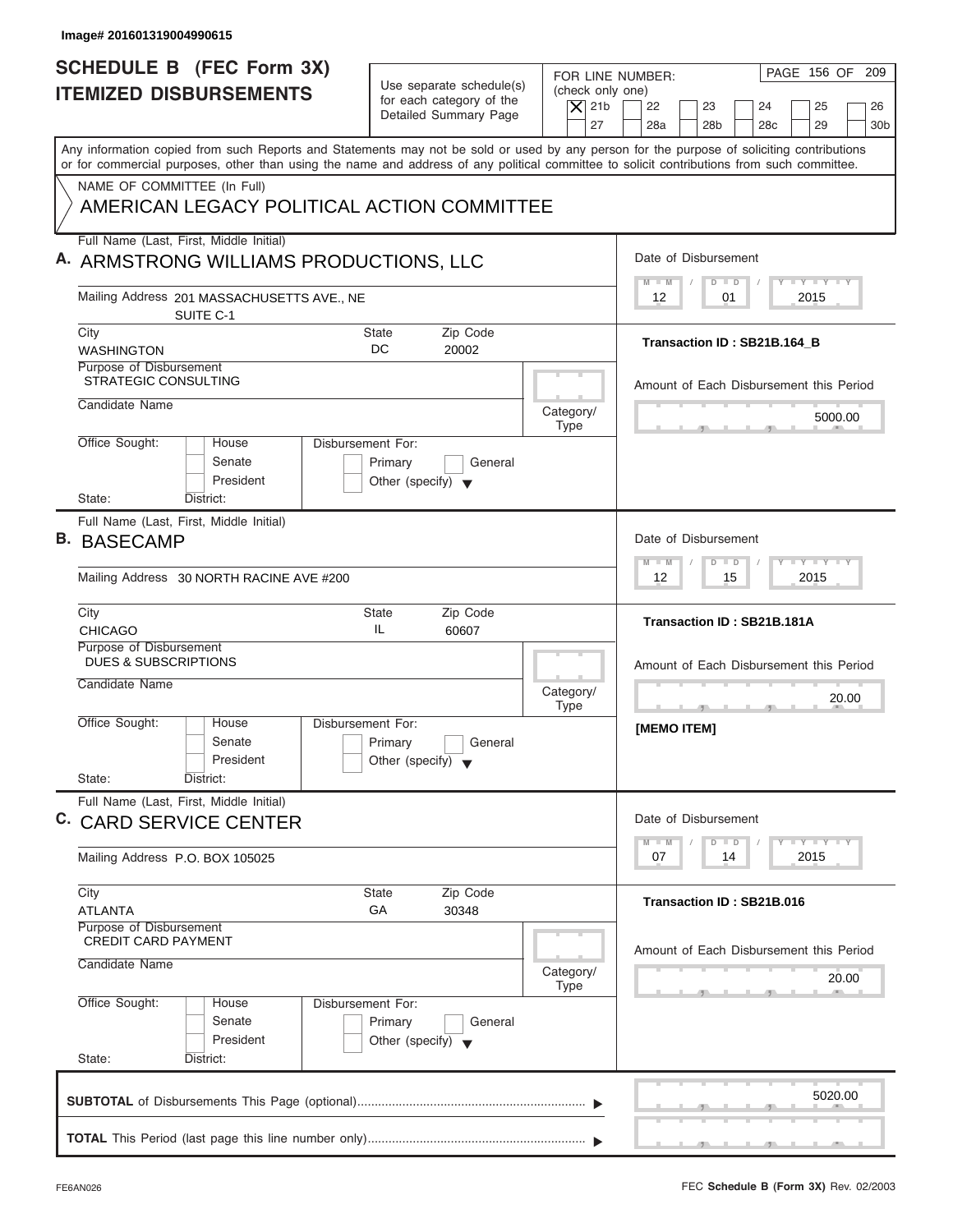Image# 201601319004990615

# SCHEDULE B (FEC Form 3X) ITEMIZED DISBURSEMENTS

Use separate schedule(s) for each category of the Detailed Summary Page

FOR LINE NUMBER: (check only one)
[X] 21b [ ] 22 [ ] 23 [ ] 24 [ ] 25 [ ] 26
[ ] 27 [ ] 28a [ ] 28b [ ] 28c [ ] 29 [ ] 30b

PAGE 156 OF 209

Any information copied from such Reports and Statements may not be sold or used by any person for the purpose of soliciting contributions or for commercial purposes, other than using the name and address of any political committee to solicit contributions from such committee.

NAME OF COMMITTEE (In Full)
AMERICAN LEGACY POLITICAL ACTION COMMITTEE

---

**A.** Full Name (Last, First, Middle Initial): ARMSTRONG WILLIAMS PRODUCTIONS, LLC

Mailing Address: 201 MASSACHUSETTS AVE., NE SUITE C-1

City: WASHINGTON | State: DC | Zip Code: 20002

Purpose of Disbursement: STRATEGIC CONSULTING

Candidate Name:

Category/Type:

Office Sought: [ ] House [ ] Senate [ ] President
State: District:

Disbursement For: [ ] Primary [ ] General [ ] Other (specify)

Date of Disbursement: 12 / 01 / 2015

Transaction ID : SB21B.164_B

Amount of Each Disbursement this Period: 5000.00

---

**B.** Full Name (Last, First, Middle Initial): BASECAMP

Mailing Address: 30 NORTH RACINE AVE #200

City: CHICAGO | State: IL | Zip Code: 60607

Purpose of Disbursement: DUES & SUBSCRIPTIONS

Candidate Name:

Category/Type:

Office Sought: [ ] House [ ] Senate [ ] President
State: District:

Disbursement For: [ ] Primary [ ] General [ ] Other (specify)

Date of Disbursement: 12 / 15 / 2015

Transaction ID : SB21B.181A

Amount of Each Disbursement this Period: 20.00

[MEMO ITEM]

---

**C.** Full Name (Last, First, Middle Initial): CARD SERVICE CENTER

Mailing Address: P.O. BOX 105025

City: ATLANTA | State: GA | Zip Code: 30348

Purpose of Disbursement: CREDIT CARD PAYMENT

Candidate Name:

Category/Type:

Office Sought: [ ] House [ ] Senate [ ] President
State: District:

Disbursement For: [ ] Primary [ ] General [ ] Other (specify)

Date of Disbursement: 07 / 14 / 2015

Transaction ID : SB21B.016

Amount of Each Disbursement this Period: 20.00

---

**SUBTOTAL** of Disbursements This Page (optional): 5020.00

**TOTAL** This Period (last page this line number only):

FE6AN026 FEC **Schedule B (Form 3X)** Rev. 02/2003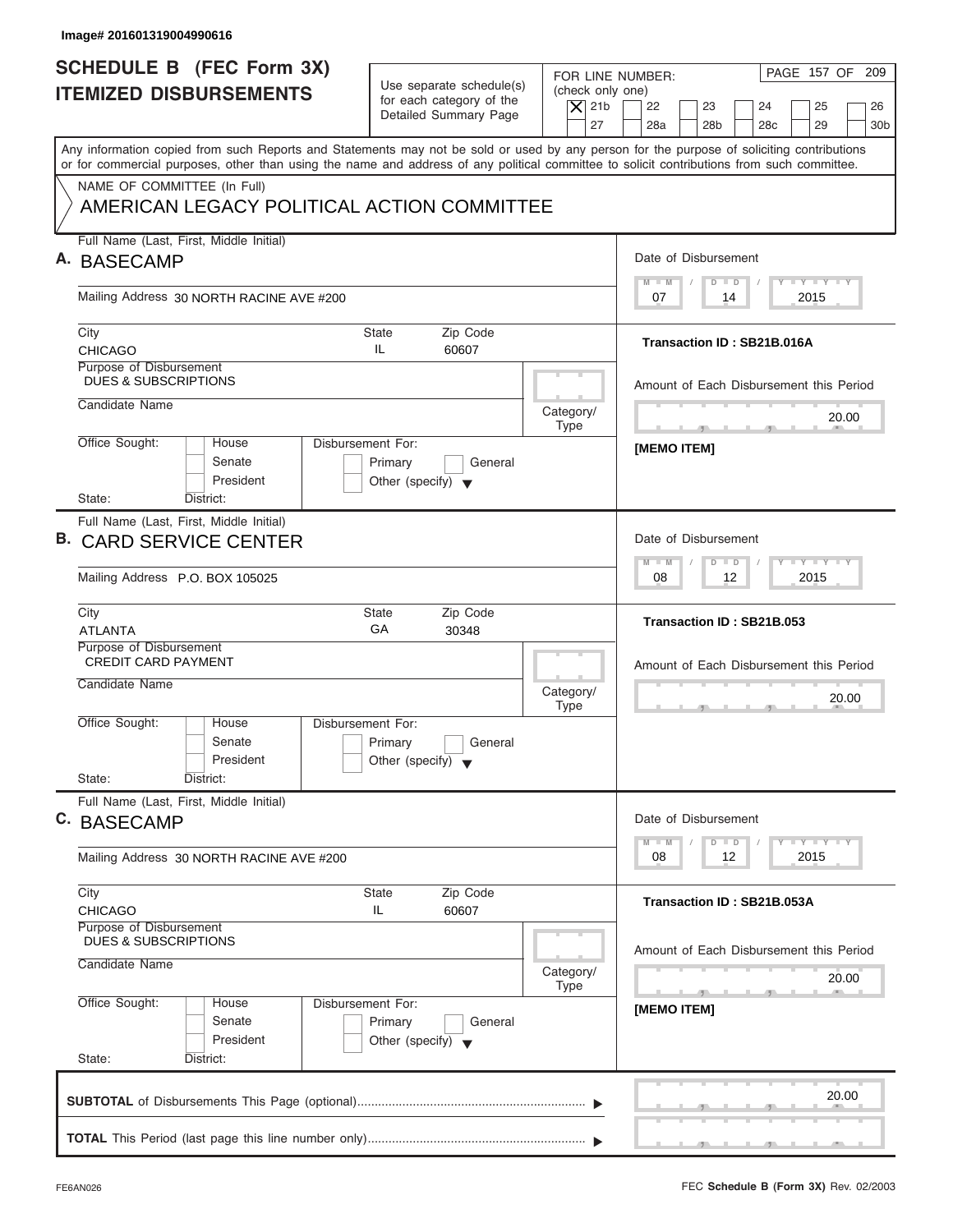Image# 201601319004990616

# SCHEDULE B (FEC Form 3X)
# ITEMIZED DISBURSEMENTS

Use separate schedule(s) for each category of the Detailed Summary Page

FOR LINE NUMBER: (check only one)
[X] 21b [ ] 22 [ ] 23 [ ] 24 [ ] 25 [ ] 26 [ ] 27 [ ] 28a [ ] 28b [ ] 28c [ ] 29 [ ] 30b

Any information copied from such Reports and Statements may not be sold or used by any person for the purpose of soliciting contributions or for commercial purposes, other than using the name and address of any political committee to solicit contributions from such committee.

NAME OF COMMITTEE (In Full)
AMERICAN LEGACY POLITICAL ACTION COMMITTEE

## A.
Full Name (Last, First, Middle Initial): BASECAMP
Mailing Address: 30 NORTH RACINE AVE #200
City: CHICAGO | State: IL | Zip Code: 60607
Purpose of Disbursement: DUES & SUBSCRIPTIONS
Candidate Name:
Category/Type:
Office Sought: House / Senate / President
State: District:
Disbursement For: Primary / General / Other (specify)

Date of Disbursement: 07 / 14 / 2015
Transaction ID : SB21B.016A
Amount of Each Disbursement this Period: 20.00
[MEMO ITEM]

## B.
Full Name (Last, First, Middle Initial): CARD SERVICE CENTER
Mailing Address: P.O. BOX 105025
City: ATLANTA | State: GA | Zip Code: 30348
Purpose of Disbursement: CREDIT CARD PAYMENT
Candidate Name:
Category/Type:
Office Sought: House / Senate / President
State: District:
Disbursement For: Primary / General / Other (specify)

Date of Disbursement: 08 / 12 / 2015
Transaction ID : SB21B.053
Amount of Each Disbursement this Period: 20.00

## C.
Full Name (Last, First, Middle Initial): BASECAMP
Mailing Address: 30 NORTH RACINE AVE #200
City: CHICAGO | State: IL | Zip Code: 60607
Purpose of Disbursement: DUES & SUBSCRIPTIONS
Candidate Name:
Category/Type:
Office Sought: House / Senate / President
State: District:
Disbursement For: Primary / General / Other (specify)

Date of Disbursement: 08 / 12 / 2015
Transaction ID : SB21B.053A
Amount of Each Disbursement this Period: 20.00
[MEMO ITEM]

**SUBTOTAL** of Disbursements This Page (optional): 20.00

**TOTAL** This Period (last page this line number only):

FE6AN026 FEC **Schedule B (Form 3X)** Rev. 02/2003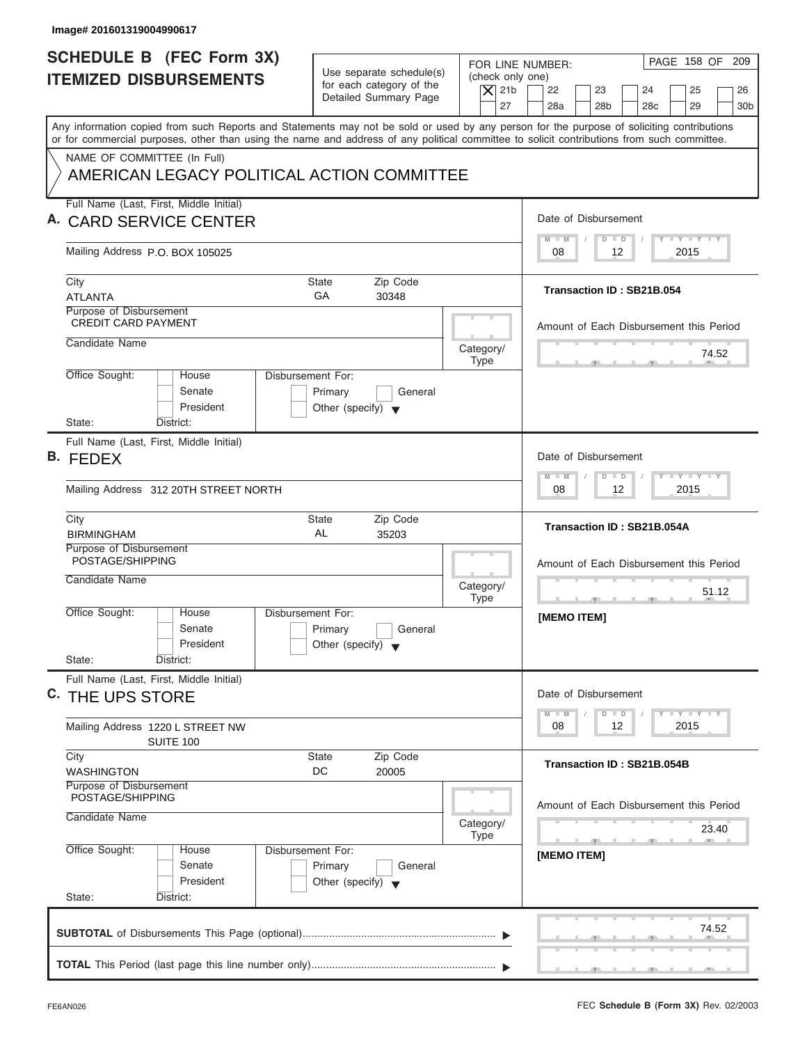Image# 201601319004990617

# SCHEDULE B (FEC Form 3X) ITEMIZED DISBURSEMENTS

Use separate schedule(s) for each category of the Detailed Summary Page

FOR LINE NUMBER: (check only one)
[X] 21b [ ] 22 [ ] 23 [ ] 24 [ ] 25 [ ] 26 [ ] 27 [ ] 28a [ ] 28b [ ] 28c [ ] 29 [ ] 30b

Any information copied from such Reports and Statements may not be sold or used by any person for the purpose of soliciting contributions or for commercial purposes, other than using the name and address of any political committee to solicit contributions from such committee.

NAME OF COMMITTEE (In Full)
AMERICAN LEGACY POLITICAL ACTION COMMITTEE

---

**A.** Full Name (Last, First, Middle Initial): CARD SERVICE CENTER

Mailing Address: P.O. BOX 105025

City: ATLANTA | State: GA | Zip Code: 30348

Purpose of Disbursement: CREDIT CARD PAYMENT

Candidate Name:

Category/Type:

Office Sought: House / Senate / President | State: | District:

Disbursement For: Primary / General / Other (specify)

Date of Disbursement: 08 / 12 / 2015

Transaction ID : SB21B.054

Amount of Each Disbursement this Period: 74.52

---

**B.** Full Name (Last, First, Middle Initial): FEDEX

Mailing Address: 312 20TH STREET NORTH

City: BIRMINGHAM | State: AL | Zip Code: 35203

Purpose of Disbursement: POSTAGE/SHIPPING

Candidate Name:

Category/Type:

Office Sought: House / Senate / President | State: | District:

Disbursement For: Primary / General / Other (specify)

Date of Disbursement: 08 / 12 / 2015

Transaction ID : SB21B.054A

Amount of Each Disbursement this Period: 51.12

[MEMO ITEM]

---

**C.** Full Name (Last, First, Middle Initial): THE UPS STORE

Mailing Address: 1220 L STREET NW SUITE 100

City: WASHINGTON | State: DC | Zip Code: 20005

Purpose of Disbursement: POSTAGE/SHIPPING

Candidate Name:

Category/Type:

Office Sought: House / Senate / President | State: | District:

Disbursement For: Primary / General / Other (specify)

Date of Disbursement: 08 / 12 / 2015

Transaction ID : SB21B.054B

Amount of Each Disbursement this Period: 23.40

[MEMO ITEM]

---

**SUBTOTAL** of Disbursements This Page (optional): 74.52

**TOTAL** This Period (last page this line number only):

FE6AN026 — FEC **Schedule B (Form 3X)** Rev. 02/2003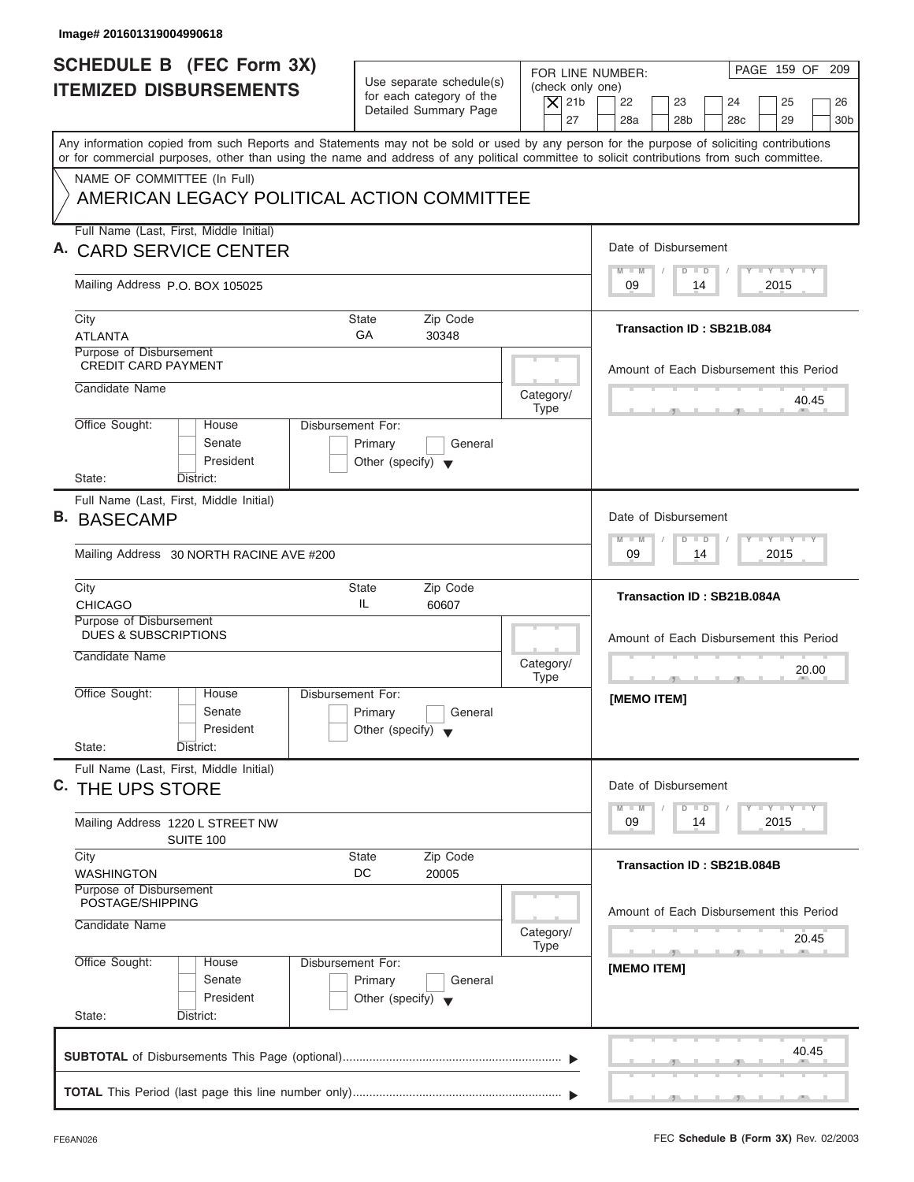Image# 201601319004990618

# SCHEDULE B (FEC Form 3X) ITEMIZED DISBURSEMENTS

Use separate schedule(s) for each category of the Detailed Summary Page

FOR LINE NUMBER: (check only one)
[X] 21b [ ] 22 [ ] 23 [ ] 24 [ ] 25 [ ] 26 [ ] 27 [ ] 28a [ ] 28b [ ] 28c [ ] 29 [ ] 30b

Any information copied from such Reports and Statements may not be sold or used by any person for the purpose of soliciting contributions or for commercial purposes, other than using the name and address of any political committee to solicit contributions from such committee.

NAME OF COMMITTEE (In Full)
AMERICAN LEGACY POLITICAL ACTION COMMITTEE

## A.

Full Name (Last, First, Middle Initial): CARD SERVICE CENTER
Mailing Address: P.O. BOX 105025
City: ATLANTA | State: GA | Zip Code: 30348
Purpose of Disbursement: CREDIT CARD PAYMENT
Candidate Name:
Category/Type:
Office Sought: House / Senate / President
State: District:
Disbursement For: Primary / General / Other (specify)

Date of Disbursement: 09 / 14 / 2015
Transaction ID : SB21B.084
Amount of Each Disbursement this Period: 40.45

## B.

Full Name (Last, First, Middle Initial): BASECAMP
Mailing Address: 30 NORTH RACINE AVE #200
City: CHICAGO | State: IL | Zip Code: 60607
Purpose of Disbursement: DUES & SUBSCRIPTIONS
Candidate Name:
Category/Type:
Office Sought: House / Senate / President
State: District:
Disbursement For: Primary / General / Other (specify)

Date of Disbursement: 09 / 14 / 2015
Transaction ID : SB21B.084A
Amount of Each Disbursement this Period: 20.00
[MEMO ITEM]

## C.

Full Name (Last, First, Middle Initial): THE UPS STORE
Mailing Address: 1220 L STREET NW SUITE 100
City: WASHINGTON | State: DC | Zip Code: 20005
Purpose of Disbursement: POSTAGE/SHIPPING
Candidate Name:
Category/Type:
Office Sought: House / Senate / President
State: District:
Disbursement For: Primary / General / Other (specify)

Date of Disbursement: 09 / 14 / 2015
Transaction ID : SB21B.084B
Amount of Each Disbursement this Period: 20.45
[MEMO ITEM]

**SUBTOTAL** of Disbursements This Page (optional): 40.45

**TOTAL** This Period (last page this line number only):

FE6AN026 — FEC **Schedule B (Form 3X)** Rev. 02/2003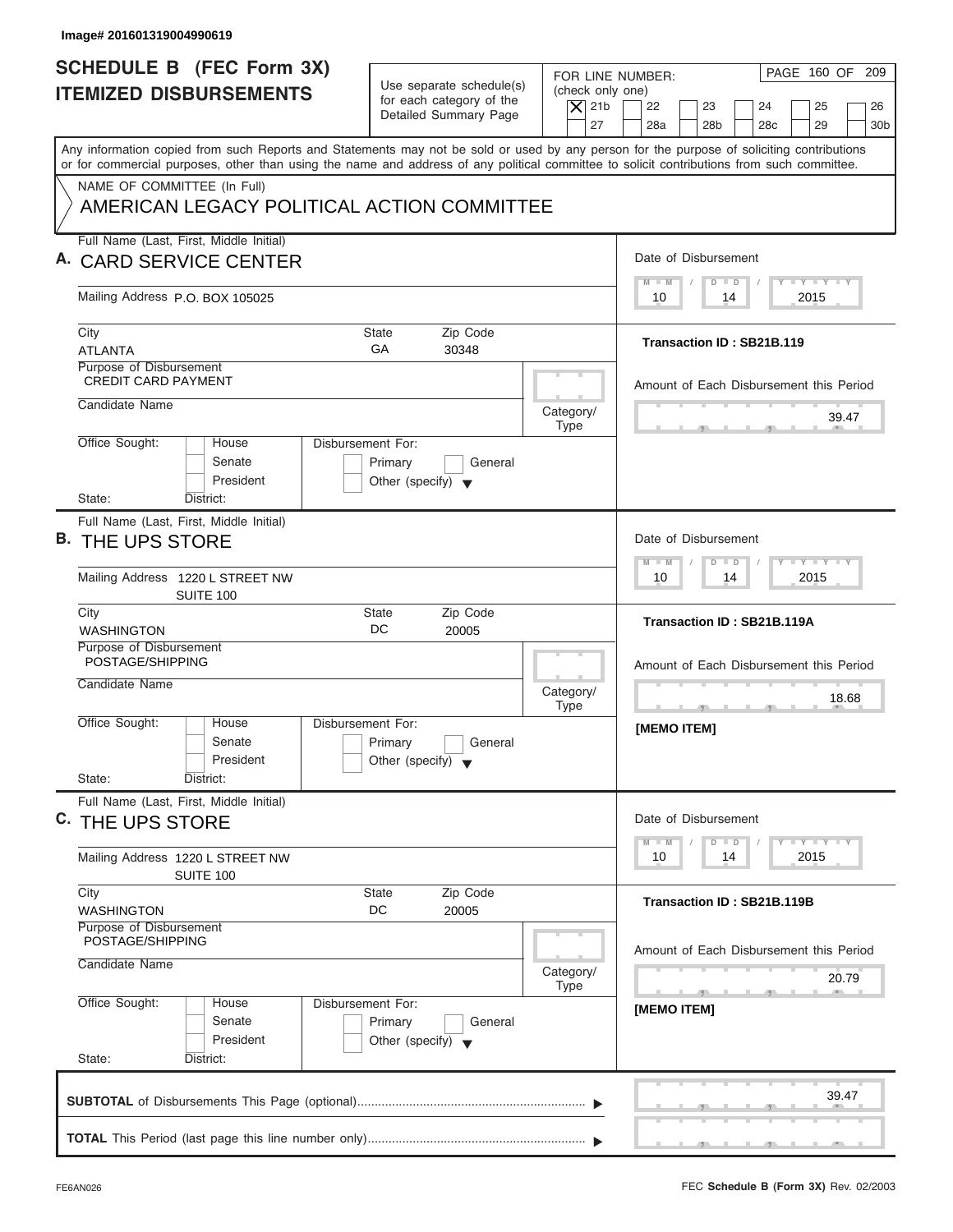Image# 201601319004990619

# SCHEDULE B (FEC Form 3X) ITEMIZED DISBURSEMENTS

Use separate schedule(s) for each category of the Detailed Summary Page

FOR LINE NUMBER: (check only one)

[X] 21b [ ] 22 [ ] 23 [ ] 24 [ ] 25 [ ] 26 [ ] 27 [ ] 28a [ ] 28b [ ] 28c [ ] 29 [ ] 30b

PAGE 160 OF 209

Any information copied from such Reports and Statements may not be sold or used by any person for the purpose of soliciting contributions or for commercial purposes, other than using the name and address of any political committee to solicit contributions from such committee.

NAME OF COMMITTEE (In Full)

AMERICAN LEGACY POLITICAL ACTION COMMITTEE

---

**A.** Full Name (Last, First, Middle Initial): CARD SERVICE CENTER

Mailing Address: P.O. BOX 105025

City: ATLANTA State: GA Zip Code: 30348

Purpose of Disbursement: CREDIT CARD PAYMENT

Candidate Name:

Category/Type:

Office Sought: [ ] House [ ] Senate [ ] President

State: District:

Disbursement For: [ ] Primary [ ] General [ ] Other (specify)

Date of Disbursement: 10 / 14 / 2015

Transaction ID : SB21B.119

Amount of Each Disbursement this Period: 39.47

---

**B.** Full Name (Last, First, Middle Initial): THE UPS STORE

Mailing Address: 1220 L STREET NW SUITE 100

City: WASHINGTON State: DC Zip Code: 20005

Purpose of Disbursement: POSTAGE/SHIPPING

Candidate Name:

Category/Type:

Office Sought: [ ] House [ ] Senate [ ] President

State: District:

Disbursement For: [ ] Primary [ ] General [ ] Other (specify)

Date of Disbursement: 10 / 14 / 2015

Transaction ID : SB21B.119A

Amount of Each Disbursement this Period: 18.68

[MEMO ITEM]

---

**C.** Full Name (Last, First, Middle Initial): THE UPS STORE

Mailing Address: 1220 L STREET NW SUITE 100

City: WASHINGTON State: DC Zip Code: 20005

Purpose of Disbursement: POSTAGE/SHIPPING

Candidate Name:

Category/Type:

Office Sought: [ ] House [ ] Senate [ ] President

State: District:

Disbursement For: [ ] Primary [ ] General [ ] Other (specify)

Date of Disbursement: 10 / 14 / 2015

Transaction ID : SB21B.119B

Amount of Each Disbursement this Period: 20.79

[MEMO ITEM]

---

**SUBTOTAL** of Disbursements This Page (optional): 39.47

**TOTAL** This Period (last page this line number only):

FE6AN026 FEC **Schedule B (Form 3X)** Rev. 02/2003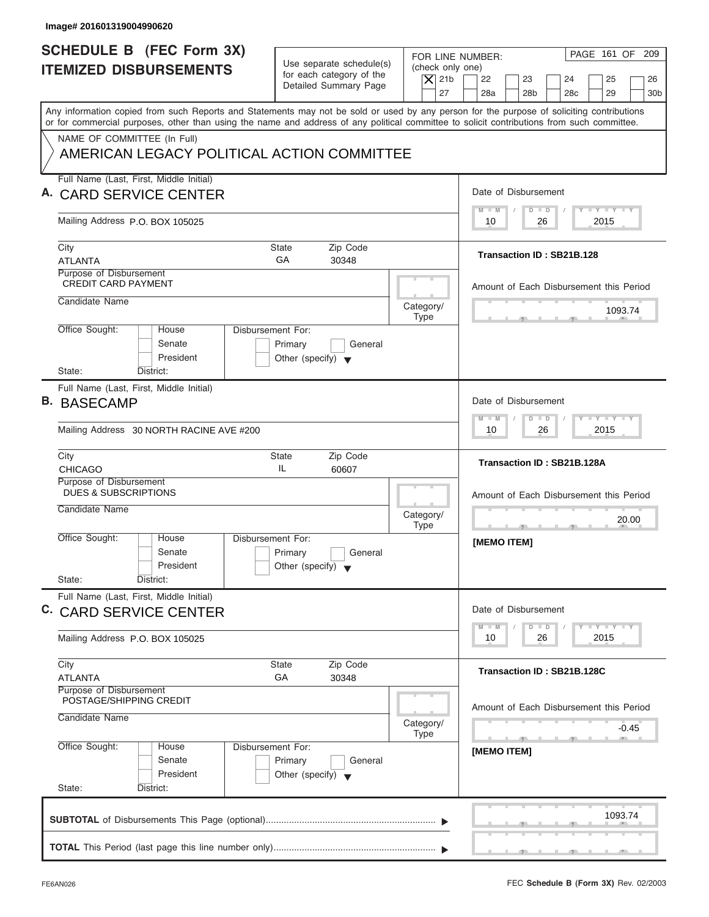Image# 201601319004990620

# SCHEDULE B (FEC Form 3X) ITEMIZED DISBURSEMENTS

Use separate schedule(s) for each category of the Detailed Summary Page

FOR LINE NUMBER: (check only one)

- [X] 21b
- [ ] 22
- [ ] 23
- [ ] 24
- [ ] 25
- [ ] 26
- [ ] 27
- [ ] 28a
- [ ] 28b
- [ ] 28c
- [ ] 29
- [ ] 30b

PAGE 161 OF 209

Any information copied from such Reports and Statements may not be sold or used by any person for the purpose of soliciting contributions or for commercial purposes, other than using the name and address of any political committee to solicit contributions from such committee.

NAME OF COMMITTEE (In Full)

AMERICAN LEGACY POLITICAL ACTION COMMITTEE

---

**A.** Full Name (Last, First, Middle Initial): CARD SERVICE CENTER

Mailing Address: P.O. BOX 105025

City: ATLANTA | State: GA | Zip Code: 30348

Purpose of Disbursement: CREDIT CARD PAYMENT

Candidate Name:

Category/Type:

Office Sought: House / Senate / President

Disbursement For: Primary / General / Other (specify)

State: District:

Date of Disbursement: 10 / 26 / 2015

Transaction ID : SB21B.128

Amount of Each Disbursement this Period: 1093.74

---

**B.** Full Name (Last, First, Middle Initial): BASECAMP

Mailing Address: 30 NORTH RACINE AVE #200

City: CHICAGO | State: IL | Zip Code: 60607

Purpose of Disbursement: DUES & SUBSCRIPTIONS

Candidate Name:

Category/Type:

Office Sought: House / Senate / President

Disbursement For: Primary / General / Other (specify)

State: District:

Date of Disbursement: 10 / 26 / 2015

Transaction ID : SB21B.128A

Amount of Each Disbursement this Period: 20.00

[MEMO ITEM]

---

**C.** Full Name (Last, First, Middle Initial): CARD SERVICE CENTER

Mailing Address: P.O. BOX 105025

City: ATLANTA | State: GA | Zip Code: 30348

Purpose of Disbursement: POSTAGE/SHIPPING CREDIT

Candidate Name:

Category/Type:

Office Sought: House / Senate / President

Disbursement For: Primary / General / Other (specify)

State: District:

Date of Disbursement: 10 / 26 / 2015

Transaction ID : SB21B.128C

Amount of Each Disbursement this Period: -0.45

[MEMO ITEM]

---

**SUBTOTAL** of Disbursements This Page (optional): 1093.74

**TOTAL** This Period (last page this line number only):

FE6AN026 — FEC **Schedule B (Form 3X)** Rev. 02/2003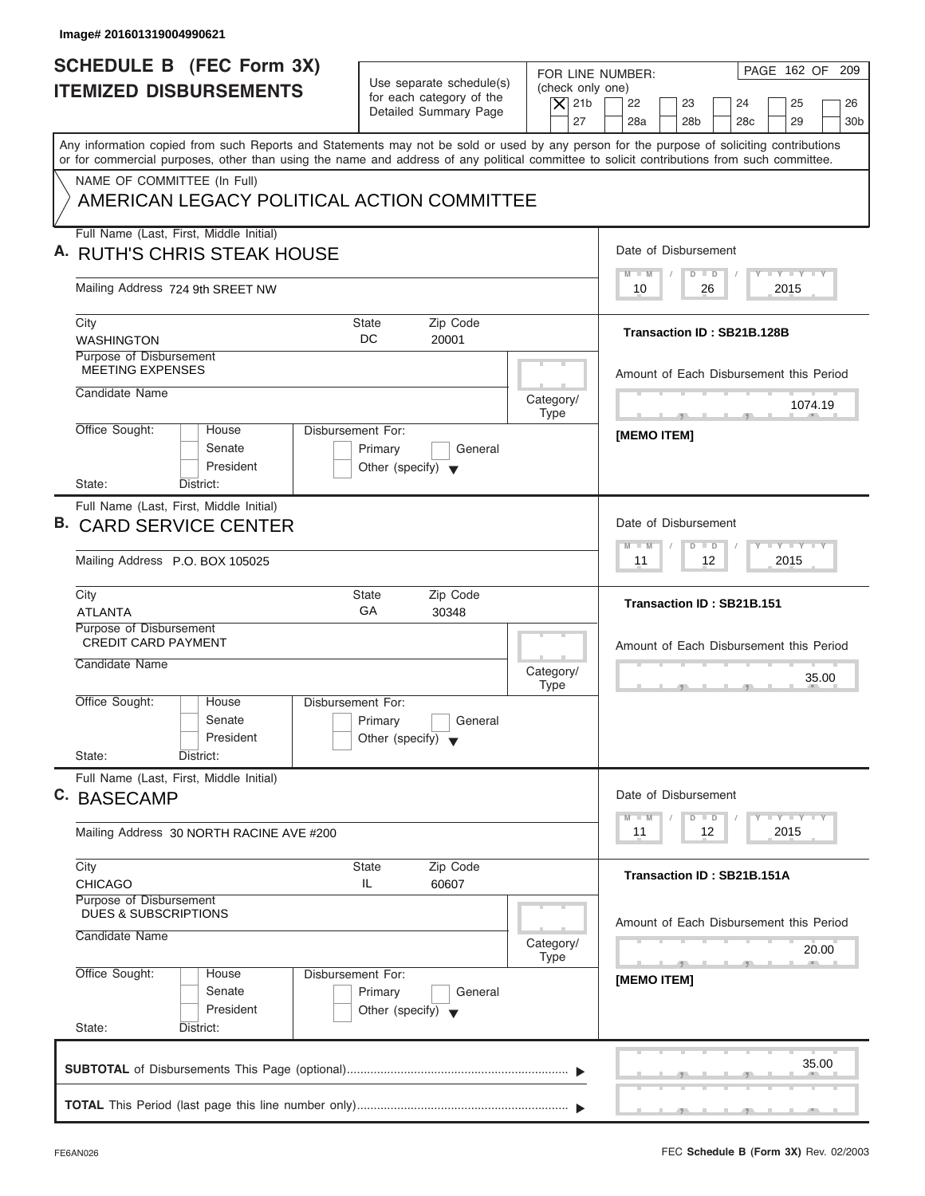Image# 201601319004990621

# SCHEDULE B (FEC Form 3X) ITEMIZED DISBURSEMENTS

Use separate schedule(s) for each category of the Detailed Summary Page

FOR LINE NUMBER: (check only one)
[X] 21b [ ] 22 [ ] 23 [ ] 24 [ ] 25 [ ] 26 [ ] 27 [ ] 28a [ ] 28b [ ] 28c [ ] 29 [ ] 30b

PAGE 162 OF 209

Any information copied from such Reports and Statements may not be sold or used by any person for the purpose of soliciting contributions or for commercial purposes, other than using the name and address of any political committee to solicit contributions from such committee.

NAME OF COMMITTEE (In Full)
AMERICAN LEGACY POLITICAL ACTION COMMITTEE

---

**A.** Full Name (Last, First, Middle Initial): RUTH'S CHRIS STEAK HOUSE

Mailing Address: 724 9th SREET NW

City: WASHINGTON | State: DC | Zip Code: 20001

Purpose of Disbursement: MEETING EXPENSES

Candidate Name:

Category/Type:

Office Sought: House / Senate / President
State: District:

Disbursement For: Primary / General / Other (specify)

Date of Disbursement: 10 / 26 / 2015

Transaction ID : SB21B.128B

Amount of Each Disbursement this Period: 1074.19

[MEMO ITEM]

---

**B.** Full Name (Last, First, Middle Initial): CARD SERVICE CENTER

Mailing Address: P.O. BOX 105025

City: ATLANTA | State: GA | Zip Code: 30348

Purpose of Disbursement: CREDIT CARD PAYMENT

Candidate Name:

Category/Type:

Office Sought: House / Senate / President
State: District:

Disbursement For: Primary / General / Other (specify)

Date of Disbursement: 11 / 12 / 2015

Transaction ID : SB21B.151

Amount of Each Disbursement this Period: 35.00

---

**C.** Full Name (Last, First, Middle Initial): BASECAMP

Mailing Address: 30 NORTH RACINE AVE #200

City: CHICAGO | State: IL | Zip Code: 60607

Purpose of Disbursement: DUES & SUBSCRIPTIONS

Candidate Name:

Category/Type:

Office Sought: House / Senate / President
State: District:

Disbursement For: Primary / General / Other (specify)

Date of Disbursement: 11 / 12 / 2015

Transaction ID : SB21B.151A

Amount of Each Disbursement this Period: 20.00

[MEMO ITEM]

---

**SUBTOTAL** of Disbursements This Page (optional): 35.00

**TOTAL** This Period (last page this line number only):

FE6AN026

FEC **Schedule B (Form 3X)** Rev. 02/2003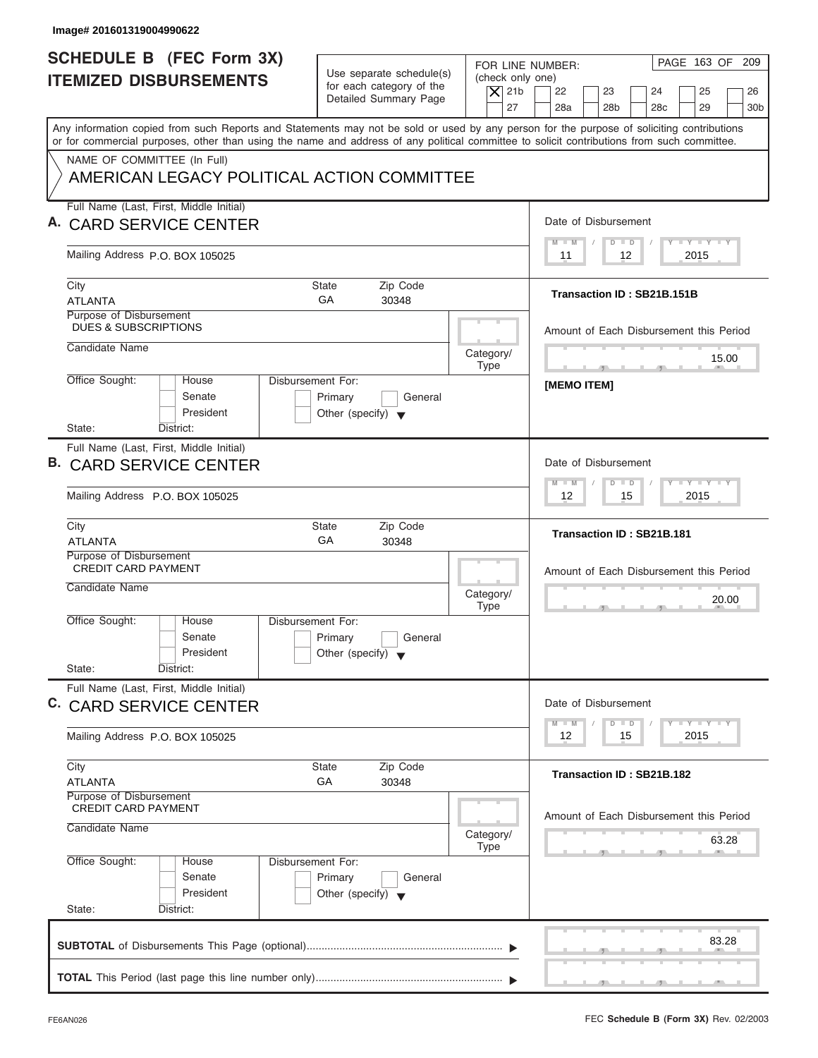Image# 201601319004990622

# SCHEDULE B (FEC Form 3X) ITEMIZED DISBURSEMENTS

Use separate schedule(s) for each category of the Detailed Summary Page

FOR LINE NUMBER: (check only one)

[X] 21b [ ] 22 [ ] 23 [ ] 24 [ ] 25 [ ] 26 [ ] 27 [ ] 28a [ ] 28b [ ] 28c [ ] 29 [ ] 30b

Any information copied from such Reports and Statements may not be sold or used by any person for the purpose of soliciting contributions or for commercial purposes, other than using the name and address of any political committee to solicit contributions from such committee.

NAME OF COMMITTEE (In Full)

AMERICAN LEGACY POLITICAL ACTION COMMITTEE

---

**A.** Full Name (Last, First, Middle Initial): CARD SERVICE CENTER

Mailing Address: P.O. BOX 105025

City: ATLANTA | State: GA | Zip Code: 30348

Purpose of Disbursement: DUES & SUBSCRIPTIONS

Candidate Name:

Category/Type:

Office Sought: [ ] House [ ] Senate [ ] President

State: District:

Disbursement For: [ ] Primary [ ] General [ ] Other (specify)

Date of Disbursement: 11 / 12 / 2015

Transaction ID : SB21B.151B

Amount of Each Disbursement this Period: 15.00

[MEMO ITEM]

---

**B.** Full Name (Last, First, Middle Initial): CARD SERVICE CENTER

Mailing Address: P.O. BOX 105025

City: ATLANTA | State: GA | Zip Code: 30348

Purpose of Disbursement: CREDIT CARD PAYMENT

Candidate Name:

Category/Type:

Office Sought: [ ] House [ ] Senate [ ] President

State: District:

Disbursement For: [ ] Primary [ ] General [ ] Other (specify)

Date of Disbursement: 12 / 15 / 2015

Transaction ID : SB21B.181

Amount of Each Disbursement this Period: 20.00

---

**C.** Full Name (Last, First, Middle Initial): CARD SERVICE CENTER

Mailing Address: P.O. BOX 105025

City: ATLANTA | State: GA | Zip Code: 30348

Purpose of Disbursement: CREDIT CARD PAYMENT

Candidate Name:

Category/Type:

Office Sought: [ ] House [ ] Senate [ ] President

State: District:

Disbursement For: [ ] Primary [ ] General [ ] Other (specify)

Date of Disbursement: 12 / 15 / 2015

Transaction ID : SB21B.182

Amount of Each Disbursement this Period: 63.28

---

**SUBTOTAL** of Disbursements This Page (optional): 83.28

**TOTAL** This Period (last page this line number only):

FE6AN026

FEC **Schedule B (Form 3X)** Rev. 02/2003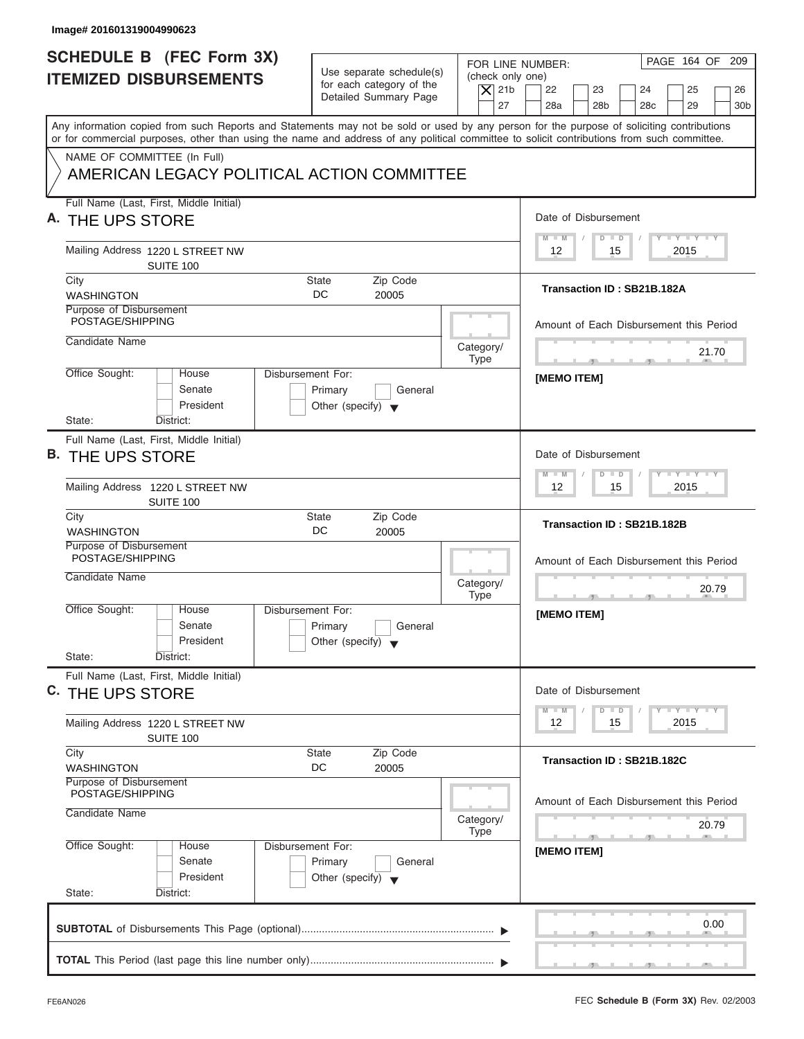Image# 201601319004990623

# SCHEDULE B (FEC Form 3X) ITEMIZED DISBURSEMENTS

Use separate schedule(s) for each category of the Detailed Summary Page

FOR LINE NUMBER: (check only one)

- [X] 21b
- [ ] 22
- [ ] 23
- [ ] 24
- [ ] 25
- [ ] 26
- [ ] 27
- [ ] 28a
- [ ] 28b
- [ ] 28c
- [ ] 29
- [ ] 30b

Any information copied from such Reports and Statements may not be sold or used by any person for the purpose of soliciting contributions or for commercial purposes, other than using the name and address of any political committee to solicit contributions from such committee.

NAME OF COMMITTEE (In Full)

AMERICAN LEGACY POLITICAL ACTION COMMITTEE

---

**A.** Full Name (Last, First, Middle Initial): THE UPS STORE

Mailing Address: 1220 L STREET NW, SUITE 100

City: WASHINGTON | State: DC | Zip Code: 20005

Purpose of Disbursement: POSTAGE/SHIPPING

Candidate Name:

Category/Type:

Office Sought: House / Senate / President

State: District:

Disbursement For: Primary / General / Other (specify)

Date of Disbursement: 12 / 15 / 2015

Transaction ID : SB21B.182A

Amount of Each Disbursement this Period: 21.70

[MEMO ITEM]

---

**B.** Full Name (Last, First, Middle Initial): THE UPS STORE

Mailing Address: 1220 L STREET NW, SUITE 100

City: WASHINGTON | State: DC | Zip Code: 20005

Purpose of Disbursement: POSTAGE/SHIPPING

Candidate Name:

Category/Type:

Office Sought: House / Senate / President

State: District:

Disbursement For: Primary / General / Other (specify)

Date of Disbursement: 12 / 15 / 2015

Transaction ID : SB21B.182B

Amount of Each Disbursement this Period: 20.79

[MEMO ITEM]

---

**C.** Full Name (Last, First, Middle Initial): THE UPS STORE

Mailing Address: 1220 L STREET NW, SUITE 100

City: WASHINGTON | State: DC | Zip Code: 20005

Purpose of Disbursement: POSTAGE/SHIPPING

Candidate Name:

Category/Type:

Office Sought: House / Senate / President

State: District:

Disbursement For: Primary / General / Other (specify)

Date of Disbursement: 12 / 15 / 2015

Transaction ID : SB21B.182C

Amount of Each Disbursement this Period: 20.79

[MEMO ITEM]

---

**SUBTOTAL** of Disbursements This Page (optional): 0.00

**TOTAL** This Period (last page this line number only):

FE6AN026

FEC **Schedule B (Form 3X)** Rev. 02/2003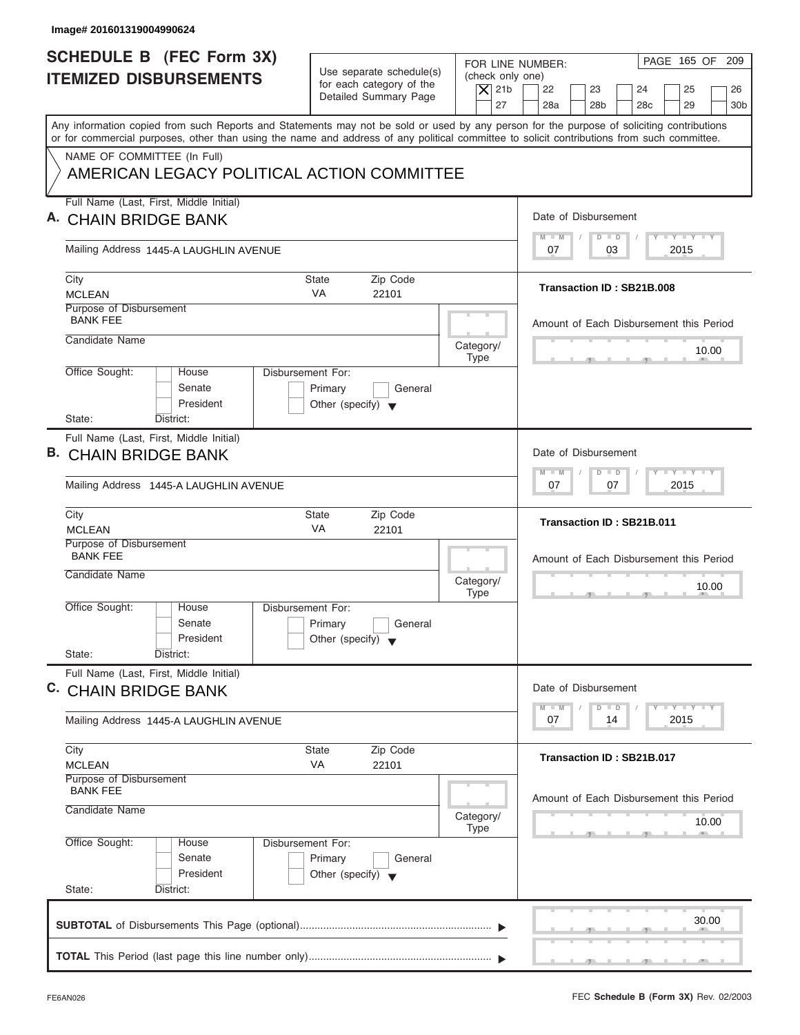Image# 201601319004990624

# SCHEDULE B (FEC Form 3X)
## ITEMIZED DISBURSEMENTS

Use separate schedule(s) for each category of the Detailed Summary Page

FOR LINE NUMBER: (check only one)

- [X] 21b
- [ ] 22
- [ ] 23
- [ ] 24
- [ ] 25
- [ ] 26
- [ ] 27
- [ ] 28a
- [ ] 28b
- [ ] 28c
- [ ] 29
- [ ] 30b

Any information copied from such Reports and Statements may not be sold or used by any person for the purpose of soliciting contributions or for commercial purposes, other than using the name and address of any political committee to solicit contributions from such committee.

NAME OF COMMITTEE (In Full)

AMERICAN LEGACY POLITICAL ACTION COMMITTEE

---

**A.** Full Name (Last, First, Middle Initial): CHAIN BRIDGE BANK

Mailing Address: 1445-A LAUGHLIN AVENUE

City: MCLEAN | State: VA | Zip Code: 22101

Purpose of Disbursement: BANK FEE

Candidate Name:

Category/Type:

Office Sought: House / Senate / President

State: District:

Disbursement For: Primary / General / Other (specify)

Date of Disbursement: 07 / 03 / 2015

Transaction ID : SB21B.008

Amount of Each Disbursement this Period: 10.00

---

**B.** Full Name (Last, First, Middle Initial): CHAIN BRIDGE BANK

Mailing Address: 1445-A LAUGHLIN AVENUE

City: MCLEAN | State: VA | Zip Code: 22101

Purpose of Disbursement: BANK FEE

Candidate Name:

Category/Type:

Office Sought: House / Senate / President

State: District:

Disbursement For: Primary / General / Other (specify)

Date of Disbursement: 07 / 07 / 2015

Transaction ID : SB21B.011

Amount of Each Disbursement this Period: 10.00

---

**C.** Full Name (Last, First, Middle Initial): CHAIN BRIDGE BANK

Mailing Address: 1445-A LAUGHLIN AVENUE

City: MCLEAN | State: VA | Zip Code: 22101

Purpose of Disbursement: BANK FEE

Candidate Name:

Category/Type:

Office Sought: House / Senate / President

State: District:

Disbursement For: Primary / General / Other (specify)

Date of Disbursement: 07 / 14 / 2015

Transaction ID : SB21B.017

Amount of Each Disbursement this Period: 10.00

---

**SUBTOTAL** of Disbursements This Page (optional) ▶ 30.00

**TOTAL** This Period (last page this line number only) ▶

FE6AN026

FEC **Schedule B (Form 3X)** Rev. 02/2003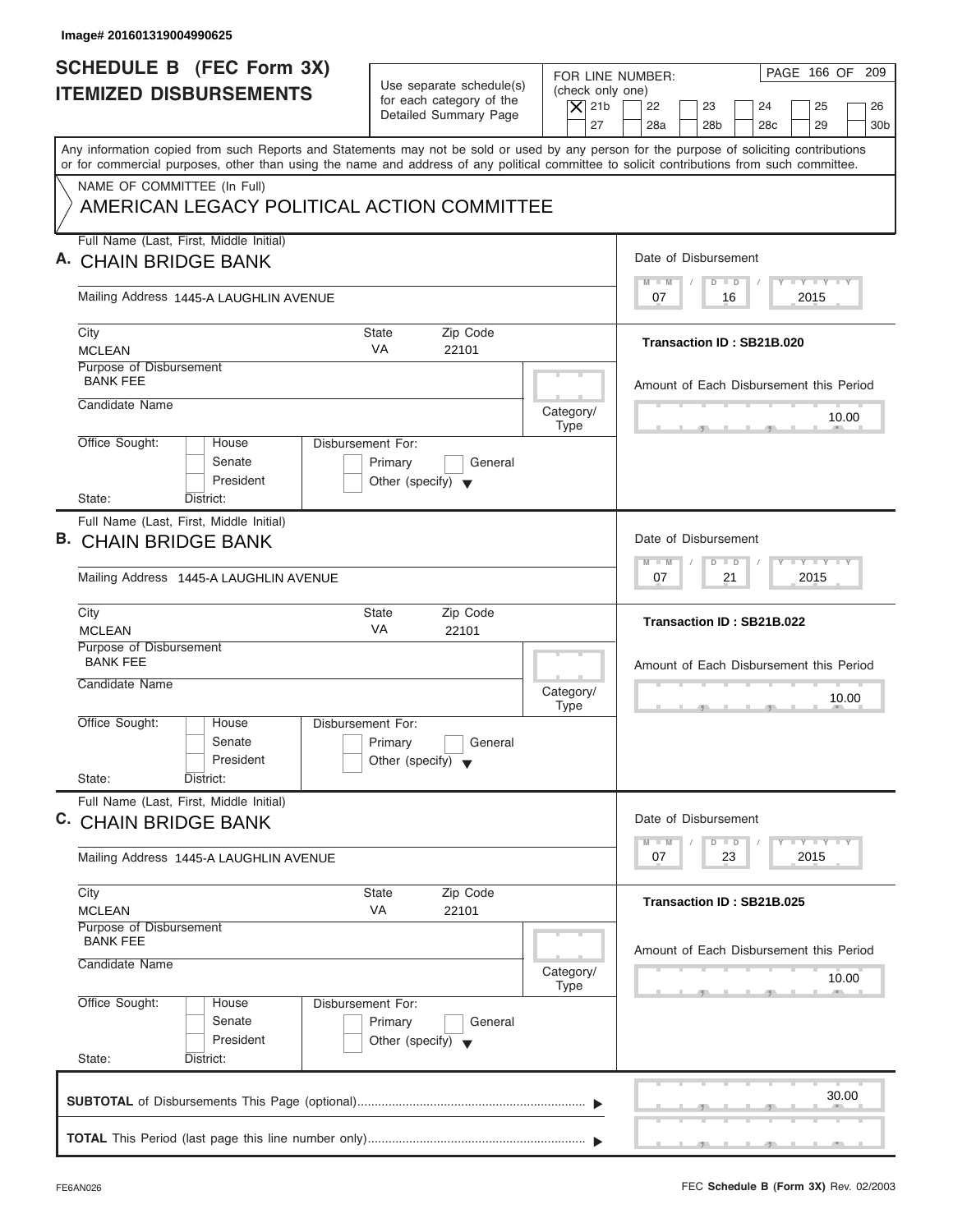Image# 201601319004990625

# SCHEDULE B (FEC Form 3X) ITEMIZED DISBURSEMENTS

Use separate schedule(s) for each category of the Detailed Summary Page

FOR LINE NUMBER: (check only one)

- [X] 21b
- [ ] 22
- [ ] 23
- [ ] 24
- [ ] 25
- [ ] 26
- [ ] 27
- [ ] 28a
- [ ] 28b
- [ ] 28c
- [ ] 29
- [ ] 30b

PAGE 166 OF 209

Any information copied from such Reports and Statements may not be sold or used by any person for the purpose of soliciting contributions or for commercial purposes, other than using the name and address of any political committee to solicit contributions from such committee.

NAME OF COMMITTEE (In Full)

AMERICAN LEGACY POLITICAL ACTION COMMITTEE

---

**A.** Full Name (Last, First, Middle Initial): CHAIN BRIDGE BANK

Mailing Address: 1445-A LAUGHLIN AVENUE

City: MCLEAN | State: VA | Zip Code: 22101

Purpose of Disbursement: BANK FEE

Candidate Name:

Category/Type:

Office Sought: House / Senate / President

Disbursement For: Primary / General / Other (specify)

State: District:

Date of Disbursement: 07/16/2015

Transaction ID : SB21B.020

Amount of Each Disbursement this Period: 10.00

---

**B.** Full Name (Last, First, Middle Initial): CHAIN BRIDGE BANK

Mailing Address: 1445-A LAUGHLIN AVENUE

City: MCLEAN | State: VA | Zip Code: 22101

Purpose of Disbursement: BANK FEE

Candidate Name:

Category/Type:

Office Sought: House / Senate / President

Disbursement For: Primary / General / Other (specify)

State: District:

Date of Disbursement: 07/21/2015

Transaction ID : SB21B.022

Amount of Each Disbursement this Period: 10.00

---

**C.** Full Name (Last, First, Middle Initial): CHAIN BRIDGE BANK

Mailing Address: 1445-A LAUGHLIN AVENUE

City: MCLEAN | State: VA | Zip Code: 22101

Purpose of Disbursement: BANK FEE

Candidate Name:

Category/Type:

Office Sought: House / Senate / President

Disbursement For: Primary / General / Other (specify)

State: District:

Date of Disbursement: 07/23/2015

Transaction ID : SB21B.025

Amount of Each Disbursement this Period: 10.00

---

**SUBTOTAL** of Disbursements This Page (optional) ▶ 30.00

**TOTAL** This Period (last page this line number only) ▶

FE6AN026 FEC **Schedule B (Form 3X)** Rev. 02/2003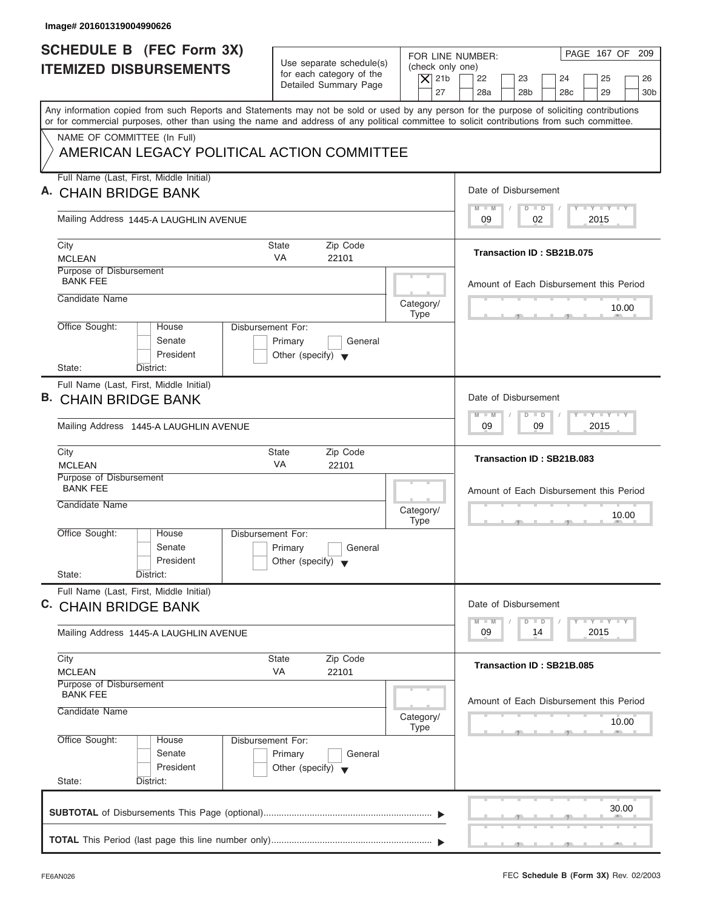Image# 201601319004990626

# SCHEDULE B (FEC Form 3X) ITEMIZED DISBURSEMENTS

Use separate schedule(s) for each category of the Detailed Summary Page

FOR LINE NUMBER: (check only one)

[X] 21b [ ] 22 [ ] 23 [ ] 24 [ ] 25 [ ] 26 [ ] 27 [ ] 28a [ ] 28b [ ] 28c [ ] 29 [ ] 30b

Any information copied from such Reports and Statements may not be sold or used by any person for the purpose of soliciting contributions or for commercial purposes, other than using the name and address of any political committee to solicit contributions from such committee.

NAME OF COMMITTEE (In Full)

AMERICAN LEGACY POLITICAL ACTION COMMITTEE

---

**A.** Full Name (Last, First, Middle Initial): CHAIN BRIDGE BANK

Mailing Address: 1445-A LAUGHLIN AVENUE

City: MCLEAN | State: VA | Zip Code: 22101

Purpose of Disbursement: BANK FEE

Candidate Name:

Category/Type:

Office Sought: [ ] House [ ] Senate [ ] President

State: District:

Disbursement For: [ ] Primary [ ] General [ ] Other (specify)

Date of Disbursement: 09 / 02 / 2015

Transaction ID : SB21B.075

Amount of Each Disbursement this Period: 10.00

---

**B.** Full Name (Last, First, Middle Initial): CHAIN BRIDGE BANK

Mailing Address: 1445-A LAUGHLIN AVENUE

City: MCLEAN | State: VA | Zip Code: 22101

Purpose of Disbursement: BANK FEE

Candidate Name:

Category/Type:

Office Sought: [ ] House [ ] Senate [ ] President

State: District:

Disbursement For: [ ] Primary [ ] General [ ] Other (specify)

Date of Disbursement: 09 / 09 / 2015

Transaction ID : SB21B.083

Amount of Each Disbursement this Period: 10.00

---

**C.** Full Name (Last, First, Middle Initial): CHAIN BRIDGE BANK

Mailing Address: 1445-A LAUGHLIN AVENUE

City: MCLEAN | State: VA | Zip Code: 22101

Purpose of Disbursement: BANK FEE

Candidate Name:

Category/Type:

Office Sought: [ ] House [ ] Senate [ ] President

State: District:

Disbursement For: [ ] Primary [ ] General [ ] Other (specify)

Date of Disbursement: 09 / 14 / 2015

Transaction ID : SB21B.085

Amount of Each Disbursement this Period: 10.00

---

**SUBTOTAL** of Disbursements This Page (optional): 30.00

**TOTAL** This Period (last page this line number only):

FE6AN026

FEC **Schedule B (Form 3X)** Rev. 02/2003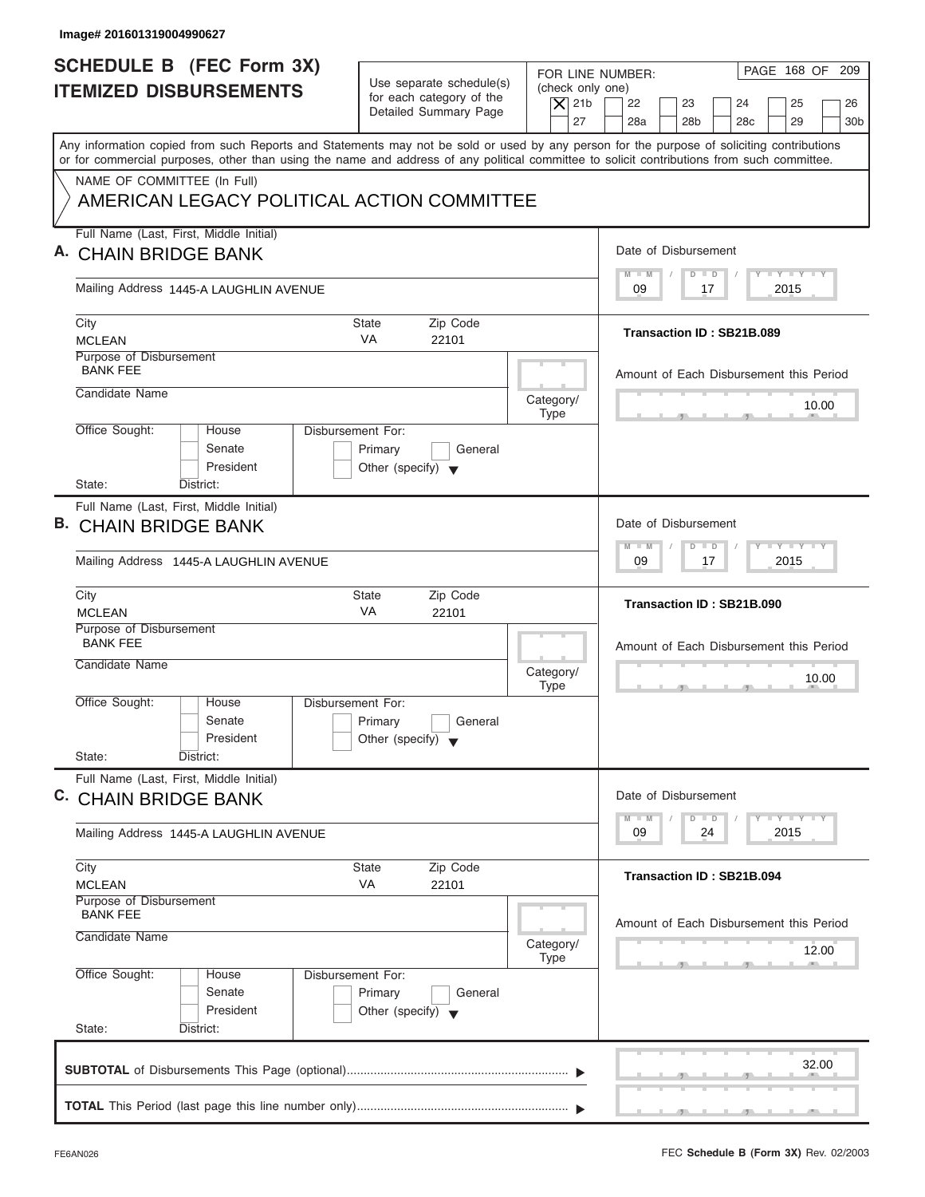Image# 201601319004990627

# SCHEDULE B (FEC Form 3X)
## ITEMIZED DISBURSEMENTS

Use separate schedule(s) for each category of the Detailed Summary Page

FOR LINE NUMBER: (check only one)

- [X] 21b
- [ ] 22
- [ ] 23
- [ ] 24
- [ ] 25
- [ ] 26
- [ ] 27
- [ ] 28a
- [ ] 28b
- [ ] 28c
- [ ] 29
- [ ] 30b

Any information copied from such Reports and Statements may not be sold or used by any person for the purpose of soliciting contributions or for commercial purposes, other than using the name and address of any political committee to solicit contributions from such committee.

NAME OF COMMITTEE (In Full)

AMERICAN LEGACY POLITICAL ACTION COMMITTEE

---

**A.** Full Name (Last, First, Middle Initial): CHAIN BRIDGE BANK

Mailing Address: 1445-A LAUGHLIN AVENUE

City: MCLEAN | State: VA | Zip Code: 22101

Purpose of Disbursement: BANK FEE

Candidate Name:

Category/Type:

Office Sought: [ ] House [ ] Senate [ ] President

State: District:

Disbursement For: [ ] Primary [ ] General [ ] Other (specify)

Date of Disbursement: 09 / 17 / 2015

Transaction ID : SB21B.089

Amount of Each Disbursement this Period: 10.00

---

**B.** Full Name (Last, First, Middle Initial): CHAIN BRIDGE BANK

Mailing Address: 1445-A LAUGHLIN AVENUE

City: MCLEAN | State: VA | Zip Code: 22101

Purpose of Disbursement: BANK FEE

Candidate Name:

Category/Type:

Office Sought: [ ] House [ ] Senate [ ] President

State: District:

Disbursement For: [ ] Primary [ ] General [ ] Other (specify)

Date of Disbursement: 09 / 17 / 2015

Transaction ID : SB21B.090

Amount of Each Disbursement this Period: 10.00

---

**C.** Full Name (Last, First, Middle Initial): CHAIN BRIDGE BANK

Mailing Address: 1445-A LAUGHLIN AVENUE

City: MCLEAN | State: VA | Zip Code: 22101

Purpose of Disbursement: BANK FEE

Candidate Name:

Category/Type:

Office Sought: [ ] House [ ] Senate [ ] President

State: District:

Disbursement For: [ ] Primary [ ] General [ ] Other (specify)

Date of Disbursement: 09 / 24 / 2015

Transaction ID : SB21B.094

Amount of Each Disbursement this Period: 12.00

---

**SUBTOTAL** of Disbursements This Page (optional): 32.00

**TOTAL** This Period (last page this line number only):

FE6AN026

FEC **Schedule B (Form 3X)** Rev. 02/2003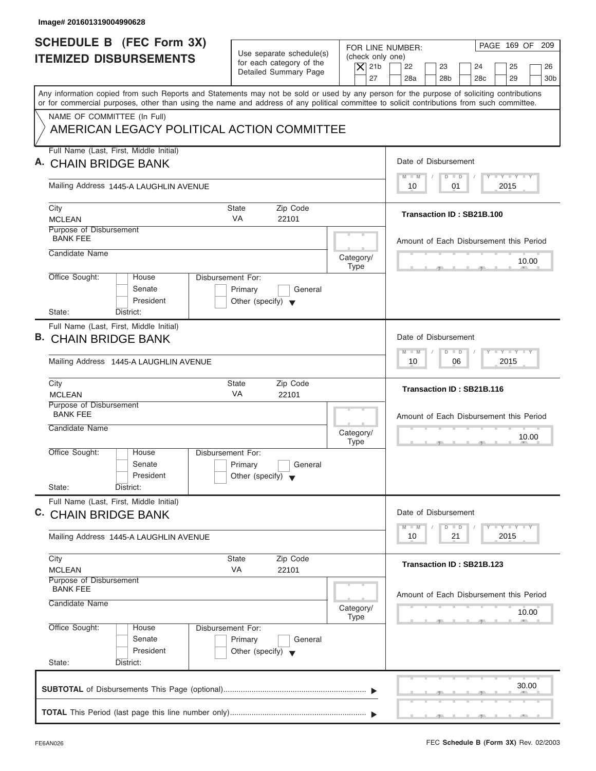Image# 201601319004990628

# SCHEDULE B (FEC Form 3X) ITEMIZED DISBURSEMENTS

Use separate schedule(s) for each category of the Detailed Summary Page

FOR LINE NUMBER: (check only one)
[X] 21b [ ] 22 [ ] 23 [ ] 24 [ ] 25 [ ] 26 [ ] 27 [ ] 28a [ ] 28b [ ] 28c [ ] 29 [ ] 30b

PAGE 169 OF 209

Any information copied from such Reports and Statements may not be sold or used by any person for the purpose of soliciting contributions or for commercial purposes, other than using the name and address of any political committee to solicit contributions from such committee.

NAME OF COMMITTEE (In Full)
AMERICAN LEGACY POLITICAL ACTION COMMITTEE

---

**A.** Full Name (Last, First, Middle Initial): CHAIN BRIDGE BANK

Mailing Address: 1445-A LAUGHLIN AVENUE

City: MCLEAN | State: VA | Zip Code: 22101

Purpose of Disbursement: BANK FEE

Candidate Name:

Category/Type:

Office Sought: [ ] House [ ] Senate [ ] President

State: District:

Disbursement For: [ ] Primary [ ] General [ ] Other (specify)

Date of Disbursement: 10 / 01 / 2015

Transaction ID : SB21B.100

Amount of Each Disbursement this Period: 10.00

---

**B.** Full Name (Last, First, Middle Initial): CHAIN BRIDGE BANK

Mailing Address: 1445-A LAUGHLIN AVENUE

City: MCLEAN | State: VA | Zip Code: 22101

Purpose of Disbursement: BANK FEE

Candidate Name:

Category/Type:

Office Sought: [ ] House [ ] Senate [ ] President

State: District:

Disbursement For: [ ] Primary [ ] General [ ] Other (specify)

Date of Disbursement: 10 / 06 / 2015

Transaction ID : SB21B.116

Amount of Each Disbursement this Period: 10.00

---

**C.** Full Name (Last, First, Middle Initial): CHAIN BRIDGE BANK

Mailing Address: 1445-A LAUGHLIN AVENUE

City: MCLEAN | State: VA | Zip Code: 22101

Purpose of Disbursement: BANK FEE

Candidate Name:

Category/Type:

Office Sought: [ ] House [ ] Senate [ ] President

State: District:

Disbursement For: [ ] Primary [ ] General [ ] Other (specify)

Date of Disbursement: 10 / 21 / 2015

Transaction ID : SB21B.123

Amount of Each Disbursement this Period: 10.00

---

**SUBTOTAL** of Disbursements This Page (optional): 30.00

**TOTAL** This Period (last page this line number only):

FE6AN026 — FEC **Schedule B (Form 3X)** Rev. 02/2003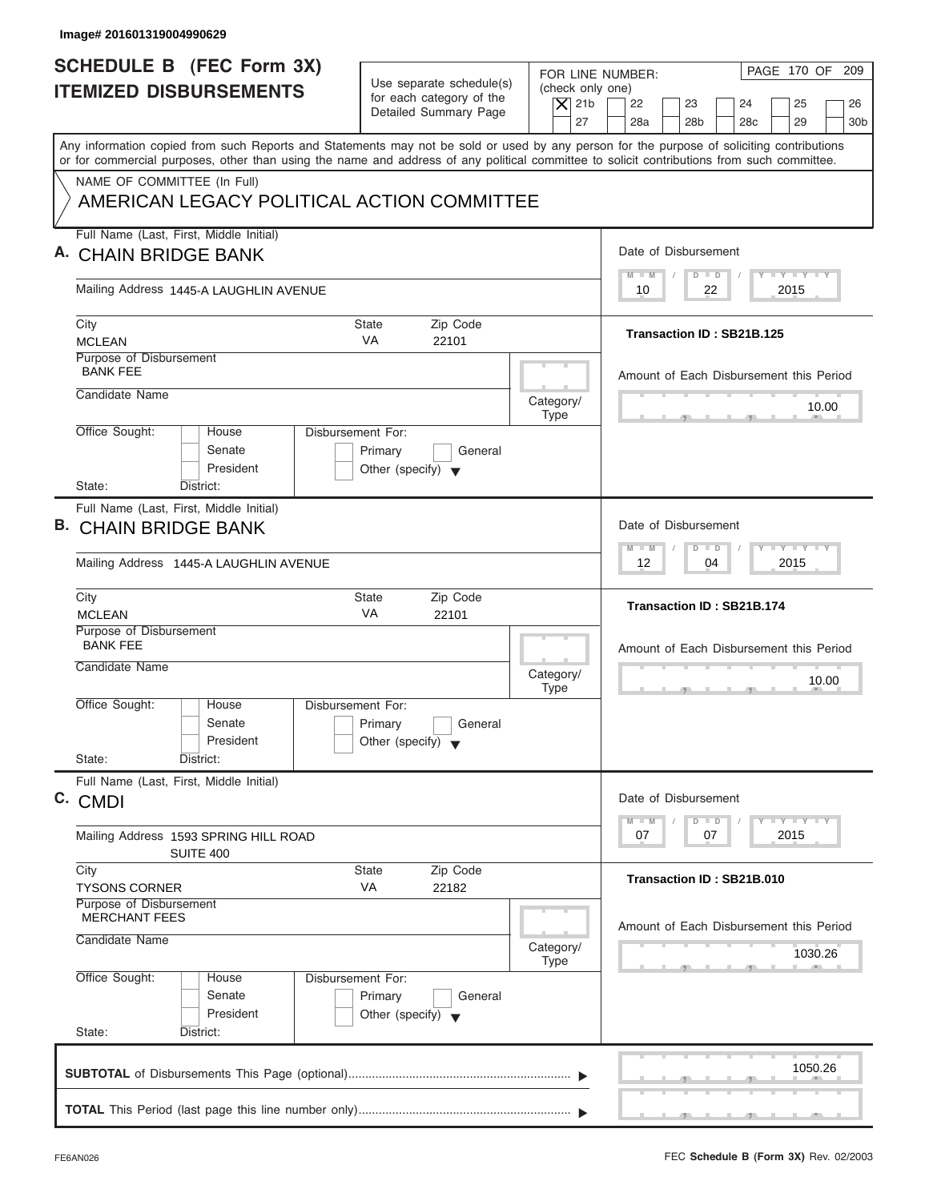Image# 201601319004990629

# SCHEDULE B (FEC Form 3X) ITEMIZED DISBURSEMENTS

Use separate schedule(s) for each category of the Detailed Summary Page

FOR LINE NUMBER: (check only one)

- [X] 21b
- [ ] 22
- [ ] 23
- [ ] 24
- [ ] 25
- [ ] 26
- [ ] 27
- [ ] 28a
- [ ] 28b
- [ ] 28c
- [ ] 29
- [ ] 30b

Any information copied from such Reports and Statements may not be sold or used by any person for the purpose of soliciting contributions or for commercial purposes, other than using the name and address of any political committee to solicit contributions from such committee.

NAME OF COMMITTEE (In Full)

AMERICAN LEGACY POLITICAL ACTION COMMITTEE

---

**A.** Full Name (Last, First, Middle Initial): CHAIN BRIDGE BANK

Mailing Address: 1445-A LAUGHLIN AVENUE

City: MCLEAN | State: VA | Zip Code: 22101

Purpose of Disbursement: BANK FEE

Candidate Name:

Category/Type:

Office Sought: House / Senate / President

State: District:

Disbursement For: Primary / General / Other (specify)

Date of Disbursement: 10 / 22 / 2015

Transaction ID : SB21B.125

Amount of Each Disbursement this Period: 10.00

---

**B.** Full Name (Last, First, Middle Initial): CHAIN BRIDGE BANK

Mailing Address: 1445-A LAUGHLIN AVENUE

City: MCLEAN | State: VA | Zip Code: 22101

Purpose of Disbursement: BANK FEE

Candidate Name:

Category/Type:

Office Sought: House / Senate / President

State: District:

Disbursement For: Primary / General / Other (specify)

Date of Disbursement: 12 / 04 / 2015

Transaction ID : SB21B.174

Amount of Each Disbursement this Period: 10.00

---

**C.** Full Name (Last, First, Middle Initial): CMDI

Mailing Address: 1593 SPRING HILL ROAD SUITE 400

City: TYSONS CORNER | State: VA | Zip Code: 22182

Purpose of Disbursement: MERCHANT FEES

Candidate Name:

Category/Type:

Office Sought: House / Senate / President

State: District:

Disbursement For: Primary / General / Other (specify)

Date of Disbursement: 07 / 07 / 2015

Transaction ID : SB21B.010

Amount of Each Disbursement this Period: 1030.26

---

**SUBTOTAL** of Disbursements This Page (optional): 1050.26

**TOTAL** This Period (last page this line number only):

FE6AN026

FEC **Schedule B (Form 3X)** Rev. 02/2003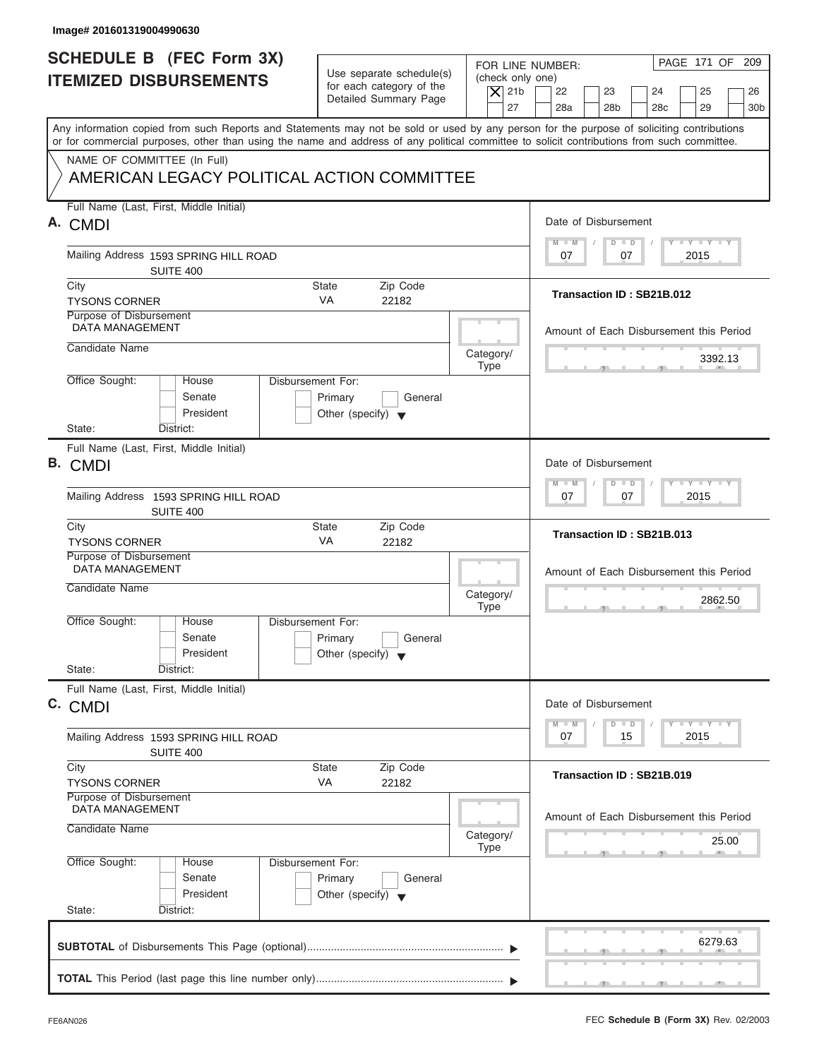Image# 201601319004990630

# SCHEDULE B (FEC Form 3X)
## ITEMIZED DISBURSEMENTS

Use separate schedule(s) for each category of the Detailed Summary Page

FOR LINE NUMBER: (check only one)

[X] 21b [ ] 22 [ ] 23 [ ] 24 [ ] 25 [ ] 26 [ ] 27 [ ] 28a [ ] 28b [ ] 28c [ ] 29 [ ] 30b

Any information copied from such Reports and Statements may not be sold or used by any person for the purpose of soliciting contributions or for commercial purposes, other than using the name and address of any political committee to solicit contributions from such committee.

NAME OF COMMITTEE (In Full)

AMERICAN LEGACY POLITICAL ACTION COMMITTEE

---

**A.** Full Name (Last, First, Middle Initial): CMDI

Mailing Address: 1593 SPRING HILL ROAD, SUITE 400

City: TYSONS CORNER | State: VA | Zip Code: 22182

Purpose of Disbursement: DATA MANAGEMENT

Candidate Name:

Category/Type:

Office Sought: [ ] House [ ] Senate [ ] President

State: District:

Disbursement For: [ ] Primary [ ] General [ ] Other (specify)

Date of Disbursement: 07 / 07 / 2015

Transaction ID : SB21B.012

Amount of Each Disbursement this Period: 3392.13

---

**B.** Full Name (Last, First, Middle Initial): CMDI

Mailing Address: 1593 SPRING HILL ROAD, SUITE 400

City: TYSONS CORNER | State: VA | Zip Code: 22182

Purpose of Disbursement: DATA MANAGEMENT

Candidate Name:

Category/Type:

Office Sought: [ ] House [ ] Senate [ ] President

State: District:

Disbursement For: [ ] Primary [ ] General [ ] Other (specify)

Date of Disbursement: 07 / 07 / 2015

Transaction ID : SB21B.013

Amount of Each Disbursement this Period: 2862.50

---

**C.** Full Name (Last, First, Middle Initial): CMDI

Mailing Address: 1593 SPRING HILL ROAD, SUITE 400

City: TYSONS CORNER | State: VA | Zip Code: 22182

Purpose of Disbursement: DATA MANAGEMENT

Candidate Name:

Category/Type:

Office Sought: [ ] House [ ] Senate [ ] President

State: District:

Disbursement For: [ ] Primary [ ] General [ ] Other (specify)

Date of Disbursement: 07 / 15 / 2015

Transaction ID : SB21B.019

Amount of Each Disbursement this Period: 25.00

---

**SUBTOTAL** of Disbursements This Page (optional): 6279.63

**TOTAL** This Period (last page this line number only):

FE6AN026

FEC **Schedule B (Form 3X)** Rev. 02/2003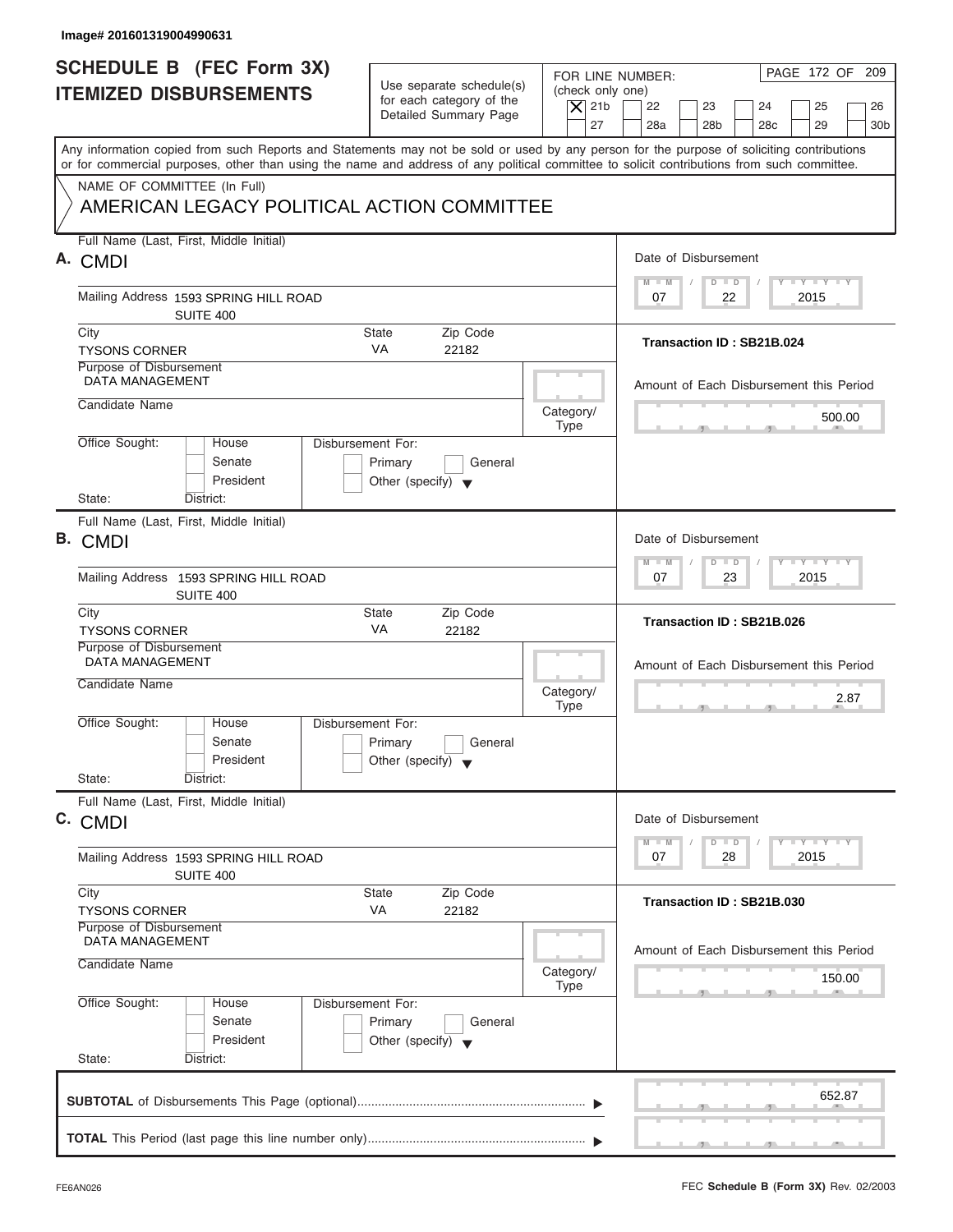Image# 201601319004990631

# SCHEDULE B (FEC Form 3X) ITEMIZED DISBURSEMENTS

Use separate schedule(s) for each category of the Detailed Summary Page

FOR LINE NUMBER: (check only one)

- [X] 21b
- [ ] 22
- [ ] 23
- [ ] 24
- [ ] 25
- [ ] 26
- [ ] 27
- [ ] 28a
- [ ] 28b
- [ ] 28c
- [ ] 29
- [ ] 30b

Any information copied from such Reports and Statements may not be sold or used by any person for the purpose of soliciting contributions or for commercial purposes, other than using the name and address of any political committee to solicit contributions from such committee.

NAME OF COMMITTEE (In Full)

AMERICAN LEGACY POLITICAL ACTION COMMITTEE

---

**A.** Full Name (Last, First, Middle Initial): CMDI

Mailing Address: 1593 SPRING HILL ROAD, SUITE 400

City: TYSONS CORNER | State: VA | Zip Code: 22182

Purpose of Disbursement: DATA MANAGEMENT

Candidate Name:

Category/Type:

Office Sought: House / Senate / President

State: District:

Disbursement For: Primary / General / Other (specify)

Date of Disbursement: 07 / 22 / 2015

Transaction ID : SB21B.024

Amount of Each Disbursement this Period: 500.00

---

**B.** Full Name (Last, First, Middle Initial): CMDI

Mailing Address: 1593 SPRING HILL ROAD, SUITE 400

City: TYSONS CORNER | State: VA | Zip Code: 22182

Purpose of Disbursement: DATA MANAGEMENT

Candidate Name:

Category/Type:

Office Sought: House / Senate / President

State: District:

Disbursement For: Primary / General / Other (specify)

Date of Disbursement: 07 / 23 / 2015

Transaction ID : SB21B.026

Amount of Each Disbursement this Period: 2.87

---

**C.** Full Name (Last, First, Middle Initial): CMDI

Mailing Address: 1593 SPRING HILL ROAD, SUITE 400

City: TYSONS CORNER | State: VA | Zip Code: 22182

Purpose of Disbursement: DATA MANAGEMENT

Candidate Name:

Category/Type:

Office Sought: House / Senate / President

State: District:

Disbursement For: Primary / General / Other (specify)

Date of Disbursement: 07 / 28 / 2015

Transaction ID : SB21B.030

Amount of Each Disbursement this Period: 150.00

---

**SUBTOTAL** of Disbursements This Page (optional): 652.87

**TOTAL** This Period (last page this line number only):

FE6AN026

FEC **Schedule B (Form 3X)** Rev. 02/2003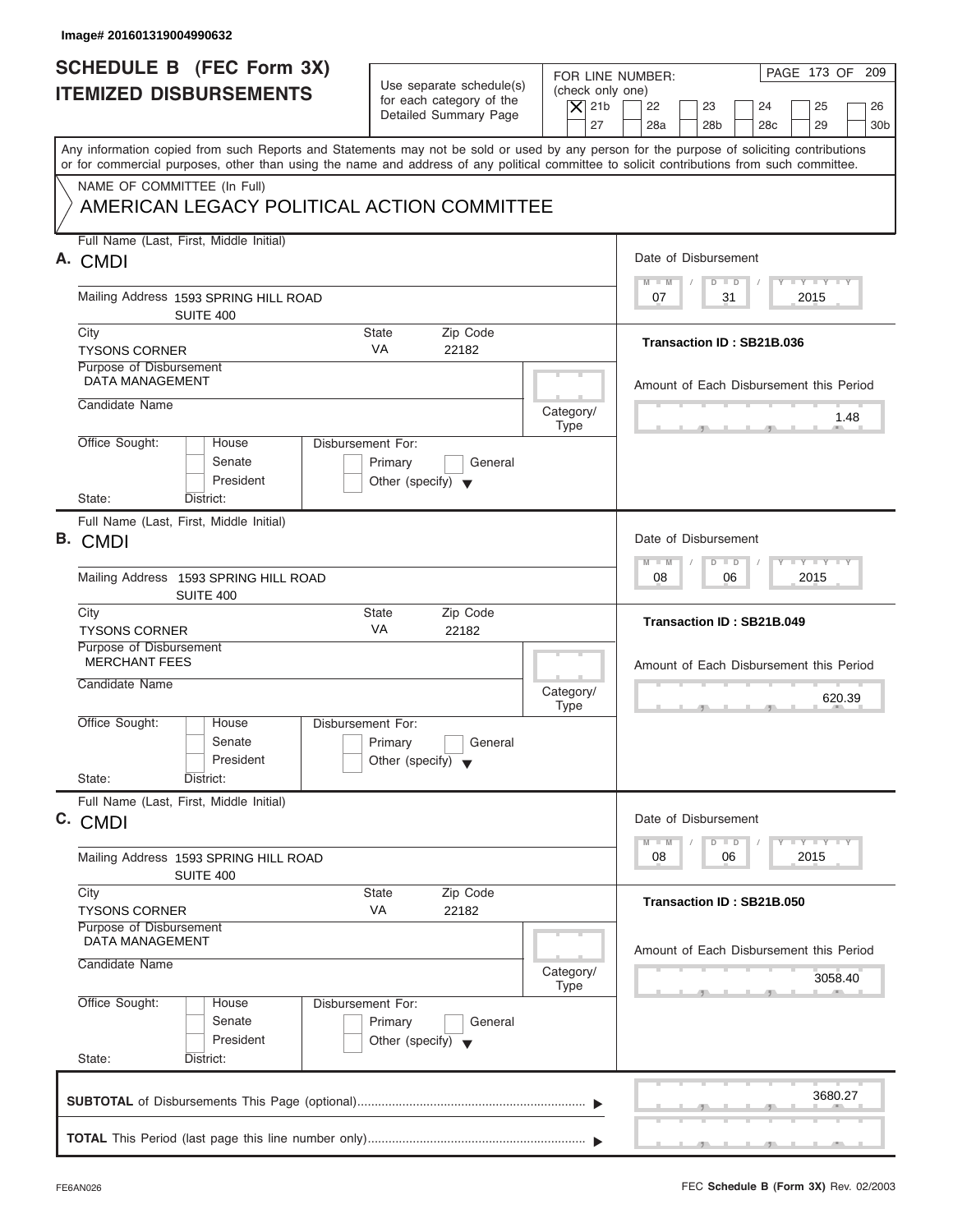Image# 201601319004990632

# SCHEDULE B (FEC Form 3X) ITEMIZED DISBURSEMENTS

Use separate schedule(s) for each category of the Detailed Summary Page

FOR LINE NUMBER: (check only one)

- [X] 21b
- [ ] 22
- [ ] 23
- [ ] 24
- [ ] 25
- [ ] 26
- [ ] 27
- [ ] 28a
- [ ] 28b
- [ ] 28c
- [ ] 29
- [ ] 30b

Any information copied from such Reports and Statements may not be sold or used by any person for the purpose of soliciting contributions or for commercial purposes, other than using the name and address of any political committee to solicit contributions from such committee.

NAME OF COMMITTEE (In Full)

AMERICAN LEGACY POLITICAL ACTION COMMITTEE

---

**A.** Full Name (Last, First, Middle Initial): CMDI

Mailing Address: 1593 SPRING HILL ROAD, SUITE 400

City: TYSONS CORNER | State: VA | Zip Code: 22182

Purpose of Disbursement: DATA MANAGEMENT

Candidate Name:

Category/Type:

Office Sought: House / Senate / President

State: District:

Disbursement For: Primary / General / Other (specify)

Date of Disbursement: 07/31/2015

Transaction ID : SB21B.036

Amount of Each Disbursement this Period: 1.48

---

**B.** Full Name (Last, First, Middle Initial): CMDI

Mailing Address: 1593 SPRING HILL ROAD, SUITE 400

City: TYSONS CORNER | State: VA | Zip Code: 22182

Purpose of Disbursement: MERCHANT FEES

Candidate Name:

Category/Type:

Office Sought: House / Senate / President

State: District:

Disbursement For: Primary / General / Other (specify)

Date of Disbursement: 08/06/2015

Transaction ID : SB21B.049

Amount of Each Disbursement this Period: 620.39

---

**C.** Full Name (Last, First, Middle Initial): CMDI

Mailing Address: 1593 SPRING HILL ROAD, SUITE 400

City: TYSONS CORNER | State: VA | Zip Code: 22182

Purpose of Disbursement: DATA MANAGEMENT

Candidate Name:

Category/Type:

Office Sought: House / Senate / President

State: District:

Disbursement For: Primary / General / Other (specify)

Date of Disbursement: 08/06/2015

Transaction ID : SB21B.050

Amount of Each Disbursement this Period: 3058.40

---

**SUBTOTAL** of Disbursements This Page (optional): 3680.27

**TOTAL** This Period (last page this line number only):

FE6AN026 FEC Schedule B (Form 3X) Rev. 02/2003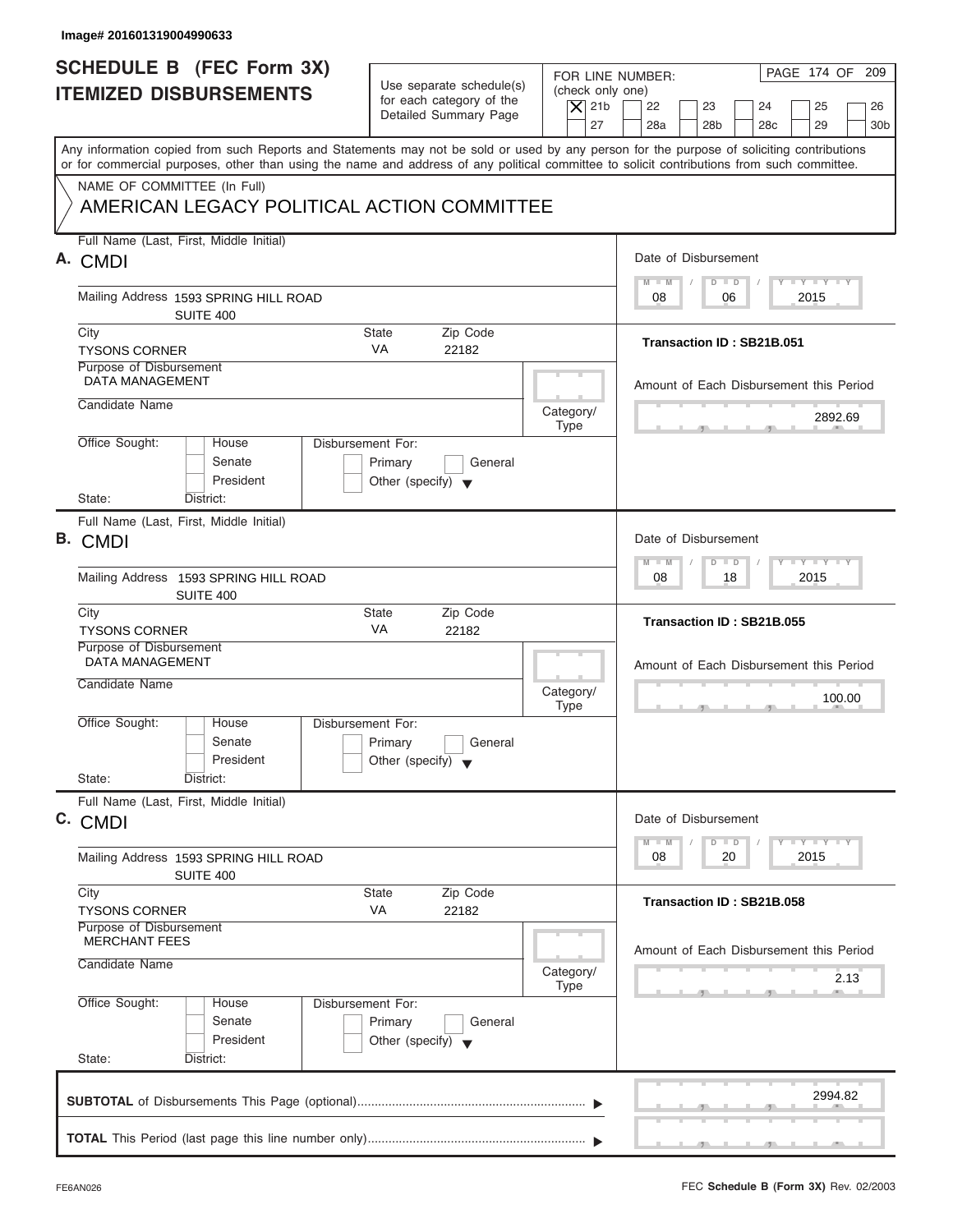Image# 201601319004990633

# SCHEDULE B (FEC Form 3X) ITEMIZED DISBURSEMENTS

Use separate schedule(s) for each category of the Detailed Summary Page

FOR LINE NUMBER: (check only one)
[X] 21b [ ] 22 [ ] 23 [ ] 24 [ ] 25 [ ] 26 [ ] 27 [ ] 28a [ ] 28b [ ] 28c [ ] 29 [ ] 30b

Any information copied from such Reports and Statements may not be sold or used by any person for the purpose of soliciting contributions or for commercial purposes, other than using the name and address of any political committee to solicit contributions from such committee.

NAME OF COMMITTEE (In Full)
AMERICAN LEGACY POLITICAL ACTION COMMITTEE

**A.** Full Name (Last, First, Middle Initial): CMDI
Mailing Address: 1593 SPRING HILL ROAD SUITE 400
City: TYSONS CORNER State: VA Zip Code: 22182
Purpose of Disbursement: DATA MANAGEMENT
Candidate Name:
Category/Type:
Office Sought: House / Senate / President
Disbursement For: Primary / General / Other (specify)
State: District:
Date of Disbursement: 08 / 06 / 2015
Transaction ID : SB21B.051
Amount of Each Disbursement this Period: 2892.69

**B.** Full Name (Last, First, Middle Initial): CMDI
Mailing Address: 1593 SPRING HILL ROAD SUITE 400
City: TYSONS CORNER State: VA Zip Code: 22182
Purpose of Disbursement: DATA MANAGEMENT
Candidate Name:
Category/Type:
Office Sought: House / Senate / President
Disbursement For: Primary / General / Other (specify)
State: District:
Date of Disbursement: 08 / 18 / 2015
Transaction ID : SB21B.055
Amount of Each Disbursement this Period: 100.00

**C.** Full Name (Last, First, Middle Initial): CMDI
Mailing Address: 1593 SPRING HILL ROAD SUITE 400
City: TYSONS CORNER State: VA Zip Code: 22182
Purpose of Disbursement: MERCHANT FEES
Candidate Name:
Category/Type:
Office Sought: House / Senate / President
Disbursement For: Primary / General / Other (specify)
State: District:
Date of Disbursement: 08 / 20 / 2015
Transaction ID : SB21B.058
Amount of Each Disbursement this Period: 2.13

**SUBTOTAL** of Disbursements This Page (optional): 2994.82

**TOTAL** This Period (last page this line number only):

FE6AN026 FEC **Schedule B (Form 3X)** Rev. 02/2003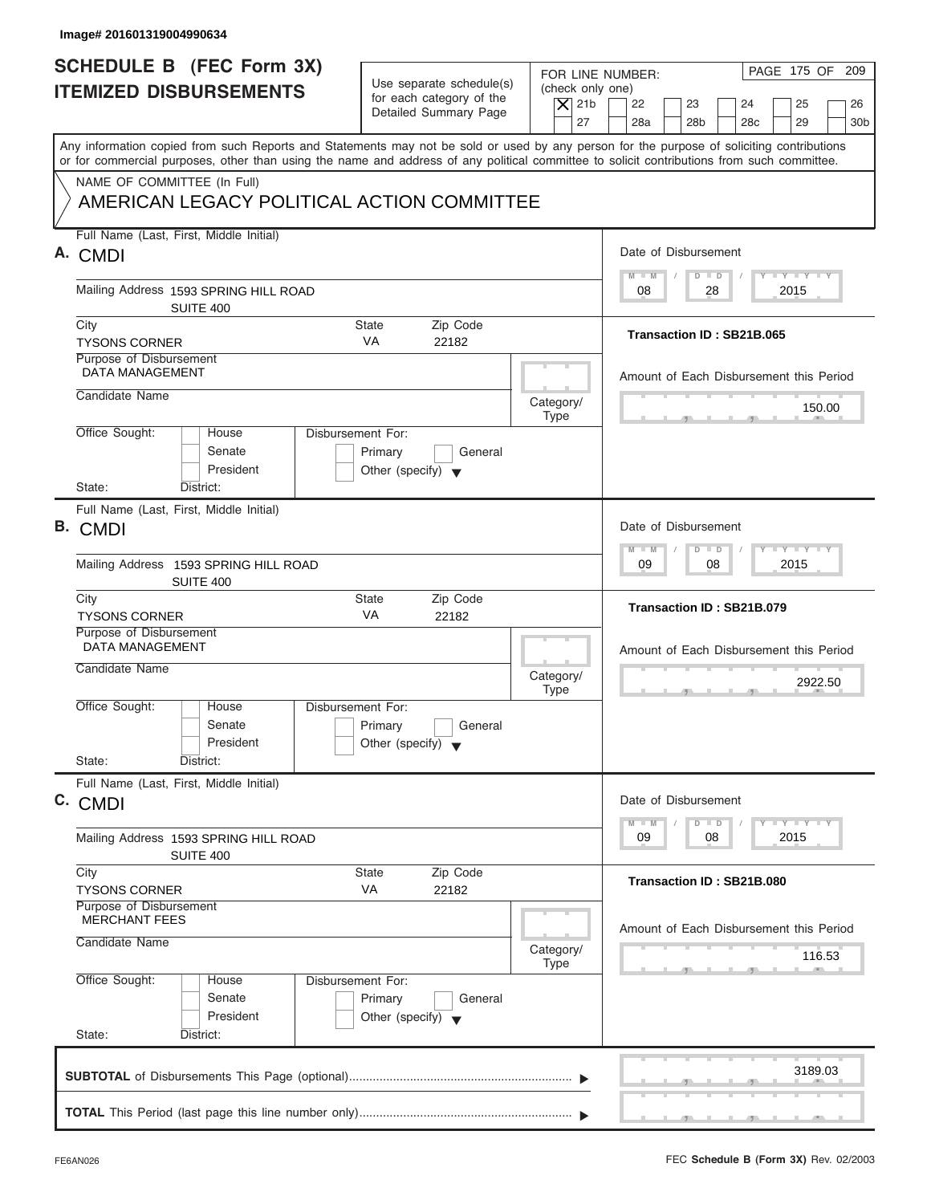Image# 201601319004990634

# SCHEDULE B (FEC Form 3X) ITEMIZED DISBURSEMENTS

Use separate schedule(s) for each category of the Detailed Summary Page

FOR LINE NUMBER: (check only one)

[X] 21b [ ] 22 [ ] 23 [ ] 24 [ ] 25 [ ] 26 [ ] 27 [ ] 28a [ ] 28b [ ] 28c [ ] 29 [ ] 30b

Any information copied from such Reports and Statements may not be sold or used by any person for the purpose of soliciting contributions or for commercial purposes, other than using the name and address of any political committee to solicit contributions from such committee.

NAME OF COMMITTEE (In Full)
AMERICAN LEGACY POLITICAL ACTION COMMITTEE

## A.

Full Name (Last, First, Middle Initial): CMDI

Mailing Address: 1593 SPRING HILL ROAD, SUITE 400

City: TYSONS CORNER | State: VA | Zip Code: 22182

Purpose of Disbursement: DATA MANAGEMENT

Candidate Name:

Category/Type:

Office Sought: [ ] House [ ] Senate [ ] President

State: District:

Disbursement For: [ ] Primary [ ] General [ ] Other (specify)

Date of Disbursement: 08 / 28 / 2015

Transaction ID : SB21B.065

Amount of Each Disbursement this Period: 150.00

## B.

Full Name (Last, First, Middle Initial): CMDI

Mailing Address: 1593 SPRING HILL ROAD, SUITE 400

City: TYSONS CORNER | State: VA | Zip Code: 22182

Purpose of Disbursement: DATA MANAGEMENT

Candidate Name:

Category/Type:

Office Sought: [ ] House [ ] Senate [ ] President

State: District:

Disbursement For: [ ] Primary [ ] General [ ] Other (specify)

Date of Disbursement: 09 / 08 / 2015

Transaction ID : SB21B.079

Amount of Each Disbursement this Period: 2922.50

## C.

Full Name (Last, First, Middle Initial): CMDI

Mailing Address: 1593 SPRING HILL ROAD, SUITE 400

City: TYSONS CORNER | State: VA | Zip Code: 22182

Purpose of Disbursement: MERCHANT FEES

Candidate Name:

Category/Type:

Office Sought: [ ] House [ ] Senate [ ] President

State: District:

Disbursement For: [ ] Primary [ ] General [ ] Other (specify)

Date of Disbursement: 09 / 08 / 2015

Transaction ID : SB21B.080

Amount of Each Disbursement this Period: 116.53

**SUBTOTAL** of Disbursements This Page (optional): 3189.03

**TOTAL** This Period (last page this line number only):

FE6AN026 — FEC **Schedule B (Form 3X)** Rev. 02/2003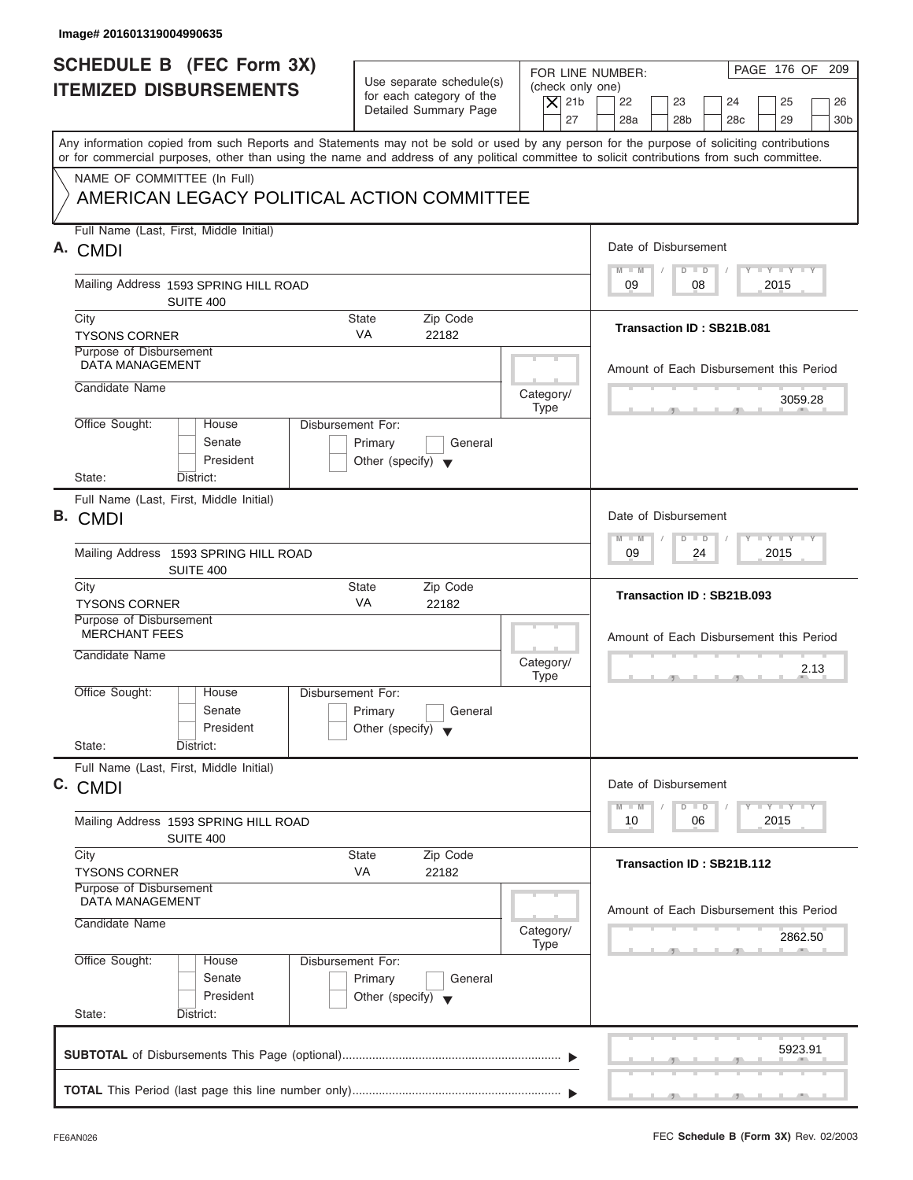Image# 201601319004990635

# SCHEDULE B (FEC Form 3X)
## ITEMIZED DISBURSEMENTS

Use separate schedule(s) for each category of the Detailed Summary Page

FOR LINE NUMBER: (check only one)

- [X] 21b
- [ ] 22
- [ ] 23
- [ ] 24
- [ ] 25
- [ ] 26
- [ ] 27
- [ ] 28a
- [ ] 28b
- [ ] 28c
- [ ] 29
- [ ] 30b

PAGE 176 OF 209

Any information copied from such Reports and Statements may not be sold or used by any person for the purpose of soliciting contributions or for commercial purposes, other than using the name and address of any political committee to solicit contributions from such committee.

NAME OF COMMITTEE (In Full)

AMERICAN LEGACY POLITICAL ACTION COMMITTEE

---

**A.** Full Name (Last, First, Middle Initial): CMDI

Mailing Address: 1593 SPRING HILL ROAD, SUITE 400

City: TYSONS CORNER | State: VA | Zip Code: 22182

Purpose of Disbursement: DATA MANAGEMENT

Candidate Name:

Category/Type:

Office Sought: House / Senate / President

State: District:

Disbursement For: Primary / General / Other (specify)

Date of Disbursement: 09 / 08 / 2015

Transaction ID : SB21B.081

Amount of Each Disbursement this Period: 3059.28

---

**B.** Full Name (Last, First, Middle Initial): CMDI

Mailing Address: 1593 SPRING HILL ROAD, SUITE 400

City: TYSONS CORNER | State: VA | Zip Code: 22182

Purpose of Disbursement: MERCHANT FEES

Candidate Name:

Category/Type:

Office Sought: House / Senate / President

State: District:

Disbursement For: Primary / General / Other (specify)

Date of Disbursement: 09 / 24 / 2015

Transaction ID : SB21B.093

Amount of Each Disbursement this Period: 2.13

---

**C.** Full Name (Last, First, Middle Initial): CMDI

Mailing Address: 1593 SPRING HILL ROAD, SUITE 400

City: TYSONS CORNER | State: VA | Zip Code: 22182

Purpose of Disbursement: DATA MANAGEMENT

Candidate Name:

Category/Type:

Office Sought: House / Senate / President

State: District:

Disbursement For: Primary / General / Other (specify)

Date of Disbursement: 10 / 06 / 2015

Transaction ID : SB21B.112

Amount of Each Disbursement this Period: 2862.50

---

**SUBTOTAL** of Disbursements This Page (optional) ▶ 5923.91

**TOTAL** This Period (last page this line number only) ▶

FE6AN026

FEC **Schedule B (Form 3X)** Rev. 02/2003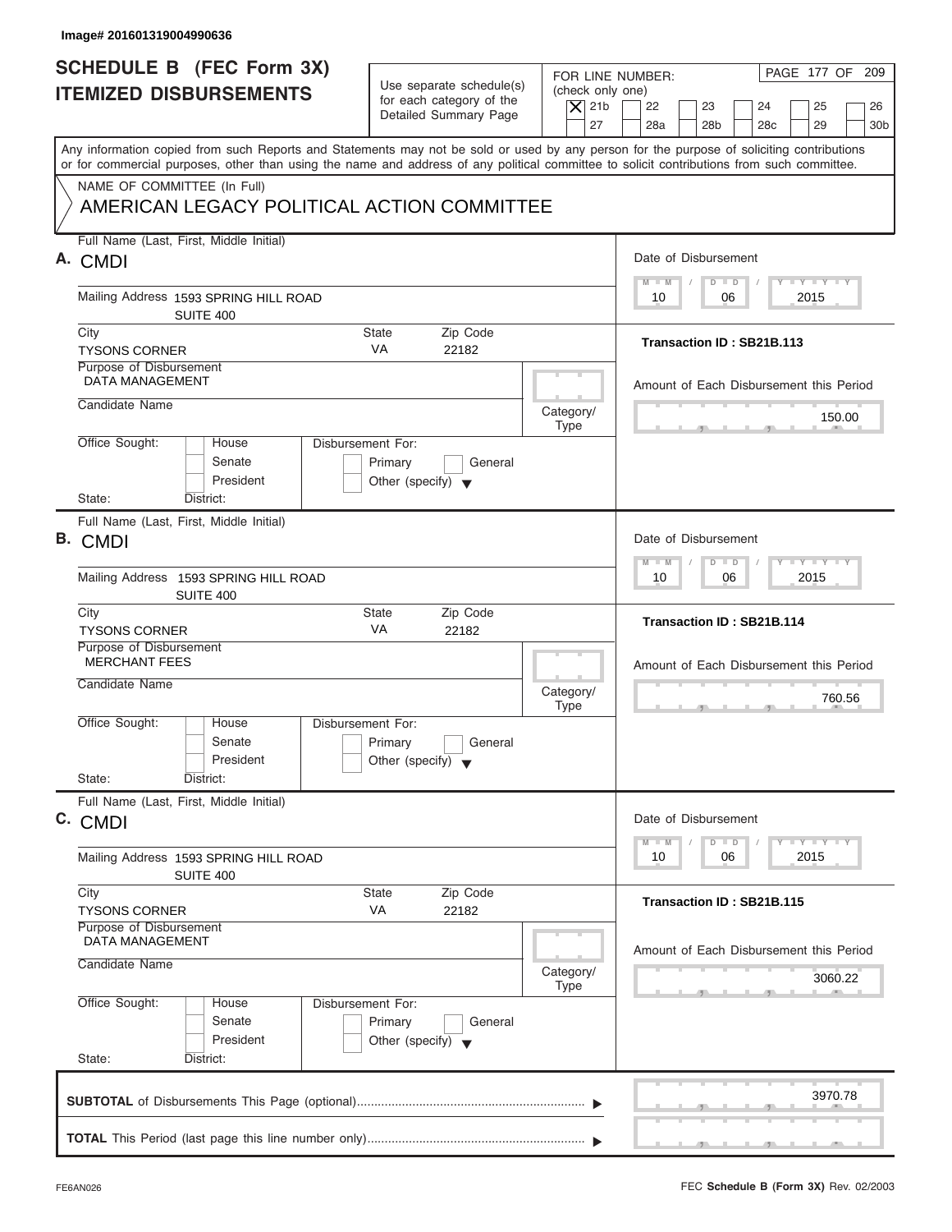Image# 201601319004990636

# SCHEDULE B (FEC Form 3X) ITEMIZED DISBURSEMENTS

Use separate schedule(s) for each category of the Detailed Summary Page

FOR LINE NUMBER: (check only one)

- [X] 21b
- [ ] 22
- [ ] 23
- [ ] 24
- [ ] 25
- [ ] 26
- [ ] 27
- [ ] 28a
- [ ] 28b
- [ ] 28c
- [ ] 29
- [ ] 30b

Any information copied from such Reports and Statements may not be sold or used by any person for the purpose of soliciting contributions or for commercial purposes, other than using the name and address of any political committee to solicit contributions from such committee.

NAME OF COMMITTEE (In Full)
AMERICAN LEGACY POLITICAL ACTION COMMITTEE

---

**A.** Full Name (Last, First, Middle Initial): CMDI

Mailing Address: 1593 SPRING HILL ROAD, SUITE 400

City: TYSONS CORNER | State: VA | Zip Code: 22182

Purpose of Disbursement: DATA MANAGEMENT

Candidate Name:

Category/Type:

Office Sought: House / Senate / President

State: District:

Disbursement For: Primary / General / Other (specify)

Date of Disbursement: 10 / 06 / 2015

Transaction ID : SB21B.113

Amount of Each Disbursement this Period: 150.00

---

**B.** Full Name (Last, First, Middle Initial): CMDI

Mailing Address: 1593 SPRING HILL ROAD, SUITE 400

City: TYSONS CORNER | State: VA | Zip Code: 22182

Purpose of Disbursement: MERCHANT FEES

Candidate Name:

Category/Type:

Office Sought: House / Senate / President

State: District:

Disbursement For: Primary / General / Other (specify)

Date of Disbursement: 10 / 06 / 2015

Transaction ID : SB21B.114

Amount of Each Disbursement this Period: 760.56

---

**C.** Full Name (Last, First, Middle Initial): CMDI

Mailing Address: 1593 SPRING HILL ROAD, SUITE 400

City: TYSONS CORNER | State: VA | Zip Code: 22182

Purpose of Disbursement: DATA MANAGEMENT

Candidate Name:

Category/Type:

Office Sought: House / Senate / President

State: District:

Disbursement For: Primary / General / Other (specify)

Date of Disbursement: 10 / 06 / 2015

Transaction ID : SB21B.115

Amount of Each Disbursement this Period: 3060.22

---

**SUBTOTAL** of Disbursements This Page (optional): 3970.78

**TOTAL** This Period (last page this line number only):

FE6AN026 — FEC **Schedule B (Form 3X)** Rev. 02/2003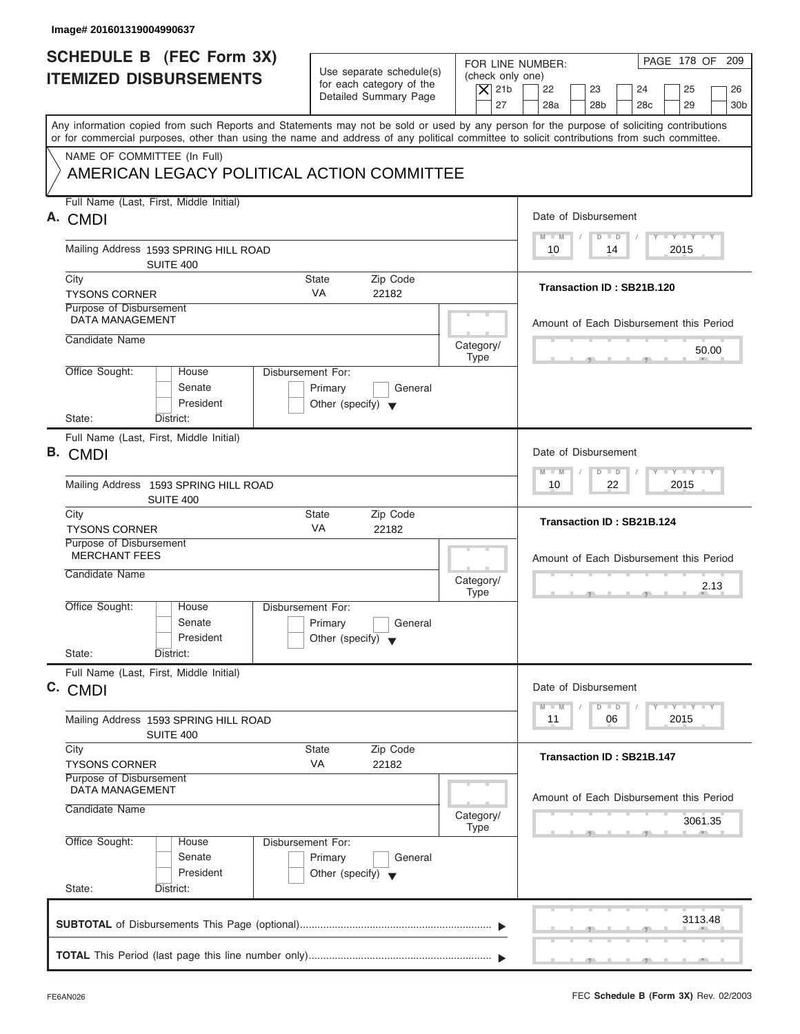Image# 201601319004990637

# SCHEDULE B (FEC Form 3X) ITEMIZED DISBURSEMENTS

Use separate schedule(s) for each category of the Detailed Summary Page

FOR LINE NUMBER: (check only one)

[X] 21b [ ] 22 [ ] 23 [ ] 24 [ ] 25 [ ] 26 [ ] 27 [ ] 28a [ ] 28b [ ] 28c [ ] 29 [ ] 30b

Any information copied from such Reports and Statements may not be sold or used by any person for the purpose of soliciting contributions or for commercial purposes, other than using the name and address of any political committee to solicit contributions from such committee.

NAME OF COMMITTEE (In Full)

AMERICAN LEGACY POLITICAL ACTION COMMITTEE

---

**A.** Full Name (Last, First, Middle Initial): CMDI

Mailing Address: 1593 SPRING HILL ROAD SUITE 400

City: TYSONS CORNER | State: VA | Zip Code: 22182

Purpose of Disbursement: DATA MANAGEMENT

Candidate Name:

Category/Type:

Office Sought: [ ] House [ ] Senate [ ] President

Disbursement For: [ ] Primary [ ] General [ ] Other (specify)

State: District:

Date of Disbursement: 10 / 14 / 2015

Transaction ID : SB21B.120

Amount of Each Disbursement this Period: 50.00

---

**B.** Full Name (Last, First, Middle Initial): CMDI

Mailing Address: 1593 SPRING HILL ROAD SUITE 400

City: TYSONS CORNER | State: VA | Zip Code: 22182

Purpose of Disbursement: MERCHANT FEES

Candidate Name:

Category/Type:

Office Sought: [ ] House [ ] Senate [ ] President

Disbursement For: [ ] Primary [ ] General [ ] Other (specify)

State: District:

Date of Disbursement: 10 / 22 / 2015

Transaction ID : SB21B.124

Amount of Each Disbursement this Period: 2.13

---

**C.** Full Name (Last, First, Middle Initial): CMDI

Mailing Address: 1593 SPRING HILL ROAD SUITE 400

City: TYSONS CORNER | State: VA | Zip Code: 22182

Purpose of Disbursement: DATA MANAGEMENT

Candidate Name:

Category/Type:

Office Sought: [ ] House [ ] Senate [ ] President

Disbursement For: [ ] Primary [ ] General [ ] Other (specify)

State: District:

Date of Disbursement: 11 / 06 / 2015

Transaction ID : SB21B.147

Amount of Each Disbursement this Period: 3061.35

---

**SUBTOTAL** of Disbursements This Page (optional): 3113.48

**TOTAL** This Period (last page this line number only):

FE6AN026

FEC **Schedule B (Form 3X)** Rev. 02/2003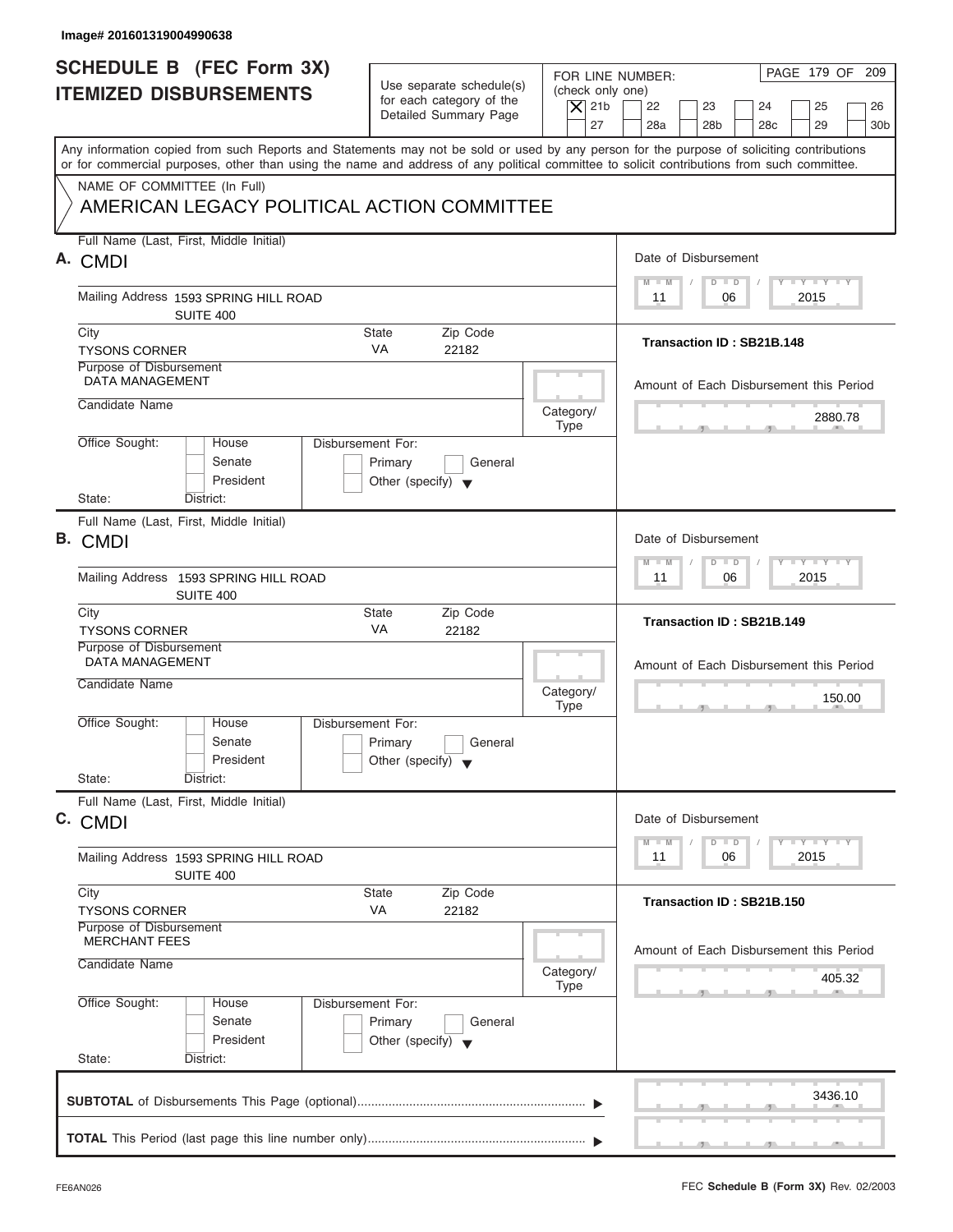Image# 201601319004990638

# SCHEDULE B (FEC Form 3X) ITEMIZED DISBURSEMENTS

Use separate schedule(s) for each category of the Detailed Summary Page

FOR LINE NUMBER: (check only one)
[X] 21b [ ] 22 [ ] 23 [ ] 24 [ ] 25 [ ] 26 [ ] 27 [ ] 28a [ ] 28b [ ] 28c [ ] 29 [ ] 30b

Any information copied from such Reports and Statements may not be sold or used by any person for the purpose of soliciting contributions or for commercial purposes, other than using the name and address of any political committee to solicit contributions from such committee.

NAME OF COMMITTEE (In Full)
AMERICAN LEGACY POLITICAL ACTION COMMITTEE

**A.** Full Name (Last, First, Middle Initial): CMDI
Mailing Address: 1593 SPRING HILL ROAD, SUITE 400
City: TYSONS CORNER | State: VA | Zip Code: 22182
Purpose of Disbursement: DATA MANAGEMENT
Candidate Name:
Category/Type:
Office Sought: [ ] House [ ] Senate [ ] President
State: District:
Disbursement For: [ ] Primary [ ] General [ ] Other (specify)
Date of Disbursement: 11/06/2015
Transaction ID : SB21B.148
Amount of Each Disbursement this Period: 2880.78

**B.** Full Name (Last, First, Middle Initial): CMDI
Mailing Address: 1593 SPRING HILL ROAD, SUITE 400
City: TYSONS CORNER | State: VA | Zip Code: 22182
Purpose of Disbursement: DATA MANAGEMENT
Candidate Name:
Category/Type:
Office Sought: [ ] House [ ] Senate [ ] President
State: District:
Disbursement For: [ ] Primary [ ] General [ ] Other (specify)
Date of Disbursement: 11/06/2015
Transaction ID : SB21B.149
Amount of Each Disbursement this Period: 150.00

**C.** Full Name (Last, First, Middle Initial): CMDI
Mailing Address: 1593 SPRING HILL ROAD, SUITE 400
City: TYSONS CORNER | State: VA | Zip Code: 22182
Purpose of Disbursement: MERCHANT FEES
Candidate Name:
Category/Type:
Office Sought: [ ] House [ ] Senate [ ] President
State: District:
Disbursement For: [ ] Primary [ ] General [ ] Other (specify)
Date of Disbursement: 11/06/2015
Transaction ID : SB21B.150
Amount of Each Disbursement this Period: 405.32

**SUBTOTAL** of Disbursements This Page (optional): 3436.10

**TOTAL** This Period (last page this line number only):

FE6AN026 — FEC **Schedule B (Form 3X)** Rev. 02/2003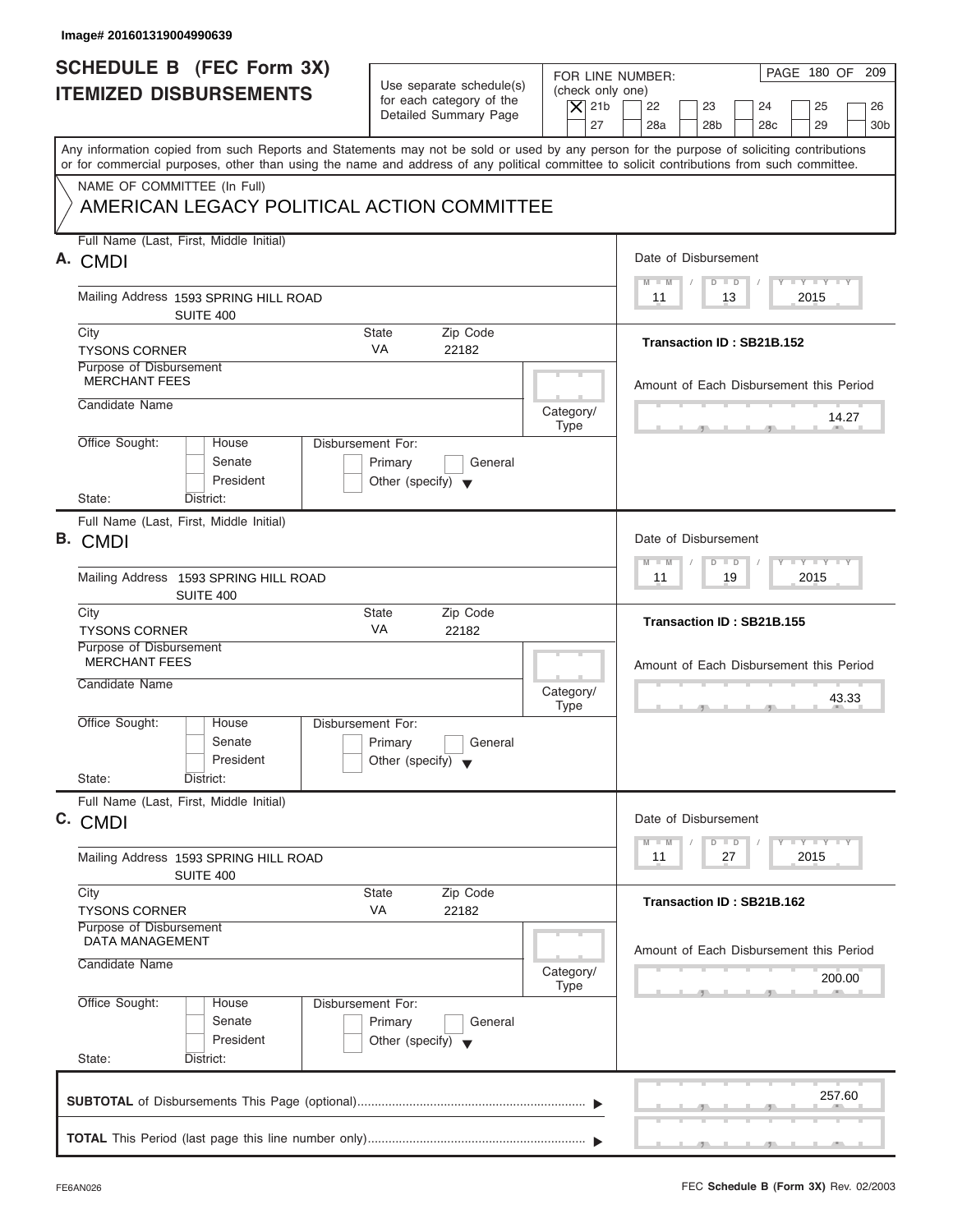Image# 201601319004990639

# SCHEDULE B (FEC Form 3X) ITEMIZED DISBURSEMENTS

Use separate schedule(s) for each category of the Detailed Summary Page

FOR LINE NUMBER: (check only one)

[X] 21b [ ] 22 [ ] 23 [ ] 24 [ ] 25 [ ] 26 [ ] 27 [ ] 28a [ ] 28b [ ] 28c [ ] 29 [ ] 30b

Any information copied from such Reports and Statements may not be sold or used by any person for the purpose of soliciting contributions or for commercial purposes, other than using the name and address of any political committee to solicit contributions from such committee.

NAME OF COMMITTEE (In Full)

AMERICAN LEGACY POLITICAL ACTION COMMITTEE

---

**A.** Full Name (Last, First, Middle Initial): CMDI

Mailing Address: 1593 SPRING HILL ROAD, SUITE 400

City: TYSONS CORNER | State: VA | Zip Code: 22182

Purpose of Disbursement: MERCHANT FEES

Candidate Name:

Category/Type:

Office Sought: [ ] House [ ] Senate [ ] President

State: District:

Disbursement For: [ ] Primary [ ] General [ ] Other (specify)

Date of Disbursement: 11 / 13 / 2015

Transaction ID : SB21B.152

Amount of Each Disbursement this Period: 14.27

---

**B.** Full Name (Last, First, Middle Initial): CMDI

Mailing Address: 1593 SPRING HILL ROAD, SUITE 400

City: TYSONS CORNER | State: VA | Zip Code: 22182

Purpose of Disbursement: MERCHANT FEES

Candidate Name:

Category/Type:

Office Sought: [ ] House [ ] Senate [ ] President

State: District:

Disbursement For: [ ] Primary [ ] General [ ] Other (specify)

Date of Disbursement: 11 / 19 / 2015

Transaction ID : SB21B.155

Amount of Each Disbursement this Period: 43.33

---

**C.** Full Name (Last, First, Middle Initial): CMDI

Mailing Address: 1593 SPRING HILL ROAD, SUITE 400

City: TYSONS CORNER | State: VA | Zip Code: 22182

Purpose of Disbursement: DATA MANAGEMENT

Candidate Name:

Category/Type:

Office Sought: [ ] House [ ] Senate [ ] President

State: District:

Disbursement For: [ ] Primary [ ] General [ ] Other (specify)

Date of Disbursement: 11 / 27 / 2015

Transaction ID : SB21B.162

Amount of Each Disbursement this Period: 200.00

---

**SUBTOTAL** of Disbursements This Page (optional): 257.60

**TOTAL** This Period (last page this line number only):

FE6AN026

FEC **Schedule B (Form 3X)** Rev. 02/2003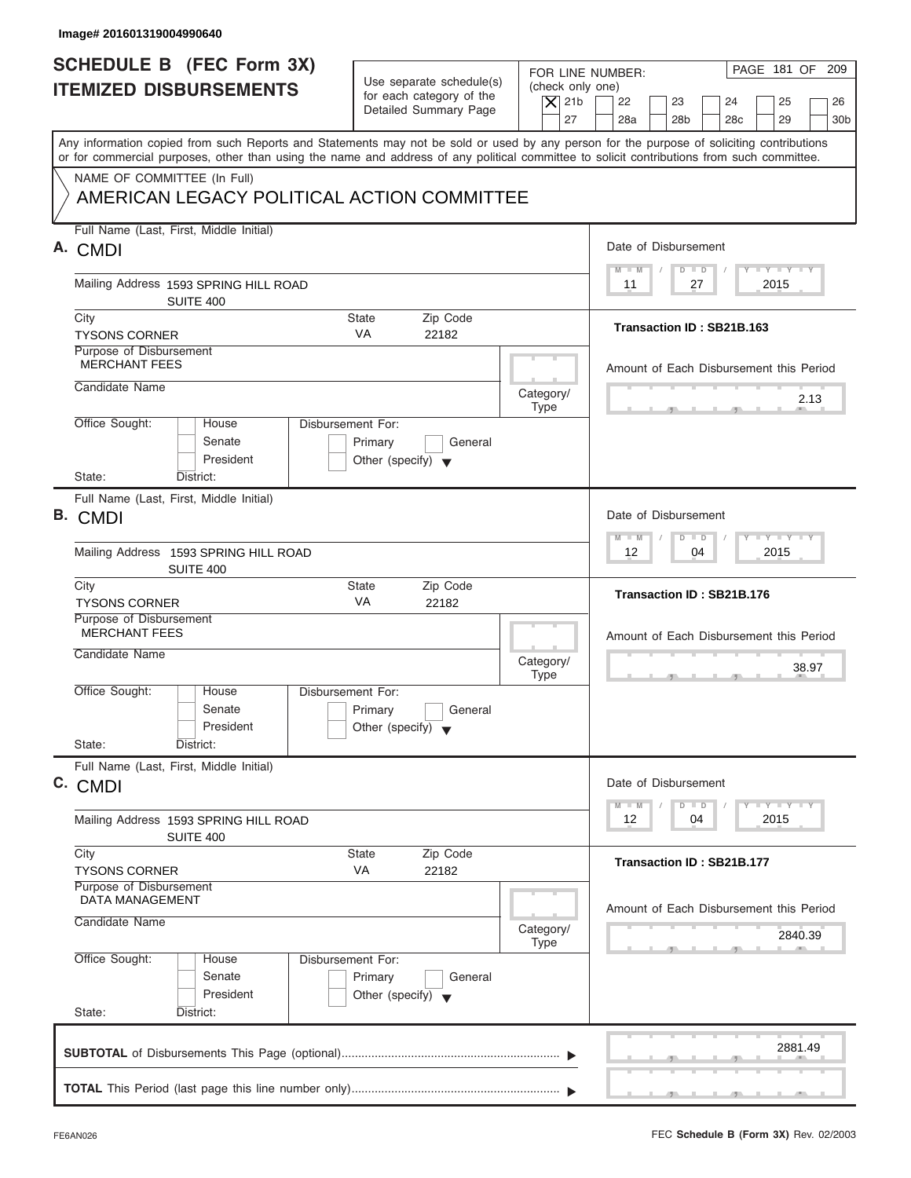Image# 201601319004990640

# SCHEDULE B (FEC Form 3X) ITEMIZED DISBURSEMENTS

Use separate schedule(s) for each category of the Detailed Summary Page

FOR LINE NUMBER: (check only one)

- [X] 21b
- [ ] 22
- [ ] 23
- [ ] 24
- [ ] 25
- [ ] 26
- [ ] 27
- [ ] 28a
- [ ] 28b
- [ ] 28c
- [ ] 29
- [ ] 30b

PAGE 181 OF 209

Any information copied from such Reports and Statements may not be sold or used by any person for the purpose of soliciting contributions or for commercial purposes, other than using the name and address of any political committee to solicit contributions from such committee.

NAME OF COMMITTEE (In Full)

AMERICAN LEGACY POLITICAL ACTION COMMITTEE

---

**A.** Full Name (Last, First, Middle Initial): CMDI

Mailing Address: 1593 SPRING HILL ROAD, SUITE 400

City: TYSONS CORNER | State: VA | Zip Code: 22182

Purpose of Disbursement: MERCHANT FEES

Candidate Name:

Category/Type:

Office Sought: House / Senate / President

State: District:

Disbursement For: Primary / General / Other (specify)

Date of Disbursement: 11 / 27 / 2015

Transaction ID : SB21B.163

Amount of Each Disbursement this Period: 2.13

---

**B.** Full Name (Last, First, Middle Initial): CMDI

Mailing Address: 1593 SPRING HILL ROAD, SUITE 400

City: TYSONS CORNER | State: VA | Zip Code: 22182

Purpose of Disbursement: MERCHANT FEES

Candidate Name:

Category/Type:

Office Sought: House / Senate / President

State: District:

Disbursement For: Primary / General / Other (specify)

Date of Disbursement: 12 / 04 / 2015

Transaction ID : SB21B.176

Amount of Each Disbursement this Period: 38.97

---

**C.** Full Name (Last, First, Middle Initial): CMDI

Mailing Address: 1593 SPRING HILL ROAD, SUITE 400

City: TYSONS CORNER | State: VA | Zip Code: 22182

Purpose of Disbursement: DATA MANAGEMENT

Candidate Name:

Category/Type:

Office Sought: House / Senate / President

State: District:

Disbursement For: Primary / General / Other (specify)

Date of Disbursement: 12 / 04 / 2015

Transaction ID : SB21B.177

Amount of Each Disbursement this Period: 2840.39

---

**SUBTOTAL** of Disbursements This Page (optional): 2881.49

**TOTAL** This Period (last page this line number only):

FE6AN026 — FEC **Schedule B (Form 3X)** Rev. 02/2003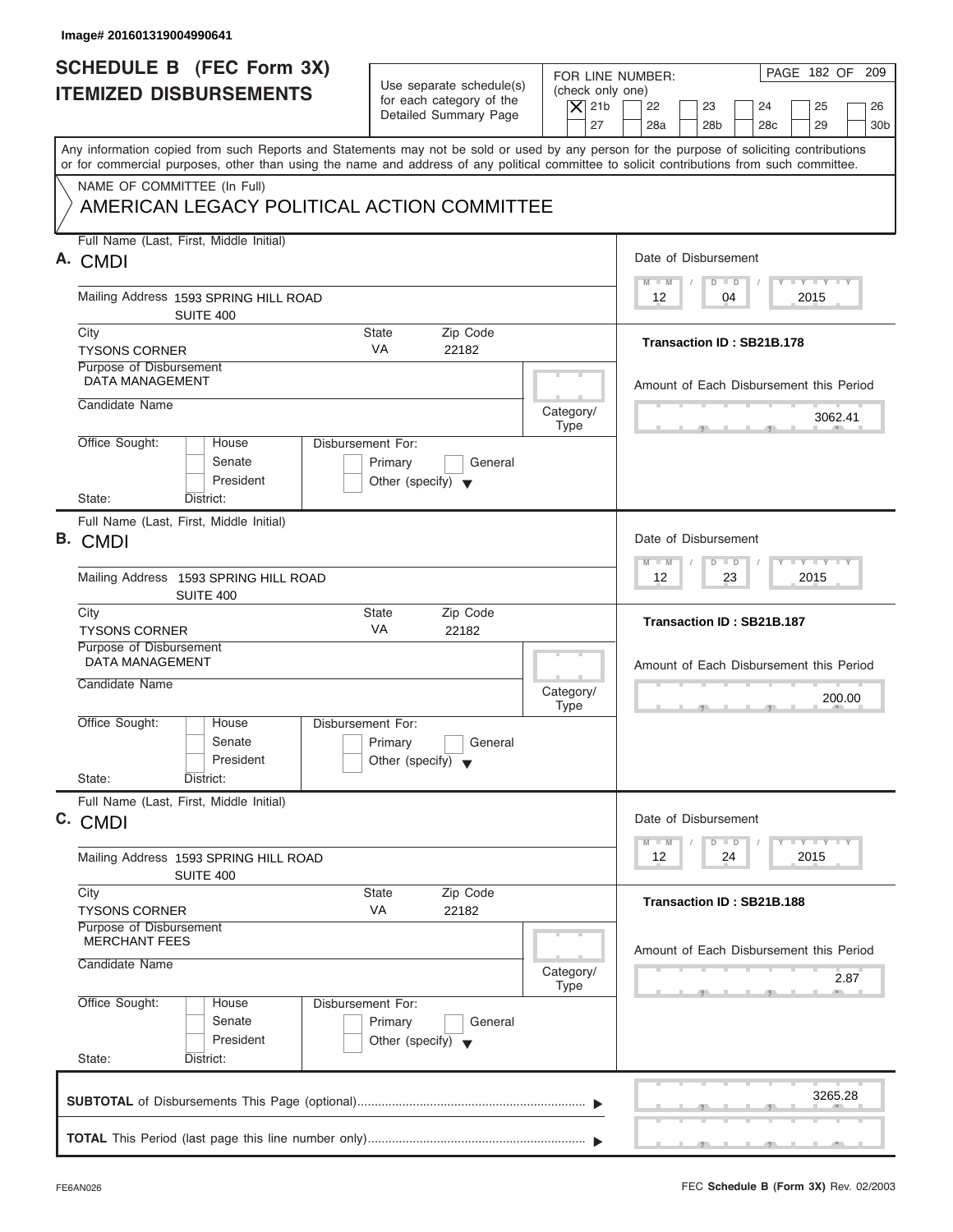Image# 201601319004990641

# SCHEDULE B (FEC Form 3X) ITEMIZED DISBURSEMENTS

Use separate schedule(s) for each category of the Detailed Summary Page

FOR LINE NUMBER: (check only one)

[X] 21b [ ] 22 [ ] 23 [ ] 24 [ ] 25 [ ] 26 [ ] 27 [ ] 28a [ ] 28b [ ] 28c [ ] 29 [ ] 30b

PAGE 182 OF 209

Any information copied from such Reports and Statements may not be sold or used by any person for the purpose of soliciting contributions or for commercial purposes, other than using the name and address of any political committee to solicit contributions from such committee.

NAME OF COMMITTEE (In Full)

AMERICAN LEGACY POLITICAL ACTION COMMITTEE

---

**A.** Full Name (Last, First, Middle Initial): CMDI

Mailing Address: 1593 SPRING HILL ROAD, SUITE 400

City: TYSONS CORNER | State: VA | Zip Code: 22182

Purpose of Disbursement: DATA MANAGEMENT

Candidate Name:

Category/Type:

Office Sought: [ ] House [ ] Senate [ ] President

State: District:

Disbursement For: [ ] Primary [ ] General [ ] Other (specify)

Date of Disbursement: 12 / 04 / 2015

Transaction ID : SB21B.178

Amount of Each Disbursement this Period: 3062.41

---

**B.** Full Name (Last, First, Middle Initial): CMDI

Mailing Address: 1593 SPRING HILL ROAD, SUITE 400

City: TYSONS CORNER | State: VA | Zip Code: 22182

Purpose of Disbursement: DATA MANAGEMENT

Candidate Name:

Category/Type:

Office Sought: [ ] House [ ] Senate [ ] President

State: District:

Disbursement For: [ ] Primary [ ] General [ ] Other (specify)

Date of Disbursement: 12 / 23 / 2015

Transaction ID : SB21B.187

Amount of Each Disbursement this Period: 200.00

---

**C.** Full Name (Last, First, Middle Initial): CMDI

Mailing Address: 1593 SPRING HILL ROAD, SUITE 400

City: TYSONS CORNER | State: VA | Zip Code: 22182

Purpose of Disbursement: MERCHANT FEES

Candidate Name:

Category/Type:

Office Sought: [ ] House [ ] Senate [ ] President

State: District:

Disbursement For: [ ] Primary [ ] General [ ] Other (specify)

Date of Disbursement: 12 / 24 / 2015

Transaction ID : SB21B.188

Amount of Each Disbursement this Period: 2.87

---

**SUBTOTAL** of Disbursements This Page (optional): 3265.28

**TOTAL** This Period (last page this line number only):

FE6AN026 FEC **Schedule B (Form 3X)** Rev. 02/2003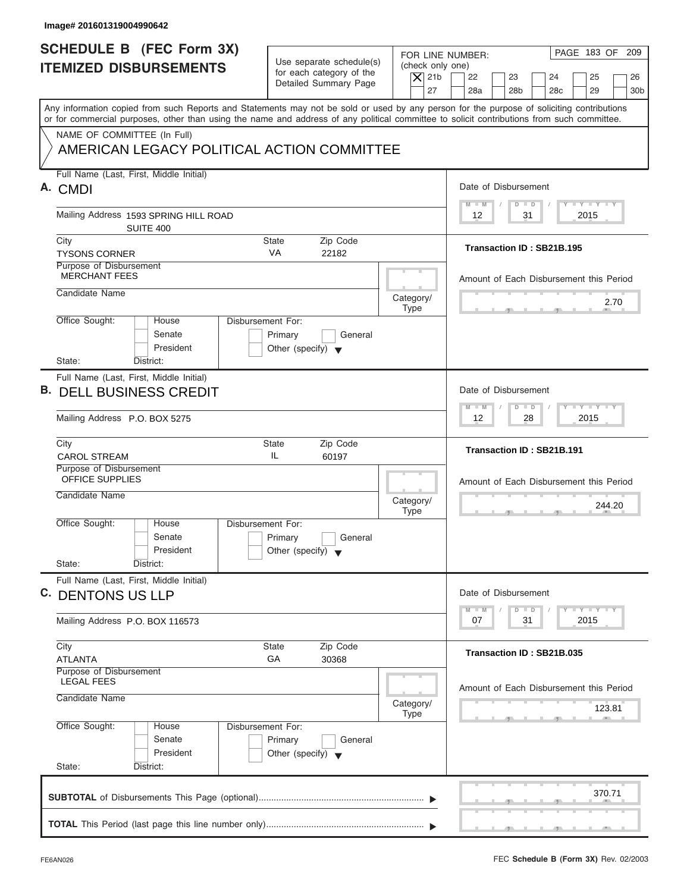Image# 201601319004990642

# SCHEDULE B (FEC Form 3X) ITEMIZED DISBURSEMENTS

Use separate schedule(s) for each category of the Detailed Summary Page

FOR LINE NUMBER: (check only one)

- [x] 21b
- [ ] 22
- [ ] 23
- [ ] 24
- [ ] 25
- [ ] 26
- [ ] 27
- [ ] 28a
- [ ] 28b
- [ ] 28c
- [ ] 29
- [ ] 30b

Any information copied from such Reports and Statements may not be sold or used by any person for the purpose of soliciting contributions or for commercial purposes, other than using the name and address of any political committee to solicit contributions from such committee.

NAME OF COMMITTEE (In Full)

AMERICAN LEGACY POLITICAL ACTION COMMITTEE

---

**A.** Full Name (Last, First, Middle Initial): CMDI

Mailing Address: 1593 SPRING HILL ROAD, SUITE 400

City: TYSONS CORNER | State: VA | Zip Code: 22182

Date of Disbursement: 12 / 31 / 2015

Transaction ID : SB21B.195

Purpose of Disbursement: MERCHANT FEES

Candidate Name:

Category/Type:

Amount of Each Disbursement this Period: 2.70

Office Sought: House / Senate / President

Disbursement For: Primary / General / Other (specify)

State: District:

---

**B.** Full Name (Last, First, Middle Initial): DELL BUSINESS CREDIT

Mailing Address: P.O. BOX 5275

City: CAROL STREAM | State: IL | Zip Code: 60197

Date of Disbursement: 12 / 28 / 2015

Transaction ID : SB21B.191

Purpose of Disbursement: OFFICE SUPPLIES

Candidate Name:

Category/Type:

Amount of Each Disbursement this Period: 244.20

Office Sought: House / Senate / President

Disbursement For: Primary / General / Other (specify)

State: District:

---

**C.** Full Name (Last, First, Middle Initial): DENTONS US LLP

Mailing Address: P.O. BOX 116573

City: ATLANTA | State: GA | Zip Code: 30368

Date of Disbursement: 07 / 31 / 2015

Transaction ID : SB21B.035

Purpose of Disbursement: LEGAL FEES

Candidate Name:

Category/Type:

Amount of Each Disbursement this Period: 123.81

Office Sought: House / Senate / President

Disbursement For: Primary / General / Other (specify)

State: District:

---

**SUBTOTAL** of Disbursements This Page (optional) ........ 370.71

**TOTAL** This Period (last page this line number only) ........

FE6AN026

FEC **Schedule B (Form 3X)** Rev. 02/2003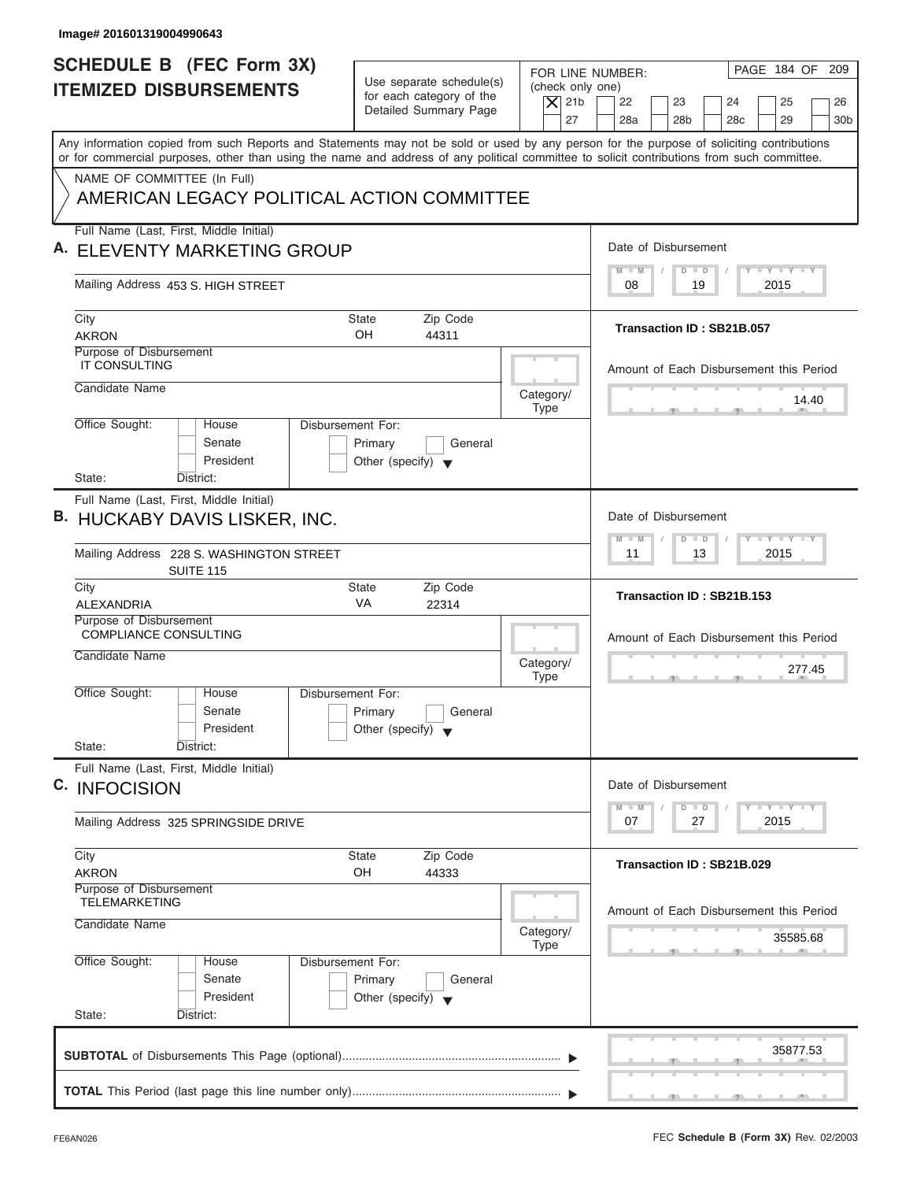Image# 201601319004990643

# SCHEDULE B (FEC Form 3X) ITEMIZED DISBURSEMENTS

Use separate schedule(s) for each category of the Detailed Summary Page

FOR LINE NUMBER: (check only one)

[X] 21b [ ] 22 [ ] 23 [ ] 24 [ ] 25 [ ] 26
[ ] 27 [ ] 28a [ ] 28b [ ] 28c [ ] 29 [ ] 30b

PAGE 184 OF 209

Any information copied from such Reports and Statements may not be sold or used by any person for the purpose of soliciting contributions or for commercial purposes, other than using the name and address of any political committee to solicit contributions from such committee.

NAME OF COMMITTEE (In Full)

AMERICAN LEGACY POLITICAL ACTION COMMITTEE

---

**A.** Full Name (Last, First, Middle Initial): ELEVENTY MARKETING GROUP

Mailing Address: 453 S. HIGH STREET

City: AKRON | State: OH | Zip Code: 44311

Purpose of Disbursement: IT CONSULTING

Candidate Name:

Category/Type:

Office Sought: [ ] House [ ] Senate [ ] President

State: District:

Disbursement For: [ ] Primary [ ] General [ ] Other (specify)

Date of Disbursement: 08 / 19 / 2015

Transaction ID : SB21B.057

Amount of Each Disbursement this Period: 14.40

---

**B.** Full Name (Last, First, Middle Initial): HUCKABY DAVIS LISKER, INC.

Mailing Address: 228 S. WASHINGTON STREET SUITE 115

City: ALEXANDRIA | State: VA | Zip Code: 22314

Purpose of Disbursement: COMPLIANCE CONSULTING

Candidate Name:

Category/Type:

Office Sought: [ ] House [ ] Senate [ ] President

State: District:

Disbursement For: [ ] Primary [ ] General [ ] Other (specify)

Date of Disbursement: 11 / 13 / 2015

Transaction ID : SB21B.153

Amount of Each Disbursement this Period: 277.45

---

**C.** Full Name (Last, First, Middle Initial): INFOCISION

Mailing Address: 325 SPRINGSIDE DRIVE

City: AKRON | State: OH | Zip Code: 44333

Purpose of Disbursement: TELEMARKETING

Candidate Name:

Category/Type:

Office Sought: [ ] House [ ] Senate [ ] President

State: District:

Disbursement For: [ ] Primary [ ] General [ ] Other (specify)

Date of Disbursement: 07 / 27 / 2015

Transaction ID : SB21B.029

Amount of Each Disbursement this Period: 35585.68

---

**SUBTOTAL** of Disbursements This Page (optional): 35877.53

**TOTAL** This Period (last page this line number only):

FE6AN026 — FEC **Schedule B (Form 3X)** Rev. 02/2003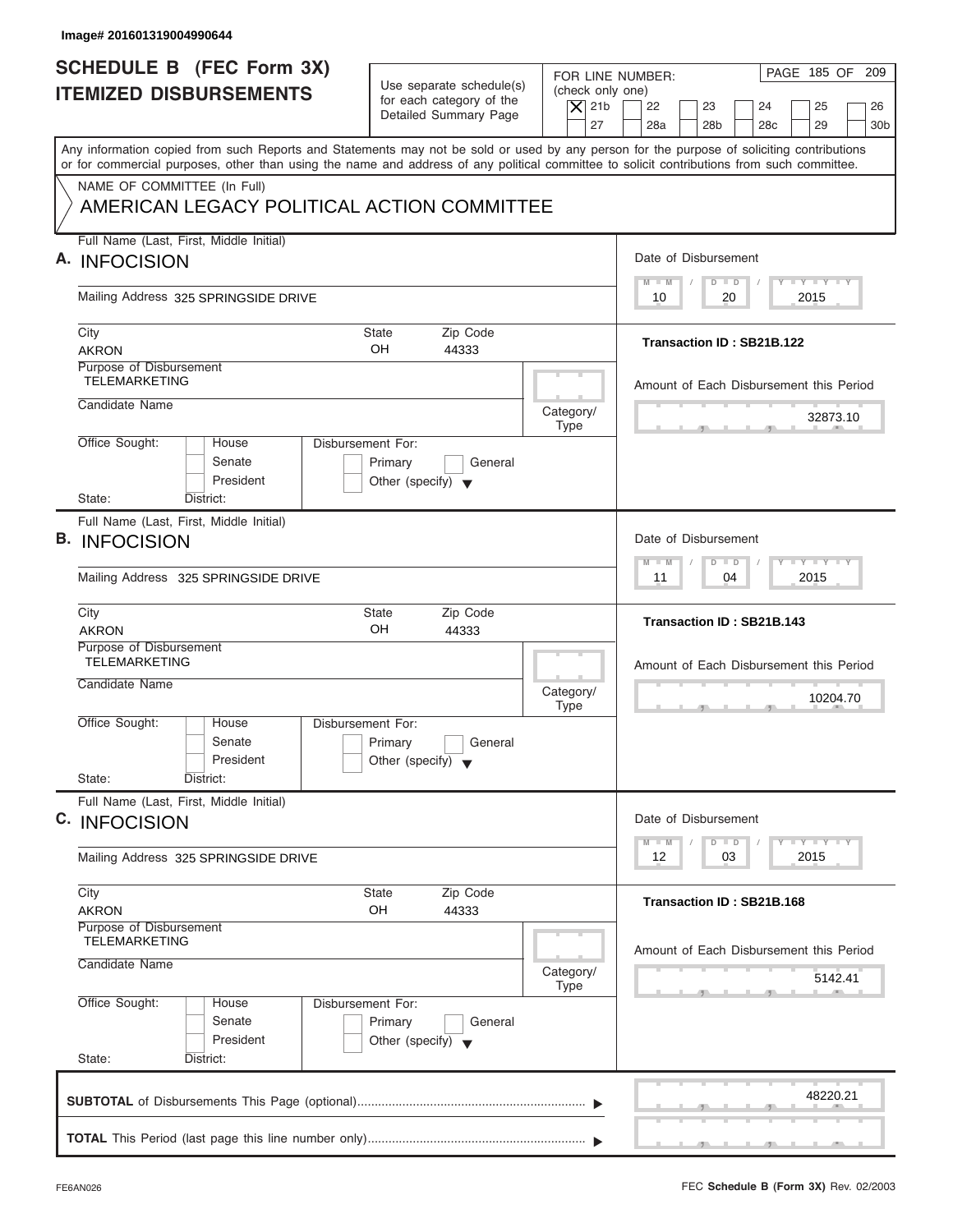Image# 201601319004990644

# SCHEDULE B (FEC Form 3X) ITEMIZED DISBURSEMENTS

Use separate schedule(s) for each category of the Detailed Summary Page

FOR LINE NUMBER: (check only one)
- [X] 21b
- [ ] 22
- [ ] 23
- [ ] 24
- [ ] 25
- [ ] 26
- [ ] 27
- [ ] 28a
- [ ] 28b
- [ ] 28c
- [ ] 29
- [ ] 30b

PAGE 185 OF 209

Any information copied from such Reports and Statements may not be sold or used by any person for the purpose of soliciting contributions or for commercial purposes, other than using the name and address of any political committee to solicit contributions from such committee.

NAME OF COMMITTEE (In Full)
AMERICAN LEGACY POLITICAL ACTION COMMITTEE

## A.

Full Name (Last, First, Middle Initial): INFOCISION

Mailing Address: 325 SPRINGSIDE DRIVE

City: AKRON | State: OH | Zip Code: 44333

Purpose of Disbursement: TELEMARKETING

Candidate Name:

Category/Type:

Office Sought: House / Senate / President

State: District:

Disbursement For: Primary / General / Other (specify)

Date of Disbursement: 10/20/2015

Transaction ID : SB21B.122

Amount of Each Disbursement this Period: 32873.10

## B.

Full Name (Last, First, Middle Initial): INFOCISION

Mailing Address: 325 SPRINGSIDE DRIVE

City: AKRON | State: OH | Zip Code: 44333

Purpose of Disbursement: TELEMARKETING

Candidate Name:

Category/Type:

Office Sought: House / Senate / President

State: District:

Disbursement For: Primary / General / Other (specify)

Date of Disbursement: 11/04/2015

Transaction ID : SB21B.143

Amount of Each Disbursement this Period: 10204.70

## C.

Full Name (Last, First, Middle Initial): INFOCISION

Mailing Address: 325 SPRINGSIDE DRIVE

City: AKRON | State: OH | Zip Code: 44333

Purpose of Disbursement: TELEMARKETING

Candidate Name:

Category/Type:

Office Sought: House / Senate / President

State: District:

Disbursement For: Primary / General / Other (specify)

Date of Disbursement: 12/03/2015

Transaction ID : SB21B.168

Amount of Each Disbursement this Period: 5142.41

**SUBTOTAL** of Disbursements This Page (optional): 48220.21

**TOTAL** This Period (last page this line number only):

FE6AN026

FEC **Schedule B (Form 3X)** Rev. 02/2003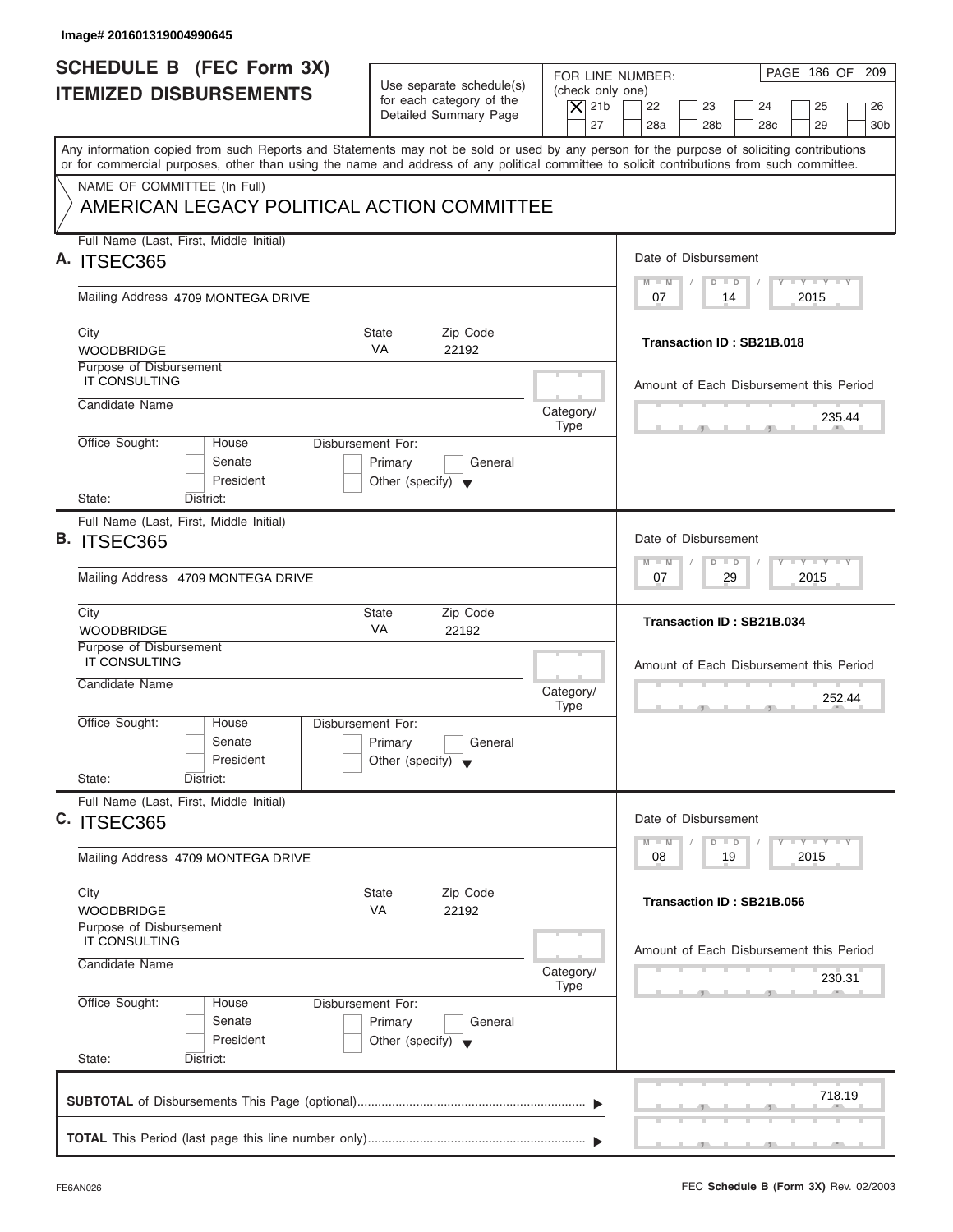Image# 201601319004990645

# SCHEDULE B (FEC Form 3X)
## ITEMIZED DISBURSEMENTS

Use separate schedule(s) for each category of the Detailed Summary Page

FOR LINE NUMBER: (check only one)

[X] 21b [ ] 22 [ ] 23 [ ] 24 [ ] 25 [ ] 26 [ ] 27 [ ] 28a [ ] 28b [ ] 28c [ ] 29 [ ] 30b

PAGE 186 OF 209

Any information copied from such Reports and Statements may not be sold or used by any person for the purpose of soliciting contributions or for commercial purposes, other than using the name and address of any political committee to solicit contributions from such committee.

NAME OF COMMITTEE (In Full)
AMERICAN LEGACY POLITICAL ACTION COMMITTEE

---

**A.** Full Name (Last, First, Middle Initial): ITSEC365

Mailing Address: 4709 MONTEGA DRIVE

City: WOODBRIDGE | State: VA | Zip Code: 22192

Purpose of Disbursement: IT CONSULTING

Candidate Name:

Category/Type:

Office Sought: [ ] House [ ] Senate [ ] President

State: District:

Disbursement For: [ ] Primary [ ] General [ ] Other (specify)

Date of Disbursement: 07 / 14 / 2015

Transaction ID : SB21B.018

Amount of Each Disbursement this Period: 235.44

---

**B.** Full Name (Last, First, Middle Initial): ITSEC365

Mailing Address: 4709 MONTEGA DRIVE

City: WOODBRIDGE | State: VA | Zip Code: 22192

Purpose of Disbursement: IT CONSULTING

Candidate Name:

Category/Type:

Office Sought: [ ] House [ ] Senate [ ] President

State: District:

Disbursement For: [ ] Primary [ ] General [ ] Other (specify)

Date of Disbursement: 07 / 29 / 2015

Transaction ID : SB21B.034

Amount of Each Disbursement this Period: 252.44

---

**C.** Full Name (Last, First, Middle Initial): ITSEC365

Mailing Address: 4709 MONTEGA DRIVE

City: WOODBRIDGE | State: VA | Zip Code: 22192

Purpose of Disbursement: IT CONSULTING

Candidate Name:

Category/Type:

Office Sought: [ ] House [ ] Senate [ ] President

State: District:

Disbursement For: [ ] Primary [ ] General [ ] Other (specify)

Date of Disbursement: 08 / 19 / 2015

Transaction ID : SB21B.056

Amount of Each Disbursement this Period: 230.31

---

**SUBTOTAL** of Disbursements This Page (optional) ........ 718.19

**TOTAL** This Period (last page this line number only) ........

FE6AN026

FEC **Schedule B (Form 3X)** Rev. 02/2003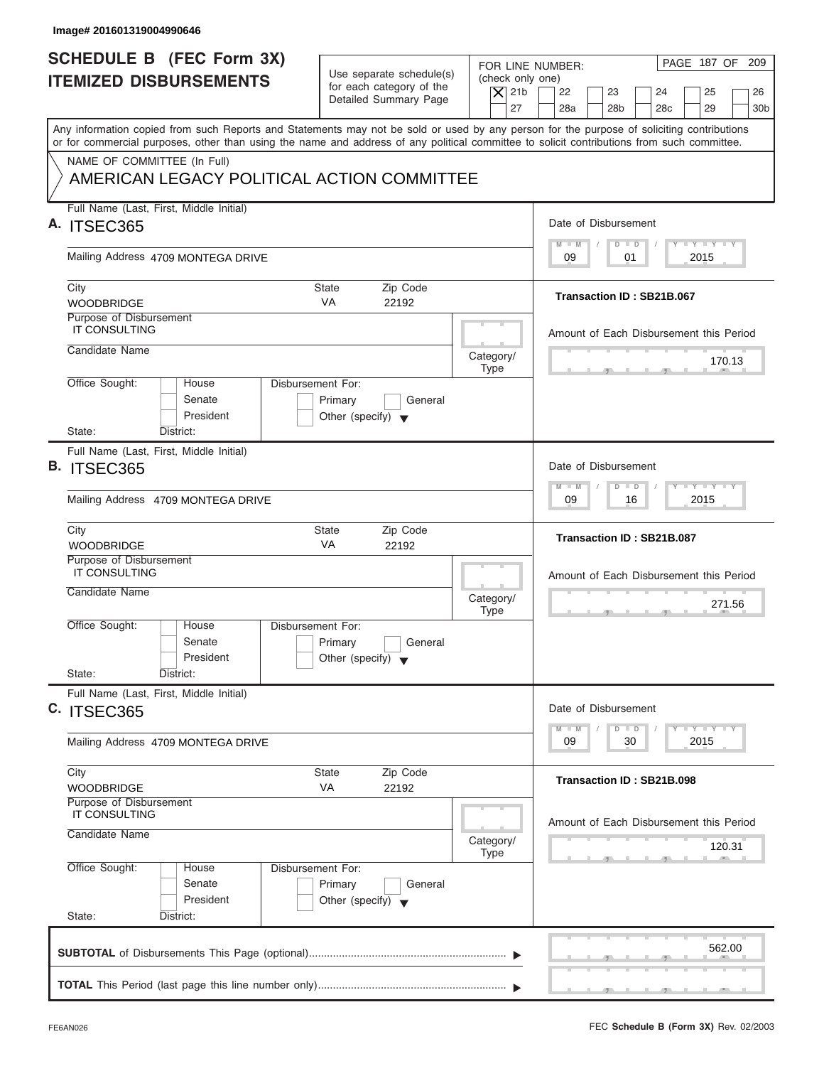Image# 201601319004990646

# SCHEDULE B (FEC Form 3X) ITEMIZED DISBURSEMENTS

Use separate schedule(s) for each category of the Detailed Summary Page

FOR LINE NUMBER: (check only one)

- [X] 21b
- [ ] 22
- [ ] 23
- [ ] 24
- [ ] 25
- [ ] 26
- [ ] 27
- [ ] 28a
- [ ] 28b
- [ ] 28c
- [ ] 29
- [ ] 30b

PAGE 187 OF 209

Any information copied from such Reports and Statements may not be sold or used by any person for the purpose of soliciting contributions or for commercial purposes, other than using the name and address of any political committee to solicit contributions from such committee.

NAME OF COMMITTEE (In Full)
AMERICAN LEGACY POLITICAL ACTION COMMITTEE

## A.

Full Name (Last, First, Middle Initial): ITSEC365

Mailing Address: 4709 MONTEGA DRIVE

City: WOODBRIDGE | State: VA | Zip Code: 22192

Purpose of Disbursement: IT CONSULTING

Candidate Name:

Category/Type:

Office Sought: House / Senate / President

State: District:

Disbursement For: Primary / General / Other (specify)

Date of Disbursement: 09 / 01 / 2015

Transaction ID : SB21B.067

Amount of Each Disbursement this Period: 170.13

## B.

Full Name (Last, First, Middle Initial): ITSEC365

Mailing Address: 4709 MONTEGA DRIVE

City: WOODBRIDGE | State: VA | Zip Code: 22192

Purpose of Disbursement: IT CONSULTING

Candidate Name:

Category/Type:

Office Sought: House / Senate / President

State: District:

Disbursement For: Primary / General / Other (specify)

Date of Disbursement: 09 / 16 / 2015

Transaction ID : SB21B.087

Amount of Each Disbursement this Period: 271.56

## C.

Full Name (Last, First, Middle Initial): ITSEC365

Mailing Address: 4709 MONTEGA DRIVE

City: WOODBRIDGE | State: VA | Zip Code: 22192

Purpose of Disbursement: IT CONSULTING

Candidate Name:

Category/Type:

Office Sought: House / Senate / President

State: District:

Disbursement For: Primary / General / Other (specify)

Date of Disbursement: 09 / 30 / 2015

Transaction ID : SB21B.098

Amount of Each Disbursement this Period: 120.31

**SUBTOTAL** of Disbursements This Page (optional): 562.00

**TOTAL** This Period (last page this line number only):

FE6AN026

FEC **Schedule B (Form 3X)** Rev. 02/2003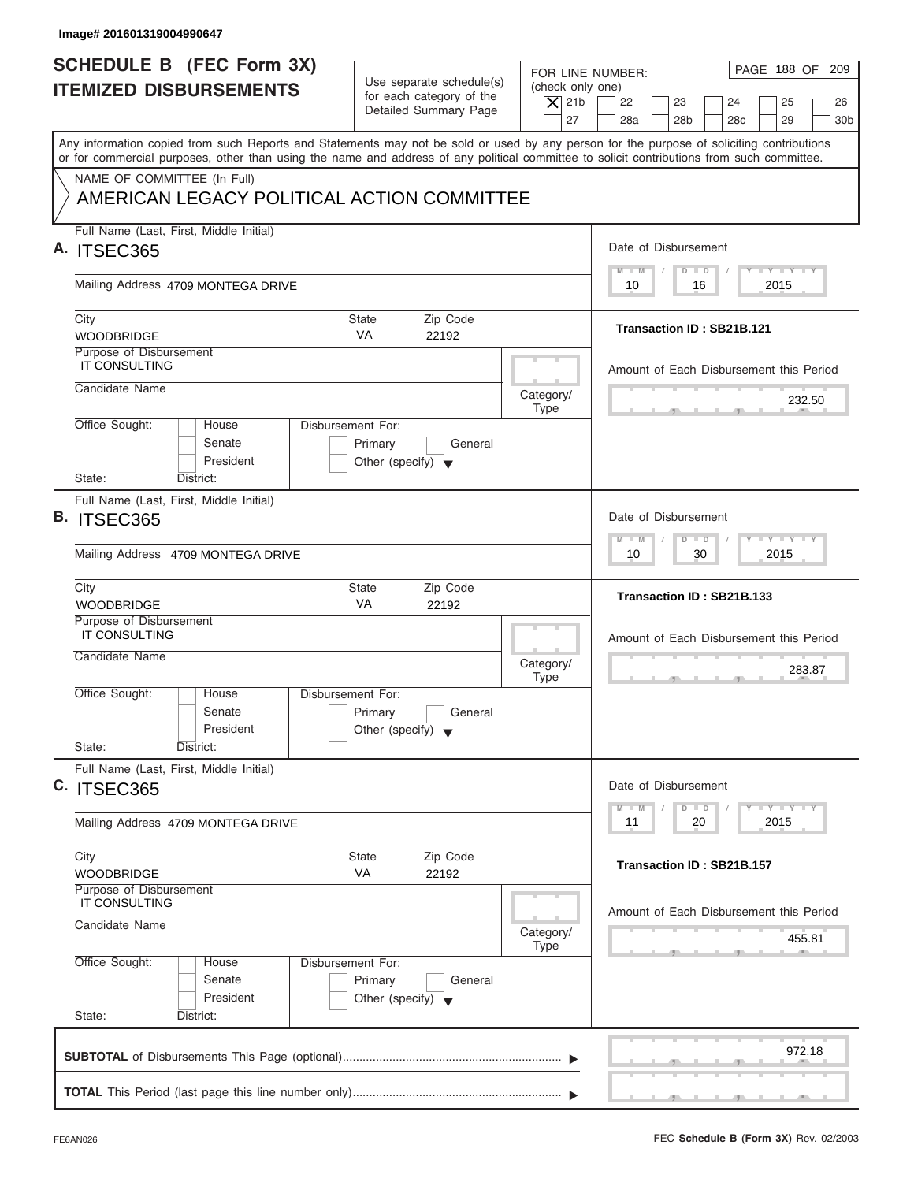Image# 201601319004990647

# SCHEDULE B (FEC Form 3X) ITEMIZED DISBURSEMENTS

Use separate schedule(s) for each category of the Detailed Summary Page

FOR LINE NUMBER: (check only one)

- [X] 21b
- [ ] 22
- [ ] 23
- [ ] 24
- [ ] 25
- [ ] 26
- [ ] 27
- [ ] 28a
- [ ] 28b
- [ ] 28c
- [ ] 29
- [ ] 30b

Any information copied from such Reports and Statements may not be sold or used by any person for the purpose of soliciting contributions or for commercial purposes, other than using the name and address of any political committee to solicit contributions from such committee.

NAME OF COMMITTEE (In Full)

AMERICAN LEGACY POLITICAL ACTION COMMITTEE

---

**A.** Full Name (Last, First, Middle Initial): ITSEC365

Mailing Address: 4709 MONTEGA DRIVE

City: WOODBRIDGE | State: VA | Zip Code: 22192

Purpose of Disbursement: IT CONSULTING

Candidate Name:

Category/Type:

Office Sought: House / Senate / President

State: District:

Disbursement For: Primary / General / Other (specify)

Date of Disbursement: 10/16/2015

Transaction ID : SB21B.121

Amount of Each Disbursement this Period: 232.50

---

**B.** Full Name (Last, First, Middle Initial): ITSEC365

Mailing Address: 4709 MONTEGA DRIVE

City: WOODBRIDGE | State: VA | Zip Code: 22192

Purpose of Disbursement: IT CONSULTING

Candidate Name:

Category/Type:

Office Sought: House / Senate / President

State: District:

Disbursement For: Primary / General / Other (specify)

Date of Disbursement: 10/30/2015

Transaction ID : SB21B.133

Amount of Each Disbursement this Period: 283.87

---

**C.** Full Name (Last, First, Middle Initial): ITSEC365

Mailing Address: 4709 MONTEGA DRIVE

City: WOODBRIDGE | State: VA | Zip Code: 22192

Purpose of Disbursement: IT CONSULTING

Candidate Name:

Category/Type:

Office Sought: House / Senate / President

State: District:

Disbursement For: Primary / General / Other (specify)

Date of Disbursement: 11/20/2015

Transaction ID : SB21B.157

Amount of Each Disbursement this Period: 455.81

---

**SUBTOTAL** of Disbursements This Page (optional): 972.18

**TOTAL** This Period (last page this line number only):

FE6AN026

FEC **Schedule B (Form 3X)** Rev. 02/2003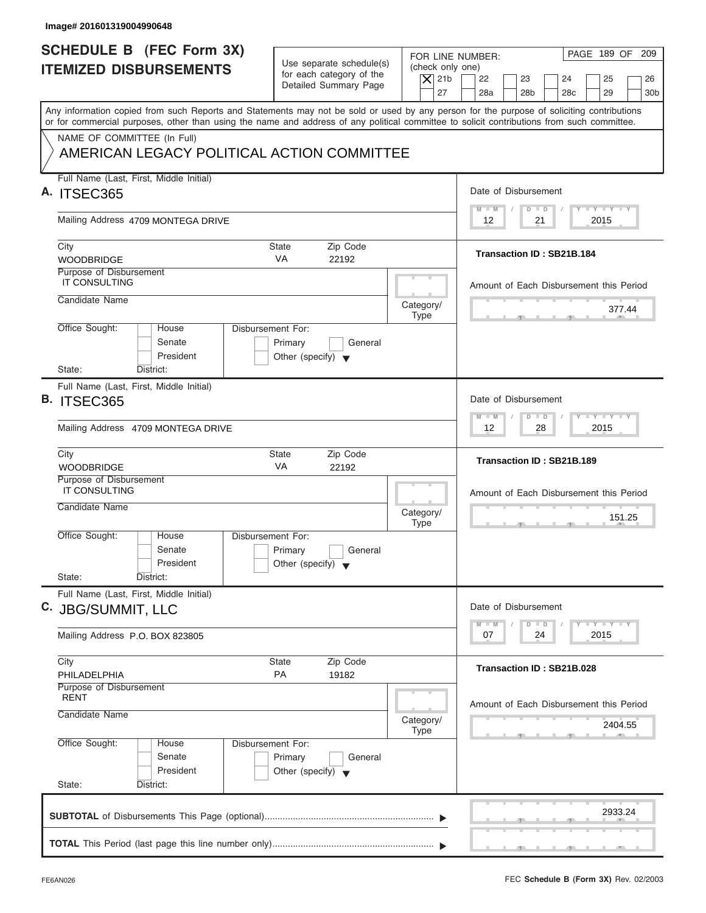Image# 201601319004990648

# SCHEDULE B (FEC Form 3X)
## ITEMIZED DISBURSEMENTS

Use separate schedule(s) for each category of the Detailed Summary Page

FOR LINE NUMBER: (check only one)

[X] 21b [ ] 22 [ ] 23 [ ] 24 [ ] 25 [ ] 26 [ ] 27 [ ] 28a [ ] 28b [ ] 28c [ ] 29 [ ] 30b

Any information copied from such Reports and Statements may not be sold or used by any person for the purpose of soliciting contributions or for commercial purposes, other than using the name and address of any political committee to solicit contributions from such committee.

NAME OF COMMITTEE (In Full)
AMERICAN LEGACY POLITICAL ACTION COMMITTEE

---

**A.** Full Name (Last, First, Middle Initial): ITSEC365

Mailing Address: 4709 MONTEGA DRIVE

City: WOODBRIDGE | State: VA | Zip Code: 22192

Purpose of Disbursement: IT CONSULTING

Candidate Name:

Category/Type:

Office Sought: [ ] House [ ] Senate [ ] President

State: District:

Disbursement For: [ ] Primary [ ] General [ ] Other (specify)

Date of Disbursement: 12/21/2015

Transaction ID : SB21B.184

Amount of Each Disbursement this Period: 377.44

---

**B.** Full Name (Last, First, Middle Initial): ITSEC365

Mailing Address: 4709 MONTEGA DRIVE

City: WOODBRIDGE | State: VA | Zip Code: 22192

Purpose of Disbursement: IT CONSULTING

Candidate Name:

Category/Type:

Office Sought: [ ] House [ ] Senate [ ] President

State: District:

Disbursement For: [ ] Primary [ ] General [ ] Other (specify)

Date of Disbursement: 12/28/2015

Transaction ID : SB21B.189

Amount of Each Disbursement this Period: 151.25

---

**C.** Full Name (Last, First, Middle Initial): JBG/SUMMIT, LLC

Mailing Address: P.O. BOX 823805

City: PHILADELPHIA | State: PA | Zip Code: 19182

Purpose of Disbursement: RENT

Candidate Name:

Category/Type:

Office Sought: [ ] House [ ] Senate [ ] President

State: District:

Disbursement For: [ ] Primary [ ] General [ ] Other (specify)

Date of Disbursement: 07/24/2015

Transaction ID : SB21B.028

Amount of Each Disbursement this Period: 2404.55

---

**SUBTOTAL** of Disbursements This Page (optional): 2933.24

**TOTAL** This Period (last page this line number only):

FE6AN026

FEC **Schedule B (Form 3X)** Rev. 02/2003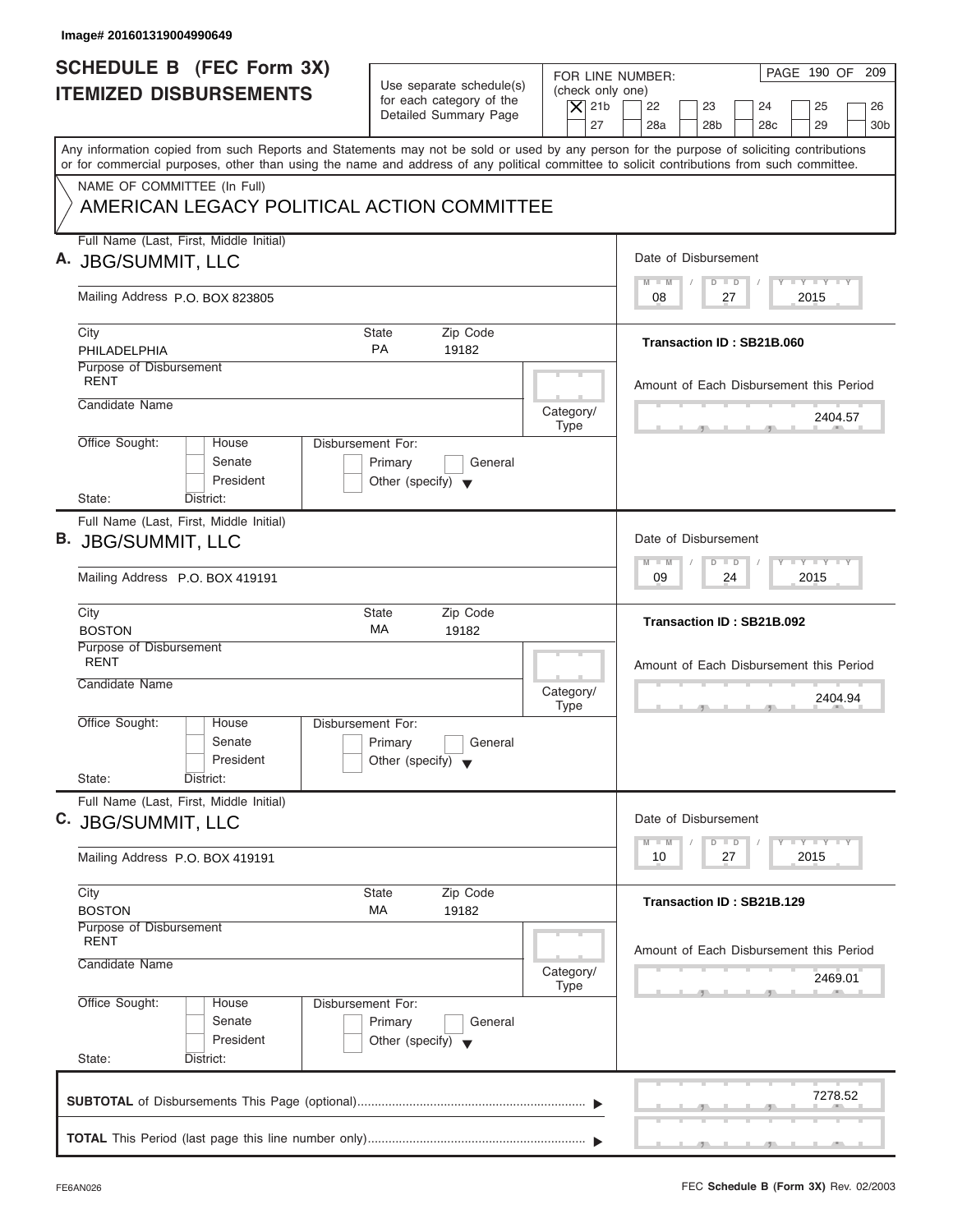Image# 201601319004990649

# SCHEDULE B (FEC Form 3X) ITEMIZED DISBURSEMENTS

Use separate schedule(s) for each category of the Detailed Summary Page

FOR LINE NUMBER: (check only one)

- [X] 21b
- [ ] 22
- [ ] 23
- [ ] 24
- [ ] 25
- [ ] 26
- [ ] 27
- [ ] 28a
- [ ] 28b
- [ ] 28c
- [ ] 29
- [ ] 30b

Any information copied from such Reports and Statements may not be sold or used by any person for the purpose of soliciting contributions or for commercial purposes, other than using the name and address of any political committee to solicit contributions from such committee.

NAME OF COMMITTEE (In Full)
AMERICAN LEGACY POLITICAL ACTION COMMITTEE

---

**A.** Full Name (Last, First, Middle Initial): JBG/SUMMIT, LLC

Mailing Address: P.O. BOX 823805

City: PHILADELPHIA | State: PA | Zip Code: 19182

Purpose of Disbursement: RENT

Candidate Name:

Category/Type:

Office Sought: House / Senate / President

State: District:

Disbursement For: Primary / General / Other (specify)

Date of Disbursement: 08/27/2015

Transaction ID : SB21B.060

Amount of Each Disbursement this Period: 2404.57

---

**B.** Full Name (Last, First, Middle Initial): JBG/SUMMIT, LLC

Mailing Address: P.O. BOX 419191

City: BOSTON | State: MA | Zip Code: 19182

Purpose of Disbursement: RENT

Candidate Name:

Category/Type:

Office Sought: House / Senate / President

State: District:

Disbursement For: Primary / General / Other (specify)

Date of Disbursement: 09/24/2015

Transaction ID : SB21B.092

Amount of Each Disbursement this Period: 2404.94

---

**C.** Full Name (Last, First, Middle Initial): JBG/SUMMIT, LLC

Mailing Address: P.O. BOX 419191

City: BOSTON | State: MA | Zip Code: 19182

Purpose of Disbursement: RENT

Candidate Name:

Category/Type:

Office Sought: House / Senate / President

State: District:

Disbursement For: Primary / General / Other (specify)

Date of Disbursement: 10/27/2015

Transaction ID : SB21B.129

Amount of Each Disbursement this Period: 2469.01

---

**SUBTOTAL** of Disbursements This Page (optional): 7278.52

**TOTAL** This Period (last page this line number only):

FE6AN026

FEC **Schedule B (Form 3X)** Rev. 02/2003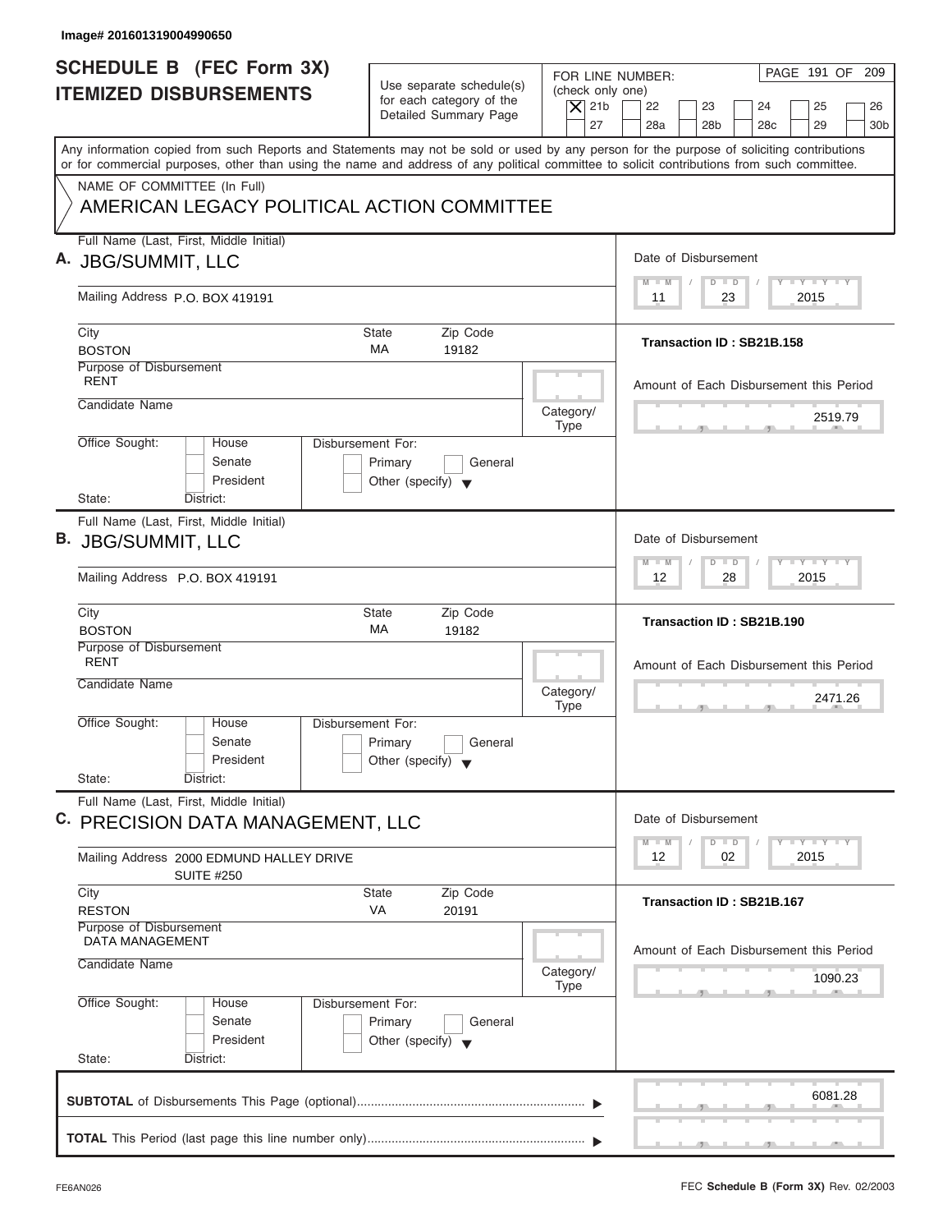Image# 201601319004990650

# SCHEDULE B (FEC Form 3X)
## ITEMIZED DISBURSEMENTS

Use separate schedule(s) for each category of the Detailed Summary Page

FOR LINE NUMBER: (check only one)

- [X] 21b
- [ ] 22
- [ ] 23
- [ ] 24
- [ ] 25
- [ ] 26
- [ ] 27
- [ ] 28a
- [ ] 28b
- [ ] 28c
- [ ] 29
- [ ] 30b

PAGE 191 OF 209

Any information copied from such Reports and Statements may not be sold or used by any person for the purpose of soliciting contributions or for commercial purposes, other than using the name and address of any political committee to solicit contributions from such committee.

NAME OF COMMITTEE (In Full)

AMERICAN LEGACY POLITICAL ACTION COMMITTEE

---

**A.** Full Name (Last, First, Middle Initial): JBG/SUMMIT, LLC

Mailing Address: P.O. BOX 419191

City: BOSTON | State: MA | Zip Code: 19182

Purpose of Disbursement: RENT

Candidate Name:

Category/Type:

Office Sought: House / Senate / President

State: District:

Disbursement For: Primary / General / Other (specify)

Date of Disbursement: 11 / 23 / 2015

Transaction ID : SB21B.158

Amount of Each Disbursement this Period: 2519.79

---

**B.** Full Name (Last, First, Middle Initial): JBG/SUMMIT, LLC

Mailing Address: P.O. BOX 419191

City: BOSTON | State: MA | Zip Code: 19182

Purpose of Disbursement: RENT

Candidate Name:

Category/Type:

Office Sought: House / Senate / President

State: District:

Disbursement For: Primary / General / Other (specify)

Date of Disbursement: 12 / 28 / 2015

Transaction ID : SB21B.190

Amount of Each Disbursement this Period: 2471.26

---

**C.** Full Name (Last, First, Middle Initial): PRECISION DATA MANAGEMENT, LLC

Mailing Address: 2000 EDMUND HALLEY DRIVE, SUITE #250

City: RESTON | State: VA | Zip Code: 20191

Purpose of Disbursement: DATA MANAGEMENT

Candidate Name:

Category/Type:

Office Sought: House / Senate / President

State: District:

Disbursement For: Primary / General / Other (specify)

Date of Disbursement: 12 / 02 / 2015

Transaction ID : SB21B.167

Amount of Each Disbursement this Period: 1090.23

---

**SUBTOTAL** of Disbursements This Page (optional): 6081.28

**TOTAL** This Period (last page this line number only):

FE6AN026

FEC **Schedule B (Form 3X)** Rev. 02/2003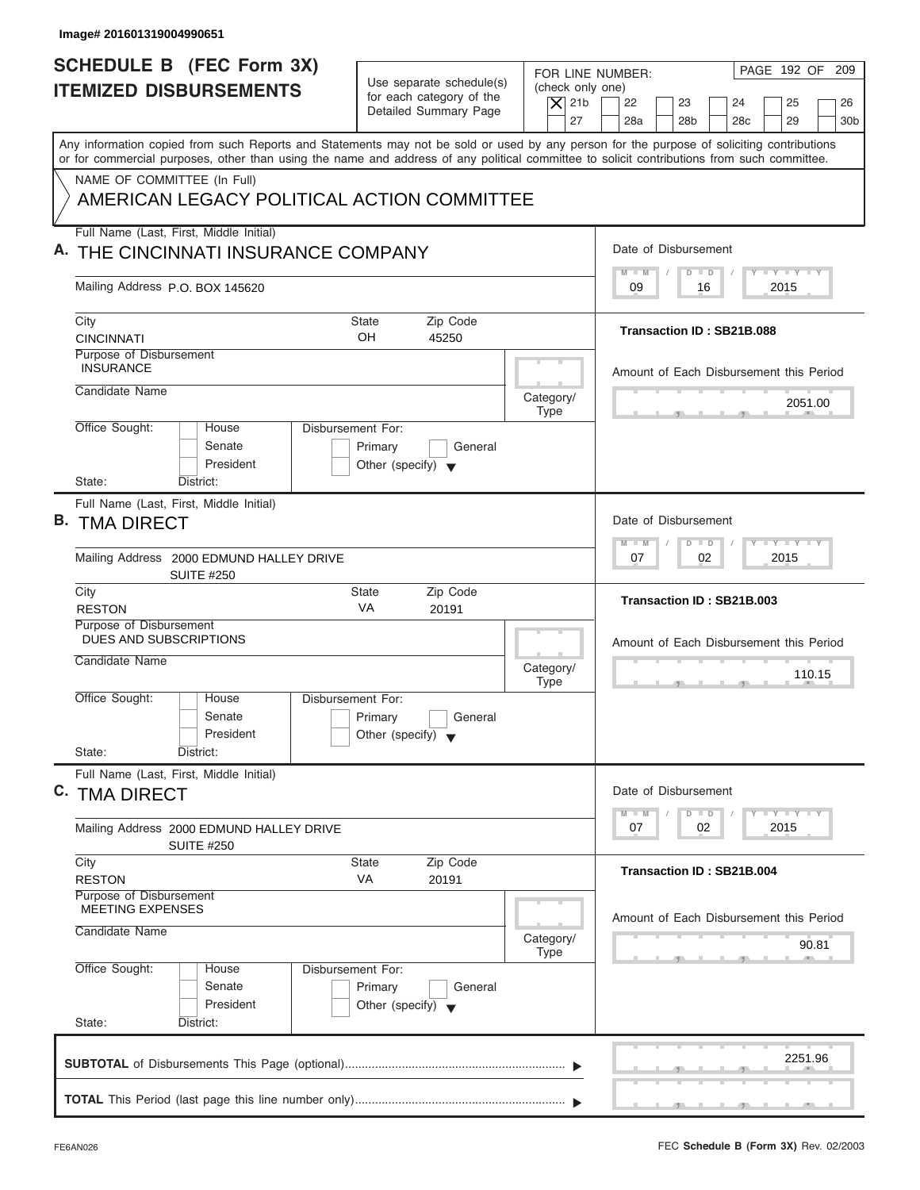Image# 201601319004990651

# SCHEDULE B (FEC Form 3X)
## ITEMIZED DISBURSEMENTS

Use separate schedule(s) for each category of the Detailed Summary Page

FOR LINE NUMBER: (check only one)
[X] 21b [ ] 22 [ ] 23 [ ] 24 [ ] 25 [ ] 26 [ ] 27 [ ] 28a [ ] 28b [ ] 28c [ ] 29 [ ] 30b

PAGE 192 OF 209

Any information copied from such Reports and Statements may not be sold or used by any person for the purpose of soliciting contributions or for commercial purposes, other than using the name and address of any political committee to solicit contributions from such committee.

NAME OF COMMITTEE (In Full)
AMERICAN LEGACY POLITICAL ACTION COMMITTEE

---

**A.** Full Name (Last, First, Middle Initial)
THE CINCINNATI INSURANCE COMPANY

Mailing Address P.O. BOX 145620

City: CINCINNATI | State: OH | Zip Code: 45250

Purpose of Disbursement: INSURANCE

Candidate Name:

Category/Type:

Office Sought: [ ] House [ ] Senate [ ] President
State: District:

Disbursement For: [ ] Primary [ ] General [ ] Other (specify)

Date of Disbursement: 09 / 16 / 2015

Transaction ID : SB21B.088

Amount of Each Disbursement this Period: 2051.00

---

**B.** Full Name (Last, First, Middle Initial)
TMA DIRECT

Mailing Address 2000 EDMUND HALLEY DRIVE
SUITE #250

City: RESTON | State: VA | Zip Code: 20191

Purpose of Disbursement: DUES AND SUBSCRIPTIONS

Candidate Name:

Category/Type:

Office Sought: [ ] House [ ] Senate [ ] President
State: District:

Disbursement For: [ ] Primary [ ] General [ ] Other (specify)

Date of Disbursement: 07 / 02 / 2015

Transaction ID : SB21B.003

Amount of Each Disbursement this Period: 110.15

---

**C.** Full Name (Last, First, Middle Initial)
TMA DIRECT

Mailing Address 2000 EDMUND HALLEY DRIVE
SUITE #250

City: RESTON | State: VA | Zip Code: 20191

Purpose of Disbursement: MEETING EXPENSES

Candidate Name:

Category/Type:

Office Sought: [ ] House [ ] Senate [ ] President
State: District:

Disbursement For: [ ] Primary [ ] General [ ] Other (specify)

Date of Disbursement: 07 / 02 / 2015

Transaction ID : SB21B.004

Amount of Each Disbursement this Period: 90.81

---

**SUBTOTAL** of Disbursements This Page (optional): 2251.96

**TOTAL** This Period (last page this line number only):

FE6AN026 FEC **Schedule B (Form 3X)** Rev. 02/2003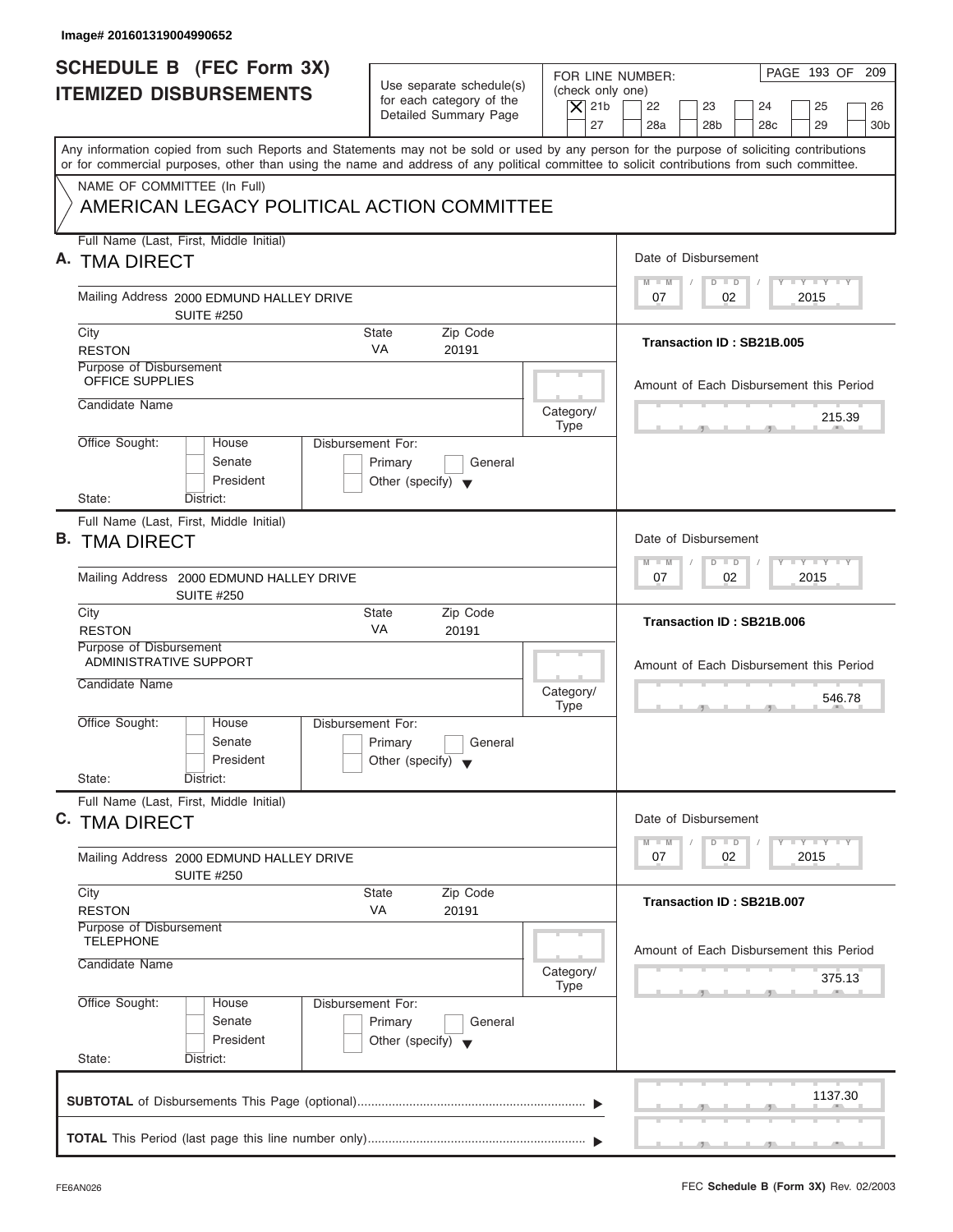Image# 201601319004990652

# SCHEDULE B (FEC Form 3X) ITEMIZED DISBURSEMENTS

Use separate schedule(s) for each category of the Detailed Summary Page

FOR LINE NUMBER: (check only one)

[X] 21b [ ] 22 [ ] 23 [ ] 24 [ ] 25 [ ] 26 [ ] 27 [ ] 28a [ ] 28b [ ] 28c [ ] 29 [ ] 30b

Any information copied from such Reports and Statements may not be sold or used by any person for the purpose of soliciting contributions or for commercial purposes, other than using the name and address of any political committee to solicit contributions from such committee.

NAME OF COMMITTEE (In Full)

AMERICAN LEGACY POLITICAL ACTION COMMITTEE

---

**A.** Full Name (Last, First, Middle Initial): TMA DIRECT

Mailing Address: 2000 EDMUND HALLEY DRIVE, SUITE #250

City: RESTON | State: VA | Zip Code: 20191

Purpose of Disbursement: OFFICE SUPPLIES

Candidate Name:

Category/Type:

Office Sought: [ ] House [ ] Senate [ ] President

State: District:

Disbursement For: [ ] Primary [ ] General [ ] Other (specify)

Date of Disbursement: 07 / 02 / 2015

Transaction ID : SB21B.005

Amount of Each Disbursement this Period: 215.39

---

**B.** Full Name (Last, First, Middle Initial): TMA DIRECT

Mailing Address: 2000 EDMUND HALLEY DRIVE, SUITE #250

City: RESTON | State: VA | Zip Code: 20191

Purpose of Disbursement: ADMINISTRATIVE SUPPORT

Candidate Name:

Category/Type:

Office Sought: [ ] House [ ] Senate [ ] President

State: District:

Disbursement For: [ ] Primary [ ] General [ ] Other (specify)

Date of Disbursement: 07 / 02 / 2015

Transaction ID : SB21B.006

Amount of Each Disbursement this Period: 546.78

---

**C.** Full Name (Last, First, Middle Initial): TMA DIRECT

Mailing Address: 2000 EDMUND HALLEY DRIVE, SUITE #250

City: RESTON | State: VA | Zip Code: 20191

Purpose of Disbursement: TELEPHONE

Candidate Name:

Category/Type:

Office Sought: [ ] House [ ] Senate [ ] President

State: District:

Disbursement For: [ ] Primary [ ] General [ ] Other (specify)

Date of Disbursement: 07 / 02 / 2015

Transaction ID : SB21B.007

Amount of Each Disbursement this Period: 375.13

---

**SUBTOTAL** of Disbursements This Page (optional): 1137.30

**TOTAL** This Period (last page this line number only):

FE6AN026

FEC **Schedule B (Form 3X)** Rev. 02/2003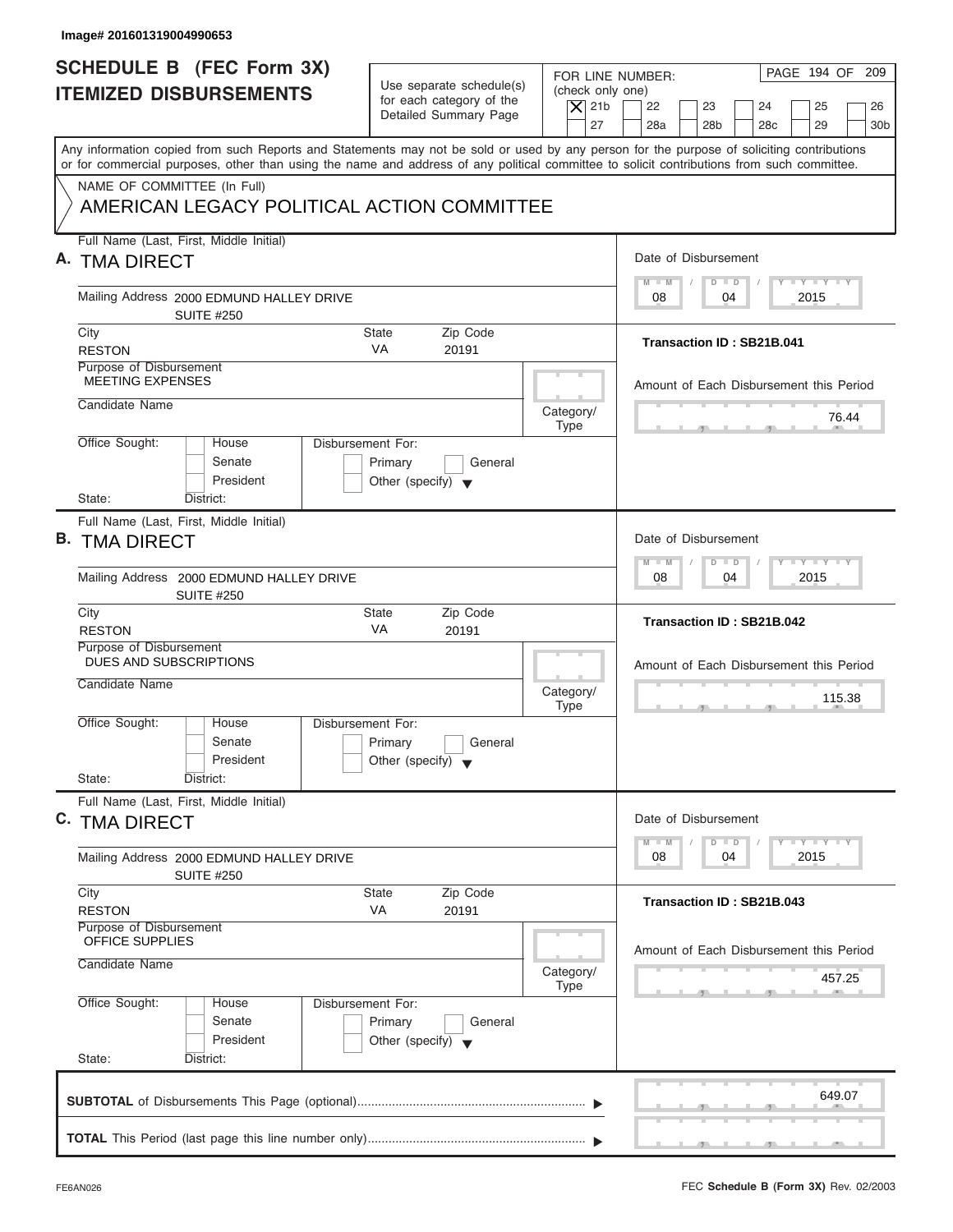Image# 201601319004990653

# SCHEDULE B (FEC Form 3X) ITEMIZED DISBURSEMENTS

Use separate schedule(s) for each category of the Detailed Summary Page

FOR LINE NUMBER: (check only one)
[X] 21b [ ] 22 [ ] 23 [ ] 24 [ ] 25 [ ] 26 [ ] 27 [ ] 28a [ ] 28b [ ] 28c [ ] 29 [ ] 30b

Any information copied from such Reports and Statements may not be sold or used by any person for the purpose of soliciting contributions or for commercial purposes, other than using the name and address of any political committee to solicit contributions from such committee.

NAME OF COMMITTEE (In Full)
AMERICAN LEGACY POLITICAL ACTION COMMITTEE

## A.
Full Name (Last, First, Middle Initial): TMA DIRECT
Mailing Address: 2000 EDMUND HALLEY DRIVE, SUITE #250
City: RESTON | State: VA | Zip Code: 20191
Purpose of Disbursement: MEETING EXPENSES
Candidate Name:
Category/Type:
Office Sought: House / Senate / President
Disbursement For: Primary / General / Other (specify)
State: District:

Date of Disbursement: 08/04/2015
Transaction ID : SB21B.041
Amount of Each Disbursement this Period: 76.44

## B.
Full Name (Last, First, Middle Initial): TMA DIRECT
Mailing Address: 2000 EDMUND HALLEY DRIVE, SUITE #250
City: RESTON | State: VA | Zip Code: 20191
Purpose of Disbursement: DUES AND SUBSCRIPTIONS
Candidate Name:
Category/Type:
Office Sought: House / Senate / President
Disbursement For: Primary / General / Other (specify)
State: District:

Date of Disbursement: 08/04/2015
Transaction ID : SB21B.042
Amount of Each Disbursement this Period: 115.38

## C.
Full Name (Last, First, Middle Initial): TMA DIRECT
Mailing Address: 2000 EDMUND HALLEY DRIVE, SUITE #250
City: RESTON | State: VA | Zip Code: 20191
Purpose of Disbursement: OFFICE SUPPLIES
Candidate Name:
Category/Type:
Office Sought: House / Senate / President
Disbursement For: Primary / General / Other (specify)
State: District:

Date of Disbursement: 08/04/2015
Transaction ID : SB21B.043
Amount of Each Disbursement this Period: 457.25

**SUBTOTAL** of Disbursements This Page (optional): 649.07

**TOTAL** This Period (last page this line number only):

FE6AN026 — FEC **Schedule B (Form 3X)** Rev. 02/2003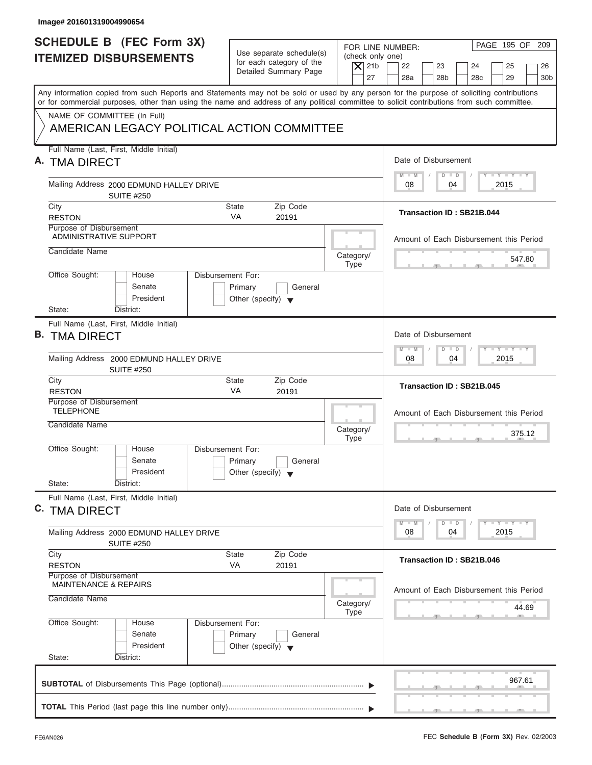Image# 201601319004990654

# SCHEDULE B (FEC Form 3X) ITEMIZED DISBURSEMENTS

Use separate schedule(s) for each category of the Detailed Summary Page

FOR LINE NUMBER: (check only one)

- [X] 21b
- [ ] 22
- [ ] 23
- [ ] 24
- [ ] 25
- [ ] 26
- [ ] 27
- [ ] 28a
- [ ] 28b
- [ ] 28c
- [ ] 29
- [ ] 30b

PAGE 195 OF 209

Any information copied from such Reports and Statements may not be sold or used by any person for the purpose of soliciting contributions or for commercial purposes, other than using the name and address of any political committee to solicit contributions from such committee.

NAME OF COMMITTEE (In Full)

AMERICAN LEGACY POLITICAL ACTION COMMITTEE

---

**A.** Full Name (Last, First, Middle Initial): TMA DIRECT

Mailing Address: 2000 EDMUND HALLEY DRIVE, SUITE #250

City: RESTON | State: VA | Zip Code: 20191

Purpose of Disbursement: ADMINISTRATIVE SUPPORT

Candidate Name:

Category/Type:

Office Sought: [ ] House [ ] Senate [ ] President

State: District:

Disbursement For: [ ] Primary [ ] General [ ] Other (specify)

Date of Disbursement: 08 / 04 / 2015

Transaction ID : SB21B.044

Amount of Each Disbursement this Period: 547.80

---

**B.** Full Name (Last, First, Middle Initial): TMA DIRECT

Mailing Address: 2000 EDMUND HALLEY DRIVE, SUITE #250

City: RESTON | State: VA | Zip Code: 20191

Purpose of Disbursement: TELEPHONE

Candidate Name:

Category/Type:

Office Sought: [ ] House [ ] Senate [ ] President

State: District:

Disbursement For: [ ] Primary [ ] General [ ] Other (specify)

Date of Disbursement: 08 / 04 / 2015

Transaction ID : SB21B.045

Amount of Each Disbursement this Period: 375.12

---

**C.** Full Name (Last, First, Middle Initial): TMA DIRECT

Mailing Address: 2000 EDMUND HALLEY DRIVE, SUITE #250

City: RESTON | State: VA | Zip Code: 20191

Purpose of Disbursement: MAINTENANCE & REPAIRS

Candidate Name:

Category/Type:

Office Sought: [ ] House [ ] Senate [ ] President

State: District:

Disbursement For: [ ] Primary [ ] General [ ] Other (specify)

Date of Disbursement: 08 / 04 / 2015

Transaction ID : SB21B.046

Amount of Each Disbursement this Period: 44.69

---

**SUBTOTAL** of Disbursements This Page (optional): 967.61

**TOTAL** This Period (last page this line number only):

FE6AN026

FEC **Schedule B (Form 3X)** Rev. 02/2003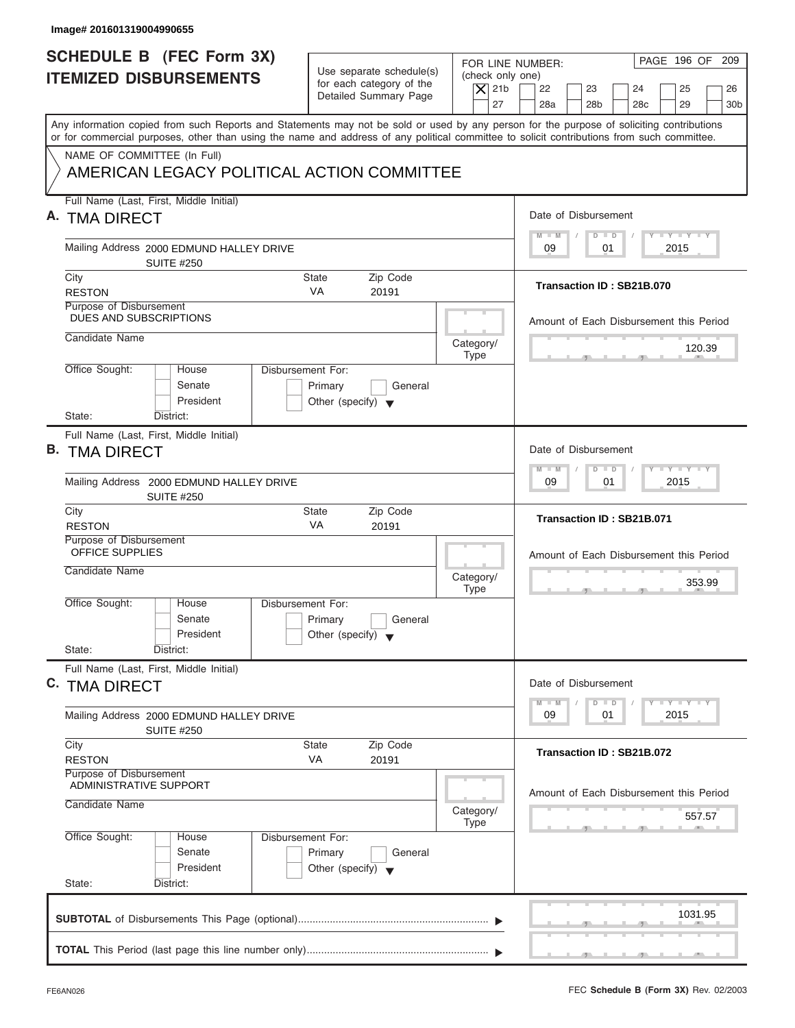Image# 201601319004990655

# SCHEDULE B (FEC Form 3X) ITEMIZED DISBURSEMENTS

Use separate schedule(s) for each category of the Detailed Summary Page

FOR LINE NUMBER: (check only one)

- [X] 21b
- [ ] 22
- [ ] 23
- [ ] 24
- [ ] 25
- [ ] 26
- [ ] 27
- [ ] 28a
- [ ] 28b
- [ ] 28c
- [ ] 29
- [ ] 30b

Any information copied from such Reports and Statements may not be sold or used by any person for the purpose of soliciting contributions or for commercial purposes, other than using the name and address of any political committee to solicit contributions from such committee.

NAME OF COMMITTEE (In Full)

AMERICAN LEGACY POLITICAL ACTION COMMITTEE

---

**A.** Full Name (Last, First, Middle Initial): TMA DIRECT

Mailing Address: 2000 EDMUND HALLEY DRIVE SUITE #250

City: RESTON | State: VA | Zip Code: 20191

Purpose of Disbursement: DUES AND SUBSCRIPTIONS

Candidate Name:

Category/Type:

Office Sought: House / Senate / President

State: District:

Disbursement For: Primary / General / Other (specify)

Date of Disbursement: 09/01/2015

Transaction ID : SB21B.070

Amount of Each Disbursement this Period: 120.39

---

**B.** Full Name (Last, First, Middle Initial): TMA DIRECT

Mailing Address: 2000 EDMUND HALLEY DRIVE SUITE #250

City: RESTON | State: VA | Zip Code: 20191

Purpose of Disbursement: OFFICE SUPPLIES

Candidate Name:

Category/Type:

Office Sought: House / Senate / President

State: District:

Disbursement For: Primary / General / Other (specify)

Date of Disbursement: 09/01/2015

Transaction ID : SB21B.071

Amount of Each Disbursement this Period: 353.99

---

**C.** Full Name (Last, First, Middle Initial): TMA DIRECT

Mailing Address: 2000 EDMUND HALLEY DRIVE SUITE #250

City: RESTON | State: VA | Zip Code: 20191

Purpose of Disbursement: ADMINISTRATIVE SUPPORT

Candidate Name:

Category/Type:

Office Sought: House / Senate / President

State: District:

Disbursement For: Primary / General / Other (specify)

Date of Disbursement: 09/01/2015

Transaction ID : SB21B.072

Amount of Each Disbursement this Period: 557.57

---

**SUBTOTAL** of Disbursements This Page (optional): 1031.95

**TOTAL** This Period (last page this line number only):

FE6AN026

FEC **Schedule B (Form 3X)** Rev. 02/2003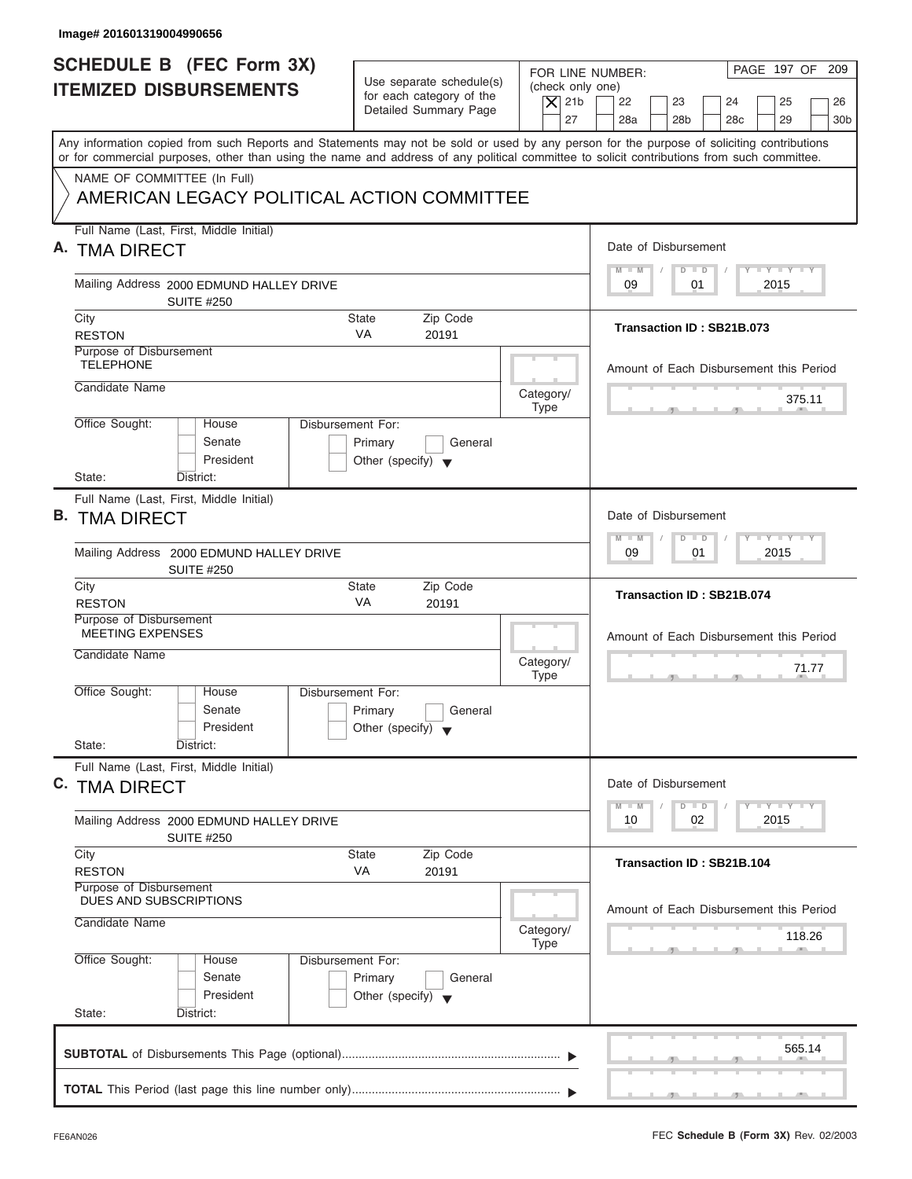Image# 201601319004990656

# SCHEDULE B (FEC Form 3X) ITEMIZED DISBURSEMENTS

Use separate schedule(s) for each category of the Detailed Summary Page

FOR LINE NUMBER: (check only one)

- [X] 21b
- [ ] 22
- [ ] 23
- [ ] 24
- [ ] 25
- [ ] 26
- [ ] 27
- [ ] 28a
- [ ] 28b
- [ ] 28c
- [ ] 29
- [ ] 30b

Any information copied from such Reports and Statements may not be sold or used by any person for the purpose of soliciting contributions or for commercial purposes, other than using the name and address of any political committee to solicit contributions from such committee.

NAME OF COMMITTEE (In Full)

AMERICAN LEGACY POLITICAL ACTION COMMITTEE

---

**A.** Full Name (Last, First, Middle Initial): TMA DIRECT

Mailing Address: 2000 EDMUND HALLEY DRIVE, SUITE #250

City: RESTON | State: VA | Zip Code: 20191

Purpose of Disbursement: TELEPHONE

Candidate Name:

Category/Type:

Office Sought: House / Senate / President

State: District:

Disbursement For: Primary / General / Other (specify)

Date of Disbursement: 09/01/2015

Transaction ID : SB21B.073

Amount of Each Disbursement this Period: 375.11

---

**B.** Full Name (Last, First, Middle Initial): TMA DIRECT

Mailing Address: 2000 EDMUND HALLEY DRIVE, SUITE #250

City: RESTON | State: VA | Zip Code: 20191

Purpose of Disbursement: MEETING EXPENSES

Candidate Name:

Category/Type:

Office Sought: House / Senate / President

State: District:

Disbursement For: Primary / General / Other (specify)

Date of Disbursement: 09/01/2015

Transaction ID : SB21B.074

Amount of Each Disbursement this Period: 71.77

---

**C.** Full Name (Last, First, Middle Initial): TMA DIRECT

Mailing Address: 2000 EDMUND HALLEY DRIVE, SUITE #250

City: RESTON | State: VA | Zip Code: 20191

Purpose of Disbursement: DUES AND SUBSCRIPTIONS

Candidate Name:

Category/Type:

Office Sought: House / Senate / President

State: District:

Disbursement For: Primary / General / Other (specify)

Date of Disbursement: 10/02/2015

Transaction ID : SB21B.104

Amount of Each Disbursement this Period: 118.26

---

**SUBTOTAL** of Disbursements This Page (optional): 565.14

**TOTAL** This Period (last page this line number only):

FE6AN026

FEC **Schedule B (Form 3X)** Rev. 02/2003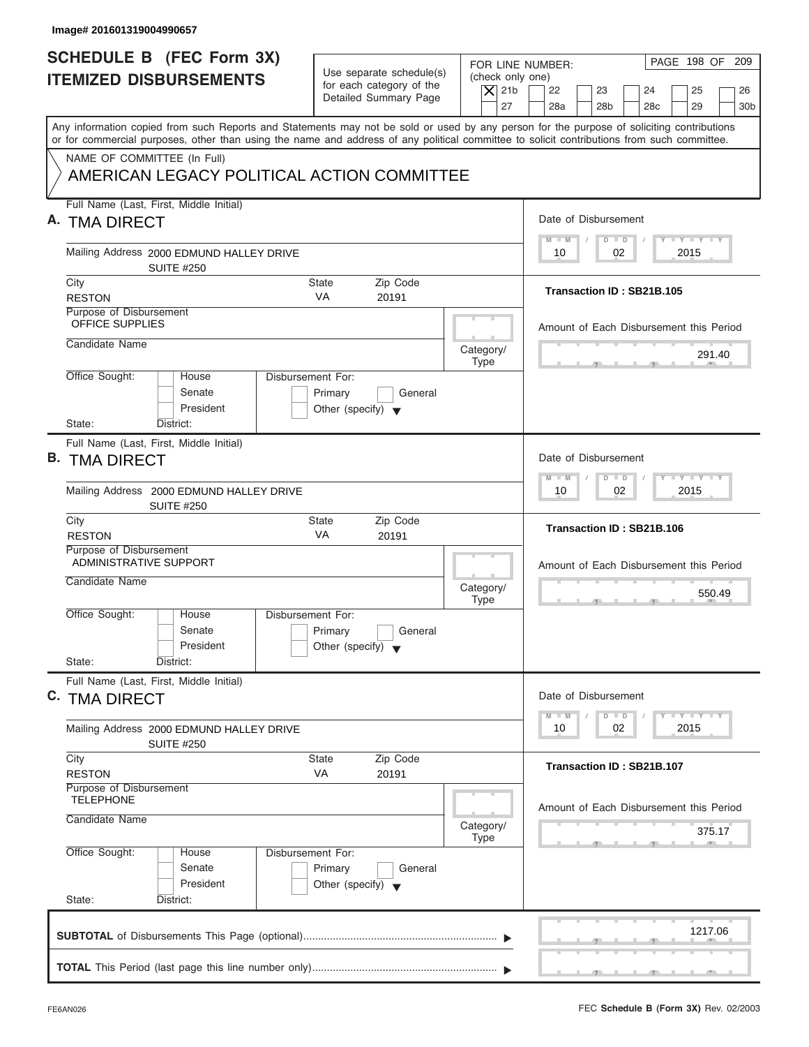Image# 201601319004990657

# SCHEDULE B (FEC Form 3X)
## ITEMIZED DISBURSEMENTS

Use separate schedule(s) for each category of the Detailed Summary Page

FOR LINE NUMBER: (check only one)

| | | | | | |
|---|---|---|---|---|---|
| [X] 21b | [ ] 22 | [ ] 23 | [ ] 24 | [ ] 25 | [ ] 26 |
| [ ] 27 | [ ] 28a | [ ] 28b | [ ] 28c | [ ] 29 | [ ] 30b |

PAGE 198 OF 209

Any information copied from such Reports and Statements may not be sold or used by any person for the purpose of soliciting contributions or for commercial purposes, other than using the name and address of any political committee to solicit contributions from such committee.

NAME OF COMMITTEE (In Full)

AMERICAN LEGACY POLITICAL ACTION COMMITTEE

---

**A.** Full Name (Last, First, Middle Initial): TMA DIRECT

Mailing Address: 2000 EDMUND HALLEY DRIVE, SUITE #250

City: RESTON | State: VA | Zip Code: 20191

Purpose of Disbursement: OFFICE SUPPLIES

Candidate Name:

Category/Type:

Office Sought: [ ] House [ ] Senate [ ] President

State: District:

Disbursement For: [ ] Primary [ ] General [ ] Other (specify)

Date of Disbursement: 10 / 02 / 2015

Transaction ID : SB21B.105

Amount of Each Disbursement this Period: 291.40

---

**B.** Full Name (Last, First, Middle Initial): TMA DIRECT

Mailing Address: 2000 EDMUND HALLEY DRIVE, SUITE #250

City: RESTON | State: VA | Zip Code: 20191

Purpose of Disbursement: ADMINISTRATIVE SUPPORT

Candidate Name:

Category/Type:

Office Sought: [ ] House [ ] Senate [ ] President

State: District:

Disbursement For: [ ] Primary [ ] General [ ] Other (specify)

Date of Disbursement: 10 / 02 / 2015

Transaction ID : SB21B.106

Amount of Each Disbursement this Period: 550.49

---

**C.** Full Name (Last, First, Middle Initial): TMA DIRECT

Mailing Address: 2000 EDMUND HALLEY DRIVE, SUITE #250

City: RESTON | State: VA | Zip Code: 20191

Purpose of Disbursement: TELEPHONE

Candidate Name:

Category/Type:

Office Sought: [ ] House [ ] Senate [ ] President

State: District:

Disbursement For: [ ] Primary [ ] General [ ] Other (specify)

Date of Disbursement: 10 / 02 / 2015

Transaction ID : SB21B.107

Amount of Each Disbursement this Period: 375.17

---

**SUBTOTAL** of Disbursements This Page (optional): 1217.06

**TOTAL** This Period (last page this line number only):

FE6AN026

FEC **Schedule B (Form 3X)** Rev. 02/2003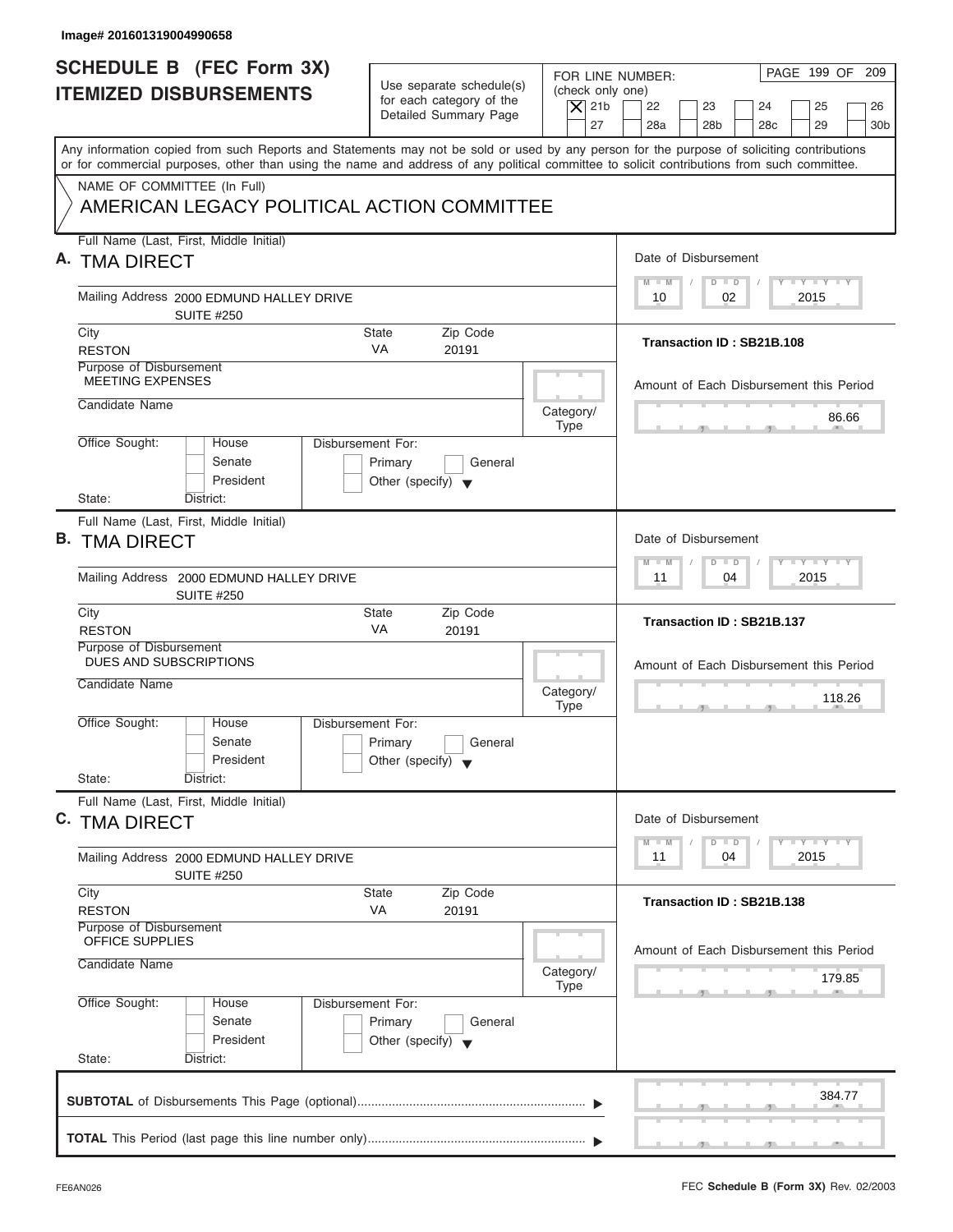Image# 201601319004990658

# SCHEDULE B (FEC Form 3X)
## ITEMIZED DISBURSEMENTS

Use separate schedule(s) for each category of the Detailed Summary Page

FOR LINE NUMBER: (check only one)

[X] 21b [ ] 22 [ ] 23 [ ] 24 [ ] 25 [ ] 26 [ ] 27 [ ] 28a [ ] 28b [ ] 28c [ ] 29 [ ] 30b

PAGE 199 OF 209

Any information copied from such Reports and Statements may not be sold or used by any person for the purpose of soliciting contributions or for commercial purposes, other than using the name and address of any political committee to solicit contributions from such committee.

NAME OF COMMITTEE (In Full)

AMERICAN LEGACY POLITICAL ACTION COMMITTEE

---

**A.** Full Name (Last, First, Middle Initial): TMA DIRECT

Mailing Address: 2000 EDMUND HALLEY DRIVE, SUITE #250

City: RESTON | State: VA | Zip Code: 20191

Purpose of Disbursement: MEETING EXPENSES

Candidate Name:

Category/Type:

Office Sought: [ ] House [ ] Senate [ ] President

State: District:

Disbursement For: [ ] Primary [ ] General [ ] Other (specify)

Date of Disbursement: 10 / 02 / 2015

Transaction ID : SB21B.108

Amount of Each Disbursement this Period: 86.66

---

**B.** Full Name (Last, First, Middle Initial): TMA DIRECT

Mailing Address: 2000 EDMUND HALLEY DRIVE, SUITE #250

City: RESTON | State: VA | Zip Code: 20191

Purpose of Disbursement: DUES AND SUBSCRIPTIONS

Candidate Name:

Category/Type:

Office Sought: [ ] House [ ] Senate [ ] President

State: District:

Disbursement For: [ ] Primary [ ] General [ ] Other (specify)

Date of Disbursement: 11 / 04 / 2015

Transaction ID : SB21B.137

Amount of Each Disbursement this Period: 118.26

---

**C.** Full Name (Last, First, Middle Initial): TMA DIRECT

Mailing Address: 2000 EDMUND HALLEY DRIVE, SUITE #250

City: RESTON | State: VA | Zip Code: 20191

Purpose of Disbursement: OFFICE SUPPLIES

Candidate Name:

Category/Type:

Office Sought: [ ] House [ ] Senate [ ] President

State: District:

Disbursement For: [ ] Primary [ ] General [ ] Other (specify)

Date of Disbursement: 11 / 04 / 2015

Transaction ID : SB21B.138

Amount of Each Disbursement this Period: 179.85

---

**SUBTOTAL** of Disbursements This Page (optional): 384.77

**TOTAL** This Period (last page this line number only):

FE6AN026

FEC **Schedule B (Form 3X)** Rev. 02/2003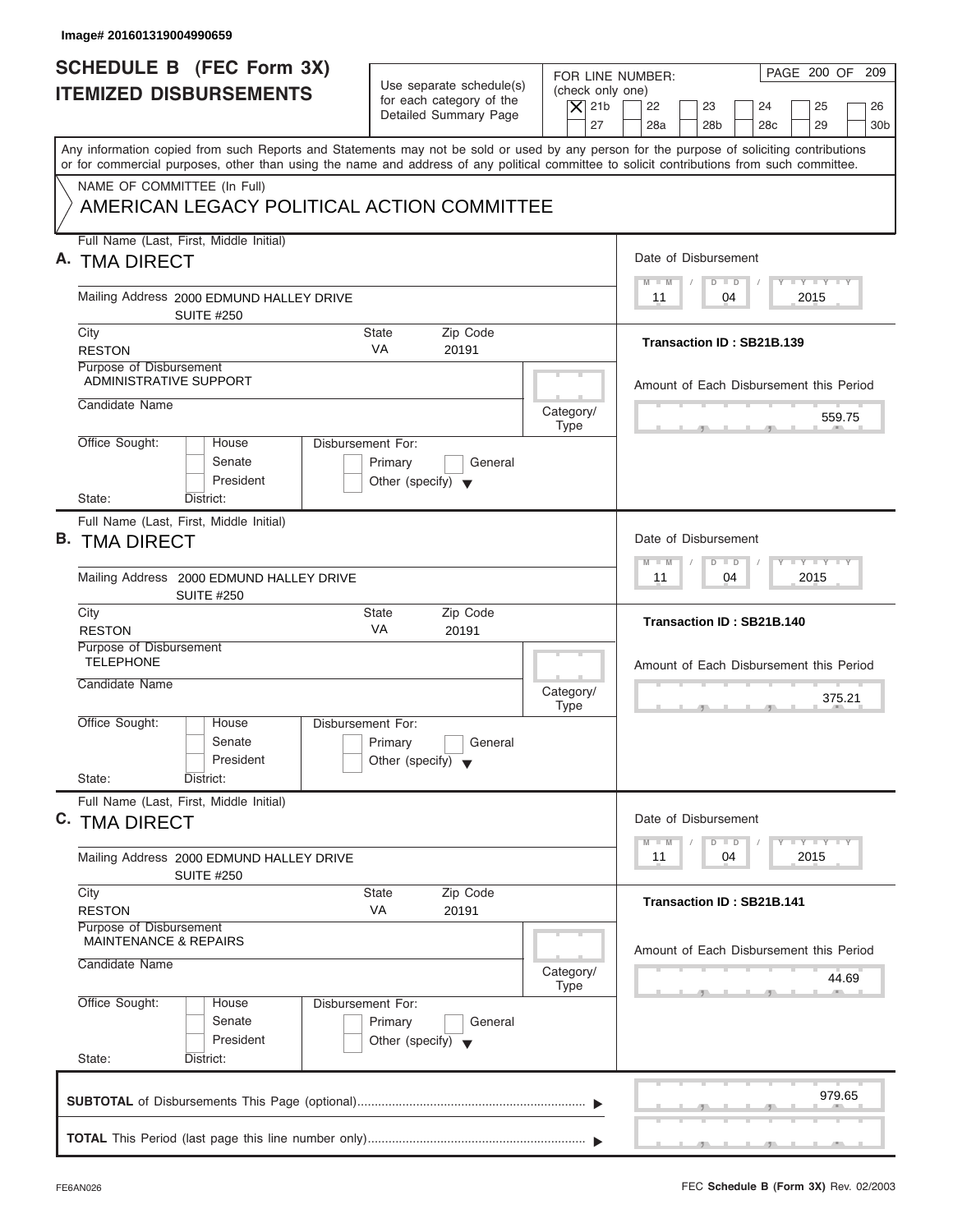Image# 201601319004990659

# SCHEDULE B (FEC Form 3X) ITEMIZED DISBURSEMENTS

Use separate schedule(s) for each category of the Detailed Summary Page

FOR LINE NUMBER: (check only one)

- [X] 21b
- [ ] 22
- [ ] 23
- [ ] 24
- [ ] 25
- [ ] 26
- [ ] 27
- [ ] 28a
- [ ] 28b
- [ ] 28c
- [ ] 29
- [ ] 30b

Any information copied from such Reports and Statements may not be sold or used by any person for the purpose of soliciting contributions or for commercial purposes, other than using the name and address of any political committee to solicit contributions from such committee.

NAME OF COMMITTEE (In Full)

AMERICAN LEGACY POLITICAL ACTION COMMITTEE

---

**A.** Full Name (Last, First, Middle Initial): TMA DIRECT

Mailing Address: 2000 EDMUND HALLEY DRIVE SUITE #250

City: RESTON | State: VA | Zip Code: 20191

Purpose of Disbursement: ADMINISTRATIVE SUPPORT

Candidate Name:

Category/Type:

Office Sought: House / Senate / President — State: District:

Disbursement For: Primary / General / Other (specify)

Date of Disbursement: 11 / 04 / 2015

Transaction ID : SB21B.139

Amount of Each Disbursement this Period: 559.75

---

**B.** Full Name (Last, First, Middle Initial): TMA DIRECT

Mailing Address: 2000 EDMUND HALLEY DRIVE SUITE #250

City: RESTON | State: VA | Zip Code: 20191

Purpose of Disbursement: TELEPHONE

Candidate Name:

Category/Type:

Office Sought: House / Senate / President — State: District:

Disbursement For: Primary / General / Other (specify)

Date of Disbursement: 11 / 04 / 2015

Transaction ID : SB21B.140

Amount of Each Disbursement this Period: 375.21

---

**C.** Full Name (Last, First, Middle Initial): TMA DIRECT

Mailing Address: 2000 EDMUND HALLEY DRIVE SUITE #250

City: RESTON | State: VA | Zip Code: 20191

Purpose of Disbursement: MAINTENANCE & REPAIRS

Candidate Name:

Category/Type:

Office Sought: House / Senate / President — State: District:

Disbursement For: Primary / General / Other (specify)

Date of Disbursement: 11 / 04 / 2015

Transaction ID : SB21B.141

Amount of Each Disbursement this Period: 44.69

---

**SUBTOTAL** of Disbursements This Page (optional) ▶ 979.65

**TOTAL** This Period (last page this line number only) ▶

FE6AN026

FEC **Schedule B (Form 3X)** Rev. 02/2003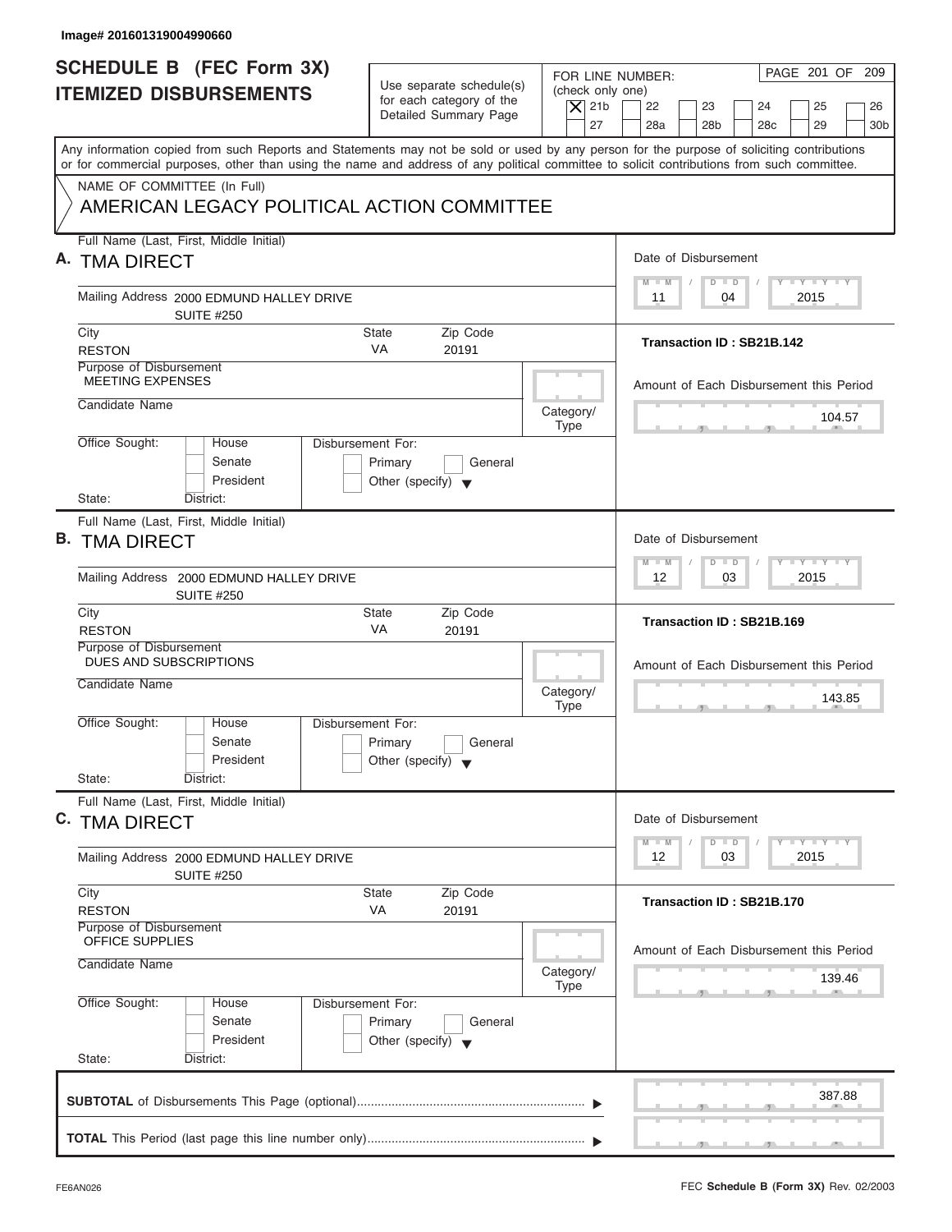Image# 201601319004990660

# SCHEDULE B (FEC Form 3X)
## ITEMIZED DISBURSEMENTS

Use separate schedule(s) for each category of the Detailed Summary Page

FOR LINE NUMBER: (check only one)
[X] 21b [ ] 22 [ ] 23 [ ] 24 [ ] 25 [ ] 26 [ ] 27 [ ] 28a [ ] 28b [ ] 28c [ ] 29 [ ] 30b

Any information copied from such Reports and Statements may not be sold or used by any person for the purpose of soliciting contributions or for commercial purposes, other than using the name and address of any political committee to solicit contributions from such committee.

NAME OF COMMITTEE (In Full)
AMERICAN LEGACY POLITICAL ACTION COMMITTEE

---

**A.** Full Name (Last, First, Middle Initial): TMA DIRECT

Mailing Address: 2000 EDMUND HALLEY DRIVE SUITE #250

City: RESTON | State: VA | Zip Code: 20191

Purpose of Disbursement: MEETING EXPENSES

Candidate Name:

Category/Type:

Office Sought: [ ] House [ ] Senate [ ] President — State: District:

Disbursement For: [ ] Primary [ ] General [ ] Other (specify)

Date of Disbursement: 11 / 04 / 2015

Transaction ID : SB21B.142

Amount of Each Disbursement this Period: 104.57

---

**B.** Full Name (Last, First, Middle Initial): TMA DIRECT

Mailing Address: 2000 EDMUND HALLEY DRIVE SUITE #250

City: RESTON | State: VA | Zip Code: 20191

Purpose of Disbursement: DUES AND SUBSCRIPTIONS

Candidate Name:

Category/Type:

Office Sought: [ ] House [ ] Senate [ ] President — State: District:

Disbursement For: [ ] Primary [ ] General [ ] Other (specify)

Date of Disbursement: 12 / 03 / 2015

Transaction ID : SB21B.169

Amount of Each Disbursement this Period: 143.85

---

**C.** Full Name (Last, First, Middle Initial): TMA DIRECT

Mailing Address: 2000 EDMUND HALLEY DRIVE SUITE #250

City: RESTON | State: VA | Zip Code: 20191

Purpose of Disbursement: OFFICE SUPPLIES

Candidate Name:

Category/Type:

Office Sought: [ ] House [ ] Senate [ ] President — State: District:

Disbursement For: [ ] Primary [ ] General [ ] Other (specify)

Date of Disbursement: 12 / 03 / 2015

Transaction ID : SB21B.170

Amount of Each Disbursement this Period: 139.46

---

**SUBTOTAL** of Disbursements This Page (optional): 387.88

**TOTAL** This Period (last page this line number only):

FE6AN026 — FEC **Schedule B (Form 3X)** Rev. 02/2003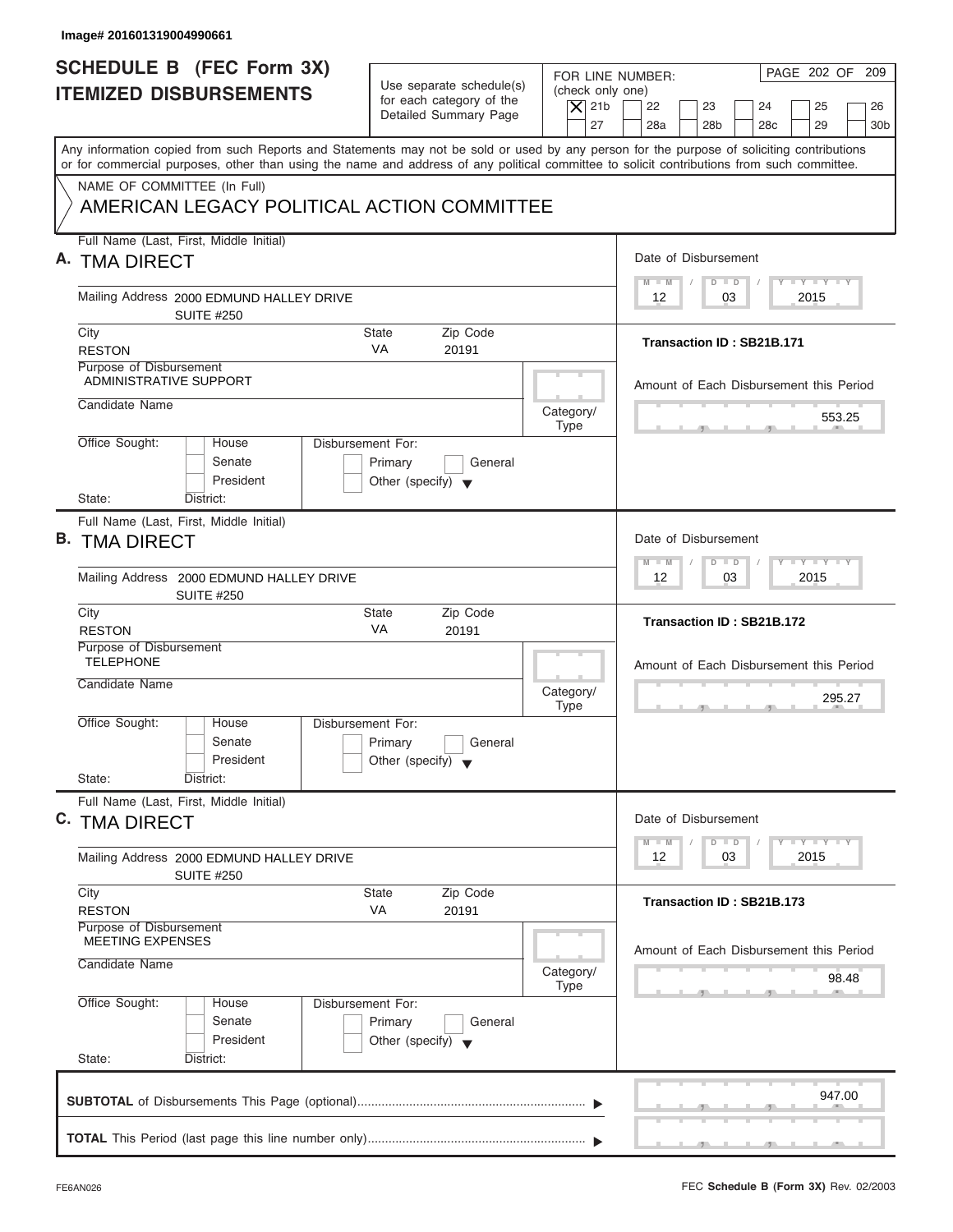Image# 201601319004990661

# SCHEDULE B (FEC Form 3X) ITEMIZED DISBURSEMENTS

Use separate schedule(s) for each category of the Detailed Summary Page

FOR LINE NUMBER: (check only one)

- [X] 21b
- [ ] 22
- [ ] 23
- [ ] 24
- [ ] 25
- [ ] 26
- [ ] 27
- [ ] 28a
- [ ] 28b
- [ ] 28c
- [ ] 29
- [ ] 30b

Any information copied from such Reports and Statements may not be sold or used by any person for the purpose of soliciting contributions or for commercial purposes, other than using the name and address of any political committee to solicit contributions from such committee.

NAME OF COMMITTEE (In Full)

AMERICAN LEGACY POLITICAL ACTION COMMITTEE

---

**A.** Full Name (Last, First, Middle Initial): TMA DIRECT

Mailing Address: 2000 EDMUND HALLEY DRIVE, SUITE #250

City: RESTON | State: VA | Zip Code: 20191

Purpose of Disbursement: ADMINISTRATIVE SUPPORT

Candidate Name:

Category/Type:

Office Sought: [ ] House [ ] Senate [ ] President

State: District:

Disbursement For: [ ] Primary [ ] General [ ] Other (specify)

Date of Disbursement: 12 / 03 / 2015

Transaction ID : SB21B.171

Amount of Each Disbursement this Period: 553.25

---

**B.** Full Name (Last, First, Middle Initial): TMA DIRECT

Mailing Address: 2000 EDMUND HALLEY DRIVE, SUITE #250

City: RESTON | State: VA | Zip Code: 20191

Purpose of Disbursement: TELEPHONE

Candidate Name:

Category/Type:

Office Sought: [ ] House [ ] Senate [ ] President

State: District:

Disbursement For: [ ] Primary [ ] General [ ] Other (specify)

Date of Disbursement: 12 / 03 / 2015

Transaction ID : SB21B.172

Amount of Each Disbursement this Period: 295.27

---

**C.** Full Name (Last, First, Middle Initial): TMA DIRECT

Mailing Address: 2000 EDMUND HALLEY DRIVE, SUITE #250

City: RESTON | State: VA | Zip Code: 20191

Purpose of Disbursement: MEETING EXPENSES

Candidate Name:

Category/Type:

Office Sought: [ ] House [ ] Senate [ ] President

State: District:

Disbursement For: [ ] Primary [ ] General [ ] Other (specify)

Date of Disbursement: 12 / 03 / 2015

Transaction ID : SB21B.173

Amount of Each Disbursement this Period: 98.48

---

**SUBTOTAL** of Disbursements This Page (optional): 947.00

**TOTAL** This Period (last page this line number only):

FE6AN026

FEC **Schedule B (Form 3X)** Rev. 02/2003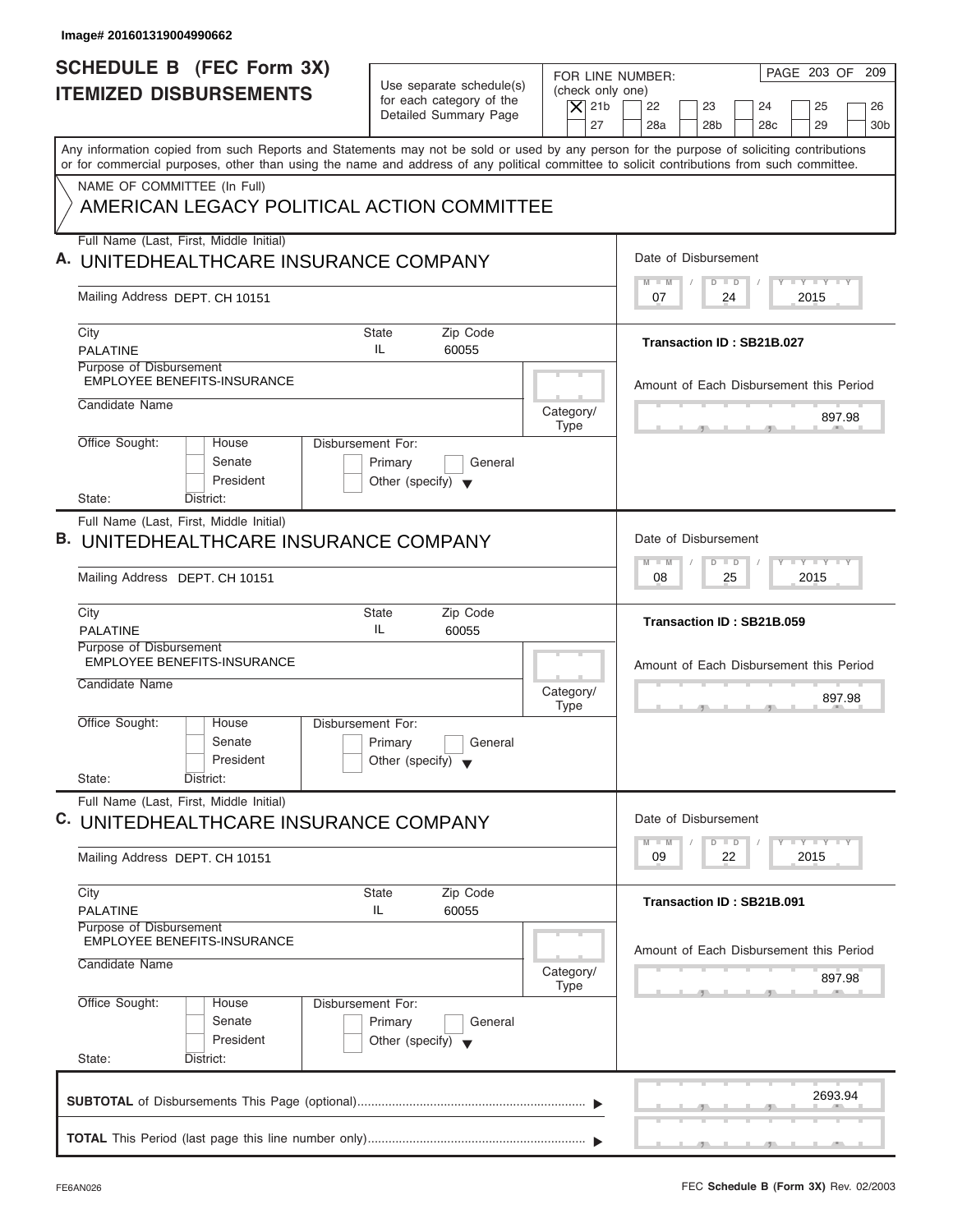Image# 201601319004990662

# SCHEDULE B (FEC Form 3X) ITEMIZED DISBURSEMENTS

Use separate schedule(s) for each category of the Detailed Summary Page

FOR LINE NUMBER: (check only one)

[X] 21b [ ] 22 [ ] 23 [ ] 24 [ ] 25 [ ] 26 [ ] 27 [ ] 28a [ ] 28b [ ] 28c [ ] 29 [ ] 30b

Any information copied from such Reports and Statements may not be sold or used by any person for the purpose of soliciting contributions or for commercial purposes, other than using the name and address of any political committee to solicit contributions from such committee.

NAME OF COMMITTEE (In Full)

AMERICAN LEGACY POLITICAL ACTION COMMITTEE

---

**A.** Full Name (Last, First, Middle Initial): UNITEDHEALTHCARE INSURANCE COMPANY

Mailing Address: DEPT. CH 10151

City: PALATINE | State: IL | Zip Code: 60055

Purpose of Disbursement: EMPLOYEE BENEFITS-INSURANCE

Candidate Name:

Category/Type:

Office Sought: [ ] House [ ] Senate [ ] President

State: District:

Disbursement For: [ ] Primary [ ] General [ ] Other (specify)

Date of Disbursement: 07 / 24 / 2015

Transaction ID : SB21B.027

Amount of Each Disbursement this Period: 897.98

---

**B.** Full Name (Last, First, Middle Initial): UNITEDHEALTHCARE INSURANCE COMPANY

Mailing Address: DEPT. CH 10151

City: PALATINE | State: IL | Zip Code: 60055

Purpose of Disbursement: EMPLOYEE BENEFITS-INSURANCE

Candidate Name:

Category/Type:

Office Sought: [ ] House [ ] Senate [ ] President

State: District:

Disbursement For: [ ] Primary [ ] General [ ] Other (specify)

Date of Disbursement: 08 / 25 / 2015

Transaction ID : SB21B.059

Amount of Each Disbursement this Period: 897.98

---

**C.** Full Name (Last, First, Middle Initial): UNITEDHEALTHCARE INSURANCE COMPANY

Mailing Address: DEPT. CH 10151

City: PALATINE | State: IL | Zip Code: 60055

Purpose of Disbursement: EMPLOYEE BENEFITS-INSURANCE

Candidate Name:

Category/Type:

Office Sought: [ ] House [ ] Senate [ ] President

State: District:

Disbursement For: [ ] Primary [ ] General [ ] Other (specify)

Date of Disbursement: 09 / 22 / 2015

Transaction ID : SB21B.091

Amount of Each Disbursement this Period: 897.98

---

**SUBTOTAL** of Disbursements This Page (optional): 2693.94

**TOTAL** This Period (last page this line number only):

FE6AN026

FEC **Schedule B (Form 3X)** Rev. 02/2003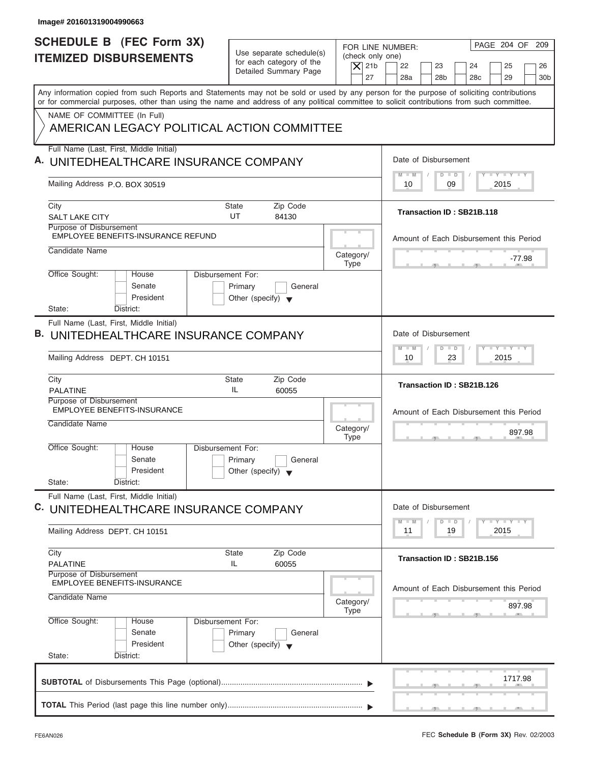Image# 201601319004990663

# SCHEDULE B (FEC Form 3X) ITEMIZED DISBURSEMENTS

Use separate schedule(s) for each category of the Detailed Summary Page

FOR LINE NUMBER: (check only one)

[X] 21b [ ] 22 [ ] 23 [ ] 24 [ ] 25 [ ] 26 [ ] 27 [ ] 28a [ ] 28b [ ] 28c [ ] 29 [ ] 30b

PAGE 204 OF 209

Any information copied from such Reports and Statements may not be sold or used by any person for the purpose of soliciting contributions or for commercial purposes, other than using the name and address of any political committee to solicit contributions from such committee.

NAME OF COMMITTEE (In Full)
AMERICAN LEGACY POLITICAL ACTION COMMITTEE

---

**A.** Full Name (Last, First, Middle Initial): UNITEDHEALTHCARE INSURANCE COMPANY

Mailing Address: P.O. BOX 30519

City: SALT LAKE CITY | State: UT | Zip Code: 84130

Purpose of Disbursement: EMPLOYEE BENEFITS-INSURANCE REFUND

Candidate Name:

Category/Type:

Office Sought: [ ] House [ ] Senate [ ] President

State: District:

Disbursement For: [ ] Primary [ ] General [ ] Other (specify)

Date of Disbursement: 10 / 09 / 2015

Transaction ID : SB21B.118

Amount of Each Disbursement this Period: -77.98

---

**B.** Full Name (Last, First, Middle Initial): UNITEDHEALTHCARE INSURANCE COMPANY

Mailing Address: DEPT. CH 10151

City: PALATINE | State: IL | Zip Code: 60055

Purpose of Disbursement: EMPLOYEE BENEFITS-INSURANCE

Candidate Name:

Category/Type:

Office Sought: [ ] House [ ] Senate [ ] President

State: District:

Disbursement For: [ ] Primary [ ] General [ ] Other (specify)

Date of Disbursement: 10 / 23 / 2015

Transaction ID : SB21B.126

Amount of Each Disbursement this Period: 897.98

---

**C.** Full Name (Last, First, Middle Initial): UNITEDHEALTHCARE INSURANCE COMPANY

Mailing Address: DEPT. CH 10151

City: PALATINE | State: IL | Zip Code: 60055

Purpose of Disbursement: EMPLOYEE BENEFITS-INSURANCE

Candidate Name:

Category/Type:

Office Sought: [ ] House [ ] Senate [ ] President

State: District:

Disbursement For: [ ] Primary [ ] General [ ] Other (specify)

Date of Disbursement: 11 / 19 / 2015

Transaction ID : SB21B.156

Amount of Each Disbursement this Period: 897.98

---

**SUBTOTAL** of Disbursements This Page (optional) ▶ 1717.98

**TOTAL** This Period (last page this line number only) ▶

FE6AN026

FEC **Schedule B (Form 3X)** Rev. 02/2003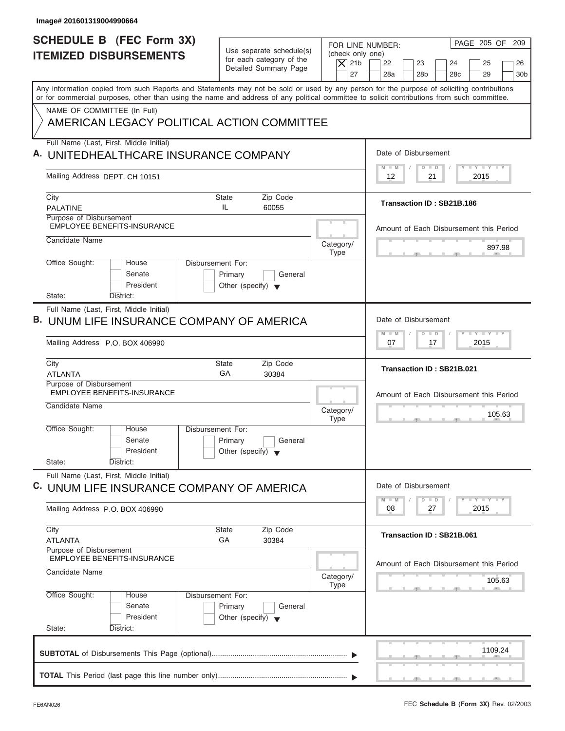Image# 201601319004990664

# SCHEDULE B (FEC Form 3X)
## ITEMIZED DISBURSEMENTS

Use separate schedule(s) for each category of the Detailed Summary Page

FOR LINE NUMBER: (check only one)

[X] 21b [ ] 22 [ ] 23 [ ] 24 [ ] 25 [ ] 26 [ ] 27 [ ] 28a [ ] 28b [ ] 28c [ ] 29 [ ] 30b

Any information copied from such Reports and Statements may not be sold or used by any person for the purpose of soliciting contributions or for commercial purposes, other than using the name and address of any political committee to solicit contributions from such committee.

NAME OF COMMITTEE (In Full)

AMERICAN LEGACY POLITICAL ACTION COMMITTEE

---

**A.** Full Name (Last, First, Middle Initial): UNITEDHEALTHCARE INSURANCE COMPANY

Mailing Address: DEPT. CH 10151

City: PALATINE | State: IL | Zip Code: 60055

Purpose of Disbursement: EMPLOYEE BENEFITS-INSURANCE

Candidate Name:

Category/Type:

Office Sought: [ ] House [ ] Senate [ ] President

State: District:

Disbursement For: [ ] Primary [ ] General [ ] Other (specify)

Date of Disbursement: 12 / 21 / 2015

Transaction ID : SB21B.186

Amount of Each Disbursement this Period: 897.98

---

**B.** Full Name (Last, First, Middle Initial): UNUM LIFE INSURANCE COMPANY OF AMERICA

Mailing Address: P.O. BOX 406990

City: ATLANTA | State: GA | Zip Code: 30384

Purpose of Disbursement: EMPLOYEE BENEFITS-INSURANCE

Candidate Name:

Category/Type:

Office Sought: [ ] House [ ] Senate [ ] President

State: District:

Disbursement For: [ ] Primary [ ] General [ ] Other (specify)

Date of Disbursement: 07 / 17 / 2015

Transaction ID : SB21B.021

Amount of Each Disbursement this Period: 105.63

---

**C.** Full Name (Last, First, Middle Initial): UNUM LIFE INSURANCE COMPANY OF AMERICA

Mailing Address: P.O. BOX 406990

City: ATLANTA | State: GA | Zip Code: 30384

Purpose of Disbursement: EMPLOYEE BENEFITS-INSURANCE

Candidate Name:

Category/Type:

Office Sought: [ ] House [ ] Senate [ ] President

State: District:

Disbursement For: [ ] Primary [ ] General [ ] Other (specify)

Date of Disbursement: 08 / 27 / 2015

Transaction ID : SB21B.061

Amount of Each Disbursement this Period: 105.63

---

**SUBTOTAL** of Disbursements This Page (optional): 1109.24

**TOTAL** This Period (last page this line number only):

FE6AN026

FEC **Schedule B (Form 3X)** Rev. 02/2003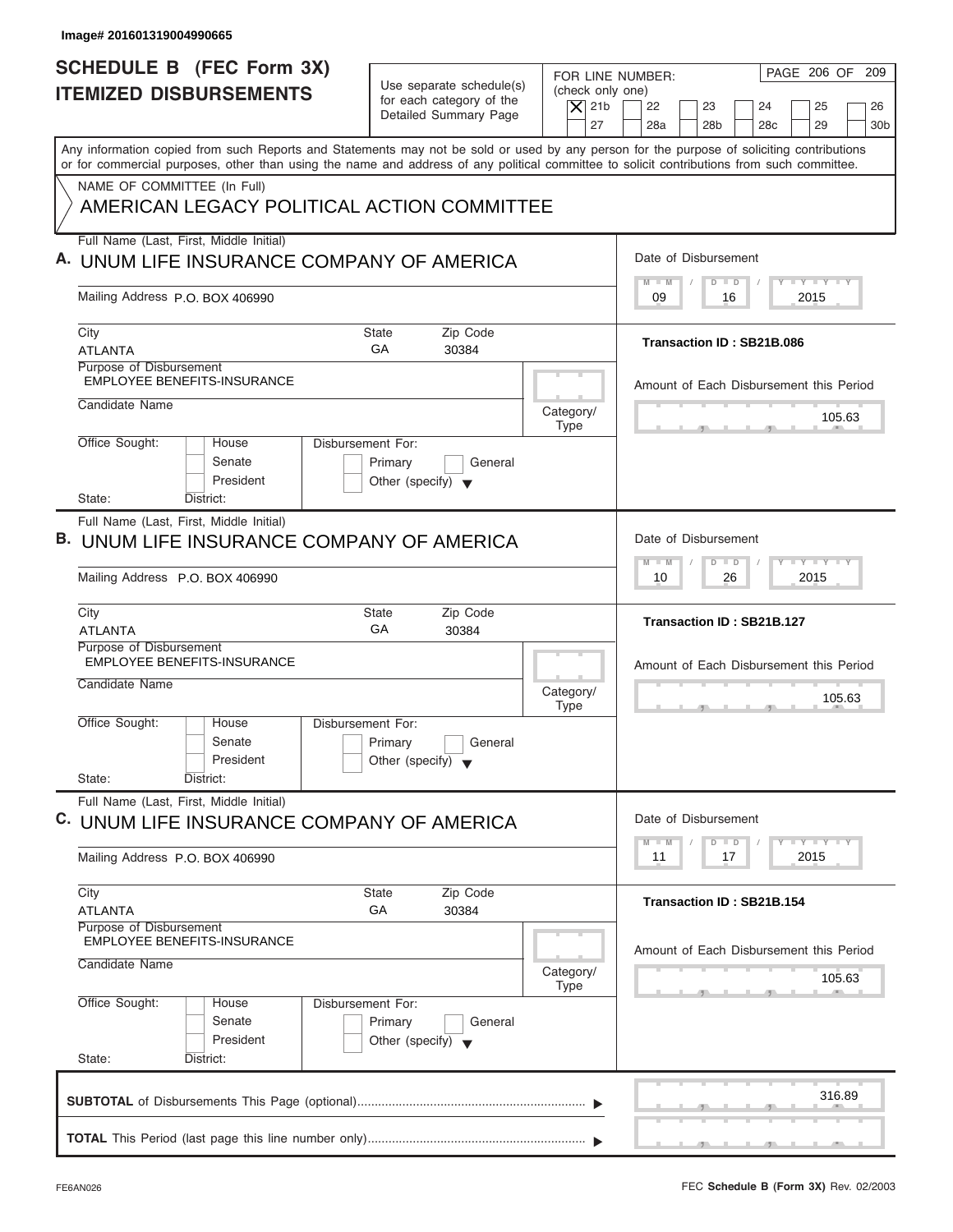Image# 201601319004990665

# SCHEDULE B (FEC Form 3X)
## ITEMIZED DISBURSEMENTS

Use separate schedule(s) for each category of the Detailed Summary Page

FOR LINE NUMBER: (check only one)

- [X] 21b
- [ ] 22
- [ ] 23
- [ ] 24
- [ ] 25
- [ ] 26
- [ ] 27
- [ ] 28a
- [ ] 28b
- [ ] 28c
- [ ] 29
- [ ] 30b

Any information copied from such Reports and Statements may not be sold or used by any person for the purpose of soliciting contributions or for commercial purposes, other than using the name and address of any political committee to solicit contributions from such committee.

NAME OF COMMITTEE (In Full)
AMERICAN LEGACY POLITICAL ACTION COMMITTEE

---

**A.** Full Name (Last, First, Middle Initial)
UNUM LIFE INSURANCE COMPANY OF AMERICA

Mailing Address P.O. BOX 406990

City: ATLANTA | State: GA | Zip Code: 30384

Purpose of Disbursement: EMPLOYEE BENEFITS-INSURANCE

Candidate Name:

Category/Type:

Office Sought: House / Senate / President

Disbursement For: Primary / General / Other (specify)

State: District:

Date of Disbursement: 09 / 16 / 2015

Transaction ID : SB21B.086

Amount of Each Disbursement this Period: 105.63

---

**B.** Full Name (Last, First, Middle Initial)
UNUM LIFE INSURANCE COMPANY OF AMERICA

Mailing Address P.O. BOX 406990

City: ATLANTA | State: GA | Zip Code: 30384

Purpose of Disbursement: EMPLOYEE BENEFITS-INSURANCE

Candidate Name:

Category/Type:

Office Sought: House / Senate / President

Disbursement For: Primary / General / Other (specify)

State: District:

Date of Disbursement: 10 / 26 / 2015

Transaction ID : SB21B.127

Amount of Each Disbursement this Period: 105.63

---

**C.** Full Name (Last, First, Middle Initial)
UNUM LIFE INSURANCE COMPANY OF AMERICA

Mailing Address P.O. BOX 406990

City: ATLANTA | State: GA | Zip Code: 30384

Purpose of Disbursement: EMPLOYEE BENEFITS-INSURANCE

Candidate Name:

Category/Type:

Office Sought: House / Senate / President

Disbursement For: Primary / General / Other (specify)

State: District:

Date of Disbursement: 11 / 17 / 2015

Transaction ID : SB21B.154

Amount of Each Disbursement this Period: 105.63

---

**SUBTOTAL** of Disbursements This Page (optional): 316.89

**TOTAL** This Period (last page this line number only):

FE6AN026

FEC **Schedule B (Form 3X)** Rev. 02/2003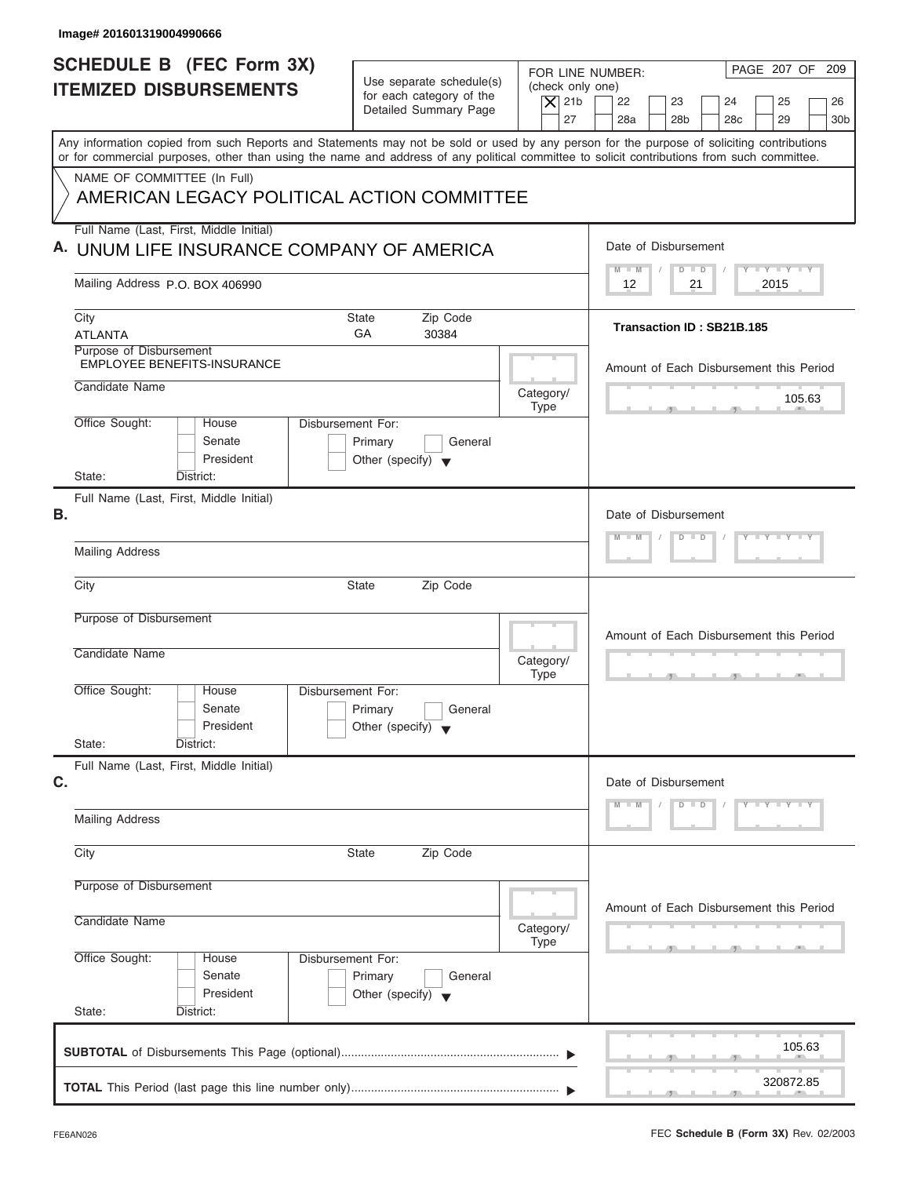Image# 201601319004990666

# SCHEDULE B (FEC Form 3X)
## ITEMIZED DISBURSEMENTS

Use separate schedule(s) for each category of the Detailed Summary Page

FOR LINE NUMBER: (check only one)

[X] 21b [ ] 22 [ ] 23 [ ] 24 [ ] 25 [ ] 26 [ ] 27 [ ] 28a [ ] 28b [ ] 28c [ ] 29 [ ] 30b

Any information copied from such Reports and Statements may not be sold or used by any person for the purpose of soliciting contributions or for commercial purposes, other than using the name and address of any political committee to solicit contributions from such committee.

NAME OF COMMITTEE (In Full)

AMERICAN LEGACY POLITICAL ACTION COMMITTEE

**A.** Full Name (Last, First, Middle Initial): UNUM LIFE INSURANCE COMPANY OF AMERICA

Mailing Address: P.O. BOX 406990

City: ATLANTA State: GA Zip Code: 30384

Purpose of Disbursement: EMPLOYEE BENEFITS-INSURANCE

Candidate Name:

Category/Type:

Office Sought: [ ] House [ ] Senate [ ] President

State: District:

Disbursement For: [ ] Primary [ ] General [ ] Other (specify)

Date of Disbursement: 12 / 21 / 2015

Transaction ID : SB21B.185

Amount of Each Disbursement this Period: 105.63

**B.** Full Name (Last, First, Middle Initial):

Mailing Address:

City: State: Zip Code:

Purpose of Disbursement:

Candidate Name:

Category/Type:

Office Sought: [ ] House [ ] Senate [ ] President

State: District:

Disbursement For: [ ] Primary [ ] General [ ] Other (specify)

Date of Disbursement:

Amount of Each Disbursement this Period:

**C.** Full Name (Last, First, Middle Initial):

Mailing Address:

City: State: Zip Code:

Purpose of Disbursement:

Candidate Name:

Category/Type:

Office Sought: [ ] House [ ] Senate [ ] President

State: District:

Disbursement For: [ ] Primary [ ] General [ ] Other (specify)

Date of Disbursement:

Amount of Each Disbursement this Period:

**SUBTOTAL** of Disbursements This Page (optional): 105.63

**TOTAL** This Period (last page this line number only): 320872.85

FE6AN026

FEC **Schedule B (Form 3X)** Rev. 02/2003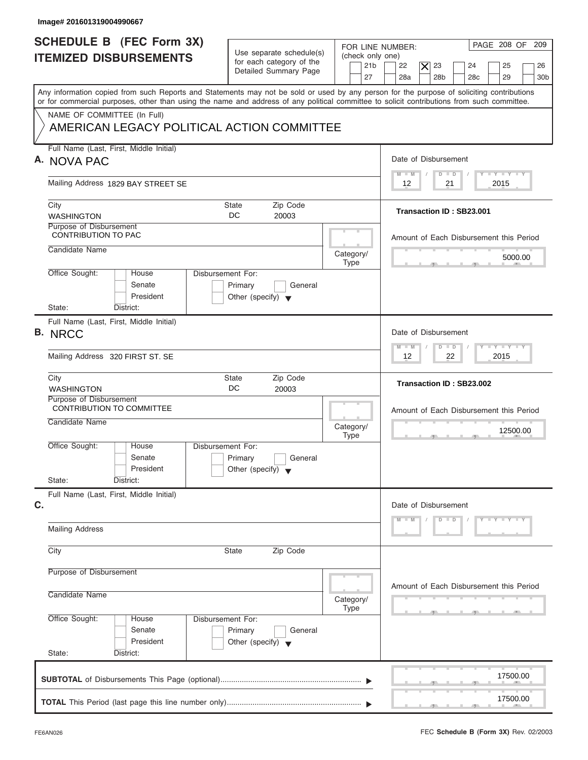Image# 201601319004990667

# SCHEDULE B (FEC Form 3X) ITEMIZED DISBURSEMENTS

Use separate schedule(s) for each category of the Detailed Summary Page

FOR LINE NUMBER: (check only one)

21b | 22 | [X] 23 | 24 | 25 | 26 | 27 | 28a | 28b | 28c | 29 | 30b

PAGE 208 OF 209

Any information copied from such Reports and Statements may not be sold or used by any person for the purpose of soliciting contributions or for commercial purposes, other than using the name and address of any political committee to solicit contributions from such committee.

NAME OF COMMITTEE (In Full)

AMERICAN LEGACY POLITICAL ACTION COMMITTEE

---

**A.** Full Name (Last, First, Middle Initial): NOVA PAC

Mailing Address: 1829 BAY STREET SE

City: WASHINGTON | State: DC | Zip Code: 20003

Purpose of Disbursement: CONTRIBUTION TO PAC

Candidate Name:

Category/Type:

Office Sought: House / Senate / President

State: District:

Disbursement For: Primary / General / Other (specify)

Date of Disbursement: 12 / 21 / 2015

Transaction ID : SB23.001

Amount of Each Disbursement this Period: 5000.00

---

**B.** Full Name (Last, First, Middle Initial): NRCC

Mailing Address: 320 FIRST ST. SE

City: WASHINGTON | State: DC | Zip Code: 20003

Purpose of Disbursement: CONTRIBUTION TO COMMITTEE

Candidate Name:

Category/Type:

Office Sought: House / Senate / President

State: District:

Disbursement For: Primary / General / Other (specify)

Date of Disbursement: 12 / 22 / 2015

Transaction ID : SB23.002

Amount of Each Disbursement this Period: 12500.00

---

**C.** Full Name (Last, First, Middle Initial):

Mailing Address:

City: | State: | Zip Code:

Purpose of Disbursement:

Candidate Name:

Category/Type:

Office Sought: House / Senate / President

State: District:

Disbursement For: Primary / General / Other (specify)

Date of Disbursement:

Amount of Each Disbursement this Period:

---

**SUBTOTAL** of Disbursements This Page (optional): 17500.00

**TOTAL** This Period (last page this line number only): 17500.00

FE6AN026

FEC **Schedule B (Form 3X)** Rev. 02/2003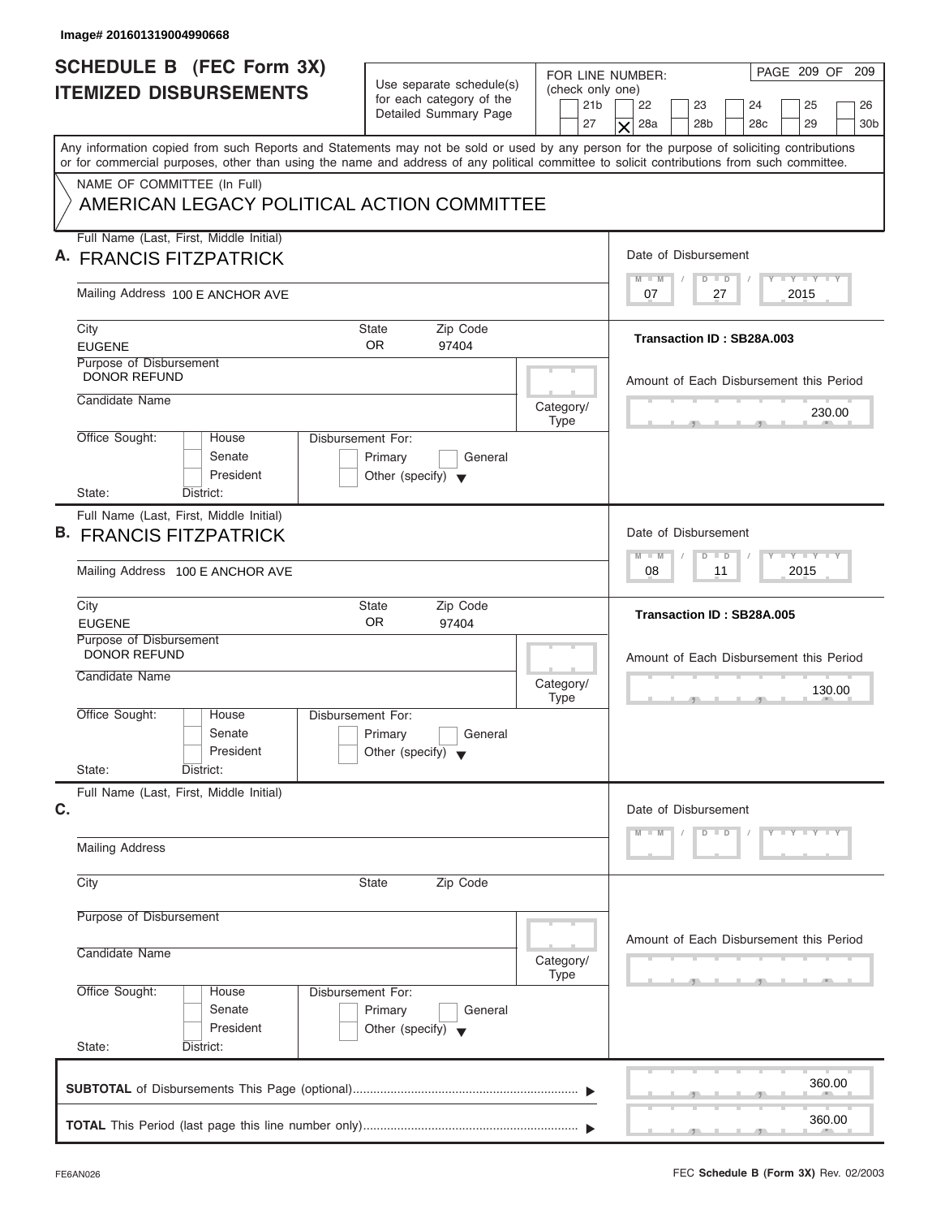Image# 201601319004990668

# SCHEDULE B (FEC Form 3X) ITEMIZED DISBURSEMENTS

Use separate schedule(s) for each category of the Detailed Summary Page

FOR LINE NUMBER: (check only one)

21b | 22 | 23 | 24 | 25 | 26 | 27 | X 28a | 28b | 28c | 29 | 30b

PAGE 209 OF 209

Any information copied from such Reports and Statements may not be sold or used by any person for the purpose of soliciting contributions or for commercial purposes, other than using the name and address of any political committee to solicit contributions from such committee.

NAME OF COMMITTEE (In Full)

AMERICAN LEGACY POLITICAL ACTION COMMITTEE

**A.** Full Name (Last, First, Middle Initial): FRANCIS FITZPATRICK

Mailing Address: 100 E ANCHOR AVE

City: EUGENE | State: OR | Zip Code: 97404

Purpose of Disbursement: DONOR REFUND

Candidate Name:

Category/Type:

Office Sought: House / Senate / President

Disbursement For: Primary / General / Other (specify)

State: District:

Date of Disbursement: 07 / 27 / 2015

Transaction ID : SB28A.003

Amount of Each Disbursement this Period: 230.00

**B.** Full Name (Last, First, Middle Initial): FRANCIS FITZPATRICK

Mailing Address: 100 E ANCHOR AVE

City: EUGENE | State: OR | Zip Code: 97404

Purpose of Disbursement: DONOR REFUND

Candidate Name:

Category/Type:

Office Sought: House / Senate / President

Disbursement For: Primary / General / Other (specify)

State: District:

Date of Disbursement: 08 / 11 / 2015

Transaction ID : SB28A.005

Amount of Each Disbursement this Period: 130.00

**C.** Full Name (Last, First, Middle Initial):

Mailing Address

City | State | Zip Code

Purpose of Disbursement

Candidate Name

Category/Type

Office Sought: House / Senate / President

Disbursement For: Primary / General / Other (specify)

State: District:

Date of Disbursement: M M / D D / Y Y Y Y

Amount of Each Disbursement this Period

**SUBTOTAL** of Disbursements This Page (optional): 360.00

**TOTAL** This Period (last page this line number only): 360.00

FE6AN026

FEC **Schedule B (Form 3X)** Rev. 02/2003